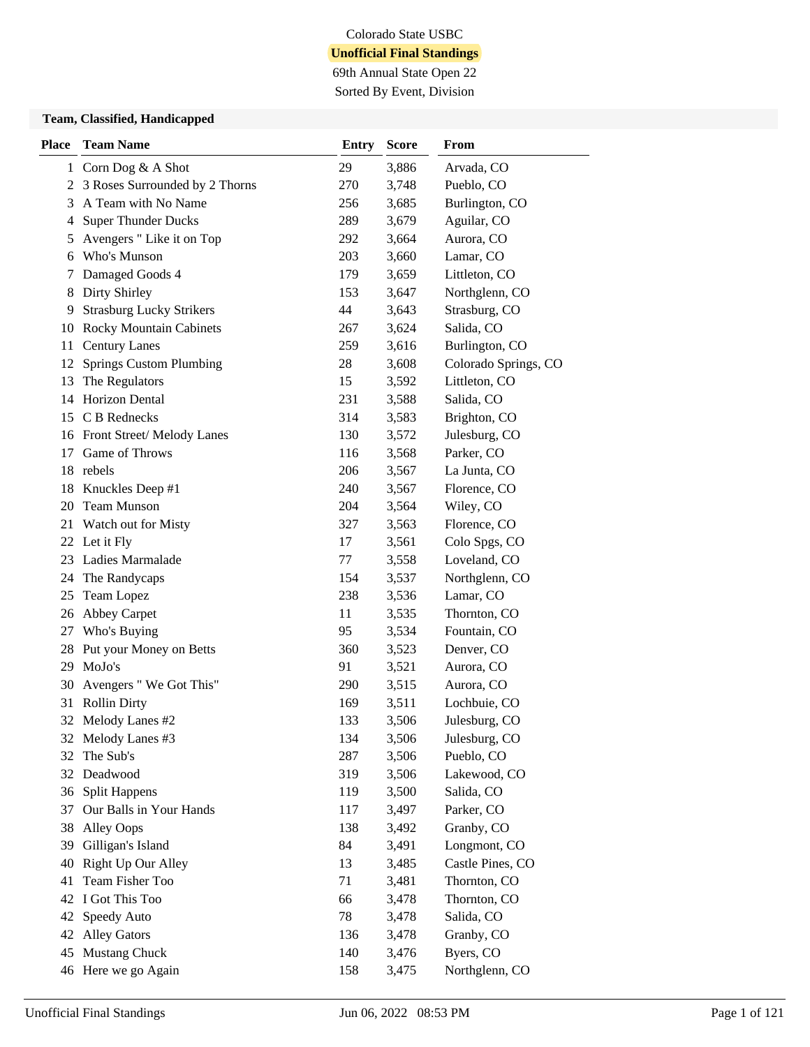Colorado State USBC

**Unofficial Final Standings**

69th Annual State Open 22

Sorted By Event, Division

## Team, Classified, Handicapped

| Place | Team Name | Entry | Score | From |
|---|---|---|---|---|
| 1 | Corn Dog & A Shot | 29 | 3,886 | Arvada, CO |
| 2 | 3 Roses Surrounded by 2 Thorns | 270 | 3,748 | Pueblo, CO |
| 3 | A Team with No Name | 256 | 3,685 | Burlington, CO |
| 4 | Super Thunder Ducks | 289 | 3,679 | Aguilar, CO |
| 5 | Avengers " Like it on Top | 292 | 3,664 | Aurora, CO |
| 6 | Who's Munson | 203 | 3,660 | Lamar, CO |
| 7 | Damaged Goods 4 | 179 | 3,659 | Littleton, CO |
| 8 | Dirty Shirley | 153 | 3,647 | Northglenn, CO |
| 9 | Strasburg Lucky Strikers | 44 | 3,643 | Strasburg, CO |
| 10 | Rocky Mountain Cabinets | 267 | 3,624 | Salida, CO |
| 11 | Century Lanes | 259 | 3,616 | Burlington, CO |
| 12 | Springs Custom Plumbing | 28 | 3,608 | Colorado Springs, CO |
| 13 | The Regulators | 15 | 3,592 | Littleton, CO |
| 14 | Horizon Dental | 231 | 3,588 | Salida, CO |
| 15 | C B Rednecks | 314 | 3,583 | Brighton, CO |
| 16 | Front Street/ Melody Lanes | 130 | 3,572 | Julesburg, CO |
| 17 | Game of Throws | 116 | 3,568 | Parker, CO |
| 18 | rebels | 206 | 3,567 | La Junta, CO |
| 18 | Knuckles Deep #1 | 240 | 3,567 | Florence, CO |
| 20 | Team Munson | 204 | 3,564 | Wiley, CO |
| 21 | Watch out for Misty | 327 | 3,563 | Florence, CO |
| 22 | Let it Fly | 17 | 3,561 | Colo Spgs, CO |
| 23 | Ladies Marmalade | 77 | 3,558 | Loveland, CO |
| 24 | The Randycaps | 154 | 3,537 | Northglenn, CO |
| 25 | Team Lopez | 238 | 3,536 | Lamar, CO |
| 26 | Abbey Carpet | 11 | 3,535 | Thornton, CO |
| 27 | Who's Buying | 95 | 3,534 | Fountain, CO |
| 28 | Put your Money on Betts | 360 | 3,523 | Denver, CO |
| 29 | MoJo's | 91 | 3,521 | Aurora, CO |
| 30 | Avengers " We Got This" | 290 | 3,515 | Aurora, CO |
| 31 | Rollin Dirty | 169 | 3,511 | Lochbuie, CO |
| 32 | Melody Lanes #2 | 133 | 3,506 | Julesburg, CO |
| 32 | Melody Lanes #3 | 134 | 3,506 | Julesburg, CO |
| 32 | The Sub's | 287 | 3,506 | Pueblo, CO |
| 32 | Deadwood | 319 | 3,506 | Lakewood, CO |
| 36 | Split Happens | 119 | 3,500 | Salida, CO |
| 37 | Our Balls in Your Hands | 117 | 3,497 | Parker, CO |
| 38 | Alley Oops | 138 | 3,492 | Granby, CO |
| 39 | Gilligan's Island | 84 | 3,491 | Longmont, CO |
| 40 | Right Up Our Alley | 13 | 3,485 | Castle Pines, CO |
| 41 | Team Fisher Too | 71 | 3,481 | Thornton, CO |
| 42 | I Got This Too | 66 | 3,478 | Thornton, CO |
| 42 | Speedy Auto | 78 | 3,478 | Salida, CO |
| 42 | Alley Gators | 136 | 3,478 | Granby, CO |
| 45 | Mustang Chuck | 140 | 3,476 | Byers, CO |
| 46 | Here we go Again | 158 | 3,475 | Northglenn, CO |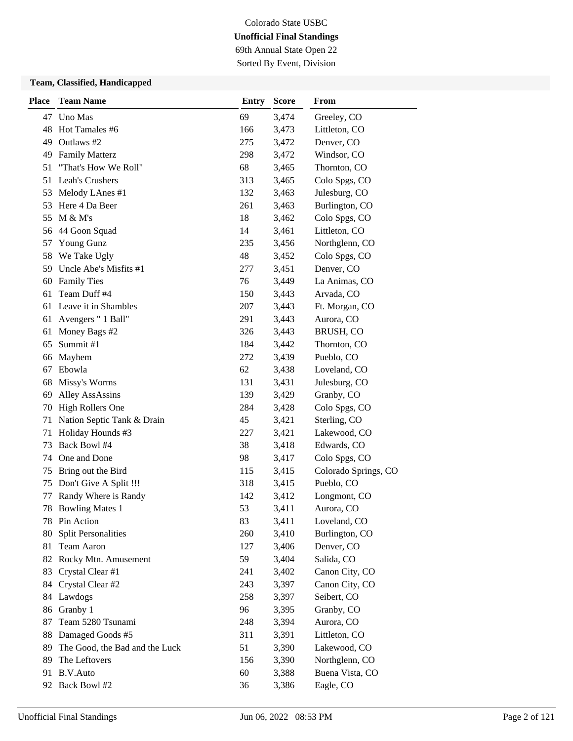Colorado State USBC

**Unofficial Final Standings**

69th Annual State Open 22

Sorted By Event, Division

### Team, Classified, Handicapped

| Place | Team Name | Entry | Score | From |
|---|---|---|---|---|
| 47 | Uno Mas | 69 | 3,474 | Greeley, CO |
| 48 | Hot Tamales #6 | 166 | 3,473 | Littleton, CO |
| 49 | Outlaws #2 | 275 | 3,472 | Denver, CO |
| 49 | Family Matterz | 298 | 3,472 | Windsor, CO |
| 51 | "That's How We Roll" | 68 | 3,465 | Thornton, CO |
| 51 | Leah's Crushers | 313 | 3,465 | Colo Spgs, CO |
| 53 | Melody LAnes #1 | 132 | 3,463 | Julesburg, CO |
| 53 | Here 4 Da Beer | 261 | 3,463 | Burlington, CO |
| 55 | M & M's | 18 | 3,462 | Colo Spgs, CO |
| 56 | 44 Goon Squad | 14 | 3,461 | Littleton, CO |
| 57 | Young Gunz | 235 | 3,456 | Northglenn, CO |
| 58 | We Take Ugly | 48 | 3,452 | Colo Spgs, CO |
| 59 | Uncle Abe's Misfits #1 | 277 | 3,451 | Denver, CO |
| 60 | Family Ties | 76 | 3,449 | La Animas, CO |
| 61 | Team Duff #4 | 150 | 3,443 | Arvada, CO |
| 61 | Leave it in Shambles | 207 | 3,443 | Ft. Morgan, CO |
| 61 | Avengers " 1 Ball" | 291 | 3,443 | Aurora, CO |
| 61 | Money Bags #2 | 326 | 3,443 | BRUSH, CO |
| 65 | Summit #1 | 184 | 3,442 | Thornton, CO |
| 66 | Mayhem | 272 | 3,439 | Pueblo, CO |
| 67 | Ebowla | 62 | 3,438 | Loveland, CO |
| 68 | Missy's Worms | 131 | 3,431 | Julesburg, CO |
| 69 | Alley AssAssins | 139 | 3,429 | Granby, CO |
| 70 | High Rollers One | 284 | 3,428 | Colo Spgs, CO |
| 71 | Nation Septic Tank & Drain | 45 | 3,421 | Sterling, CO |
| 71 | Holiday Hounds #3 | 227 | 3,421 | Lakewood, CO |
| 73 | Back Bowl #4 | 38 | 3,418 | Edwards, CO |
| 74 | One and Done | 98 | 3,417 | Colo Spgs, CO |
| 75 | Bring out the Bird | 115 | 3,415 | Colorado Springs, CO |
| 75 | Don't Give A Split !!! | 318 | 3,415 | Pueblo, CO |
| 77 | Randy Where is Randy | 142 | 3,412 | Longmont, CO |
| 78 | Bowling Mates 1 | 53 | 3,411 | Aurora, CO |
| 78 | Pin Action | 83 | 3,411 | Loveland, CO |
| 80 | Split Personalities | 260 | 3,410 | Burlington, CO |
| 81 | Team Aaron | 127 | 3,406 | Denver, CO |
| 82 | Rocky Mtn. Amusement | 59 | 3,404 | Salida, CO |
| 83 | Crystal Clear #1 | 241 | 3,402 | Canon City, CO |
| 84 | Crystal Clear #2 | 243 | 3,397 | Canon City, CO |
| 84 | Lawdogs | 258 | 3,397 | Seibert, CO |
| 86 | Granby 1 | 96 | 3,395 | Granby, CO |
| 87 | Team 5280 Tsunami | 248 | 3,394 | Aurora, CO |
| 88 | Damaged Goods #5 | 311 | 3,391 | Littleton, CO |
| 89 | The Good, the Bad and the Luck | 51 | 3,390 | Lakewood, CO |
| 89 | The Leftovers | 156 | 3,390 | Northglenn, CO |
| 91 | B.V.Auto | 60 | 3,388 | Buena Vista, CO |
| 92 | Back Bowl #2 | 36 | 3,386 | Eagle, CO |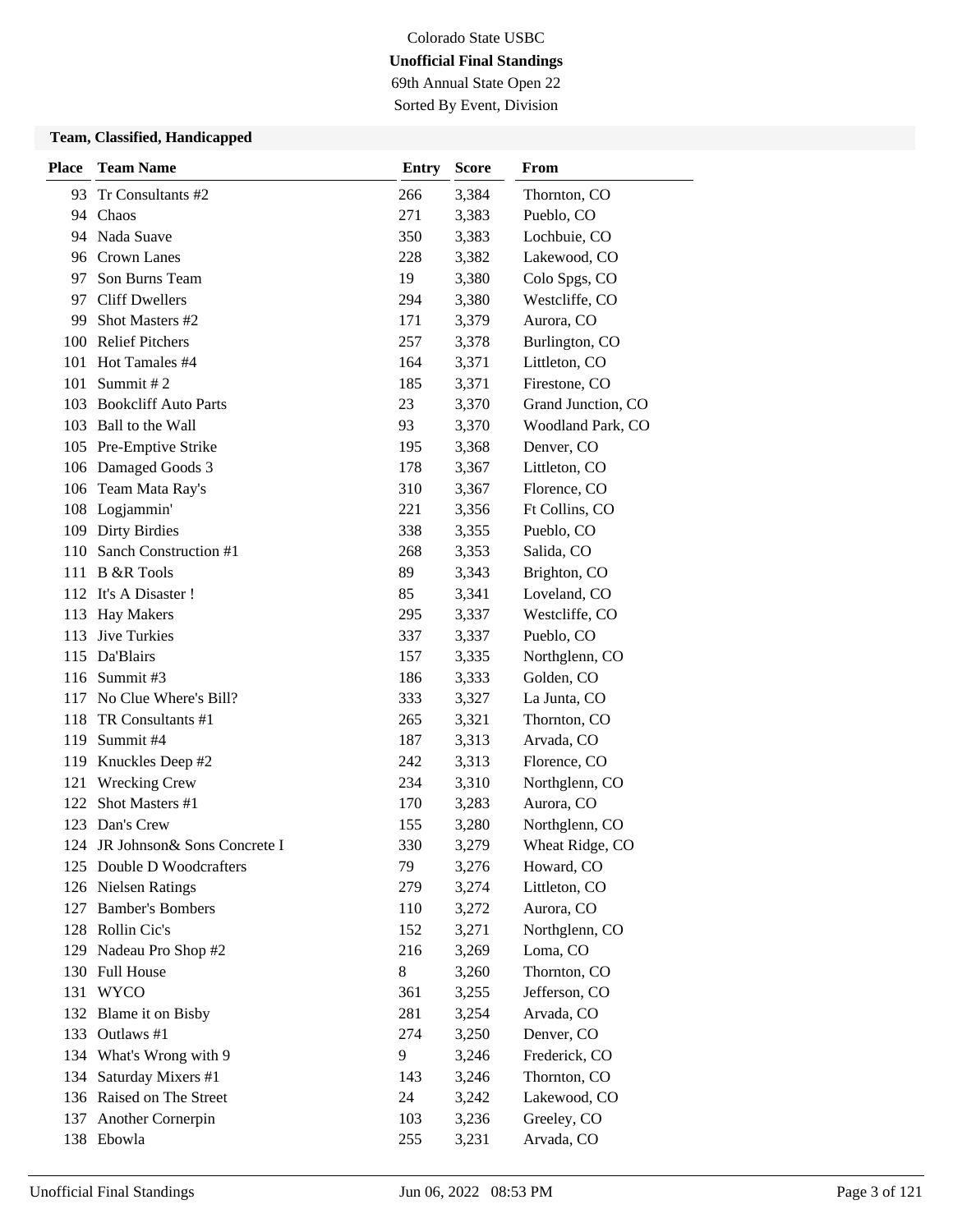Colorado State USBC

**Unofficial Final Standings**

69th Annual State Open 22

Sorted By Event, Division

### Team, Classified, Handicapped

| Place | Team Name | Entry | Score | From |
|---|---|---|---|---|
| 93 | Tr Consultants #2 | 266 | 3,384 | Thornton, CO |
| 94 | Chaos | 271 | 3,383 | Pueblo, CO |
| 94 | Nada Suave | 350 | 3,383 | Lochbuie, CO |
| 96 | Crown Lanes | 228 | 3,382 | Lakewood, CO |
| 97 | Son Burns Team | 19 | 3,380 | Colo Spgs, CO |
| 97 | Cliff Dwellers | 294 | 3,380 | Westcliffe, CO |
| 99 | Shot Masters #2 | 171 | 3,379 | Aurora, CO |
| 100 | Relief Pitchers | 257 | 3,378 | Burlington, CO |
| 101 | Hot Tamales #4 | 164 | 3,371 | Littleton, CO |
| 101 | Summit # 2 | 185 | 3,371 | Firestone, CO |
| 103 | Bookcliff Auto Parts | 23 | 3,370 | Grand Junction, CO |
| 103 | Ball to the Wall | 93 | 3,370 | Woodland Park, CO |
| 105 | Pre-Emptive Strike | 195 | 3,368 | Denver, CO |
| 106 | Damaged Goods 3 | 178 | 3,367 | Littleton, CO |
| 106 | Team Mata Ray's | 310 | 3,367 | Florence, CO |
| 108 | Logjammin' | 221 | 3,356 | Ft Collins, CO |
| 109 | Dirty Birdies | 338 | 3,355 | Pueblo, CO |
| 110 | Sanch Construction #1 | 268 | 3,353 | Salida, CO |
| 111 | B &R Tools | 89 | 3,343 | Brighton, CO |
| 112 | It's A Disaster ! | 85 | 3,341 | Loveland, CO |
| 113 | Hay Makers | 295 | 3,337 | Westcliffe, CO |
| 113 | Jive Turkies | 337 | 3,337 | Pueblo, CO |
| 115 | Da'Blairs | 157 | 3,335 | Northglenn, CO |
| 116 | Summit #3 | 186 | 3,333 | Golden, CO |
| 117 | No Clue Where's Bill? | 333 | 3,327 | La Junta, CO |
| 118 | TR Consultants #1 | 265 | 3,321 | Thornton, CO |
| 119 | Summit #4 | 187 | 3,313 | Arvada, CO |
| 119 | Knuckles Deep #2 | 242 | 3,313 | Florence, CO |
| 121 | Wrecking Crew | 234 | 3,310 | Northglenn, CO |
| 122 | Shot Masters #1 | 170 | 3,283 | Aurora, CO |
| 123 | Dan's Crew | 155 | 3,280 | Northglenn, CO |
| 124 | JR Johnson& Sons Concrete I | 330 | 3,279 | Wheat Ridge, CO |
| 125 | Double D Woodcrafters | 79 | 3,276 | Howard, CO |
| 126 | Nielsen Ratings | 279 | 3,274 | Littleton, CO |
| 127 | Bamber's Bombers | 110 | 3,272 | Aurora, CO |
| 128 | Rollin Cic's | 152 | 3,271 | Northglenn, CO |
| 129 | Nadeau Pro Shop #2 | 216 | 3,269 | Loma, CO |
| 130 | Full House | 8 | 3,260 | Thornton, CO |
| 131 | WYCO | 361 | 3,255 | Jefferson, CO |
| 132 | Blame it on Bisby | 281 | 3,254 | Arvada, CO |
| 133 | Outlaws #1 | 274 | 3,250 | Denver, CO |
| 134 | What's Wrong with 9 | 9 | 3,246 | Frederick, CO |
| 134 | Saturday Mixers #1 | 143 | 3,246 | Thornton, CO |
| 136 | Raised on The Street | 24 | 3,242 | Lakewood, CO |
| 137 | Another Cornerpin | 103 | 3,236 | Greeley, CO |
| 138 | Ebowla | 255 | 3,231 | Arvada, CO |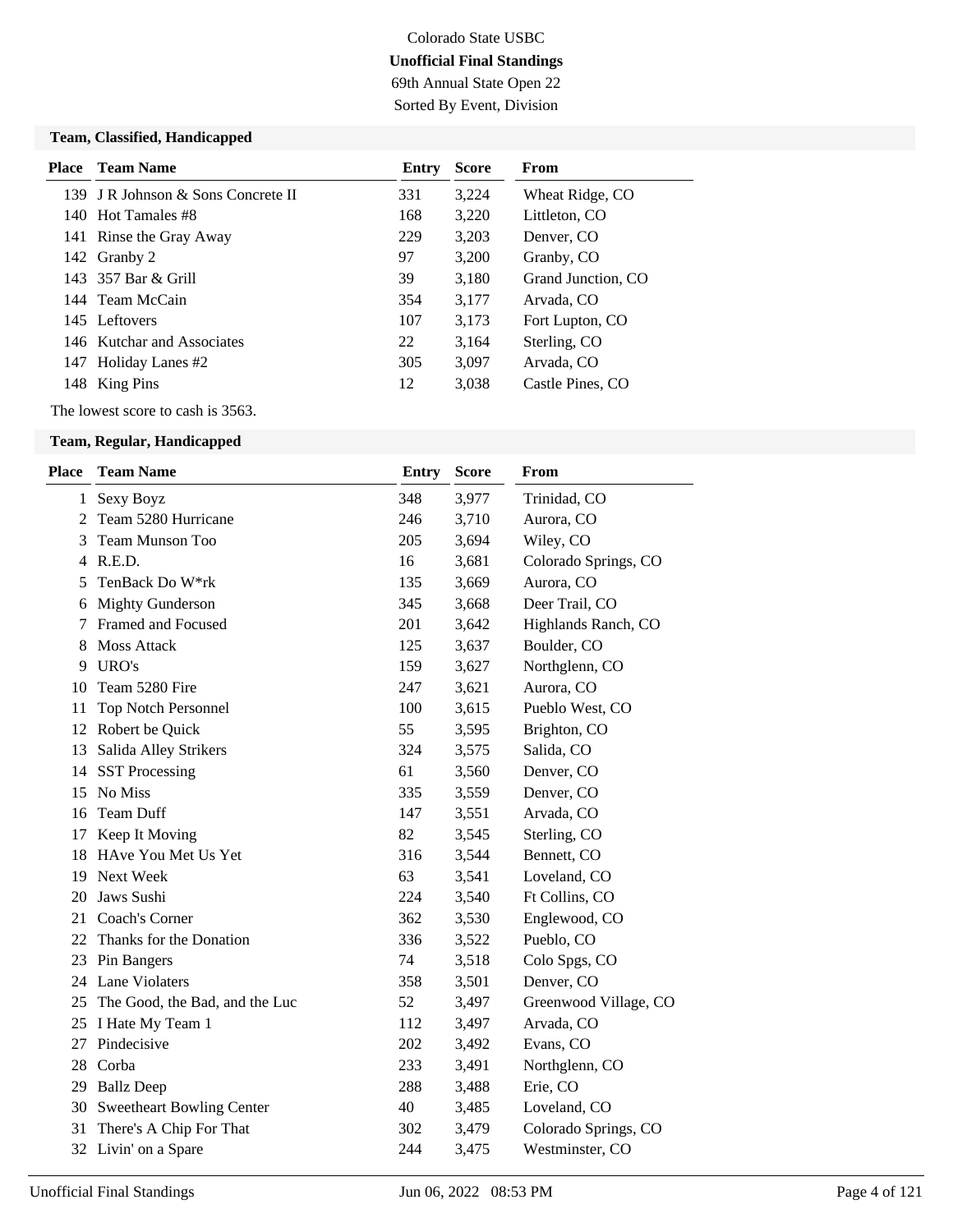Colorado State USBC

**Unofficial Final Standings**

69th Annual State Open 22

Sorted By Event, Division

### Team, Classified, Handicapped

| Place | Team Name | Entry | Score | From |
|---|---|---|---|---|
| 139 | J R Johnson & Sons Concrete II | 331 | 3,224 | Wheat Ridge, CO |
| 140 | Hot Tamales #8 | 168 | 3,220 | Littleton, CO |
| 141 | Rinse the Gray Away | 229 | 3,203 | Denver, CO |
| 142 | Granby 2 | 97 | 3,200 | Granby, CO |
| 143 | 357 Bar & Grill | 39 | 3,180 | Grand Junction, CO |
| 144 | Team McCain | 354 | 3,177 | Arvada, CO |
| 145 | Leftovers | 107 | 3,173 | Fort Lupton, CO |
| 146 | Kutchar and Associates | 22 | 3,164 | Sterling, CO |
| 147 | Holiday Lanes #2 | 305 | 3,097 | Arvada, CO |
| 148 | King Pins | 12 | 3,038 | Castle Pines, CO |

The lowest score to cash is 3563.

### Team, Regular, Handicapped

| Place | Team Name | Entry | Score | From |
|---|---|---|---|---|
| 1 | Sexy Boyz | 348 | 3,977 | Trinidad, CO |
| 2 | Team 5280 Hurricane | 246 | 3,710 | Aurora, CO |
| 3 | Team Munson Too | 205 | 3,694 | Wiley, CO |
| 4 | R.E.D. | 16 | 3,681 | Colorado Springs, CO |
| 5 | TenBack Do W*rk | 135 | 3,669 | Aurora, CO |
| 6 | Mighty Gunderson | 345 | 3,668 | Deer Trail, CO |
| 7 | Framed and Focused | 201 | 3,642 | Highlands Ranch, CO |
| 8 | Moss Attack | 125 | 3,637 | Boulder, CO |
| 9 | URO's | 159 | 3,627 | Northglenn, CO |
| 10 | Team 5280 Fire | 247 | 3,621 | Aurora, CO |
| 11 | Top Notch Personnel | 100 | 3,615 | Pueblo West, CO |
| 12 | Robert be Quick | 55 | 3,595 | Brighton, CO |
| 13 | Salida Alley Strikers | 324 | 3,575 | Salida, CO |
| 14 | SST Processing | 61 | 3,560 | Denver, CO |
| 15 | No Miss | 335 | 3,559 | Denver, CO |
| 16 | Team Duff | 147 | 3,551 | Arvada, CO |
| 17 | Keep It Moving | 82 | 3,545 | Sterling, CO |
| 18 | HAve You Met Us Yet | 316 | 3,544 | Bennett, CO |
| 19 | Next Week | 63 | 3,541 | Loveland, CO |
| 20 | Jaws Sushi | 224 | 3,540 | Ft Collins, CO |
| 21 | Coach's Corner | 362 | 3,530 | Englewood, CO |
| 22 | Thanks for the Donation | 336 | 3,522 | Pueblo, CO |
| 23 | Pin Bangers | 74 | 3,518 | Colo Spgs, CO |
| 24 | Lane Violaters | 358 | 3,501 | Denver, CO |
| 25 | The Good, the Bad, and the Luc | 52 | 3,497 | Greenwood Village, CO |
| 25 | I Hate My Team 1 | 112 | 3,497 | Arvada, CO |
| 27 | Pindecisive | 202 | 3,492 | Evans, CO |
| 28 | Corba | 233 | 3,491 | Northglenn, CO |
| 29 | Ballz Deep | 288 | 3,488 | Erie, CO |
| 30 | Sweetheart Bowling Center | 40 | 3,485 | Loveland, CO |
| 31 | There's A Chip For That | 302 | 3,479 | Colorado Springs, CO |
| 32 | Livin' on a Spare | 244 | 3,475 | Westminster, CO |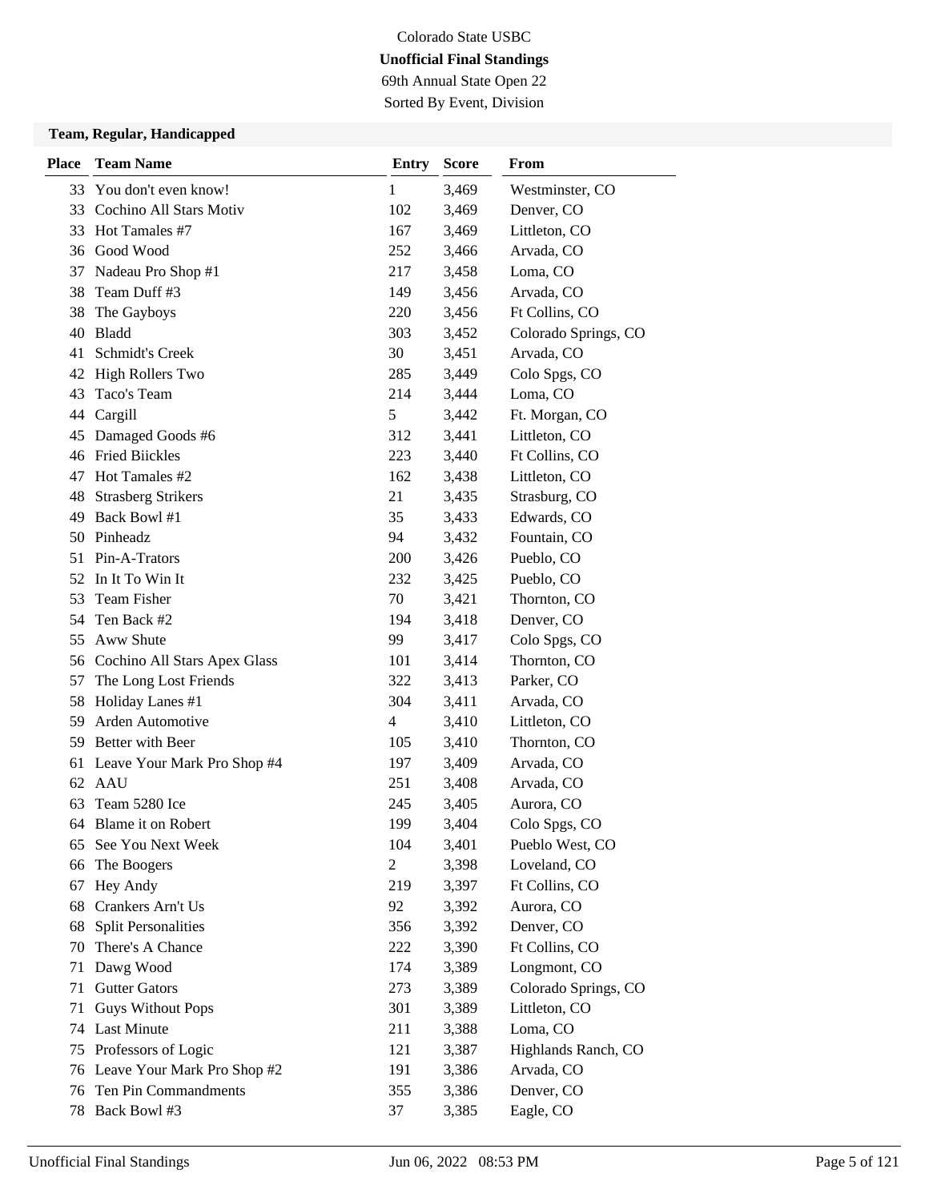Colorado State USBC

**Unofficial Final Standings**

69th Annual State Open 22

Sorted By Event, Division

### Team, Regular, Handicapped

| Place | Team Name | Entry | Score | From |
|---|---|---|---|---|
| 33 | You don't even know! | 1 | 3,469 | Westminster, CO |
| 33 | Cochino All Stars Motiv | 102 | 3,469 | Denver, CO |
| 33 | Hot Tamales #7 | 167 | 3,469 | Littleton, CO |
| 36 | Good Wood | 252 | 3,466 | Arvada, CO |
| 37 | Nadeau Pro Shop #1 | 217 | 3,458 | Loma, CO |
| 38 | Team Duff #3 | 149 | 3,456 | Arvada, CO |
| 38 | The Gayboys | 220 | 3,456 | Ft Collins, CO |
| 40 | Bladd | 303 | 3,452 | Colorado Springs, CO |
| 41 | Schmidt's Creek | 30 | 3,451 | Arvada, CO |
| 42 | High Rollers Two | 285 | 3,449 | Colo Spgs, CO |
| 43 | Taco's Team | 214 | 3,444 | Loma, CO |
| 44 | Cargill | 5 | 3,442 | Ft. Morgan, CO |
| 45 | Damaged Goods #6 | 312 | 3,441 | Littleton, CO |
| 46 | Fried Biickles | 223 | 3,440 | Ft Collins, CO |
| 47 | Hot Tamales #2 | 162 | 3,438 | Littleton, CO |
| 48 | Strasberg Strikers | 21 | 3,435 | Strasburg, CO |
| 49 | Back Bowl #1 | 35 | 3,433 | Edwards, CO |
| 50 | Pinheadz | 94 | 3,432 | Fountain, CO |
| 51 | Pin-A-Trators | 200 | 3,426 | Pueblo, CO |
| 52 | In It To Win It | 232 | 3,425 | Pueblo, CO |
| 53 | Team Fisher | 70 | 3,421 | Thornton, CO |
| 54 | Ten Back #2 | 194 | 3,418 | Denver, CO |
| 55 | Aww Shute | 99 | 3,417 | Colo Spgs, CO |
| 56 | Cochino All Stars Apex Glass | 101 | 3,414 | Thornton, CO |
| 57 | The Long Lost Friends | 322 | 3,413 | Parker, CO |
| 58 | Holiday Lanes #1 | 304 | 3,411 | Arvada, CO |
| 59 | Arden Automotive | 4 | 3,410 | Littleton, CO |
| 59 | Better with Beer | 105 | 3,410 | Thornton, CO |
| 61 | Leave Your Mark Pro Shop #4 | 197 | 3,409 | Arvada, CO |
| 62 | AAU | 251 | 3,408 | Arvada, CO |
| 63 | Team 5280 Ice | 245 | 3,405 | Aurora, CO |
| 64 | Blame it on Robert | 199 | 3,404 | Colo Spgs, CO |
| 65 | See You Next Week | 104 | 3,401 | Pueblo West, CO |
| 66 | The Boogers | 2 | 3,398 | Loveland, CO |
| 67 | Hey Andy | 219 | 3,397 | Ft Collins, CO |
| 68 | Crankers Arn't Us | 92 | 3,392 | Aurora, CO |
| 68 | Split Personalities | 356 | 3,392 | Denver, CO |
| 70 | There's A Chance | 222 | 3,390 | Ft Collins, CO |
| 71 | Dawg Wood | 174 | 3,389 | Longmont, CO |
| 71 | Gutter Gators | 273 | 3,389 | Colorado Springs, CO |
| 71 | Guys Without Pops | 301 | 3,389 | Littleton, CO |
| 74 | Last Minute | 211 | 3,388 | Loma, CO |
| 75 | Professors of Logic | 121 | 3,387 | Highlands Ranch, CO |
| 76 | Leave Your Mark Pro Shop #2 | 191 | 3,386 | Arvada, CO |
| 76 | Ten Pin Commandments | 355 | 3,386 | Denver, CO |
| 78 | Back Bowl #3 | 37 | 3,385 | Eagle, CO |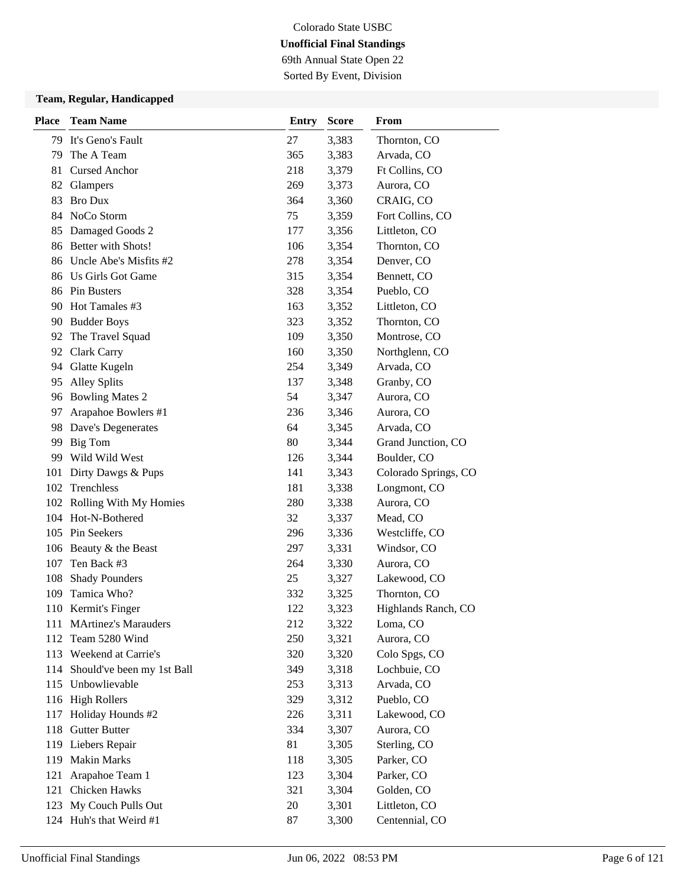Colorado State USBC

**Unofficial Final Standings**

69th Annual State Open 22

Sorted By Event, Division

### Team, Regular, Handicapped

| Place | Team Name | Entry | Score | From |
|---|---|---|---|---|
| 79 | It's Geno's Fault | 27 | 3,383 | Thornton, CO |
| 79 | The A Team | 365 | 3,383 | Arvada, CO |
| 81 | Cursed Anchor | 218 | 3,379 | Ft Collins, CO |
| 82 | Glampers | 269 | 3,373 | Aurora, CO |
| 83 | Bro Dux | 364 | 3,360 | CRAIG, CO |
| 84 | NoCo Storm | 75 | 3,359 | Fort Collins, CO |
| 85 | Damaged Goods 2 | 177 | 3,356 | Littleton, CO |
| 86 | Better with Shots! | 106 | 3,354 | Thornton, CO |
| 86 | Uncle Abe's Misfits #2 | 278 | 3,354 | Denver, CO |
| 86 | Us Girls Got Game | 315 | 3,354 | Bennett, CO |
| 86 | Pin Busters | 328 | 3,354 | Pueblo, CO |
| 90 | Hot Tamales #3 | 163 | 3,352 | Littleton, CO |
| 90 | Budder Boys | 323 | 3,352 | Thornton, CO |
| 92 | The Travel Squad | 109 | 3,350 | Montrose, CO |
| 92 | Clark Carry | 160 | 3,350 | Northglenn, CO |
| 94 | Glatte Kugeln | 254 | 3,349 | Arvada, CO |
| 95 | Alley Splits | 137 | 3,348 | Granby, CO |
| 96 | Bowling Mates 2 | 54 | 3,347 | Aurora, CO |
| 97 | Arapahoe Bowlers #1 | 236 | 3,346 | Aurora, CO |
| 98 | Dave's Degenerates | 64 | 3,345 | Arvada, CO |
| 99 | Big Tom | 80 | 3,344 | Grand Junction, CO |
| 99 | Wild Wild West | 126 | 3,344 | Boulder, CO |
| 101 | Dirty Dawgs & Pups | 141 | 3,343 | Colorado Springs, CO |
| 102 | Trenchless | 181 | 3,338 | Longmont, CO |
| 102 | Rolling With My Homies | 280 | 3,338 | Aurora, CO |
| 104 | Hot-N-Bothered | 32 | 3,337 | Mead, CO |
| 105 | Pin Seekers | 296 | 3,336 | Westcliffe, CO |
| 106 | Beauty & the Beast | 297 | 3,331 | Windsor, CO |
| 107 | Ten Back #3 | 264 | 3,330 | Aurora, CO |
| 108 | Shady Pounders | 25 | 3,327 | Lakewood, CO |
| 109 | Tamica Who? | 332 | 3,325 | Thornton, CO |
| 110 | Kermit's Finger | 122 | 3,323 | Highlands Ranch, CO |
| 111 | MArtinez's Marauders | 212 | 3,322 | Loma, CO |
| 112 | Team 5280 Wind | 250 | 3,321 | Aurora, CO |
| 113 | Weekend at Carrie's | 320 | 3,320 | Colo Spgs, CO |
| 114 | Should've been my 1st Ball | 349 | 3,318 | Lochbuie, CO |
| 115 | Unbowlievable | 253 | 3,313 | Arvada, CO |
| 116 | High Rollers | 329 | 3,312 | Pueblo, CO |
| 117 | Holiday Hounds #2 | 226 | 3,311 | Lakewood, CO |
| 118 | Gutter Butter | 334 | 3,307 | Aurora, CO |
| 119 | Liebers Repair | 81 | 3,305 | Sterling, CO |
| 119 | Makin Marks | 118 | 3,305 | Parker, CO |
| 121 | Arapahoe Team 1 | 123 | 3,304 | Parker, CO |
| 121 | Chicken Hawks | 321 | 3,304 | Golden, CO |
| 123 | My Couch Pulls Out | 20 | 3,301 | Littleton, CO |
| 124 | Huh's that Weird #1 | 87 | 3,300 | Centennial, CO |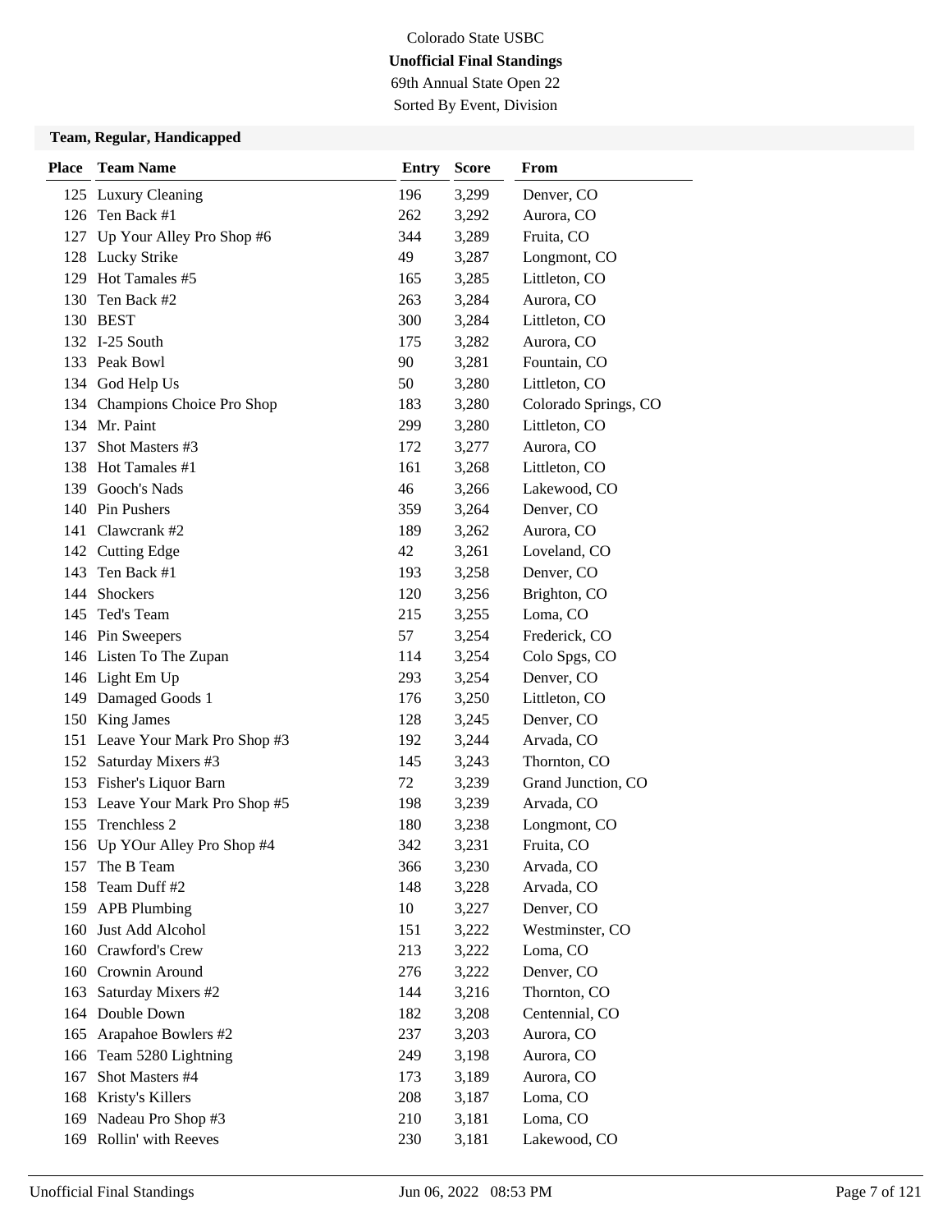Colorado State USBC

**Unofficial Final Standings**

69th Annual State Open 22

Sorted By Event, Division

### Team, Regular, Handicapped

| Place | Team Name | Entry | Score | From |
|---|---|---|---|---|
| 125 | Luxury Cleaning | 196 | 3,299 | Denver, CO |
| 126 | Ten Back #1 | 262 | 3,292 | Aurora, CO |
| 127 | Up Your Alley Pro Shop #6 | 344 | 3,289 | Fruita, CO |
| 128 | Lucky Strike | 49 | 3,287 | Longmont, CO |
| 129 | Hot Tamales #5 | 165 | 3,285 | Littleton, CO |
| 130 | Ten Back #2 | 263 | 3,284 | Aurora, CO |
| 130 | BEST | 300 | 3,284 | Littleton, CO |
| 132 | I-25 South | 175 | 3,282 | Aurora, CO |
| 133 | Peak Bowl | 90 | 3,281 | Fountain, CO |
| 134 | God Help Us | 50 | 3,280 | Littleton, CO |
| 134 | Champions Choice Pro Shop | 183 | 3,280 | Colorado Springs, CO |
| 134 | Mr. Paint | 299 | 3,280 | Littleton, CO |
| 137 | Shot Masters #3 | 172 | 3,277 | Aurora, CO |
| 138 | Hot Tamales #1 | 161 | 3,268 | Littleton, CO |
| 139 | Gooch's Nads | 46 | 3,266 | Lakewood, CO |
| 140 | Pin Pushers | 359 | 3,264 | Denver, CO |
| 141 | Clawcrank #2 | 189 | 3,262 | Aurora, CO |
| 142 | Cutting Edge | 42 | 3,261 | Loveland, CO |
| 143 | Ten Back #1 | 193 | 3,258 | Denver, CO |
| 144 | Shockers | 120 | 3,256 | Brighton, CO |
| 145 | Ted's Team | 215 | 3,255 | Loma, CO |
| 146 | Pin Sweepers | 57 | 3,254 | Frederick, CO |
| 146 | Listen To The Zupan | 114 | 3,254 | Colo Spgs, CO |
| 146 | Light Em Up | 293 | 3,254 | Denver, CO |
| 149 | Damaged Goods 1 | 176 | 3,250 | Littleton, CO |
| 150 | King James | 128 | 3,245 | Denver, CO |
| 151 | Leave Your Mark Pro Shop #3 | 192 | 3,244 | Arvada, CO |
| 152 | Saturday Mixers #3 | 145 | 3,243 | Thornton, CO |
| 153 | Fisher's Liquor Barn | 72 | 3,239 | Grand Junction, CO |
| 153 | Leave Your Mark Pro Shop #5 | 198 | 3,239 | Arvada, CO |
| 155 | Trenchless 2 | 180 | 3,238 | Longmont, CO |
| 156 | Up YOur Alley Pro Shop #4 | 342 | 3,231 | Fruita, CO |
| 157 | The B Team | 366 | 3,230 | Arvada, CO |
| 158 | Team Duff #2 | 148 | 3,228 | Arvada, CO |
| 159 | APB Plumbing | 10 | 3,227 | Denver, CO |
| 160 | Just Add Alcohol | 151 | 3,222 | Westminster, CO |
| 160 | Crawford's Crew | 213 | 3,222 | Loma, CO |
| 160 | Crownin Around | 276 | 3,222 | Denver, CO |
| 163 | Saturday Mixers #2 | 144 | 3,216 | Thornton, CO |
| 164 | Double Down | 182 | 3,208 | Centennial, CO |
| 165 | Arapahoe Bowlers #2 | 237 | 3,203 | Aurora, CO |
| 166 | Team 5280 Lightning | 249 | 3,198 | Aurora, CO |
| 167 | Shot Masters #4 | 173 | 3,189 | Aurora, CO |
| 168 | Kristy's Killers | 208 | 3,187 | Loma, CO |
| 169 | Nadeau Pro Shop #3 | 210 | 3,181 | Loma, CO |
| 169 | Rollin' with Reeves | 230 | 3,181 | Lakewood, CO |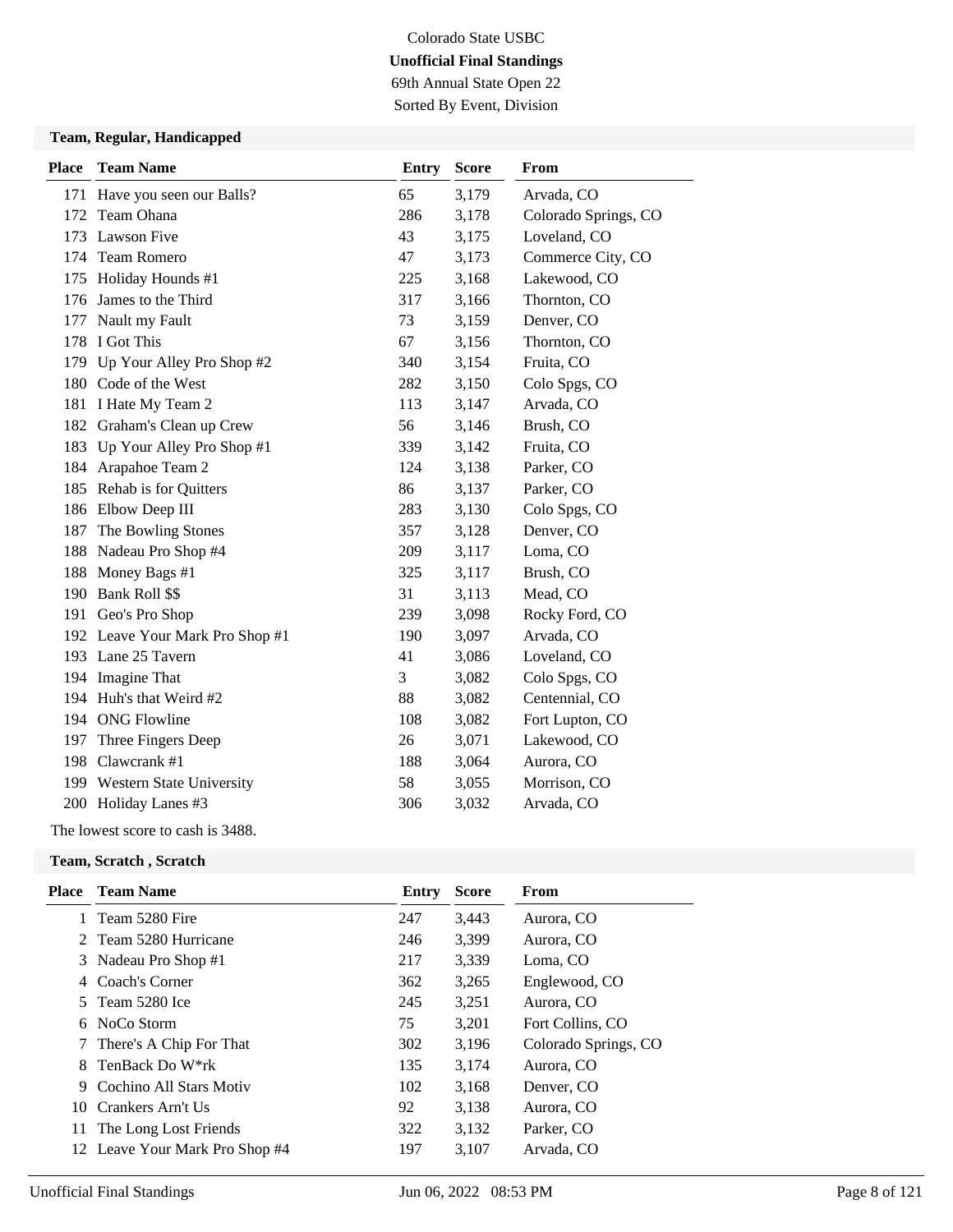Colorado State USBC

**Unofficial Final Standings**

69th Annual State Open 22

Sorted By Event, Division

### Team, Regular, Handicapped

| Place | Team Name | Entry | Score | From |
|---|---|---|---|---|
| 171 | Have you seen our Balls? | 65 | 3,179 | Arvada, CO |
| 172 | Team Ohana | 286 | 3,178 | Colorado Springs, CO |
| 173 | Lawson Five | 43 | 3,175 | Loveland, CO |
| 174 | Team Romero | 47 | 3,173 | Commerce City, CO |
| 175 | Holiday Hounds #1 | 225 | 3,168 | Lakewood, CO |
| 176 | James to the Third | 317 | 3,166 | Thornton, CO |
| 177 | Nault my Fault | 73 | 3,159 | Denver, CO |
| 178 | I Got This | 67 | 3,156 | Thornton, CO |
| 179 | Up Your Alley Pro Shop #2 | 340 | 3,154 | Fruita, CO |
| 180 | Code of the West | 282 | 3,150 | Colo Spgs, CO |
| 181 | I Hate My Team 2 | 113 | 3,147 | Arvada, CO |
| 182 | Graham's Clean up Crew | 56 | 3,146 | Brush, CO |
| 183 | Up Your Alley Pro Shop #1 | 339 | 3,142 | Fruita, CO |
| 184 | Arapahoe Team 2 | 124 | 3,138 | Parker, CO |
| 185 | Rehab is for Quitters | 86 | 3,137 | Parker, CO |
| 186 | Elbow Deep III | 283 | 3,130 | Colo Spgs, CO |
| 187 | The Bowling Stones | 357 | 3,128 | Denver, CO |
| 188 | Nadeau Pro Shop #4 | 209 | 3,117 | Loma, CO |
| 188 | Money Bags #1 | 325 | 3,117 | Brush, CO |
| 190 | Bank Roll $$ | 31 | 3,113 | Mead, CO |
| 191 | Geo's Pro Shop | 239 | 3,098 | Rocky Ford, CO |
| 192 | Leave Your Mark Pro Shop #1 | 190 | 3,097 | Arvada, CO |
| 193 | Lane 25 Tavern | 41 | 3,086 | Loveland, CO |
| 194 | Imagine That | 3 | 3,082 | Colo Spgs, CO |
| 194 | Huh's that Weird #2 | 88 | 3,082 | Centennial, CO |
| 194 | ONG Flowline | 108 | 3,082 | Fort Lupton, CO |
| 197 | Three Fingers Deep | 26 | 3,071 | Lakewood, CO |
| 198 | Clawcrank #1 | 188 | 3,064 | Aurora, CO |
| 199 | Western State University | 58 | 3,055 | Morrison, CO |
| 200 | Holiday Lanes #3 | 306 | 3,032 | Arvada, CO |

The lowest score to cash is 3488.

### Team, Scratch , Scratch

| Place | Team Name | Entry | Score | From |
|---|---|---|---|---|
| 1 | Team 5280 Fire | 247 | 3,443 | Aurora, CO |
| 2 | Team 5280 Hurricane | 246 | 3,399 | Aurora, CO |
| 3 | Nadeau Pro Shop #1 | 217 | 3,339 | Loma, CO |
| 4 | Coach's Corner | 362 | 3,265 | Englewood, CO |
| 5 | Team 5280 Ice | 245 | 3,251 | Aurora, CO |
| 6 | NoCo Storm | 75 | 3,201 | Fort Collins, CO |
| 7 | There's A Chip For That | 302 | 3,196 | Colorado Springs, CO |
| 8 | TenBack Do W*rk | 135 | 3,174 | Aurora, CO |
| 9 | Cochino All Stars Motiv | 102 | 3,168 | Denver, CO |
| 10 | Crankers Arn't Us | 92 | 3,138 | Aurora, CO |
| 11 | The Long Lost Friends | 322 | 3,132 | Parker, CO |
| 12 | Leave Your Mark Pro Shop #4 | 197 | 3,107 | Arvada, CO |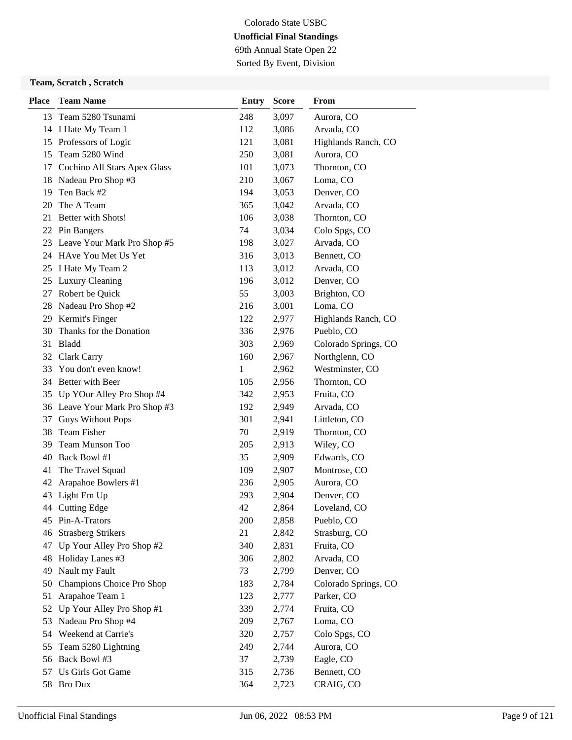Colorado State USBC

**Unofficial Final Standings**

69th Annual State Open 22

Sorted By Event, Division

### Team, Scratch , Scratch

| Place | Team Name | Entry | Score | From |
|---|---|---|---|---|
| 13 | Team 5280 Tsunami | 248 | 3,097 | Aurora, CO |
| 14 | I Hate My Team 1 | 112 | 3,086 | Arvada, CO |
| 15 | Professors of Logic | 121 | 3,081 | Highlands Ranch, CO |
| 15 | Team 5280 Wind | 250 | 3,081 | Aurora, CO |
| 17 | Cochino All Stars Apex Glass | 101 | 3,073 | Thornton, CO |
| 18 | Nadeau Pro Shop #3 | 210 | 3,067 | Loma, CO |
| 19 | Ten Back #2 | 194 | 3,053 | Denver, CO |
| 20 | The A Team | 365 | 3,042 | Arvada, CO |
| 21 | Better with Shots! | 106 | 3,038 | Thornton, CO |
| 22 | Pin Bangers | 74 | 3,034 | Colo Spgs, CO |
| 23 | Leave Your Mark Pro Shop #5 | 198 | 3,027 | Arvada, CO |
| 24 | HAve You Met Us Yet | 316 | 3,013 | Bennett, CO |
| 25 | I Hate My Team 2 | 113 | 3,012 | Arvada, CO |
| 25 | Luxury Cleaning | 196 | 3,012 | Denver, CO |
| 27 | Robert be Quick | 55 | 3,003 | Brighton, CO |
| 28 | Nadeau Pro Shop #2 | 216 | 3,001 | Loma, CO |
| 29 | Kermit's Finger | 122 | 2,977 | Highlands Ranch, CO |
| 30 | Thanks for the Donation | 336 | 2,976 | Pueblo, CO |
| 31 | Bladd | 303 | 2,969 | Colorado Springs, CO |
| 32 | Clark Carry | 160 | 2,967 | Northglenn, CO |
| 33 | You don't even know! | 1 | 2,962 | Westminster, CO |
| 34 | Better with Beer | 105 | 2,956 | Thornton, CO |
| 35 | Up YOur Alley Pro Shop #4 | 342 | 2,953 | Fruita, CO |
| 36 | Leave Your Mark Pro Shop #3 | 192 | 2,949 | Arvada, CO |
| 37 | Guys Without Pops | 301 | 2,941 | Littleton, CO |
| 38 | Team Fisher | 70 | 2,919 | Thornton, CO |
| 39 | Team Munson Too | 205 | 2,913 | Wiley, CO |
| 40 | Back Bowl #1 | 35 | 2,909 | Edwards, CO |
| 41 | The Travel Squad | 109 | 2,907 | Montrose, CO |
| 42 | Arapahoe Bowlers #1 | 236 | 2,905 | Aurora, CO |
| 43 | Light Em Up | 293 | 2,904 | Denver, CO |
| 44 | Cutting Edge | 42 | 2,864 | Loveland, CO |
| 45 | Pin-A-Trators | 200 | 2,858 | Pueblo, CO |
| 46 | Strasberg Strikers | 21 | 2,842 | Strasburg, CO |
| 47 | Up Your Alley Pro Shop #2 | 340 | 2,831 | Fruita, CO |
| 48 | Holiday Lanes #3 | 306 | 2,802 | Arvada, CO |
| 49 | Nault my Fault | 73 | 2,799 | Denver, CO |
| 50 | Champions Choice Pro Shop | 183 | 2,784 | Colorado Springs, CO |
| 51 | Arapahoe Team 1 | 123 | 2,777 | Parker, CO |
| 52 | Up Your Alley Pro Shop #1 | 339 | 2,774 | Fruita, CO |
| 53 | Nadeau Pro Shop #4 | 209 | 2,767 | Loma, CO |
| 54 | Weekend at Carrie's | 320 | 2,757 | Colo Spgs, CO |
| 55 | Team 5280 Lightning | 249 | 2,744 | Aurora, CO |
| 56 | Back Bowl #3 | 37 | 2,739 | Eagle, CO |
| 57 | Us Girls Got Game | 315 | 2,736 | Bennett, CO |
| 58 | Bro Dux | 364 | 2,723 | CRAIG, CO |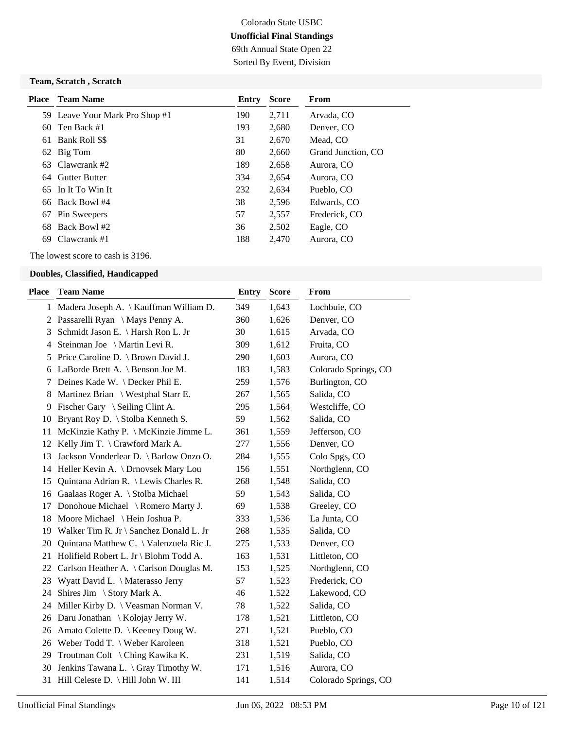Colorado State USBC

**Unofficial Final Standings**

69th Annual State Open 22

Sorted By Event, Division

### Team, Scratch , Scratch

| Place | Team Name | Entry | Score | From |
|---|---|---|---|---|
| 59 | Leave Your Mark Pro Shop #1 | 190 | 2,711 | Arvada, CO |
| 60 | Ten Back #1 | 193 | 2,680 | Denver, CO |
| 61 | Bank Roll $$ | 31 | 2,670 | Mead, CO |
| 62 | Big Tom | 80 | 2,660 | Grand Junction, CO |
| 63 | Clawcrank #2 | 189 | 2,658 | Aurora, CO |
| 64 | Gutter Butter | 334 | 2,654 | Aurora, CO |
| 65 | In It To Win It | 232 | 2,634 | Pueblo, CO |
| 66 | Back Bowl #4 | 38 | 2,596 | Edwards, CO |
| 67 | Pin Sweepers | 57 | 2,557 | Frederick, CO |
| 68 | Back Bowl #2 | 36 | 2,502 | Eagle, CO |
| 69 | Clawcrank #1 | 188 | 2,470 | Aurora, CO |

The lowest score to cash is 3196.

### Doubles, Classified, Handicapped

| Place | Team Name | Entry | Score | From |
|---|---|---|---|---|
| 1 | Madera Joseph A. \ Kauffman William D. | 349 | 1,643 | Lochbuie, CO |
| 2 | Passarelli Ryan \ Mays Penny A. | 360 | 1,626 | Denver, CO |
| 3 | Schmidt Jason E. \ Harsh Ron L. Jr | 30 | 1,615 | Arvada, CO |
| 4 | Steinman Joe \ Martin Levi R. | 309 | 1,612 | Fruita, CO |
| 5 | Price Caroline D. \ Brown David J. | 290 | 1,603 | Aurora, CO |
| 6 | LaBorde Brett A. \ Benson Joe M. | 183 | 1,583 | Colorado Springs, CO |
| 7 | Deines Kade W. \ Decker Phil E. | 259 | 1,576 | Burlington, CO |
| 8 | Martinez Brian \ Westphal Starr E. | 267 | 1,565 | Salida, CO |
| 9 | Fischer Gary \ Seiling Clint A. | 295 | 1,564 | Westcliffe, CO |
| 10 | Bryant Roy D. \ Stolba Kenneth S. | 59 | 1,562 | Salida, CO |
| 11 | McKinzie Kathy P. \ McKinzie Jimme L. | 361 | 1,559 | Jefferson, CO |
| 12 | Kelly Jim T. \ Crawford Mark A. | 277 | 1,556 | Denver, CO |
| 13 | Jackson Vonderlear D. \ Barlow Onzo O. | 284 | 1,555 | Colo Spgs, CO |
| 14 | Heller Kevin A. \ Drnovsek Mary Lou | 156 | 1,551 | Northglenn, CO |
| 15 | Quintana Adrian R. \ Lewis Charles R. | 268 | 1,548 | Salida, CO |
| 16 | Gaalaas Roger A. \ Stolba Michael | 59 | 1,543 | Salida, CO |
| 17 | Donohoue Michael \ Romero Marty J. | 69 | 1,538 | Greeley, CO |
| 18 | Moore Michael \ Hein Joshua P. | 333 | 1,536 | La Junta, CO |
| 19 | Walker Tim R. Jr \ Sanchez Donald L. Jr | 268 | 1,535 | Salida, CO |
| 20 | Quintana Matthew C. \ Valenzuela Ric J. | 275 | 1,533 | Denver, CO |
| 21 | Holifield Robert L. Jr \ Blohm Todd A. | 163 | 1,531 | Littleton, CO |
| 22 | Carlson Heather A. \ Carlson Douglas M. | 153 | 1,525 | Northglenn, CO |
| 23 | Wyatt David L. \ Materasso Jerry | 57 | 1,523 | Frederick, CO |
| 24 | Shires Jim \ Story Mark A. | 46 | 1,522 | Lakewood, CO |
| 24 | Miller Kirby D. \ Veasman Norman V. | 78 | 1,522 | Salida, CO |
| 26 | Daru Jonathan \ Kolojay Jerry W. | 178 | 1,521 | Littleton, CO |
| 26 | Amato Colette D. \ Keeney Doug W. | 271 | 1,521 | Pueblo, CO |
| 26 | Weber Todd T. \ Weber Karoleen | 318 | 1,521 | Pueblo, CO |
| 29 | Troutman Colt \ Ching Kawika K. | 231 | 1,519 | Salida, CO |
| 30 | Jenkins Tawana L. \ Gray Timothy W. | 171 | 1,516 | Aurora, CO |
| 31 | Hill Celeste D. \ Hill John W. III | 141 | 1,514 | Colorado Springs, CO |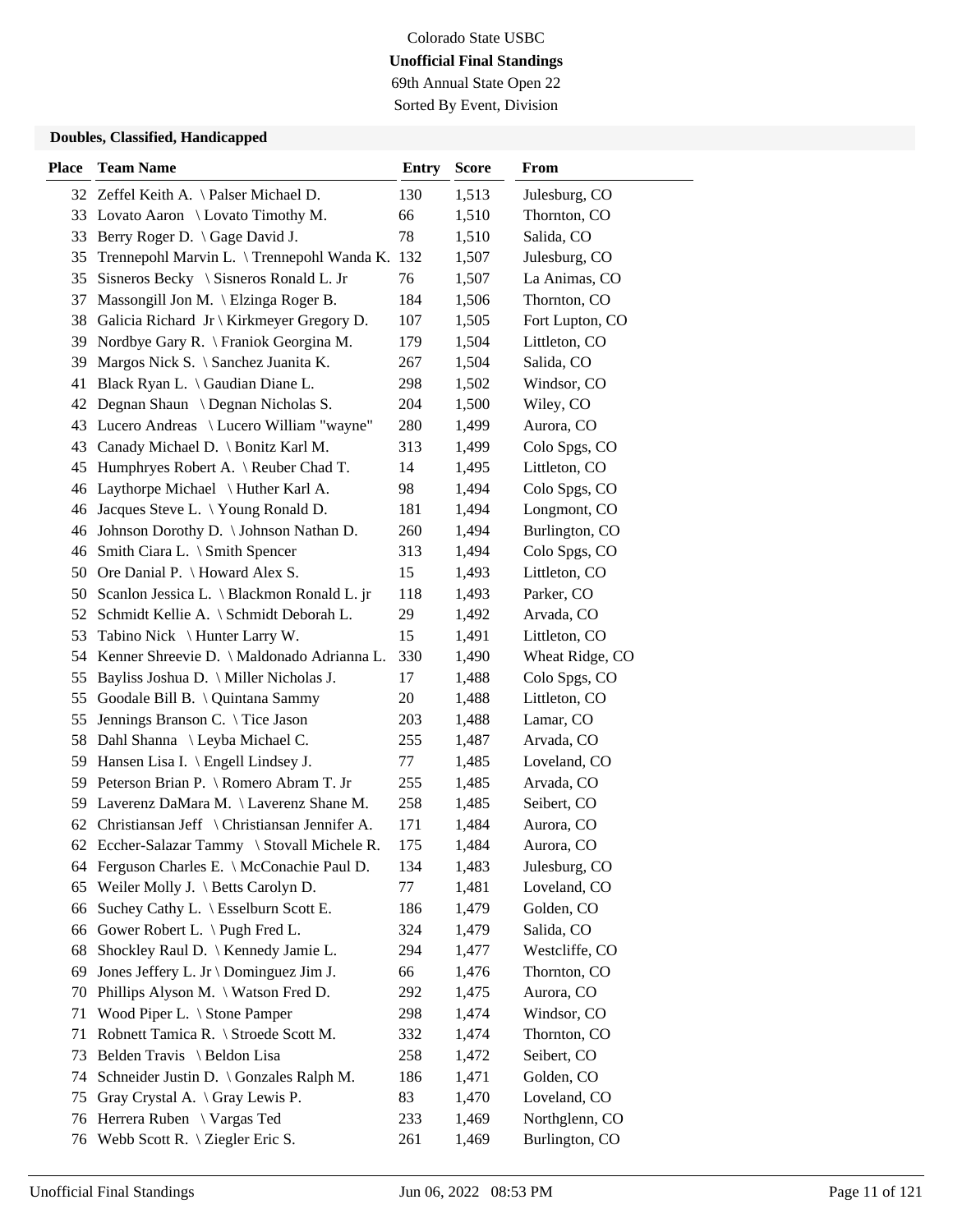Colorado State USBC

**Unofficial Final Standings**

69th Annual State Open 22

Sorted By Event, Division

### Doubles, Classified, Handicapped

| Place | Team Name | Entry | Score | From |
|---|---|---|---|---|
| 32 | Zeffel Keith A. \ Palser Michael D. | 130 | 1,513 | Julesburg, CO |
| 33 | Lovato Aaron \ Lovato Timothy M. | 66 | 1,510 | Thornton, CO |
| 33 | Berry Roger D. \ Gage David J. | 78 | 1,510 | Salida, CO |
| 35 | Trennepohl Marvin L. \ Trennepohl Wanda K. | 132 | 1,507 | Julesburg, CO |
| 35 | Sisneros Becky \ Sisneros Ronald L. Jr | 76 | 1,507 | La Animas, CO |
| 37 | Massongill Jon M. \ Elzinga Roger B. | 184 | 1,506 | Thornton, CO |
| 38 | Galicia Richard Jr \ Kirkmeyer Gregory D. | 107 | 1,505 | Fort Lupton, CO |
| 39 | Nordbye Gary R. \ Franiok Georgina M. | 179 | 1,504 | Littleton, CO |
| 39 | Margos Nick S. \ Sanchez Juanita K. | 267 | 1,504 | Salida, CO |
| 41 | Black Ryan L. \ Gaudian Diane L. | 298 | 1,502 | Windsor, CO |
| 42 | Degnan Shaun \ Degnan Nicholas S. | 204 | 1,500 | Wiley, CO |
| 43 | Lucero Andreas \ Lucero William "wayne" | 280 | 1,499 | Aurora, CO |
| 43 | Canady Michael D. \ Bonitz Karl M. | 313 | 1,499 | Colo Spgs, CO |
| 45 | Humphryes Robert A. \ Reuber Chad T. | 14 | 1,495 | Littleton, CO |
| 46 | Laythorpe Michael \ Huther Karl A. | 98 | 1,494 | Colo Spgs, CO |
| 46 | Jacques Steve L. \ Young Ronald D. | 181 | 1,494 | Longmont, CO |
| 46 | Johnson Dorothy D. \ Johnson Nathan D. | 260 | 1,494 | Burlington, CO |
| 46 | Smith Ciara L. \ Smith Spencer | 313 | 1,494 | Colo Spgs, CO |
| 50 | Ore Danial P. \ Howard Alex S. | 15 | 1,493 | Littleton, CO |
| 50 | Scanlon Jessica L. \ Blackmon Ronald L. jr | 118 | 1,493 | Parker, CO |
| 52 | Schmidt Kellie A. \ Schmidt Deborah L. | 29 | 1,492 | Arvada, CO |
| 53 | Tabino Nick \ Hunter Larry W. | 15 | 1,491 | Littleton, CO |
| 54 | Kenner Shreevie D. \ Maldonado Adrianna L. | 330 | 1,490 | Wheat Ridge, CO |
| 55 | Bayliss Joshua D. \ Miller Nicholas J. | 17 | 1,488 | Colo Spgs, CO |
| 55 | Goodale Bill B. \ Quintana Sammy | 20 | 1,488 | Littleton, CO |
| 55 | Jennings Branson C. \ Tice Jason | 203 | 1,488 | Lamar, CO |
| 58 | Dahl Shanna \ Leyba Michael C. | 255 | 1,487 | Arvada, CO |
| 59 | Hansen Lisa I. \ Engell Lindsey J. | 77 | 1,485 | Loveland, CO |
| 59 | Peterson Brian P. \ Romero Abram T. Jr | 255 | 1,485 | Arvada, CO |
| 59 | Laverenz DaMara M. \ Laverenz Shane M. | 258 | 1,485 | Seibert, CO |
| 62 | Christiansan Jeff \ Christiansan Jennifer A. | 171 | 1,484 | Aurora, CO |
| 62 | Eccher-Salazar Tammy \ Stovall Michele R. | 175 | 1,484 | Aurora, CO |
| 64 | Ferguson Charles E. \ McConachie Paul D. | 134 | 1,483 | Julesburg, CO |
| 65 | Weiler Molly J. \ Betts Carolyn D. | 77 | 1,481 | Loveland, CO |
| 66 | Suchey Cathy L. \ Esselburn Scott E. | 186 | 1,479 | Golden, CO |
| 66 | Gower Robert L. \ Pugh Fred L. | 324 | 1,479 | Salida, CO |
| 68 | Shockley Raul D. \ Kennedy Jamie L. | 294 | 1,477 | Westcliffe, CO |
| 69 | Jones Jeffery L. Jr \ Dominguez Jim J. | 66 | 1,476 | Thornton, CO |
| 70 | Phillips Alyson M. \ Watson Fred D. | 292 | 1,475 | Aurora, CO |
| 71 | Wood Piper L. \ Stone Pamper | 298 | 1,474 | Windsor, CO |
| 71 | Robnett Tamica R. \ Stroede Scott M. | 332 | 1,474 | Thornton, CO |
| 73 | Belden Travis \ Beldon Lisa | 258 | 1,472 | Seibert, CO |
| 74 | Schneider Justin D. \ Gonzales Ralph M. | 186 | 1,471 | Golden, CO |
| 75 | Gray Crystal A. \ Gray Lewis P. | 83 | 1,470 | Loveland, CO |
| 76 | Herrera Ruben \ Vargas Ted | 233 | 1,469 | Northglenn, CO |
| 76 | Webb Scott R. \ Ziegler Eric S. | 261 | 1,469 | Burlington, CO |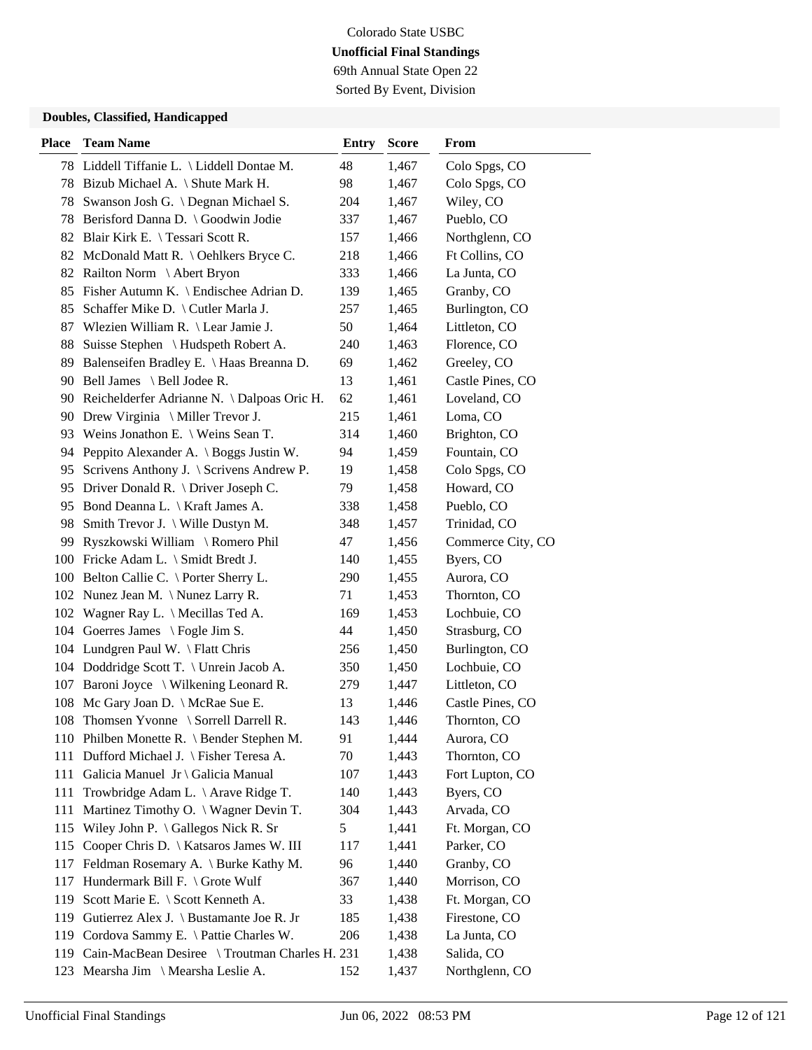Colorado State USBC

**Unofficial Final Standings**

69th Annual State Open 22

Sorted By Event, Division

### Doubles, Classified, Handicapped

| Place | Team Name | Entry | Score | From |
|---|---|---|---|---|
| 78 | Liddell Tiffanie L. \ Liddell Dontae M. | 48 | 1,467 | Colo Spgs, CO |
| 78 | Bizub Michael A. \ Shute Mark H. | 98 | 1,467 | Colo Spgs, CO |
| 78 | Swanson Josh G. \ Degnan Michael S. | 204 | 1,467 | Wiley, CO |
| 78 | Berisford Danna D. \ Goodwin Jodie | 337 | 1,467 | Pueblo, CO |
| 82 | Blair Kirk E. \ Tessari Scott R. | 157 | 1,466 | Northglenn, CO |
| 82 | McDonald Matt R. \ Oehlkers Bryce C. | 218 | 1,466 | Ft Collins, CO |
| 82 | Railton Norm \ Abert Bryon | 333 | 1,466 | La Junta, CO |
| 85 | Fisher Autumn K. \ Endischee Adrian D. | 139 | 1,465 | Granby, CO |
| 85 | Schaffer Mike D. \ Cutler Marla J. | 257 | 1,465 | Burlington, CO |
| 87 | Wlezien William R. \ Lear Jamie J. | 50 | 1,464 | Littleton, CO |
| 88 | Suisse Stephen \ Hudspeth Robert A. | 240 | 1,463 | Florence, CO |
| 89 | Balenseifen Bradley E. \ Haas Breanna D. | 69 | 1,462 | Greeley, CO |
| 90 | Bell James \ Bell Jodee R. | 13 | 1,461 | Castle Pines, CO |
| 90 | Reichelderfer Adrianne N. \ Dalpoas Oric H. | 62 | 1,461 | Loveland, CO |
| 90 | Drew Virginia \ Miller Trevor J. | 215 | 1,461 | Loma, CO |
| 93 | Weins Jonathon E. \ Weins Sean T. | 314 | 1,460 | Brighton, CO |
| 94 | Peppito Alexander A. \ Boggs Justin W. | 94 | 1,459 | Fountain, CO |
| 95 | Scrivens Anthony J. \ Scrivens Andrew P. | 19 | 1,458 | Colo Spgs, CO |
| 95 | Driver Donald R. \ Driver Joseph C. | 79 | 1,458 | Howard, CO |
| 95 | Bond Deanna L. \ Kraft James A. | 338 | 1,458 | Pueblo, CO |
| 98 | Smith Trevor J. \ Wille Dustyn M. | 348 | 1,457 | Trinidad, CO |
| 99 | Ryszkowski William \ Romero Phil | 47 | 1,456 | Commerce City, CO |
| 100 | Fricke Adam L. \ Smidt Bredt J. | 140 | 1,455 | Byers, CO |
| 100 | Belton Callie C. \ Porter Sherry L. | 290 | 1,455 | Aurora, CO |
| 102 | Nunez Jean M. \ Nunez Larry R. | 71 | 1,453 | Thornton, CO |
| 102 | Wagner Ray L. \ Mecillas Ted A. | 169 | 1,453 | Lochbuie, CO |
| 104 | Goerres James \ Fogle Jim S. | 44 | 1,450 | Strasburg, CO |
| 104 | Lundgren Paul W. \ Flatt Chris | 256 | 1,450 | Burlington, CO |
| 104 | Doddridge Scott T. \ Unrein Jacob A. | 350 | 1,450 | Lochbuie, CO |
| 107 | Baroni Joyce \ Wilkening Leonard R. | 279 | 1,447 | Littleton, CO |
| 108 | Mc Gary Joan D. \ McRae Sue E. | 13 | 1,446 | Castle Pines, CO |
| 108 | Thomsen Yvonne \ Sorrell Darrell R. | 143 | 1,446 | Thornton, CO |
| 110 | Philben Monette R. \ Bender Stephen M. | 91 | 1,444 | Aurora, CO |
| 111 | Dufford Michael J. \ Fisher Teresa A. | 70 | 1,443 | Thornton, CO |
| 111 | Galicia Manuel Jr \ Galicia Manual | 107 | 1,443 | Fort Lupton, CO |
| 111 | Trowbridge Adam L. \ Arave Ridge T. | 140 | 1,443 | Byers, CO |
| 111 | Martinez Timothy O. \ Wagner Devin T. | 304 | 1,443 | Arvada, CO |
| 115 | Wiley John P. \ Gallegos Nick R. Sr | 5 | 1,441 | Ft. Morgan, CO |
| 115 | Cooper Chris D. \ Katsaros James W. III | 117 | 1,441 | Parker, CO |
| 117 | Feldman Rosemary A. \ Burke Kathy M. | 96 | 1,440 | Granby, CO |
| 117 | Hundermark Bill F. \ Grote Wulf | 367 | 1,440 | Morrison, CO |
| 119 | Scott Marie E. \ Scott Kenneth A. | 33 | 1,438 | Ft. Morgan, CO |
| 119 | Gutierrez Alex J. \ Bustamante Joe R. Jr | 185 | 1,438 | Firestone, CO |
| 119 | Cordova Sammy E. \ Pattie Charles W. | 206 | 1,438 | La Junta, CO |
| 119 | Cain-MacBean Desiree \ Troutman Charles H. | 231 | 1,438 | Salida, CO |
| 123 | Mearsha Jim \ Mearsha Leslie A. | 152 | 1,437 | Northglenn, CO |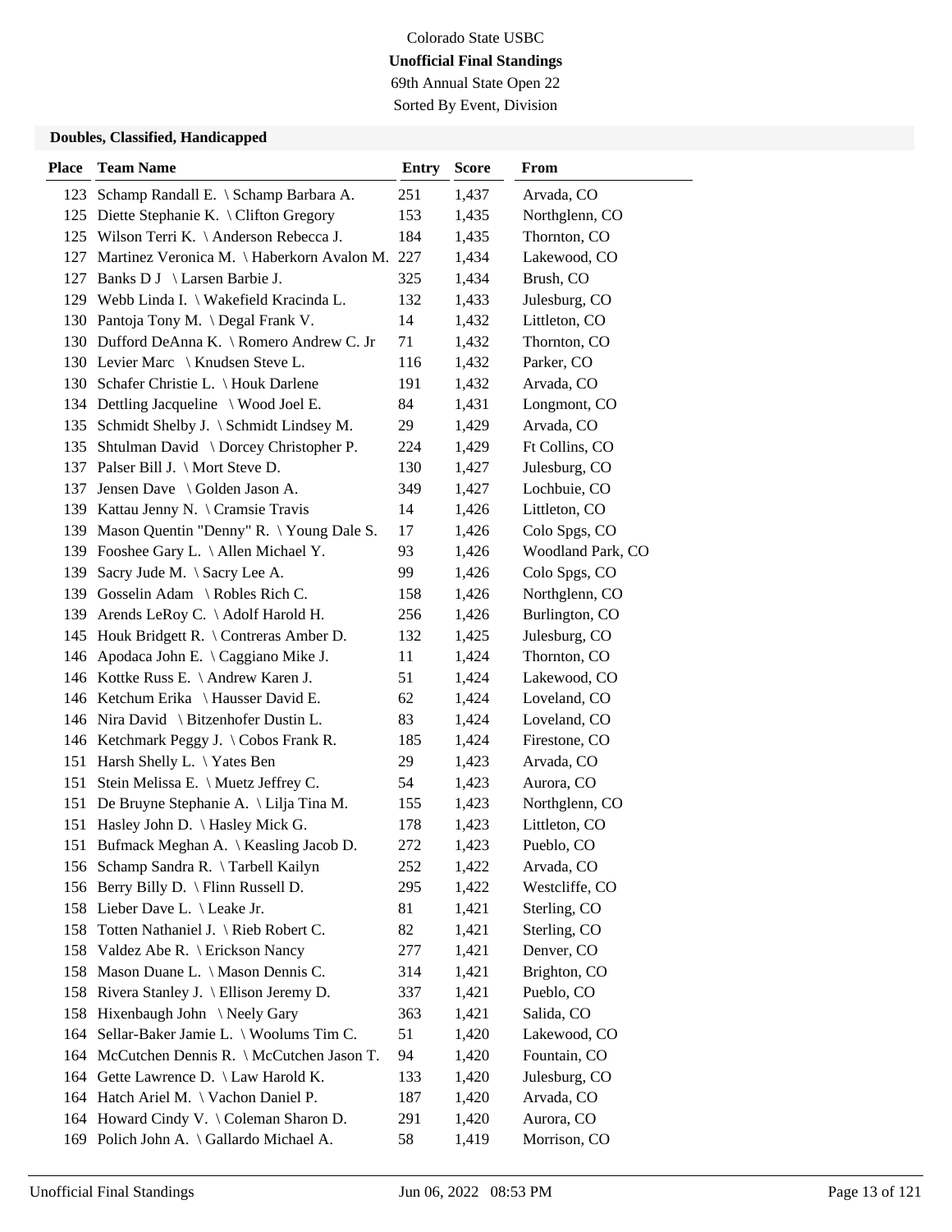Colorado State USBC

**Unofficial Final Standings**

69th Annual State Open 22

Sorted By Event, Division

### Doubles, Classified, Handicapped

| Place | Team Name | Entry | Score | From |
|---|---|---|---|---|
| 123 | Schamp Randall E. \ Schamp Barbara A. | 251 | 1,437 | Arvada, CO |
| 125 | Diette Stephanie K. \ Clifton Gregory | 153 | 1,435 | Northglenn, CO |
| 125 | Wilson Terri K. \ Anderson Rebecca J. | 184 | 1,435 | Thornton, CO |
| 127 | Martinez Veronica M. \ Haberkorn Avalon M. | 227 | 1,434 | Lakewood, CO |
| 127 | Banks D J \ Larsen Barbie J. | 325 | 1,434 | Brush, CO |
| 129 | Webb Linda I. \ Wakefield Kracinda L. | 132 | 1,433 | Julesburg, CO |
| 130 | Pantoja Tony M. \ Degal Frank V. | 14 | 1,432 | Littleton, CO |
| 130 | Dufford DeAnna K. \ Romero Andrew C. Jr | 71 | 1,432 | Thornton, CO |
| 130 | Levier Marc \ Knudsen Steve L. | 116 | 1,432 | Parker, CO |
| 130 | Schafer Christie L. \ Houk Darlene | 191 | 1,432 | Arvada, CO |
| 134 | Dettling Jacqueline \ Wood Joel E. | 84 | 1,431 | Longmont, CO |
| 135 | Schmidt Shelby J. \ Schmidt Lindsey M. | 29 | 1,429 | Arvada, CO |
| 135 | Shtulman David \ Dorcey Christopher P. | 224 | 1,429 | Ft Collins, CO |
| 137 | Palser Bill J. \ Mort Steve D. | 130 | 1,427 | Julesburg, CO |
| 137 | Jensen Dave \ Golden Jason A. | 349 | 1,427 | Lochbuie, CO |
| 139 | Kattau Jenny N. \ Cramsie Travis | 14 | 1,426 | Littleton, CO |
| 139 | Mason Quentin "Denny" R. \ Young Dale S. | 17 | 1,426 | Colo Spgs, CO |
| 139 | Fooshee Gary L. \ Allen Michael Y. | 93 | 1,426 | Woodland Park, CO |
| 139 | Sacry Jude M. \ Sacry Lee A. | 99 | 1,426 | Colo Spgs, CO |
| 139 | Gosselin Adam \ Robles Rich C. | 158 | 1,426 | Northglenn, CO |
| 139 | Arends LeRoy C. \ Adolf Harold H. | 256 | 1,426 | Burlington, CO |
| 145 | Houk Bridgett R. \ Contreras Amber D. | 132 | 1,425 | Julesburg, CO |
| 146 | Apodaca John E. \ Caggiano Mike J. | 11 | 1,424 | Thornton, CO |
| 146 | Kottke Russ E. \ Andrew Karen J. | 51 | 1,424 | Lakewood, CO |
| 146 | Ketchum Erika \ Hausser David E. | 62 | 1,424 | Loveland, CO |
| 146 | Nira David \ Bitzenhofer Dustin L. | 83 | 1,424 | Loveland, CO |
| 146 | Ketchmark Peggy J. \ Cobos Frank R. | 185 | 1,424 | Firestone, CO |
| 151 | Harsh Shelly L. \ Yates Ben | 29 | 1,423 | Arvada, CO |
| 151 | Stein Melissa E. \ Muetz Jeffrey C. | 54 | 1,423 | Aurora, CO |
| 151 | De Bruyne Stephanie A. \ Lilja Tina M. | 155 | 1,423 | Northglenn, CO |
| 151 | Hasley John D. \ Hasley Mick G. | 178 | 1,423 | Littleton, CO |
| 151 | Bufmack Meghan A. \ Keasling Jacob D. | 272 | 1,423 | Pueblo, CO |
| 156 | Schamp Sandra R. \ Tarbell Kailyn | 252 | 1,422 | Arvada, CO |
| 156 | Berry Billy D. \ Flinn Russell D. | 295 | 1,422 | Westcliffe, CO |
| 158 | Lieber Dave L. \ Leake Jr. | 81 | 1,421 | Sterling, CO |
| 158 | Totten Nathaniel J. \ Rieb Robert C. | 82 | 1,421 | Sterling, CO |
| 158 | Valdez Abe R. \ Erickson Nancy | 277 | 1,421 | Denver, CO |
| 158 | Mason Duane L. \ Mason Dennis C. | 314 | 1,421 | Brighton, CO |
| 158 | Rivera Stanley J. \ Ellison Jeremy D. | 337 | 1,421 | Pueblo, CO |
| 158 | Hixenbaugh John \ Neely Gary | 363 | 1,421 | Salida, CO |
| 164 | Sellar-Baker Jamie L. \ Woolums Tim C. | 51 | 1,420 | Lakewood, CO |
| 164 | McCutchen Dennis R. \ McCutchen Jason T. | 94 | 1,420 | Fountain, CO |
| 164 | Gette Lawrence D. \ Law Harold K. | 133 | 1,420 | Julesburg, CO |
| 164 | Hatch Ariel M. \ Vachon Daniel P. | 187 | 1,420 | Arvada, CO |
| 164 | Howard Cindy V. \ Coleman Sharon D. | 291 | 1,420 | Aurora, CO |
| 169 | Polich John A. \ Gallardo Michael A. | 58 | 1,419 | Morrison, CO |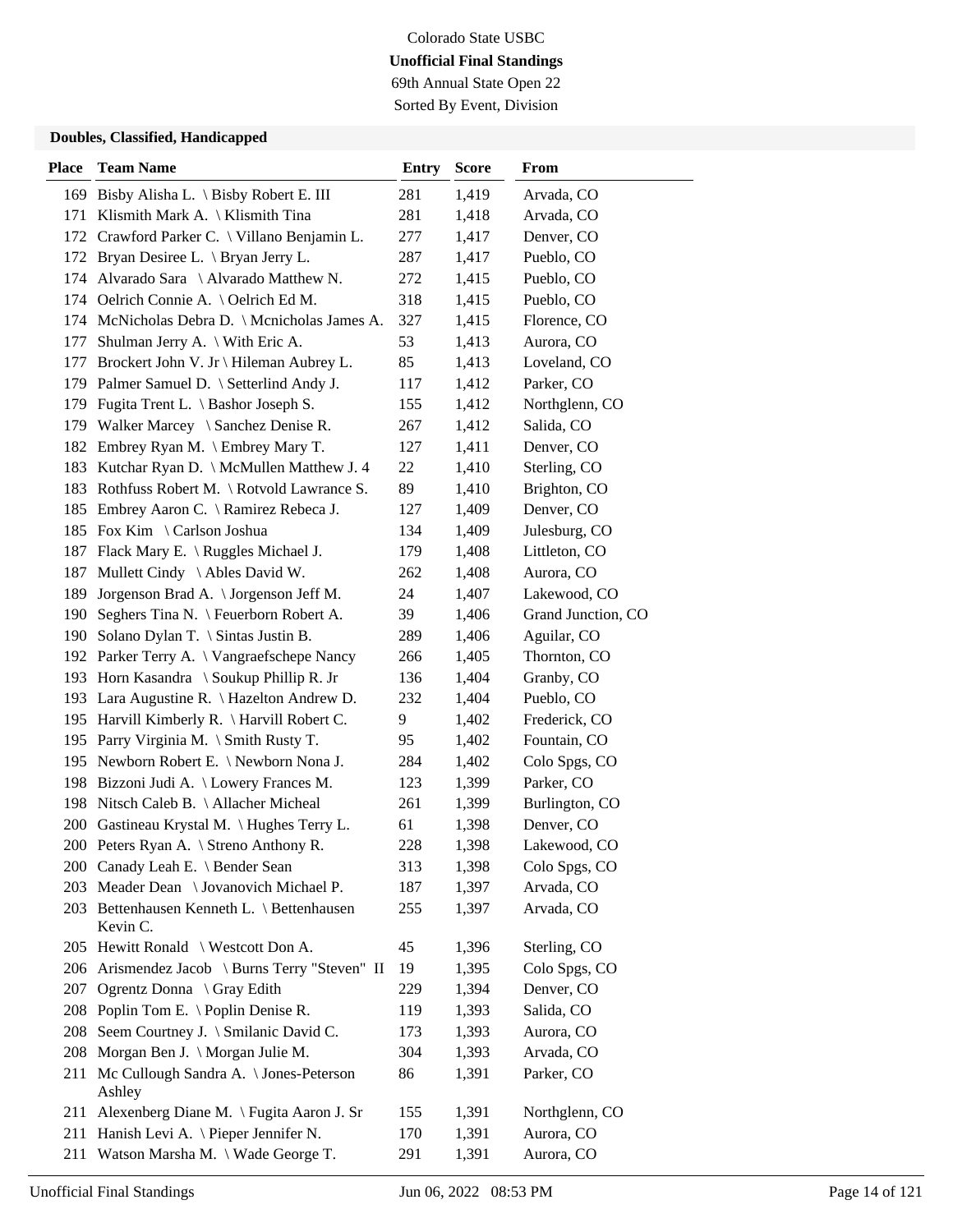Colorado State USBC

**Unofficial Final Standings**

69th Annual State Open 22

Sorted By Event, Division

### Doubles, Classified, Handicapped

| Place | Team Name | Entry | Score | From |
|---|---|---|---|---|
| 169 | Bisby Alisha L. \ Bisby Robert E. III | 281 | 1,419 | Arvada, CO |
| 171 | Klismith Mark A. \ Klismith Tina | 281 | 1,418 | Arvada, CO |
| 172 | Crawford Parker C. \ Villano Benjamin L. | 277 | 1,417 | Denver, CO |
| 172 | Bryan Desiree L. \ Bryan Jerry L. | 287 | 1,417 | Pueblo, CO |
| 174 | Alvarado Sara \ Alvarado Matthew N. | 272 | 1,415 | Pueblo, CO |
| 174 | Oelrich Connie A. \ Oelrich Ed M. | 318 | 1,415 | Pueblo, CO |
| 174 | McNicholas Debra D. \ Mcnicholas James A. | 327 | 1,415 | Florence, CO |
| 177 | Shulman Jerry A. \ With Eric A. | 53 | 1,413 | Aurora, CO |
| 177 | Brockert John V. Jr \ Hileman Aubrey L. | 85 | 1,413 | Loveland, CO |
| 179 | Palmer Samuel D. \ Setterlind Andy J. | 117 | 1,412 | Parker, CO |
| 179 | Fugita Trent L. \ Bashor Joseph S. | 155 | 1,412 | Northglenn, CO |
| 179 | Walker Marcey \ Sanchez Denise R. | 267 | 1,412 | Salida, CO |
| 182 | Embrey Ryan M. \ Embrey Mary T. | 127 | 1,411 | Denver, CO |
| 183 | Kutchar Ryan D. \ McMullen Matthew J. 4 | 22 | 1,410 | Sterling, CO |
| 183 | Rothfuss Robert M. \ Rotvold Lawrance S. | 89 | 1,410 | Brighton, CO |
| 185 | Embrey Aaron C. \ Ramirez Rebeca J. | 127 | 1,409 | Denver, CO |
| 185 | Fox Kim \ Carlson Joshua | 134 | 1,409 | Julesburg, CO |
| 187 | Flack Mary E. \ Ruggles Michael J. | 179 | 1,408 | Littleton, CO |
| 187 | Mullett Cindy \ Ables David W. | 262 | 1,408 | Aurora, CO |
| 189 | Jorgenson Brad A. \ Jorgenson Jeff M. | 24 | 1,407 | Lakewood, CO |
| 190 | Seghers Tina N. \ Feuerborn Robert A. | 39 | 1,406 | Grand Junction, CO |
| 190 | Solano Dylan T. \ Sintas Justin B. | 289 | 1,406 | Aguilar, CO |
| 192 | Parker Terry A. \ Vangraefschepe Nancy | 266 | 1,405 | Thornton, CO |
| 193 | Horn Kasandra \ Soukup Phillip R. Jr | 136 | 1,404 | Granby, CO |
| 193 | Lara Augustine R. \ Hazelton Andrew D. | 232 | 1,404 | Pueblo, CO |
| 195 | Harvill Kimberly R. \ Harvill Robert C. | 9 | 1,402 | Frederick, CO |
| 195 | Parry Virginia M. \ Smith Rusty T. | 95 | 1,402 | Fountain, CO |
| 195 | Newborn Robert E. \ Newborn Nona J. | 284 | 1,402 | Colo Spgs, CO |
| 198 | Bizzoni Judi A. \ Lowery Frances M. | 123 | 1,399 | Parker, CO |
| 198 | Nitsch Caleb B. \ Allacher Micheal | 261 | 1,399 | Burlington, CO |
| 200 | Gastineau Krystal M. \ Hughes Terry L. | 61 | 1,398 | Denver, CO |
| 200 | Peters Ryan A. \ Streno Anthony R. | 228 | 1,398 | Lakewood, CO |
| 200 | Canady Leah E. \ Bender Sean | 313 | 1,398 | Colo Spgs, CO |
| 203 | Meader Dean \ Jovanovich Michael P. | 187 | 1,397 | Arvada, CO |
| 203 | Bettenhausen Kenneth L. \ Bettenhausen Kevin C. | 255 | 1,397 | Arvada, CO |
| 205 | Hewitt Ronald \ Westcott Don A. | 45 | 1,396 | Sterling, CO |
| 206 | Arismendez Jacob \ Burns Terry "Steven" II | 19 | 1,395 | Colo Spgs, CO |
| 207 | Ogrentz Donna \ Gray Edith | 229 | 1,394 | Denver, CO |
| 208 | Poplin Tom E. \ Poplin Denise R. | 119 | 1,393 | Salida, CO |
| 208 | Seem Courtney J. \ Smilanic David C. | 173 | 1,393 | Aurora, CO |
| 208 | Morgan Ben J. \ Morgan Julie M. | 304 | 1,393 | Arvada, CO |
| 211 | Mc Cullough Sandra A. \ Jones-Peterson Ashley | 86 | 1,391 | Parker, CO |
| 211 | Alexenberg Diane M. \ Fugita Aaron J. Sr | 155 | 1,391 | Northglenn, CO |
| 211 | Hanish Levi A. \ Pieper Jennifer N. | 170 | 1,391 | Aurora, CO |
| 211 | Watson Marsha M. \ Wade George T. | 291 | 1,391 | Aurora, CO |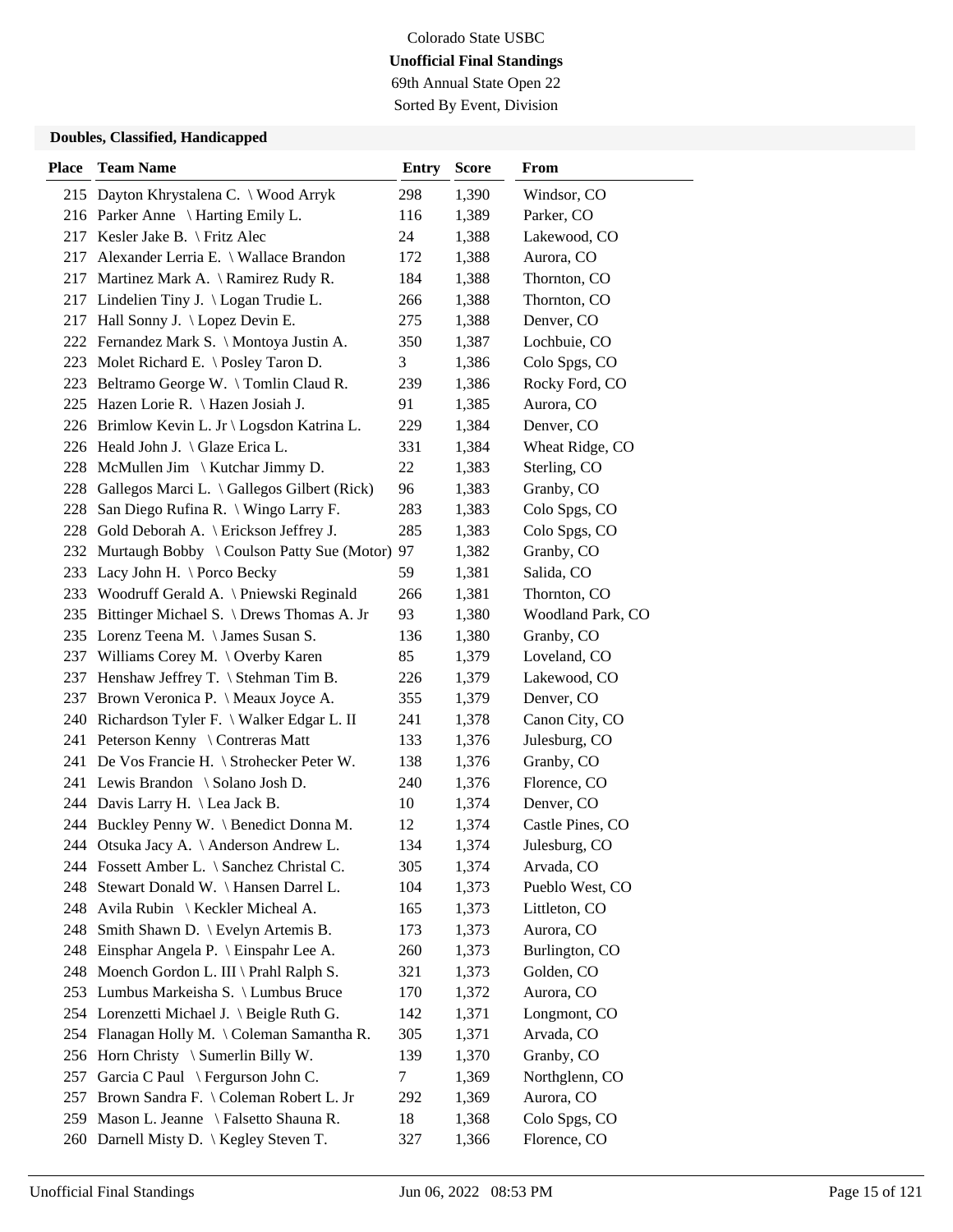Colorado State USBC

**Unofficial Final Standings**

69th Annual State Open 22

Sorted By Event, Division

### Doubles, Classified, Handicapped

| Place | Team Name | Entry | Score | From |
|---|---|---|---|---|
| 215 | Dayton Khrystalena C. \ Wood Arryk | 298 | 1,390 | Windsor, CO |
| 216 | Parker Anne \ Harting Emily L. | 116 | 1,389 | Parker, CO |
| 217 | Kesler Jake B. \ Fritz Alec | 24 | 1,388 | Lakewood, CO |
| 217 | Alexander Lerria E. \ Wallace Brandon | 172 | 1,388 | Aurora, CO |
| 217 | Martinez Mark A. \ Ramirez Rudy R. | 184 | 1,388 | Thornton, CO |
| 217 | Lindelien Tiny J. \ Logan Trudie L. | 266 | 1,388 | Thornton, CO |
| 217 | Hall Sonny J. \ Lopez Devin E. | 275 | 1,388 | Denver, CO |
| 222 | Fernandez Mark S. \ Montoya Justin A. | 350 | 1,387 | Lochbuie, CO |
| 223 | Molet Richard E. \ Posley Taron D. | 3 | 1,386 | Colo Spgs, CO |
| 223 | Beltramo George W. \ Tomlin Claud R. | 239 | 1,386 | Rocky Ford, CO |
| 225 | Hazen Lorie R. \ Hazen Josiah J. | 91 | 1,385 | Aurora, CO |
| 226 | Brimlow Kevin L. Jr \ Logsdon Katrina L. | 229 | 1,384 | Denver, CO |
| 226 | Heald John J. \ Glaze Erica L. | 331 | 1,384 | Wheat Ridge, CO |
| 228 | McMullen Jim \ Kutchar Jimmy D. | 22 | 1,383 | Sterling, CO |
| 228 | Gallegos Marci L. \ Gallegos Gilbert (Rick) | 96 | 1,383 | Granby, CO |
| 228 | San Diego Rufina R. \ Wingo Larry F. | 283 | 1,383 | Colo Spgs, CO |
| 228 | Gold Deborah A. \ Erickson Jeffrey J. | 285 | 1,383 | Colo Spgs, CO |
| 232 | Murtaugh Bobby \ Coulson Patty Sue (Motor) | 97 | 1,382 | Granby, CO |
| 233 | Lacy John H. \ Porco Becky | 59 | 1,381 | Salida, CO |
| 233 | Woodruff Gerald A. \ Pniewski Reginald | 266 | 1,381 | Thornton, CO |
| 235 | Bittinger Michael S. \ Drews Thomas A. Jr | 93 | 1,380 | Woodland Park, CO |
| 235 | Lorenz Teena M. \ James Susan S. | 136 | 1,380 | Granby, CO |
| 237 | Williams Corey M. \ Overby Karen | 85 | 1,379 | Loveland, CO |
| 237 | Henshaw Jeffrey T. \ Stehman Tim B. | 226 | 1,379 | Lakewood, CO |
| 237 | Brown Veronica P. \ Meaux Joyce A. | 355 | 1,379 | Denver, CO |
| 240 | Richardson Tyler F. \ Walker Edgar L. II | 241 | 1,378 | Canon City, CO |
| 241 | Peterson Kenny \ Contreras Matt | 133 | 1,376 | Julesburg, CO |
| 241 | De Vos Francie H. \ Strohecker Peter W. | 138 | 1,376 | Granby, CO |
| 241 | Lewis Brandon \ Solano Josh D. | 240 | 1,376 | Florence, CO |
| 244 | Davis Larry H. \ Lea Jack B. | 10 | 1,374 | Denver, CO |
| 244 | Buckley Penny W. \ Benedict Donna M. | 12 | 1,374 | Castle Pines, CO |
| 244 | Otsuka Jacy A. \ Anderson Andrew L. | 134 | 1,374 | Julesburg, CO |
| 244 | Fossett Amber L. \ Sanchez Christal C. | 305 | 1,374 | Arvada, CO |
| 248 | Stewart Donald W. \ Hansen Darrel L. | 104 | 1,373 | Pueblo West, CO |
| 248 | Avila Rubin \ Keckler Micheal A. | 165 | 1,373 | Littleton, CO |
| 248 | Smith Shawn D. \ Evelyn Artemis B. | 173 | 1,373 | Aurora, CO |
| 248 | Einsphar Angela P. \ Einspahr Lee A. | 260 | 1,373 | Burlington, CO |
| 248 | Moench Gordon L. III \ Prahl Ralph S. | 321 | 1,373 | Golden, CO |
| 253 | Lumbus Markeisha S. \ Lumbus Bruce | 170 | 1,372 | Aurora, CO |
| 254 | Lorenzetti Michael J. \ Beigle Ruth G. | 142 | 1,371 | Longmont, CO |
| 254 | Flanagan Holly M. \ Coleman Samantha R. | 305 | 1,371 | Arvada, CO |
| 256 | Horn Christy \ Sumerlin Billy W. | 139 | 1,370 | Granby, CO |
| 257 | Garcia C Paul \ Fergurson John C. | 7 | 1,369 | Northglenn, CO |
| 257 | Brown Sandra F. \ Coleman Robert L. Jr | 292 | 1,369 | Aurora, CO |
| 259 | Mason L. Jeanne \ Falsetto Shauna R. | 18 | 1,368 | Colo Spgs, CO |
| 260 | Darnell Misty D. \ Kegley Steven T. | 327 | 1,366 | Florence, CO |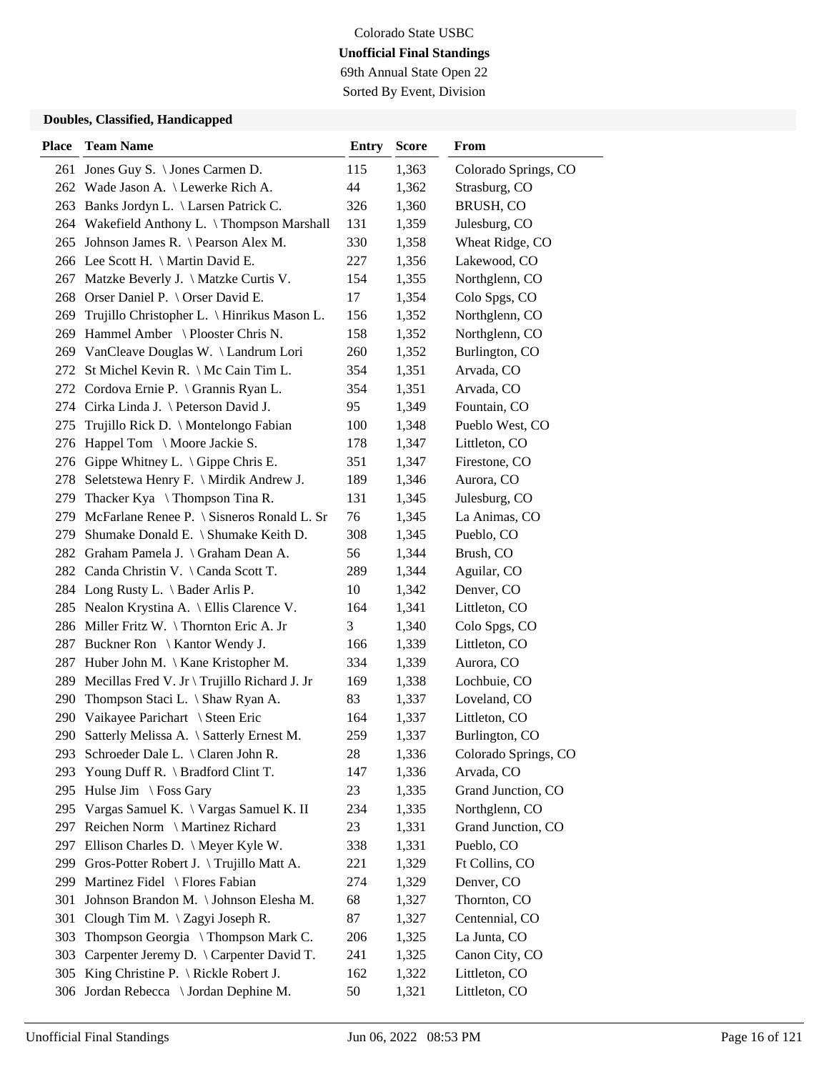Colorado State USBC

**Unofficial Final Standings**

69th Annual State Open 22

Sorted By Event, Division

### Doubles, Classified, Handicapped

| Place | Team Name | Entry | Score | From |
|---|---|---|---|---|
| 261 | Jones Guy S. \ Jones Carmen D. | 115 | 1,363 | Colorado Springs, CO |
| 262 | Wade Jason A. \ Lewerke Rich A. | 44 | 1,362 | Strasburg, CO |
| 263 | Banks Jordyn L. \ Larsen Patrick C. | 326 | 1,360 | BRUSH, CO |
| 264 | Wakefield Anthony L. \ Thompson Marshall | 131 | 1,359 | Julesburg, CO |
| 265 | Johnson James R. \ Pearson Alex M. | 330 | 1,358 | Wheat Ridge, CO |
| 266 | Lee Scott H. \ Martin David E. | 227 | 1,356 | Lakewood, CO |
| 267 | Matzke Beverly J. \ Matzke Curtis V. | 154 | 1,355 | Northglenn, CO |
| 268 | Orser Daniel P. \ Orser David E. | 17 | 1,354 | Colo Spgs, CO |
| 269 | Trujillo Christopher L. \ Hinrikus Mason L. | 156 | 1,352 | Northglenn, CO |
| 269 | Hammel Amber \ Plooster Chris N. | 158 | 1,352 | Northglenn, CO |
| 269 | VanCleave Douglas W. \ Landrum Lori | 260 | 1,352 | Burlington, CO |
| 272 | St Michel Kevin R. \ Mc Cain Tim L. | 354 | 1,351 | Arvada, CO |
| 272 | Cordova Ernie P. \ Grannis Ryan L. | 354 | 1,351 | Arvada, CO |
| 274 | Cirka Linda J. \ Peterson David J. | 95 | 1,349 | Fountain, CO |
| 275 | Trujillo Rick D. \ Montelongo Fabian | 100 | 1,348 | Pueblo West, CO |
| 276 | Happel Tom \ Moore Jackie S. | 178 | 1,347 | Littleton, CO |
| 276 | Gippe Whitney L. \ Gippe Chris E. | 351 | 1,347 | Firestone, CO |
| 278 | Seletstewa Henry F. \ Mirdik Andrew J. | 189 | 1,346 | Aurora, CO |
| 279 | Thacker Kya \ Thompson Tina R. | 131 | 1,345 | Julesburg, CO |
| 279 | McFarlane Renee P. \ Sisneros Ronald L. Sr | 76 | 1,345 | La Animas, CO |
| 279 | Shumake Donald E. \ Shumake Keith D. | 308 | 1,345 | Pueblo, CO |
| 282 | Graham Pamela J. \ Graham Dean A. | 56 | 1,344 | Brush, CO |
| 282 | Canda Christin V. \ Canda Scott T. | 289 | 1,344 | Aguilar, CO |
| 284 | Long Rusty L. \ Bader Arlis P. | 10 | 1,342 | Denver, CO |
| 285 | Nealon Krystina A. \ Ellis Clarence V. | 164 | 1,341 | Littleton, CO |
| 286 | Miller Fritz W. \ Thornton Eric A. Jr | 3 | 1,340 | Colo Spgs, CO |
| 287 | Buckner Ron \ Kantor Wendy J. | 166 | 1,339 | Littleton, CO |
| 287 | Huber John M. \ Kane Kristopher M. | 334 | 1,339 | Aurora, CO |
| 289 | Mecillas Fred V. Jr \ Trujillo Richard J. Jr | 169 | 1,338 | Lochbuie, CO |
| 290 | Thompson Staci L. \ Shaw Ryan A. | 83 | 1,337 | Loveland, CO |
| 290 | Vaikayee Parichart \ Steen Eric | 164 | 1,337 | Littleton, CO |
| 290 | Satterly Melissa A. \ Satterly Ernest M. | 259 | 1,337 | Burlington, CO |
| 293 | Schroeder Dale L. \ Claren John R. | 28 | 1,336 | Colorado Springs, CO |
| 293 | Young Duff R. \ Bradford Clint T. | 147 | 1,336 | Arvada, CO |
| 295 | Hulse Jim \ Foss Gary | 23 | 1,335 | Grand Junction, CO |
| 295 | Vargas Samuel K. \ Vargas Samuel K. II | 234 | 1,335 | Northglenn, CO |
| 297 | Reichen Norm \ Martinez Richard | 23 | 1,331 | Grand Junction, CO |
| 297 | Ellison Charles D. \ Meyer Kyle W. | 338 | 1,331 | Pueblo, CO |
| 299 | Gros-Potter Robert J. \ Trujillo Matt A. | 221 | 1,329 | Ft Collins, CO |
| 299 | Martinez Fidel \ Flores Fabian | 274 | 1,329 | Denver, CO |
| 301 | Johnson Brandon M. \ Johnson Elesha M. | 68 | 1,327 | Thornton, CO |
| 301 | Clough Tim M. \ Zagyi Joseph R. | 87 | 1,327 | Centennial, CO |
| 303 | Thompson Georgia \ Thompson Mark C. | 206 | 1,325 | La Junta, CO |
| 303 | Carpenter Jeremy D. \ Carpenter David T. | 241 | 1,325 | Canon City, CO |
| 305 | King Christine P. \ Rickle Robert J. | 162 | 1,322 | Littleton, CO |
| 306 | Jordan Rebecca \ Jordan Dephine M. | 50 | 1,321 | Littleton, CO |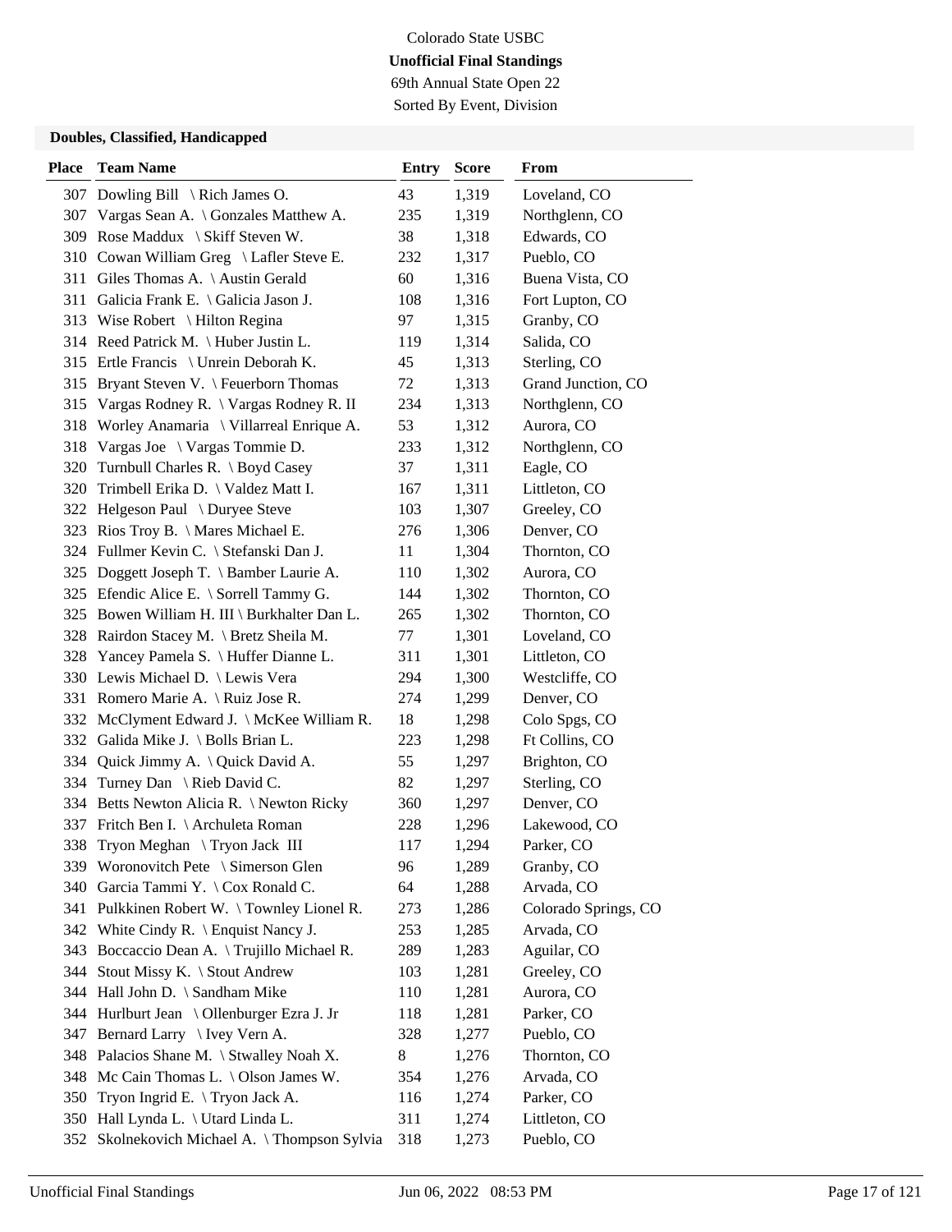Colorado State USBC

**Unofficial Final Standings**

69th Annual State Open 22

Sorted By Event, Division

### Doubles, Classified, Handicapped

| Place | Team Name | Entry | Score | From |
|---|---|---|---|---|
| 307 | Dowling Bill \ Rich James O. | 43 | 1,319 | Loveland, CO |
| 307 | Vargas Sean A. \ Gonzales Matthew A. | 235 | 1,319 | Northglenn, CO |
| 309 | Rose Maddux \ Skiff Steven W. | 38 | 1,318 | Edwards, CO |
| 310 | Cowan William Greg \ Lafler Steve E. | 232 | 1,317 | Pueblo, CO |
| 311 | Giles Thomas A. \ Austin Gerald | 60 | 1,316 | Buena Vista, CO |
| 311 | Galicia Frank E. \ Galicia Jason J. | 108 | 1,316 | Fort Lupton, CO |
| 313 | Wise Robert \ Hilton Regina | 97 | 1,315 | Granby, CO |
| 314 | Reed Patrick M. \ Huber Justin L. | 119 | 1,314 | Salida, CO |
| 315 | Ertle Francis \ Unrein Deborah K. | 45 | 1,313 | Sterling, CO |
| 315 | Bryant Steven V. \ Feuerborn Thomas | 72 | 1,313 | Grand Junction, CO |
| 315 | Vargas Rodney R. \ Vargas Rodney R. II | 234 | 1,313 | Northglenn, CO |
| 318 | Worley Anamaria \ Villarreal Enrique A. | 53 | 1,312 | Aurora, CO |
| 318 | Vargas Joe \ Vargas Tommie D. | 233 | 1,312 | Northglenn, CO |
| 320 | Turnbull Charles R. \ Boyd Casey | 37 | 1,311 | Eagle, CO |
| 320 | Trimbell Erika D. \ Valdez Matt I. | 167 | 1,311 | Littleton, CO |
| 322 | Helgeson Paul \ Duryee Steve | 103 | 1,307 | Greeley, CO |
| 323 | Rios Troy B. \ Mares Michael E. | 276 | 1,306 | Denver, CO |
| 324 | Fullmer Kevin C. \ Stefanski Dan J. | 11 | 1,304 | Thornton, CO |
| 325 | Doggett Joseph T. \ Bamber Laurie A. | 110 | 1,302 | Aurora, CO |
| 325 | Efendic Alice E. \ Sorrell Tammy G. | 144 | 1,302 | Thornton, CO |
| 325 | Bowen William H. III \ Burkhalter Dan L. | 265 | 1,302 | Thornton, CO |
| 328 | Rairdon Stacey M. \ Bretz Sheila M. | 77 | 1,301 | Loveland, CO |
| 328 | Yancey Pamela S. \ Huffer Dianne L. | 311 | 1,301 | Littleton, CO |
| 330 | Lewis Michael D. \ Lewis Vera | 294 | 1,300 | Westcliffe, CO |
| 331 | Romero Marie A. \ Ruiz Jose R. | 274 | 1,299 | Denver, CO |
| 332 | McClyment Edward J. \ McKee William R. | 18 | 1,298 | Colo Spgs, CO |
| 332 | Galida Mike J. \ Bolls Brian L. | 223 | 1,298 | Ft Collins, CO |
| 334 | Quick Jimmy A. \ Quick David A. | 55 | 1,297 | Brighton, CO |
| 334 | Turney Dan \ Rieb David C. | 82 | 1,297 | Sterling, CO |
| 334 | Betts Newton Alicia R. \ Newton Ricky | 360 | 1,297 | Denver, CO |
| 337 | Fritch Ben I. \ Archuleta Roman | 228 | 1,296 | Lakewood, CO |
| 338 | Tryon Meghan \ Tryon Jack III | 117 | 1,294 | Parker, CO |
| 339 | Woronovitch Pete \ Simerson Glen | 96 | 1,289 | Granby, CO |
| 340 | Garcia Tammi Y. \ Cox Ronald C. | 64 | 1,288 | Arvada, CO |
| 341 | Pulkkinen Robert W. \ Townley Lionel R. | 273 | 1,286 | Colorado Springs, CO |
| 342 | White Cindy R. \ Enquist Nancy J. | 253 | 1,285 | Arvada, CO |
| 343 | Boccaccio Dean A. \ Trujillo Michael R. | 289 | 1,283 | Aguilar, CO |
| 344 | Stout Missy K. \ Stout Andrew | 103 | 1,281 | Greeley, CO |
| 344 | Hall John D. \ Sandham Mike | 110 | 1,281 | Aurora, CO |
| 344 | Hurlburt Jean \ Ollenburger Ezra J. Jr | 118 | 1,281 | Parker, CO |
| 347 | Bernard Larry \ Ivey Vern A. | 328 | 1,277 | Pueblo, CO |
| 348 | Palacios Shane M. \ Stwalley Noah X. | 8 | 1,276 | Thornton, CO |
| 348 | Mc Cain Thomas L. \ Olson James W. | 354 | 1,276 | Arvada, CO |
| 350 | Tryon Ingrid E. \ Tryon Jack A. | 116 | 1,274 | Parker, CO |
| 350 | Hall Lynda L. \ Utard Linda L. | 311 | 1,274 | Littleton, CO |
| 352 | Skolnekovich Michael A. \ Thompson Sylvia | 318 | 1,273 | Pueblo, CO |

Unofficial Final Standings Jun 06, 2022 08:53 PM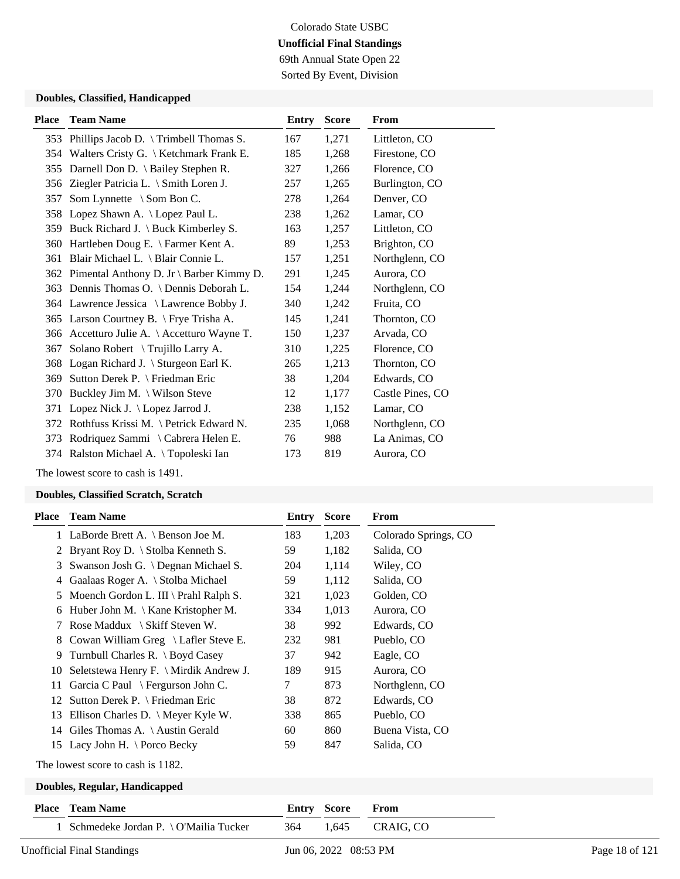Colorado State USBC

**Unofficial Final Standings**

69th Annual State Open 22

Sorted By Event, Division

### Doubles, Classified, Handicapped

| Place | Team Name | Entry | Score | From |
|---|---|---|---|---|
| 353 | Phillips Jacob D. \ Trimbell Thomas S. | 167 | 1,271 | Littleton, CO |
| 354 | Walters Cristy G. \ Ketchmark Frank E. | 185 | 1,268 | Firestone, CO |
| 355 | Darnell Don D. \ Bailey Stephen R. | 327 | 1,266 | Florence, CO |
| 356 | Ziegler Patricia L. \ Smith Loren J. | 257 | 1,265 | Burlington, CO |
| 357 | Som Lynnette \ Som Bon C. | 278 | 1,264 | Denver, CO |
| 358 | Lopez Shawn A. \ Lopez Paul L. | 238 | 1,262 | Lamar, CO |
| 359 | Buck Richard J. \ Buck Kimberley S. | 163 | 1,257 | Littleton, CO |
| 360 | Hartleben Doug E. \ Farmer Kent A. | 89 | 1,253 | Brighton, CO |
| 361 | Blair Michael L. \ Blair Connie L. | 157 | 1,251 | Northglenn, CO |
| 362 | Pimental Anthony D. Jr \ Barber Kimmy D. | 291 | 1,245 | Aurora, CO |
| 363 | Dennis Thomas O. \ Dennis Deborah L. | 154 | 1,244 | Northglenn, CO |
| 364 | Lawrence Jessica \ Lawrence Bobby J. | 340 | 1,242 | Fruita, CO |
| 365 | Larson Courtney B. \ Frye Trisha A. | 145 | 1,241 | Thornton, CO |
| 366 | Accetturo Julie A. \ Accetturo Wayne T. | 150 | 1,237 | Arvada, CO |
| 367 | Solano Robert \ Trujillo Larry A. | 310 | 1,225 | Florence, CO |
| 368 | Logan Richard J. \ Sturgeon Earl K. | 265 | 1,213 | Thornton, CO |
| 369 | Sutton Derek P. \ Friedman Eric | 38 | 1,204 | Edwards, CO |
| 370 | Buckley Jim M. \ Wilson Steve | 12 | 1,177 | Castle Pines, CO |
| 371 | Lopez Nick J. \ Lopez Jarrod J. | 238 | 1,152 | Lamar, CO |
| 372 | Rothfuss Krissi M. \ Petrick Edward N. | 235 | 1,068 | Northglenn, CO |
| 373 | Rodriquez Sammi \ Cabrera Helen E. | 76 | 988 | La Animas, CO |
| 374 | Ralston Michael A. \ Topoleski Ian | 173 | 819 | Aurora, CO |

The lowest score to cash is 1491.

### Doubles, Classified Scratch, Scratch

| Place | Team Name | Entry | Score | From |
|---|---|---|---|---|
| 1 | LaBorde Brett A. \ Benson Joe M. | 183 | 1,203 | Colorado Springs, CO |
| 2 | Bryant Roy D. \ Stolba Kenneth S. | 59 | 1,182 | Salida, CO |
| 3 | Swanson Josh G. \ Degnan Michael S. | 204 | 1,114 | Wiley, CO |
| 4 | Gaalaas Roger A. \ Stolba Michael | 59 | 1,112 | Salida, CO |
| 5 | Moench Gordon L. III \ Prahl Ralph S. | 321 | 1,023 | Golden, CO |
| 6 | Huber John M. \ Kane Kristopher M. | 334 | 1,013 | Aurora, CO |
| 7 | Rose Maddux \ Skiff Steven W. | 38 | 992 | Edwards, CO |
| 8 | Cowan William Greg \ Lafler Steve E. | 232 | 981 | Pueblo, CO |
| 9 | Turnbull Charles R. \ Boyd Casey | 37 | 942 | Eagle, CO |
| 10 | Seletstewa Henry F. \ Mirdik Andrew J. | 189 | 915 | Aurora, CO |
| 11 | Garcia C Paul \ Ferguson John C. | 7 | 873 | Northglenn, CO |
| 12 | Sutton Derek P. \ Friedman Eric | 38 | 872 | Edwards, CO |
| 13 | Ellison Charles D. \ Meyer Kyle W. | 338 | 865 | Pueblo, CO |
| 14 | Giles Thomas A. \ Austin Gerald | 60 | 860 | Buena Vista, CO |
| 15 | Lacy John H. \ Porco Becky | 59 | 847 | Salida, CO |

The lowest score to cash is 1182.

### Doubles, Regular, Handicapped

| Place | Team Name | Entry | Score | From |
|---|---|---|---|---|
| 1 | Schmedeke Jordan P. \ O'Mailia Tucker | 364 | 1,645 | CRAIG, CO |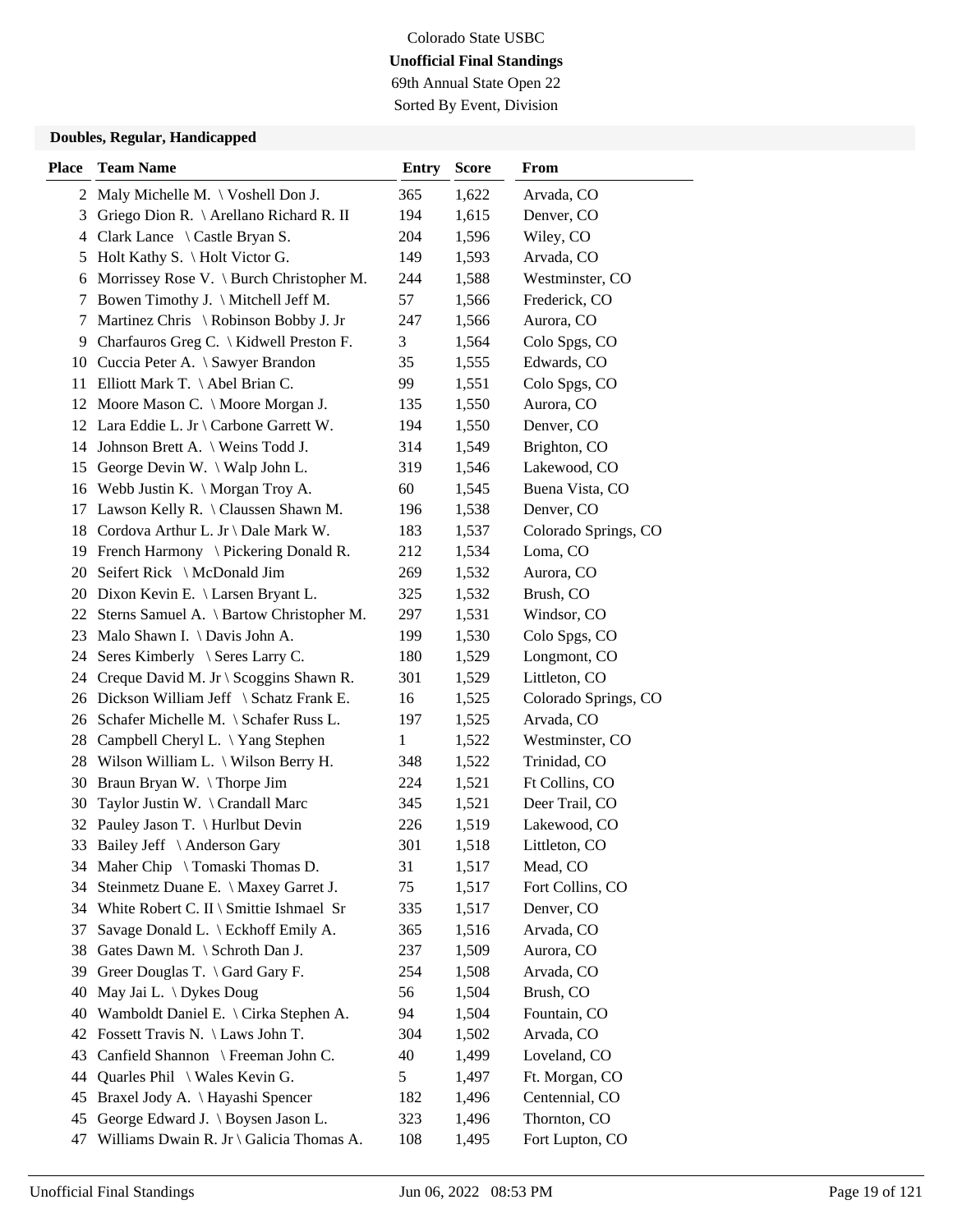Colorado State USBC

**Unofficial Final Standings**

69th Annual State Open 22

Sorted By Event, Division

### Doubles, Regular, Handicapped

| Place | Team Name | Entry | Score | From |
|---|---|---|---|---|
| 2 | Maly Michelle M. \ Voshell Don J. | 365 | 1,622 | Arvada, CO |
| 3 | Griego Dion R. \ Arellano Richard R. II | 194 | 1,615 | Denver, CO |
| 4 | Clark Lance \ Castle Bryan S. | 204 | 1,596 | Wiley, CO |
| 5 | Holt Kathy S. \ Holt Victor G. | 149 | 1,593 | Arvada, CO |
| 6 | Morrissey Rose V. \ Burch Christopher M. | 244 | 1,588 | Westminster, CO |
| 7 | Bowen Timothy J. \ Mitchell Jeff M. | 57 | 1,566 | Frederick, CO |
| 7 | Martinez Chris \ Robinson Bobby J. Jr | 247 | 1,566 | Aurora, CO |
| 9 | Charfauros Greg C. \ Kidwell Preston F. | 3 | 1,564 | Colo Spgs, CO |
| 10 | Cuccia Peter A. \ Sawyer Brandon | 35 | 1,555 | Edwards, CO |
| 11 | Elliott Mark T. \ Abel Brian C. | 99 | 1,551 | Colo Spgs, CO |
| 12 | Moore Mason C. \ Moore Morgan J. | 135 | 1,550 | Aurora, CO |
| 12 | Lara Eddie L. Jr \ Carbone Garrett W. | 194 | 1,550 | Denver, CO |
| 14 | Johnson Brett A. \ Weins Todd J. | 314 | 1,549 | Brighton, CO |
| 15 | George Devin W. \ Walp John L. | 319 | 1,546 | Lakewood, CO |
| 16 | Webb Justin K. \ Morgan Troy A. | 60 | 1,545 | Buena Vista, CO |
| 17 | Lawson Kelly R. \ Claussen Shawn M. | 196 | 1,538 | Denver, CO |
| 18 | Cordova Arthur L. Jr \ Dale Mark W. | 183 | 1,537 | Colorado Springs, CO |
| 19 | French Harmony \ Pickering Donald R. | 212 | 1,534 | Loma, CO |
| 20 | Seifert Rick \ McDonald Jim | 269 | 1,532 | Aurora, CO |
| 20 | Dixon Kevin E. \ Larsen Bryant L. | 325 | 1,532 | Brush, CO |
| 22 | Sterns Samuel A. \ Bartow Christopher M. | 297 | 1,531 | Windsor, CO |
| 23 | Malo Shawn I. \ Davis John A. | 199 | 1,530 | Colo Spgs, CO |
| 24 | Seres Kimberly \ Seres Larry C. | 180 | 1,529 | Longmont, CO |
| 24 | Creque David M. Jr \ Scoggins Shawn R. | 301 | 1,529 | Littleton, CO |
| 26 | Dickson William Jeff \ Schatz Frank E. | 16 | 1,525 | Colorado Springs, CO |
| 26 | Schafer Michelle M. \ Schafer Russ L. | 197 | 1,525 | Arvada, CO |
| 28 | Campbell Cheryl L. \ Yang Stephen | 1 | 1,522 | Westminster, CO |
| 28 | Wilson William L. \ Wilson Berry H. | 348 | 1,522 | Trinidad, CO |
| 30 | Braun Bryan W. \ Thorpe Jim | 224 | 1,521 | Ft Collins, CO |
| 30 | Taylor Justin W. \ Crandall Marc | 345 | 1,521 | Deer Trail, CO |
| 32 | Pauley Jason T. \ Hurlbut Devin | 226 | 1,519 | Lakewood, CO |
| 33 | Bailey Jeff \ Anderson Gary | 301 | 1,518 | Littleton, CO |
| 34 | Maher Chip \ Tomaski Thomas D. | 31 | 1,517 | Mead, CO |
| 34 | Steinmetz Duane E. \ Maxey Garret J. | 75 | 1,517 | Fort Collins, CO |
| 34 | White Robert C. II \ Smittie Ishmael Sr | 335 | 1,517 | Denver, CO |
| 37 | Savage Donald L. \ Eckhoff Emily A. | 365 | 1,516 | Arvada, CO |
| 38 | Gates Dawn M. \ Schroth Dan J. | 237 | 1,509 | Aurora, CO |
| 39 | Greer Douglas T. \ Gard Gary F. | 254 | 1,508 | Arvada, CO |
| 40 | May Jai L. \ Dykes Doug | 56 | 1,504 | Brush, CO |
| 40 | Wamboldt Daniel E. \ Cirka Stephen A. | 94 | 1,504 | Fountain, CO |
| 42 | Fossett Travis N. \ Laws John T. | 304 | 1,502 | Arvada, CO |
| 43 | Canfield Shannon \ Freeman John C. | 40 | 1,499 | Loveland, CO |
| 44 | Quarles Phil \ Wales Kevin G. | 5 | 1,497 | Ft. Morgan, CO |
| 45 | Braxel Jody A. \ Hayashi Spencer | 182 | 1,496 | Centennial, CO |
| 45 | George Edward J. \ Boysen Jason L. | 323 | 1,496 | Thornton, CO |
| 47 | Williams Dwain R. Jr \ Galicia Thomas A. | 108 | 1,495 | Fort Lupton, CO |

Unofficial Final Standings — Jun 06, 2022 08:53 PM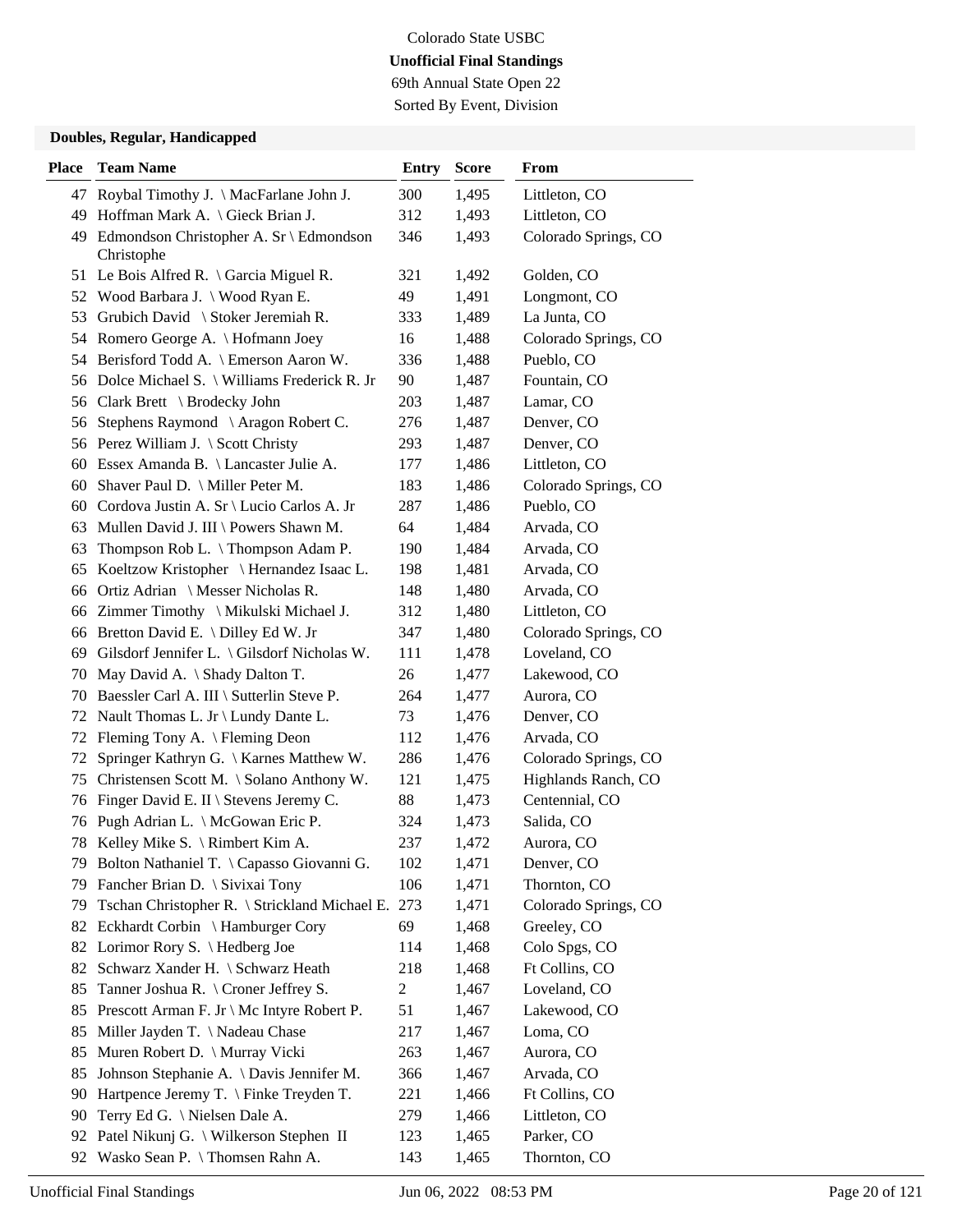Colorado State USBC

**Unofficial Final Standings**

69th Annual State Open 22

Sorted By Event, Division

### Doubles, Regular, Handicapped

| Place | Team Name | Entry | Score | From |
|---|---|---|---|---|
| 47 | Roybal Timothy J. \ MacFarlane John J. | 300 | 1,495 | Littleton, CO |
| 49 | Hoffman Mark A. \ Gieck Brian J. | 312 | 1,493 | Littleton, CO |
| 49 | Edmondson Christopher A. Sr \ Edmondson Christophe | 346 | 1,493 | Colorado Springs, CO |
| 51 | Le Bois Alfred R. \ Garcia Miguel R. | 321 | 1,492 | Golden, CO |
| 52 | Wood Barbara J. \ Wood Ryan E. | 49 | 1,491 | Longmont, CO |
| 53 | Grubich David \ Stoker Jeremiah R. | 333 | 1,489 | La Junta, CO |
| 54 | Romero George A. \ Hofmann Joey | 16 | 1,488 | Colorado Springs, CO |
| 54 | Berisford Todd A. \ Emerson Aaron W. | 336 | 1,488 | Pueblo, CO |
| 56 | Dolce Michael S. \ Williams Frederick R. Jr | 90 | 1,487 | Fountain, CO |
| 56 | Clark Brett \ Brodecky John | 203 | 1,487 | Lamar, CO |
| 56 | Stephens Raymond \ Aragon Robert C. | 276 | 1,487 | Denver, CO |
| 56 | Perez William J. \ Scott Christy | 293 | 1,487 | Denver, CO |
| 60 | Essex Amanda B. \ Lancaster Julie A. | 177 | 1,486 | Littleton, CO |
| 60 | Shaver Paul D. \ Miller Peter M. | 183 | 1,486 | Colorado Springs, CO |
| 60 | Cordova Justin A. Sr \ Lucio Carlos A. Jr | 287 | 1,486 | Pueblo, CO |
| 63 | Mullen David J. III \ Powers Shawn M. | 64 | 1,484 | Arvada, CO |
| 63 | Thompson Rob L. \ Thompson Adam P. | 190 | 1,484 | Arvada, CO |
| 65 | Koeltzow Kristopher \ Hernandez Isaac L. | 198 | 1,481 | Arvada, CO |
| 66 | Ortiz Adrian \ Messer Nicholas R. | 148 | 1,480 | Arvada, CO |
| 66 | Zimmer Timothy \ Mikulski Michael J. | 312 | 1,480 | Littleton, CO |
| 66 | Bretton David E. \ Dilley Ed W. Jr | 347 | 1,480 | Colorado Springs, CO |
| 69 | Gilsdorf Jennifer L. \ Gilsdorf Nicholas W. | 111 | 1,478 | Loveland, CO |
| 70 | May David A. \ Shady Dalton T. | 26 | 1,477 | Lakewood, CO |
| 70 | Baessler Carl A. III \ Sutterlin Steve P. | 264 | 1,477 | Aurora, CO |
| 72 | Nault Thomas L. Jr \ Lundy Dante L. | 73 | 1,476 | Denver, CO |
| 72 | Fleming Tony A. \ Fleming Deon | 112 | 1,476 | Arvada, CO |
| 72 | Springer Kathryn G. \ Karnes Matthew W. | 286 | 1,476 | Colorado Springs, CO |
| 75 | Christensen Scott M. \ Solano Anthony W. | 121 | 1,475 | Highlands Ranch, CO |
| 76 | Finger David E. II \ Stevens Jeremy C. | 88 | 1,473 | Centennial, CO |
| 76 | Pugh Adrian L. \ McGowan Eric P. | 324 | 1,473 | Salida, CO |
| 78 | Kelley Mike S. \ Rimbert Kim A. | 237 | 1,472 | Aurora, CO |
| 79 | Bolton Nathaniel T. \ Capasso Giovanni G. | 102 | 1,471 | Denver, CO |
| 79 | Fancher Brian D. \ Sivixai Tony | 106 | 1,471 | Thornton, CO |
| 79 | Tschan Christopher R. \ Strickland Michael E. | 273 | 1,471 | Colorado Springs, CO |
| 82 | Eckhardt Corbin \ Hamburger Cory | 69 | 1,468 | Greeley, CO |
| 82 | Lorimor Rory S. \ Hedberg Joe | 114 | 1,468 | Colo Spgs, CO |
| 82 | Schwarz Xander H. \ Schwarz Heath | 218 | 1,468 | Ft Collins, CO |
| 85 | Tanner Joshua R. \ Croner Jeffrey S. | 2 | 1,467 | Loveland, CO |
| 85 | Prescott Arman F. Jr \ Mc Intyre Robert P. | 51 | 1,467 | Lakewood, CO |
| 85 | Miller Jayden T. \ Nadeau Chase | 217 | 1,467 | Loma, CO |
| 85 | Muren Robert D. \ Murray Vicki | 263 | 1,467 | Aurora, CO |
| 85 | Johnson Stephanie A. \ Davis Jennifer M. | 366 | 1,467 | Arvada, CO |
| 90 | Hartpence Jeremy T. \ Finke Treyden T. | 221 | 1,466 | Ft Collins, CO |
| 90 | Terry Ed G. \ Nielsen Dale A. | 279 | 1,466 | Littleton, CO |
| 92 | Patel Nikunj G. \ Wilkerson Stephen II | 123 | 1,465 | Parker, CO |
| 92 | Wasko Sean P. \ Thomsen Rahn A. | 143 | 1,465 | Thornton, CO |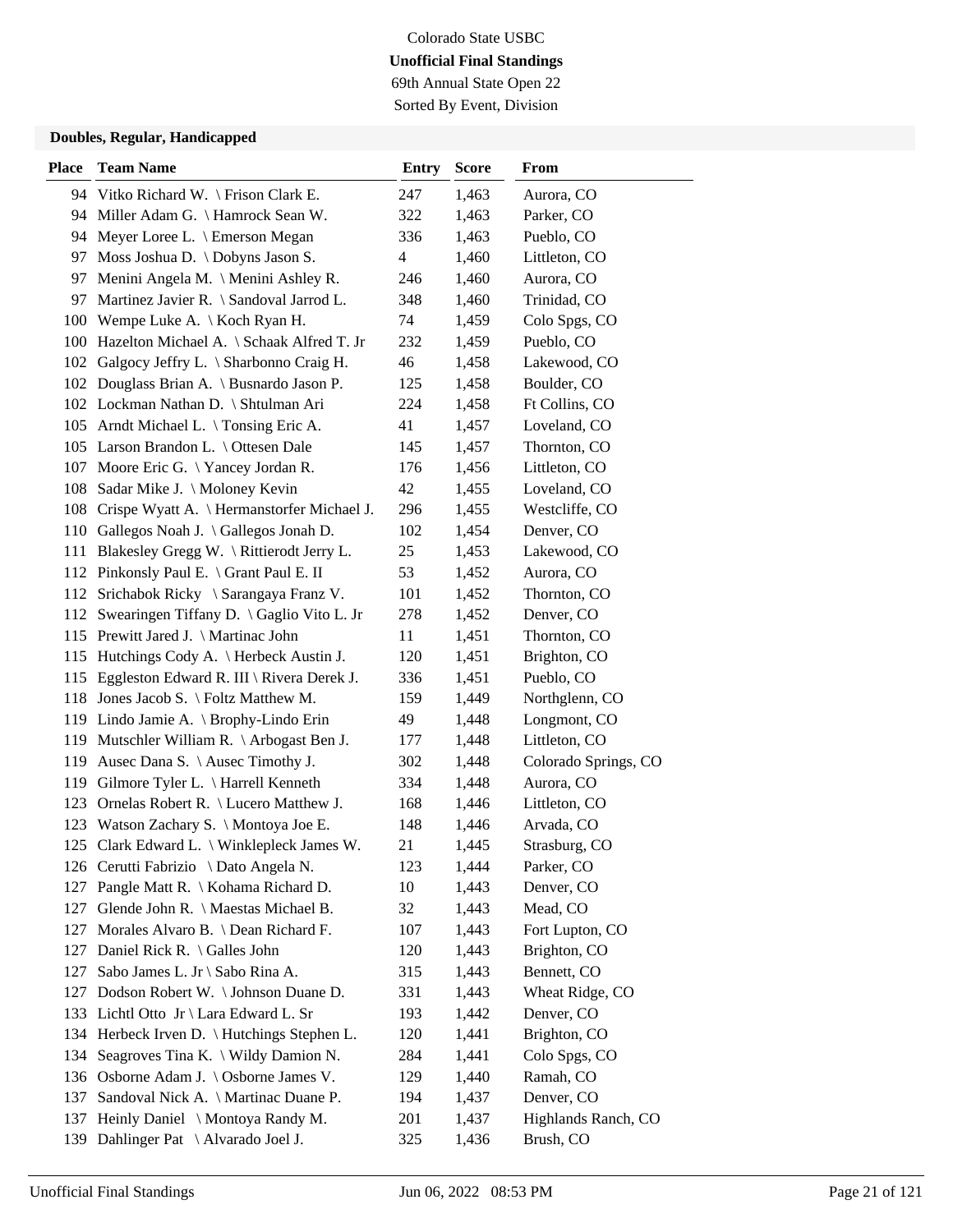Colorado State USBC

**Unofficial Final Standings**

69th Annual State Open 22

Sorted By Event, Division

### Doubles, Regular, Handicapped

| Place | Team Name | Entry | Score | From |
|---|---|---|---|---|
| 94 | Vitko Richard W. \ Frison Clark E. | 247 | 1,463 | Aurora, CO |
| 94 | Miller Adam G. \ Hamrock Sean W. | 322 | 1,463 | Parker, CO |
| 94 | Meyer Loree L. \ Emerson Megan | 336 | 1,463 | Pueblo, CO |
| 97 | Moss Joshua D. \ Dobyns Jason S. | 4 | 1,460 | Littleton, CO |
| 97 | Menini Angela M. \ Menini Ashley R. | 246 | 1,460 | Aurora, CO |
| 97 | Martinez Javier R. \ Sandoval Jarrod L. | 348 | 1,460 | Trinidad, CO |
| 100 | Wempe Luke A. \ Koch Ryan H. | 74 | 1,459 | Colo Spgs, CO |
| 100 | Hazelton Michael A. \ Schaak Alfred T. Jr | 232 | 1,459 | Pueblo, CO |
| 102 | Galgocy Jeffry L. \ Sharbonno Craig H. | 46 | 1,458 | Lakewood, CO |
| 102 | Douglass Brian A. \ Busnardo Jason P. | 125 | 1,458 | Boulder, CO |
| 102 | Lockman Nathan D. \ Shtulman Ari | 224 | 1,458 | Ft Collins, CO |
| 105 | Arndt Michael L. \ Tonsing Eric A. | 41 | 1,457 | Loveland, CO |
| 105 | Larson Brandon L. \ Ottesen Dale | 145 | 1,457 | Thornton, CO |
| 107 | Moore Eric G. \ Yancey Jordan R. | 176 | 1,456 | Littleton, CO |
| 108 | Sadar Mike J. \ Moloney Kevin | 42 | 1,455 | Loveland, CO |
| 108 | Crispe Wyatt A. \ Hermanstorfer Michael J. | 296 | 1,455 | Westcliffe, CO |
| 110 | Gallegos Noah J. \ Gallegos Jonah D. | 102 | 1,454 | Denver, CO |
| 111 | Blakesley Gregg W. \ Rittierodt Jerry L. | 25 | 1,453 | Lakewood, CO |
| 112 | Pinkonsly Paul E. \ Grant Paul E. II | 53 | 1,452 | Aurora, CO |
| 112 | Srichabok Ricky \ Sarangaya Franz V. | 101 | 1,452 | Thornton, CO |
| 112 | Swearingen Tiffany D. \ Gaglio Vito L. Jr | 278 | 1,452 | Denver, CO |
| 115 | Prewitt Jared J. \ Martinac John | 11 | 1,451 | Thornton, CO |
| 115 | Hutchings Cody A. \ Herbeck Austin J. | 120 | 1,451 | Brighton, CO |
| 115 | Eggleston Edward R. III \ Rivera Derek J. | 336 | 1,451 | Pueblo, CO |
| 118 | Jones Jacob S. \ Foltz Matthew M. | 159 | 1,449 | Northglenn, CO |
| 119 | Lindo Jamie A. \ Brophy-Lindo Erin | 49 | 1,448 | Longmont, CO |
| 119 | Mutschler William R. \ Arbogast Ben J. | 177 | 1,448 | Littleton, CO |
| 119 | Ausec Dana S. \ Ausec Timothy J. | 302 | 1,448 | Colorado Springs, CO |
| 119 | Gilmore Tyler L. \ Harrell Kenneth | 334 | 1,448 | Aurora, CO |
| 123 | Ornelas Robert R. \ Lucero Matthew J. | 168 | 1,446 | Littleton, CO |
| 123 | Watson Zachary S. \ Montoya Joe E. | 148 | 1,446 | Arvada, CO |
| 125 | Clark Edward L. \ Winklepleck James W. | 21 | 1,445 | Strasburg, CO |
| 126 | Cerutti Fabrizio \ Dato Angela N. | 123 | 1,444 | Parker, CO |
| 127 | Pangle Matt R. \ Kohama Richard D. | 10 | 1,443 | Denver, CO |
| 127 | Glende John R. \ Maestas Michael B. | 32 | 1,443 | Mead, CO |
| 127 | Morales Alvaro B. \ Dean Richard F. | 107 | 1,443 | Fort Lupton, CO |
| 127 | Daniel Rick R. \ Galles John | 120 | 1,443 | Brighton, CO |
| 127 | Sabo James L. Jr \ Sabo Rina A. | 315 | 1,443 | Bennett, CO |
| 127 | Dodson Robert W. \ Johnson Duane D. | 331 | 1,443 | Wheat Ridge, CO |
| 133 | Lichtl Otto Jr \ Lara Edward L. Sr | 193 | 1,442 | Denver, CO |
| 134 | Herbeck Irven D. \ Hutchings Stephen L. | 120 | 1,441 | Brighton, CO |
| 134 | Seagroves Tina K. \ Wildy Damion N. | 284 | 1,441 | Colo Spgs, CO |
| 136 | Osborne Adam J. \ Osborne James V. | 129 | 1,440 | Ramah, CO |
| 137 | Sandoval Nick A. \ Martinac Duane P. | 194 | 1,437 | Denver, CO |
| 137 | Heinly Daniel \ Montoya Randy M. | 201 | 1,437 | Highlands Ranch, CO |
| 139 | Dahlinger Pat \ Alvarado Joel J. | 325 | 1,436 | Brush, CO |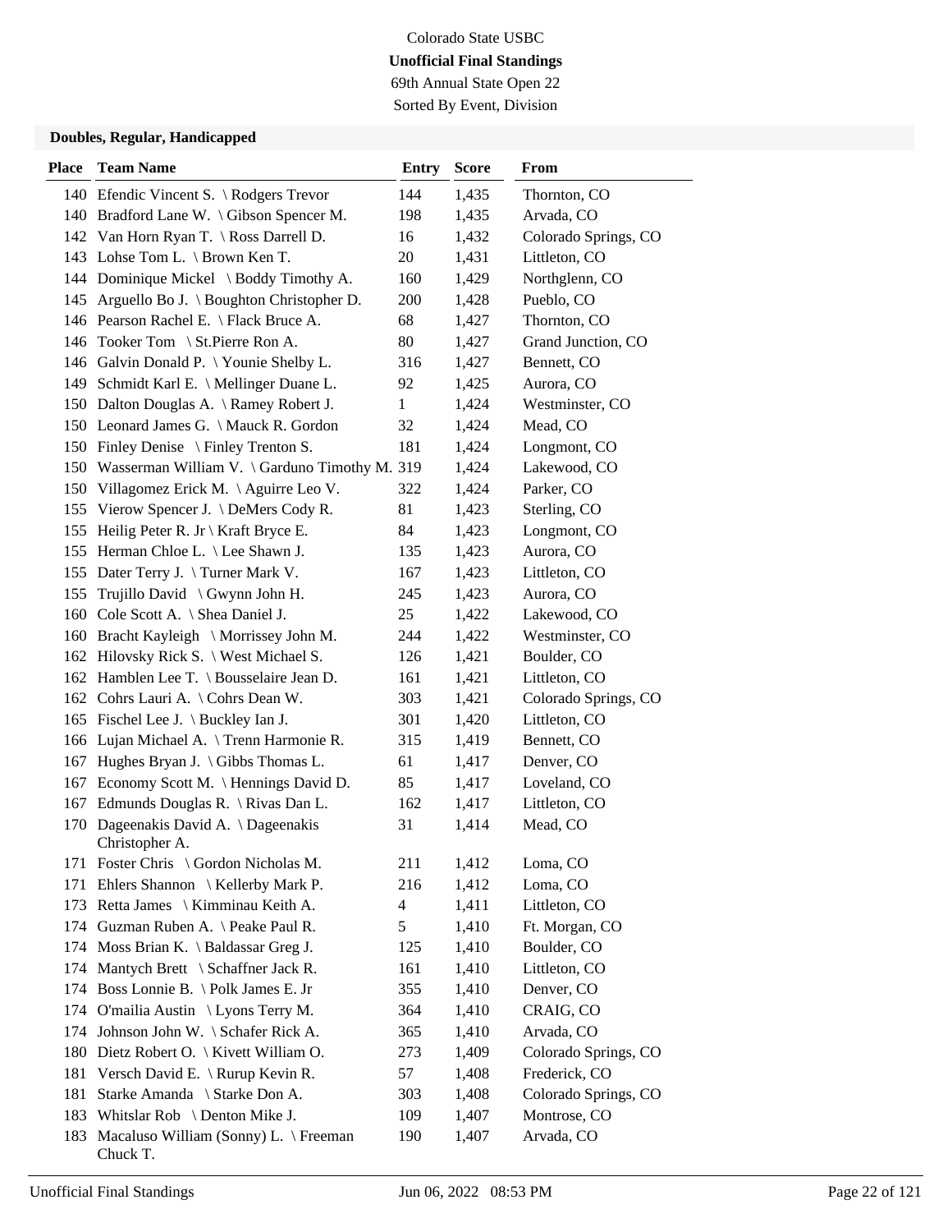Colorado State USBC

**Unofficial Final Standings**

69th Annual State Open 22

Sorted By Event, Division

### Doubles, Regular, Handicapped

| Place | Team Name | Entry | Score | From |
|---|---|---|---|---|
| 140 | Efendic Vincent S. \ Rodgers Trevor | 144 | 1,435 | Thornton, CO |
| 140 | Bradford Lane W. \ Gibson Spencer M. | 198 | 1,435 | Arvada, CO |
| 142 | Van Horn Ryan T. \ Ross Darrell D. | 16 | 1,432 | Colorado Springs, CO |
| 143 | Lohse Tom L. \ Brown Ken T. | 20 | 1,431 | Littleton, CO |
| 144 | Dominique Mickel \ Boddy Timothy A. | 160 | 1,429 | Northglenn, CO |
| 145 | Arguello Bo J. \ Boughton Christopher D. | 200 | 1,428 | Pueblo, CO |
| 146 | Pearson Rachel E. \ Flack Bruce A. | 68 | 1,427 | Thornton, CO |
| 146 | Tooker Tom \ St.Pierre Ron A. | 80 | 1,427 | Grand Junction, CO |
| 146 | Galvin Donald P. \ Younie Shelby L. | 316 | 1,427 | Bennett, CO |
| 149 | Schmidt Karl E. \ Mellinger Duane L. | 92 | 1,425 | Aurora, CO |
| 150 | Dalton Douglas A. \ Ramey Robert J. | 1 | 1,424 | Westminster, CO |
| 150 | Leonard James G. \ Mauck R. Gordon | 32 | 1,424 | Mead, CO |
| 150 | Finley Denise \ Finley Trenton S. | 181 | 1,424 | Longmont, CO |
| 150 | Wasserman William V. \ Garduno Timothy M. | 319 | 1,424 | Lakewood, CO |
| 150 | Villagomez Erick M. \ Aguirre Leo V. | 322 | 1,424 | Parker, CO |
| 155 | Vierow Spencer J. \ DeMers Cody R. | 81 | 1,423 | Sterling, CO |
| 155 | Heilig Peter R. Jr \ Kraft Bryce E. | 84 | 1,423 | Longmont, CO |
| 155 | Herman Chloe L. \ Lee Shawn J. | 135 | 1,423 | Aurora, CO |
| 155 | Dater Terry J. \ Turner Mark V. | 167 | 1,423 | Littleton, CO |
| 155 | Trujillo David \ Gwynn John H. | 245 | 1,423 | Aurora, CO |
| 160 | Cole Scott A. \ Shea Daniel J. | 25 | 1,422 | Lakewood, CO |
| 160 | Bracht Kayleigh \ Morrissey John M. | 244 | 1,422 | Westminster, CO |
| 162 | Hilovsky Rick S. \ West Michael S. | 126 | 1,421 | Boulder, CO |
| 162 | Hamblen Lee T. \ Bousselaire Jean D. | 161 | 1,421 | Littleton, CO |
| 162 | Cohrs Lauri A. \ Cohrs Dean W. | 303 | 1,421 | Colorado Springs, CO |
| 165 | Fischel Lee J. \ Buckley Ian J. | 301 | 1,420 | Littleton, CO |
| 166 | Lujan Michael A. \ Trenn Harmonie R. | 315 | 1,419 | Bennett, CO |
| 167 | Hughes Bryan J. \ Gibbs Thomas L. | 61 | 1,417 | Denver, CO |
| 167 | Economy Scott M. \ Hennings David D. | 85 | 1,417 | Loveland, CO |
| 167 | Edmunds Douglas R. \ Rivas Dan L. | 162 | 1,417 | Littleton, CO |
| 170 | Dageenakis David A. \ Dageenakis Christopher A. | 31 | 1,414 | Mead, CO |
| 171 | Foster Chris \ Gordon Nicholas M. | 211 | 1,412 | Loma, CO |
| 171 | Ehlers Shannon \ Kellerby Mark P. | 216 | 1,412 | Loma, CO |
| 173 | Retta James \ Kimminau Keith A. | 4 | 1,411 | Littleton, CO |
| 174 | Guzman Ruben A. \ Peake Paul R. | 5 | 1,410 | Ft. Morgan, CO |
| 174 | Moss Brian K. \ Baldassar Greg J. | 125 | 1,410 | Boulder, CO |
| 174 | Mantych Brett \ Schaffner Jack R. | 161 | 1,410 | Littleton, CO |
| 174 | Boss Lonnie B. \ Polk James E. Jr | 355 | 1,410 | Denver, CO |
| 174 | O'mailia Austin \ Lyons Terry M. | 364 | 1,410 | CRAIG, CO |
| 174 | Johnson John W. \ Schafer Rick A. | 365 | 1,410 | Arvada, CO |
| 180 | Dietz Robert O. \ Kivett William O. | 273 | 1,409 | Colorado Springs, CO |
| 181 | Versch David E. \ Rurup Kevin R. | 57 | 1,408 | Frederick, CO |
| 181 | Starke Amanda \ Starke Don A. | 303 | 1,408 | Colorado Springs, CO |
| 183 | Whitslar Rob \ Denton Mike J. | 109 | 1,407 | Montrose, CO |
| 183 | Macaluso William (Sonny) L. \ Freeman Chuck T. | 190 | 1,407 | Arvada, CO |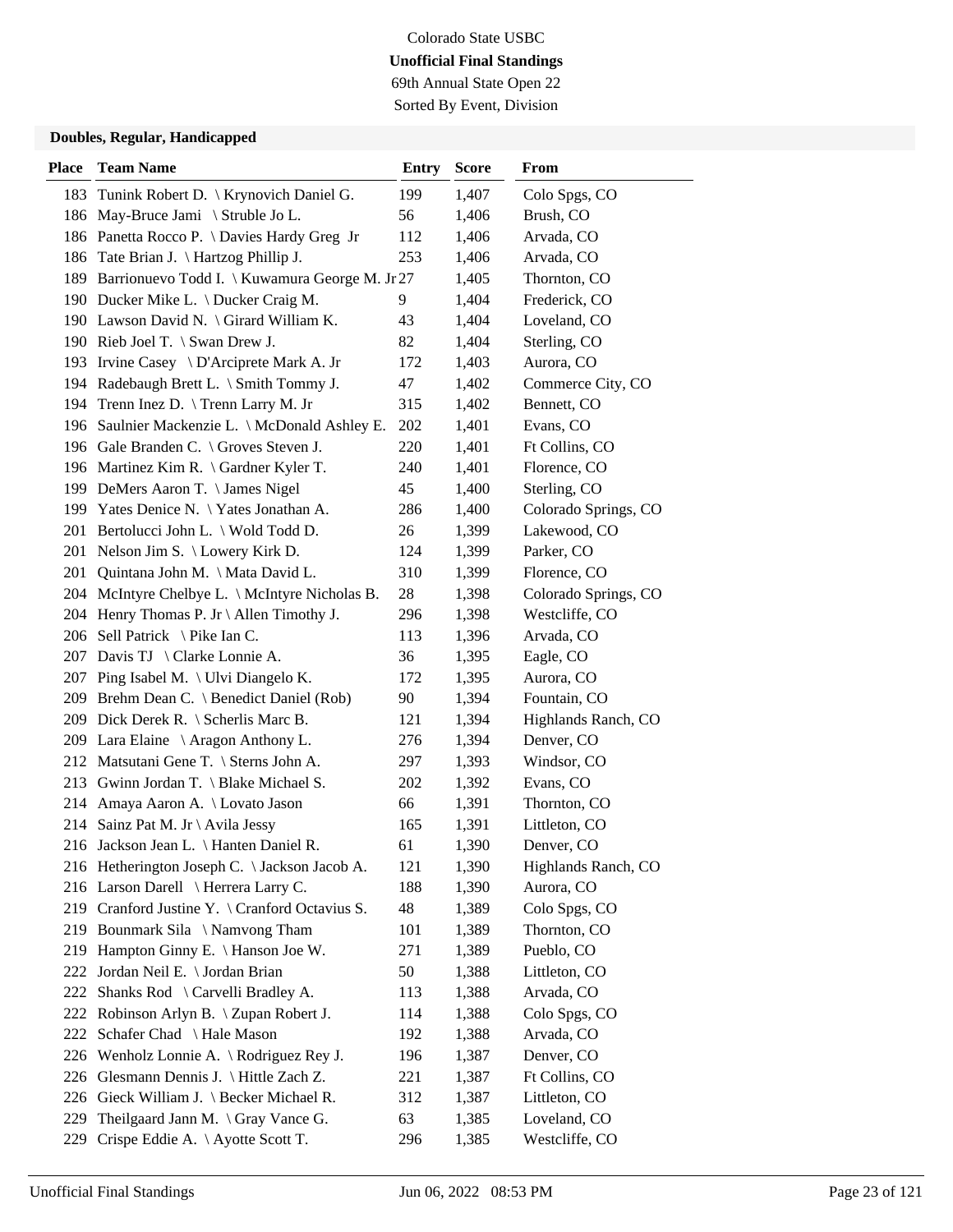Colorado State USBC

**Unofficial Final Standings**

69th Annual State Open 22

Sorted By Event, Division

### Doubles, Regular, Handicapped

| Place | Team Name | Entry | Score | From |
|---|---|---|---|---|
| 183 | Tunink Robert D. \ Krynovich Daniel G. | 199 | 1,407 | Colo Spgs, CO |
| 186 | May-Bruce Jami \ Struble Jo L. | 56 | 1,406 | Brush, CO |
| 186 | Panetta Rocco P. \ Davies Hardy Greg Jr | 112 | 1,406 | Arvada, CO |
| 186 | Tate Brian J. \ Hartzog Phillip J. | 253 | 1,406 | Arvada, CO |
| 189 | Barrionuevo Todd I. \ Kuwamura George M. Jr | 27 | 1,405 | Thornton, CO |
| 190 | Ducker Mike L. \ Ducker Craig M. | 9 | 1,404 | Frederick, CO |
| 190 | Lawson David N. \ Girard William K. | 43 | 1,404 | Loveland, CO |
| 190 | Rieb Joel T. \ Swan Drew J. | 82 | 1,404 | Sterling, CO |
| 193 | Irvine Casey \ D'Arciprete Mark A. Jr | 172 | 1,403 | Aurora, CO |
| 194 | Radebaugh Brett L. \ Smith Tommy J. | 47 | 1,402 | Commerce City, CO |
| 194 | Trenn Inez D. \ Trenn Larry M. Jr | 315 | 1,402 | Bennett, CO |
| 196 | Saulnier Mackenzie L. \ McDonald Ashley E. | 202 | 1,401 | Evans, CO |
| 196 | Gale Branden C. \ Groves Steven J. | 220 | 1,401 | Ft Collins, CO |
| 196 | Martinez Kim R. \ Gardner Kyler T. | 240 | 1,401 | Florence, CO |
| 199 | DeMers Aaron T. \ James Nigel | 45 | 1,400 | Sterling, CO |
| 199 | Yates Denice N. \ Yates Jonathan A. | 286 | 1,400 | Colorado Springs, CO |
| 201 | Bertolucci John L. \ Wold Todd D. | 26 | 1,399 | Lakewood, CO |
| 201 | Nelson Jim S. \ Lowery Kirk D. | 124 | 1,399 | Parker, CO |
| 201 | Quintana John M. \ Mata David L. | 310 | 1,399 | Florence, CO |
| 204 | McIntyre Chelbye L. \ McIntyre Nicholas B. | 28 | 1,398 | Colorado Springs, CO |
| 204 | Henry Thomas P. Jr \ Allen Timothy J. | 296 | 1,398 | Westcliffe, CO |
| 206 | Sell Patrick \ Pike Ian C. | 113 | 1,396 | Arvada, CO |
| 207 | Davis TJ \ Clarke Lonnie A. | 36 | 1,395 | Eagle, CO |
| 207 | Ping Isabel M. \ Ulvi Diangelo K. | 172 | 1,395 | Aurora, CO |
| 209 | Brehm Dean C. \ Benedict Daniel (Rob) | 90 | 1,394 | Fountain, CO |
| 209 | Dick Derek R. \ Scherlis Marc B. | 121 | 1,394 | Highlands Ranch, CO |
| 209 | Lara Elaine \ Aragon Anthony L. | 276 | 1,394 | Denver, CO |
| 212 | Matsutani Gene T. \ Sterns John A. | 297 | 1,393 | Windsor, CO |
| 213 | Gwinn Jordan T. \ Blake Michael S. | 202 | 1,392 | Evans, CO |
| 214 | Amaya Aaron A. \ Lovato Jason | 66 | 1,391 | Thornton, CO |
| 214 | Sainz Pat M. Jr \ Avila Jessy | 165 | 1,391 | Littleton, CO |
| 216 | Jackson Jean L. \ Hanten Daniel R. | 61 | 1,390 | Denver, CO |
| 216 | Hetherington Joseph C. \ Jackson Jacob A. | 121 | 1,390 | Highlands Ranch, CO |
| 216 | Larson Darell \ Herrera Larry C. | 188 | 1,390 | Aurora, CO |
| 219 | Cranford Justine Y. \ Cranford Octavius S. | 48 | 1,389 | Colo Spgs, CO |
| 219 | Bounmark Sila \ Namvong Tham | 101 | 1,389 | Thornton, CO |
| 219 | Hampton Ginny E. \ Hanson Joe W. | 271 | 1,389 | Pueblo, CO |
| 222 | Jordan Neil E. \ Jordan Brian | 50 | 1,388 | Littleton, CO |
| 222 | Shanks Rod \ Carvelli Bradley A. | 113 | 1,388 | Arvada, CO |
| 222 | Robinson Arlyn B. \ Zupan Robert J. | 114 | 1,388 | Colo Spgs, CO |
| 222 | Schafer Chad \ Hale Mason | 192 | 1,388 | Arvada, CO |
| 226 | Wenholz Lonnie A. \ Rodriguez Rey J. | 196 | 1,387 | Denver, CO |
| 226 | Glesmann Dennis J. \ Hittle Zach Z. | 221 | 1,387 | Ft Collins, CO |
| 226 | Gieck William J. \ Becker Michael R. | 312 | 1,387 | Littleton, CO |
| 229 | Theilgaard Jann M. \ Gray Vance G. | 63 | 1,385 | Loveland, CO |
| 229 | Crispe Eddie A. \ Ayotte Scott T. | 296 | 1,385 | Westcliffe, CO |

Unofficial Final Standings — Jun 06, 2022 08:53 PM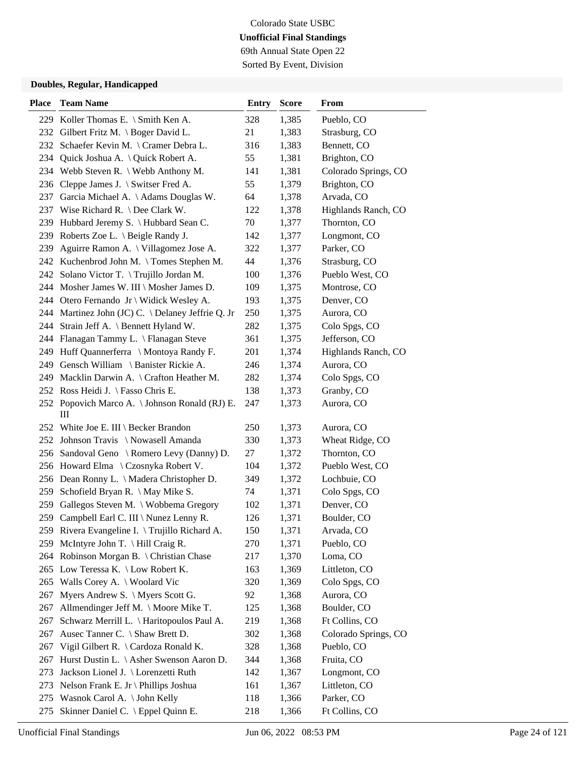Colorado State USBC

**Unofficial Final Standings**

69th Annual State Open 22

Sorted By Event, Division

### Doubles, Regular, Handicapped

| Place | Team Name | Entry | Score | From |
|---|---|---|---|---|
| 229 | Koller Thomas E. \ Smith Ken A. | 328 | 1,385 | Pueblo, CO |
| 232 | Gilbert Fritz M. \ Boger David L. | 21 | 1,383 | Strasburg, CO |
| 232 | Schaefer Kevin M. \ Cramer Debra L. | 316 | 1,383 | Bennett, CO |
| 234 | Quick Joshua A. \ Quick Robert A. | 55 | 1,381 | Brighton, CO |
| 234 | Webb Steven R. \ Webb Anthony M. | 141 | 1,381 | Colorado Springs, CO |
| 236 | Cleppe James J. \ Switser Fred A. | 55 | 1,379 | Brighton, CO |
| 237 | Garcia Michael A. \ Adams Douglas W. | 64 | 1,378 | Arvada, CO |
| 237 | Wise Richard R. \ Dee Clark W. | 122 | 1,378 | Highlands Ranch, CO |
| 239 | Hubbard Jeremy S. \ Hubbard Sean C. | 70 | 1,377 | Thornton, CO |
| 239 | Roberts Zoe L. \ Beigle Randy J. | 142 | 1,377 | Longmont, CO |
| 239 | Aguirre Ramon A. \ Villagomez Jose A. | 322 | 1,377 | Parker, CO |
| 242 | Kuchenbrod John M. \ Tomes Stephen M. | 44 | 1,376 | Strasburg, CO |
| 242 | Solano Victor T. \ Trujillo Jordan M. | 100 | 1,376 | Pueblo West, CO |
| 244 | Mosher James W. III \ Mosher James D. | 109 | 1,375 | Montrose, CO |
| 244 | Otero Fernando Jr \ Widick Wesley A. | 193 | 1,375 | Denver, CO |
| 244 | Martinez John (JC) C. \ Delaney Jeffrie Q. Jr | 250 | 1,375 | Aurora, CO |
| 244 | Strain Jeff A. \ Bennett Hyland W. | 282 | 1,375 | Colo Spgs, CO |
| 244 | Flanagan Tammy L. \ Flanagan Steve | 361 | 1,375 | Jefferson, CO |
| 249 | Huff Quannerferra \ Montoya Randy F. | 201 | 1,374 | Highlands Ranch, CO |
| 249 | Gensch William \ Banister Rickie A. | 246 | 1,374 | Aurora, CO |
| 249 | Macklin Darwin A. \ Crafton Heather M. | 282 | 1,374 | Colo Spgs, CO |
| 252 | Ross Heidi J. \ Fasso Chris E. | 138 | 1,373 | Granby, CO |
| 252 | Popovich Marco A. \ Johnson Ronald (RJ) E. III | 247 | 1,373 | Aurora, CO |
| 252 | White Joe E. III \ Becker Brandon | 250 | 1,373 | Aurora, CO |
| 252 | Johnson Travis \ Nowasell Amanda | 330 | 1,373 | Wheat Ridge, CO |
| 256 | Sandoval Geno \ Romero Levy (Danny) D. | 27 | 1,372 | Thornton, CO |
| 256 | Howard Elma \ Czosnyka Robert V. | 104 | 1,372 | Pueblo West, CO |
| 256 | Dean Ronny L. \ Madera Christopher D. | 349 | 1,372 | Lochbuie, CO |
| 259 | Schofield Bryan R. \ May Mike S. | 74 | 1,371 | Colo Spgs, CO |
| 259 | Gallegos Steven M. \ Wobbema Gregory | 102 | 1,371 | Denver, CO |
| 259 | Campbell Earl C. III \ Nunez Lenny R. | 126 | 1,371 | Boulder, CO |
| 259 | Rivera Evangeline I. \ Trujillo Richard A. | 150 | 1,371 | Arvada, CO |
| 259 | McIntyre John T. \ Hill Craig R. | 270 | 1,371 | Pueblo, CO |
| 264 | Robinson Morgan B. \ Christian Chase | 217 | 1,370 | Loma, CO |
| 265 | Low Teressa K. \ Low Robert K. | 163 | 1,369 | Littleton, CO |
| 265 | Walls Corey A. \ Woolard Vic | 320 | 1,369 | Colo Spgs, CO |
| 267 | Myers Andrew S. \ Myers Scott G. | 92 | 1,368 | Aurora, CO |
| 267 | Allmendinger Jeff M. \ Moore Mike T. | 125 | 1,368 | Boulder, CO |
| 267 | Schwarz Merrill L. \ Haritopoulos Paul A. | 219 | 1,368 | Ft Collins, CO |
| 267 | Ausec Tanner C. \ Shaw Brett D. | 302 | 1,368 | Colorado Springs, CO |
| 267 | Vigil Gilbert R. \ Cardoza Ronald K. | 328 | 1,368 | Pueblo, CO |
| 267 | Hurst Dustin L. \ Asher Swenson Aaron D. | 344 | 1,368 | Fruita, CO |
| 273 | Jackson Lionel J. \ Lorenzetti Ruth | 142 | 1,367 | Longmont, CO |
| 273 | Nelson Frank E. Jr \ Phillips Joshua | 161 | 1,367 | Littleton, CO |
| 275 | Wasnok Carol A. \ John Kelly | 118 | 1,366 | Parker, CO |
| 275 | Skinner Daniel C. \ Eppel Quinn E. | 218 | 1,366 | Ft Collins, CO |

Unofficial Final Standings — Jun 06, 2022 08:53 PM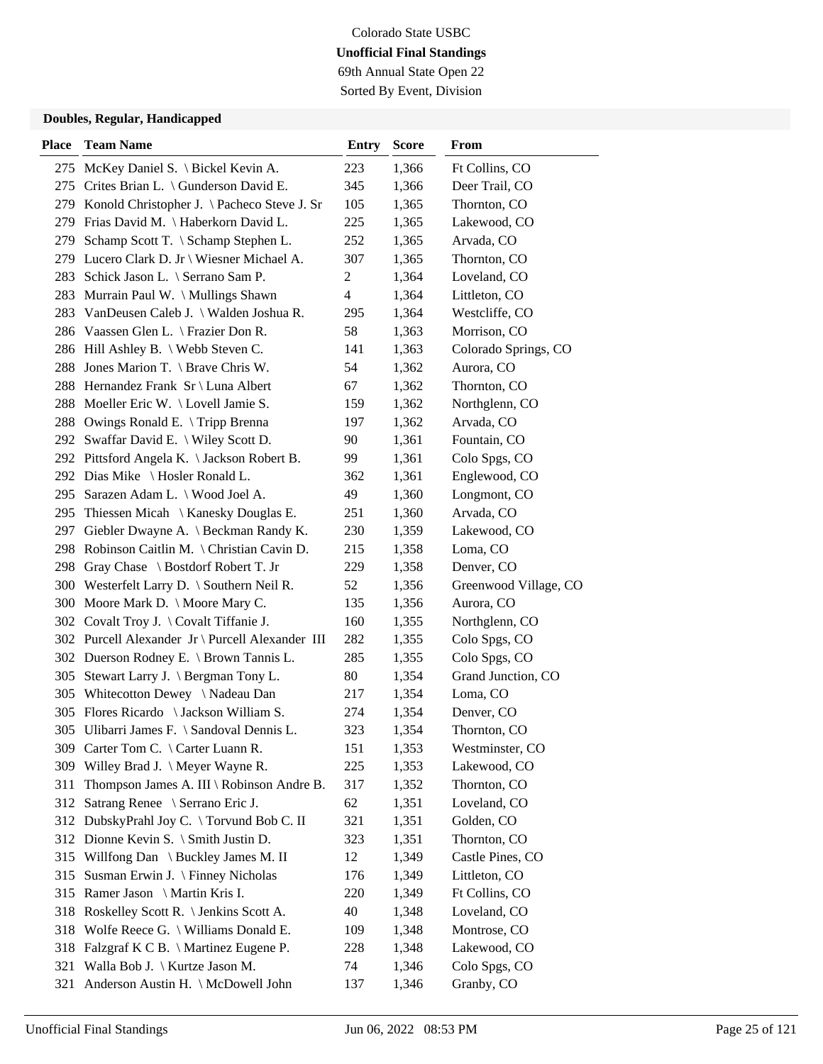Colorado State USBC

**Unofficial Final Standings**

69th Annual State Open 22

Sorted By Event, Division

### Doubles, Regular, Handicapped

| Place | Team Name | Entry | Score | From |
|---|---|---|---|---|
| 275 | McKey Daniel S. \ Bickel Kevin A. | 223 | 1,366 | Ft Collins, CO |
| 275 | Crites Brian L. \ Gunderson David E. | 345 | 1,366 | Deer Trail, CO |
| 279 | Konold Christopher J. \ Pacheco Steve J. Sr | 105 | 1,365 | Thornton, CO |
| 279 | Frias David M. \ Haberkorn David L. | 225 | 1,365 | Lakewood, CO |
| 279 | Schamp Scott T. \ Schamp Stephen L. | 252 | 1,365 | Arvada, CO |
| 279 | Lucero Clark D. Jr \ Wiesner Michael A. | 307 | 1,365 | Thornton, CO |
| 283 | Schick Jason L. \ Serrano Sam P. | 2 | 1,364 | Loveland, CO |
| 283 | Murrain Paul W. \ Mullings Shawn | 4 | 1,364 | Littleton, CO |
| 283 | VanDeusen Caleb J. \ Walden Joshua R. | 295 | 1,364 | Westcliffe, CO |
| 286 | Vaassen Glen L. \ Frazier Don R. | 58 | 1,363 | Morrison, CO |
| 286 | Hill Ashley B. \ Webb Steven C. | 141 | 1,363 | Colorado Springs, CO |
| 288 | Jones Marion T. \ Brave Chris W. | 54 | 1,362 | Aurora, CO |
| 288 | Hernandez Frank Sr \ Luna Albert | 67 | 1,362 | Thornton, CO |
| 288 | Moeller Eric W. \ Lovell Jamie S. | 159 | 1,362 | Northglenn, CO |
| 288 | Owings Ronald E. \ Tripp Brenna | 197 | 1,362 | Arvada, CO |
| 292 | Swaffar David E. \ Wiley Scott D. | 90 | 1,361 | Fountain, CO |
| 292 | Pittsford Angela K. \ Jackson Robert B. | 99 | 1,361 | Colo Spgs, CO |
| 292 | Dias Mike \ Hosler Ronald L. | 362 | 1,361 | Englewood, CO |
| 295 | Sarazen Adam L. \ Wood Joel A. | 49 | 1,360 | Longmont, CO |
| 295 | Thiessen Micah \ Kanesky Douglas E. | 251 | 1,360 | Arvada, CO |
| 297 | Giebler Dwayne A. \ Beckman Randy K. | 230 | 1,359 | Lakewood, CO |
| 298 | Robinson Caitlin M. \ Christian Cavin D. | 215 | 1,358 | Loma, CO |
| 298 | Gray Chase \ Bostdorf Robert T. Jr | 229 | 1,358 | Denver, CO |
| 300 | Westerfelt Larry D. \ Southern Neil R. | 52 | 1,356 | Greenwood Village, CO |
| 300 | Moore Mark D. \ Moore Mary C. | 135 | 1,356 | Aurora, CO |
| 302 | Covalt Troy J. \ Covalt Tiffanie J. | 160 | 1,355 | Northglenn, CO |
| 302 | Purcell Alexander Jr \ Purcell Alexander III | 282 | 1,355 | Colo Spgs, CO |
| 302 | Duerson Rodney E. \ Brown Tannis L. | 285 | 1,355 | Colo Spgs, CO |
| 305 | Stewart Larry J. \ Bergman Tony L. | 80 | 1,354 | Grand Junction, CO |
| 305 | Whitecotton Dewey \ Nadeau Dan | 217 | 1,354 | Loma, CO |
| 305 | Flores Ricardo \ Jackson William S. | 274 | 1,354 | Denver, CO |
| 305 | Ulibarri James F. \ Sandoval Dennis L. | 323 | 1,354 | Thornton, CO |
| 309 | Carter Tom C. \ Carter Luann R. | 151 | 1,353 | Westminster, CO |
| 309 | Willey Brad J. \ Meyer Wayne R. | 225 | 1,353 | Lakewood, CO |
| 311 | Thompson James A. III \ Robinson Andre B. | 317 | 1,352 | Thornton, CO |
| 312 | Satrang Renee \ Serrano Eric J. | 62 | 1,351 | Loveland, CO |
| 312 | DubskyPrahl Joy C. \ Torvund Bob C. II | 321 | 1,351 | Golden, CO |
| 312 | Dionne Kevin S. \ Smith Justin D. | 323 | 1,351 | Thornton, CO |
| 315 | Willfong Dan \ Buckley James M. II | 12 | 1,349 | Castle Pines, CO |
| 315 | Susman Erwin J. \ Finney Nicholas | 176 | 1,349 | Littleton, CO |
| 315 | Ramer Jason \ Martin Kris I. | 220 | 1,349 | Ft Collins, CO |
| 318 | Roskelley Scott R. \ Jenkins Scott A. | 40 | 1,348 | Loveland, CO |
| 318 | Wolfe Reece G. \ Williams Donald E. | 109 | 1,348 | Montrose, CO |
| 318 | Falzgraf K C B. \ Martinez Eugene P. | 228 | 1,348 | Lakewood, CO |
| 321 | Walla Bob J. \ Kurtze Jason M. | 74 | 1,346 | Colo Spgs, CO |
| 321 | Anderson Austin H. \ McDowell John | 137 | 1,346 | Granby, CO |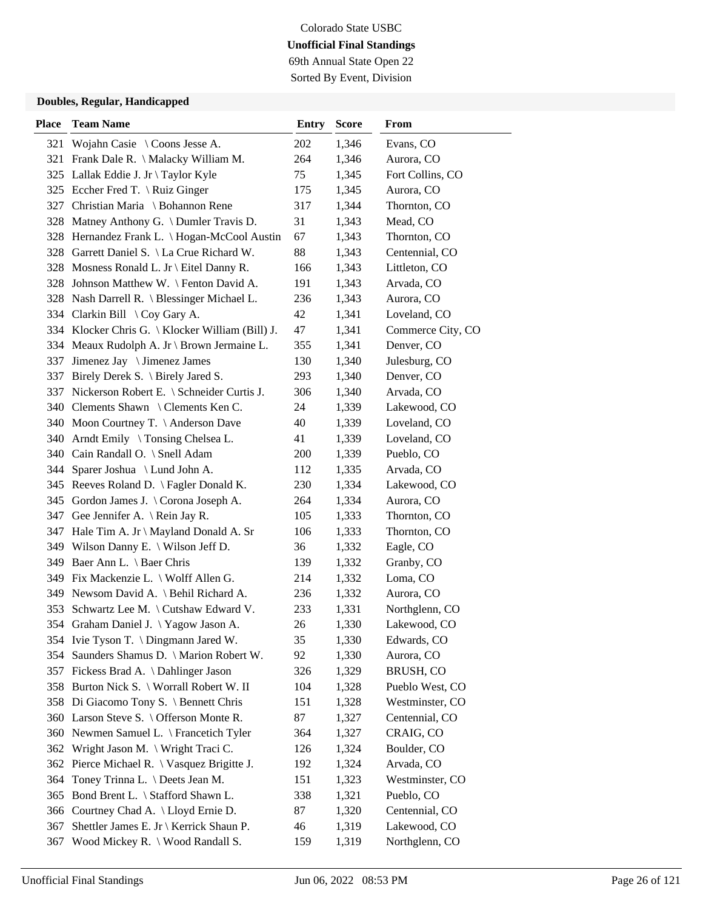Colorado State USBC

**Unofficial Final Standings**

69th Annual State Open 22

Sorted By Event, Division

### Doubles, Regular, Handicapped

| Place | Team Name | Entry | Score | From |
|---|---|---|---|---|
| 321 | Wojahn Casie \ Coons Jesse A. | 202 | 1,346 | Evans, CO |
| 321 | Frank Dale R. \ Malacky William M. | 264 | 1,346 | Aurora, CO |
| 325 | Lallak Eddie J. Jr \ Taylor Kyle | 75 | 1,345 | Fort Collins, CO |
| 325 | Eccher Fred T. \ Ruiz Ginger | 175 | 1,345 | Aurora, CO |
| 327 | Christian Maria \ Bohannon Rene | 317 | 1,344 | Thornton, CO |
| 328 | Matney Anthony G. \ Dumler Travis D. | 31 | 1,343 | Mead, CO |
| 328 | Hernandez Frank L. \ Hogan-McCool Austin | 67 | 1,343 | Thornton, CO |
| 328 | Garrett Daniel S. \ La Crue Richard W. | 88 | 1,343 | Centennial, CO |
| 328 | Mosness Ronald L. Jr \ Eitel Danny R. | 166 | 1,343 | Littleton, CO |
| 328 | Johnson Matthew W. \ Fenton David A. | 191 | 1,343 | Arvada, CO |
| 328 | Nash Darrell R. \ Blessinger Michael L. | 236 | 1,343 | Aurora, CO |
| 334 | Clarkin Bill \ Coy Gary A. | 42 | 1,341 | Loveland, CO |
| 334 | Klocker Chris G. \ Klocker William (Bill) J. | 47 | 1,341 | Commerce City, CO |
| 334 | Meaux Rudolph A. Jr \ Brown Jermaine L. | 355 | 1,341 | Denver, CO |
| 337 | Jimenez Jay \ Jimenez James | 130 | 1,340 | Julesburg, CO |
| 337 | Birely Derek S. \ Birely Jared S. | 293 | 1,340 | Denver, CO |
| 337 | Nickerson Robert E. \ Schneider Curtis J. | 306 | 1,340 | Arvada, CO |
| 340 | Clements Shawn \ Clements Ken C. | 24 | 1,339 | Lakewood, CO |
| 340 | Moon Courtney T. \ Anderson Dave | 40 | 1,339 | Loveland, CO |
| 340 | Arndt Emily \ Tonsing Chelsea L. | 41 | 1,339 | Loveland, CO |
| 340 | Cain Randall O. \ Snell Adam | 200 | 1,339 | Pueblo, CO |
| 344 | Sparer Joshua \ Lund John A. | 112 | 1,335 | Arvada, CO |
| 345 | Reeves Roland D. \ Fagler Donald K. | 230 | 1,334 | Lakewood, CO |
| 345 | Gordon James J. \ Corona Joseph A. | 264 | 1,334 | Aurora, CO |
| 347 | Gee Jennifer A. \ Rein Jay R. | 105 | 1,333 | Thornton, CO |
| 347 | Hale Tim A. Jr \ Mayland Donald A. Sr | 106 | 1,333 | Thornton, CO |
| 349 | Wilson Danny E. \ Wilson Jeff D. | 36 | 1,332 | Eagle, CO |
| 349 | Baer Ann L. \ Baer Chris | 139 | 1,332 | Granby, CO |
| 349 | Fix Mackenzie L. \ Wolff Allen G. | 214 | 1,332 | Loma, CO |
| 349 | Newsom David A. \ Behil Richard A. | 236 | 1,332 | Aurora, CO |
| 353 | Schwartz Lee M. \ Cutshaw Edward V. | 233 | 1,331 | Northglenn, CO |
| 354 | Graham Daniel J. \ Yagow Jason A. | 26 | 1,330 | Lakewood, CO |
| 354 | Ivie Tyson T. \ Dingmann Jared W. | 35 | 1,330 | Edwards, CO |
| 354 | Saunders Shamus D. \ Marion Robert W. | 92 | 1,330 | Aurora, CO |
| 357 | Fickess Brad A. \ Dahlinger Jason | 326 | 1,329 | BRUSH, CO |
| 358 | Burton Nick S. \ Worrall Robert W. II | 104 | 1,328 | Pueblo West, CO |
| 358 | Di Giacomo Tony S. \ Bennett Chris | 151 | 1,328 | Westminster, CO |
| 360 | Larson Steve S. \ Offerson Monte R. | 87 | 1,327 | Centennial, CO |
| 360 | Newmen Samuel L. \ Francetich Tyler | 364 | 1,327 | CRAIG, CO |
| 362 | Wright Jason M. \ Wright Traci C. | 126 | 1,324 | Boulder, CO |
| 362 | Pierce Michael R. \ Vasquez Brigitte J. | 192 | 1,324 | Arvada, CO |
| 364 | Toney Trinna L. \ Deets Jean M. | 151 | 1,323 | Westminster, CO |
| 365 | Bond Brent L. \ Stafford Shawn L. | 338 | 1,321 | Pueblo, CO |
| 366 | Courtney Chad A. \ Lloyd Ernie D. | 87 | 1,320 | Centennial, CO |
| 367 | Shettler James E. Jr \ Kerrick Shaun P. | 46 | 1,319 | Lakewood, CO |
| 367 | Wood Mickey R. \ Wood Randall S. | 159 | 1,319 | Northglenn, CO |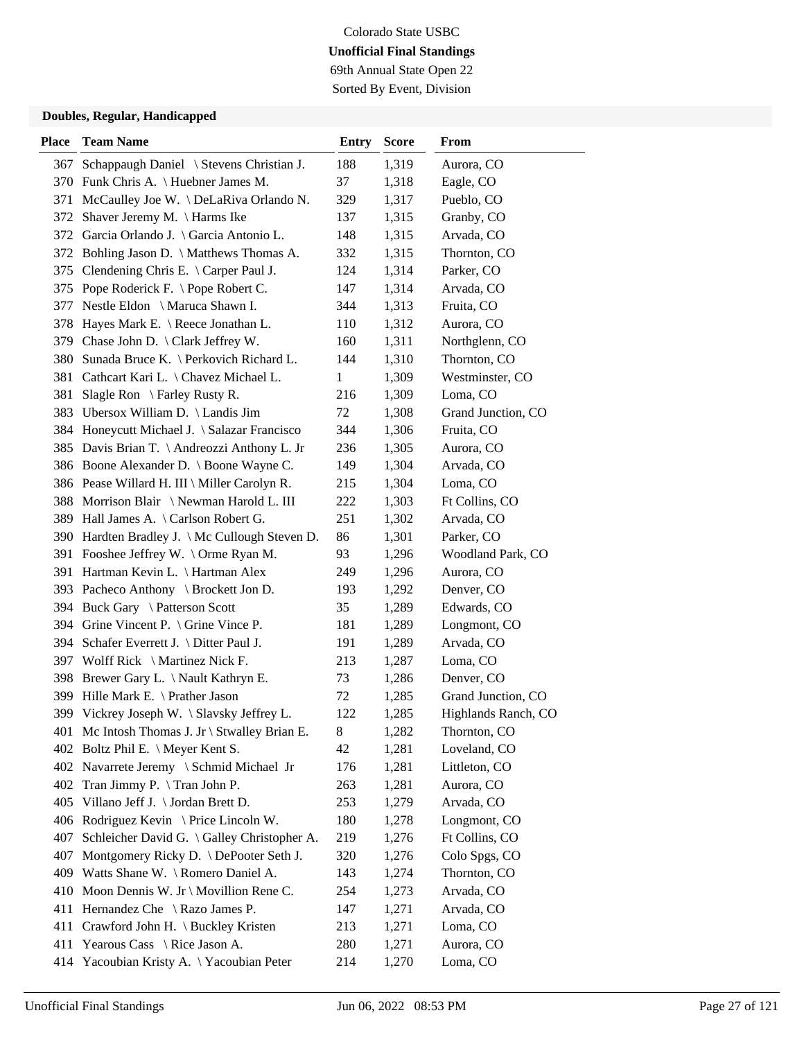Colorado State USBC

**Unofficial Final Standings**

69th Annual State Open 22

Sorted By Event, Division

### Doubles, Regular, Handicapped

| Place | Team Name | Entry | Score | From |
|---|---|---|---|---|
| 367 | Schappaugh Daniel \ Stevens Christian J. | 188 | 1,319 | Aurora, CO |
| 370 | Funk Chris A. \ Huebner James M. | 37 | 1,318 | Eagle, CO |
| 371 | McCaulley Joe W. \ DeLaRiva Orlando N. | 329 | 1,317 | Pueblo, CO |
| 372 | Shaver Jeremy M. \ Harms Ike | 137 | 1,315 | Granby, CO |
| 372 | Garcia Orlando J. \ Garcia Antonio L. | 148 | 1,315 | Arvada, CO |
| 372 | Bohling Jason D. \ Matthews Thomas A. | 332 | 1,315 | Thornton, CO |
| 375 | Clendening Chris E. \ Carper Paul J. | 124 | 1,314 | Parker, CO |
| 375 | Pope Roderick F. \ Pope Robert C. | 147 | 1,314 | Arvada, CO |
| 377 | Nestle Eldon \ Maruca Shawn I. | 344 | 1,313 | Fruita, CO |
| 378 | Hayes Mark E. \ Reece Jonathan L. | 110 | 1,312 | Aurora, CO |
| 379 | Chase John D. \ Clark Jeffrey W. | 160 | 1,311 | Northglenn, CO |
| 380 | Sunada Bruce K. \ Perkovich Richard L. | 144 | 1,310 | Thornton, CO |
| 381 | Cathcart Kari L. \ Chavez Michael L. | 1 | 1,309 | Westminster, CO |
| 381 | Slagle Ron \ Farley Rusty R. | 216 | 1,309 | Loma, CO |
| 383 | Ubersox William D. \ Landis Jim | 72 | 1,308 | Grand Junction, CO |
| 384 | Honeycutt Michael J. \ Salazar Francisco | 344 | 1,306 | Fruita, CO |
| 385 | Davis Brian T. \ Andreozzi Anthony L. Jr | 236 | 1,305 | Aurora, CO |
| 386 | Boone Alexander D. \ Boone Wayne C. | 149 | 1,304 | Arvada, CO |
| 386 | Pease Willard H. III \ Miller Carolyn R. | 215 | 1,304 | Loma, CO |
| 388 | Morrison Blair \ Newman Harold L. III | 222 | 1,303 | Ft Collins, CO |
| 389 | Hall James A. \ Carlson Robert G. | 251 | 1,302 | Arvada, CO |
| 390 | Hardten Bradley J. \ Mc Cullough Steven D. | 86 | 1,301 | Parker, CO |
| 391 | Fooshee Jeffrey W. \ Orme Ryan M. | 93 | 1,296 | Woodland Park, CO |
| 391 | Hartman Kevin L. \ Hartman Alex | 249 | 1,296 | Aurora, CO |
| 393 | Pacheco Anthony \ Brockett Jon D. | 193 | 1,292 | Denver, CO |
| 394 | Buck Gary \ Patterson Scott | 35 | 1,289 | Edwards, CO |
| 394 | Grine Vincent P. \ Grine Vince P. | 181 | 1,289 | Longmont, CO |
| 394 | Schafer Everrett J. \ Ditter Paul J. | 191 | 1,289 | Arvada, CO |
| 397 | Wolff Rick \ Martinez Nick F. | 213 | 1,287 | Loma, CO |
| 398 | Brewer Gary L. \ Nault Kathryn E. | 73 | 1,286 | Denver, CO |
| 399 | Hille Mark E. \ Prather Jason | 72 | 1,285 | Grand Junction, CO |
| 399 | Vickrey Joseph W. \ Slavsky Jeffrey L. | 122 | 1,285 | Highlands Ranch, CO |
| 401 | Mc Intosh Thomas J. Jr \ Stwalley Brian E. | 8 | 1,282 | Thornton, CO |
| 402 | Boltz Phil E. \ Meyer Kent S. | 42 | 1,281 | Loveland, CO |
| 402 | Navarrete Jeremy \ Schmid Michael Jr | 176 | 1,281 | Littleton, CO |
| 402 | Tran Jimmy P. \ Tran John P. | 263 | 1,281 | Aurora, CO |
| 405 | Villano Jeff J. \ Jordan Brett D. | 253 | 1,279 | Arvada, CO |
| 406 | Rodriguez Kevin \ Price Lincoln W. | 180 | 1,278 | Longmont, CO |
| 407 | Schleicher David G. \ Galley Christopher A. | 219 | 1,276 | Ft Collins, CO |
| 407 | Montgomery Ricky D. \ DePooter Seth J. | 320 | 1,276 | Colo Spgs, CO |
| 409 | Watts Shane W. \ Romero Daniel A. | 143 | 1,274 | Thornton, CO |
| 410 | Moon Dennis W. Jr \ Movillion Rene C. | 254 | 1,273 | Arvada, CO |
| 411 | Hernandez Che \ Razo James P. | 147 | 1,271 | Arvada, CO |
| 411 | Crawford John H. \ Buckley Kristen | 213 | 1,271 | Loma, CO |
| 411 | Yearous Cass \ Rice Jason A. | 280 | 1,271 | Aurora, CO |
| 414 | Yacoubian Kristy A. \ Yacoubian Peter | 214 | 1,270 | Loma, CO |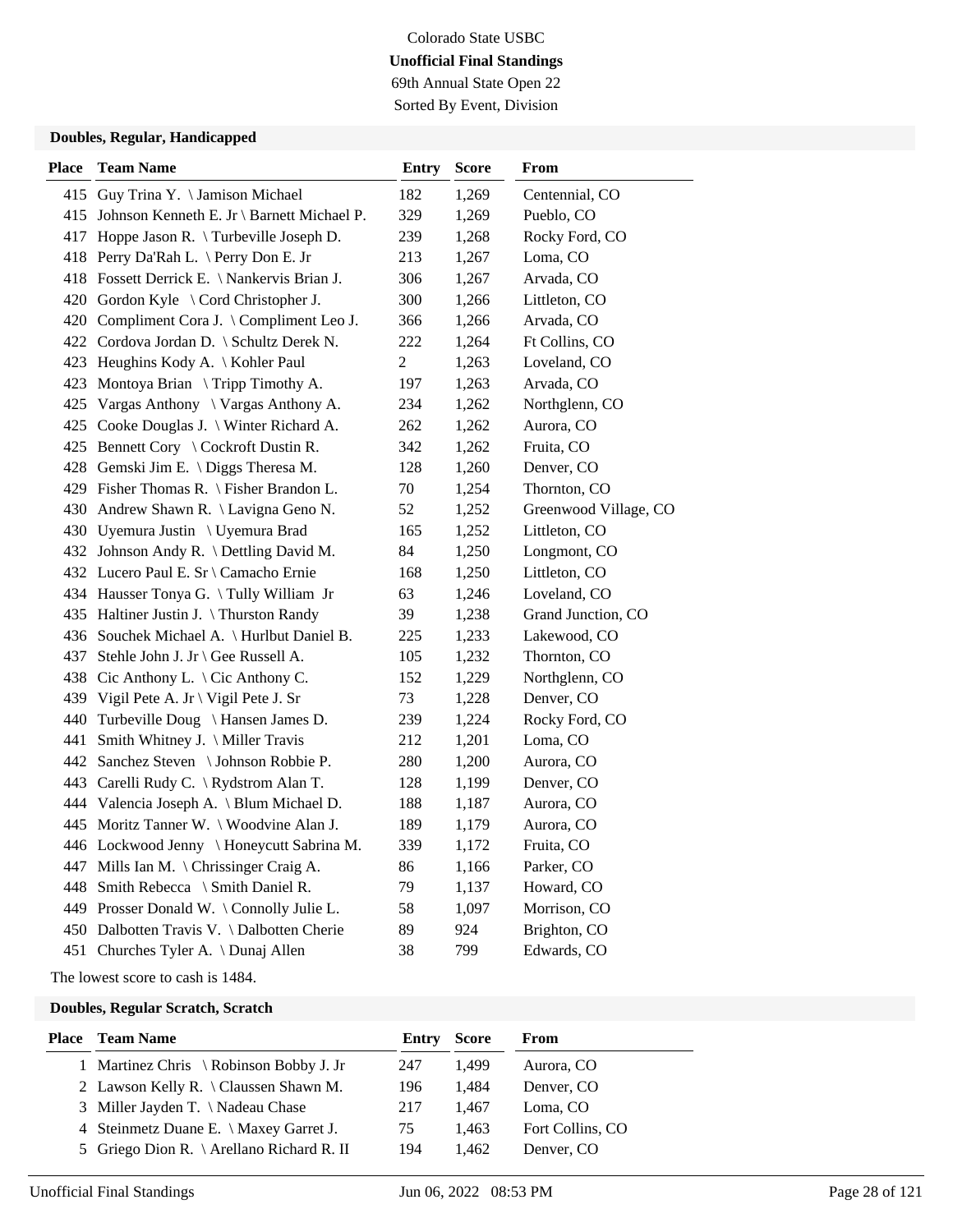Colorado State USBC

**Unofficial Final Standings**

69th Annual State Open 22

Sorted By Event, Division

### Doubles, Regular, Handicapped

| Place | Team Name | Entry | Score | From |
|---|---|---|---|---|
| 415 | Guy Trina Y. \ Jamison Michael | 182 | 1,269 | Centennial, CO |
| 415 | Johnson Kenneth E. Jr \ Barnett Michael P. | 329 | 1,269 | Pueblo, CO |
| 417 | Hoppe Jason R. \ Turbeville Joseph D. | 239 | 1,268 | Rocky Ford, CO |
| 418 | Perry Da'Rah L. \ Perry Don E. Jr | 213 | 1,267 | Loma, CO |
| 418 | Fossett Derrick E. \ Nankervis Brian J. | 306 | 1,267 | Arvada, CO |
| 420 | Gordon Kyle \ Cord Christopher J. | 300 | 1,266 | Littleton, CO |
| 420 | Compliment Cora J. \ Compliment Leo J. | 366 | 1,266 | Arvada, CO |
| 422 | Cordova Jordan D. \ Schultz Derek N. | 222 | 1,264 | Ft Collins, CO |
| 423 | Heughins Kody A. \ Kohler Paul | 2 | 1,263 | Loveland, CO |
| 423 | Montoya Brian \ Tripp Timothy A. | 197 | 1,263 | Arvada, CO |
| 425 | Vargas Anthony \ Vargas Anthony A. | 234 | 1,262 | Northglenn, CO |
| 425 | Cooke Douglas J. \ Winter Richard A. | 262 | 1,262 | Aurora, CO |
| 425 | Bennett Cory \ Cockroft Dustin R. | 342 | 1,262 | Fruita, CO |
| 428 | Gemski Jim E. \ Diggs Theresa M. | 128 | 1,260 | Denver, CO |
| 429 | Fisher Thomas R. \ Fisher Brandon L. | 70 | 1,254 | Thornton, CO |
| 430 | Andrew Shawn R. \ Lavigna Geno N. | 52 | 1,252 | Greenwood Village, CO |
| 430 | Uyemura Justin \ Uyemura Brad | 165 | 1,252 | Littleton, CO |
| 432 | Johnson Andy R. \ Dettling David M. | 84 | 1,250 | Longmont, CO |
| 432 | Lucero Paul E. Sr \ Camacho Ernie | 168 | 1,250 | Littleton, CO |
| 434 | Hausser Tonya G. \ Tully William Jr | 63 | 1,246 | Loveland, CO |
| 435 | Haltiner Justin J. \ Thurston Randy | 39 | 1,238 | Grand Junction, CO |
| 436 | Souchek Michael A. \ Hurlbut Daniel B. | 225 | 1,233 | Lakewood, CO |
| 437 | Stehle John J. Jr \ Gee Russell A. | 105 | 1,232 | Thornton, CO |
| 438 | Cic Anthony L. \ Cic Anthony C. | 152 | 1,229 | Northglenn, CO |
| 439 | Vigil Pete A. Jr \ Vigil Pete J. Sr | 73 | 1,228 | Denver, CO |
| 440 | Turbeville Doug \ Hansen James D. | 239 | 1,224 | Rocky Ford, CO |
| 441 | Smith Whitney J. \ Miller Travis | 212 | 1,201 | Loma, CO |
| 442 | Sanchez Steven \ Johnson Robbie P. | 280 | 1,200 | Aurora, CO |
| 443 | Carelli Rudy C. \ Rydstrom Alan T. | 128 | 1,199 | Denver, CO |
| 444 | Valencia Joseph A. \ Blum Michael D. | 188 | 1,187 | Aurora, CO |
| 445 | Moritz Tanner W. \ Woodvine Alan J. | 189 | 1,179 | Aurora, CO |
| 446 | Lockwood Jenny \ Honeycutt Sabrina M. | 339 | 1,172 | Fruita, CO |
| 447 | Mills Ian M. \ Chrissinger Craig A. | 86 | 1,166 | Parker, CO |
| 448 | Smith Rebecca \ Smith Daniel R. | 79 | 1,137 | Howard, CO |
| 449 | Prosser Donald W. \ Connolly Julie L. | 58 | 1,097 | Morrison, CO |
| 450 | Dalbotten Travis V. \ Dalbotten Cherie | 89 | 924 | Brighton, CO |
| 451 | Churches Tyler A. \ Dunaj Allen | 38 | 799 | Edwards, CO |

The lowest score to cash is 1484.

### Doubles, Regular Scratch, Scratch

| Place | Team Name | Entry | Score | From |
|---|---|---|---|---|
| 1 | Martinez Chris \ Robinson Bobby J. Jr | 247 | 1,499 | Aurora, CO |
| 2 | Lawson Kelly R. \ Claussen Shawn M. | 196 | 1,484 | Denver, CO |
| 3 | Miller Jayden T. \ Nadeau Chase | 217 | 1,467 | Loma, CO |
| 4 | Steinmetz Duane E. \ Maxey Garret J. | 75 | 1,463 | Fort Collins, CO |
| 5 | Griego Dion R. \ Arellano Richard R. II | 194 | 1,462 | Denver, CO |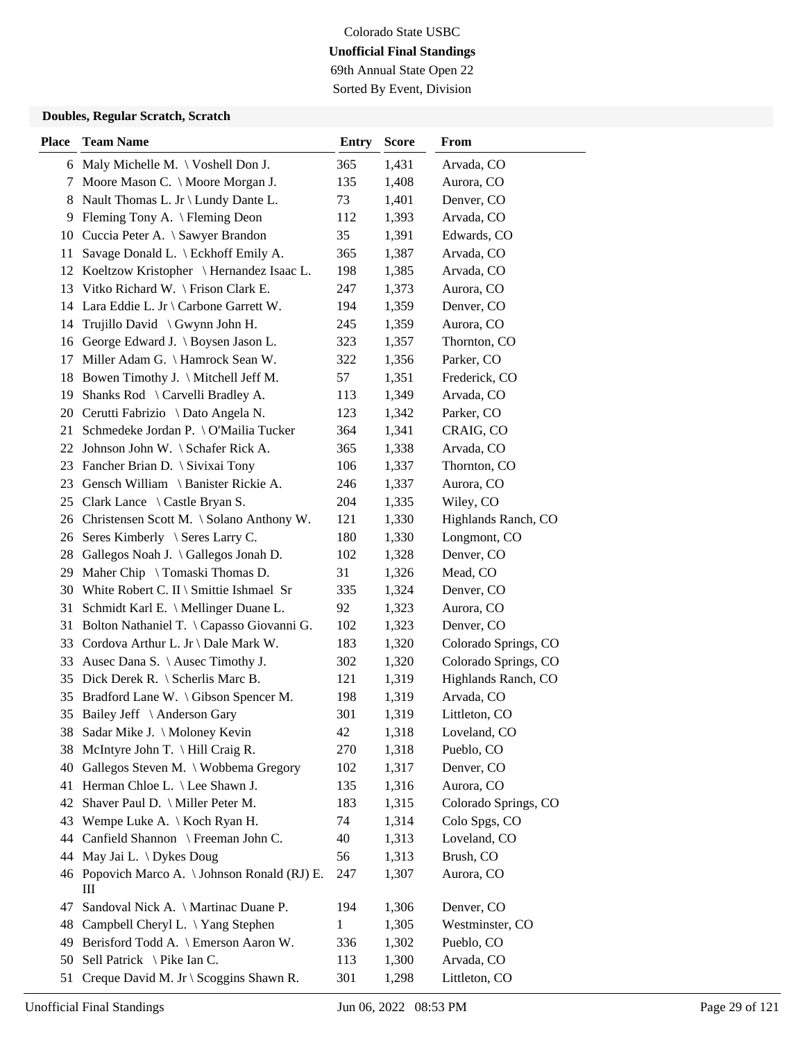Colorado State USBC

**Unofficial Final Standings**

69th Annual State Open 22

Sorted By Event, Division

### Doubles, Regular Scratch, Scratch

| Place | Team Name | Entry | Score | From |
|---|---|---|---|---|
| 6 | Maly Michelle M. \ Voshell Don J. | 365 | 1,431 | Arvada, CO |
| 7 | Moore Mason C. \ Moore Morgan J. | 135 | 1,408 | Aurora, CO |
| 8 | Nault Thomas L. Jr \ Lundy Dante L. | 73 | 1,401 | Denver, CO |
| 9 | Fleming Tony A. \ Fleming Deon | 112 | 1,393 | Arvada, CO |
| 10 | Cuccia Peter A. \ Sawyer Brandon | 35 | 1,391 | Edwards, CO |
| 11 | Savage Donald L. \ Eckhoff Emily A. | 365 | 1,387 | Arvada, CO |
| 12 | Koeltzow Kristopher \ Hernandez Isaac L. | 198 | 1,385 | Arvada, CO |
| 13 | Vitko Richard W. \ Frison Clark E. | 247 | 1,373 | Aurora, CO |
| 14 | Lara Eddie L. Jr \ Carbone Garrett W. | 194 | 1,359 | Denver, CO |
| 14 | Trujillo David \ Gwynn John H. | 245 | 1,359 | Aurora, CO |
| 16 | George Edward J. \ Boysen Jason L. | 323 | 1,357 | Thornton, CO |
| 17 | Miller Adam G. \ Hamrock Sean W. | 322 | 1,356 | Parker, CO |
| 18 | Bowen Timothy J. \ Mitchell Jeff M. | 57 | 1,351 | Frederick, CO |
| 19 | Shanks Rod \ Carvelli Bradley A. | 113 | 1,349 | Arvada, CO |
| 20 | Cerutti Fabrizio \ Dato Angela N. | 123 | 1,342 | Parker, CO |
| 21 | Schmedeke Jordan P. \ O'Mailia Tucker | 364 | 1,341 | CRAIG, CO |
| 22 | Johnson John W. \ Schafer Rick A. | 365 | 1,338 | Arvada, CO |
| 23 | Fancher Brian D. \ Sivixai Tony | 106 | 1,337 | Thornton, CO |
| 23 | Gensch William \ Banister Rickie A. | 246 | 1,337 | Aurora, CO |
| 25 | Clark Lance \ Castle Bryan S. | 204 | 1,335 | Wiley, CO |
| 26 | Christensen Scott M. \ Solano Anthony W. | 121 | 1,330 | Highlands Ranch, CO |
| 26 | Seres Kimberly \ Seres Larry C. | 180 | 1,330 | Longmont, CO |
| 28 | Gallegos Noah J. \ Gallegos Jonah D. | 102 | 1,328 | Denver, CO |
| 29 | Maher Chip \ Tomaski Thomas D. | 31 | 1,326 | Mead, CO |
| 30 | White Robert C. II \ Smittie Ishmael Sr | 335 | 1,324 | Denver, CO |
| 31 | Schmidt Karl E. \ Mellinger Duane L. | 92 | 1,323 | Aurora, CO |
| 31 | Bolton Nathaniel T. \ Capasso Giovanni G. | 102 | 1,323 | Denver, CO |
| 33 | Cordova Arthur L. Jr \ Dale Mark W. | 183 | 1,320 | Colorado Springs, CO |
| 33 | Ausec Dana S. \ Ausec Timothy J. | 302 | 1,320 | Colorado Springs, CO |
| 35 | Dick Derek R. \ Scherlis Marc B. | 121 | 1,319 | Highlands Ranch, CO |
| 35 | Bradford Lane W. \ Gibson Spencer M. | 198 | 1,319 | Arvada, CO |
| 35 | Bailey Jeff \ Anderson Gary | 301 | 1,319 | Littleton, CO |
| 38 | Sadar Mike J. \ Moloney Kevin | 42 | 1,318 | Loveland, CO |
| 38 | McIntyre John T. \ Hill Craig R. | 270 | 1,318 | Pueblo, CO |
| 40 | Gallegos Steven M. \ Wobbema Gregory | 102 | 1,317 | Denver, CO |
| 41 | Herman Chloe L. \ Lee Shawn J. | 135 | 1,316 | Aurora, CO |
| 42 | Shaver Paul D. \ Miller Peter M. | 183 | 1,315 | Colorado Springs, CO |
| 43 | Wempe Luke A. \ Koch Ryan H. | 74 | 1,314 | Colo Spgs, CO |
| 44 | Canfield Shannon \ Freeman John C. | 40 | 1,313 | Loveland, CO |
| 44 | May Jai L. \ Dykes Doug | 56 | 1,313 | Brush, CO |
| 46 | Popovich Marco A. \ Johnson Ronald (RJ) E. III | 247 | 1,307 | Aurora, CO |
| 47 | Sandoval Nick A. \ Martinac Duane P. | 194 | 1,306 | Denver, CO |
| 48 | Campbell Cheryl L. \ Yang Stephen | 1 | 1,305 | Westminster, CO |
| 49 | Berisford Todd A. \ Emerson Aaron W. | 336 | 1,302 | Pueblo, CO |
| 50 | Sell Patrick \ Pike Ian C. | 113 | 1,300 | Arvada, CO |
| 51 | Creque David M. Jr \ Scoggins Shawn R. | 301 | 1,298 | Littleton, CO |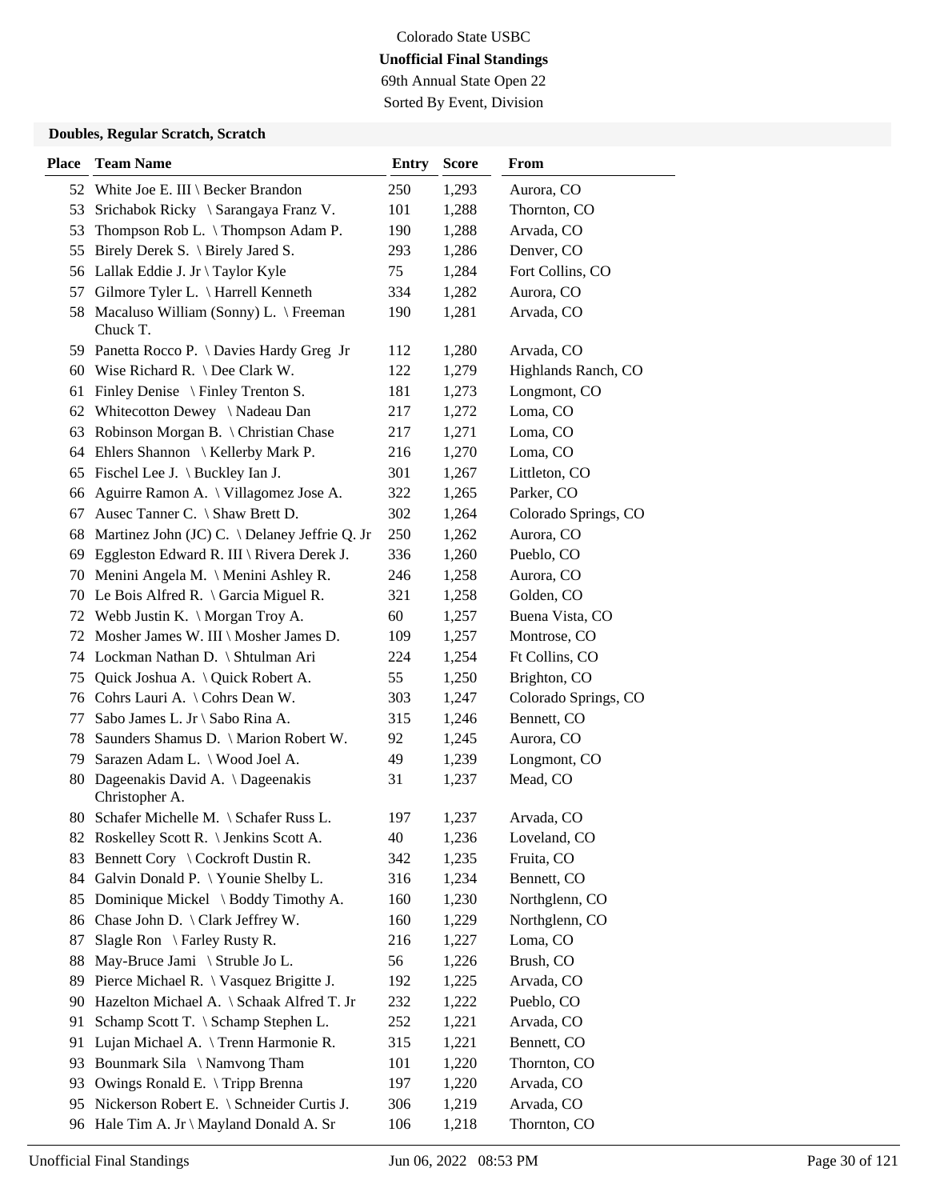Colorado State USBC

**Unofficial Final Standings**

69th Annual State Open 22

Sorted By Event, Division

### Doubles, Regular Scratch, Scratch

| Place | Team Name | Entry | Score | From |
|---|---|---|---|---|
| 52 | White Joe E. III \ Becker Brandon | 250 | 1,293 | Aurora, CO |
| 53 | Srichabok Ricky \ Sarangaya Franz V. | 101 | 1,288 | Thornton, CO |
| 53 | Thompson Rob L. \ Thompson Adam P. | 190 | 1,288 | Arvada, CO |
| 55 | Birely Derek S. \ Birely Jared S. | 293 | 1,286 | Denver, CO |
| 56 | Lallak Eddie J. Jr \ Taylor Kyle | 75 | 1,284 | Fort Collins, CO |
| 57 | Gilmore Tyler L. \ Harrell Kenneth | 334 | 1,282 | Aurora, CO |
| 58 | Macaluso William (Sonny) L. \ Freeman Chuck T. | 190 | 1,281 | Arvada, CO |
| 59 | Panetta Rocco P. \ Davies Hardy Greg Jr | 112 | 1,280 | Arvada, CO |
| 60 | Wise Richard R. \ Dee Clark W. | 122 | 1,279 | Highlands Ranch, CO |
| 61 | Finley Denise \ Finley Trenton S. | 181 | 1,273 | Longmont, CO |
| 62 | Whitecotton Dewey \ Nadeau Dan | 217 | 1,272 | Loma, CO |
| 63 | Robinson Morgan B. \ Christian Chase | 217 | 1,271 | Loma, CO |
| 64 | Ehlers Shannon \ Kellerby Mark P. | 216 | 1,270 | Loma, CO |
| 65 | Fischel Lee J. \ Buckley Ian J. | 301 | 1,267 | Littleton, CO |
| 66 | Aguirre Ramon A. \ Villagomez Jose A. | 322 | 1,265 | Parker, CO |
| 67 | Ausec Tanner C. \ Shaw Brett D. | 302 | 1,264 | Colorado Springs, CO |
| 68 | Martinez John (JC) C. \ Delaney Jeffrie Q. Jr | 250 | 1,262 | Aurora, CO |
| 69 | Eggleston Edward R. III \ Rivera Derek J. | 336 | 1,260 | Pueblo, CO |
| 70 | Menini Angela M. \ Menini Ashley R. | 246 | 1,258 | Aurora, CO |
| 70 | Le Bois Alfred R. \ Garcia Miguel R. | 321 | 1,258 | Golden, CO |
| 72 | Webb Justin K. \ Morgan Troy A. | 60 | 1,257 | Buena Vista, CO |
| 72 | Mosher James W. III \ Mosher James D. | 109 | 1,257 | Montrose, CO |
| 74 | Lockman Nathan D. \ Shtulman Ari | 224 | 1,254 | Ft Collins, CO |
| 75 | Quick Joshua A. \ Quick Robert A. | 55 | 1,250 | Brighton, CO |
| 76 | Cohrs Lauri A. \ Cohrs Dean W. | 303 | 1,247 | Colorado Springs, CO |
| 77 | Sabo James L. Jr \ Sabo Rina A. | 315 | 1,246 | Bennett, CO |
| 78 | Saunders Shamus D. \ Marion Robert W. | 92 | 1,245 | Aurora, CO |
| 79 | Sarazen Adam L. \ Wood Joel A. | 49 | 1,239 | Longmont, CO |
| 80 | Dageenakis David A. \ Dageenakis Christopher A. | 31 | 1,237 | Mead, CO |
| 80 | Schafer Michelle M. \ Schafer Russ L. | 197 | 1,237 | Arvada, CO |
| 82 | Roskelley Scott R. \ Jenkins Scott A. | 40 | 1,236 | Loveland, CO |
| 83 | Bennett Cory \ Cockroft Dustin R. | 342 | 1,235 | Fruita, CO |
| 84 | Galvin Donald P. \ Younie Shelby L. | 316 | 1,234 | Bennett, CO |
| 85 | Dominique Mickel \ Boddy Timothy A. | 160 | 1,230 | Northglenn, CO |
| 86 | Chase John D. \ Clark Jeffrey W. | 160 | 1,229 | Northglenn, CO |
| 87 | Slagle Ron \ Farley Rusty R. | 216 | 1,227 | Loma, CO |
| 88 | May-Bruce Jami \ Struble Jo L. | 56 | 1,226 | Brush, CO |
| 89 | Pierce Michael R. \ Vasquez Brigitte J. | 192 | 1,225 | Arvada, CO |
| 90 | Hazelton Michael A. \ Schaak Alfred T. Jr | 232 | 1,222 | Pueblo, CO |
| 91 | Schamp Scott T. \ Schamp Stephen L. | 252 | 1,221 | Arvada, CO |
| 91 | Lujan Michael A. \ Trenn Harmonie R. | 315 | 1,221 | Bennett, CO |
| 93 | Bounmark Sila \ Namvong Tham | 101 | 1,220 | Thornton, CO |
| 93 | Owings Ronald E. \ Tripp Brenna | 197 | 1,220 | Arvada, CO |
| 95 | Nickerson Robert E. \ Schneider Curtis J. | 306 | 1,219 | Arvada, CO |
| 96 | Hale Tim A. Jr \ Mayland Donald A. Sr | 106 | 1,218 | Thornton, CO |

Unofficial Final Standings    Jun 06, 2022 08:53 PM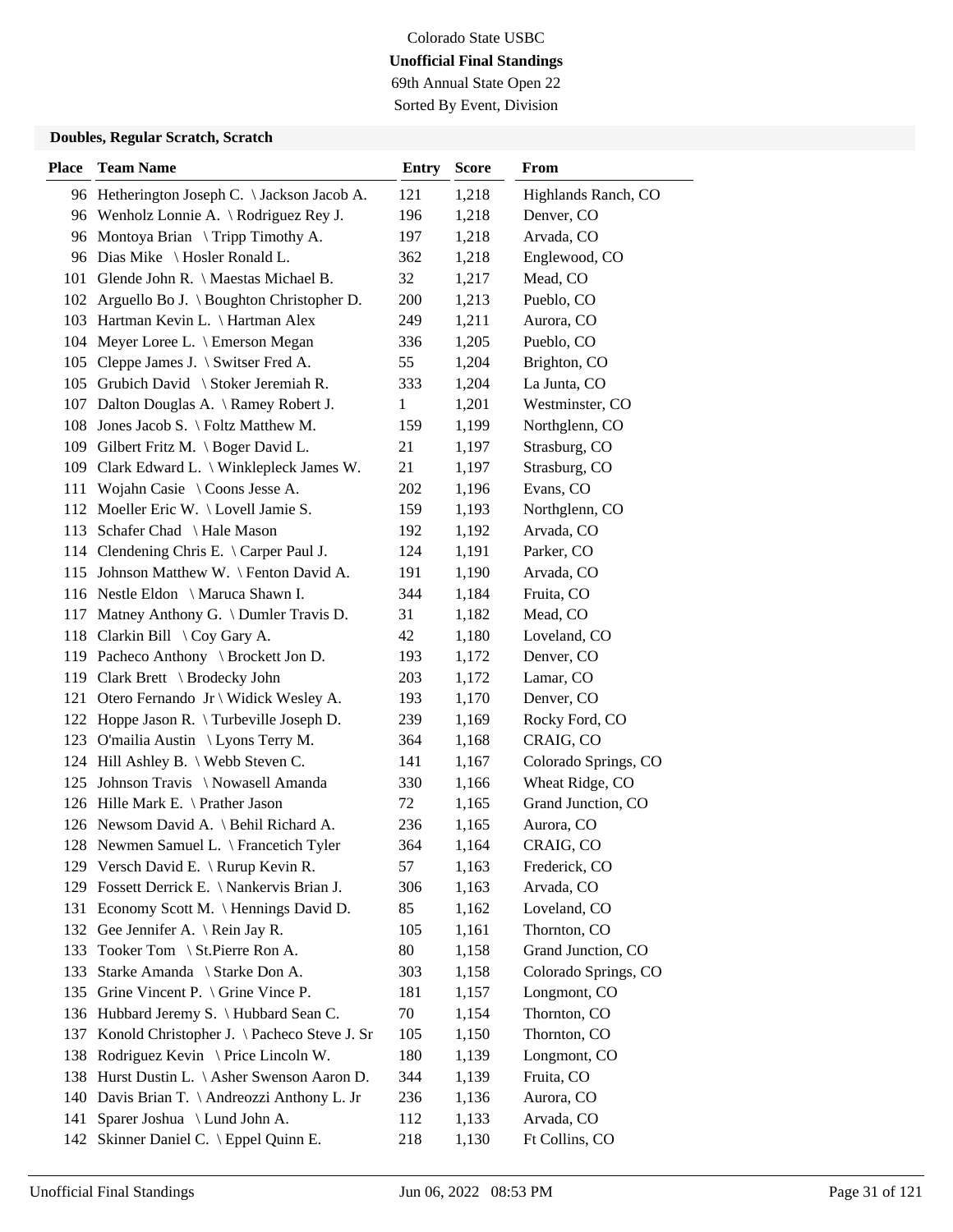Colorado State USBC

**Unofficial Final Standings**

69th Annual State Open 22

Sorted By Event, Division

### Doubles, Regular Scratch, Scratch

| Place | Team Name | Entry | Score | From |
|---|---|---|---|---|
| 96 | Hetherington Joseph C. \ Jackson Jacob A. | 121 | 1,218 | Highlands Ranch, CO |
| 96 | Wenholz Lonnie A. \ Rodriguez Rey J. | 196 | 1,218 | Denver, CO |
| 96 | Montoya Brian \ Tripp Timothy A. | 197 | 1,218 | Arvada, CO |
| 96 | Dias Mike \ Hosler Ronald L. | 362 | 1,218 | Englewood, CO |
| 101 | Glende John R. \ Maestas Michael B. | 32 | 1,217 | Mead, CO |
| 102 | Arguello Bo J. \ Boughton Christopher D. | 200 | 1,213 | Pueblo, CO |
| 103 | Hartman Kevin L. \ Hartman Alex | 249 | 1,211 | Aurora, CO |
| 104 | Meyer Loree L. \ Emerson Megan | 336 | 1,205 | Pueblo, CO |
| 105 | Cleppe James J. \ Switser Fred A. | 55 | 1,204 | Brighton, CO |
| 105 | Grubich David \ Stoker Jeremiah R. | 333 | 1,204 | La Junta, CO |
| 107 | Dalton Douglas A. \ Ramey Robert J. | 1 | 1,201 | Westminster, CO |
| 108 | Jones Jacob S. \ Foltz Matthew M. | 159 | 1,199 | Northglenn, CO |
| 109 | Gilbert Fritz M. \ Boger David L. | 21 | 1,197 | Strasburg, CO |
| 109 | Clark Edward L. \ Winklepleck James W. | 21 | 1,197 | Strasburg, CO |
| 111 | Wojahn Casie \ Coons Jesse A. | 202 | 1,196 | Evans, CO |
| 112 | Moeller Eric W. \ Lovell Jamie S. | 159 | 1,193 | Northglenn, CO |
| 113 | Schafer Chad \ Hale Mason | 192 | 1,192 | Arvada, CO |
| 114 | Clendening Chris E. \ Carper Paul J. | 124 | 1,191 | Parker, CO |
| 115 | Johnson Matthew W. \ Fenton David A. | 191 | 1,190 | Arvada, CO |
| 116 | Nestle Eldon \ Maruca Shawn I. | 344 | 1,184 | Fruita, CO |
| 117 | Matney Anthony G. \ Dumler Travis D. | 31 | 1,182 | Mead, CO |
| 118 | Clarkin Bill \ Coy Gary A. | 42 | 1,180 | Loveland, CO |
| 119 | Pacheco Anthony \ Brockett Jon D. | 193 | 1,172 | Denver, CO |
| 119 | Clark Brett \ Brodecky John | 203 | 1,172 | Lamar, CO |
| 121 | Otero Fernando Jr \ Widick Wesley A. | 193 | 1,170 | Denver, CO |
| 122 | Hoppe Jason R. \ Turbeville Joseph D. | 239 | 1,169 | Rocky Ford, CO |
| 123 | O'mailia Austin \ Lyons Terry M. | 364 | 1,168 | CRAIG, CO |
| 124 | Hill Ashley B. \ Webb Steven C. | 141 | 1,167 | Colorado Springs, CO |
| 125 | Johnson Travis \ Nowasell Amanda | 330 | 1,166 | Wheat Ridge, CO |
| 126 | Hille Mark E. \ Prather Jason | 72 | 1,165 | Grand Junction, CO |
| 126 | Newsom David A. \ Behil Richard A. | 236 | 1,165 | Aurora, CO |
| 128 | Newmen Samuel L. \ Francetich Tyler | 364 | 1,164 | CRAIG, CO |
| 129 | Versch David E. \ Rurup Kevin R. | 57 | 1,163 | Frederick, CO |
| 129 | Fossett Derrick E. \ Nankervis Brian J. | 306 | 1,163 | Arvada, CO |
| 131 | Economy Scott M. \ Hennings David D. | 85 | 1,162 | Loveland, CO |
| 132 | Gee Jennifer A. \ Rein Jay R. | 105 | 1,161 | Thornton, CO |
| 133 | Tooker Tom \ St.Pierre Ron A. | 80 | 1,158 | Grand Junction, CO |
| 133 | Starke Amanda \ Starke Don A. | 303 | 1,158 | Colorado Springs, CO |
| 135 | Grine Vincent P. \ Grine Vince P. | 181 | 1,157 | Longmont, CO |
| 136 | Hubbard Jeremy S. \ Hubbard Sean C. | 70 | 1,154 | Thornton, CO |
| 137 | Konold Christopher J. \ Pacheco Steve J. Sr | 105 | 1,150 | Thornton, CO |
| 138 | Rodriguez Kevin \ Price Lincoln W. | 180 | 1,139 | Longmont, CO |
| 138 | Hurst Dustin L. \ Asher Swenson Aaron D. | 344 | 1,139 | Fruita, CO |
| 140 | Davis Brian T. \ Andreozzi Anthony L. Jr | 236 | 1,136 | Aurora, CO |
| 141 | Sparer Joshua \ Lund John A. | 112 | 1,133 | Arvada, CO |
| 142 | Skinner Daniel C. \ Eppel Quinn E. | 218 | 1,130 | Ft Collins, CO |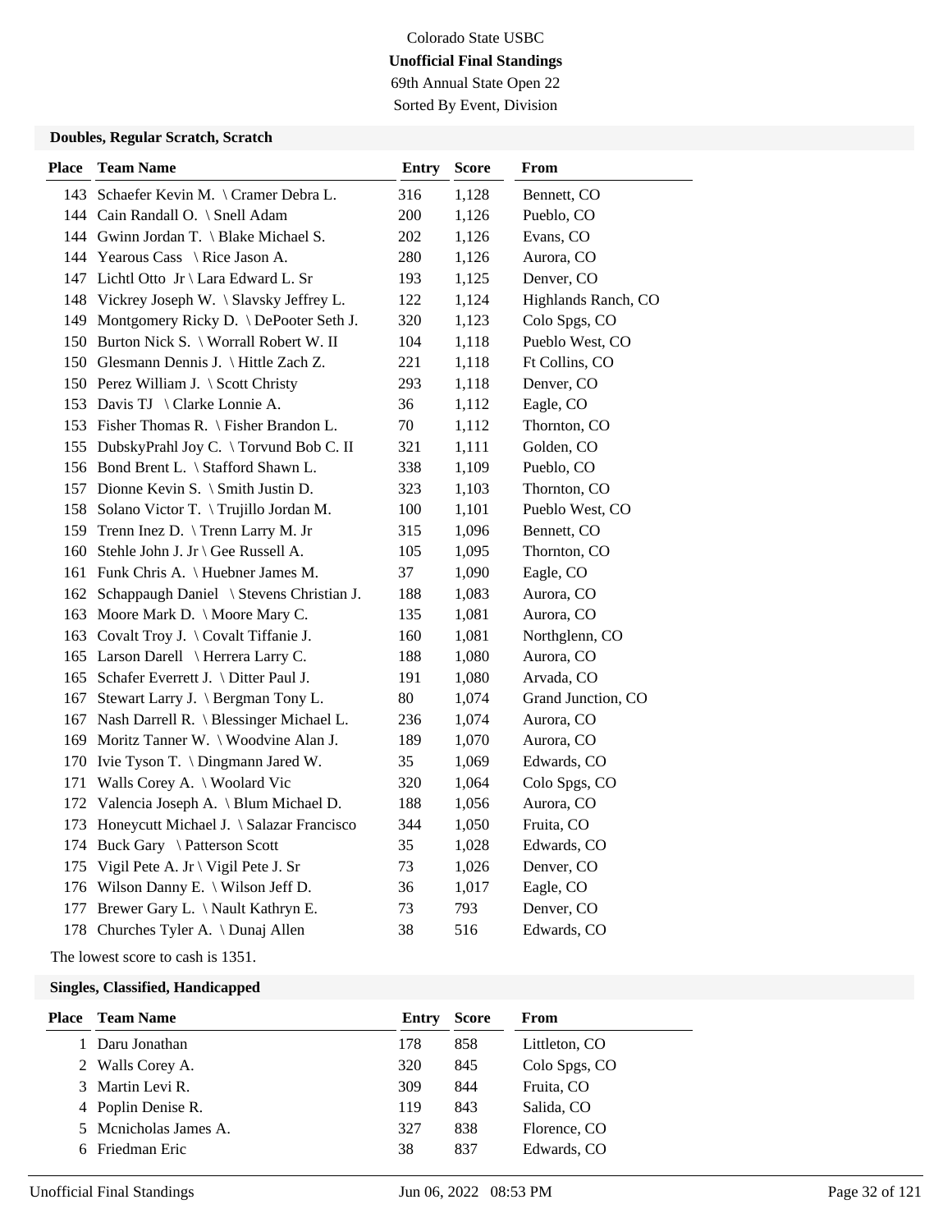Colorado State USBC

**Unofficial Final Standings**

69th Annual State Open 22

Sorted By Event, Division

### Doubles, Regular Scratch, Scratch

| Place | Team Name | Entry | Score | From |
|---|---|---|---|---|
| 143 | Schaefer Kevin M. \ Cramer Debra L. | 316 | 1,128 | Bennett, CO |
| 144 | Cain Randall O. \ Snell Adam | 200 | 1,126 | Pueblo, CO |
| 144 | Gwinn Jordan T. \ Blake Michael S. | 202 | 1,126 | Evans, CO |
| 144 | Yearous Cass \ Rice Jason A. | 280 | 1,126 | Aurora, CO |
| 147 | Lichtl Otto Jr \ Lara Edward L. Sr | 193 | 1,125 | Denver, CO |
| 148 | Vickrey Joseph W. \ Slavsky Jeffrey L. | 122 | 1,124 | Highlands Ranch, CO |
| 149 | Montgomery Ricky D. \ DePooter Seth J. | 320 | 1,123 | Colo Spgs, CO |
| 150 | Burton Nick S. \ Worrall Robert W. II | 104 | 1,118 | Pueblo West, CO |
| 150 | Glesmann Dennis J. \ Hittle Zach Z. | 221 | 1,118 | Ft Collins, CO |
| 150 | Perez William J. \ Scott Christy | 293 | 1,118 | Denver, CO |
| 153 | Davis TJ \ Clarke Lonnie A. | 36 | 1,112 | Eagle, CO |
| 153 | Fisher Thomas R. \ Fisher Brandon L. | 70 | 1,112 | Thornton, CO |
| 155 | DubskyPrahl Joy C. \ Torvund Bob C. II | 321 | 1,111 | Golden, CO |
| 156 | Bond Brent L. \ Stafford Shawn L. | 338 | 1,109 | Pueblo, CO |
| 157 | Dionne Kevin S. \ Smith Justin D. | 323 | 1,103 | Thornton, CO |
| 158 | Solano Victor T. \ Trujillo Jordan M. | 100 | 1,101 | Pueblo West, CO |
| 159 | Trenn Inez D. \ Trenn Larry M. Jr | 315 | 1,096 | Bennett, CO |
| 160 | Stehle John J. Jr \ Gee Russell A. | 105 | 1,095 | Thornton, CO |
| 161 | Funk Chris A. \ Huebner James M. | 37 | 1,090 | Eagle, CO |
| 162 | Schappaugh Daniel \ Stevens Christian J. | 188 | 1,083 | Aurora, CO |
| 163 | Moore Mark D. \ Moore Mary C. | 135 | 1,081 | Aurora, CO |
| 163 | Covalt Troy J. \ Covalt Tiffanie J. | 160 | 1,081 | Northglenn, CO |
| 165 | Larson Darell \ Herrera Larry C. | 188 | 1,080 | Aurora, CO |
| 165 | Schafer Everrett J. \ Ditter Paul J. | 191 | 1,080 | Arvada, CO |
| 167 | Stewart Larry J. \ Bergman Tony L. | 80 | 1,074 | Grand Junction, CO |
| 167 | Nash Darrell R. \ Blessinger Michael L. | 236 | 1,074 | Aurora, CO |
| 169 | Moritz Tanner W. \ Woodvine Alan J. | 189 | 1,070 | Aurora, CO |
| 170 | Ivie Tyson T. \ Dingmann Jared W. | 35 | 1,069 | Edwards, CO |
| 171 | Walls Corey A. \ Woolard Vic | 320 | 1,064 | Colo Spgs, CO |
| 172 | Valencia Joseph A. \ Blum Michael D. | 188 | 1,056 | Aurora, CO |
| 173 | Honeycutt Michael J. \ Salazar Francisco | 344 | 1,050 | Fruita, CO |
| 174 | Buck Gary \ Patterson Scott | 35 | 1,028 | Edwards, CO |
| 175 | Vigil Pete A. Jr \ Vigil Pete J. Sr | 73 | 1,026 | Denver, CO |
| 176 | Wilson Danny E. \ Wilson Jeff D. | 36 | 1,017 | Eagle, CO |
| 177 | Brewer Gary L. \ Nault Kathryn E. | 73 | 793 | Denver, CO |
| 178 | Churches Tyler A. \ Dunaj Allen | 38 | 516 | Edwards, CO |

The lowest score to cash is 1351.

### Singles, Classified, Handicapped

| Place | Team Name | Entry | Score | From |
|---|---|---|---|---|
| 1 | Daru Jonathan | 178 | 858 | Littleton, CO |
| 2 | Walls Corey A. | 320 | 845 | Colo Spgs, CO |
| 3 | Martin Levi R. | 309 | 844 | Fruita, CO |
| 4 | Poplin Denise R. | 119 | 843 | Salida, CO |
| 5 | Mcnicholas James A. | 327 | 838 | Florence, CO |
| 6 | Friedman Eric | 38 | 837 | Edwards, CO |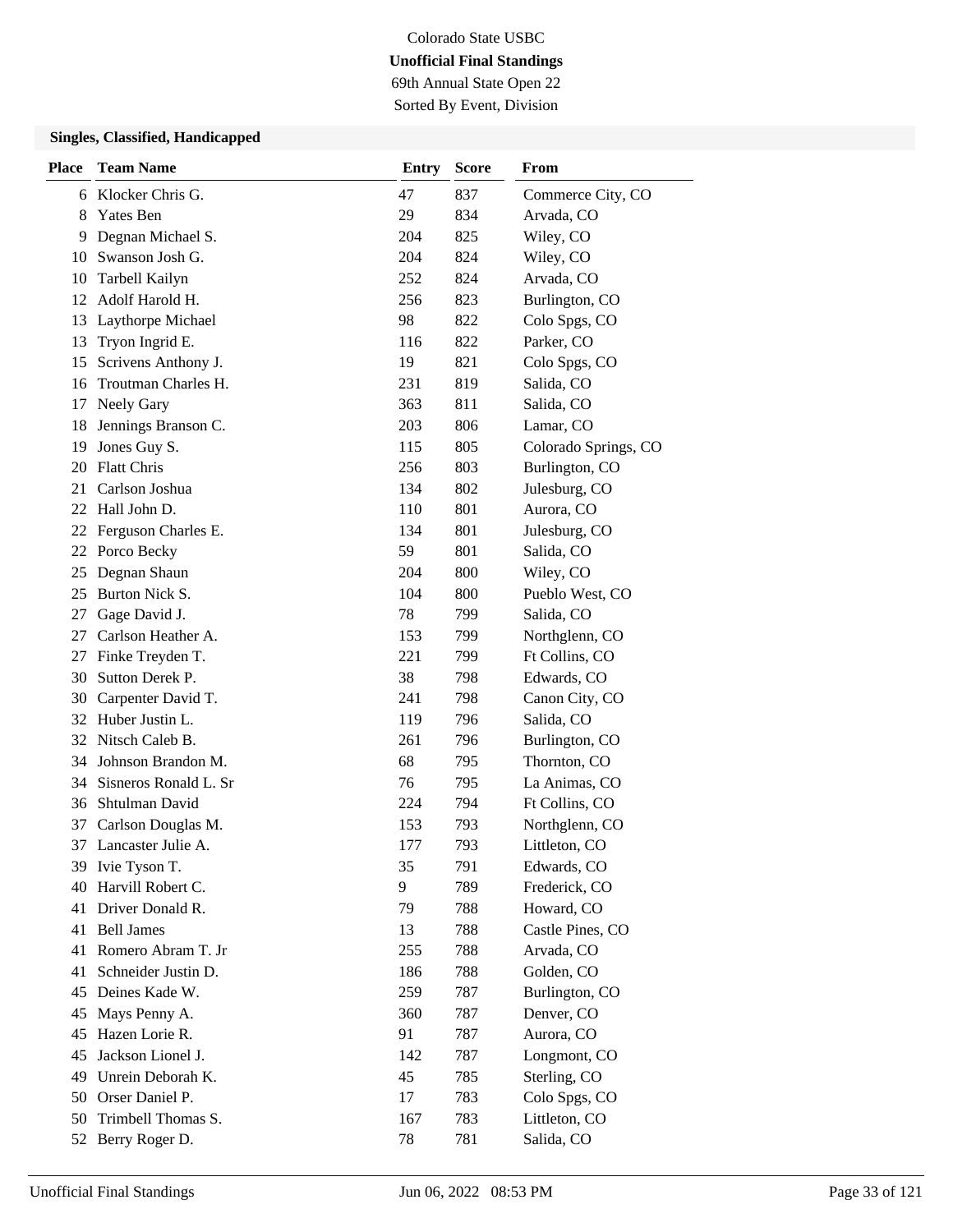Colorado State USBC

**Unofficial Final Standings**

69th Annual State Open 22

Sorted By Event, Division

### Singles, Classified, Handicapped

| Place | Team Name | Entry | Score | From |
|---|---|---|---|---|
| 6 | Klocker Chris G. | 47 | 837 | Commerce City, CO |
| 8 | Yates Ben | 29 | 834 | Arvada, CO |
| 9 | Degnan Michael S. | 204 | 825 | Wiley, CO |
| 10 | Swanson Josh G. | 204 | 824 | Wiley, CO |
| 10 | Tarbell Kailyn | 252 | 824 | Arvada, CO |
| 12 | Adolf Harold H. | 256 | 823 | Burlington, CO |
| 13 | Laythorpe Michael | 98 | 822 | Colo Spgs, CO |
| 13 | Tryon Ingrid E. | 116 | 822 | Parker, CO |
| 15 | Scrivens Anthony J. | 19 | 821 | Colo Spgs, CO |
| 16 | Troutman Charles H. | 231 | 819 | Salida, CO |
| 17 | Neely Gary | 363 | 811 | Salida, CO |
| 18 | Jennings Branson C. | 203 | 806 | Lamar, CO |
| 19 | Jones Guy S. | 115 | 805 | Colorado Springs, CO |
| 20 | Flatt Chris | 256 | 803 | Burlington, CO |
| 21 | Carlson Joshua | 134 | 802 | Julesburg, CO |
| 22 | Hall John D. | 110 | 801 | Aurora, CO |
| 22 | Ferguson Charles E. | 134 | 801 | Julesburg, CO |
| 22 | Porco Becky | 59 | 801 | Salida, CO |
| 25 | Degnan Shaun | 204 | 800 | Wiley, CO |
| 25 | Burton Nick S. | 104 | 800 | Pueblo West, CO |
| 27 | Gage David J. | 78 | 799 | Salida, CO |
| 27 | Carlson Heather A. | 153 | 799 | Northglenn, CO |
| 27 | Finke Treyden T. | 221 | 799 | Ft Collins, CO |
| 30 | Sutton Derek P. | 38 | 798 | Edwards, CO |
| 30 | Carpenter David T. | 241 | 798 | Canon City, CO |
| 32 | Huber Justin L. | 119 | 796 | Salida, CO |
| 32 | Nitsch Caleb B. | 261 | 796 | Burlington, CO |
| 34 | Johnson Brandon M. | 68 | 795 | Thornton, CO |
| 34 | Sisneros Ronald L. Sr | 76 | 795 | La Animas, CO |
| 36 | Shtulman David | 224 | 794 | Ft Collins, CO |
| 37 | Carlson Douglas M. | 153 | 793 | Northglenn, CO |
| 37 | Lancaster Julie A. | 177 | 793 | Littleton, CO |
| 39 | Ivie Tyson T. | 35 | 791 | Edwards, CO |
| 40 | Harvill Robert C. | 9 | 789 | Frederick, CO |
| 41 | Driver Donald R. | 79 | 788 | Howard, CO |
| 41 | Bell James | 13 | 788 | Castle Pines, CO |
| 41 | Romero Abram T. Jr | 255 | 788 | Arvada, CO |
| 41 | Schneider Justin D. | 186 | 788 | Golden, CO |
| 45 | Deines Kade W. | 259 | 787 | Burlington, CO |
| 45 | Mays Penny A. | 360 | 787 | Denver, CO |
| 45 | Hazen Lorie R. | 91 | 787 | Aurora, CO |
| 45 | Jackson Lionel J. | 142 | 787 | Longmont, CO |
| 49 | Unrein Deborah K. | 45 | 785 | Sterling, CO |
| 50 | Orser Daniel P. | 17 | 783 | Colo Spgs, CO |
| 50 | Trimbell Thomas S. | 167 | 783 | Littleton, CO |
| 52 | Berry Roger D. | 78 | 781 | Salida, CO |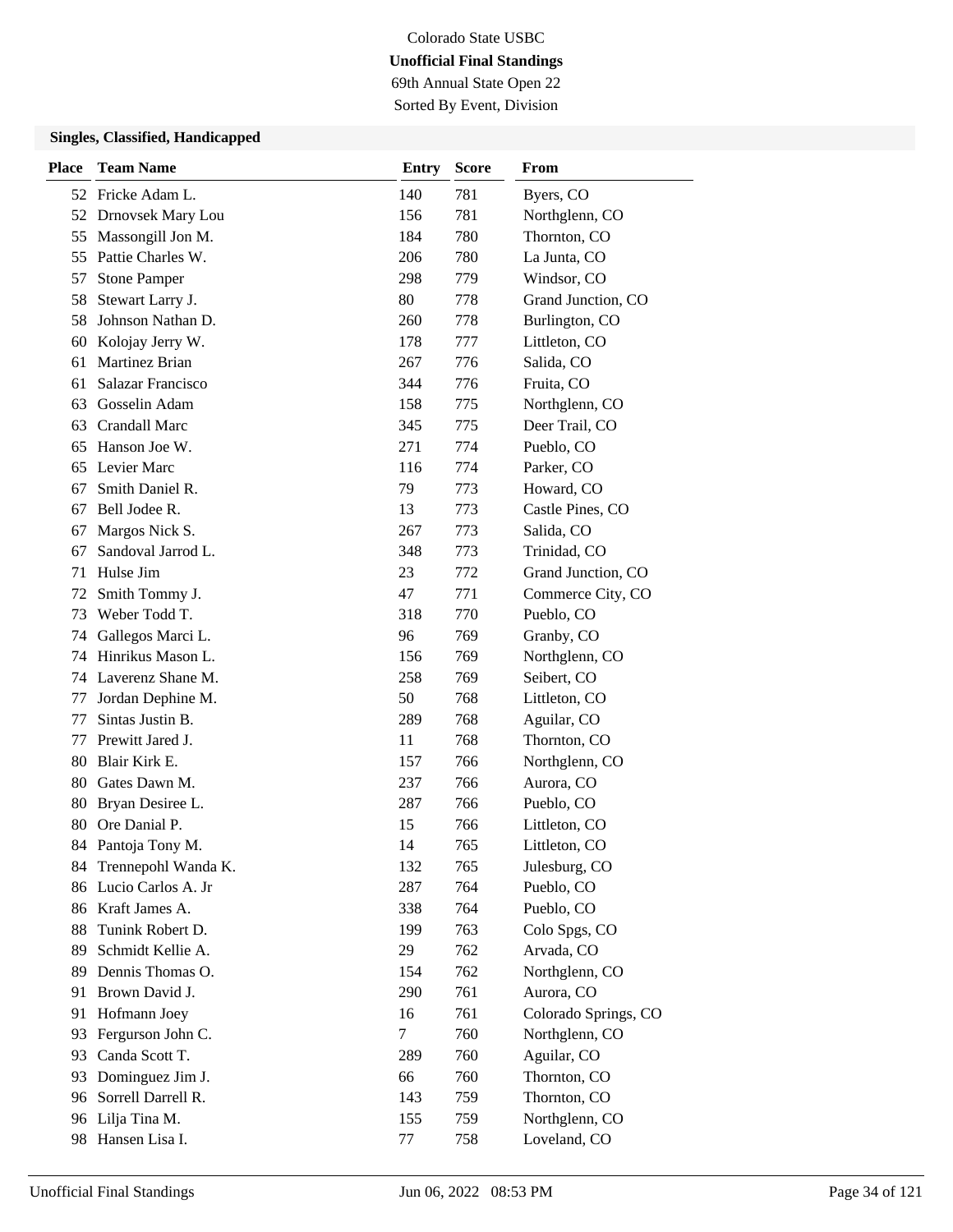Colorado State USBC

**Unofficial Final Standings**

69th Annual State Open 22

Sorted By Event, Division

### Singles, Classified, Handicapped

| Place | Team Name | Entry | Score | From |
|---|---|---|---|---|
| 52 | Fricke Adam L. | 140 | 781 | Byers, CO |
| 52 | Drnovsek Mary Lou | 156 | 781 | Northglenn, CO |
| 55 | Massongill Jon M. | 184 | 780 | Thornton, CO |
| 55 | Pattie Charles W. | 206 | 780 | La Junta, CO |
| 57 | Stone Pamper | 298 | 779 | Windsor, CO |
| 58 | Stewart Larry J. | 80 | 778 | Grand Junction, CO |
| 58 | Johnson Nathan D. | 260 | 778 | Burlington, CO |
| 60 | Kolojay Jerry W. | 178 | 777 | Littleton, CO |
| 61 | Martinez Brian | 267 | 776 | Salida, CO |
| 61 | Salazar Francisco | 344 | 776 | Fruita, CO |
| 63 | Gosselin Adam | 158 | 775 | Northglenn, CO |
| 63 | Crandall Marc | 345 | 775 | Deer Trail, CO |
| 65 | Hanson Joe W. | 271 | 774 | Pueblo, CO |
| 65 | Levier Marc | 116 | 774 | Parker, CO |
| 67 | Smith Daniel R. | 79 | 773 | Howard, CO |
| 67 | Bell Jodee R. | 13 | 773 | Castle Pines, CO |
| 67 | Margos Nick S. | 267 | 773 | Salida, CO |
| 67 | Sandoval Jarrod L. | 348 | 773 | Trinidad, CO |
| 71 | Hulse Jim | 23 | 772 | Grand Junction, CO |
| 72 | Smith Tommy J. | 47 | 771 | Commerce City, CO |
| 73 | Weber Todd T. | 318 | 770 | Pueblo, CO |
| 74 | Gallegos Marci L. | 96 | 769 | Granby, CO |
| 74 | Hinrikus Mason L. | 156 | 769 | Northglenn, CO |
| 74 | Laverenz Shane M. | 258 | 769 | Seibert, CO |
| 77 | Jordan Dephine M. | 50 | 768 | Littleton, CO |
| 77 | Sintas Justin B. | 289 | 768 | Aguilar, CO |
| 77 | Prewitt Jared J. | 11 | 768 | Thornton, CO |
| 80 | Blair Kirk E. | 157 | 766 | Northglenn, CO |
| 80 | Gates Dawn M. | 237 | 766 | Aurora, CO |
| 80 | Bryan Desiree L. | 287 | 766 | Pueblo, CO |
| 80 | Ore Danial P. | 15 | 766 | Littleton, CO |
| 84 | Pantoja Tony M. | 14 | 765 | Littleton, CO |
| 84 | Trennepohl Wanda K. | 132 | 765 | Julesburg, CO |
| 86 | Lucio Carlos A. Jr | 287 | 764 | Pueblo, CO |
| 86 | Kraft James A. | 338 | 764 | Pueblo, CO |
| 88 | Tunink Robert D. | 199 | 763 | Colo Spgs, CO |
| 89 | Schmidt Kellie A. | 29 | 762 | Arvada, CO |
| 89 | Dennis Thomas O. | 154 | 762 | Northglenn, CO |
| 91 | Brown David J. | 290 | 761 | Aurora, CO |
| 91 | Hofmann Joey | 16 | 761 | Colorado Springs, CO |
| 93 | Fergurson John C. | 7 | 760 | Northglenn, CO |
| 93 | Canda Scott T. | 289 | 760 | Aguilar, CO |
| 93 | Dominguez Jim J. | 66 | 760 | Thornton, CO |
| 96 | Sorrell Darrell R. | 143 | 759 | Thornton, CO |
| 96 | Lilja Tina M. | 155 | 759 | Northglenn, CO |
| 98 | Hansen Lisa I. | 77 | 758 | Loveland, CO |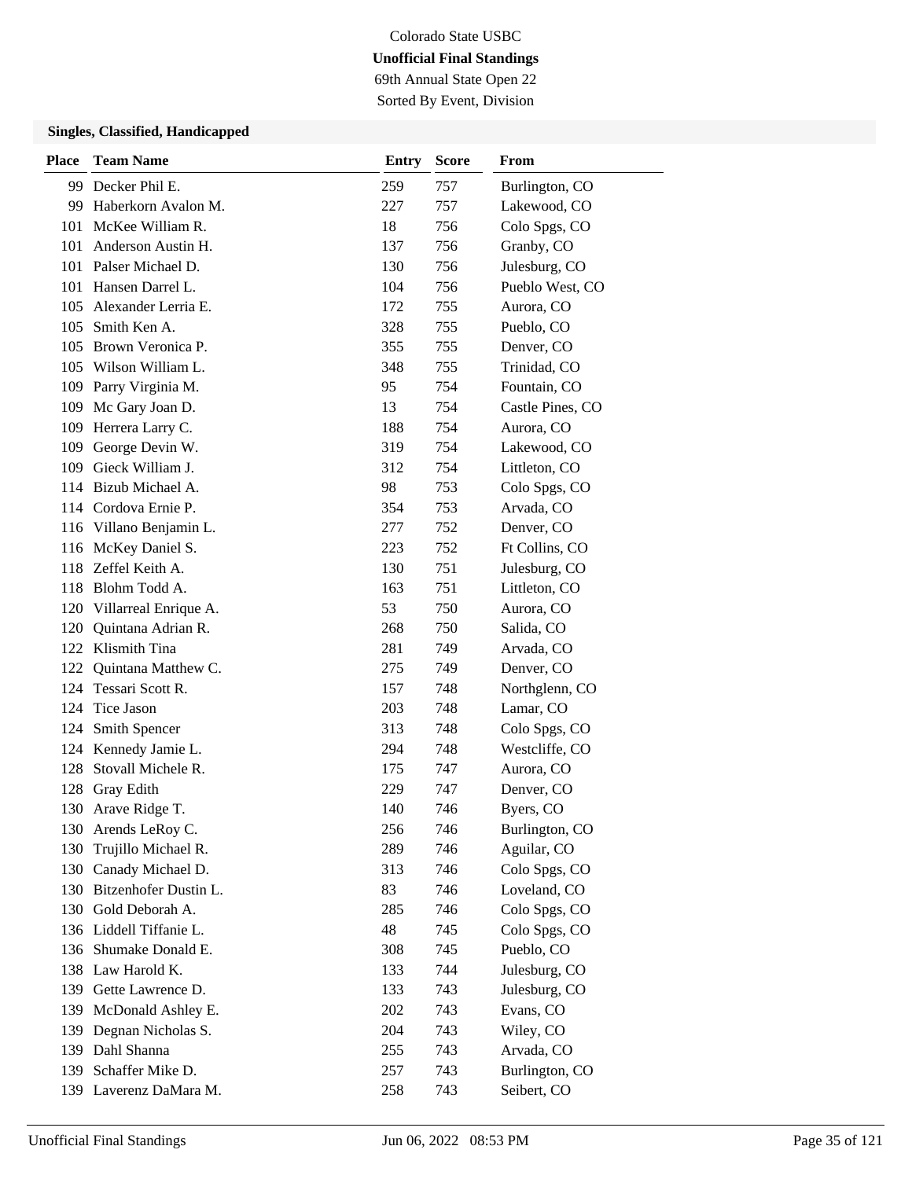Colorado State USBC
**Unofficial Final Standings**
69th Annual State Open 22
Sorted By Event, Division

### Singles, Classified, Handicapped

| Place | Team Name | Entry | Score | From |
|---|---|---|---|---|
| 99 | Decker Phil E. | 259 | 757 | Burlington, CO |
| 99 | Haberkorn Avalon M. | 227 | 757 | Lakewood, CO |
| 101 | McKee William R. | 18 | 756 | Colo Spgs, CO |
| 101 | Anderson Austin H. | 137 | 756 | Granby, CO |
| 101 | Palser Michael D. | 130 | 756 | Julesburg, CO |
| 101 | Hansen Darrel L. | 104 | 756 | Pueblo West, CO |
| 105 | Alexander Lerria E. | 172 | 755 | Aurora, CO |
| 105 | Smith Ken A. | 328 | 755 | Pueblo, CO |
| 105 | Brown Veronica P. | 355 | 755 | Denver, CO |
| 105 | Wilson William L. | 348 | 755 | Trinidad, CO |
| 109 | Parry Virginia M. | 95 | 754 | Fountain, CO |
| 109 | Mc Gary Joan D. | 13 | 754 | Castle Pines, CO |
| 109 | Herrera Larry C. | 188 | 754 | Aurora, CO |
| 109 | George Devin W. | 319 | 754 | Lakewood, CO |
| 109 | Gieck William J. | 312 | 754 | Littleton, CO |
| 114 | Bizub Michael A. | 98 | 753 | Colo Spgs, CO |
| 114 | Cordova Ernie P. | 354 | 753 | Arvada, CO |
| 116 | Villano Benjamin L. | 277 | 752 | Denver, CO |
| 116 | McKey Daniel S. | 223 | 752 | Ft Collins, CO |
| 118 | Zeffel Keith A. | 130 | 751 | Julesburg, CO |
| 118 | Blohm Todd A. | 163 | 751 | Littleton, CO |
| 120 | Villarreal Enrique A. | 53 | 750 | Aurora, CO |
| 120 | Quintana Adrian R. | 268 | 750 | Salida, CO |
| 122 | Klismith Tina | 281 | 749 | Arvada, CO |
| 122 | Quintana Matthew C. | 275 | 749 | Denver, CO |
| 124 | Tessari Scott R. | 157 | 748 | Northglenn, CO |
| 124 | Tice Jason | 203 | 748 | Lamar, CO |
| 124 | Smith Spencer | 313 | 748 | Colo Spgs, CO |
| 124 | Kennedy Jamie L. | 294 | 748 | Westcliffe, CO |
| 128 | Stovall Michele R. | 175 | 747 | Aurora, CO |
| 128 | Gray Edith | 229 | 747 | Denver, CO |
| 130 | Arave Ridge T. | 140 | 746 | Byers, CO |
| 130 | Arends LeRoy C. | 256 | 746 | Burlington, CO |
| 130 | Trujillo Michael R. | 289 | 746 | Aguilar, CO |
| 130 | Canady Michael D. | 313 | 746 | Colo Spgs, CO |
| 130 | Bitzenhofer Dustin L. | 83 | 746 | Loveland, CO |
| 130 | Gold Deborah A. | 285 | 746 | Colo Spgs, CO |
| 136 | Liddell Tiffanie L. | 48 | 745 | Colo Spgs, CO |
| 136 | Shumake Donald E. | 308 | 745 | Pueblo, CO |
| 138 | Law Harold K. | 133 | 744 | Julesburg, CO |
| 139 | Gette Lawrence D. | 133 | 743 | Julesburg, CO |
| 139 | McDonald Ashley E. | 202 | 743 | Evans, CO |
| 139 | Degnan Nicholas S. | 204 | 743 | Wiley, CO |
| 139 | Dahl Shanna | 255 | 743 | Arvada, CO |
| 139 | Schaffer Mike D. | 257 | 743 | Burlington, CO |
| 139 | Laverenz DaMara M. | 258 | 743 | Seibert, CO |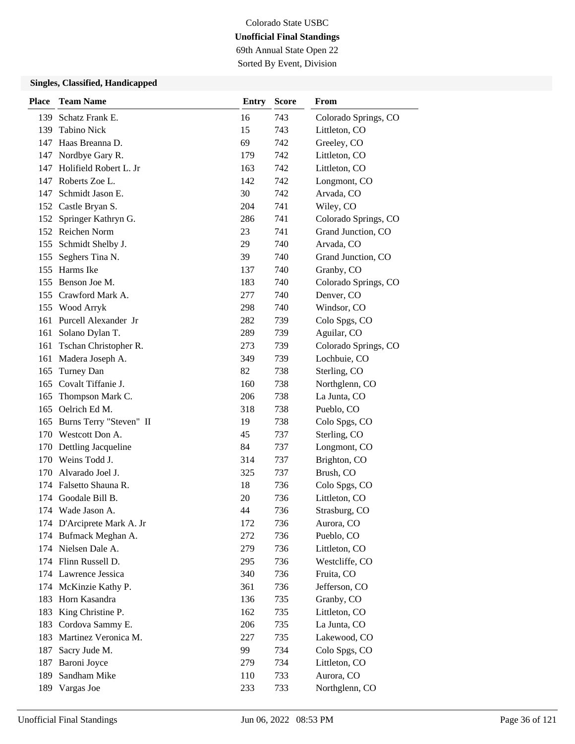Colorado State USBC

**Unofficial Final Standings**

69th Annual State Open 22

Sorted By Event, Division

### Singles, Classified, Handicapped

| Place | Team Name | Entry | Score | From |
|---|---|---|---|---|
| 139 | Schatz Frank E. | 16 | 743 | Colorado Springs, CO |
| 139 | Tabino Nick | 15 | 743 | Littleton, CO |
| 147 | Haas Breanna D. | 69 | 742 | Greeley, CO |
| 147 | Nordbye Gary R. | 179 | 742 | Littleton, CO |
| 147 | Holifield Robert L. Jr | 163 | 742 | Littleton, CO |
| 147 | Roberts Zoe L. | 142 | 742 | Longmont, CO |
| 147 | Schmidt Jason E. | 30 | 742 | Arvada, CO |
| 152 | Castle Bryan S. | 204 | 741 | Wiley, CO |
| 152 | Springer Kathryn G. | 286 | 741 | Colorado Springs, CO |
| 152 | Reichen Norm | 23 | 741 | Grand Junction, CO |
| 155 | Schmidt Shelby J. | 29 | 740 | Arvada, CO |
| 155 | Seghers Tina N. | 39 | 740 | Grand Junction, CO |
| 155 | Harms Ike | 137 | 740 | Granby, CO |
| 155 | Benson Joe M. | 183 | 740 | Colorado Springs, CO |
| 155 | Crawford Mark A. | 277 | 740 | Denver, CO |
| 155 | Wood Arryk | 298 | 740 | Windsor, CO |
| 161 | Purcell Alexander Jr | 282 | 739 | Colo Spgs, CO |
| 161 | Solano Dylan T. | 289 | 739 | Aguilar, CO |
| 161 | Tschan Christopher R. | 273 | 739 | Colorado Springs, CO |
| 161 | Madera Joseph A. | 349 | 739 | Lochbuie, CO |
| 165 | Turney Dan | 82 | 738 | Sterling, CO |
| 165 | Covalt Tiffanie J. | 160 | 738 | Northglenn, CO |
| 165 | Thompson Mark C. | 206 | 738 | La Junta, CO |
| 165 | Oelrich Ed M. | 318 | 738 | Pueblo, CO |
| 165 | Burns Terry "Steven" II | 19 | 738 | Colo Spgs, CO |
| 170 | Westcott Don A. | 45 | 737 | Sterling, CO |
| 170 | Dettling Jacqueline | 84 | 737 | Longmont, CO |
| 170 | Weins Todd J. | 314 | 737 | Brighton, CO |
| 170 | Alvarado Joel J. | 325 | 737 | Brush, CO |
| 174 | Falsetto Shauna R. | 18 | 736 | Colo Spgs, CO |
| 174 | Goodale Bill B. | 20 | 736 | Littleton, CO |
| 174 | Wade Jason A. | 44 | 736 | Strasburg, CO |
| 174 | D'Arciprete Mark A. Jr | 172 | 736 | Aurora, CO |
| 174 | Bufmack Meghan A. | 272 | 736 | Pueblo, CO |
| 174 | Nielsen Dale A. | 279 | 736 | Littleton, CO |
| 174 | Flinn Russell D. | 295 | 736 | Westcliffe, CO |
| 174 | Lawrence Jessica | 340 | 736 | Fruita, CO |
| 174 | McKinzie Kathy P. | 361 | 736 | Jefferson, CO |
| 183 | Horn Kasandra | 136 | 735 | Granby, CO |
| 183 | King Christine P. | 162 | 735 | Littleton, CO |
| 183 | Cordova Sammy E. | 206 | 735 | La Junta, CO |
| 183 | Martinez Veronica M. | 227 | 735 | Lakewood, CO |
| 187 | Sacry Jude M. | 99 | 734 | Colo Spgs, CO |
| 187 | Baroni Joyce | 279 | 734 | Littleton, CO |
| 189 | Sandham Mike | 110 | 733 | Aurora, CO |
| 189 | Vargas Joe | 233 | 733 | Northglenn, CO |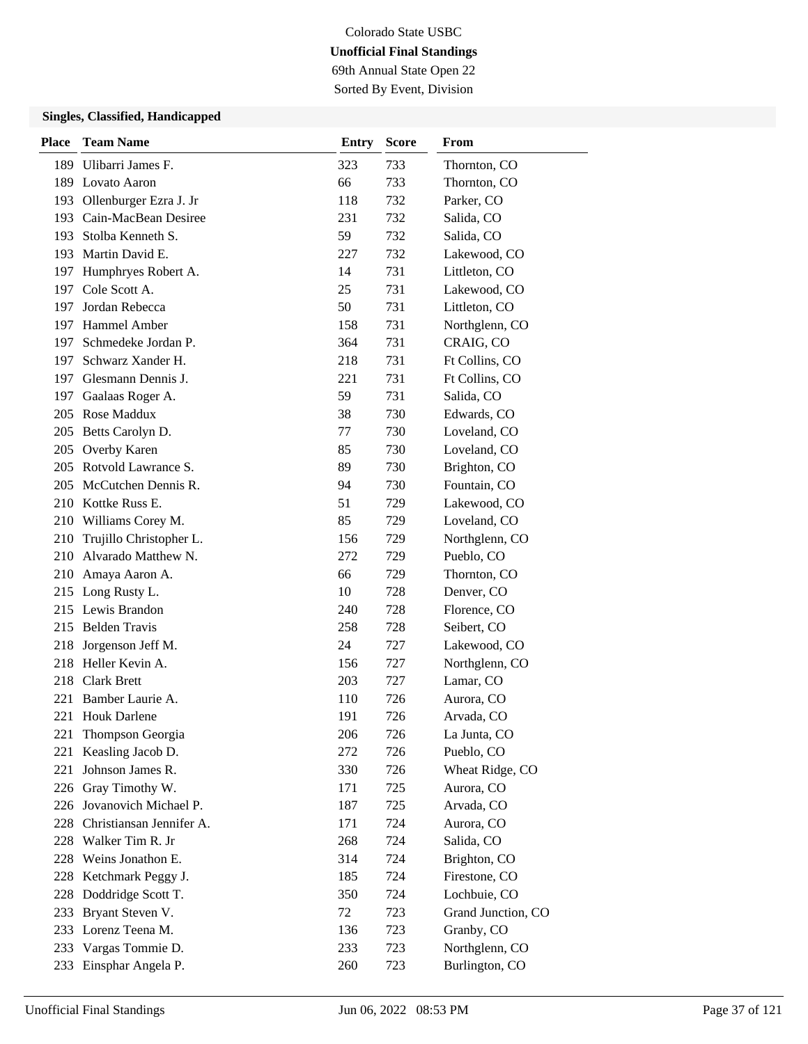Colorado State USBC

**Unofficial Final Standings**

69th Annual State Open 22

Sorted By Event, Division

### Singles, Classified, Handicapped

| Place | Team Name | Entry | Score | From |
|---|---|---|---|---|
| 189 | Ulibarri James F. | 323 | 733 | Thornton, CO |
| 189 | Lovato Aaron | 66 | 733 | Thornton, CO |
| 193 | Ollenburger Ezra J. Jr | 118 | 732 | Parker, CO |
| 193 | Cain-MacBean Desiree | 231 | 732 | Salida, CO |
| 193 | Stolba Kenneth S. | 59 | 732 | Salida, CO |
| 193 | Martin David E. | 227 | 732 | Lakewood, CO |
| 197 | Humphryes Robert A. | 14 | 731 | Littleton, CO |
| 197 | Cole Scott A. | 25 | 731 | Lakewood, CO |
| 197 | Jordan Rebecca | 50 | 731 | Littleton, CO |
| 197 | Hammel Amber | 158 | 731 | Northglenn, CO |
| 197 | Schmedeke Jordan P. | 364 | 731 | CRAIG, CO |
| 197 | Schwarz Xander H. | 218 | 731 | Ft Collins, CO |
| 197 | Glesmann Dennis J. | 221 | 731 | Ft Collins, CO |
| 197 | Gaalaas Roger A. | 59 | 731 | Salida, CO |
| 205 | Rose Maddux | 38 | 730 | Edwards, CO |
| 205 | Betts Carolyn D. | 77 | 730 | Loveland, CO |
| 205 | Overby Karen | 85 | 730 | Loveland, CO |
| 205 | Rotvold Lawrance S. | 89 | 730 | Brighton, CO |
| 205 | McCutchen Dennis R. | 94 | 730 | Fountain, CO |
| 210 | Kottke Russ E. | 51 | 729 | Lakewood, CO |
| 210 | Williams Corey M. | 85 | 729 | Loveland, CO |
| 210 | Trujillo Christopher L. | 156 | 729 | Northglenn, CO |
| 210 | Alvarado Matthew N. | 272 | 729 | Pueblo, CO |
| 210 | Amaya Aaron A. | 66 | 729 | Thornton, CO |
| 215 | Long Rusty L. | 10 | 728 | Denver, CO |
| 215 | Lewis Brandon | 240 | 728 | Florence, CO |
| 215 | Belden Travis | 258 | 728 | Seibert, CO |
| 218 | Jorgenson Jeff M. | 24 | 727 | Lakewood, CO |
| 218 | Heller Kevin A. | 156 | 727 | Northglenn, CO |
| 218 | Clark Brett | 203 | 727 | Lamar, CO |
| 221 | Bamber Laurie A. | 110 | 726 | Aurora, CO |
| 221 | Houk Darlene | 191 | 726 | Arvada, CO |
| 221 | Thompson Georgia | 206 | 726 | La Junta, CO |
| 221 | Keasling Jacob D. | 272 | 726 | Pueblo, CO |
| 221 | Johnson James R. | 330 | 726 | Wheat Ridge, CO |
| 226 | Gray Timothy W. | 171 | 725 | Aurora, CO |
| 226 | Jovanovich Michael P. | 187 | 725 | Arvada, CO |
| 228 | Christiansan Jennifer A. | 171 | 724 | Aurora, CO |
| 228 | Walker Tim R. Jr | 268 | 724 | Salida, CO |
| 228 | Weins Jonathon E. | 314 | 724 | Brighton, CO |
| 228 | Ketchmark Peggy J. | 185 | 724 | Firestone, CO |
| 228 | Doddridge Scott T. | 350 | 724 | Lochbuie, CO |
| 233 | Bryant Steven V. | 72 | 723 | Grand Junction, CO |
| 233 | Lorenz Teena M. | 136 | 723 | Granby, CO |
| 233 | Vargas Tommie D. | 233 | 723 | Northglenn, CO |
| 233 | Einsphar Angela P. | 260 | 723 | Burlington, CO |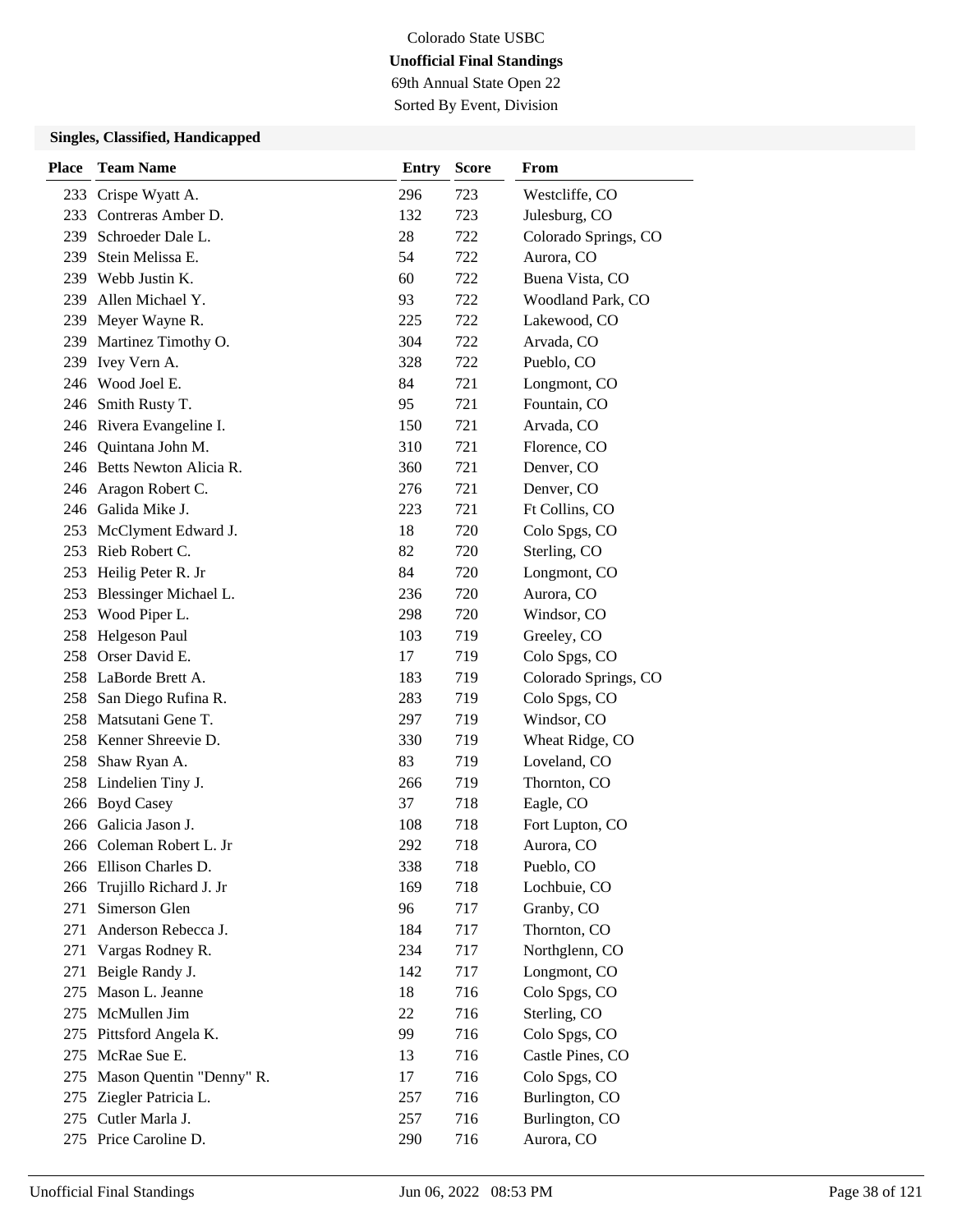Colorado State USBC

**Unofficial Final Standings**

69th Annual State Open 22

Sorted By Event, Division

### Singles, Classified, Handicapped

| Place | Team Name | Entry | Score | From |
|---|---|---|---|---|
| 233 | Crispe Wyatt A. | 296 | 723 | Westcliffe, CO |
| 233 | Contreras Amber D. | 132 | 723 | Julesburg, CO |
| 239 | Schroeder Dale L. | 28 | 722 | Colorado Springs, CO |
| 239 | Stein Melissa E. | 54 | 722 | Aurora, CO |
| 239 | Webb Justin K. | 60 | 722 | Buena Vista, CO |
| 239 | Allen Michael Y. | 93 | 722 | Woodland Park, CO |
| 239 | Meyer Wayne R. | 225 | 722 | Lakewood, CO |
| 239 | Martinez Timothy O. | 304 | 722 | Arvada, CO |
| 239 | Ivey Vern A. | 328 | 722 | Pueblo, CO |
| 246 | Wood Joel E. | 84 | 721 | Longmont, CO |
| 246 | Smith Rusty T. | 95 | 721 | Fountain, CO |
| 246 | Rivera Evangeline I. | 150 | 721 | Arvada, CO |
| 246 | Quintana John M. | 310 | 721 | Florence, CO |
| 246 | Betts Newton Alicia R. | 360 | 721 | Denver, CO |
| 246 | Aragon Robert C. | 276 | 721 | Denver, CO |
| 246 | Galida Mike J. | 223 | 721 | Ft Collins, CO |
| 253 | McClyment Edward J. | 18 | 720 | Colo Spgs, CO |
| 253 | Rieb Robert C. | 82 | 720 | Sterling, CO |
| 253 | Heilig Peter R. Jr | 84 | 720 | Longmont, CO |
| 253 | Blessinger Michael L. | 236 | 720 | Aurora, CO |
| 253 | Wood Piper L. | 298 | 720 | Windsor, CO |
| 258 | Helgeson Paul | 103 | 719 | Greeley, CO |
| 258 | Orser David E. | 17 | 719 | Colo Spgs, CO |
| 258 | LaBorde Brett A. | 183 | 719 | Colorado Springs, CO |
| 258 | San Diego Rufina R. | 283 | 719 | Colo Spgs, CO |
| 258 | Matsutani Gene T. | 297 | 719 | Windsor, CO |
| 258 | Kenner Shreevie D. | 330 | 719 | Wheat Ridge, CO |
| 258 | Shaw Ryan A. | 83 | 719 | Loveland, CO |
| 258 | Lindelien Tiny J. | 266 | 719 | Thornton, CO |
| 266 | Boyd Casey | 37 | 718 | Eagle, CO |
| 266 | Galicia Jason J. | 108 | 718 | Fort Lupton, CO |
| 266 | Coleman Robert L. Jr | 292 | 718 | Aurora, CO |
| 266 | Ellison Charles D. | 338 | 718 | Pueblo, CO |
| 266 | Trujillo Richard J. Jr | 169 | 718 | Lochbuie, CO |
| 271 | Simerson Glen | 96 | 717 | Granby, CO |
| 271 | Anderson Rebecca J. | 184 | 717 | Thornton, CO |
| 271 | Vargas Rodney R. | 234 | 717 | Northglenn, CO |
| 271 | Beigle Randy J. | 142 | 717 | Longmont, CO |
| 275 | Mason L. Jeanne | 18 | 716 | Colo Spgs, CO |
| 275 | McMullen Jim | 22 | 716 | Sterling, CO |
| 275 | Pittsford Angela K. | 99 | 716 | Colo Spgs, CO |
| 275 | McRae Sue E. | 13 | 716 | Castle Pines, CO |
| 275 | Mason Quentin "Denny" R. | 17 | 716 | Colo Spgs, CO |
| 275 | Ziegler Patricia L. | 257 | 716 | Burlington, CO |
| 275 | Cutler Marla J. | 257 | 716 | Burlington, CO |
| 275 | Price Caroline D. | 290 | 716 | Aurora, CO |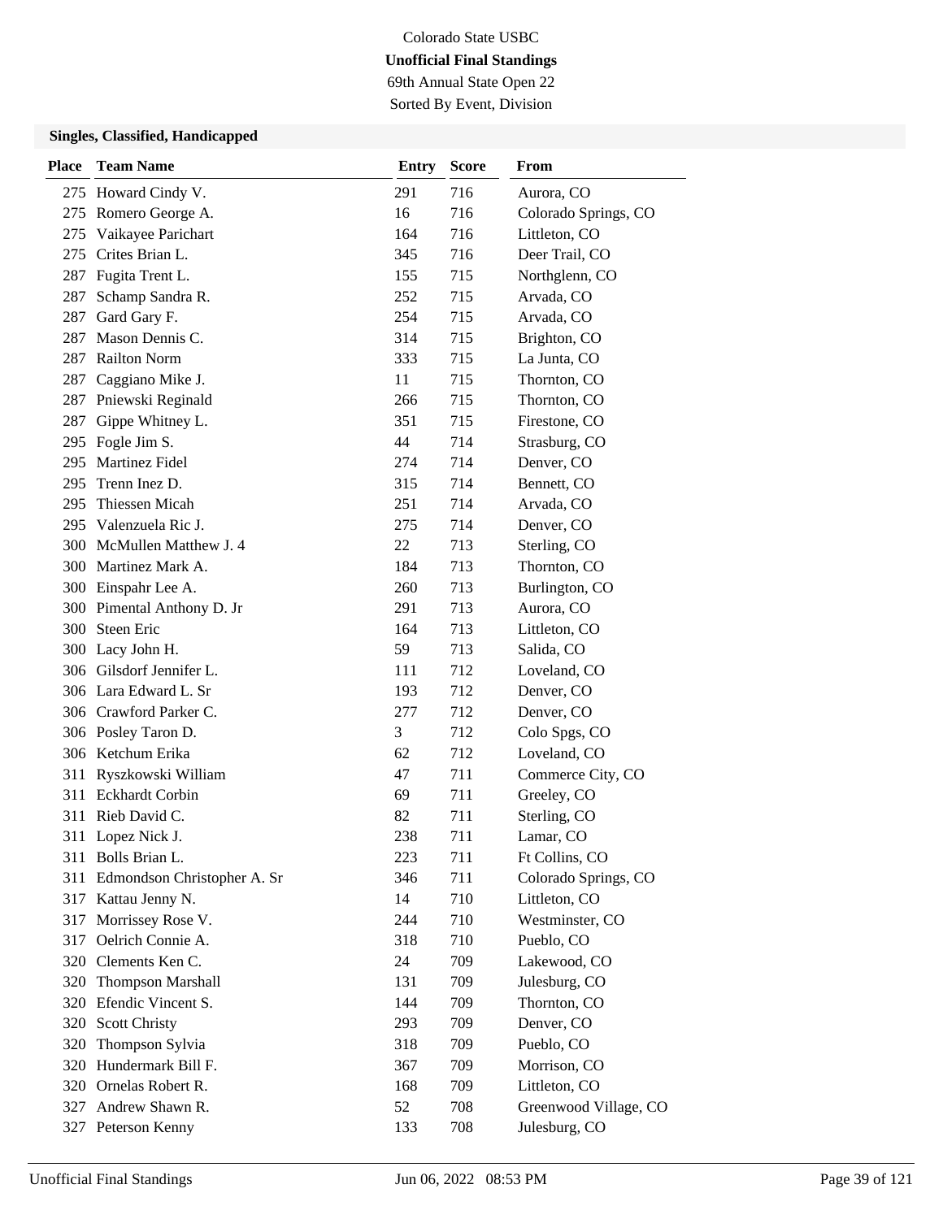Colorado State USBC

**Unofficial Final Standings**

69th Annual State Open 22

Sorted By Event, Division

### Singles, Classified, Handicapped

| Place | Team Name | Entry | Score | From |
|---|---|---|---|---|
| 275 | Howard Cindy V. | 291 | 716 | Aurora, CO |
| 275 | Romero George A. | 16 | 716 | Colorado Springs, CO |
| 275 | Vaikayee Parichart | 164 | 716 | Littleton, CO |
| 275 | Crites Brian L. | 345 | 716 | Deer Trail, CO |
| 287 | Fugita Trent L. | 155 | 715 | Northglenn, CO |
| 287 | Schamp Sandra R. | 252 | 715 | Arvada, CO |
| 287 | Gard Gary F. | 254 | 715 | Arvada, CO |
| 287 | Mason Dennis C. | 314 | 715 | Brighton, CO |
| 287 | Railton Norm | 333 | 715 | La Junta, CO |
| 287 | Caggiano Mike J. | 11 | 715 | Thornton, CO |
| 287 | Pniewski Reginald | 266 | 715 | Thornton, CO |
| 287 | Gippe Whitney L. | 351 | 715 | Firestone, CO |
| 295 | Fogle Jim S. | 44 | 714 | Strasburg, CO |
| 295 | Martinez Fidel | 274 | 714 | Denver, CO |
| 295 | Trenn Inez D. | 315 | 714 | Bennett, CO |
| 295 | Thiessen Micah | 251 | 714 | Arvada, CO |
| 295 | Valenzuela Ric J. | 275 | 714 | Denver, CO |
| 300 | McMullen Matthew J. 4 | 22 | 713 | Sterling, CO |
| 300 | Martinez Mark A. | 184 | 713 | Thornton, CO |
| 300 | Einspahr Lee A. | 260 | 713 | Burlington, CO |
| 300 | Pimental Anthony D. Jr | 291 | 713 | Aurora, CO |
| 300 | Steen Eric | 164 | 713 | Littleton, CO |
| 300 | Lacy John H. | 59 | 713 | Salida, CO |
| 306 | Gilsdorf Jennifer L. | 111 | 712 | Loveland, CO |
| 306 | Lara Edward L. Sr | 193 | 712 | Denver, CO |
| 306 | Crawford Parker C. | 277 | 712 | Denver, CO |
| 306 | Posley Taron D. | 3 | 712 | Colo Spgs, CO |
| 306 | Ketchum Erika | 62 | 712 | Loveland, CO |
| 311 | Ryszkowski William | 47 | 711 | Commerce City, CO |
| 311 | Eckhardt Corbin | 69 | 711 | Greeley, CO |
| 311 | Rieb David C. | 82 | 711 | Sterling, CO |
| 311 | Lopez Nick J. | 238 | 711 | Lamar, CO |
| 311 | Bolls Brian L. | 223 | 711 | Ft Collins, CO |
| 311 | Edmondson Christopher A. Sr | 346 | 711 | Colorado Springs, CO |
| 317 | Kattau Jenny N. | 14 | 710 | Littleton, CO |
| 317 | Morrissey Rose V. | 244 | 710 | Westminster, CO |
| 317 | Oelrich Connie A. | 318 | 710 | Pueblo, CO |
| 320 | Clements Ken C. | 24 | 709 | Lakewood, CO |
| 320 | Thompson Marshall | 131 | 709 | Julesburg, CO |
| 320 | Efendic Vincent S. | 144 | 709 | Thornton, CO |
| 320 | Scott Christy | 293 | 709 | Denver, CO |
| 320 | Thompson Sylvia | 318 | 709 | Pueblo, CO |
| 320 | Hundermark Bill F. | 367 | 709 | Morrison, CO |
| 320 | Ornelas Robert R. | 168 | 709 | Littleton, CO |
| 327 | Andrew Shawn R. | 52 | 708 | Greenwood Village, CO |
| 327 | Peterson Kenny | 133 | 708 | Julesburg, CO |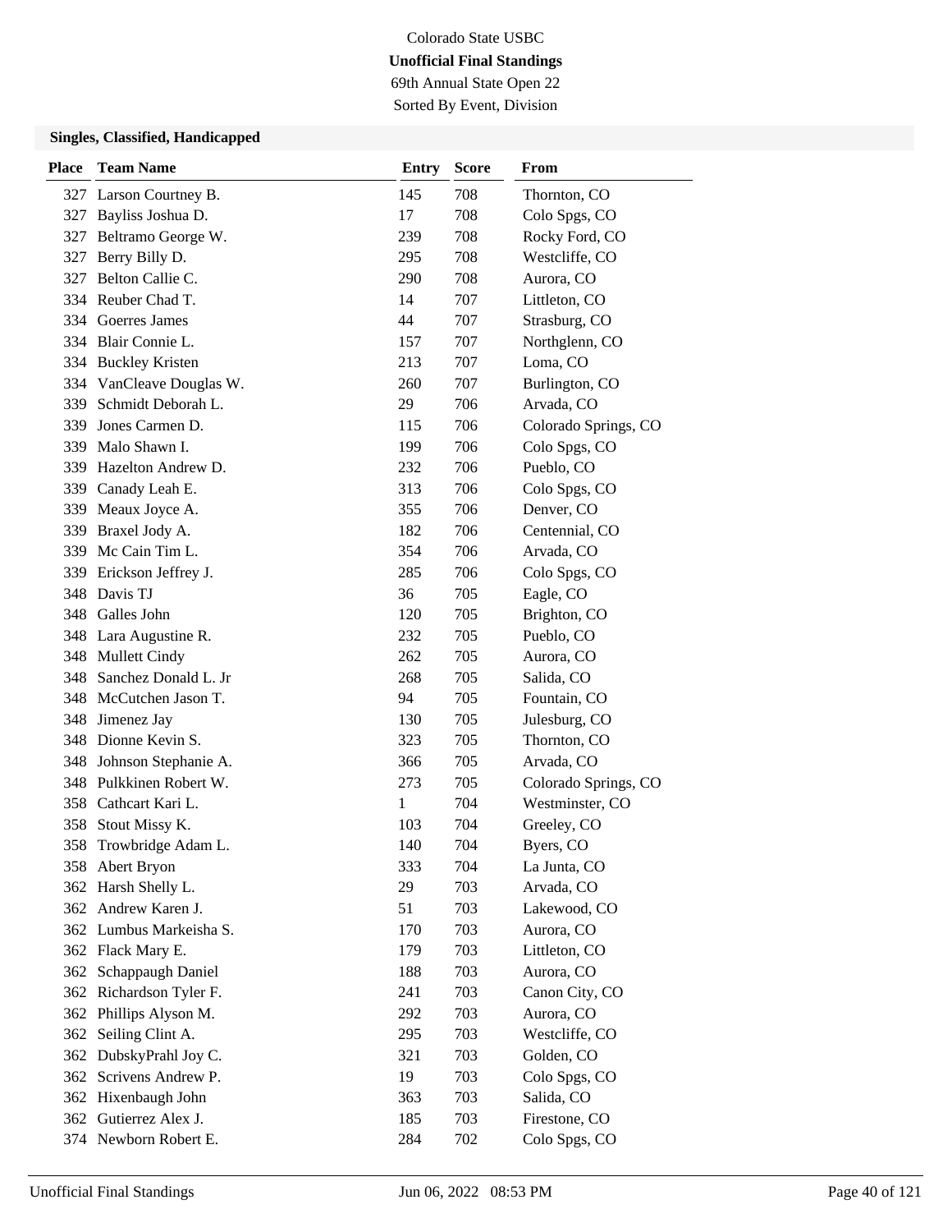Colorado State USBC

**Unofficial Final Standings**

69th Annual State Open 22

Sorted By Event, Division

### Singles, Classified, Handicapped

| Place | Team Name | Entry | Score | From |
|---|---|---|---|---|
| 327 | Larson Courtney B. | 145 | 708 | Thornton, CO |
| 327 | Bayliss Joshua D. | 17 | 708 | Colo Spgs, CO |
| 327 | Beltramo George W. | 239 | 708 | Rocky Ford, CO |
| 327 | Berry Billy D. | 295 | 708 | Westcliffe, CO |
| 327 | Belton Callie C. | 290 | 708 | Aurora, CO |
| 334 | Reuber Chad T. | 14 | 707 | Littleton, CO |
| 334 | Goerres James | 44 | 707 | Strasburg, CO |
| 334 | Blair Connie L. | 157 | 707 | Northglenn, CO |
| 334 | Buckley Kristen | 213 | 707 | Loma, CO |
| 334 | VanCleave Douglas W. | 260 | 707 | Burlington, CO |
| 339 | Schmidt Deborah L. | 29 | 706 | Arvada, CO |
| 339 | Jones Carmen D. | 115 | 706 | Colorado Springs, CO |
| 339 | Malo Shawn I. | 199 | 706 | Colo Spgs, CO |
| 339 | Hazelton Andrew D. | 232 | 706 | Pueblo, CO |
| 339 | Canady Leah E. | 313 | 706 | Colo Spgs, CO |
| 339 | Meaux Joyce A. | 355 | 706 | Denver, CO |
| 339 | Braxel Jody A. | 182 | 706 | Centennial, CO |
| 339 | Mc Cain Tim L. | 354 | 706 | Arvada, CO |
| 339 | Erickson Jeffrey J. | 285 | 706 | Colo Spgs, CO |
| 348 | Davis TJ | 36 | 705 | Eagle, CO |
| 348 | Galles John | 120 | 705 | Brighton, CO |
| 348 | Lara Augustine R. | 232 | 705 | Pueblo, CO |
| 348 | Mullett Cindy | 262 | 705 | Aurora, CO |
| 348 | Sanchez Donald L. Jr | 268 | 705 | Salida, CO |
| 348 | McCutchen Jason T. | 94 | 705 | Fountain, CO |
| 348 | Jimenez Jay | 130 | 705 | Julesburg, CO |
| 348 | Dionne Kevin S. | 323 | 705 | Thornton, CO |
| 348 | Johnson Stephanie A. | 366 | 705 | Arvada, CO |
| 348 | Pulkkinen Robert W. | 273 | 705 | Colorado Springs, CO |
| 358 | Cathcart Kari L. | 1 | 704 | Westminster, CO |
| 358 | Stout Missy K. | 103 | 704 | Greeley, CO |
| 358 | Trowbridge Adam L. | 140 | 704 | Byers, CO |
| 358 | Abert Bryon | 333 | 704 | La Junta, CO |
| 362 | Harsh Shelly L. | 29 | 703 | Arvada, CO |
| 362 | Andrew Karen J. | 51 | 703 | Lakewood, CO |
| 362 | Lumbus Markeisha S. | 170 | 703 | Aurora, CO |
| 362 | Flack Mary E. | 179 | 703 | Littleton, CO |
| 362 | Schappaugh Daniel | 188 | 703 | Aurora, CO |
| 362 | Richardson Tyler F. | 241 | 703 | Canon City, CO |
| 362 | Phillips Alyson M. | 292 | 703 | Aurora, CO |
| 362 | Seiling Clint A. | 295 | 703 | Westcliffe, CO |
| 362 | DubskyPrahl Joy C. | 321 | 703 | Golden, CO |
| 362 | Scrivens Andrew P. | 19 | 703 | Colo Spgs, CO |
| 362 | Hixenbaugh John | 363 | 703 | Salida, CO |
| 362 | Gutierrez Alex J. | 185 | 703 | Firestone, CO |
| 374 | Newborn Robert E. | 284 | 702 | Colo Spgs, CO |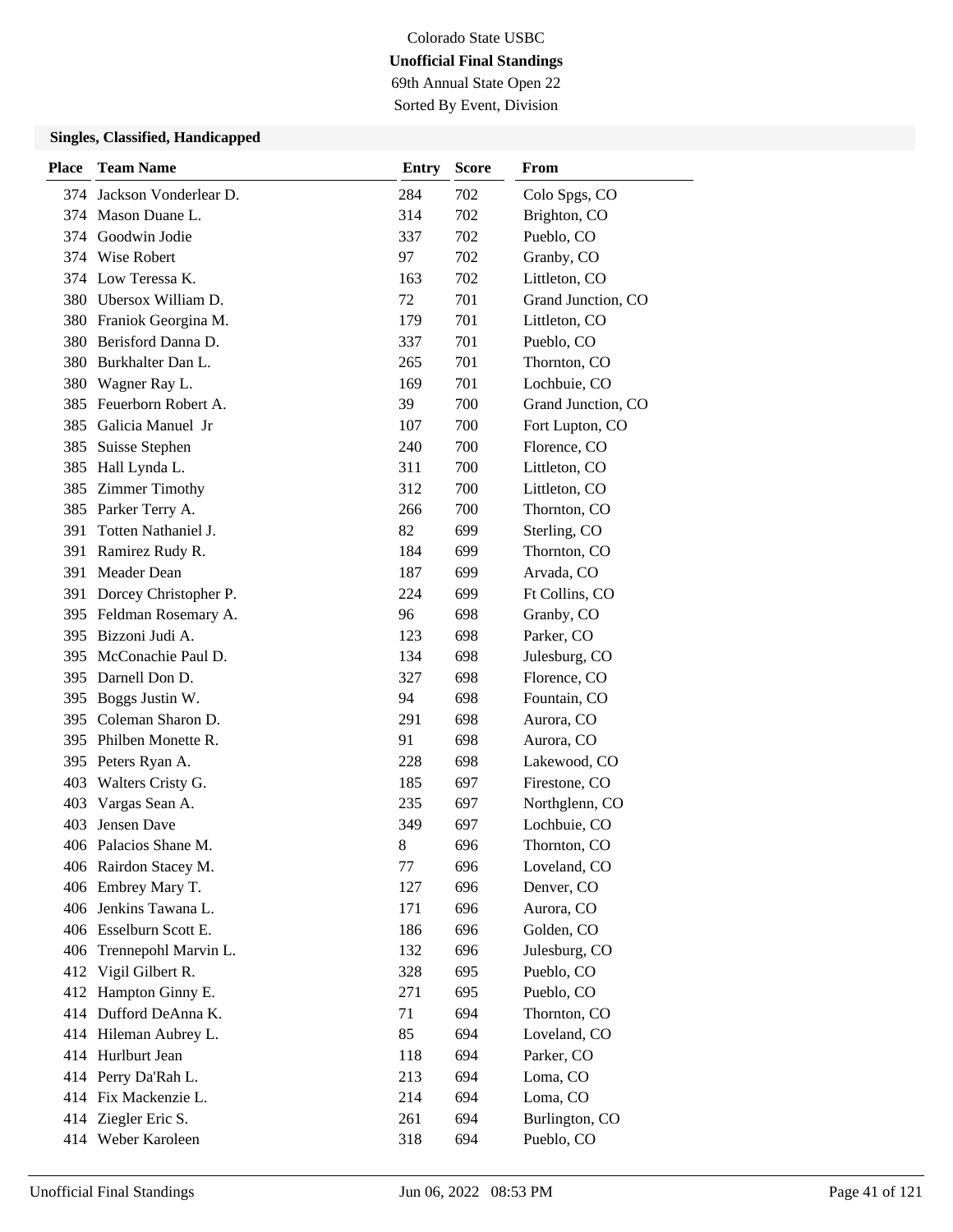Colorado State USBC

**Unofficial Final Standings**

69th Annual State Open 22

Sorted By Event, Division

### Singles, Classified, Handicapped

| Place | Team Name | Entry | Score | From |
|---|---|---|---|---|
| 374 | Jackson Vonderlear D. | 284 | 702 | Colo Spgs, CO |
| 374 | Mason Duane L. | 314 | 702 | Brighton, CO |
| 374 | Goodwin Jodie | 337 | 702 | Pueblo, CO |
| 374 | Wise Robert | 97 | 702 | Granby, CO |
| 374 | Low Teressa K. | 163 | 702 | Littleton, CO |
| 380 | Ubersox William D. | 72 | 701 | Grand Junction, CO |
| 380 | Franiok Georgina M. | 179 | 701 | Littleton, CO |
| 380 | Berisford Danna D. | 337 | 701 | Pueblo, CO |
| 380 | Burkhalter Dan L. | 265 | 701 | Thornton, CO |
| 380 | Wagner Ray L. | 169 | 701 | Lochbuie, CO |
| 385 | Feuerborn Robert A. | 39 | 700 | Grand Junction, CO |
| 385 | Galicia Manuel Jr | 107 | 700 | Fort Lupton, CO |
| 385 | Suisse Stephen | 240 | 700 | Florence, CO |
| 385 | Hall Lynda L. | 311 | 700 | Littleton, CO |
| 385 | Zimmer Timothy | 312 | 700 | Littleton, CO |
| 385 | Parker Terry A. | 266 | 700 | Thornton, CO |
| 391 | Totten Nathaniel J. | 82 | 699 | Sterling, CO |
| 391 | Ramirez Rudy R. | 184 | 699 | Thornton, CO |
| 391 | Meader Dean | 187 | 699 | Arvada, CO |
| 391 | Dorcey Christopher P. | 224 | 699 | Ft Collins, CO |
| 395 | Feldman Rosemary A. | 96 | 698 | Granby, CO |
| 395 | Bizzoni Judi A. | 123 | 698 | Parker, CO |
| 395 | McConachie Paul D. | 134 | 698 | Julesburg, CO |
| 395 | Darnell Don D. | 327 | 698 | Florence, CO |
| 395 | Boggs Justin W. | 94 | 698 | Fountain, CO |
| 395 | Coleman Sharon D. | 291 | 698 | Aurora, CO |
| 395 | Philben Monette R. | 91 | 698 | Aurora, CO |
| 395 | Peters Ryan A. | 228 | 698 | Lakewood, CO |
| 403 | Walters Cristy G. | 185 | 697 | Firestone, CO |
| 403 | Vargas Sean A. | 235 | 697 | Northglenn, CO |
| 403 | Jensen Dave | 349 | 697 | Lochbuie, CO |
| 406 | Palacios Shane M. | 8 | 696 | Thornton, CO |
| 406 | Rairdon Stacey M. | 77 | 696 | Loveland, CO |
| 406 | Embrey Mary T. | 127 | 696 | Denver, CO |
| 406 | Jenkins Tawana L. | 171 | 696 | Aurora, CO |
| 406 | Esselburn Scott E. | 186 | 696 | Golden, CO |
| 406 | Trennepohl Marvin L. | 132 | 696 | Julesburg, CO |
| 412 | Vigil Gilbert R. | 328 | 695 | Pueblo, CO |
| 412 | Hampton Ginny E. | 271 | 695 | Pueblo, CO |
| 414 | Dufford DeAnna K. | 71 | 694 | Thornton, CO |
| 414 | Hileman Aubrey L. | 85 | 694 | Loveland, CO |
| 414 | Hurlburt Jean | 118 | 694 | Parker, CO |
| 414 | Perry Da'Rah L. | 213 | 694 | Loma, CO |
| 414 | Fix Mackenzie L. | 214 | 694 | Loma, CO |
| 414 | Ziegler Eric S. | 261 | 694 | Burlington, CO |
| 414 | Weber Karoleen | 318 | 694 | Pueblo, CO |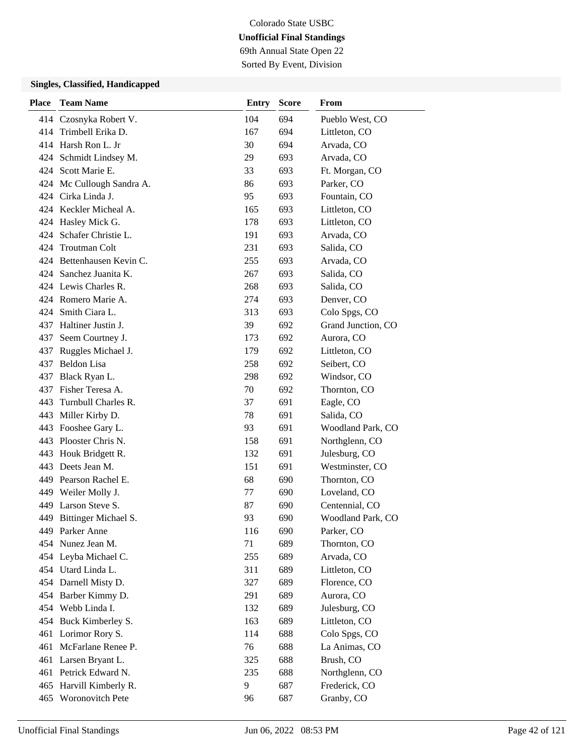Colorado State USBC

**Unofficial Final Standings**

69th Annual State Open 22

Sorted By Event, Division

### Singles, Classified, Handicapped

| Place | Team Name | Entry | Score | From |
|---|---|---|---|---|
| 414 | Czosnyka Robert V. | 104 | 694 | Pueblo West, CO |
| 414 | Trimbell Erika D. | 167 | 694 | Littleton, CO |
| 414 | Harsh Ron L. Jr | 30 | 694 | Arvada, CO |
| 424 | Schmidt Lindsey M. | 29 | 693 | Arvada, CO |
| 424 | Scott Marie E. | 33 | 693 | Ft. Morgan, CO |
| 424 | Mc Cullough Sandra A. | 86 | 693 | Parker, CO |
| 424 | Cirka Linda J. | 95 | 693 | Fountain, CO |
| 424 | Keckler Micheal A. | 165 | 693 | Littleton, CO |
| 424 | Hasley Mick G. | 178 | 693 | Littleton, CO |
| 424 | Schafer Christie L. | 191 | 693 | Arvada, CO |
| 424 | Troutman Colt | 231 | 693 | Salida, CO |
| 424 | Bettenhausen Kevin C. | 255 | 693 | Arvada, CO |
| 424 | Sanchez Juanita K. | 267 | 693 | Salida, CO |
| 424 | Lewis Charles R. | 268 | 693 | Salida, CO |
| 424 | Romero Marie A. | 274 | 693 | Denver, CO |
| 424 | Smith Ciara L. | 313 | 693 | Colo Spgs, CO |
| 437 | Haltiner Justin J. | 39 | 692 | Grand Junction, CO |
| 437 | Seem Courtney J. | 173 | 692 | Aurora, CO |
| 437 | Ruggles Michael J. | 179 | 692 | Littleton, CO |
| 437 | Beldon Lisa | 258 | 692 | Seibert, CO |
| 437 | Black Ryan L. | 298 | 692 | Windsor, CO |
| 437 | Fisher Teresa A. | 70 | 692 | Thornton, CO |
| 443 | Turnbull Charles R. | 37 | 691 | Eagle, CO |
| 443 | Miller Kirby D. | 78 | 691 | Salida, CO |
| 443 | Fooshee Gary L. | 93 | 691 | Woodland Park, CO |
| 443 | Plooster Chris N. | 158 | 691 | Northglenn, CO |
| 443 | Houk Bridgett R. | 132 | 691 | Julesburg, CO |
| 443 | Deets Jean M. | 151 | 691 | Westminster, CO |
| 449 | Pearson Rachel E. | 68 | 690 | Thornton, CO |
| 449 | Weiler Molly J. | 77 | 690 | Loveland, CO |
| 449 | Larson Steve S. | 87 | 690 | Centennial, CO |
| 449 | Bittinger Michael S. | 93 | 690 | Woodland Park, CO |
| 449 | Parker Anne | 116 | 690 | Parker, CO |
| 454 | Nunez Jean M. | 71 | 689 | Thornton, CO |
| 454 | Leyba Michael C. | 255 | 689 | Arvada, CO |
| 454 | Utard Linda L. | 311 | 689 | Littleton, CO |
| 454 | Darnell Misty D. | 327 | 689 | Florence, CO |
| 454 | Barber Kimmy D. | 291 | 689 | Aurora, CO |
| 454 | Webb Linda I. | 132 | 689 | Julesburg, CO |
| 454 | Buck Kimberley S. | 163 | 689 | Littleton, CO |
| 461 | Lorimor Rory S. | 114 | 688 | Colo Spgs, CO |
| 461 | McFarlane Renee P. | 76 | 688 | La Animas, CO |
| 461 | Larsen Bryant L. | 325 | 688 | Brush, CO |
| 461 | Petrick Edward N. | 235 | 688 | Northglenn, CO |
| 465 | Harvill Kimberly R. | 9 | 687 | Frederick, CO |
| 465 | Woronovitch Pete | 96 | 687 | Granby, CO |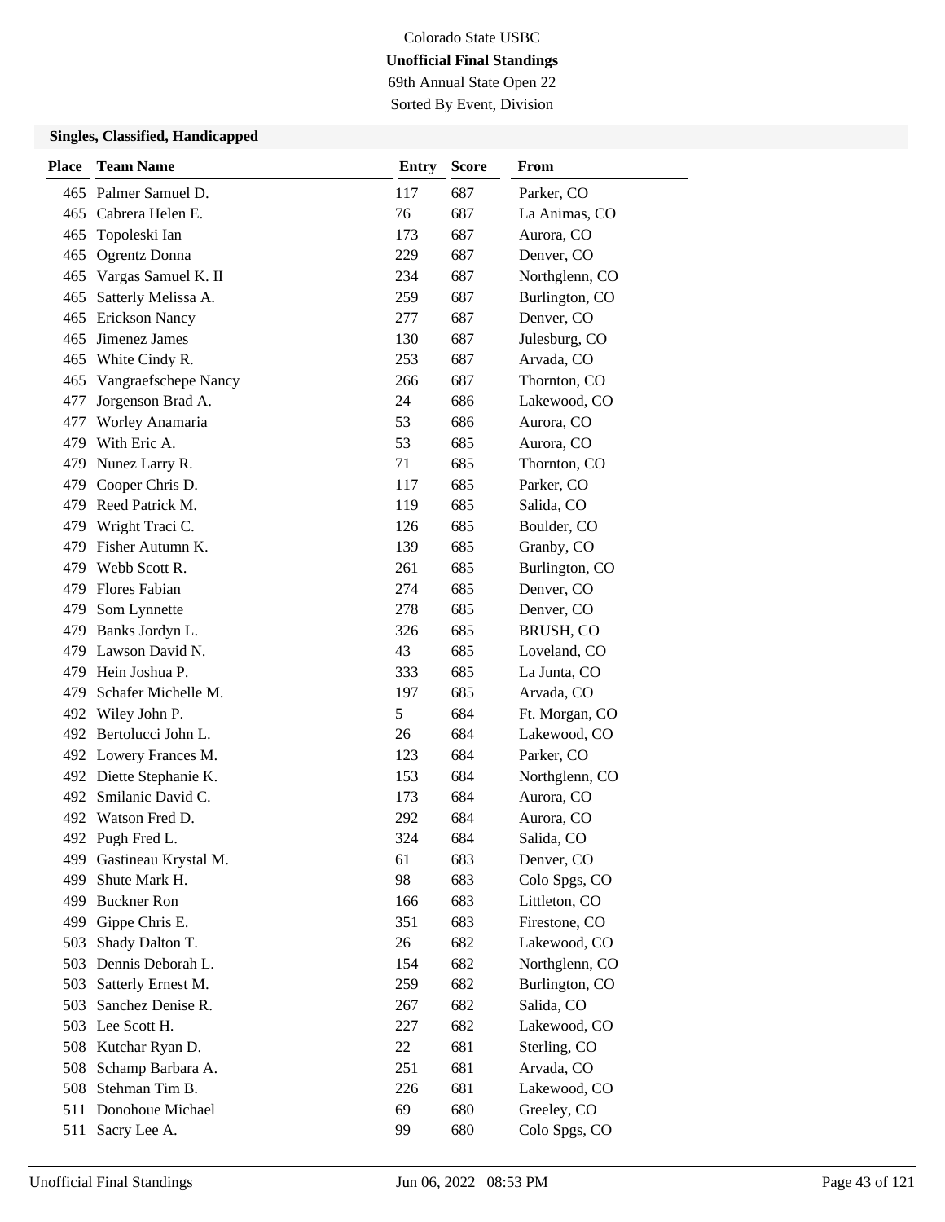Colorado State USBC

**Unofficial Final Standings**

69th Annual State Open 22

Sorted By Event, Division

### Singles, Classified, Handicapped

| Place | Team Name | Entry | Score | From |
|---|---|---|---|---|
| 465 | Palmer Samuel D. | 117 | 687 | Parker, CO |
| 465 | Cabrera Helen E. | 76 | 687 | La Animas, CO |
| 465 | Topoleski Ian | 173 | 687 | Aurora, CO |
| 465 | Ogrentz Donna | 229 | 687 | Denver, CO |
| 465 | Vargas Samuel K. II | 234 | 687 | Northglenn, CO |
| 465 | Satterly Melissa A. | 259 | 687 | Burlington, CO |
| 465 | Erickson Nancy | 277 | 687 | Denver, CO |
| 465 | Jimenez James | 130 | 687 | Julesburg, CO |
| 465 | White Cindy R. | 253 | 687 | Arvada, CO |
| 465 | Vangraefschepe Nancy | 266 | 687 | Thornton, CO |
| 477 | Jorgenson Brad A. | 24 | 686 | Lakewood, CO |
| 477 | Worley Anamaria | 53 | 686 | Aurora, CO |
| 479 | With Eric A. | 53 | 685 | Aurora, CO |
| 479 | Nunez Larry R. | 71 | 685 | Thornton, CO |
| 479 | Cooper Chris D. | 117 | 685 | Parker, CO |
| 479 | Reed Patrick M. | 119 | 685 | Salida, CO |
| 479 | Wright Traci C. | 126 | 685 | Boulder, CO |
| 479 | Fisher Autumn K. | 139 | 685 | Granby, CO |
| 479 | Webb Scott R. | 261 | 685 | Burlington, CO |
| 479 | Flores Fabian | 274 | 685 | Denver, CO |
| 479 | Som Lynnette | 278 | 685 | Denver, CO |
| 479 | Banks Jordyn L. | 326 | 685 | BRUSH, CO |
| 479 | Lawson David N. | 43 | 685 | Loveland, CO |
| 479 | Hein Joshua P. | 333 | 685 | La Junta, CO |
| 479 | Schafer Michelle M. | 197 | 685 | Arvada, CO |
| 492 | Wiley John P. | 5 | 684 | Ft. Morgan, CO |
| 492 | Bertolucci John L. | 26 | 684 | Lakewood, CO |
| 492 | Lowery Frances M. | 123 | 684 | Parker, CO |
| 492 | Diette Stephanie K. | 153 | 684 | Northglenn, CO |
| 492 | Smilanic David C. | 173 | 684 | Aurora, CO |
| 492 | Watson Fred D. | 292 | 684 | Aurora, CO |
| 492 | Pugh Fred L. | 324 | 684 | Salida, CO |
| 499 | Gastineau Krystal M. | 61 | 683 | Denver, CO |
| 499 | Shute Mark H. | 98 | 683 | Colo Spgs, CO |
| 499 | Buckner Ron | 166 | 683 | Littleton, CO |
| 499 | Gippe Chris E. | 351 | 683 | Firestone, CO |
| 503 | Shady Dalton T. | 26 | 682 | Lakewood, CO |
| 503 | Dennis Deborah L. | 154 | 682 | Northglenn, CO |
| 503 | Satterly Ernest M. | 259 | 682 | Burlington, CO |
| 503 | Sanchez Denise R. | 267 | 682 | Salida, CO |
| 503 | Lee Scott H. | 227 | 682 | Lakewood, CO |
| 508 | Kutchar Ryan D. | 22 | 681 | Sterling, CO |
| 508 | Schamp Barbara A. | 251 | 681 | Arvada, CO |
| 508 | Stehman Tim B. | 226 | 681 | Lakewood, CO |
| 511 | Donohoue Michael | 69 | 680 | Greeley, CO |
| 511 | Sacry Lee A. | 99 | 680 | Colo Spgs, CO |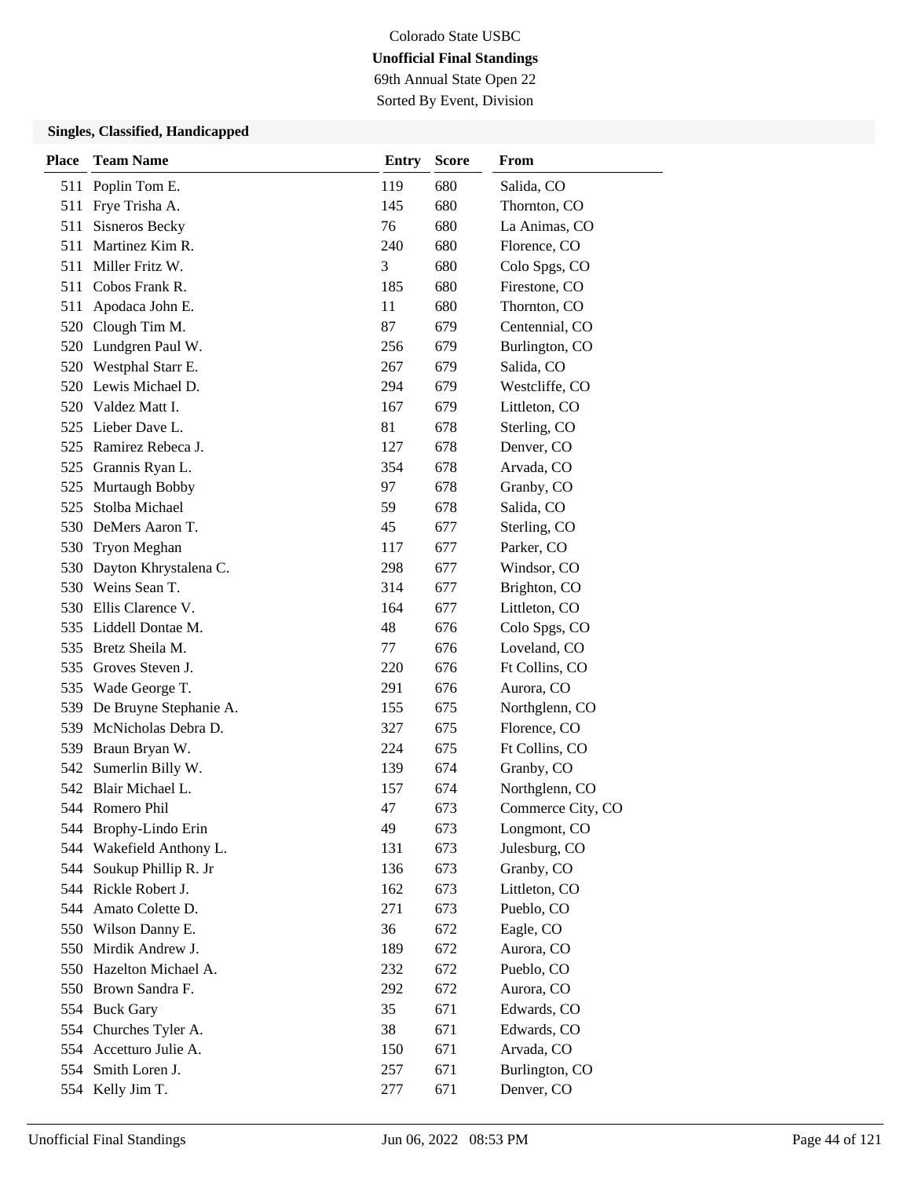Colorado State USBC

**Unofficial Final Standings**

69th Annual State Open 22

Sorted By Event, Division

### Singles, Classified, Handicapped

| Place | Team Name | Entry | Score | From |
|---|---|---|---|---|
| 511 | Poplin Tom E. | 119 | 680 | Salida, CO |
| 511 | Frye Trisha A. | 145 | 680 | Thornton, CO |
| 511 | Sisneros Becky | 76 | 680 | La Animas, CO |
| 511 | Martinez Kim R. | 240 | 680 | Florence, CO |
| 511 | Miller Fritz W. | 3 | 680 | Colo Spgs, CO |
| 511 | Cobos Frank R. | 185 | 680 | Firestone, CO |
| 511 | Apodaca John E. | 11 | 680 | Thornton, CO |
| 520 | Clough Tim M. | 87 | 679 | Centennial, CO |
| 520 | Lundgren Paul W. | 256 | 679 | Burlington, CO |
| 520 | Westphal Starr E. | 267 | 679 | Salida, CO |
| 520 | Lewis Michael D. | 294 | 679 | Westcliffe, CO |
| 520 | Valdez Matt I. | 167 | 679 | Littleton, CO |
| 525 | Lieber Dave L. | 81 | 678 | Sterling, CO |
| 525 | Ramirez Rebeca J. | 127 | 678 | Denver, CO |
| 525 | Grannis Ryan L. | 354 | 678 | Arvada, CO |
| 525 | Murtaugh Bobby | 97 | 678 | Granby, CO |
| 525 | Stolba Michael | 59 | 678 | Salida, CO |
| 530 | DeMers Aaron T. | 45 | 677 | Sterling, CO |
| 530 | Tryon Meghan | 117 | 677 | Parker, CO |
| 530 | Dayton Khrystalena C. | 298 | 677 | Windsor, CO |
| 530 | Weins Sean T. | 314 | 677 | Brighton, CO |
| 530 | Ellis Clarence V. | 164 | 677 | Littleton, CO |
| 535 | Liddell Dontae M. | 48 | 676 | Colo Spgs, CO |
| 535 | Bretz Sheila M. | 77 | 676 | Loveland, CO |
| 535 | Groves Steven J. | 220 | 676 | Ft Collins, CO |
| 535 | Wade George T. | 291 | 676 | Aurora, CO |
| 539 | De Bruyne Stephanie A. | 155 | 675 | Northglenn, CO |
| 539 | McNicholas Debra D. | 327 | 675 | Florence, CO |
| 539 | Braun Bryan W. | 224 | 675 | Ft Collins, CO |
| 542 | Sumerlin Billy W. | 139 | 674 | Granby, CO |
| 542 | Blair Michael L. | 157 | 674 | Northglenn, CO |
| 544 | Romero Phil | 47 | 673 | Commerce City, CO |
| 544 | Brophy-Lindo Erin | 49 | 673 | Longmont, CO |
| 544 | Wakefield Anthony L. | 131 | 673 | Julesburg, CO |
| 544 | Soukup Phillip R. Jr | 136 | 673 | Granby, CO |
| 544 | Rickle Robert J. | 162 | 673 | Littleton, CO |
| 544 | Amato Colette D. | 271 | 673 | Pueblo, CO |
| 550 | Wilson Danny E. | 36 | 672 | Eagle, CO |
| 550 | Mirdik Andrew J. | 189 | 672 | Aurora, CO |
| 550 | Hazelton Michael A. | 232 | 672 | Pueblo, CO |
| 550 | Brown Sandra F. | 292 | 672 | Aurora, CO |
| 554 | Buck Gary | 35 | 671 | Edwards, CO |
| 554 | Churches Tyler A. | 38 | 671 | Edwards, CO |
| 554 | Accetturo Julie A. | 150 | 671 | Arvada, CO |
| 554 | Smith Loren J. | 257 | 671 | Burlington, CO |
| 554 | Kelly Jim T. | 277 | 671 | Denver, CO |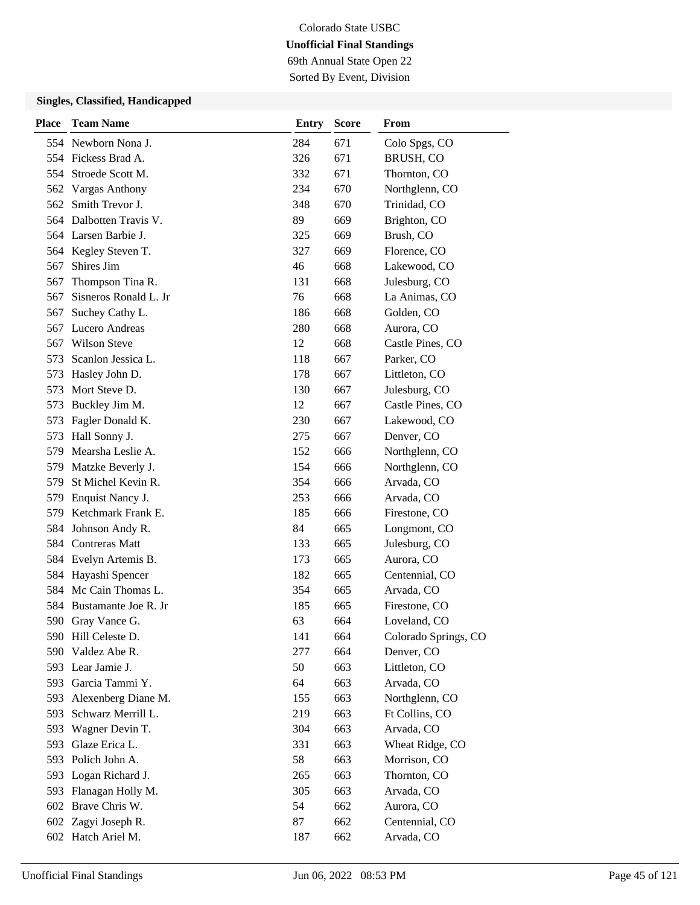Colorado State USBC

**Unofficial Final Standings**

69th Annual State Open 22

Sorted By Event, Division

### Singles, Classified, Handicapped

| Place | Team Name | Entry | Score | From |
|---|---|---|---|---|
| 554 | Newborn Nona J. | 284 | 671 | Colo Spgs, CO |
| 554 | Fickess Brad A. | 326 | 671 | BRUSH, CO |
| 554 | Stroede Scott M. | 332 | 671 | Thornton, CO |
| 562 | Vargas Anthony | 234 | 670 | Northglenn, CO |
| 562 | Smith Trevor J. | 348 | 670 | Trinidad, CO |
| 564 | Dalbotten Travis V. | 89 | 669 | Brighton, CO |
| 564 | Larsen Barbie J. | 325 | 669 | Brush, CO |
| 564 | Kegley Steven T. | 327 | 669 | Florence, CO |
| 567 | Shires Jim | 46 | 668 | Lakewood, CO |
| 567 | Thompson Tina R. | 131 | 668 | Julesburg, CO |
| 567 | Sisneros Ronald L. Jr | 76 | 668 | La Animas, CO |
| 567 | Suchey Cathy L. | 186 | 668 | Golden, CO |
| 567 | Lucero Andreas | 280 | 668 | Aurora, CO |
| 567 | Wilson Steve | 12 | 668 | Castle Pines, CO |
| 573 | Scanlon Jessica L. | 118 | 667 | Parker, CO |
| 573 | Hasley John D. | 178 | 667 | Littleton, CO |
| 573 | Mort Steve D. | 130 | 667 | Julesburg, CO |
| 573 | Buckley Jim M. | 12 | 667 | Castle Pines, CO |
| 573 | Fagler Donald K. | 230 | 667 | Lakewood, CO |
| 573 | Hall Sonny J. | 275 | 667 | Denver, CO |
| 579 | Mearsha Leslie A. | 152 | 666 | Northglenn, CO |
| 579 | Matzke Beverly J. | 154 | 666 | Northglenn, CO |
| 579 | St Michel Kevin R. | 354 | 666 | Arvada, CO |
| 579 | Enquist Nancy J. | 253 | 666 | Arvada, CO |
| 579 | Ketchmark Frank E. | 185 | 666 | Firestone, CO |
| 584 | Johnson Andy R. | 84 | 665 | Longmont, CO |
| 584 | Contreras Matt | 133 | 665 | Julesburg, CO |
| 584 | Evelyn Artemis B. | 173 | 665 | Aurora, CO |
| 584 | Hayashi Spencer | 182 | 665 | Centennial, CO |
| 584 | Mc Cain Thomas L. | 354 | 665 | Arvada, CO |
| 584 | Bustamante Joe R. Jr | 185 | 665 | Firestone, CO |
| 590 | Gray Vance G. | 63 | 664 | Loveland, CO |
| 590 | Hill Celeste D. | 141 | 664 | Colorado Springs, CO |
| 590 | Valdez Abe R. | 277 | 664 | Denver, CO |
| 593 | Lear Jamie J. | 50 | 663 | Littleton, CO |
| 593 | Garcia Tammi Y. | 64 | 663 | Arvada, CO |
| 593 | Alexenberg Diane M. | 155 | 663 | Northglenn, CO |
| 593 | Schwarz Merrill L. | 219 | 663 | Ft Collins, CO |
| 593 | Wagner Devin T. | 304 | 663 | Arvada, CO |
| 593 | Glaze Erica L. | 331 | 663 | Wheat Ridge, CO |
| 593 | Polich John A. | 58 | 663 | Morrison, CO |
| 593 | Logan Richard J. | 265 | 663 | Thornton, CO |
| 593 | Flanagan Holly M. | 305 | 663 | Arvada, CO |
| 602 | Brave Chris W. | 54 | 662 | Aurora, CO |
| 602 | Zagyi Joseph R. | 87 | 662 | Centennial, CO |
| 602 | Hatch Ariel M. | 187 | 662 | Arvada, CO |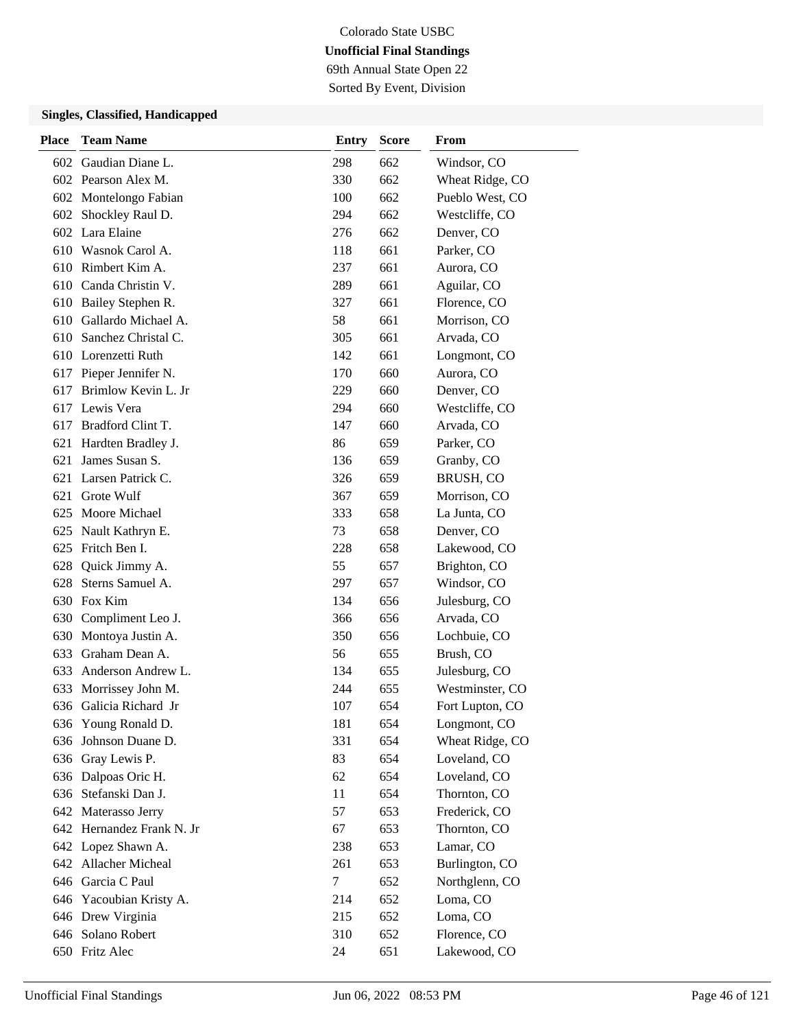Colorado State USBC

**Unofficial Final Standings**

69th Annual State Open 22

Sorted By Event, Division

### Singles, Classified, Handicapped

| Place | Team Name | Entry | Score | From |
|---|---|---|---|---|
| 602 | Gaudian Diane L. | 298 | 662 | Windsor, CO |
| 602 | Pearson Alex M. | 330 | 662 | Wheat Ridge, CO |
| 602 | Montelongo Fabian | 100 | 662 | Pueblo West, CO |
| 602 | Shockley Raul D. | 294 | 662 | Westcliffe, CO |
| 602 | Lara Elaine | 276 | 662 | Denver, CO |
| 610 | Wasnok Carol A. | 118 | 661 | Parker, CO |
| 610 | Rimbert Kim A. | 237 | 661 | Aurora, CO |
| 610 | Canda Christin V. | 289 | 661 | Aguilar, CO |
| 610 | Bailey Stephen R. | 327 | 661 | Florence, CO |
| 610 | Gallardo Michael A. | 58 | 661 | Morrison, CO |
| 610 | Sanchez Christal C. | 305 | 661 | Arvada, CO |
| 610 | Lorenzetti Ruth | 142 | 661 | Longmont, CO |
| 617 | Pieper Jennifer N. | 170 | 660 | Aurora, CO |
| 617 | Brimlow Kevin L. Jr | 229 | 660 | Denver, CO |
| 617 | Lewis Vera | 294 | 660 | Westcliffe, CO |
| 617 | Bradford Clint T. | 147 | 660 | Arvada, CO |
| 621 | Hardten Bradley J. | 86 | 659 | Parker, CO |
| 621 | James Susan S. | 136 | 659 | Granby, CO |
| 621 | Larsen Patrick C. | 326 | 659 | BRUSH, CO |
| 621 | Grote Wulf | 367 | 659 | Morrison, CO |
| 625 | Moore Michael | 333 | 658 | La Junta, CO |
| 625 | Nault Kathryn E. | 73 | 658 | Denver, CO |
| 625 | Fritch Ben I. | 228 | 658 | Lakewood, CO |
| 628 | Quick Jimmy A. | 55 | 657 | Brighton, CO |
| 628 | Sterns Samuel A. | 297 | 657 | Windsor, CO |
| 630 | Fox Kim | 134 | 656 | Julesburg, CO |
| 630 | Compliment Leo J. | 366 | 656 | Arvada, CO |
| 630 | Montoya Justin A. | 350 | 656 | Lochbuie, CO |
| 633 | Graham Dean A. | 56 | 655 | Brush, CO |
| 633 | Anderson Andrew L. | 134 | 655 | Julesburg, CO |
| 633 | Morrissey John M. | 244 | 655 | Westminster, CO |
| 636 | Galicia Richard Jr | 107 | 654 | Fort Lupton, CO |
| 636 | Young Ronald D. | 181 | 654 | Longmont, CO |
| 636 | Johnson Duane D. | 331 | 654 | Wheat Ridge, CO |
| 636 | Gray Lewis P. | 83 | 654 | Loveland, CO |
| 636 | Dalpoas Oric H. | 62 | 654 | Loveland, CO |
| 636 | Stefanski Dan J. | 11 | 654 | Thornton, CO |
| 642 | Materasso Jerry | 57 | 653 | Frederick, CO |
| 642 | Hernandez Frank N. Jr | 67 | 653 | Thornton, CO |
| 642 | Lopez Shawn A. | 238 | 653 | Lamar, CO |
| 642 | Allacher Micheal | 261 | 653 | Burlington, CO |
| 646 | Garcia C Paul | 7 | 652 | Northglenn, CO |
| 646 | Yacoubian Kristy A. | 214 | 652 | Loma, CO |
| 646 | Drew Virginia | 215 | 652 | Loma, CO |
| 646 | Solano Robert | 310 | 652 | Florence, CO |
| 650 | Fritz Alec | 24 | 651 | Lakewood, CO |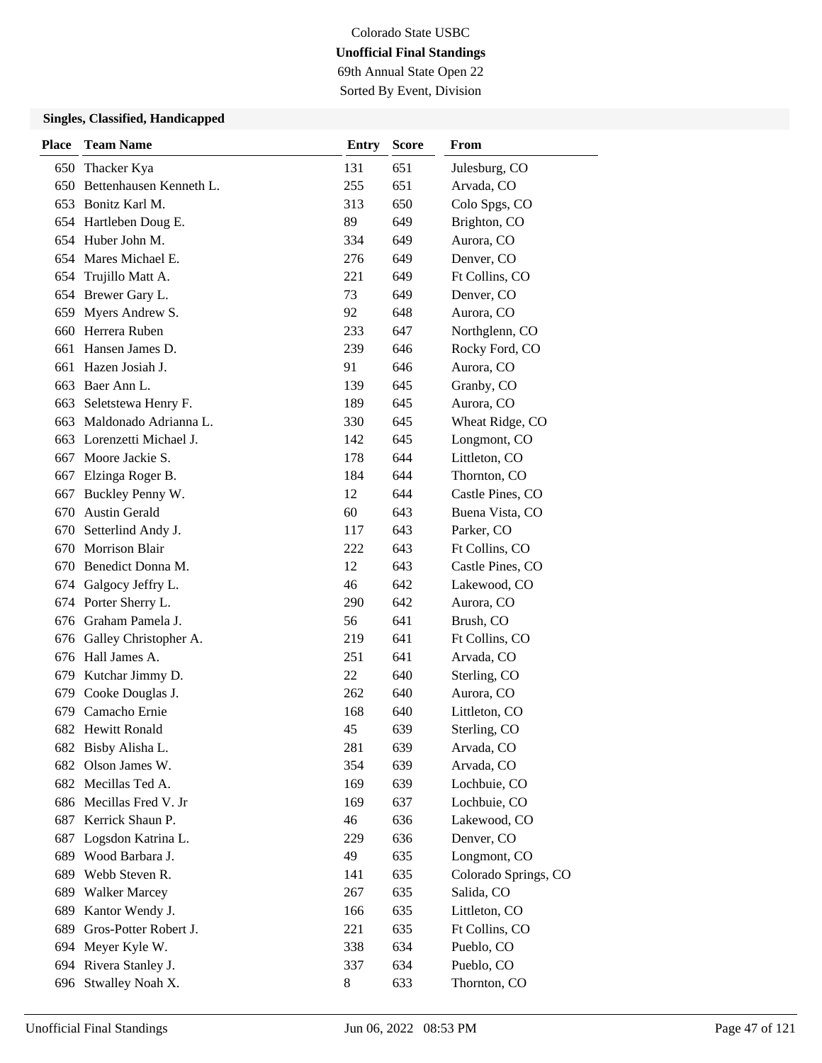Colorado State USBC

**Unofficial Final Standings**

69th Annual State Open 22

Sorted By Event, Division

### Singles, Classified, Handicapped

| Place | Team Name | Entry | Score | From |
|---|---|---|---|---|
| 650 | Thacker Kya | 131 | 651 | Julesburg, CO |
| 650 | Bettenhausen Kenneth L. | 255 | 651 | Arvada, CO |
| 653 | Bonitz Karl M. | 313 | 650 | Colo Spgs, CO |
| 654 | Hartleben Doug E. | 89 | 649 | Brighton, CO |
| 654 | Huber John M. | 334 | 649 | Aurora, CO |
| 654 | Mares Michael E. | 276 | 649 | Denver, CO |
| 654 | Trujillo Matt A. | 221 | 649 | Ft Collins, CO |
| 654 | Brewer Gary L. | 73 | 649 | Denver, CO |
| 659 | Myers Andrew S. | 92 | 648 | Aurora, CO |
| 660 | Herrera Ruben | 233 | 647 | Northglenn, CO |
| 661 | Hansen James D. | 239 | 646 | Rocky Ford, CO |
| 661 | Hazen Josiah J. | 91 | 646 | Aurora, CO |
| 663 | Baer Ann L. | 139 | 645 | Granby, CO |
| 663 | Seletstewa Henry F. | 189 | 645 | Aurora, CO |
| 663 | Maldonado Adrianna L. | 330 | 645 | Wheat Ridge, CO |
| 663 | Lorenzetti Michael J. | 142 | 645 | Longmont, CO |
| 667 | Moore Jackie S. | 178 | 644 | Littleton, CO |
| 667 | Elzinga Roger B. | 184 | 644 | Thornton, CO |
| 667 | Buckley Penny W. | 12 | 644 | Castle Pines, CO |
| 670 | Austin Gerald | 60 | 643 | Buena Vista, CO |
| 670 | Setterlind Andy J. | 117 | 643 | Parker, CO |
| 670 | Morrison Blair | 222 | 643 | Ft Collins, CO |
| 670 | Benedict Donna M. | 12 | 643 | Castle Pines, CO |
| 674 | Galgocy Jeffry L. | 46 | 642 | Lakewood, CO |
| 674 | Porter Sherry L. | 290 | 642 | Aurora, CO |
| 676 | Graham Pamela J. | 56 | 641 | Brush, CO |
| 676 | Galley Christopher A. | 219 | 641 | Ft Collins, CO |
| 676 | Hall James A. | 251 | 641 | Arvada, CO |
| 679 | Kutchar Jimmy D. | 22 | 640 | Sterling, CO |
| 679 | Cooke Douglas J. | 262 | 640 | Aurora, CO |
| 679 | Camacho Ernie | 168 | 640 | Littleton, CO |
| 682 | Hewitt Ronald | 45 | 639 | Sterling, CO |
| 682 | Bisby Alisha L. | 281 | 639 | Arvada, CO |
| 682 | Olson James W. | 354 | 639 | Arvada, CO |
| 682 | Mecillas Ted A. | 169 | 639 | Lochbuie, CO |
| 686 | Mecillas Fred V. Jr | 169 | 637 | Lochbuie, CO |
| 687 | Kerrick Shaun P. | 46 | 636 | Lakewood, CO |
| 687 | Logsdon Katrina L. | 229 | 636 | Denver, CO |
| 689 | Wood Barbara J. | 49 | 635 | Longmont, CO |
| 689 | Webb Steven R. | 141 | 635 | Colorado Springs, CO |
| 689 | Walker Marcey | 267 | 635 | Salida, CO |
| 689 | Kantor Wendy J. | 166 | 635 | Littleton, CO |
| 689 | Gros-Potter Robert J. | 221 | 635 | Ft Collins, CO |
| 694 | Meyer Kyle W. | 338 | 634 | Pueblo, CO |
| 694 | Rivera Stanley J. | 337 | 634 | Pueblo, CO |
| 696 | Stwalley Noah X. | 8 | 633 | Thornton, CO |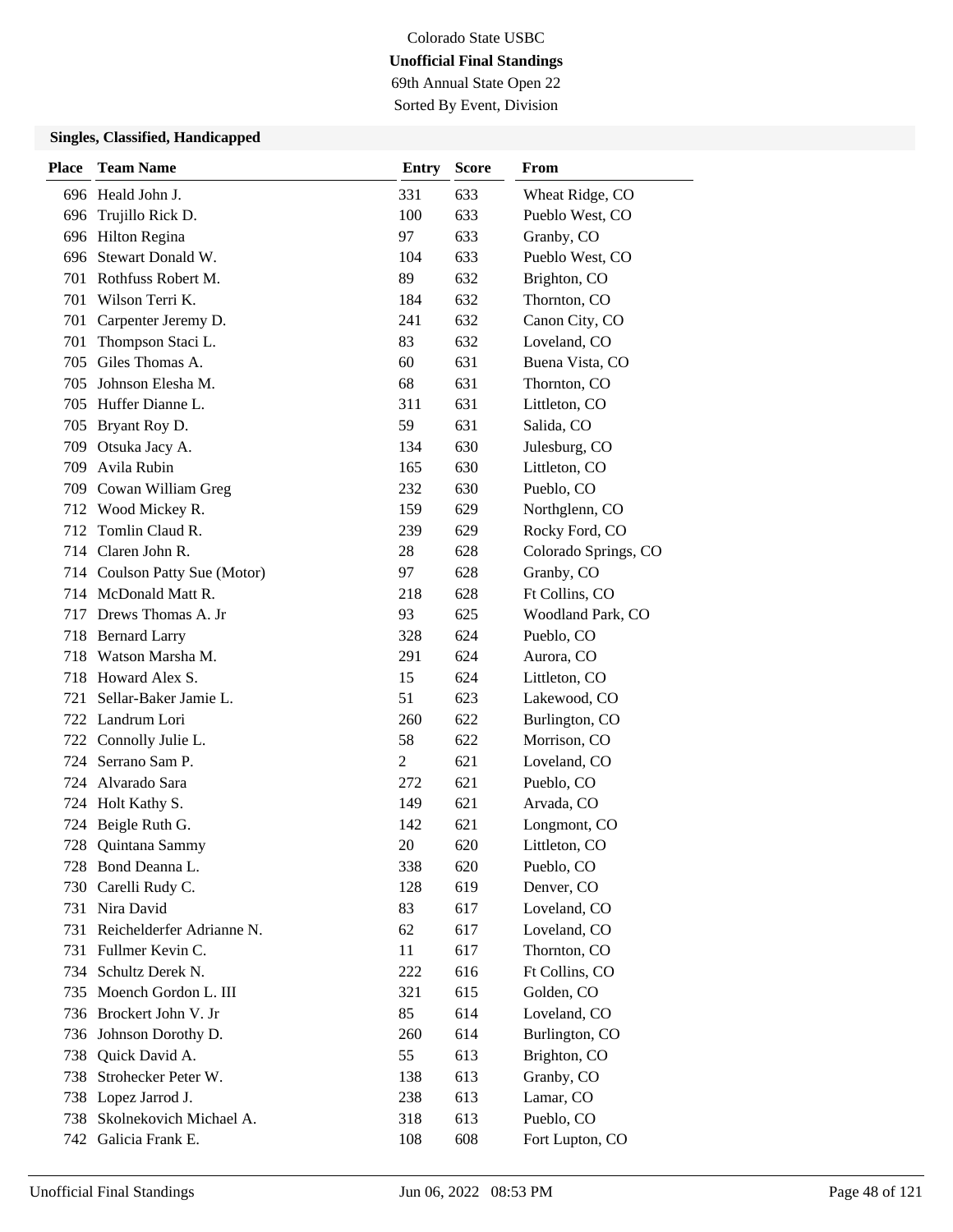Colorado State USBC

**Unofficial Final Standings**

69th Annual State Open 22

Sorted By Event, Division

### Singles, Classified, Handicapped

| Place | Team Name | Entry | Score | From |
|---|---|---|---|---|
| 696 | Heald John J. | 331 | 633 | Wheat Ridge, CO |
| 696 | Trujillo Rick D. | 100 | 633 | Pueblo West, CO |
| 696 | Hilton Regina | 97 | 633 | Granby, CO |
| 696 | Stewart Donald W. | 104 | 633 | Pueblo West, CO |
| 701 | Rothfuss Robert M. | 89 | 632 | Brighton, CO |
| 701 | Wilson Terri K. | 184 | 632 | Thornton, CO |
| 701 | Carpenter Jeremy D. | 241 | 632 | Canon City, CO |
| 701 | Thompson Staci L. | 83 | 632 | Loveland, CO |
| 705 | Giles Thomas A. | 60 | 631 | Buena Vista, CO |
| 705 | Johnson Elesha M. | 68 | 631 | Thornton, CO |
| 705 | Huffer Dianne L. | 311 | 631 | Littleton, CO |
| 705 | Bryant Roy D. | 59 | 631 | Salida, CO |
| 709 | Otsuka Jacy A. | 134 | 630 | Julesburg, CO |
| 709 | Avila Rubin | 165 | 630 | Littleton, CO |
| 709 | Cowan William Greg | 232 | 630 | Pueblo, CO |
| 712 | Wood Mickey R. | 159 | 629 | Northglenn, CO |
| 712 | Tomlin Claud R. | 239 | 629 | Rocky Ford, CO |
| 714 | Claren John R. | 28 | 628 | Colorado Springs, CO |
| 714 | Coulson Patty Sue (Motor) | 97 | 628 | Granby, CO |
| 714 | McDonald Matt R. | 218 | 628 | Ft Collins, CO |
| 717 | Drews Thomas A. Jr | 93 | 625 | Woodland Park, CO |
| 718 | Bernard Larry | 328 | 624 | Pueblo, CO |
| 718 | Watson Marsha M. | 291 | 624 | Aurora, CO |
| 718 | Howard Alex S. | 15 | 624 | Littleton, CO |
| 721 | Sellar-Baker Jamie L. | 51 | 623 | Lakewood, CO |
| 722 | Landrum Lori | 260 | 622 | Burlington, CO |
| 722 | Connolly Julie L. | 58 | 622 | Morrison, CO |
| 724 | Serrano Sam P. | 2 | 621 | Loveland, CO |
| 724 | Alvarado Sara | 272 | 621 | Pueblo, CO |
| 724 | Holt Kathy S. | 149 | 621 | Arvada, CO |
| 724 | Beigle Ruth G. | 142 | 621 | Longmont, CO |
| 728 | Quintana Sammy | 20 | 620 | Littleton, CO |
| 728 | Bond Deanna L. | 338 | 620 | Pueblo, CO |
| 730 | Carelli Rudy C. | 128 | 619 | Denver, CO |
| 731 | Nira David | 83 | 617 | Loveland, CO |
| 731 | Reichelderfer Adrianne N. | 62 | 617 | Loveland, CO |
| 731 | Fullmer Kevin C. | 11 | 617 | Thornton, CO |
| 734 | Schultz Derek N. | 222 | 616 | Ft Collins, CO |
| 735 | Moench Gordon L. III | 321 | 615 | Golden, CO |
| 736 | Brockert John V. Jr | 85 | 614 | Loveland, CO |
| 736 | Johnson Dorothy D. | 260 | 614 | Burlington, CO |
| 738 | Quick David A. | 55 | 613 | Brighton, CO |
| 738 | Strohecker Peter W. | 138 | 613 | Granby, CO |
| 738 | Lopez Jarrod J. | 238 | 613 | Lamar, CO |
| 738 | Skolnekovich Michael A. | 318 | 613 | Pueblo, CO |
| 742 | Galicia Frank E. | 108 | 608 | Fort Lupton, CO |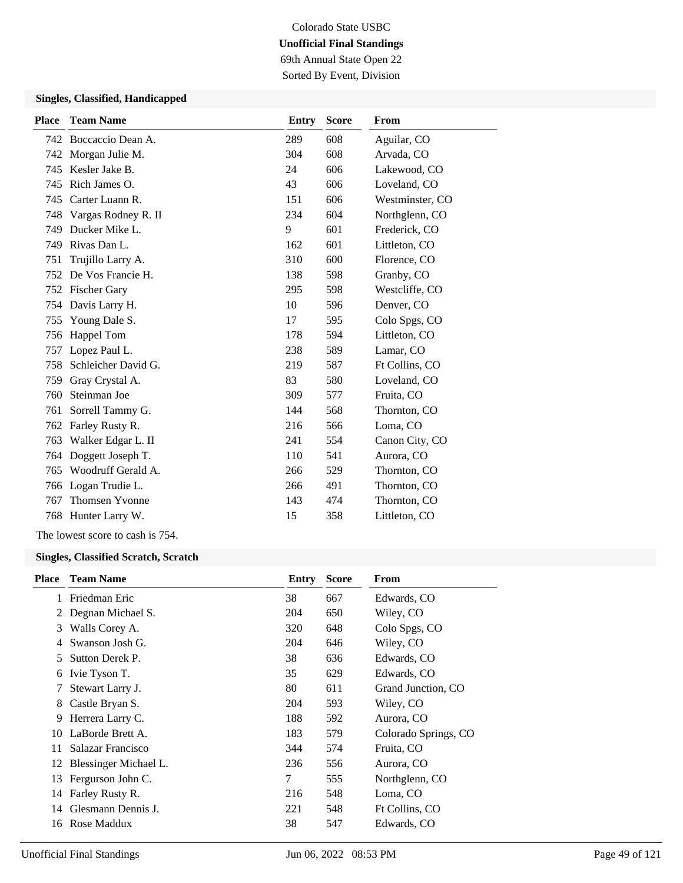Colorado State USBC

**Unofficial Final Standings**

69th Annual State Open 22

Sorted By Event, Division

### Singles, Classified, Handicapped

| Place | Team Name | Entry | Score | From |
|---|---|---|---|---|
| 742 | Boccaccio Dean A. | 289 | 608 | Aguilar, CO |
| 742 | Morgan Julie M. | 304 | 608 | Arvada, CO |
| 745 | Kesler Jake B. | 24 | 606 | Lakewood, CO |
| 745 | Rich James O. | 43 | 606 | Loveland, CO |
| 745 | Carter Luann R. | 151 | 606 | Westminster, CO |
| 748 | Vargas Rodney R. II | 234 | 604 | Northglenn, CO |
| 749 | Ducker Mike L. | 9 | 601 | Frederick, CO |
| 749 | Rivas Dan L. | 162 | 601 | Littleton, CO |
| 751 | Trujillo Larry A. | 310 | 600 | Florence, CO |
| 752 | De Vos Francie H. | 138 | 598 | Granby, CO |
| 752 | Fischer Gary | 295 | 598 | Westcliffe, CO |
| 754 | Davis Larry H. | 10 | 596 | Denver, CO |
| 755 | Young Dale S. | 17 | 595 | Colo Spgs, CO |
| 756 | Happel Tom | 178 | 594 | Littleton, CO |
| 757 | Lopez Paul L. | 238 | 589 | Lamar, CO |
| 758 | Schleicher David G. | 219 | 587 | Ft Collins, CO |
| 759 | Gray Crystal A. | 83 | 580 | Loveland, CO |
| 760 | Steinman Joe | 309 | 577 | Fruita, CO |
| 761 | Sorrell Tammy G. | 144 | 568 | Thornton, CO |
| 762 | Farley Rusty R. | 216 | 566 | Loma, CO |
| 763 | Walker Edgar L. II | 241 | 554 | Canon City, CO |
| 764 | Doggett Joseph T. | 110 | 541 | Aurora, CO |
| 765 | Woodruff Gerald A. | 266 | 529 | Thornton, CO |
| 766 | Logan Trudie L. | 266 | 491 | Thornton, CO |
| 767 | Thomsen Yvonne | 143 | 474 | Thornton, CO |
| 768 | Hunter Larry W. | 15 | 358 | Littleton, CO |

The lowest score to cash is 754.

### Singles, Classified Scratch, Scratch

| Place | Team Name | Entry | Score | From |
|---|---|---|---|---|
| 1 | Friedman Eric | 38 | 667 | Edwards, CO |
| 2 | Degnan Michael S. | 204 | 650 | Wiley, CO |
| 3 | Walls Corey A. | 320 | 648 | Colo Spgs, CO |
| 4 | Swanson Josh G. | 204 | 646 | Wiley, CO |
| 5 | Sutton Derek P. | 38 | 636 | Edwards, CO |
| 6 | Ivie Tyson T. | 35 | 629 | Edwards, CO |
| 7 | Stewart Larry J. | 80 | 611 | Grand Junction, CO |
| 8 | Castle Bryan S. | 204 | 593 | Wiley, CO |
| 9 | Herrera Larry C. | 188 | 592 | Aurora, CO |
| 10 | LaBorde Brett A. | 183 | 579 | Colorado Springs, CO |
| 11 | Salazar Francisco | 344 | 574 | Fruita, CO |
| 12 | Blessinger Michael L. | 236 | 556 | Aurora, CO |
| 13 | Fergurson John C. | 7 | 555 | Northglenn, CO |
| 14 | Farley Rusty R. | 216 | 548 | Loma, CO |
| 14 | Glesmann Dennis J. | 221 | 548 | Ft Collins, CO |
| 16 | Rose Maddux | 38 | 547 | Edwards, CO |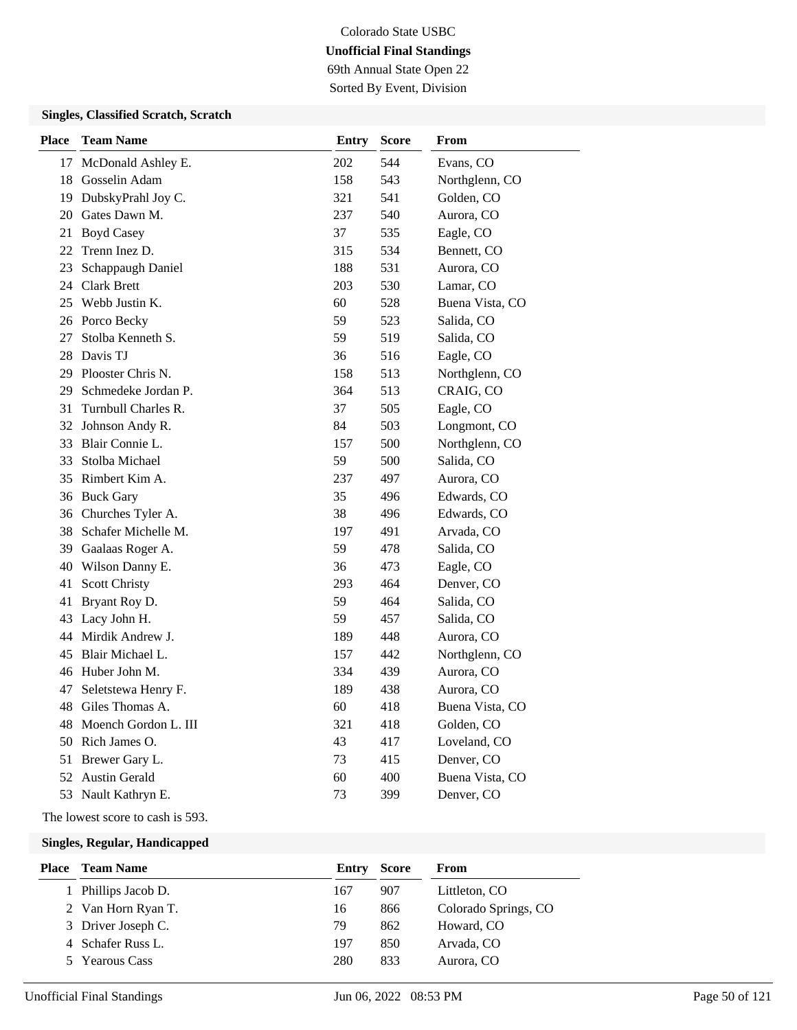Colorado State USBC

**Unofficial Final Standings**

69th Annual State Open 22

Sorted By Event, Division

### Singles, Classified Scratch, Scratch

| Place | Team Name | Entry | Score | From |
|---|---|---|---|---|
| 17 | McDonald Ashley E. | 202 | 544 | Evans, CO |
| 18 | Gosselin Adam | 158 | 543 | Northglenn, CO |
| 19 | DubskyPrahl Joy C. | 321 | 541 | Golden, CO |
| 20 | Gates Dawn M. | 237 | 540 | Aurora, CO |
| 21 | Boyd Casey | 37 | 535 | Eagle, CO |
| 22 | Trenn Inez D. | 315 | 534 | Bennett, CO |
| 23 | Schappaugh Daniel | 188 | 531 | Aurora, CO |
| 24 | Clark Brett | 203 | 530 | Lamar, CO |
| 25 | Webb Justin K. | 60 | 528 | Buena Vista, CO |
| 26 | Porco Becky | 59 | 523 | Salida, CO |
| 27 | Stolba Kenneth S. | 59 | 519 | Salida, CO |
| 28 | Davis TJ | 36 | 516 | Eagle, CO |
| 29 | Plooster Chris N. | 158 | 513 | Northglenn, CO |
| 29 | Schmedeke Jordan P. | 364 | 513 | CRAIG, CO |
| 31 | Turnbull Charles R. | 37 | 505 | Eagle, CO |
| 32 | Johnson Andy R. | 84 | 503 | Longmont, CO |
| 33 | Blair Connie L. | 157 | 500 | Northglenn, CO |
| 33 | Stolba Michael | 59 | 500 | Salida, CO |
| 35 | Rimbert Kim A. | 237 | 497 | Aurora, CO |
| 36 | Buck Gary | 35 | 496 | Edwards, CO |
| 36 | Churches Tyler A. | 38 | 496 | Edwards, CO |
| 38 | Schafer Michelle M. | 197 | 491 | Arvada, CO |
| 39 | Gaalaas Roger A. | 59 | 478 | Salida, CO |
| 40 | Wilson Danny E. | 36 | 473 | Eagle, CO |
| 41 | Scott Christy | 293 | 464 | Denver, CO |
| 41 | Bryant Roy D. | 59 | 464 | Salida, CO |
| 43 | Lacy John H. | 59 | 457 | Salida, CO |
| 44 | Mirdik Andrew J. | 189 | 448 | Aurora, CO |
| 45 | Blair Michael L. | 157 | 442 | Northglenn, CO |
| 46 | Huber John M. | 334 | 439 | Aurora, CO |
| 47 | Seletstewa Henry F. | 189 | 438 | Aurora, CO |
| 48 | Giles Thomas A. | 60 | 418 | Buena Vista, CO |
| 48 | Moench Gordon L. III | 321 | 418 | Golden, CO |
| 50 | Rich James O. | 43 | 417 | Loveland, CO |
| 51 | Brewer Gary L. | 73 | 415 | Denver, CO |
| 52 | Austin Gerald | 60 | 400 | Buena Vista, CO |
| 53 | Nault Kathryn E. | 73 | 399 | Denver, CO |

The lowest score to cash is 593.

### Singles, Regular, Handicapped

| Place | Team Name | Entry | Score | From |
|---|---|---|---|---|
| 1 | Phillips Jacob D. | 167 | 907 | Littleton, CO |
| 2 | Van Horn Ryan T. | 16 | 866 | Colorado Springs, CO |
| 3 | Driver Joseph C. | 79 | 862 | Howard, CO |
| 4 | Schafer Russ L. | 197 | 850 | Arvada, CO |
| 5 | Yearous Cass | 280 | 833 | Aurora, CO |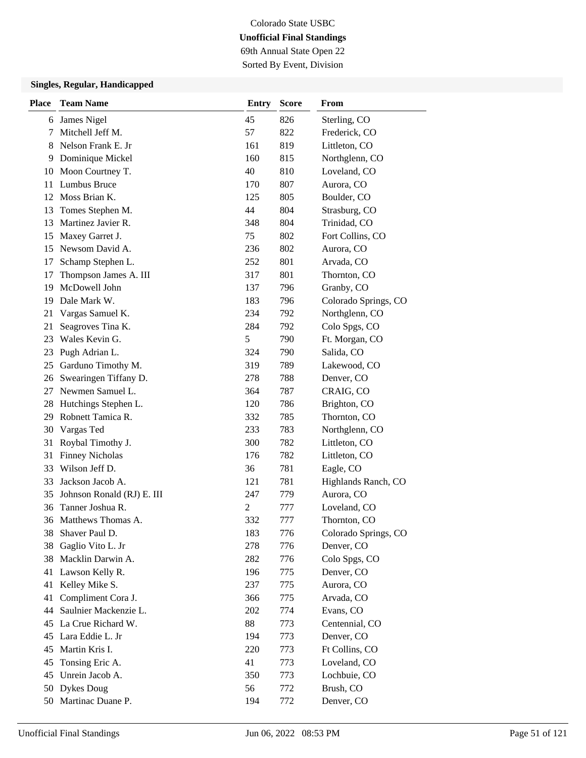Colorado State USBC

**Unofficial Final Standings**

69th Annual State Open 22

Sorted By Event, Division

### Singles, Regular, Handicapped

| Place | Team Name | Entry | Score | From |
|---|---|---|---|---|
| 6 | James Nigel | 45 | 826 | Sterling, CO |
| 7 | Mitchell Jeff M. | 57 | 822 | Frederick, CO |
| 8 | Nelson Frank E. Jr | 161 | 819 | Littleton, CO |
| 9 | Dominique Mickel | 160 | 815 | Northglenn, CO |
| 10 | Moon Courtney T. | 40 | 810 | Loveland, CO |
| 11 | Lumbus Bruce | 170 | 807 | Aurora, CO |
| 12 | Moss Brian K. | 125 | 805 | Boulder, CO |
| 13 | Tomes Stephen M. | 44 | 804 | Strasburg, CO |
| 13 | Martinez Javier R. | 348 | 804 | Trinidad, CO |
| 15 | Maxey Garret J. | 75 | 802 | Fort Collins, CO |
| 15 | Newsom David A. | 236 | 802 | Aurora, CO |
| 17 | Schamp Stephen L. | 252 | 801 | Arvada, CO |
| 17 | Thompson James A. III | 317 | 801 | Thornton, CO |
| 19 | McDowell John | 137 | 796 | Granby, CO |
| 19 | Dale Mark W. | 183 | 796 | Colorado Springs, CO |
| 21 | Vargas Samuel K. | 234 | 792 | Northglenn, CO |
| 21 | Seagroves Tina K. | 284 | 792 | Colo Spgs, CO |
| 23 | Wales Kevin G. | 5 | 790 | Ft. Morgan, CO |
| 23 | Pugh Adrian L. | 324 | 790 | Salida, CO |
| 25 | Garduno Timothy M. | 319 | 789 | Lakewood, CO |
| 26 | Swearingen Tiffany D. | 278 | 788 | Denver, CO |
| 27 | Newmen Samuel L. | 364 | 787 | CRAIG, CO |
| 28 | Hutchings Stephen L. | 120 | 786 | Brighton, CO |
| 29 | Robnett Tamica R. | 332 | 785 | Thornton, CO |
| 30 | Vargas Ted | 233 | 783 | Northglenn, CO |
| 31 | Roybal Timothy J. | 300 | 782 | Littleton, CO |
| 31 | Finney Nicholas | 176 | 782 | Littleton, CO |
| 33 | Wilson Jeff D. | 36 | 781 | Eagle, CO |
| 33 | Jackson Jacob A. | 121 | 781 | Highlands Ranch, CO |
| 35 | Johnson Ronald (RJ) E. III | 247 | 779 | Aurora, CO |
| 36 | Tanner Joshua R. | 2 | 777 | Loveland, CO |
| 36 | Matthews Thomas A. | 332 | 777 | Thornton, CO |
| 38 | Shaver Paul D. | 183 | 776 | Colorado Springs, CO |
| 38 | Gaglio Vito L. Jr | 278 | 776 | Denver, CO |
| 38 | Macklin Darwin A. | 282 | 776 | Colo Spgs, CO |
| 41 | Lawson Kelly R. | 196 | 775 | Denver, CO |
| 41 | Kelley Mike S. | 237 | 775 | Aurora, CO |
| 41 | Compliment Cora J. | 366 | 775 | Arvada, CO |
| 44 | Saulnier Mackenzie L. | 202 | 774 | Evans, CO |
| 45 | La Crue Richard W. | 88 | 773 | Centennial, CO |
| 45 | Lara Eddie L. Jr | 194 | 773 | Denver, CO |
| 45 | Martin Kris I. | 220 | 773 | Ft Collins, CO |
| 45 | Tonsing Eric A. | 41 | 773 | Loveland, CO |
| 45 | Unrein Jacob A. | 350 | 773 | Lochbuie, CO |
| 50 | Dykes Doug | 56 | 772 | Brush, CO |
| 50 | Martinac Duane P. | 194 | 772 | Denver, CO |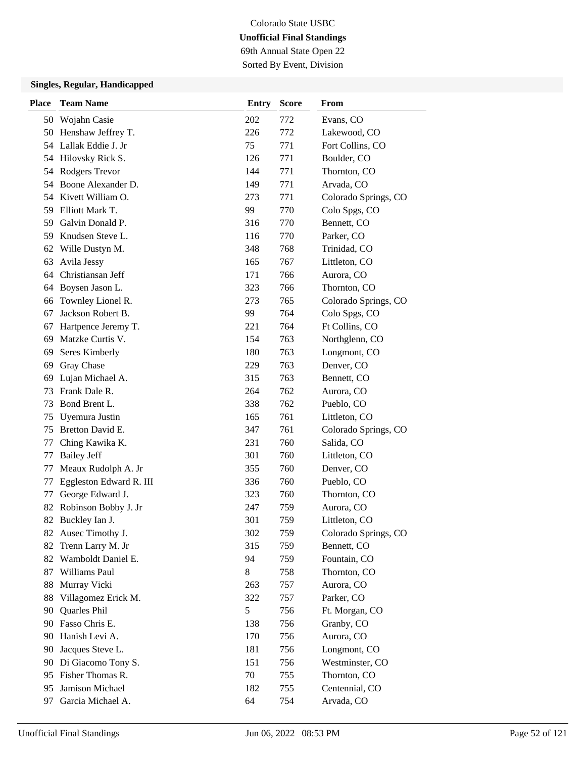Colorado State USBC

**Unofficial Final Standings**

69th Annual State Open 22

Sorted By Event, Division

### Singles, Regular, Handicapped

| Place | Team Name | Entry | Score | From |
|---|---|---|---|---|
| 50 | Wojahn Casie | 202 | 772 | Evans, CO |
| 50 | Henshaw Jeffrey T. | 226 | 772 | Lakewood, CO |
| 54 | Lallak Eddie J. Jr | 75 | 771 | Fort Collins, CO |
| 54 | Hilovsky Rick S. | 126 | 771 | Boulder, CO |
| 54 | Rodgers Trevor | 144 | 771 | Thornton, CO |
| 54 | Boone Alexander D. | 149 | 771 | Arvada, CO |
| 54 | Kivett William O. | 273 | 771 | Colorado Springs, CO |
| 59 | Elliott Mark T. | 99 | 770 | Colo Spgs, CO |
| 59 | Galvin Donald P. | 316 | 770 | Bennett, CO |
| 59 | Knudsen Steve L. | 116 | 770 | Parker, CO |
| 62 | Wille Dustyn M. | 348 | 768 | Trinidad, CO |
| 63 | Avila Jessy | 165 | 767 | Littleton, CO |
| 64 | Christiansan Jeff | 171 | 766 | Aurora, CO |
| 64 | Boysen Jason L. | 323 | 766 | Thornton, CO |
| 66 | Townley Lionel R. | 273 | 765 | Colorado Springs, CO |
| 67 | Jackson Robert B. | 99 | 764 | Colo Spgs, CO |
| 67 | Hartpence Jeremy T. | 221 | 764 | Ft Collins, CO |
| 69 | Matzke Curtis V. | 154 | 763 | Northglenn, CO |
| 69 | Seres Kimberly | 180 | 763 | Longmont, CO |
| 69 | Gray Chase | 229 | 763 | Denver, CO |
| 69 | Lujan Michael A. | 315 | 763 | Bennett, CO |
| 73 | Frank Dale R. | 264 | 762 | Aurora, CO |
| 73 | Bond Brent L. | 338 | 762 | Pueblo, CO |
| 75 | Uyemura Justin | 165 | 761 | Littleton, CO |
| 75 | Bretton David E. | 347 | 761 | Colorado Springs, CO |
| 77 | Ching Kawika K. | 231 | 760 | Salida, CO |
| 77 | Bailey Jeff | 301 | 760 | Littleton, CO |
| 77 | Meaux Rudolph A. Jr | 355 | 760 | Denver, CO |
| 77 | Eggleston Edward R. III | 336 | 760 | Pueblo, CO |
| 77 | George Edward J. | 323 | 760 | Thornton, CO |
| 82 | Robinson Bobby J. Jr | 247 | 759 | Aurora, CO |
| 82 | Buckley Ian J. | 301 | 759 | Littleton, CO |
| 82 | Ausec Timothy J. | 302 | 759 | Colorado Springs, CO |
| 82 | Trenn Larry M. Jr | 315 | 759 | Bennett, CO |
| 82 | Wamboldt Daniel E. | 94 | 759 | Fountain, CO |
| 87 | Williams Paul | 8 | 758 | Thornton, CO |
| 88 | Murray Vicki | 263 | 757 | Aurora, CO |
| 88 | Villagomez Erick M. | 322 | 757 | Parker, CO |
| 90 | Quarles Phil | 5 | 756 | Ft. Morgan, CO |
| 90 | Fasso Chris E. | 138 | 756 | Granby, CO |
| 90 | Hanish Levi A. | 170 | 756 | Aurora, CO |
| 90 | Jacques Steve L. | 181 | 756 | Longmont, CO |
| 90 | Di Giacomo Tony S. | 151 | 756 | Westminster, CO |
| 95 | Fisher Thomas R. | 70 | 755 | Thornton, CO |
| 95 | Jamison Michael | 182 | 755 | Centennial, CO |
| 97 | Garcia Michael A. | 64 | 754 | Arvada, CO |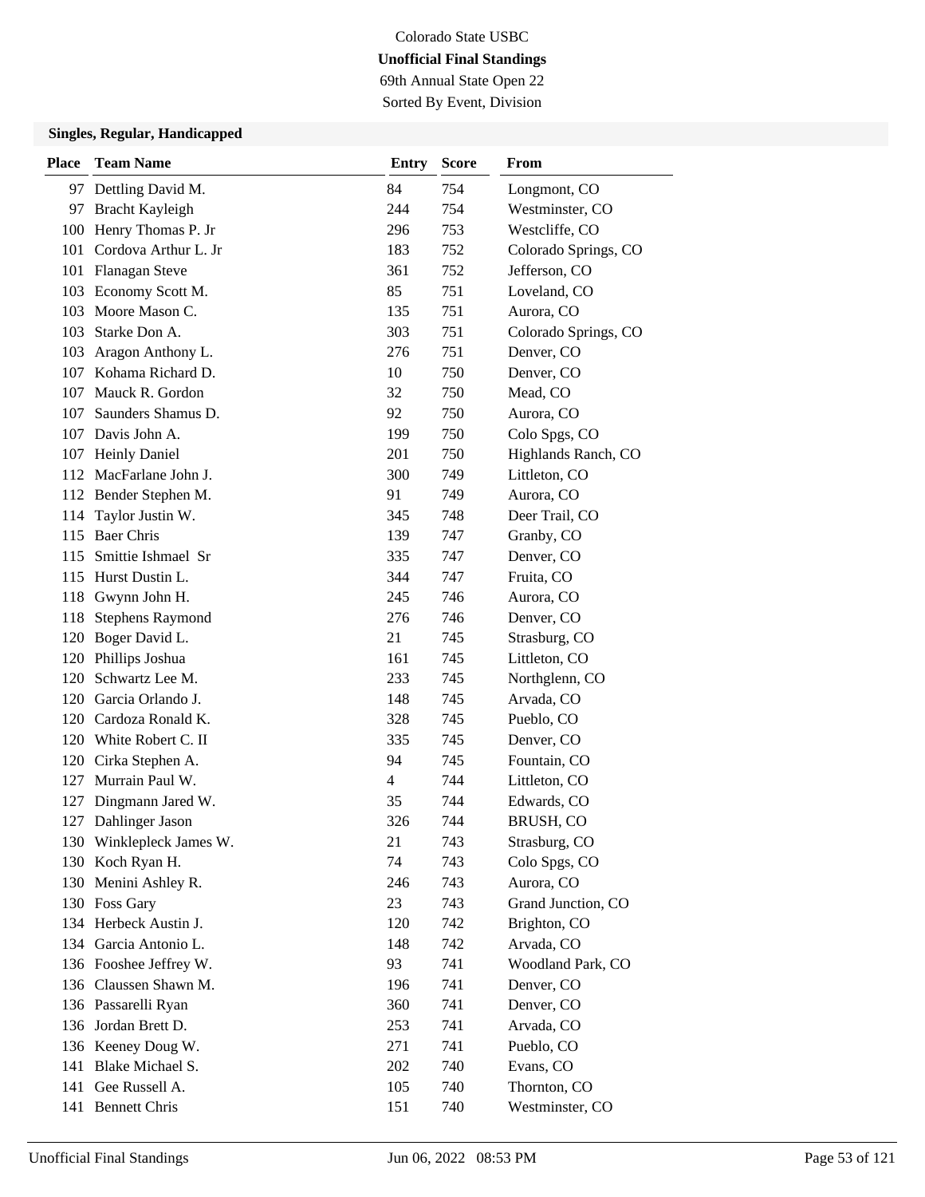Colorado State USBC

**Unofficial Final Standings**

69th Annual State Open 22

Sorted By Event, Division

### Singles, Regular, Handicapped

| Place | Team Name | Entry | Score | From |
|---|---|---|---|---|
| 97 | Dettling David M. | 84 | 754 | Longmont, CO |
| 97 | Bracht Kayleigh | 244 | 754 | Westminster, CO |
| 100 | Henry Thomas P. Jr | 296 | 753 | Westcliffe, CO |
| 101 | Cordova Arthur L. Jr | 183 | 752 | Colorado Springs, CO |
| 101 | Flanagan Steve | 361 | 752 | Jefferson, CO |
| 103 | Economy Scott M. | 85 | 751 | Loveland, CO |
| 103 | Moore Mason C. | 135 | 751 | Aurora, CO |
| 103 | Starke Don A. | 303 | 751 | Colorado Springs, CO |
| 103 | Aragon Anthony L. | 276 | 751 | Denver, CO |
| 107 | Kohama Richard D. | 10 | 750 | Denver, CO |
| 107 | Mauck R. Gordon | 32 | 750 | Mead, CO |
| 107 | Saunders Shamus D. | 92 | 750 | Aurora, CO |
| 107 | Davis John A. | 199 | 750 | Colo Spgs, CO |
| 107 | Heinly Daniel | 201 | 750 | Highlands Ranch, CO |
| 112 | MacFarlane John J. | 300 | 749 | Littleton, CO |
| 112 | Bender Stephen M. | 91 | 749 | Aurora, CO |
| 114 | Taylor Justin W. | 345 | 748 | Deer Trail, CO |
| 115 | Baer Chris | 139 | 747 | Granby, CO |
| 115 | Smittie Ishmael Sr | 335 | 747 | Denver, CO |
| 115 | Hurst Dustin L. | 344 | 747 | Fruita, CO |
| 118 | Gwynn John H. | 245 | 746 | Aurora, CO |
| 118 | Stephens Raymond | 276 | 746 | Denver, CO |
| 120 | Boger David L. | 21 | 745 | Strasburg, CO |
| 120 | Phillips Joshua | 161 | 745 | Littleton, CO |
| 120 | Schwartz Lee M. | 233 | 745 | Northglenn, CO |
| 120 | Garcia Orlando J. | 148 | 745 | Arvada, CO |
| 120 | Cardoza Ronald K. | 328 | 745 | Pueblo, CO |
| 120 | White Robert C. II | 335 | 745 | Denver, CO |
| 120 | Cirka Stephen A. | 94 | 745 | Fountain, CO |
| 127 | Murrain Paul W. | 4 | 744 | Littleton, CO |
| 127 | Dingmann Jared W. | 35 | 744 | Edwards, CO |
| 127 | Dahlinger Jason | 326 | 744 | BRUSH, CO |
| 130 | Winklepleck James W. | 21 | 743 | Strasburg, CO |
| 130 | Koch Ryan H. | 74 | 743 | Colo Spgs, CO |
| 130 | Menini Ashley R. | 246 | 743 | Aurora, CO |
| 130 | Foss Gary | 23 | 743 | Grand Junction, CO |
| 134 | Herbeck Austin J. | 120 | 742 | Brighton, CO |
| 134 | Garcia Antonio L. | 148 | 742 | Arvada, CO |
| 136 | Fooshee Jeffrey W. | 93 | 741 | Woodland Park, CO |
| 136 | Claussen Shawn M. | 196 | 741 | Denver, CO |
| 136 | Passarelli Ryan | 360 | 741 | Denver, CO |
| 136 | Jordan Brett D. | 253 | 741 | Arvada, CO |
| 136 | Keeney Doug W. | 271 | 741 | Pueblo, CO |
| 141 | Blake Michael S. | 202 | 740 | Evans, CO |
| 141 | Gee Russell A. | 105 | 740 | Thornton, CO |
| 141 | Bennett Chris | 151 | 740 | Westminster, CO |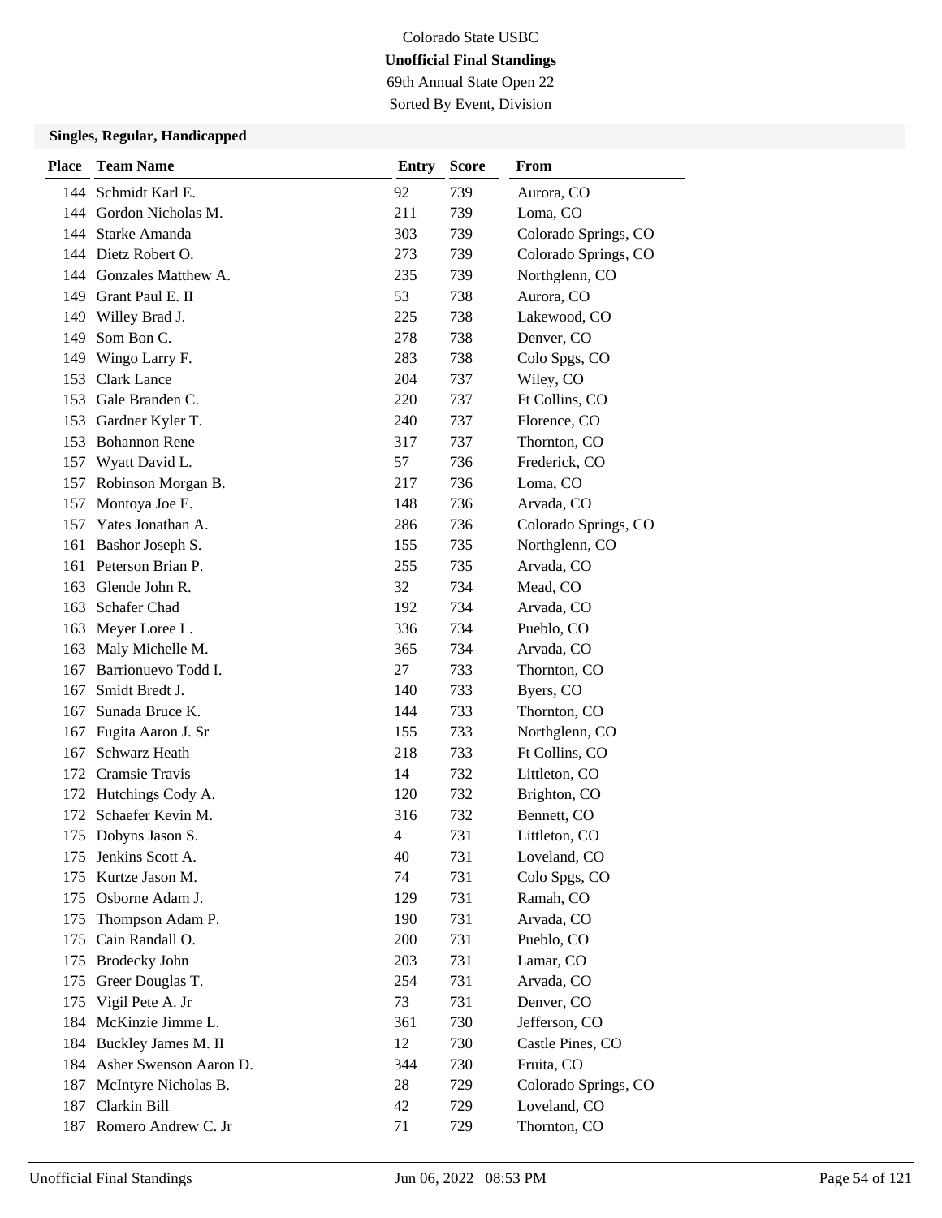Colorado State USBC

**Unofficial Final Standings**

69th Annual State Open 22

Sorted By Event, Division

### Singles, Regular, Handicapped

| Place | Team Name | Entry | Score | From |
|---|---|---|---|---|
| 144 | Schmidt Karl E. | 92 | 739 | Aurora, CO |
| 144 | Gordon Nicholas M. | 211 | 739 | Loma, CO |
| 144 | Starke Amanda | 303 | 739 | Colorado Springs, CO |
| 144 | Dietz Robert O. | 273 | 739 | Colorado Springs, CO |
| 144 | Gonzales Matthew A. | 235 | 739 | Northglenn, CO |
| 149 | Grant Paul E. II | 53 | 738 | Aurora, CO |
| 149 | Willey Brad J. | 225 | 738 | Lakewood, CO |
| 149 | Som Bon C. | 278 | 738 | Denver, CO |
| 149 | Wingo Larry F. | 283 | 738 | Colo Spgs, CO |
| 153 | Clark Lance | 204 | 737 | Wiley, CO |
| 153 | Gale Branden C. | 220 | 737 | Ft Collins, CO |
| 153 | Gardner Kyler T. | 240 | 737 | Florence, CO |
| 153 | Bohannon Rene | 317 | 737 | Thornton, CO |
| 157 | Wyatt David L. | 57 | 736 | Frederick, CO |
| 157 | Robinson Morgan B. | 217 | 736 | Loma, CO |
| 157 | Montoya Joe E. | 148 | 736 | Arvada, CO |
| 157 | Yates Jonathan A. | 286 | 736 | Colorado Springs, CO |
| 161 | Bashor Joseph S. | 155 | 735 | Northglenn, CO |
| 161 | Peterson Brian P. | 255 | 735 | Arvada, CO |
| 163 | Glende John R. | 32 | 734 | Mead, CO |
| 163 | Schafer Chad | 192 | 734 | Arvada, CO |
| 163 | Meyer Loree L. | 336 | 734 | Pueblo, CO |
| 163 | Maly Michelle M. | 365 | 734 | Arvada, CO |
| 167 | Barrionuevo Todd I. | 27 | 733 | Thornton, CO |
| 167 | Smidt Bredt J. | 140 | 733 | Byers, CO |
| 167 | Sunada Bruce K. | 144 | 733 | Thornton, CO |
| 167 | Fugita Aaron J. Sr | 155 | 733 | Northglenn, CO |
| 167 | Schwarz Heath | 218 | 733 | Ft Collins, CO |
| 172 | Cramsie Travis | 14 | 732 | Littleton, CO |
| 172 | Hutchings Cody A. | 120 | 732 | Brighton, CO |
| 172 | Schaefer Kevin M. | 316 | 732 | Bennett, CO |
| 175 | Dobyns Jason S. | 4 | 731 | Littleton, CO |
| 175 | Jenkins Scott A. | 40 | 731 | Loveland, CO |
| 175 | Kurtze Jason M. | 74 | 731 | Colo Spgs, CO |
| 175 | Osborne Adam J. | 129 | 731 | Ramah, CO |
| 175 | Thompson Adam P. | 190 | 731 | Arvada, CO |
| 175 | Cain Randall O. | 200 | 731 | Pueblo, CO |
| 175 | Brodecky John | 203 | 731 | Lamar, CO |
| 175 | Greer Douglas T. | 254 | 731 | Arvada, CO |
| 175 | Vigil Pete A. Jr | 73 | 731 | Denver, CO |
| 184 | McKinzie Jimme L. | 361 | 730 | Jefferson, CO |
| 184 | Buckley James M. II | 12 | 730 | Castle Pines, CO |
| 184 | Asher Swenson Aaron D. | 344 | 730 | Fruita, CO |
| 187 | McIntyre Nicholas B. | 28 | 729 | Colorado Springs, CO |
| 187 | Clarkin Bill | 42 | 729 | Loveland, CO |
| 187 | Romero Andrew C. Jr | 71 | 729 | Thornton, CO |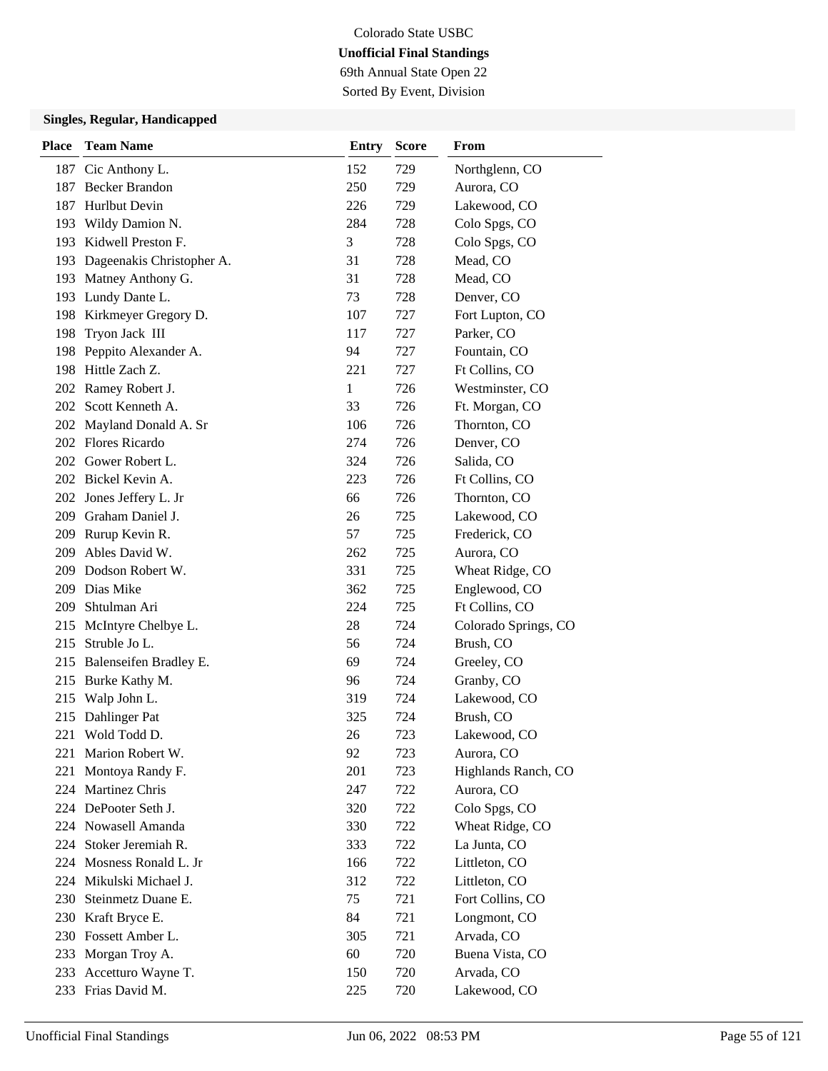Colorado State USBC

**Unofficial Final Standings**

69th Annual State Open 22

Sorted By Event, Division

### Singles, Regular, Handicapped

| Place | Team Name | Entry | Score | From |
|---|---|---|---|---|
| 187 | Cic Anthony L. | 152 | 729 | Northglenn, CO |
| 187 | Becker Brandon | 250 | 729 | Aurora, CO |
| 187 | Hurlbut Devin | 226 | 729 | Lakewood, CO |
| 193 | Wildy Damion N. | 284 | 728 | Colo Spgs, CO |
| 193 | Kidwell Preston F. | 3 | 728 | Colo Spgs, CO |
| 193 | Dageenakis Christopher A. | 31 | 728 | Mead, CO |
| 193 | Matney Anthony G. | 31 | 728 | Mead, CO |
| 193 | Lundy Dante L. | 73 | 728 | Denver, CO |
| 198 | Kirkmeyer Gregory D. | 107 | 727 | Fort Lupton, CO |
| 198 | Tryon Jack III | 117 | 727 | Parker, CO |
| 198 | Peppito Alexander A. | 94 | 727 | Fountain, CO |
| 198 | Hittle Zach Z. | 221 | 727 | Ft Collins, CO |
| 202 | Ramey Robert J. | 1 | 726 | Westminster, CO |
| 202 | Scott Kenneth A. | 33 | 726 | Ft. Morgan, CO |
| 202 | Mayland Donald A. Sr | 106 | 726 | Thornton, CO |
| 202 | Flores Ricardo | 274 | 726 | Denver, CO |
| 202 | Gower Robert L. | 324 | 726 | Salida, CO |
| 202 | Bickel Kevin A. | 223 | 726 | Ft Collins, CO |
| 202 | Jones Jeffery L. Jr | 66 | 726 | Thornton, CO |
| 209 | Graham Daniel J. | 26 | 725 | Lakewood, CO |
| 209 | Rurup Kevin R. | 57 | 725 | Frederick, CO |
| 209 | Ables David W. | 262 | 725 | Aurora, CO |
| 209 | Dodson Robert W. | 331 | 725 | Wheat Ridge, CO |
| 209 | Dias Mike | 362 | 725 | Englewood, CO |
| 209 | Shtulman Ari | 224 | 725 | Ft Collins, CO |
| 215 | McIntyre Chelbye L. | 28 | 724 | Colorado Springs, CO |
| 215 | Struble Jo L. | 56 | 724 | Brush, CO |
| 215 | Balenseifen Bradley E. | 69 | 724 | Greeley, CO |
| 215 | Burke Kathy M. | 96 | 724 | Granby, CO |
| 215 | Walp John L. | 319 | 724 | Lakewood, CO |
| 215 | Dahlinger Pat | 325 | 724 | Brush, CO |
| 221 | Wold Todd D. | 26 | 723 | Lakewood, CO |
| 221 | Marion Robert W. | 92 | 723 | Aurora, CO |
| 221 | Montoya Randy F. | 201 | 723 | Highlands Ranch, CO |
| 224 | Martinez Chris | 247 | 722 | Aurora, CO |
| 224 | DePooter Seth J. | 320 | 722 | Colo Spgs, CO |
| 224 | Nowasell Amanda | 330 | 722 | Wheat Ridge, CO |
| 224 | Stoker Jeremiah R. | 333 | 722 | La Junta, CO |
| 224 | Mosness Ronald L. Jr | 166 | 722 | Littleton, CO |
| 224 | Mikulski Michael J. | 312 | 722 | Littleton, CO |
| 230 | Steinmetz Duane E. | 75 | 721 | Fort Collins, CO |
| 230 | Kraft Bryce E. | 84 | 721 | Longmont, CO |
| 230 | Fossett Amber L. | 305 | 721 | Arvada, CO |
| 233 | Morgan Troy A. | 60 | 720 | Buena Vista, CO |
| 233 | Accetturo Wayne T. | 150 | 720 | Arvada, CO |
| 233 | Frias David M. | 225 | 720 | Lakewood, CO |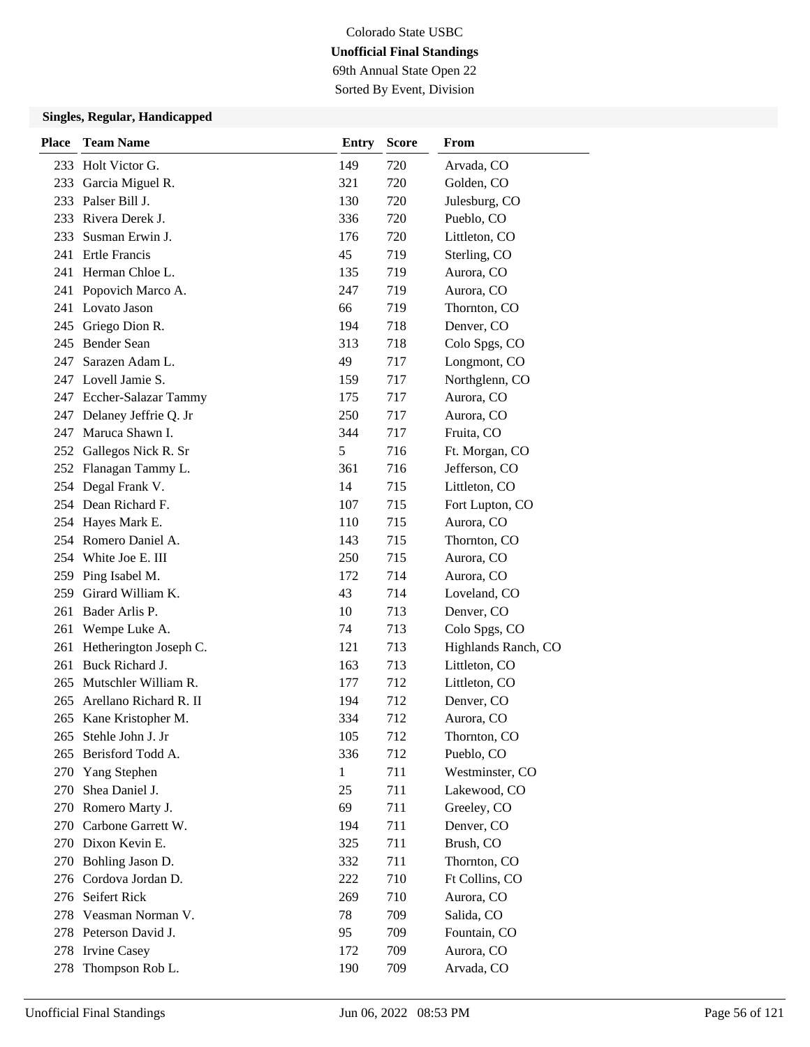Colorado State USBC

**Unofficial Final Standings**

69th Annual State Open 22

Sorted By Event, Division

### Singles, Regular, Handicapped

| Place | Team Name | Entry | Score | From |
|---|---|---|---|---|
| 233 | Holt Victor G. | 149 | 720 | Arvada, CO |
| 233 | Garcia Miguel R. | 321 | 720 | Golden, CO |
| 233 | Palser Bill J. | 130 | 720 | Julesburg, CO |
| 233 | Rivera Derek J. | 336 | 720 | Pueblo, CO |
| 233 | Susman Erwin J. | 176 | 720 | Littleton, CO |
| 241 | Ertle Francis | 45 | 719 | Sterling, CO |
| 241 | Herman Chloe L. | 135 | 719 | Aurora, CO |
| 241 | Popovich Marco A. | 247 | 719 | Aurora, CO |
| 241 | Lovato Jason | 66 | 719 | Thornton, CO |
| 245 | Griego Dion R. | 194 | 718 | Denver, CO |
| 245 | Bender Sean | 313 | 718 | Colo Spgs, CO |
| 247 | Sarazen Adam L. | 49 | 717 | Longmont, CO |
| 247 | Lovell Jamie S. | 159 | 717 | Northglenn, CO |
| 247 | Eccher-Salazar Tammy | 175 | 717 | Aurora, CO |
| 247 | Delaney Jeffrie Q. Jr | 250 | 717 | Aurora, CO |
| 247 | Maruca Shawn I. | 344 | 717 | Fruita, CO |
| 252 | Gallegos Nick R. Sr | 5 | 716 | Ft. Morgan, CO |
| 252 | Flanagan Tammy L. | 361 | 716 | Jefferson, CO |
| 254 | Degal Frank V. | 14 | 715 | Littleton, CO |
| 254 | Dean Richard F. | 107 | 715 | Fort Lupton, CO |
| 254 | Hayes Mark E. | 110 | 715 | Aurora, CO |
| 254 | Romero Daniel A. | 143 | 715 | Thornton, CO |
| 254 | White Joe E. III | 250 | 715 | Aurora, CO |
| 259 | Ping Isabel M. | 172 | 714 | Aurora, CO |
| 259 | Girard William K. | 43 | 714 | Loveland, CO |
| 261 | Bader Arlis P. | 10 | 713 | Denver, CO |
| 261 | Wempe Luke A. | 74 | 713 | Colo Spgs, CO |
| 261 | Hetherington Joseph C. | 121 | 713 | Highlands Ranch, CO |
| 261 | Buck Richard J. | 163 | 713 | Littleton, CO |
| 265 | Mutschler William R. | 177 | 712 | Littleton, CO |
| 265 | Arellano Richard R. II | 194 | 712 | Denver, CO |
| 265 | Kane Kristopher M. | 334 | 712 | Aurora, CO |
| 265 | Stehle John J. Jr | 105 | 712 | Thornton, CO |
| 265 | Berisford Todd A. | 336 | 712 | Pueblo, CO |
| 270 | Yang Stephen | 1 | 711 | Westminster, CO |
| 270 | Shea Daniel J. | 25 | 711 | Lakewood, CO |
| 270 | Romero Marty J. | 69 | 711 | Greeley, CO |
| 270 | Carbone Garrett W. | 194 | 711 | Denver, CO |
| 270 | Dixon Kevin E. | 325 | 711 | Brush, CO |
| 270 | Bohling Jason D. | 332 | 711 | Thornton, CO |
| 276 | Cordova Jordan D. | 222 | 710 | Ft Collins, CO |
| 276 | Seifert Rick | 269 | 710 | Aurora, CO |
| 278 | Veasman Norman V. | 78 | 709 | Salida, CO |
| 278 | Peterson David J. | 95 | 709 | Fountain, CO |
| 278 | Irvine Casey | 172 | 709 | Aurora, CO |
| 278 | Thompson Rob L. | 190 | 709 | Arvada, CO |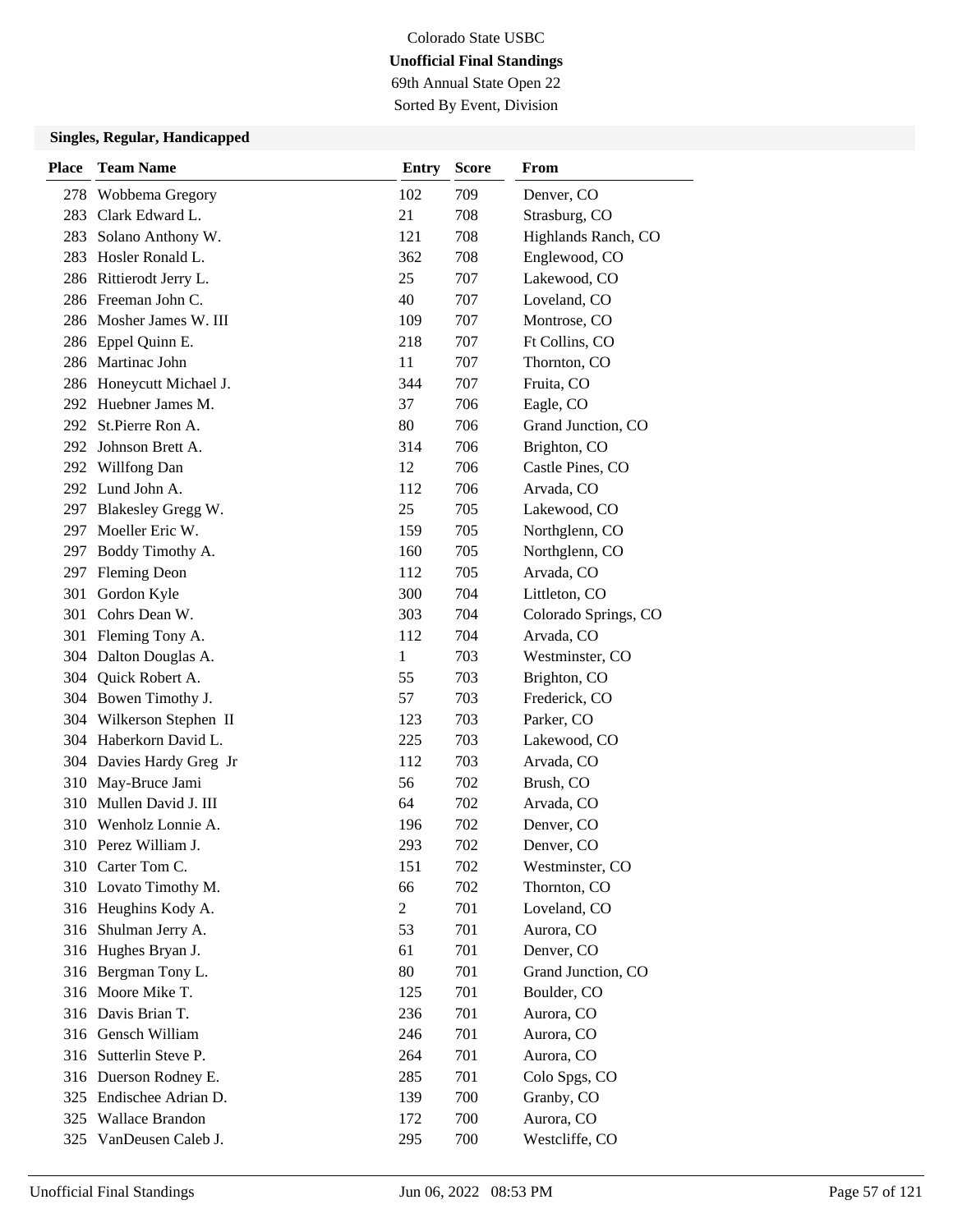Colorado State USBC

**Unofficial Final Standings**

69th Annual State Open 22

Sorted By Event, Division

### Singles, Regular, Handicapped

| Place | Team Name | Entry | Score | From |
|---|---|---|---|---|
| 278 | Wobbema Gregory | 102 | 709 | Denver, CO |
| 283 | Clark Edward L. | 21 | 708 | Strasburg, CO |
| 283 | Solano Anthony W. | 121 | 708 | Highlands Ranch, CO |
| 283 | Hosler Ronald L. | 362 | 708 | Englewood, CO |
| 286 | Rittierodt Jerry L. | 25 | 707 | Lakewood, CO |
| 286 | Freeman John C. | 40 | 707 | Loveland, CO |
| 286 | Mosher James W. III | 109 | 707 | Montrose, CO |
| 286 | Eppel Quinn E. | 218 | 707 | Ft Collins, CO |
| 286 | Martinac John | 11 | 707 | Thornton, CO |
| 286 | Honeycutt Michael J. | 344 | 707 | Fruita, CO |
| 292 | Huebner James M. | 37 | 706 | Eagle, CO |
| 292 | St.Pierre Ron A. | 80 | 706 | Grand Junction, CO |
| 292 | Johnson Brett A. | 314 | 706 | Brighton, CO |
| 292 | Willfong Dan | 12 | 706 | Castle Pines, CO |
| 292 | Lund John A. | 112 | 706 | Arvada, CO |
| 297 | Blakesley Gregg W. | 25 | 705 | Lakewood, CO |
| 297 | Moeller Eric W. | 159 | 705 | Northglenn, CO |
| 297 | Boddy Timothy A. | 160 | 705 | Northglenn, CO |
| 297 | Fleming Deon | 112 | 705 | Arvada, CO |
| 301 | Gordon Kyle | 300 | 704 | Littleton, CO |
| 301 | Cohrs Dean W. | 303 | 704 | Colorado Springs, CO |
| 301 | Fleming Tony A. | 112 | 704 | Arvada, CO |
| 304 | Dalton Douglas A. | 1 | 703 | Westminster, CO |
| 304 | Quick Robert A. | 55 | 703 | Brighton, CO |
| 304 | Bowen Timothy J. | 57 | 703 | Frederick, CO |
| 304 | Wilkerson Stephen II | 123 | 703 | Parker, CO |
| 304 | Haberkorn David L. | 225 | 703 | Lakewood, CO |
| 304 | Davies Hardy Greg Jr | 112 | 703 | Arvada, CO |
| 310 | May-Bruce Jami | 56 | 702 | Brush, CO |
| 310 | Mullen David J. III | 64 | 702 | Arvada, CO |
| 310 | Wenholz Lonnie A. | 196 | 702 | Denver, CO |
| 310 | Perez William J. | 293 | 702 | Denver, CO |
| 310 | Carter Tom C. | 151 | 702 | Westminster, CO |
| 310 | Lovato Timothy M. | 66 | 702 | Thornton, CO |
| 316 | Heughins Kody A. | 2 | 701 | Loveland, CO |
| 316 | Shulman Jerry A. | 53 | 701 | Aurora, CO |
| 316 | Hughes Bryan J. | 61 | 701 | Denver, CO |
| 316 | Bergman Tony L. | 80 | 701 | Grand Junction, CO |
| 316 | Moore Mike T. | 125 | 701 | Boulder, CO |
| 316 | Davis Brian T. | 236 | 701 | Aurora, CO |
| 316 | Gensch William | 246 | 701 | Aurora, CO |
| 316 | Sutterlin Steve P. | 264 | 701 | Aurora, CO |
| 316 | Duerson Rodney E. | 285 | 701 | Colo Spgs, CO |
| 325 | Endischee Adrian D. | 139 | 700 | Granby, CO |
| 325 | Wallace Brandon | 172 | 700 | Aurora, CO |
| 325 | VanDeusen Caleb J. | 295 | 700 | Westcliffe, CO |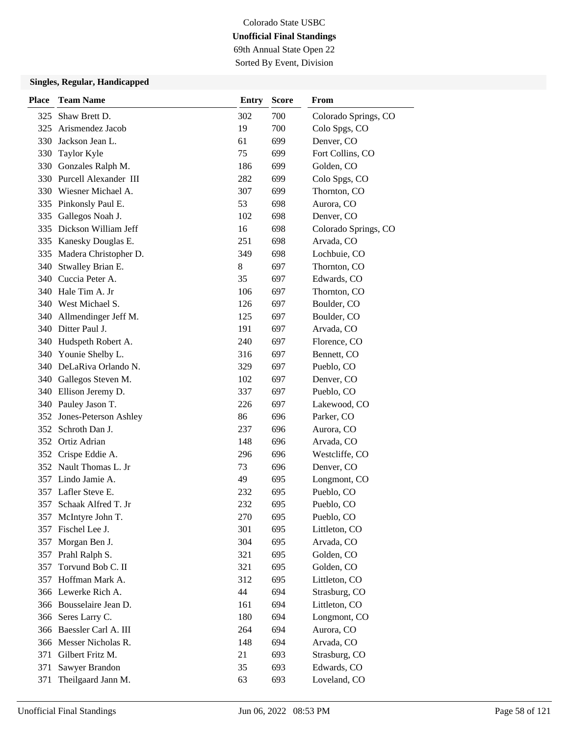Colorado State USBC

**Unofficial Final Standings**

69th Annual State Open 22

Sorted By Event, Division

### Singles, Regular, Handicapped

| Place | Team Name | Entry | Score | From |
|---|---|---|---|---|
| 325 | Shaw Brett D. | 302 | 700 | Colorado Springs, CO |
| 325 | Arismendez Jacob | 19 | 700 | Colo Spgs, CO |
| 330 | Jackson Jean L. | 61 | 699 | Denver, CO |
| 330 | Taylor Kyle | 75 | 699 | Fort Collins, CO |
| 330 | Gonzales Ralph M. | 186 | 699 | Golden, CO |
| 330 | Purcell Alexander III | 282 | 699 | Colo Spgs, CO |
| 330 | Wiesner Michael A. | 307 | 699 | Thornton, CO |
| 335 | Pinkonsly Paul E. | 53 | 698 | Aurora, CO |
| 335 | Gallegos Noah J. | 102 | 698 | Denver, CO |
| 335 | Dickson William Jeff | 16 | 698 | Colorado Springs, CO |
| 335 | Kanesky Douglas E. | 251 | 698 | Arvada, CO |
| 335 | Madera Christopher D. | 349 | 698 | Lochbuie, CO |
| 340 | Stwalley Brian E. | 8 | 697 | Thornton, CO |
| 340 | Cuccia Peter A. | 35 | 697 | Edwards, CO |
| 340 | Hale Tim A. Jr | 106 | 697 | Thornton, CO |
| 340 | West Michael S. | 126 | 697 | Boulder, CO |
| 340 | Allmendinger Jeff M. | 125 | 697 | Boulder, CO |
| 340 | Ditter Paul J. | 191 | 697 | Arvada, CO |
| 340 | Hudspeth Robert A. | 240 | 697 | Florence, CO |
| 340 | Younie Shelby L. | 316 | 697 | Bennett, CO |
| 340 | DeLaRiva Orlando N. | 329 | 697 | Pueblo, CO |
| 340 | Gallegos Steven M. | 102 | 697 | Denver, CO |
| 340 | Ellison Jeremy D. | 337 | 697 | Pueblo, CO |
| 340 | Pauley Jason T. | 226 | 697 | Lakewood, CO |
| 352 | Jones-Peterson Ashley | 86 | 696 | Parker, CO |
| 352 | Schroth Dan J. | 237 | 696 | Aurora, CO |
| 352 | Ortiz Adrian | 148 | 696 | Arvada, CO |
| 352 | Crispe Eddie A. | 296 | 696 | Westcliffe, CO |
| 352 | Nault Thomas L. Jr | 73 | 696 | Denver, CO |
| 357 | Lindo Jamie A. | 49 | 695 | Longmont, CO |
| 357 | Lafler Steve E. | 232 | 695 | Pueblo, CO |
| 357 | Schaak Alfred T. Jr | 232 | 695 | Pueblo, CO |
| 357 | McIntyre John T. | 270 | 695 | Pueblo, CO |
| 357 | Fischel Lee J. | 301 | 695 | Littleton, CO |
| 357 | Morgan Ben J. | 304 | 695 | Arvada, CO |
| 357 | Prahl Ralph S. | 321 | 695 | Golden, CO |
| 357 | Torvund Bob C. II | 321 | 695 | Golden, CO |
| 357 | Hoffman Mark A. | 312 | 695 | Littleton, CO |
| 366 | Lewerke Rich A. | 44 | 694 | Strasburg, CO |
| 366 | Bousselaire Jean D. | 161 | 694 | Littleton, CO |
| 366 | Seres Larry C. | 180 | 694 | Longmont, CO |
| 366 | Baessler Carl A. III | 264 | 694 | Aurora, CO |
| 366 | Messer Nicholas R. | 148 | 694 | Arvada, CO |
| 371 | Gilbert Fritz M. | 21 | 693 | Strasburg, CO |
| 371 | Sawyer Brandon | 35 | 693 | Edwards, CO |
| 371 | Theilgaard Jann M. | 63 | 693 | Loveland, CO |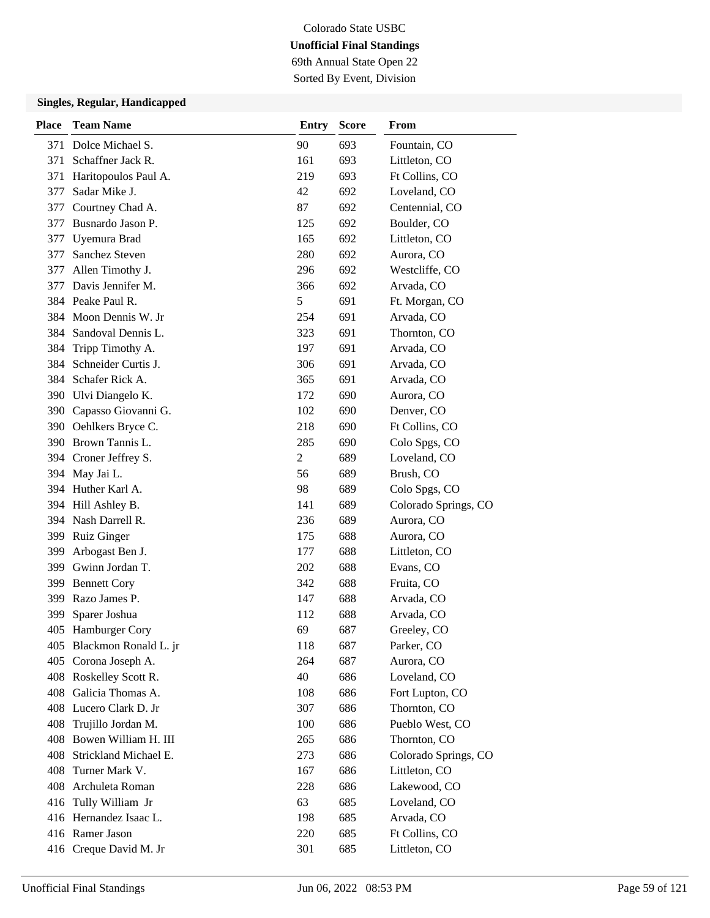Colorado State USBC

**Unofficial Final Standings**

69th Annual State Open 22

Sorted By Event, Division

### Singles, Regular, Handicapped

| Place | Team Name | Entry | Score | From |
|---|---|---|---|---|
| 371 | Dolce Michael S. | 90 | 693 | Fountain, CO |
| 371 | Schaffner Jack R. | 161 | 693 | Littleton, CO |
| 371 | Haritopoulos Paul A. | 219 | 693 | Ft Collins, CO |
| 377 | Sadar Mike J. | 42 | 692 | Loveland, CO |
| 377 | Courtney Chad A. | 87 | 692 | Centennial, CO |
| 377 | Busnardo Jason P. | 125 | 692 | Boulder, CO |
| 377 | Uyemura Brad | 165 | 692 | Littleton, CO |
| 377 | Sanchez Steven | 280 | 692 | Aurora, CO |
| 377 | Allen Timothy J. | 296 | 692 | Westcliffe, CO |
| 377 | Davis Jennifer M. | 366 | 692 | Arvada, CO |
| 384 | Peake Paul R. | 5 | 691 | Ft. Morgan, CO |
| 384 | Moon Dennis W. Jr | 254 | 691 | Arvada, CO |
| 384 | Sandoval Dennis L. | 323 | 691 | Thornton, CO |
| 384 | Tripp Timothy A. | 197 | 691 | Arvada, CO |
| 384 | Schneider Curtis J. | 306 | 691 | Arvada, CO |
| 384 | Schafer Rick A. | 365 | 691 | Arvada, CO |
| 390 | Ulvi Diangelo K. | 172 | 690 | Aurora, CO |
| 390 | Capasso Giovanni G. | 102 | 690 | Denver, CO |
| 390 | Oehlkers Bryce C. | 218 | 690 | Ft Collins, CO |
| 390 | Brown Tannis L. | 285 | 690 | Colo Spgs, CO |
| 394 | Croner Jeffrey S. | 2 | 689 | Loveland, CO |
| 394 | May Jai L. | 56 | 689 | Brush, CO |
| 394 | Huther Karl A. | 98 | 689 | Colo Spgs, CO |
| 394 | Hill Ashley B. | 141 | 689 | Colorado Springs, CO |
| 394 | Nash Darrell R. | 236 | 689 | Aurora, CO |
| 399 | Ruiz Ginger | 175 | 688 | Aurora, CO |
| 399 | Arbogast Ben J. | 177 | 688 | Littleton, CO |
| 399 | Gwinn Jordan T. | 202 | 688 | Evans, CO |
| 399 | Bennett Cory | 342 | 688 | Fruita, CO |
| 399 | Razo James P. | 147 | 688 | Arvada, CO |
| 399 | Sparer Joshua | 112 | 688 | Arvada, CO |
| 405 | Hamburger Cory | 69 | 687 | Greeley, CO |
| 405 | Blackmon Ronald L. jr | 118 | 687 | Parker, CO |
| 405 | Corona Joseph A. | 264 | 687 | Aurora, CO |
| 408 | Roskelley Scott R. | 40 | 686 | Loveland, CO |
| 408 | Galicia Thomas A. | 108 | 686 | Fort Lupton, CO |
| 408 | Lucero Clark D. Jr | 307 | 686 | Thornton, CO |
| 408 | Trujillo Jordan M. | 100 | 686 | Pueblo West, CO |
| 408 | Bowen William H. III | 265 | 686 | Thornton, CO |
| 408 | Strickland Michael E. | 273 | 686 | Colorado Springs, CO |
| 408 | Turner Mark V. | 167 | 686 | Littleton, CO |
| 408 | Archuleta Roman | 228 | 686 | Lakewood, CO |
| 416 | Tully William Jr | 63 | 685 | Loveland, CO |
| 416 | Hernandez Isaac L. | 198 | 685 | Arvada, CO |
| 416 | Ramer Jason | 220 | 685 | Ft Collins, CO |
| 416 | Creque David M. Jr | 301 | 685 | Littleton, CO |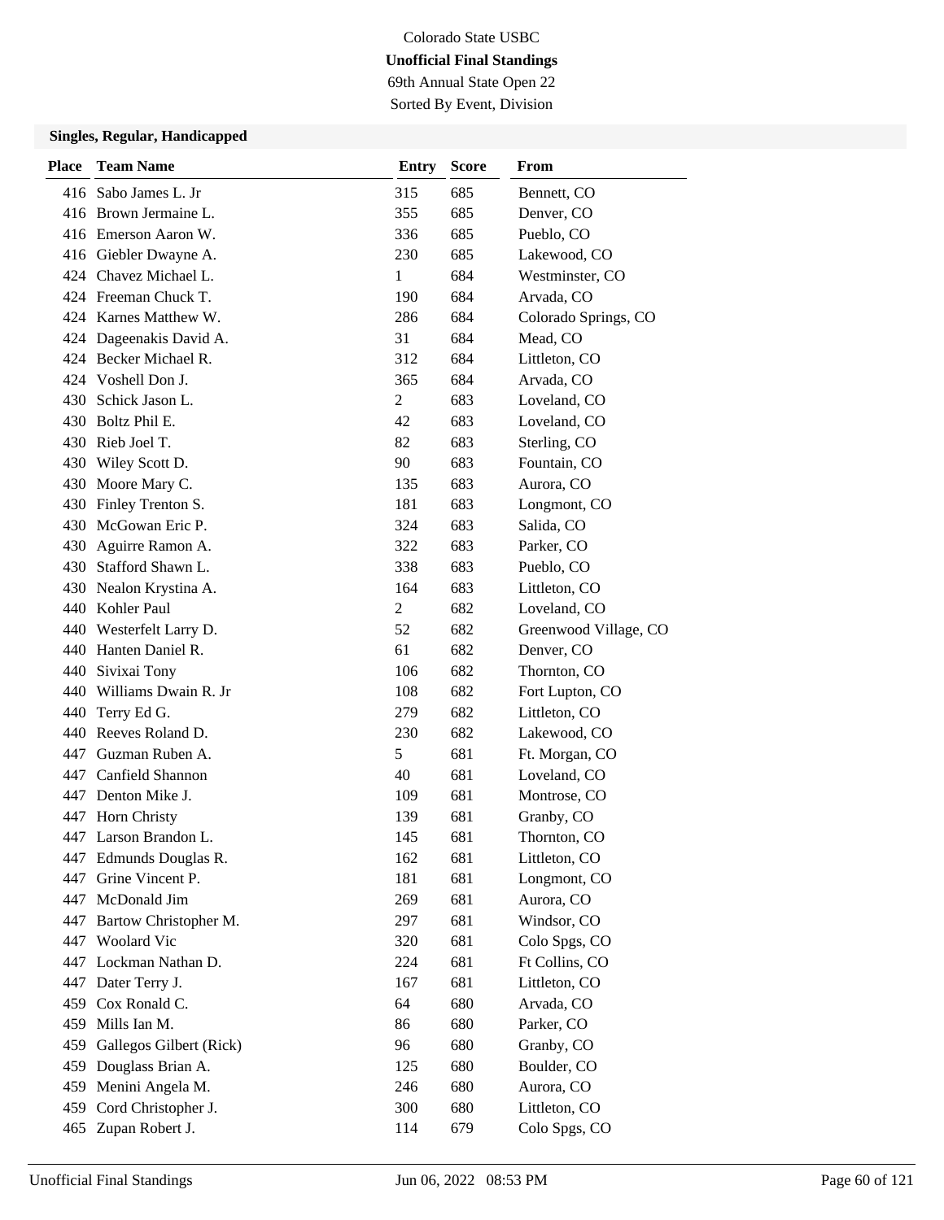Colorado State USBC

**Unofficial Final Standings**

69th Annual State Open 22

Sorted By Event, Division

### Singles, Regular, Handicapped

| Place | Team Name | Entry | Score | From |
|---|---|---|---|---|
| 416 | Sabo James L. Jr | 315 | 685 | Bennett, CO |
| 416 | Brown Jermaine L. | 355 | 685 | Denver, CO |
| 416 | Emerson Aaron W. | 336 | 685 | Pueblo, CO |
| 416 | Giebler Dwayne A. | 230 | 685 | Lakewood, CO |
| 424 | Chavez Michael L. | 1 | 684 | Westminster, CO |
| 424 | Freeman Chuck T. | 190 | 684 | Arvada, CO |
| 424 | Karnes Matthew W. | 286 | 684 | Colorado Springs, CO |
| 424 | Dageenakis David A. | 31 | 684 | Mead, CO |
| 424 | Becker Michael R. | 312 | 684 | Littleton, CO |
| 424 | Voshell Don J. | 365 | 684 | Arvada, CO |
| 430 | Schick Jason L. | 2 | 683 | Loveland, CO |
| 430 | Boltz Phil E. | 42 | 683 | Loveland, CO |
| 430 | Rieb Joel T. | 82 | 683 | Sterling, CO |
| 430 | Wiley Scott D. | 90 | 683 | Fountain, CO |
| 430 | Moore Mary C. | 135 | 683 | Aurora, CO |
| 430 | Finley Trenton S. | 181 | 683 | Longmont, CO |
| 430 | McGowan Eric P. | 324 | 683 | Salida, CO |
| 430 | Aguirre Ramon A. | 322 | 683 | Parker, CO |
| 430 | Stafford Shawn L. | 338 | 683 | Pueblo, CO |
| 430 | Nealon Krystina A. | 164 | 683 | Littleton, CO |
| 440 | Kohler Paul | 2 | 682 | Loveland, CO |
| 440 | Westerfelt Larry D. | 52 | 682 | Greenwood Village, CO |
| 440 | Hanten Daniel R. | 61 | 682 | Denver, CO |
| 440 | Sivixai Tony | 106 | 682 | Thornton, CO |
| 440 | Williams Dwain R. Jr | 108 | 682 | Fort Lupton, CO |
| 440 | Terry Ed G. | 279 | 682 | Littleton, CO |
| 440 | Reeves Roland D. | 230 | 682 | Lakewood, CO |
| 447 | Guzman Ruben A. | 5 | 681 | Ft. Morgan, CO |
| 447 | Canfield Shannon | 40 | 681 | Loveland, CO |
| 447 | Denton Mike J. | 109 | 681 | Montrose, CO |
| 447 | Horn Christy | 139 | 681 | Granby, CO |
| 447 | Larson Brandon L. | 145 | 681 | Thornton, CO |
| 447 | Edmunds Douglas R. | 162 | 681 | Littleton, CO |
| 447 | Grine Vincent P. | 181 | 681 | Longmont, CO |
| 447 | McDonald Jim | 269 | 681 | Aurora, CO |
| 447 | Bartow Christopher M. | 297 | 681 | Windsor, CO |
| 447 | Woolard Vic | 320 | 681 | Colo Spgs, CO |
| 447 | Lockman Nathan D. | 224 | 681 | Ft Collins, CO |
| 447 | Dater Terry J. | 167 | 681 | Littleton, CO |
| 459 | Cox Ronald C. | 64 | 680 | Arvada, CO |
| 459 | Mills Ian M. | 86 | 680 | Parker, CO |
| 459 | Gallegos Gilbert (Rick) | 96 | 680 | Granby, CO |
| 459 | Douglass Brian A. | 125 | 680 | Boulder, CO |
| 459 | Menini Angela M. | 246 | 680 | Aurora, CO |
| 459 | Cord Christopher J. | 300 | 680 | Littleton, CO |
| 465 | Zupan Robert J. | 114 | 679 | Colo Spgs, CO |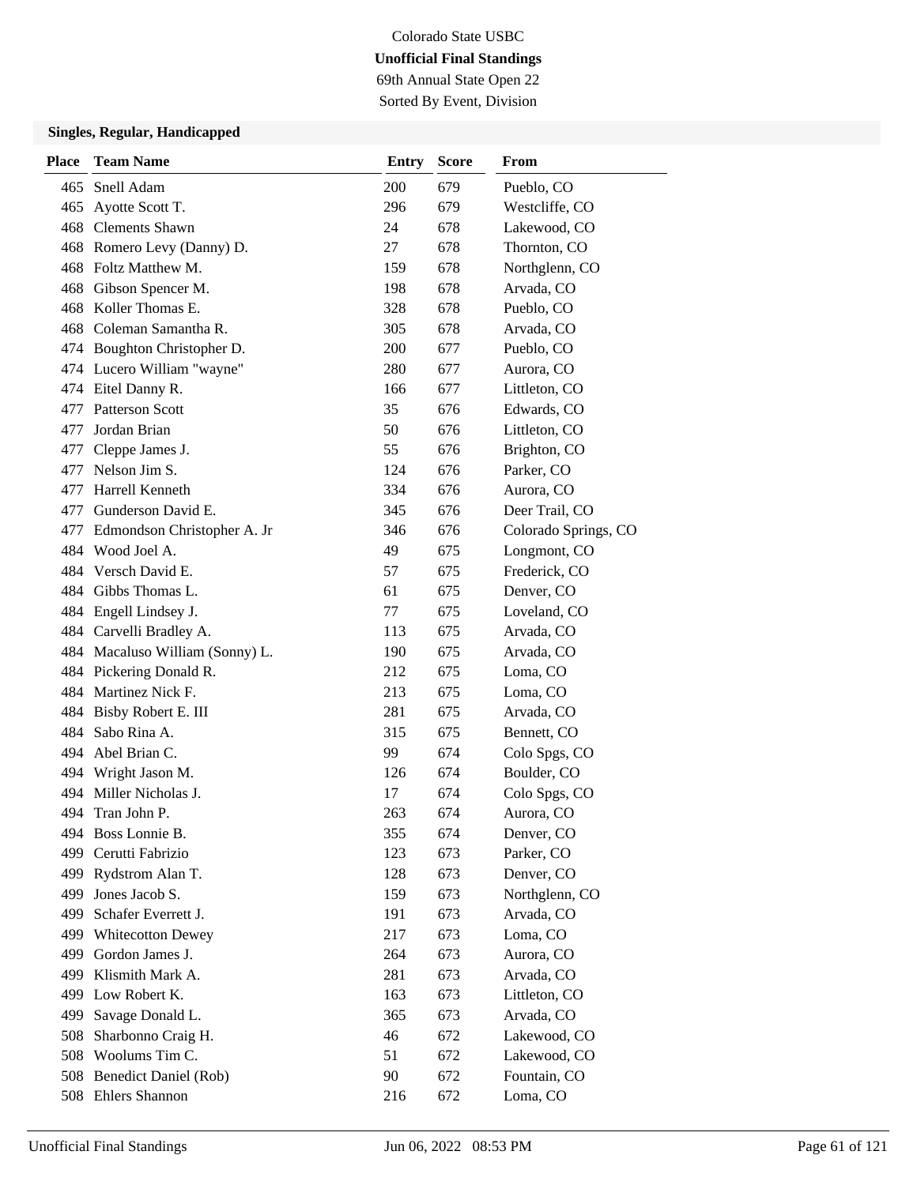Colorado State USBC

**Unofficial Final Standings**

69th Annual State Open 22

Sorted By Event, Division

### Singles, Regular, Handicapped

| Place | Team Name | Entry | Score | From |
|---|---|---|---|---|
| 465 | Snell Adam | 200 | 679 | Pueblo, CO |
| 465 | Ayotte Scott T. | 296 | 679 | Westcliffe, CO |
| 468 | Clements Shawn | 24 | 678 | Lakewood, CO |
| 468 | Romero Levy (Danny) D. | 27 | 678 | Thornton, CO |
| 468 | Foltz Matthew M. | 159 | 678 | Northglenn, CO |
| 468 | Gibson Spencer M. | 198 | 678 | Arvada, CO |
| 468 | Koller Thomas E. | 328 | 678 | Pueblo, CO |
| 468 | Coleman Samantha R. | 305 | 678 | Arvada, CO |
| 474 | Boughton Christopher D. | 200 | 677 | Pueblo, CO |
| 474 | Lucero William "wayne" | 280 | 677 | Aurora, CO |
| 474 | Eitel Danny R. | 166 | 677 | Littleton, CO |
| 477 | Patterson Scott | 35 | 676 | Edwards, CO |
| 477 | Jordan Brian | 50 | 676 | Littleton, CO |
| 477 | Cleppe James J. | 55 | 676 | Brighton, CO |
| 477 | Nelson Jim S. | 124 | 676 | Parker, CO |
| 477 | Harrell Kenneth | 334 | 676 | Aurora, CO |
| 477 | Gunderson David E. | 345 | 676 | Deer Trail, CO |
| 477 | Edmondson Christopher A. Jr | 346 | 676 | Colorado Springs, CO |
| 484 | Wood Joel A. | 49 | 675 | Longmont, CO |
| 484 | Versch David E. | 57 | 675 | Frederick, CO |
| 484 | Gibbs Thomas L. | 61 | 675 | Denver, CO |
| 484 | Engell Lindsey J. | 77 | 675 | Loveland, CO |
| 484 | Carvelli Bradley A. | 113 | 675 | Arvada, CO |
| 484 | Macaluso William (Sonny) L. | 190 | 675 | Arvada, CO |
| 484 | Pickering Donald R. | 212 | 675 | Loma, CO |
| 484 | Martinez Nick F. | 213 | 675 | Loma, CO |
| 484 | Bisby Robert E. III | 281 | 675 | Arvada, CO |
| 484 | Sabo Rina A. | 315 | 675 | Bennett, CO |
| 494 | Abel Brian C. | 99 | 674 | Colo Spgs, CO |
| 494 | Wright Jason M. | 126 | 674 | Boulder, CO |
| 494 | Miller Nicholas J. | 17 | 674 | Colo Spgs, CO |
| 494 | Tran John P. | 263 | 674 | Aurora, CO |
| 494 | Boss Lonnie B. | 355 | 674 | Denver, CO |
| 499 | Cerutti Fabrizio | 123 | 673 | Parker, CO |
| 499 | Rydstrom Alan T. | 128 | 673 | Denver, CO |
| 499 | Jones Jacob S. | 159 | 673 | Northglenn, CO |
| 499 | Schafer Everrett J. | 191 | 673 | Arvada, CO |
| 499 | Whitecotton Dewey | 217 | 673 | Loma, CO |
| 499 | Gordon James J. | 264 | 673 | Aurora, CO |
| 499 | Klismith Mark A. | 281 | 673 | Arvada, CO |
| 499 | Low Robert K. | 163 | 673 | Littleton, CO |
| 499 | Savage Donald L. | 365 | 673 | Arvada, CO |
| 508 | Sharbonno Craig H. | 46 | 672 | Lakewood, CO |
| 508 | Woolums Tim C. | 51 | 672 | Lakewood, CO |
| 508 | Benedict Daniel (Rob) | 90 | 672 | Fountain, CO |
| 508 | Ehlers Shannon | 216 | 672 | Loma, CO |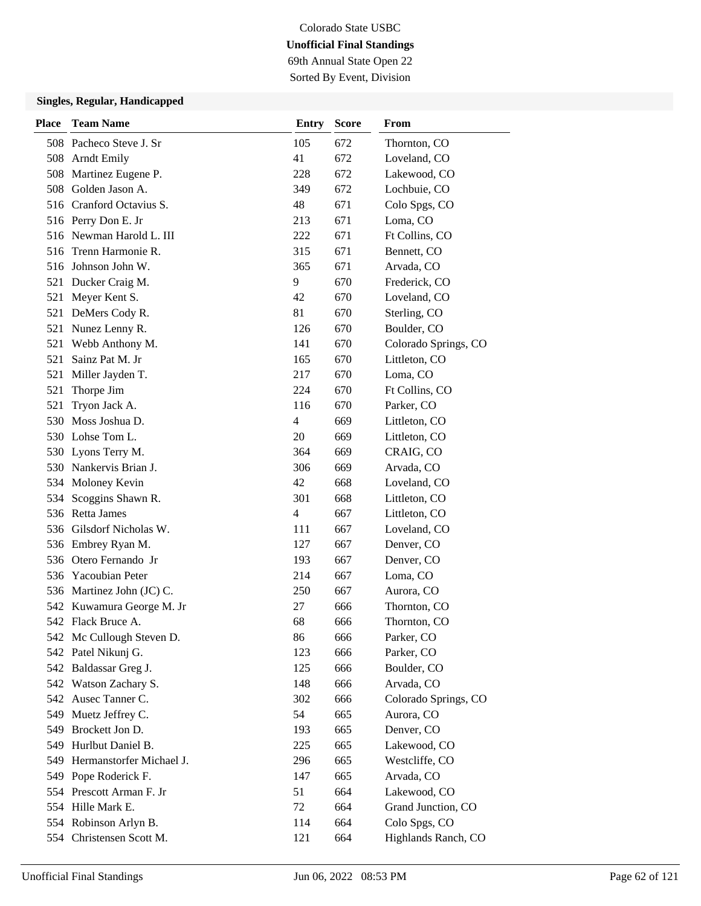Colorado State USBC

**Unofficial Final Standings**

69th Annual State Open 22

Sorted By Event, Division

### Singles, Regular, Handicapped

| Place | Team Name | Entry | Score | From |
|---|---|---|---|---|
| 508 | Pacheco Steve J. Sr | 105 | 672 | Thornton, CO |
| 508 | Arndt Emily | 41 | 672 | Loveland, CO |
| 508 | Martinez Eugene P. | 228 | 672 | Lakewood, CO |
| 508 | Golden Jason A. | 349 | 672 | Lochbuie, CO |
| 516 | Cranford Octavius S. | 48 | 671 | Colo Spgs, CO |
| 516 | Perry Don E. Jr | 213 | 671 | Loma, CO |
| 516 | Newman Harold L. III | 222 | 671 | Ft Collins, CO |
| 516 | Trenn Harmonie R. | 315 | 671 | Bennett, CO |
| 516 | Johnson John W. | 365 | 671 | Arvada, CO |
| 521 | Ducker Craig M. | 9 | 670 | Frederick, CO |
| 521 | Meyer Kent S. | 42 | 670 | Loveland, CO |
| 521 | DeMers Cody R. | 81 | 670 | Sterling, CO |
| 521 | Nunez Lenny R. | 126 | 670 | Boulder, CO |
| 521 | Webb Anthony M. | 141 | 670 | Colorado Springs, CO |
| 521 | Sainz Pat M. Jr | 165 | 670 | Littleton, CO |
| 521 | Miller Jayden T. | 217 | 670 | Loma, CO |
| 521 | Thorpe Jim | 224 | 670 | Ft Collins, CO |
| 521 | Tryon Jack A. | 116 | 670 | Parker, CO |
| 530 | Moss Joshua D. | 4 | 669 | Littleton, CO |
| 530 | Lohse Tom L. | 20 | 669 | Littleton, CO |
| 530 | Lyons Terry M. | 364 | 669 | CRAIG, CO |
| 530 | Nankervis Brian J. | 306 | 669 | Arvada, CO |
| 534 | Moloney Kevin | 42 | 668 | Loveland, CO |
| 534 | Scoggins Shawn R. | 301 | 668 | Littleton, CO |
| 536 | Retta James | 4 | 667 | Littleton, CO |
| 536 | Gilsdorf Nicholas W. | 111 | 667 | Loveland, CO |
| 536 | Embrey Ryan M. | 127 | 667 | Denver, CO |
| 536 | Otero Fernando Jr | 193 | 667 | Denver, CO |
| 536 | Yacoubian Peter | 214 | 667 | Loma, CO |
| 536 | Martinez John (JC) C. | 250 | 667 | Aurora, CO |
| 542 | Kuwamura George M. Jr | 27 | 666 | Thornton, CO |
| 542 | Flack Bruce A. | 68 | 666 | Thornton, CO |
| 542 | Mc Cullough Steven D. | 86 | 666 | Parker, CO |
| 542 | Patel Nikunj G. | 123 | 666 | Parker, CO |
| 542 | Baldassar Greg J. | 125 | 666 | Boulder, CO |
| 542 | Watson Zachary S. | 148 | 666 | Arvada, CO |
| 542 | Ausec Tanner C. | 302 | 666 | Colorado Springs, CO |
| 549 | Muetz Jeffrey C. | 54 | 665 | Aurora, CO |
| 549 | Brockett Jon D. | 193 | 665 | Denver, CO |
| 549 | Hurlbut Daniel B. | 225 | 665 | Lakewood, CO |
| 549 | Hermanstorfer Michael J. | 296 | 665 | Westcliffe, CO |
| 549 | Pope Roderick F. | 147 | 665 | Arvada, CO |
| 554 | Prescott Arman F. Jr | 51 | 664 | Lakewood, CO |
| 554 | Hille Mark E. | 72 | 664 | Grand Junction, CO |
| 554 | Robinson Arlyn B. | 114 | 664 | Colo Spgs, CO |
| 554 | Christensen Scott M. | 121 | 664 | Highlands Ranch, CO |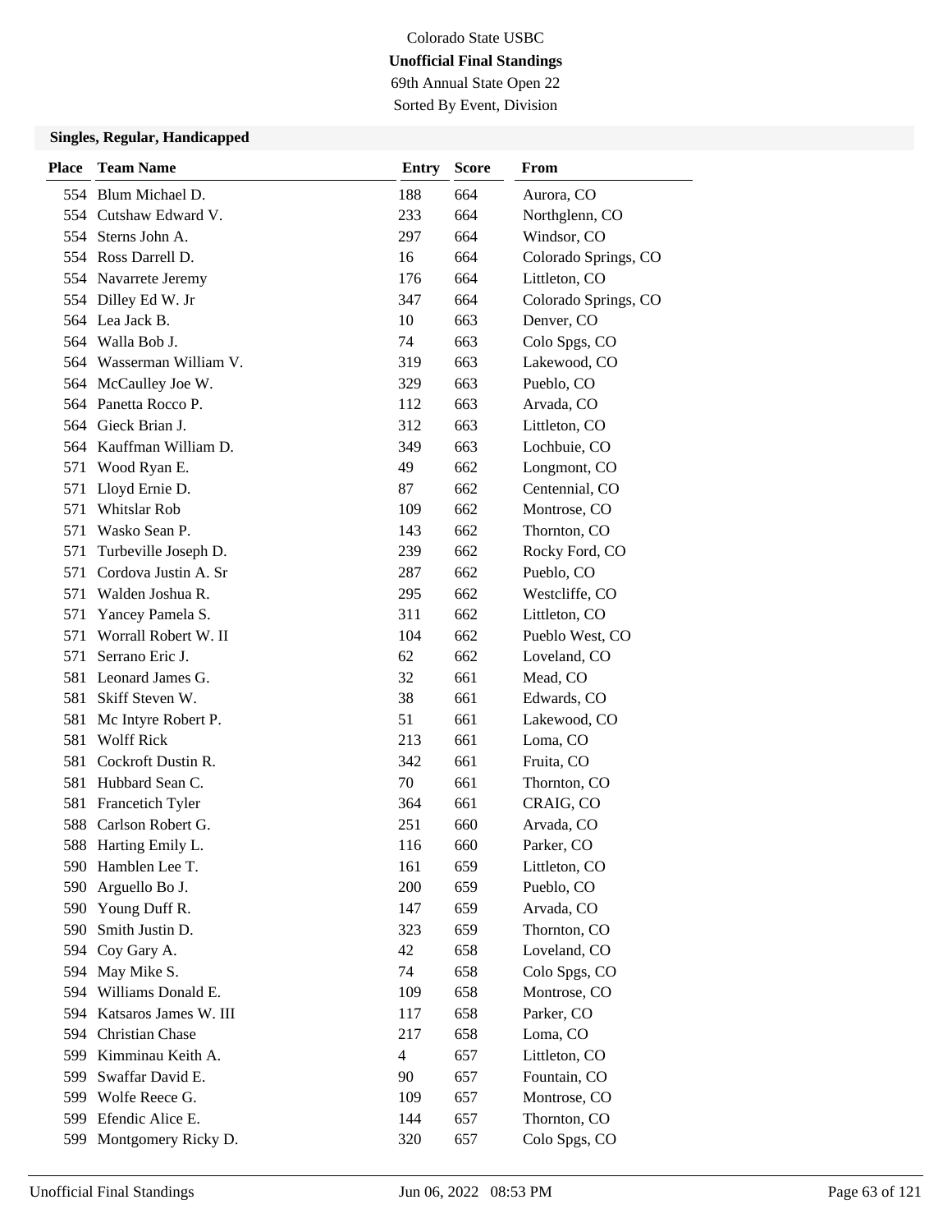Colorado State USBC

**Unofficial Final Standings**

69th Annual State Open 22

Sorted By Event, Division

### Singles, Regular, Handicapped

| Place | Team Name | Entry | Score | From |
|---|---|---|---|---|
| 554 | Blum Michael D. | 188 | 664 | Aurora, CO |
| 554 | Cutshaw Edward V. | 233 | 664 | Northglenn, CO |
| 554 | Sterns John A. | 297 | 664 | Windsor, CO |
| 554 | Ross Darrell D. | 16 | 664 | Colorado Springs, CO |
| 554 | Navarrete Jeremy | 176 | 664 | Littleton, CO |
| 554 | Dilley Ed W. Jr | 347 | 664 | Colorado Springs, CO |
| 564 | Lea Jack B. | 10 | 663 | Denver, CO |
| 564 | Walla Bob J. | 74 | 663 | Colo Spgs, CO |
| 564 | Wasserman William V. | 319 | 663 | Lakewood, CO |
| 564 | McCaulley Joe W. | 329 | 663 | Pueblo, CO |
| 564 | Panetta Rocco P. | 112 | 663 | Arvada, CO |
| 564 | Gieck Brian J. | 312 | 663 | Littleton, CO |
| 564 | Kauffman William D. | 349 | 663 | Lochbuie, CO |
| 571 | Wood Ryan E. | 49 | 662 | Longmont, CO |
| 571 | Lloyd Ernie D. | 87 | 662 | Centennial, CO |
| 571 | Whitslar Rob | 109 | 662 | Montrose, CO |
| 571 | Wasko Sean P. | 143 | 662 | Thornton, CO |
| 571 | Turbeville Joseph D. | 239 | 662 | Rocky Ford, CO |
| 571 | Cordova Justin A. Sr | 287 | 662 | Pueblo, CO |
| 571 | Walden Joshua R. | 295 | 662 | Westcliffe, CO |
| 571 | Yancey Pamela S. | 311 | 662 | Littleton, CO |
| 571 | Worrall Robert W. II | 104 | 662 | Pueblo West, CO |
| 571 | Serrano Eric J. | 62 | 662 | Loveland, CO |
| 581 | Leonard James G. | 32 | 661 | Mead, CO |
| 581 | Skiff Steven W. | 38 | 661 | Edwards, CO |
| 581 | Mc Intyre Robert P. | 51 | 661 | Lakewood, CO |
| 581 | Wolff Rick | 213 | 661 | Loma, CO |
| 581 | Cockroft Dustin R. | 342 | 661 | Fruita, CO |
| 581 | Hubbard Sean C. | 70 | 661 | Thornton, CO |
| 581 | Francetich Tyler | 364 | 661 | CRAIG, CO |
| 588 | Carlson Robert G. | 251 | 660 | Arvada, CO |
| 588 | Harting Emily L. | 116 | 660 | Parker, CO |
| 590 | Hamblen Lee T. | 161 | 659 | Littleton, CO |
| 590 | Arguello Bo J. | 200 | 659 | Pueblo, CO |
| 590 | Young Duff R. | 147 | 659 | Arvada, CO |
| 590 | Smith Justin D. | 323 | 659 | Thornton, CO |
| 594 | Coy Gary A. | 42 | 658 | Loveland, CO |
| 594 | May Mike S. | 74 | 658 | Colo Spgs, CO |
| 594 | Williams Donald E. | 109 | 658 | Montrose, CO |
| 594 | Katsaros James W. III | 117 | 658 | Parker, CO |
| 594 | Christian Chase | 217 | 658 | Loma, CO |
| 599 | Kimminau Keith A. | 4 | 657 | Littleton, CO |
| 599 | Swaffar David E. | 90 | 657 | Fountain, CO |
| 599 | Wolfe Reece G. | 109 | 657 | Montrose, CO |
| 599 | Efendic Alice E. | 144 | 657 | Thornton, CO |
| 599 | Montgomery Ricky D. | 320 | 657 | Colo Spgs, CO |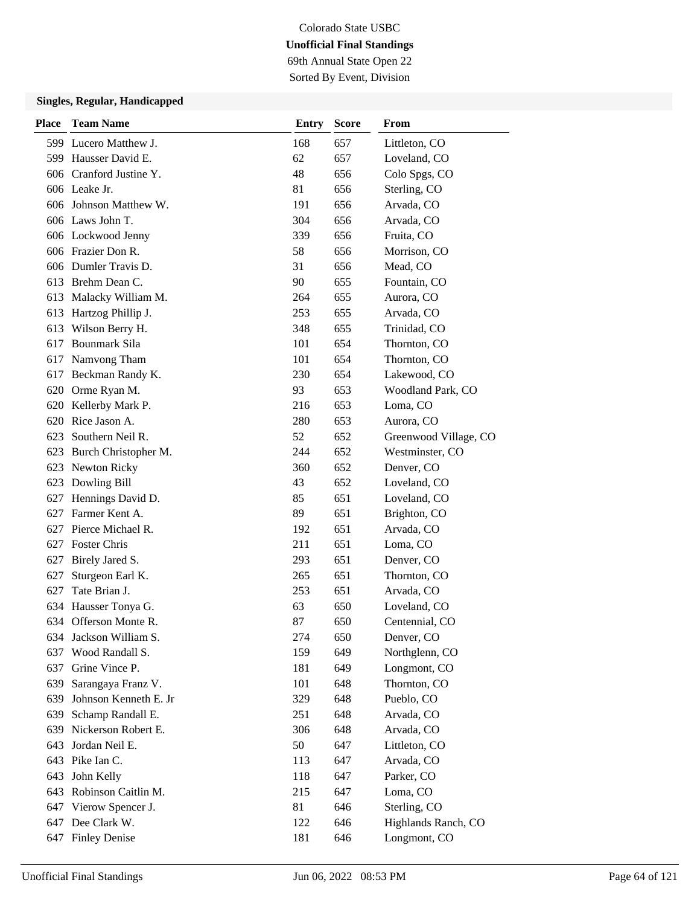Colorado State USBC

**Unofficial Final Standings**

69th Annual State Open 22

Sorted By Event, Division

### Singles, Regular, Handicapped

| Place | Team Name | Entry | Score | From |
|---|---|---|---|---|
| 599 | Lucero Matthew J. | 168 | 657 | Littleton, CO |
| 599 | Hausser David E. | 62 | 657 | Loveland, CO |
| 606 | Cranford Justine Y. | 48 | 656 | Colo Spgs, CO |
| 606 | Leake Jr. | 81 | 656 | Sterling, CO |
| 606 | Johnson Matthew W. | 191 | 656 | Arvada, CO |
| 606 | Laws John T. | 304 | 656 | Arvada, CO |
| 606 | Lockwood Jenny | 339 | 656 | Fruita, CO |
| 606 | Frazier Don R. | 58 | 656 | Morrison, CO |
| 606 | Dumler Travis D. | 31 | 656 | Mead, CO |
| 613 | Brehm Dean C. | 90 | 655 | Fountain, CO |
| 613 | Malacky William M. | 264 | 655 | Aurora, CO |
| 613 | Hartzog Phillip J. | 253 | 655 | Arvada, CO |
| 613 | Wilson Berry H. | 348 | 655 | Trinidad, CO |
| 617 | Bounmark Sila | 101 | 654 | Thornton, CO |
| 617 | Namvong Tham | 101 | 654 | Thornton, CO |
| 617 | Beckman Randy K. | 230 | 654 | Lakewood, CO |
| 620 | Orme Ryan M. | 93 | 653 | Woodland Park, CO |
| 620 | Kellerby Mark P. | 216 | 653 | Loma, CO |
| 620 | Rice Jason A. | 280 | 653 | Aurora, CO |
| 623 | Southern Neil R. | 52 | 652 | Greenwood Village, CO |
| 623 | Burch Christopher M. | 244 | 652 | Westminster, CO |
| 623 | Newton Ricky | 360 | 652 | Denver, CO |
| 623 | Dowling Bill | 43 | 652 | Loveland, CO |
| 627 | Hennings David D. | 85 | 651 | Loveland, CO |
| 627 | Farmer Kent A. | 89 | 651 | Brighton, CO |
| 627 | Pierce Michael R. | 192 | 651 | Arvada, CO |
| 627 | Foster Chris | 211 | 651 | Loma, CO |
| 627 | Birely Jared S. | 293 | 651 | Denver, CO |
| 627 | Sturgeon Earl K. | 265 | 651 | Thornton, CO |
| 627 | Tate Brian J. | 253 | 651 | Arvada, CO |
| 634 | Hausser Tonya G. | 63 | 650 | Loveland, CO |
| 634 | Offerson Monte R. | 87 | 650 | Centennial, CO |
| 634 | Jackson William S. | 274 | 650 | Denver, CO |
| 637 | Wood Randall S. | 159 | 649 | Northglenn, CO |
| 637 | Grine Vince P. | 181 | 649 | Longmont, CO |
| 639 | Sarangaya Franz V. | 101 | 648 | Thornton, CO |
| 639 | Johnson Kenneth E. Jr | 329 | 648 | Pueblo, CO |
| 639 | Schamp Randall E. | 251 | 648 | Arvada, CO |
| 639 | Nickerson Robert E. | 306 | 648 | Arvada, CO |
| 643 | Jordan Neil E. | 50 | 647 | Littleton, CO |
| 643 | Pike Ian C. | 113 | 647 | Arvada, CO |
| 643 | John Kelly | 118 | 647 | Parker, CO |
| 643 | Robinson Caitlin M. | 215 | 647 | Loma, CO |
| 647 | Vierow Spencer J. | 81 | 646 | Sterling, CO |
| 647 | Dee Clark W. | 122 | 646 | Highlands Ranch, CO |
| 647 | Finley Denise | 181 | 646 | Longmont, CO |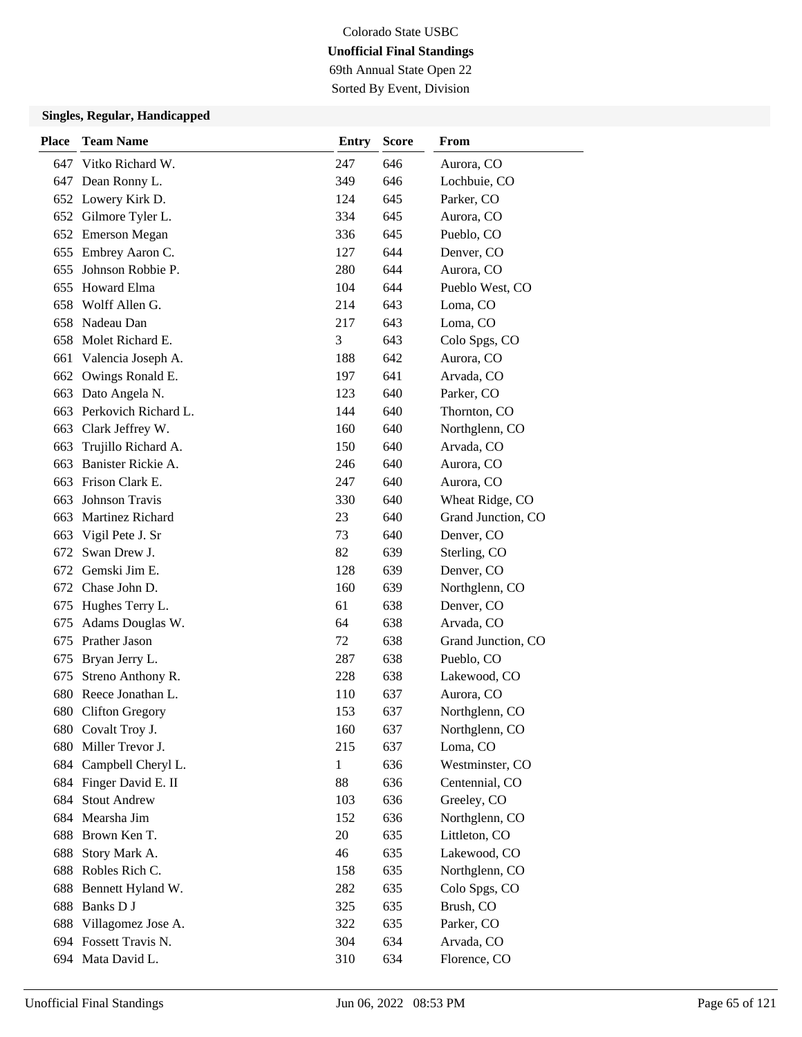Colorado State USBC

**Unofficial Final Standings**

69th Annual State Open 22

Sorted By Event, Division

### Singles, Regular, Handicapped

| Place | Team Name | Entry | Score | From |
|---|---|---|---|---|
| 647 | Vitko Richard W. | 247 | 646 | Aurora, CO |
| 647 | Dean Ronny L. | 349 | 646 | Lochbuie, CO |
| 652 | Lowery Kirk D. | 124 | 645 | Parker, CO |
| 652 | Gilmore Tyler L. | 334 | 645 | Aurora, CO |
| 652 | Emerson Megan | 336 | 645 | Pueblo, CO |
| 655 | Embrey Aaron C. | 127 | 644 | Denver, CO |
| 655 | Johnson Robbie P. | 280 | 644 | Aurora, CO |
| 655 | Howard Elma | 104 | 644 | Pueblo West, CO |
| 658 | Wolff Allen G. | 214 | 643 | Loma, CO |
| 658 | Nadeau Dan | 217 | 643 | Loma, CO |
| 658 | Molet Richard E. | 3 | 643 | Colo Spgs, CO |
| 661 | Valencia Joseph A. | 188 | 642 | Aurora, CO |
| 662 | Owings Ronald E. | 197 | 641 | Arvada, CO |
| 663 | Dato Angela N. | 123 | 640 | Parker, CO |
| 663 | Perkovich Richard L. | 144 | 640 | Thornton, CO |
| 663 | Clark Jeffrey W. | 160 | 640 | Northglenn, CO |
| 663 | Trujillo Richard A. | 150 | 640 | Arvada, CO |
| 663 | Banister Rickie A. | 246 | 640 | Aurora, CO |
| 663 | Frison Clark E. | 247 | 640 | Aurora, CO |
| 663 | Johnson Travis | 330 | 640 | Wheat Ridge, CO |
| 663 | Martinez Richard | 23 | 640 | Grand Junction, CO |
| 663 | Vigil Pete J. Sr | 73 | 640 | Denver, CO |
| 672 | Swan Drew J. | 82 | 639 | Sterling, CO |
| 672 | Gemski Jim E. | 128 | 639 | Denver, CO |
| 672 | Chase John D. | 160 | 639 | Northglenn, CO |
| 675 | Hughes Terry L. | 61 | 638 | Denver, CO |
| 675 | Adams Douglas W. | 64 | 638 | Arvada, CO |
| 675 | Prather Jason | 72 | 638 | Grand Junction, CO |
| 675 | Bryan Jerry L. | 287 | 638 | Pueblo, CO |
| 675 | Streno Anthony R. | 228 | 638 | Lakewood, CO |
| 680 | Reece Jonathan L. | 110 | 637 | Aurora, CO |
| 680 | Clifton Gregory | 153 | 637 | Northglenn, CO |
| 680 | Covalt Troy J. | 160 | 637 | Northglenn, CO |
| 680 | Miller Trevor J. | 215 | 637 | Loma, CO |
| 684 | Campbell Cheryl L. | 1 | 636 | Westminster, CO |
| 684 | Finger David E. II | 88 | 636 | Centennial, CO |
| 684 | Stout Andrew | 103 | 636 | Greeley, CO |
| 684 | Mearsha Jim | 152 | 636 | Northglenn, CO |
| 688 | Brown Ken T. | 20 | 635 | Littleton, CO |
| 688 | Story Mark A. | 46 | 635 | Lakewood, CO |
| 688 | Robles Rich C. | 158 | 635 | Northglenn, CO |
| 688 | Bennett Hyland W. | 282 | 635 | Colo Spgs, CO |
| 688 | Banks D J | 325 | 635 | Brush, CO |
| 688 | Villagomez Jose A. | 322 | 635 | Parker, CO |
| 694 | Fossett Travis N. | 304 | 634 | Arvada, CO |
| 694 | Mata David L. | 310 | 634 | Florence, CO |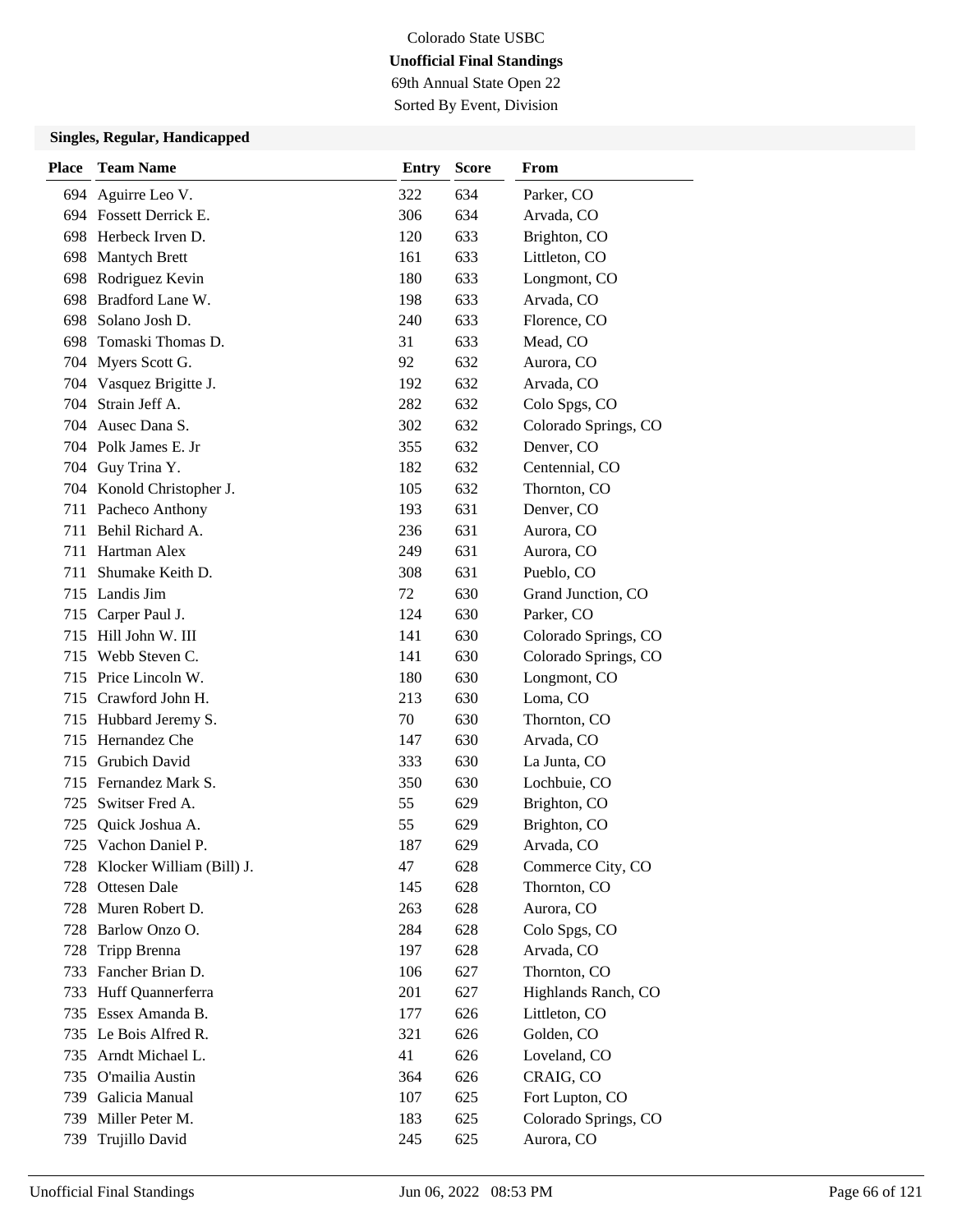Colorado State USBC

**Unofficial Final Standings**

69th Annual State Open 22

Sorted By Event, Division

### Singles, Regular, Handicapped

| Place | Team Name | Entry | Score | From |
|---|---|---|---|---|
| 694 | Aguirre Leo V. | 322 | 634 | Parker, CO |
| 694 | Fossett Derrick E. | 306 | 634 | Arvada, CO |
| 698 | Herbeck Irven D. | 120 | 633 | Brighton, CO |
| 698 | Mantych Brett | 161 | 633 | Littleton, CO |
| 698 | Rodriguez Kevin | 180 | 633 | Longmont, CO |
| 698 | Bradford Lane W. | 198 | 633 | Arvada, CO |
| 698 | Solano Josh D. | 240 | 633 | Florence, CO |
| 698 | Tomaski Thomas D. | 31 | 633 | Mead, CO |
| 704 | Myers Scott G. | 92 | 632 | Aurora, CO |
| 704 | Vasquez Brigitte J. | 192 | 632 | Arvada, CO |
| 704 | Strain Jeff A. | 282 | 632 | Colo Spgs, CO |
| 704 | Ausec Dana S. | 302 | 632 | Colorado Springs, CO |
| 704 | Polk James E. Jr | 355 | 632 | Denver, CO |
| 704 | Guy Trina Y. | 182 | 632 | Centennial, CO |
| 704 | Konold Christopher J. | 105 | 632 | Thornton, CO |
| 711 | Pacheco Anthony | 193 | 631 | Denver, CO |
| 711 | Behil Richard A. | 236 | 631 | Aurora, CO |
| 711 | Hartman Alex | 249 | 631 | Aurora, CO |
| 711 | Shumake Keith D. | 308 | 631 | Pueblo, CO |
| 715 | Landis Jim | 72 | 630 | Grand Junction, CO |
| 715 | Carper Paul J. | 124 | 630 | Parker, CO |
| 715 | Hill John W. III | 141 | 630 | Colorado Springs, CO |
| 715 | Webb Steven C. | 141 | 630 | Colorado Springs, CO |
| 715 | Price Lincoln W. | 180 | 630 | Longmont, CO |
| 715 | Crawford John H. | 213 | 630 | Loma, CO |
| 715 | Hubbard Jeremy S. | 70 | 630 | Thornton, CO |
| 715 | Hernandez Che | 147 | 630 | Arvada, CO |
| 715 | Grubich David | 333 | 630 | La Junta, CO |
| 715 | Fernandez Mark S. | 350 | 630 | Lochbuie, CO |
| 725 | Switser Fred A. | 55 | 629 | Brighton, CO |
| 725 | Quick Joshua A. | 55 | 629 | Brighton, CO |
| 725 | Vachon Daniel P. | 187 | 629 | Arvada, CO |
| 728 | Klocker William (Bill) J. | 47 | 628 | Commerce City, CO |
| 728 | Ottesen Dale | 145 | 628 | Thornton, CO |
| 728 | Muren Robert D. | 263 | 628 | Aurora, CO |
| 728 | Barlow Onzo O. | 284 | 628 | Colo Spgs, CO |
| 728 | Tripp Brenna | 197 | 628 | Arvada, CO |
| 733 | Fancher Brian D. | 106 | 627 | Thornton, CO |
| 733 | Huff Quannerferra | 201 | 627 | Highlands Ranch, CO |
| 735 | Essex Amanda B. | 177 | 626 | Littleton, CO |
| 735 | Le Bois Alfred R. | 321 | 626 | Golden, CO |
| 735 | Arndt Michael L. | 41 | 626 | Loveland, CO |
| 735 | O'mailia Austin | 364 | 626 | CRAIG, CO |
| 739 | Galicia Manual | 107 | 625 | Fort Lupton, CO |
| 739 | Miller Peter M. | 183 | 625 | Colorado Springs, CO |
| 739 | Trujillo David | 245 | 625 | Aurora, CO |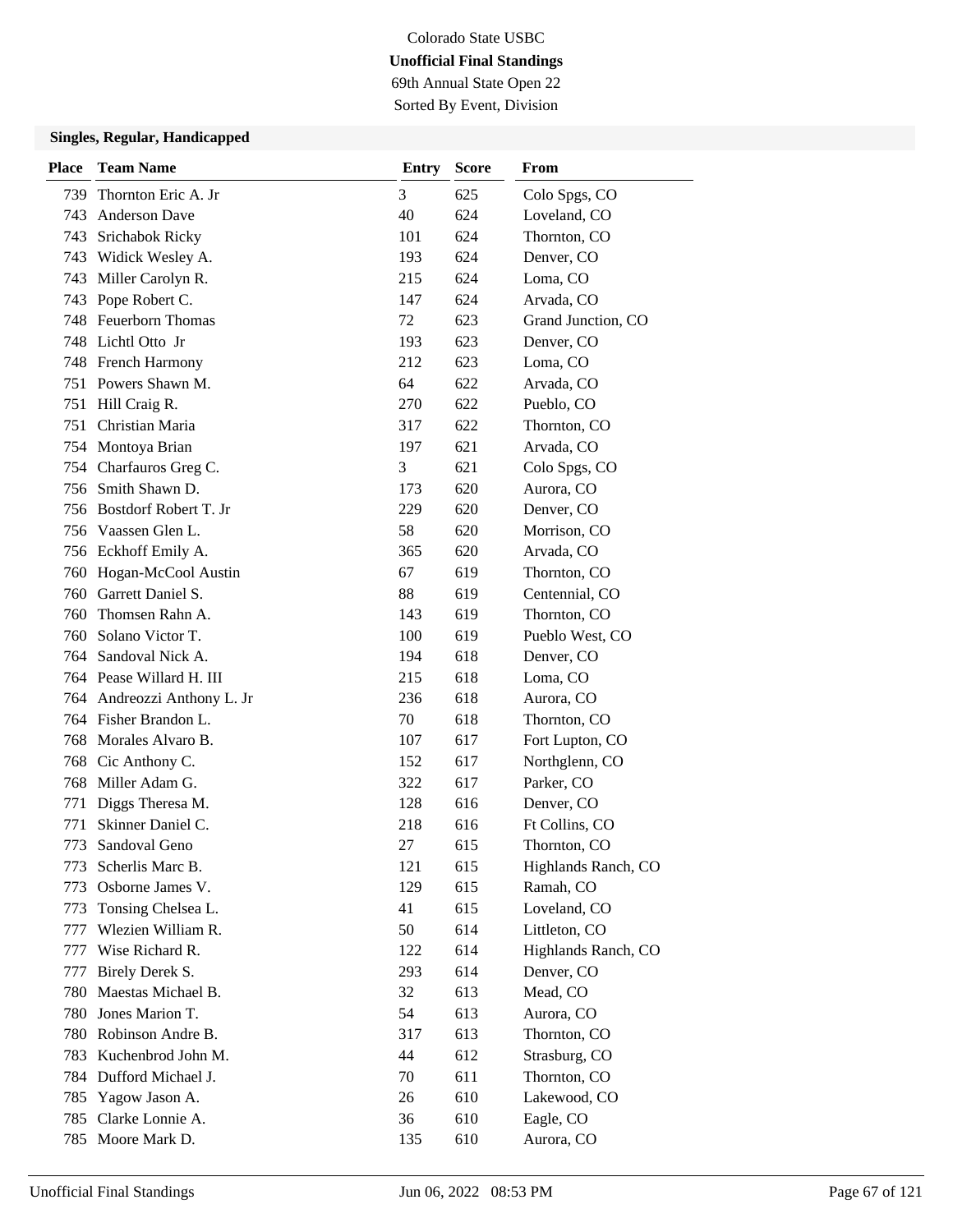Colorado State USBC

**Unofficial Final Standings**

69th Annual State Open 22

Sorted By Event, Division

### Singles, Regular, Handicapped

| Place | Team Name | Entry | Score | From |
|---|---|---|---|---|
| 739 | Thornton Eric A. Jr | 3 | 625 | Colo Spgs, CO |
| 743 | Anderson Dave | 40 | 624 | Loveland, CO |
| 743 | Srichabok Ricky | 101 | 624 | Thornton, CO |
| 743 | Widick Wesley A. | 193 | 624 | Denver, CO |
| 743 | Miller Carolyn R. | 215 | 624 | Loma, CO |
| 743 | Pope Robert C. | 147 | 624 | Arvada, CO |
| 748 | Feuerborn Thomas | 72 | 623 | Grand Junction, CO |
| 748 | Lichtl Otto Jr | 193 | 623 | Denver, CO |
| 748 | French Harmony | 212 | 623 | Loma, CO |
| 751 | Powers Shawn M. | 64 | 622 | Arvada, CO |
| 751 | Hill Craig R. | 270 | 622 | Pueblo, CO |
| 751 | Christian Maria | 317 | 622 | Thornton, CO |
| 754 | Montoya Brian | 197 | 621 | Arvada, CO |
| 754 | Charfauros Greg C. | 3 | 621 | Colo Spgs, CO |
| 756 | Smith Shawn D. | 173 | 620 | Aurora, CO |
| 756 | Bostdorf Robert T. Jr | 229 | 620 | Denver, CO |
| 756 | Vaassen Glen L. | 58 | 620 | Morrison, CO |
| 756 | Eckhoff Emily A. | 365 | 620 | Arvada, CO |
| 760 | Hogan-McCool Austin | 67 | 619 | Thornton, CO |
| 760 | Garrett Daniel S. | 88 | 619 | Centennial, CO |
| 760 | Thomsen Rahn A. | 143 | 619 | Thornton, CO |
| 760 | Solano Victor T. | 100 | 619 | Pueblo West, CO |
| 764 | Sandoval Nick A. | 194 | 618 | Denver, CO |
| 764 | Pease Willard H. III | 215 | 618 | Loma, CO |
| 764 | Andreozzi Anthony L. Jr | 236 | 618 | Aurora, CO |
| 764 | Fisher Brandon L. | 70 | 618 | Thornton, CO |
| 768 | Morales Alvaro B. | 107 | 617 | Fort Lupton, CO |
| 768 | Cic Anthony C. | 152 | 617 | Northglenn, CO |
| 768 | Miller Adam G. | 322 | 617 | Parker, CO |
| 771 | Diggs Theresa M. | 128 | 616 | Denver, CO |
| 771 | Skinner Daniel C. | 218 | 616 | Ft Collins, CO |
| 773 | Sandoval Geno | 27 | 615 | Thornton, CO |
| 773 | Scherlis Marc B. | 121 | 615 | Highlands Ranch, CO |
| 773 | Osborne James V. | 129 | 615 | Ramah, CO |
| 773 | Tonsing Chelsea L. | 41 | 615 | Loveland, CO |
| 777 | Wlezien William R. | 50 | 614 | Littleton, CO |
| 777 | Wise Richard R. | 122 | 614 | Highlands Ranch, CO |
| 777 | Birely Derek S. | 293 | 614 | Denver, CO |
| 780 | Maestas Michael B. | 32 | 613 | Mead, CO |
| 780 | Jones Marion T. | 54 | 613 | Aurora, CO |
| 780 | Robinson Andre B. | 317 | 613 | Thornton, CO |
| 783 | Kuchenbrod John M. | 44 | 612 | Strasburg, CO |
| 784 | Dufford Michael J. | 70 | 611 | Thornton, CO |
| 785 | Yagow Jason A. | 26 | 610 | Lakewood, CO |
| 785 | Clarke Lonnie A. | 36 | 610 | Eagle, CO |
| 785 | Moore Mark D. | 135 | 610 | Aurora, CO |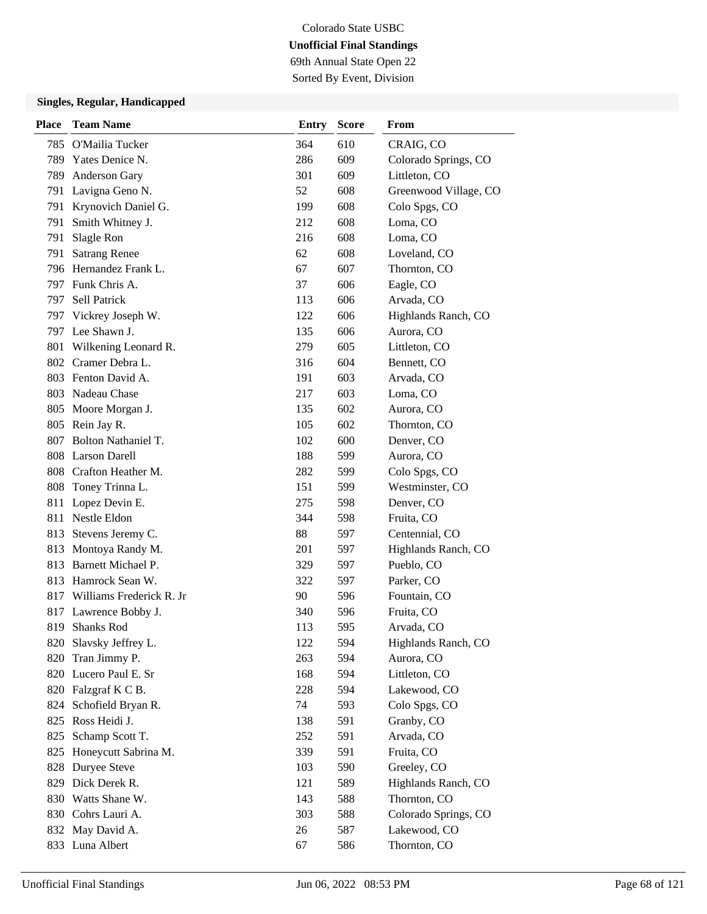Colorado State USBC

**Unofficial Final Standings**

69th Annual State Open 22

Sorted By Event, Division

### Singles, Regular, Handicapped

| Place | Team Name | Entry | Score | From |
|---|---|---|---|---|
| 785 | O'Mailia Tucker | 364 | 610 | CRAIG, CO |
| 789 | Yates Denice N. | 286 | 609 | Colorado Springs, CO |
| 789 | Anderson Gary | 301 | 609 | Littleton, CO |
| 791 | Lavigna Geno N. | 52 | 608 | Greenwood Village, CO |
| 791 | Krynovich Daniel G. | 199 | 608 | Colo Spgs, CO |
| 791 | Smith Whitney J. | 212 | 608 | Loma, CO |
| 791 | Slagle Ron | 216 | 608 | Loma, CO |
| 791 | Satrang Renee | 62 | 608 | Loveland, CO |
| 796 | Hernandez Frank L. | 67 | 607 | Thornton, CO |
| 797 | Funk Chris A. | 37 | 606 | Eagle, CO |
| 797 | Sell Patrick | 113 | 606 | Arvada, CO |
| 797 | Vickrey Joseph W. | 122 | 606 | Highlands Ranch, CO |
| 797 | Lee Shawn J. | 135 | 606 | Aurora, CO |
| 801 | Wilkening Leonard R. | 279 | 605 | Littleton, CO |
| 802 | Cramer Debra L. | 316 | 604 | Bennett, CO |
| 803 | Fenton David A. | 191 | 603 | Arvada, CO |
| 803 | Nadeau Chase | 217 | 603 | Loma, CO |
| 805 | Moore Morgan J. | 135 | 602 | Aurora, CO |
| 805 | Rein Jay R. | 105 | 602 | Thornton, CO |
| 807 | Bolton Nathaniel T. | 102 | 600 | Denver, CO |
| 808 | Larson Darell | 188 | 599 | Aurora, CO |
| 808 | Crafton Heather M. | 282 | 599 | Colo Spgs, CO |
| 808 | Toney Trinna L. | 151 | 599 | Westminster, CO |
| 811 | Lopez Devin E. | 275 | 598 | Denver, CO |
| 811 | Nestle Eldon | 344 | 598 | Fruita, CO |
| 813 | Stevens Jeremy C. | 88 | 597 | Centennial, CO |
| 813 | Montoya Randy M. | 201 | 597 | Highlands Ranch, CO |
| 813 | Barnett Michael P. | 329 | 597 | Pueblo, CO |
| 813 | Hamrock Sean W. | 322 | 597 | Parker, CO |
| 817 | Williams Frederick R. Jr | 90 | 596 | Fountain, CO |
| 817 | Lawrence Bobby J. | 340 | 596 | Fruita, CO |
| 819 | Shanks Rod | 113 | 595 | Arvada, CO |
| 820 | Slavsky Jeffrey L. | 122 | 594 | Highlands Ranch, CO |
| 820 | Tran Jimmy P. | 263 | 594 | Aurora, CO |
| 820 | Lucero Paul E. Sr | 168 | 594 | Littleton, CO |
| 820 | Falzgraf K C B. | 228 | 594 | Lakewood, CO |
| 824 | Schofield Bryan R. | 74 | 593 | Colo Spgs, CO |
| 825 | Ross Heidi J. | 138 | 591 | Granby, CO |
| 825 | Schamp Scott T. | 252 | 591 | Arvada, CO |
| 825 | Honeycutt Sabrina M. | 339 | 591 | Fruita, CO |
| 828 | Duryee Steve | 103 | 590 | Greeley, CO |
| 829 | Dick Derek R. | 121 | 589 | Highlands Ranch, CO |
| 830 | Watts Shane W. | 143 | 588 | Thornton, CO |
| 830 | Cohrs Lauri A. | 303 | 588 | Colorado Springs, CO |
| 832 | May David A. | 26 | 587 | Lakewood, CO |
| 833 | Luna Albert | 67 | 586 | Thornton, CO |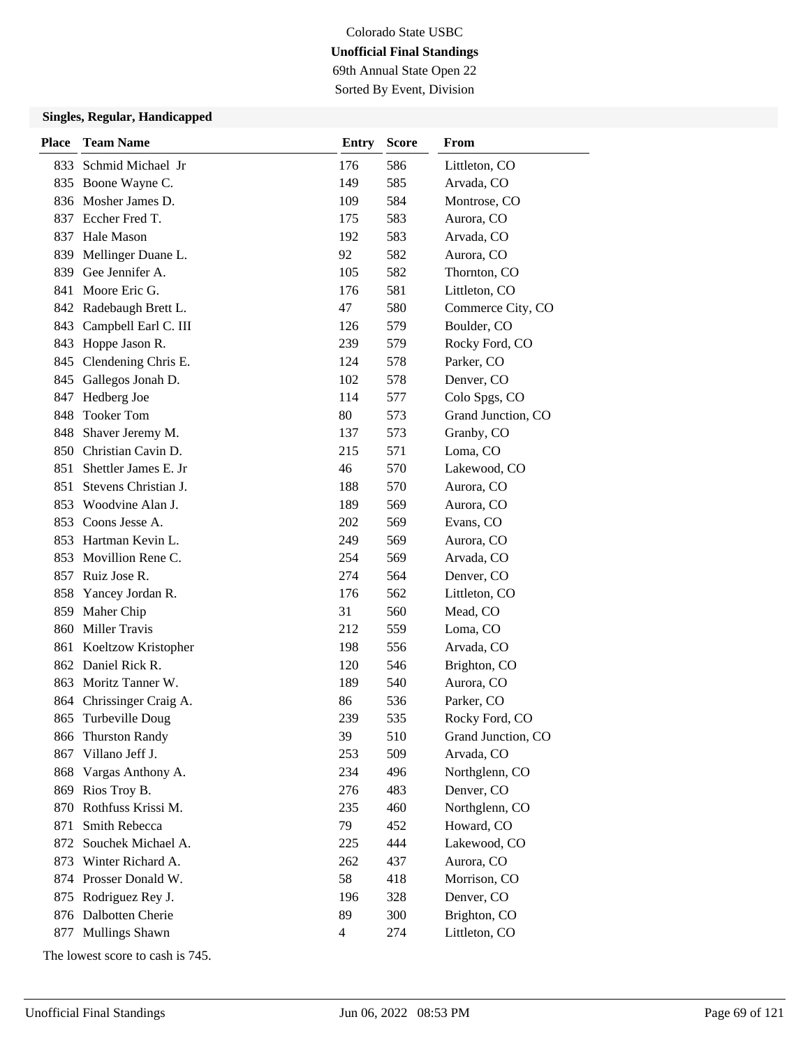Colorado State USBC

**Unofficial Final Standings**

69th Annual State Open 22

Sorted By Event, Division

### Singles, Regular, Handicapped

| Place | Team Name | Entry | Score | From |
|---|---|---|---|---|
| 833 | Schmid Michael Jr | 176 | 586 | Littleton, CO |
| 835 | Boone Wayne C. | 149 | 585 | Arvada, CO |
| 836 | Mosher James D. | 109 | 584 | Montrose, CO |
| 837 | Eccher Fred T. | 175 | 583 | Aurora, CO |
| 837 | Hale Mason | 192 | 583 | Arvada, CO |
| 839 | Mellinger Duane L. | 92 | 582 | Aurora, CO |
| 839 | Gee Jennifer A. | 105 | 582 | Thornton, CO |
| 841 | Moore Eric G. | 176 | 581 | Littleton, CO |
| 842 | Radebaugh Brett L. | 47 | 580 | Commerce City, CO |
| 843 | Campbell Earl C. III | 126 | 579 | Boulder, CO |
| 843 | Hoppe Jason R. | 239 | 579 | Rocky Ford, CO |
| 845 | Clendening Chris E. | 124 | 578 | Parker, CO |
| 845 | Gallegos Jonah D. | 102 | 578 | Denver, CO |
| 847 | Hedberg Joe | 114 | 577 | Colo Spgs, CO |
| 848 | Tooker Tom | 80 | 573 | Grand Junction, CO |
| 848 | Shaver Jeremy M. | 137 | 573 | Granby, CO |
| 850 | Christian Cavin D. | 215 | 571 | Loma, CO |
| 851 | Shettler James E. Jr | 46 | 570 | Lakewood, CO |
| 851 | Stevens Christian J. | 188 | 570 | Aurora, CO |
| 853 | Woodvine Alan J. | 189 | 569 | Aurora, CO |
| 853 | Coons Jesse A. | 202 | 569 | Evans, CO |
| 853 | Hartman Kevin L. | 249 | 569 | Aurora, CO |
| 853 | Movillion Rene C. | 254 | 569 | Arvada, CO |
| 857 | Ruiz Jose R. | 274 | 564 | Denver, CO |
| 858 | Yancey Jordan R. | 176 | 562 | Littleton, CO |
| 859 | Maher Chip | 31 | 560 | Mead, CO |
| 860 | Miller Travis | 212 | 559 | Loma, CO |
| 861 | Koeltzow Kristopher | 198 | 556 | Arvada, CO |
| 862 | Daniel Rick R. | 120 | 546 | Brighton, CO |
| 863 | Moritz Tanner W. | 189 | 540 | Aurora, CO |
| 864 | Chrissinger Craig A. | 86 | 536 | Parker, CO |
| 865 | Turbeville Doug | 239 | 535 | Rocky Ford, CO |
| 866 | Thurston Randy | 39 | 510 | Grand Junction, CO |
| 867 | Villano Jeff J. | 253 | 509 | Arvada, CO |
| 868 | Vargas Anthony A. | 234 | 496 | Northglenn, CO |
| 869 | Rios Troy B. | 276 | 483 | Denver, CO |
| 870 | Rothfuss Krissi M. | 235 | 460 | Northglenn, CO |
| 871 | Smith Rebecca | 79 | 452 | Howard, CO |
| 872 | Souchek Michael A. | 225 | 444 | Lakewood, CO |
| 873 | Winter Richard A. | 262 | 437 | Aurora, CO |
| 874 | Prosser Donald W. | 58 | 418 | Morrison, CO |
| 875 | Rodriguez Rey J. | 196 | 328 | Denver, CO |
| 876 | Dalbotten Cherie | 89 | 300 | Brighton, CO |
| 877 | Mullings Shawn | 4 | 274 | Littleton, CO |

The lowest score to cash is 745.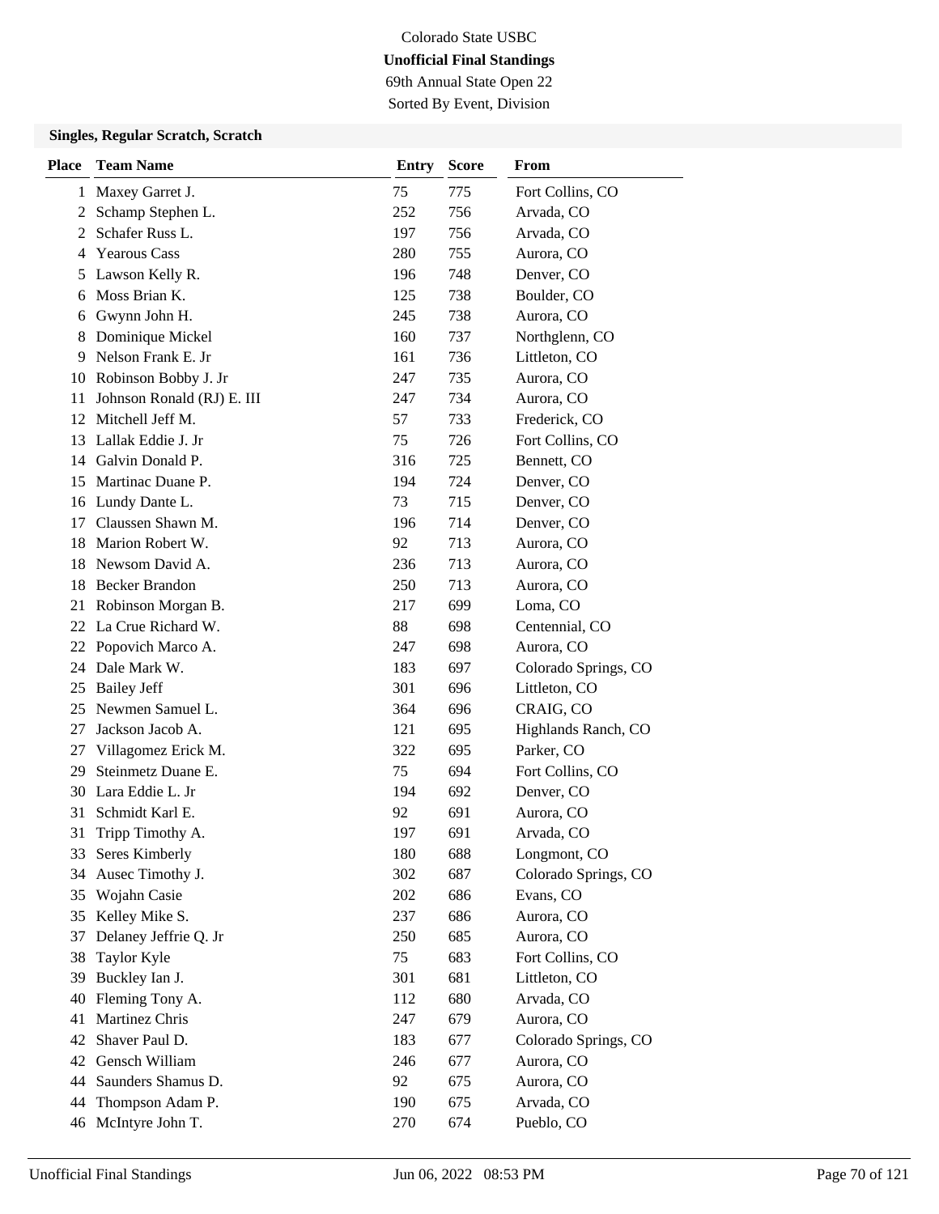Colorado State USBC

**Unofficial Final Standings**

69th Annual State Open 22

Sorted By Event, Division

### Singles, Regular Scratch, Scratch

| Place | Team Name | Entry | Score | From |
|---|---|---|---|---|
| 1 | Maxey Garret J. | 75 | 775 | Fort Collins, CO |
| 2 | Schamp Stephen L. | 252 | 756 | Arvada, CO |
| 2 | Schafer Russ L. | 197 | 756 | Arvada, CO |
| 4 | Yearous Cass | 280 | 755 | Aurora, CO |
| 5 | Lawson Kelly R. | 196 | 748 | Denver, CO |
| 6 | Moss Brian K. | 125 | 738 | Boulder, CO |
| 6 | Gwynn John H. | 245 | 738 | Aurora, CO |
| 8 | Dominique Mickel | 160 | 737 | Northglenn, CO |
| 9 | Nelson Frank E. Jr | 161 | 736 | Littleton, CO |
| 10 | Robinson Bobby J. Jr | 247 | 735 | Aurora, CO |
| 11 | Johnson Ronald (RJ) E. III | 247 | 734 | Aurora, CO |
| 12 | Mitchell Jeff M. | 57 | 733 | Frederick, CO |
| 13 | Lallak Eddie J. Jr | 75 | 726 | Fort Collins, CO |
| 14 | Galvin Donald P. | 316 | 725 | Bennett, CO |
| 15 | Martinac Duane P. | 194 | 724 | Denver, CO |
| 16 | Lundy Dante L. | 73 | 715 | Denver, CO |
| 17 | Claussen Shawn M. | 196 | 714 | Denver, CO |
| 18 | Marion Robert W. | 92 | 713 | Aurora, CO |
| 18 | Newsom David A. | 236 | 713 | Aurora, CO |
| 18 | Becker Brandon | 250 | 713 | Aurora, CO |
| 21 | Robinson Morgan B. | 217 | 699 | Loma, CO |
| 22 | La Crue Richard W. | 88 | 698 | Centennial, CO |
| 22 | Popovich Marco A. | 247 | 698 | Aurora, CO |
| 24 | Dale Mark W. | 183 | 697 | Colorado Springs, CO |
| 25 | Bailey Jeff | 301 | 696 | Littleton, CO |
| 25 | Newmen Samuel L. | 364 | 696 | CRAIG, CO |
| 27 | Jackson Jacob A. | 121 | 695 | Highlands Ranch, CO |
| 27 | Villagomez Erick M. | 322 | 695 | Parker, CO |
| 29 | Steinmetz Duane E. | 75 | 694 | Fort Collins, CO |
| 30 | Lara Eddie L. Jr | 194 | 692 | Denver, CO |
| 31 | Schmidt Karl E. | 92 | 691 | Aurora, CO |
| 31 | Tripp Timothy A. | 197 | 691 | Arvada, CO |
| 33 | Seres Kimberly | 180 | 688 | Longmont, CO |
| 34 | Ausec Timothy J. | 302 | 687 | Colorado Springs, CO |
| 35 | Wojahn Casie | 202 | 686 | Evans, CO |
| 35 | Kelley Mike S. | 237 | 686 | Aurora, CO |
| 37 | Delaney Jeffrie Q. Jr | 250 | 685 | Aurora, CO |
| 38 | Taylor Kyle | 75 | 683 | Fort Collins, CO |
| 39 | Buckley Ian J. | 301 | 681 | Littleton, CO |
| 40 | Fleming Tony A. | 112 | 680 | Arvada, CO |
| 41 | Martinez Chris | 247 | 679 | Aurora, CO |
| 42 | Shaver Paul D. | 183 | 677 | Colorado Springs, CO |
| 42 | Gensch William | 246 | 677 | Aurora, CO |
| 44 | Saunders Shamus D. | 92 | 675 | Aurora, CO |
| 44 | Thompson Adam P. | 190 | 675 | Arvada, CO |
| 46 | McIntyre John T. | 270 | 674 | Pueblo, CO |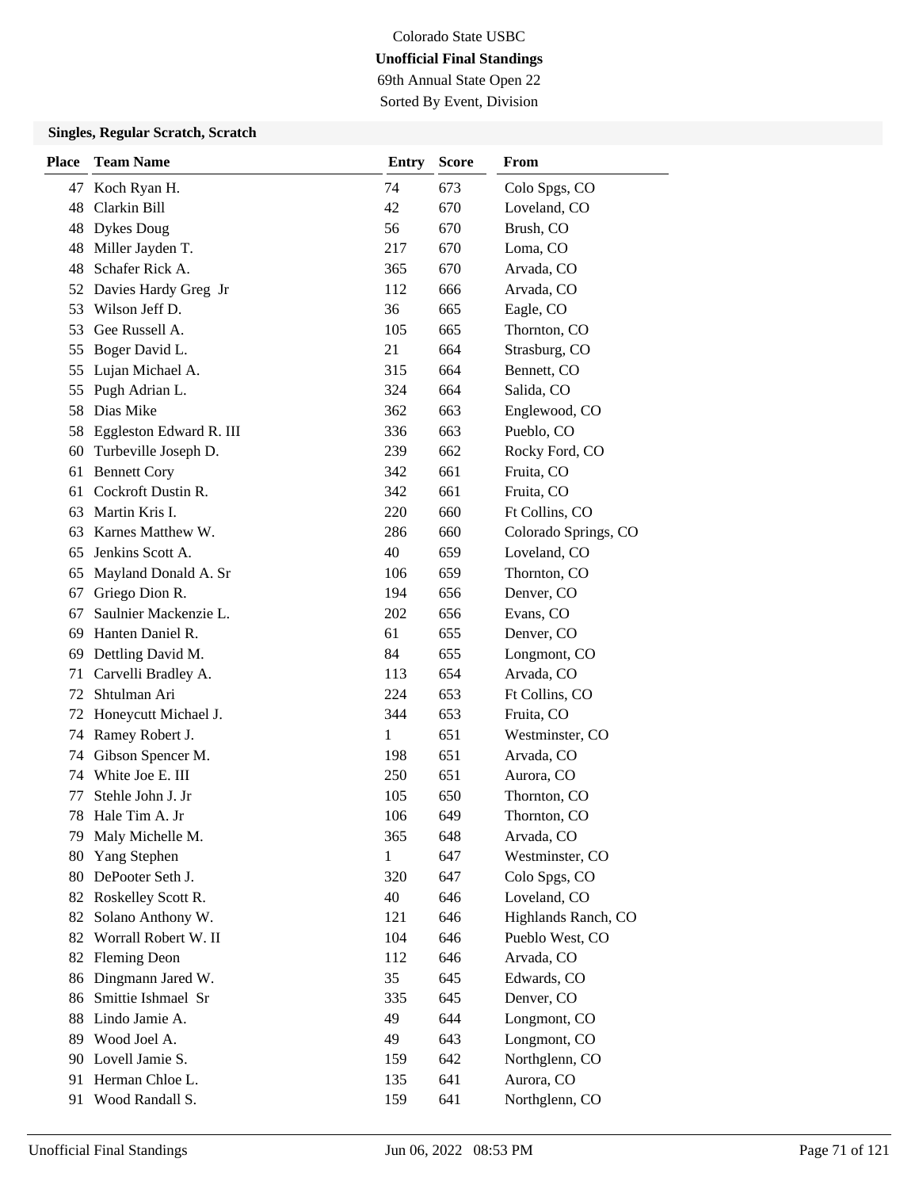Colorado State USBC

**Unofficial Final Standings**

69th Annual State Open 22

Sorted By Event, Division

### Singles, Regular Scratch, Scratch

| Place | Team Name | Entry | Score | From |
|---|---|---|---|---|
| 47 | Koch Ryan H. | 74 | 673 | Colo Spgs, CO |
| 48 | Clarkin Bill | 42 | 670 | Loveland, CO |
| 48 | Dykes Doug | 56 | 670 | Brush, CO |
| 48 | Miller Jayden T. | 217 | 670 | Loma, CO |
| 48 | Schafer Rick A. | 365 | 670 | Arvada, CO |
| 52 | Davies Hardy Greg Jr | 112 | 666 | Arvada, CO |
| 53 | Wilson Jeff D. | 36 | 665 | Eagle, CO |
| 53 | Gee Russell A. | 105 | 665 | Thornton, CO |
| 55 | Boger David L. | 21 | 664 | Strasburg, CO |
| 55 | Lujan Michael A. | 315 | 664 | Bennett, CO |
| 55 | Pugh Adrian L. | 324 | 664 | Salida, CO |
| 58 | Dias Mike | 362 | 663 | Englewood, CO |
| 58 | Eggleston Edward R. III | 336 | 663 | Pueblo, CO |
| 60 | Turbeville Joseph D. | 239 | 662 | Rocky Ford, CO |
| 61 | Bennett Cory | 342 | 661 | Fruita, CO |
| 61 | Cockroft Dustin R. | 342 | 661 | Fruita, CO |
| 63 | Martin Kris I. | 220 | 660 | Ft Collins, CO |
| 63 | Karnes Matthew W. | 286 | 660 | Colorado Springs, CO |
| 65 | Jenkins Scott A. | 40 | 659 | Loveland, CO |
| 65 | Mayland Donald A. Sr | 106 | 659 | Thornton, CO |
| 67 | Griego Dion R. | 194 | 656 | Denver, CO |
| 67 | Saulnier Mackenzie L. | 202 | 656 | Evans, CO |
| 69 | Hanten Daniel R. | 61 | 655 | Denver, CO |
| 69 | Dettling David M. | 84 | 655 | Longmont, CO |
| 71 | Carvelli Bradley A. | 113 | 654 | Arvada, CO |
| 72 | Shtulman Ari | 224 | 653 | Ft Collins, CO |
| 72 | Honeycutt Michael J. | 344 | 653 | Fruita, CO |
| 74 | Ramey Robert J. | 1 | 651 | Westminster, CO |
| 74 | Gibson Spencer M. | 198 | 651 | Arvada, CO |
| 74 | White Joe E. III | 250 | 651 | Aurora, CO |
| 77 | Stehle John J. Jr | 105 | 650 | Thornton, CO |
| 78 | Hale Tim A. Jr | 106 | 649 | Thornton, CO |
| 79 | Maly Michelle M. | 365 | 648 | Arvada, CO |
| 80 | Yang Stephen | 1 | 647 | Westminster, CO |
| 80 | DePooter Seth J. | 320 | 647 | Colo Spgs, CO |
| 82 | Roskelley Scott R. | 40 | 646 | Loveland, CO |
| 82 | Solano Anthony W. | 121 | 646 | Highlands Ranch, CO |
| 82 | Worrall Robert W. II | 104 | 646 | Pueblo West, CO |
| 82 | Fleming Deon | 112 | 646 | Arvada, CO |
| 86 | Dingmann Jared W. | 35 | 645 | Edwards, CO |
| 86 | Smittie Ishmael Sr | 335 | 645 | Denver, CO |
| 88 | Lindo Jamie A. | 49 | 644 | Longmont, CO |
| 89 | Wood Joel A. | 49 | 643 | Longmont, CO |
| 90 | Lovell Jamie S. | 159 | 642 | Northglenn, CO |
| 91 | Herman Chloe L. | 135 | 641 | Aurora, CO |
| 91 | Wood Randall S. | 159 | 641 | Northglenn, CO |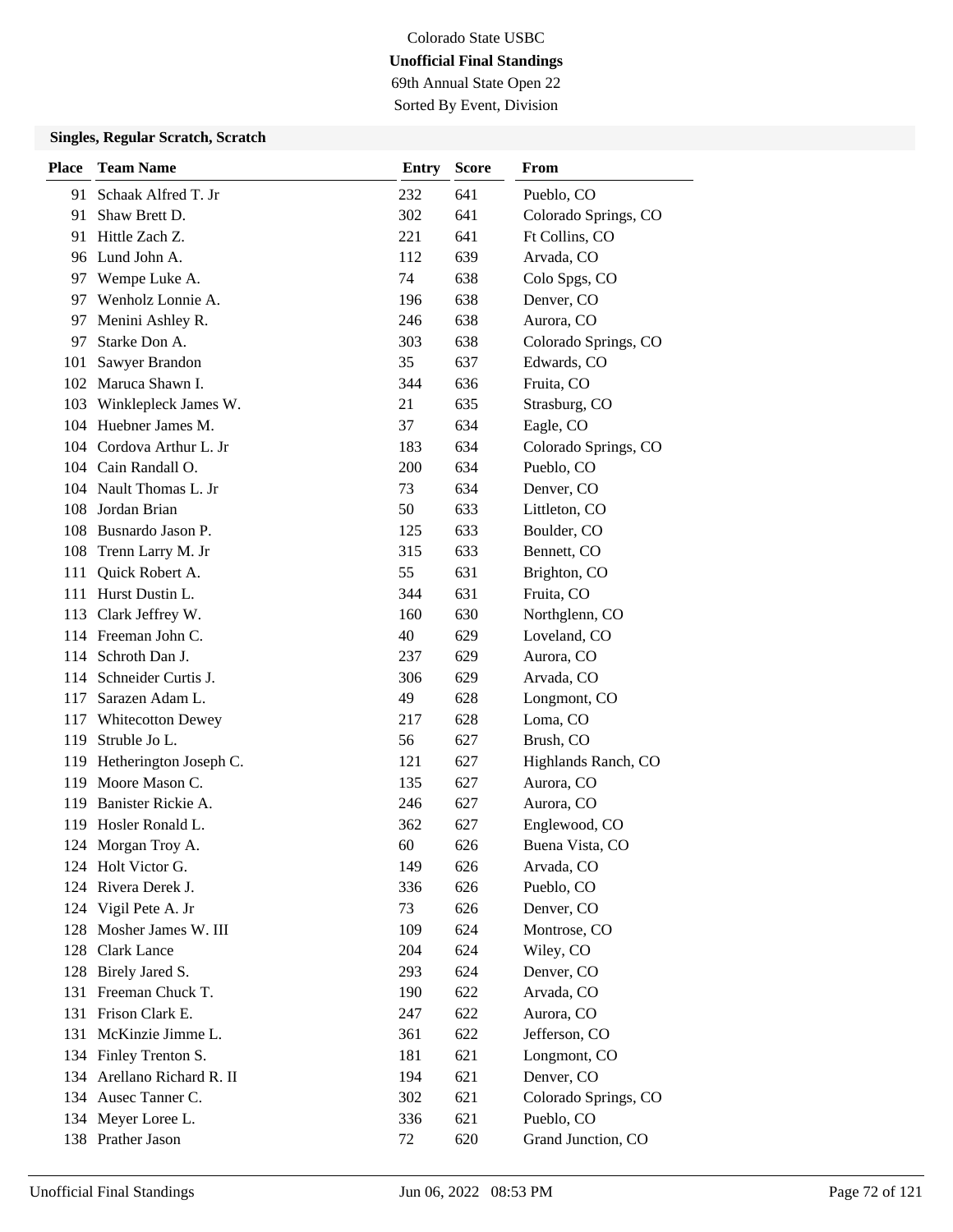Colorado State USBC

**Unofficial Final Standings**

69th Annual State Open 22

Sorted By Event, Division

### Singles, Regular Scratch, Scratch

| Place | Team Name | Entry | Score | From |
|---|---|---|---|---|
| 91 | Schaak Alfred T. Jr | 232 | 641 | Pueblo, CO |
| 91 | Shaw Brett D. | 302 | 641 | Colorado Springs, CO |
| 91 | Hittle Zach Z. | 221 | 641 | Ft Collins, CO |
| 96 | Lund John A. | 112 | 639 | Arvada, CO |
| 97 | Wempe Luke A. | 74 | 638 | Colo Spgs, CO |
| 97 | Wenholz Lonnie A. | 196 | 638 | Denver, CO |
| 97 | Menini Ashley R. | 246 | 638 | Aurora, CO |
| 97 | Starke Don A. | 303 | 638 | Colorado Springs, CO |
| 101 | Sawyer Brandon | 35 | 637 | Edwards, CO |
| 102 | Maruca Shawn I. | 344 | 636 | Fruita, CO |
| 103 | Winklepleck James W. | 21 | 635 | Strasburg, CO |
| 104 | Huebner James M. | 37 | 634 | Eagle, CO |
| 104 | Cordova Arthur L. Jr | 183 | 634 | Colorado Springs, CO |
| 104 | Cain Randall O. | 200 | 634 | Pueblo, CO |
| 104 | Nault Thomas L. Jr | 73 | 634 | Denver, CO |
| 108 | Jordan Brian | 50 | 633 | Littleton, CO |
| 108 | Busnardo Jason P. | 125 | 633 | Boulder, CO |
| 108 | Trenn Larry M. Jr | 315 | 633 | Bennett, CO |
| 111 | Quick Robert A. | 55 | 631 | Brighton, CO |
| 111 | Hurst Dustin L. | 344 | 631 | Fruita, CO |
| 113 | Clark Jeffrey W. | 160 | 630 | Northglenn, CO |
| 114 | Freeman John C. | 40 | 629 | Loveland, CO |
| 114 | Schroth Dan J. | 237 | 629 | Aurora, CO |
| 114 | Schneider Curtis J. | 306 | 629 | Arvada, CO |
| 117 | Sarazen Adam L. | 49 | 628 | Longmont, CO |
| 117 | Whitecotton Dewey | 217 | 628 | Loma, CO |
| 119 | Struble Jo L. | 56 | 627 | Brush, CO |
| 119 | Hetherington Joseph C. | 121 | 627 | Highlands Ranch, CO |
| 119 | Moore Mason C. | 135 | 627 | Aurora, CO |
| 119 | Banister Rickie A. | 246 | 627 | Aurora, CO |
| 119 | Hosler Ronald L. | 362 | 627 | Englewood, CO |
| 124 | Morgan Troy A. | 60 | 626 | Buena Vista, CO |
| 124 | Holt Victor G. | 149 | 626 | Arvada, CO |
| 124 | Rivera Derek J. | 336 | 626 | Pueblo, CO |
| 124 | Vigil Pete A. Jr | 73 | 626 | Denver, CO |
| 128 | Mosher James W. III | 109 | 624 | Montrose, CO |
| 128 | Clark Lance | 204 | 624 | Wiley, CO |
| 128 | Birely Jared S. | 293 | 624 | Denver, CO |
| 131 | Freeman Chuck T. | 190 | 622 | Arvada, CO |
| 131 | Frison Clark E. | 247 | 622 | Aurora, CO |
| 131 | McKinzie Jimme L. | 361 | 622 | Jefferson, CO |
| 134 | Finley Trenton S. | 181 | 621 | Longmont, CO |
| 134 | Arellano Richard R. II | 194 | 621 | Denver, CO |
| 134 | Ausec Tanner C. | 302 | 621 | Colorado Springs, CO |
| 134 | Meyer Loree L. | 336 | 621 | Pueblo, CO |
| 138 | Prather Jason | 72 | 620 | Grand Junction, CO |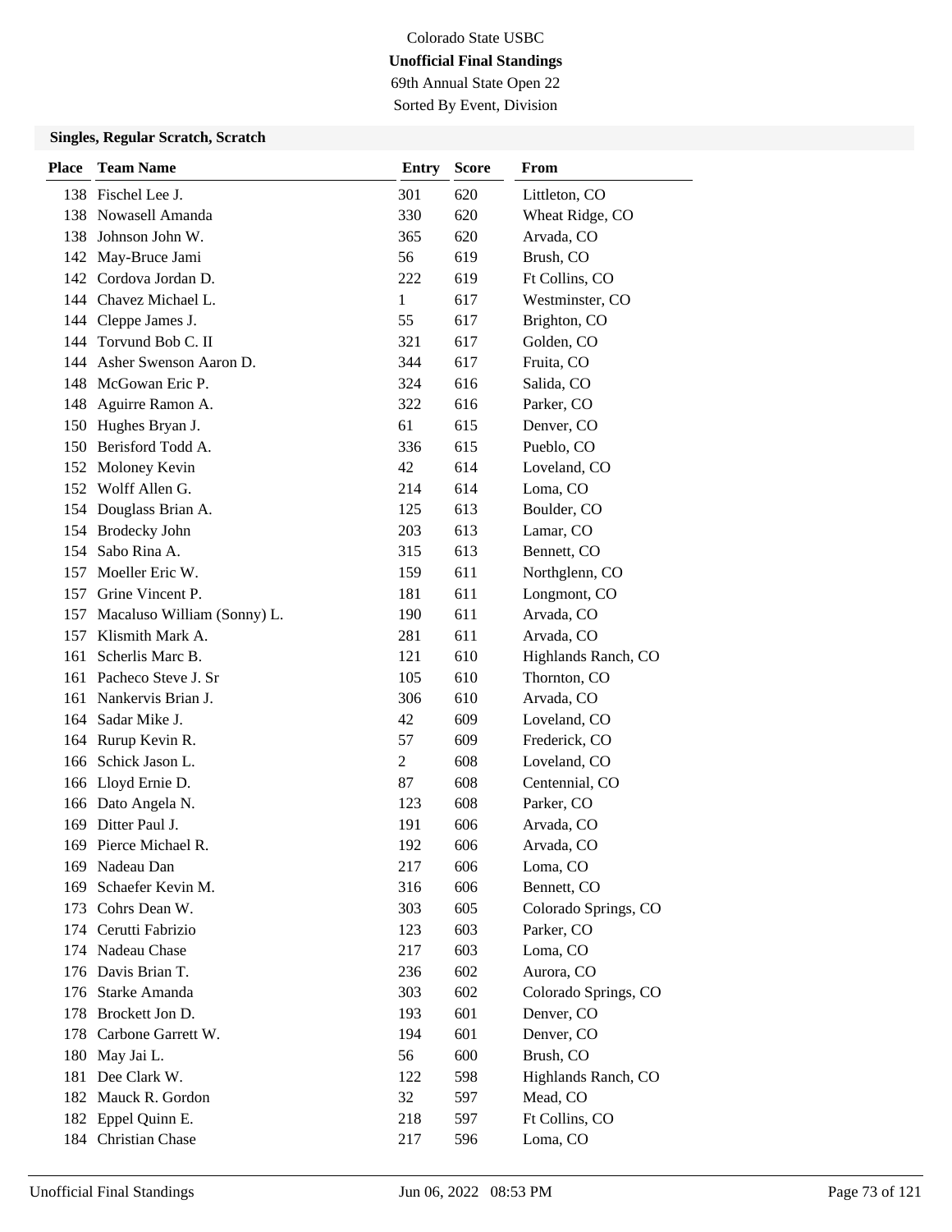Colorado State USBC

**Unofficial Final Standings**

69th Annual State Open 22

Sorted By Event, Division

### Singles, Regular Scratch, Scratch

| Place | Team Name | Entry | Score | From |
|---|---|---|---|---|
| 138 | Fischel Lee J. | 301 | 620 | Littleton, CO |
| 138 | Nowasell Amanda | 330 | 620 | Wheat Ridge, CO |
| 138 | Johnson John W. | 365 | 620 | Arvada, CO |
| 142 | May-Bruce Jami | 56 | 619 | Brush, CO |
| 142 | Cordova Jordan D. | 222 | 619 | Ft Collins, CO |
| 144 | Chavez Michael L. | 1 | 617 | Westminster, CO |
| 144 | Cleppe James J. | 55 | 617 | Brighton, CO |
| 144 | Torvund Bob C. II | 321 | 617 | Golden, CO |
| 144 | Asher Swenson Aaron D. | 344 | 617 | Fruita, CO |
| 148 | McGowan Eric P. | 324 | 616 | Salida, CO |
| 148 | Aguirre Ramon A. | 322 | 616 | Parker, CO |
| 150 | Hughes Bryan J. | 61 | 615 | Denver, CO |
| 150 | Berisford Todd A. | 336 | 615 | Pueblo, CO |
| 152 | Moloney Kevin | 42 | 614 | Loveland, CO |
| 152 | Wolff Allen G. | 214 | 614 | Loma, CO |
| 154 | Douglass Brian A. | 125 | 613 | Boulder, CO |
| 154 | Brodecky John | 203 | 613 | Lamar, CO |
| 154 | Sabo Rina A. | 315 | 613 | Bennett, CO |
| 157 | Moeller Eric W. | 159 | 611 | Northglenn, CO |
| 157 | Grine Vincent P. | 181 | 611 | Longmont, CO |
| 157 | Macaluso William (Sonny) L. | 190 | 611 | Arvada, CO |
| 157 | Klismith Mark A. | 281 | 611 | Arvada, CO |
| 161 | Scherlis Marc B. | 121 | 610 | Highlands Ranch, CO |
| 161 | Pacheco Steve J. Sr | 105 | 610 | Thornton, CO |
| 161 | Nankervis Brian J. | 306 | 610 | Arvada, CO |
| 164 | Sadar Mike J. | 42 | 609 | Loveland, CO |
| 164 | Rurup Kevin R. | 57 | 609 | Frederick, CO |
| 166 | Schick Jason L. | 2 | 608 | Loveland, CO |
| 166 | Lloyd Ernie D. | 87 | 608 | Centennial, CO |
| 166 | Dato Angela N. | 123 | 608 | Parker, CO |
| 169 | Ditter Paul J. | 191 | 606 | Arvada, CO |
| 169 | Pierce Michael R. | 192 | 606 | Arvada, CO |
| 169 | Nadeau Dan | 217 | 606 | Loma, CO |
| 169 | Schaefer Kevin M. | 316 | 606 | Bennett, CO |
| 173 | Cohrs Dean W. | 303 | 605 | Colorado Springs, CO |
| 174 | Cerutti Fabrizio | 123 | 603 | Parker, CO |
| 174 | Nadeau Chase | 217 | 603 | Loma, CO |
| 176 | Davis Brian T. | 236 | 602 | Aurora, CO |
| 176 | Starke Amanda | 303 | 602 | Colorado Springs, CO |
| 178 | Brockett Jon D. | 193 | 601 | Denver, CO |
| 178 | Carbone Garrett W. | 194 | 601 | Denver, CO |
| 180 | May Jai L. | 56 | 600 | Brush, CO |
| 181 | Dee Clark W. | 122 | 598 | Highlands Ranch, CO |
| 182 | Mauck R. Gordon | 32 | 597 | Mead, CO |
| 182 | Eppel Quinn E. | 218 | 597 | Ft Collins, CO |
| 184 | Christian Chase | 217 | 596 | Loma, CO |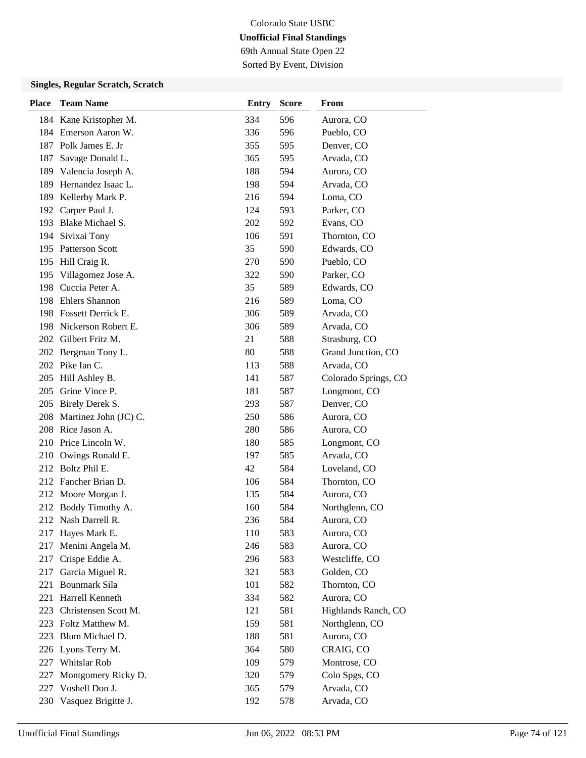Colorado State USBC

**Unofficial Final Standings**

69th Annual State Open 22

Sorted By Event, Division

### Singles, Regular Scratch, Scratch

| Place | Team Name | Entry | Score | From |
|---|---|---|---|---|
| 184 | Kane Kristopher M. | 334 | 596 | Aurora, CO |
| 184 | Emerson Aaron W. | 336 | 596 | Pueblo, CO |
| 187 | Polk James E. Jr | 355 | 595 | Denver, CO |
| 187 | Savage Donald L. | 365 | 595 | Arvada, CO |
| 189 | Valencia Joseph A. | 188 | 594 | Aurora, CO |
| 189 | Hernandez Isaac L. | 198 | 594 | Arvada, CO |
| 189 | Kellerby Mark P. | 216 | 594 | Loma, CO |
| 192 | Carper Paul J. | 124 | 593 | Parker, CO |
| 193 | Blake Michael S. | 202 | 592 | Evans, CO |
| 194 | Sivixai Tony | 106 | 591 | Thornton, CO |
| 195 | Patterson Scott | 35 | 590 | Edwards, CO |
| 195 | Hill Craig R. | 270 | 590 | Pueblo, CO |
| 195 | Villagomez Jose A. | 322 | 590 | Parker, CO |
| 198 | Cuccia Peter A. | 35 | 589 | Edwards, CO |
| 198 | Ehlers Shannon | 216 | 589 | Loma, CO |
| 198 | Fossett Derrick E. | 306 | 589 | Arvada, CO |
| 198 | Nickerson Robert E. | 306 | 589 | Arvada, CO |
| 202 | Gilbert Fritz M. | 21 | 588 | Strasburg, CO |
| 202 | Bergman Tony L. | 80 | 588 | Grand Junction, CO |
| 202 | Pike Ian C. | 113 | 588 | Arvada, CO |
| 205 | Hill Ashley B. | 141 | 587 | Colorado Springs, CO |
| 205 | Grine Vince P. | 181 | 587 | Longmont, CO |
| 205 | Birely Derek S. | 293 | 587 | Denver, CO |
| 208 | Martinez John (JC) C. | 250 | 586 | Aurora, CO |
| 208 | Rice Jason A. | 280 | 586 | Aurora, CO |
| 210 | Price Lincoln W. | 180 | 585 | Longmont, CO |
| 210 | Owings Ronald E. | 197 | 585 | Arvada, CO |
| 212 | Boltz Phil E. | 42 | 584 | Loveland, CO |
| 212 | Fancher Brian D. | 106 | 584 | Thornton, CO |
| 212 | Moore Morgan J. | 135 | 584 | Aurora, CO |
| 212 | Boddy Timothy A. | 160 | 584 | Northglenn, CO |
| 212 | Nash Darrell R. | 236 | 584 | Aurora, CO |
| 217 | Hayes Mark E. | 110 | 583 | Aurora, CO |
| 217 | Menini Angela M. | 246 | 583 | Aurora, CO |
| 217 | Crispe Eddie A. | 296 | 583 | Westcliffe, CO |
| 217 | Garcia Miguel R. | 321 | 583 | Golden, CO |
| 221 | Bounmark Sila | 101 | 582 | Thornton, CO |
| 221 | Harrell Kenneth | 334 | 582 | Aurora, CO |
| 223 | Christensen Scott M. | 121 | 581 | Highlands Ranch, CO |
| 223 | Foltz Matthew M. | 159 | 581 | Northglenn, CO |
| 223 | Blum Michael D. | 188 | 581 | Aurora, CO |
| 226 | Lyons Terry M. | 364 | 580 | CRAIG, CO |
| 227 | Whitslar Rob | 109 | 579 | Montrose, CO |
| 227 | Montgomery Ricky D. | 320 | 579 | Colo Spgs, CO |
| 227 | Voshell Don J. | 365 | 579 | Arvada, CO |
| 230 | Vasquez Brigitte J. | 192 | 578 | Arvada, CO |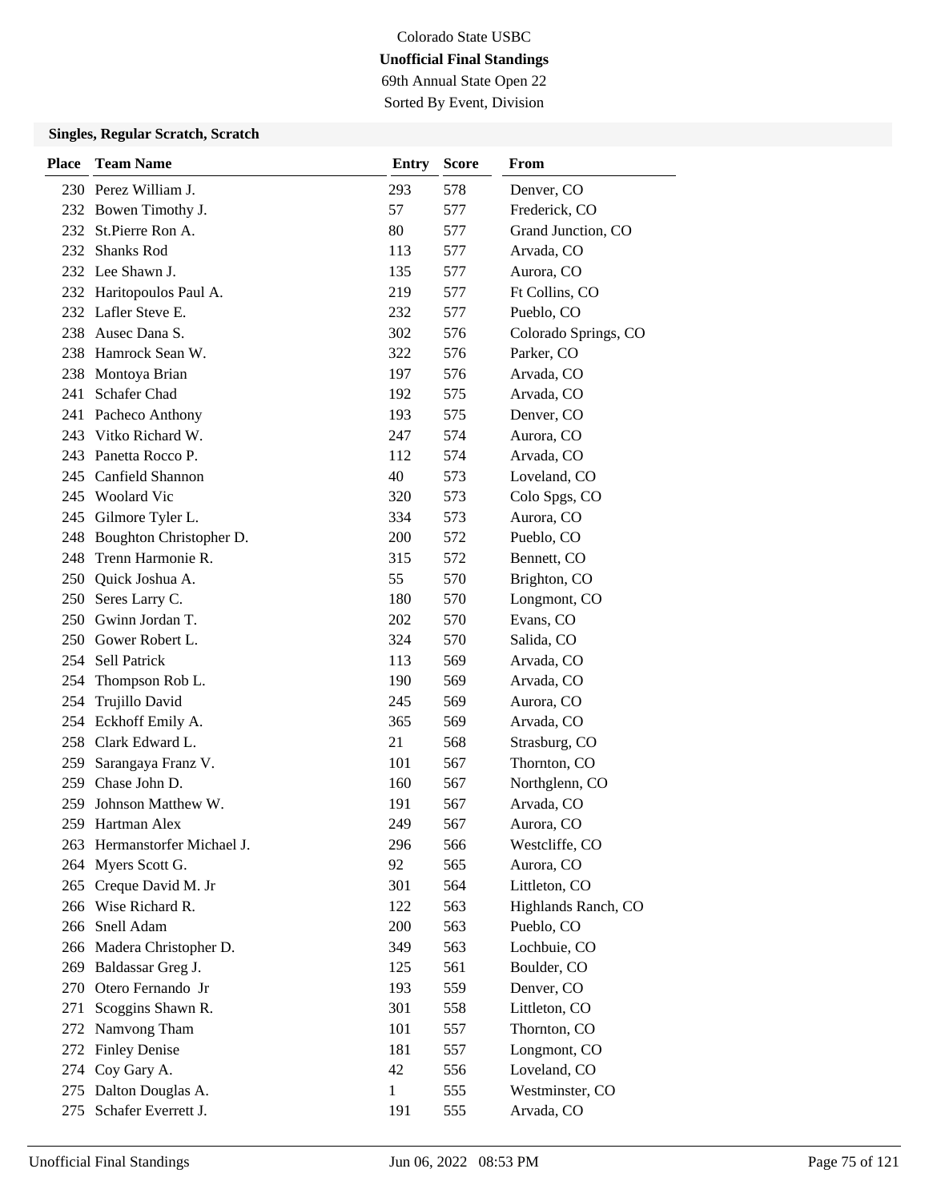Colorado State USBC

**Unofficial Final Standings**

69th Annual State Open 22

Sorted By Event, Division

### Singles, Regular Scratch, Scratch

| Place | Team Name | Entry | Score | From |
|---|---|---|---|---|
| 230 | Perez William J. | 293 | 578 | Denver, CO |
| 232 | Bowen Timothy J. | 57 | 577 | Frederick, CO |
| 232 | St.Pierre Ron A. | 80 | 577 | Grand Junction, CO |
| 232 | Shanks Rod | 113 | 577 | Arvada, CO |
| 232 | Lee Shawn J. | 135 | 577 | Aurora, CO |
| 232 | Haritopoulos Paul A. | 219 | 577 | Ft Collins, CO |
| 232 | Lafler Steve E. | 232 | 577 | Pueblo, CO |
| 238 | Ausec Dana S. | 302 | 576 | Colorado Springs, CO |
| 238 | Hamrock Sean W. | 322 | 576 | Parker, CO |
| 238 | Montoya Brian | 197 | 576 | Arvada, CO |
| 241 | Schafer Chad | 192 | 575 | Arvada, CO |
| 241 | Pacheco Anthony | 193 | 575 | Denver, CO |
| 243 | Vitko Richard W. | 247 | 574 | Aurora, CO |
| 243 | Panetta Rocco P. | 112 | 574 | Arvada, CO |
| 245 | Canfield Shannon | 40 | 573 | Loveland, CO |
| 245 | Woolard Vic | 320 | 573 | Colo Spgs, CO |
| 245 | Gilmore Tyler L. | 334 | 573 | Aurora, CO |
| 248 | Boughton Christopher D. | 200 | 572 | Pueblo, CO |
| 248 | Trenn Harmonie R. | 315 | 572 | Bennett, CO |
| 250 | Quick Joshua A. | 55 | 570 | Brighton, CO |
| 250 | Seres Larry C. | 180 | 570 | Longmont, CO |
| 250 | Gwinn Jordan T. | 202 | 570 | Evans, CO |
| 250 | Gower Robert L. | 324 | 570 | Salida, CO |
| 254 | Sell Patrick | 113 | 569 | Arvada, CO |
| 254 | Thompson Rob L. | 190 | 569 | Arvada, CO |
| 254 | Trujillo David | 245 | 569 | Aurora, CO |
| 254 | Eckhoff Emily A. | 365 | 569 | Arvada, CO |
| 258 | Clark Edward L. | 21 | 568 | Strasburg, CO |
| 259 | Sarangaya Franz V. | 101 | 567 | Thornton, CO |
| 259 | Chase John D. | 160 | 567 | Northglenn, CO |
| 259 | Johnson Matthew W. | 191 | 567 | Arvada, CO |
| 259 | Hartman Alex | 249 | 567 | Aurora, CO |
| 263 | Hermanstorfer Michael J. | 296 | 566 | Westcliffe, CO |
| 264 | Myers Scott G. | 92 | 565 | Aurora, CO |
| 265 | Creque David M. Jr | 301 | 564 | Littleton, CO |
| 266 | Wise Richard R. | 122 | 563 | Highlands Ranch, CO |
| 266 | Snell Adam | 200 | 563 | Pueblo, CO |
| 266 | Madera Christopher D. | 349 | 563 | Lochbuie, CO |
| 269 | Baldassar Greg J. | 125 | 561 | Boulder, CO |
| 270 | Otero Fernando Jr | 193 | 559 | Denver, CO |
| 271 | Scoggins Shawn R. | 301 | 558 | Littleton, CO |
| 272 | Namvong Tham | 101 | 557 | Thornton, CO |
| 272 | Finley Denise | 181 | 557 | Longmont, CO |
| 274 | Coy Gary A. | 42 | 556 | Loveland, CO |
| 275 | Dalton Douglas A. | 1 | 555 | Westminster, CO |
| 275 | Schafer Everrett J. | 191 | 555 | Arvada, CO |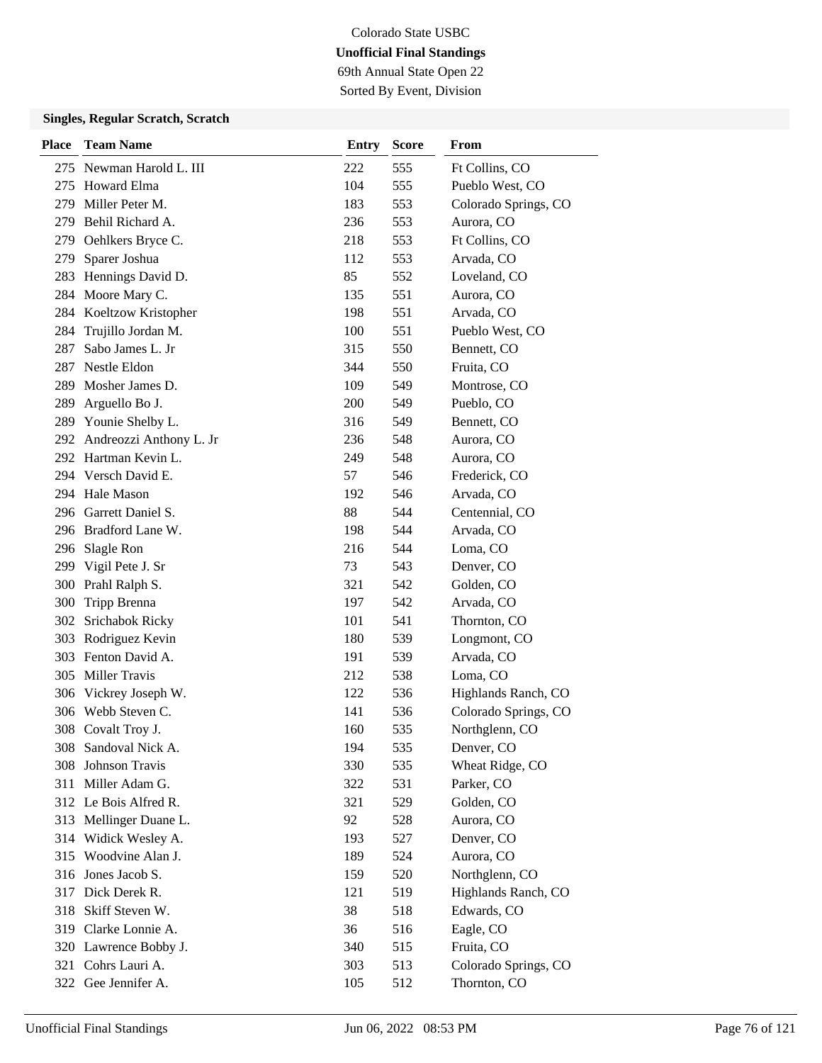Colorado State USBC

**Unofficial Final Standings**

69th Annual State Open 22

Sorted By Event, Division

### Singles, Regular Scratch, Scratch

| Place | Team Name | Entry | Score | From |
|---|---|---|---|---|
| 275 | Newman Harold L. III | 222 | 555 | Ft Collins, CO |
| 275 | Howard Elma | 104 | 555 | Pueblo West, CO |
| 279 | Miller Peter M. | 183 | 553 | Colorado Springs, CO |
| 279 | Behil Richard A. | 236 | 553 | Aurora, CO |
| 279 | Oehlkers Bryce C. | 218 | 553 | Ft Collins, CO |
| 279 | Sparer Joshua | 112 | 553 | Arvada, CO |
| 283 | Hennings David D. | 85 | 552 | Loveland, CO |
| 284 | Moore Mary C. | 135 | 551 | Aurora, CO |
| 284 | Koeltzow Kristopher | 198 | 551 | Arvada, CO |
| 284 | Trujillo Jordan M. | 100 | 551 | Pueblo West, CO |
| 287 | Sabo James L. Jr | 315 | 550 | Bennett, CO |
| 287 | Nestle Eldon | 344 | 550 | Fruita, CO |
| 289 | Mosher James D. | 109 | 549 | Montrose, CO |
| 289 | Arguello Bo J. | 200 | 549 | Pueblo, CO |
| 289 | Younie Shelby L. | 316 | 549 | Bennett, CO |
| 292 | Andreozzi Anthony L. Jr | 236 | 548 | Aurora, CO |
| 292 | Hartman Kevin L. | 249 | 548 | Aurora, CO |
| 294 | Versch David E. | 57 | 546 | Frederick, CO |
| 294 | Hale Mason | 192 | 546 | Arvada, CO |
| 296 | Garrett Daniel S. | 88 | 544 | Centennial, CO |
| 296 | Bradford Lane W. | 198 | 544 | Arvada, CO |
| 296 | Slagle Ron | 216 | 544 | Loma, CO |
| 299 | Vigil Pete J. Sr | 73 | 543 | Denver, CO |
| 300 | Prahl Ralph S. | 321 | 542 | Golden, CO |
| 300 | Tripp Brenna | 197 | 542 | Arvada, CO |
| 302 | Srichabok Ricky | 101 | 541 | Thornton, CO |
| 303 | Rodriguez Kevin | 180 | 539 | Longmont, CO |
| 303 | Fenton David A. | 191 | 539 | Arvada, CO |
| 305 | Miller Travis | 212 | 538 | Loma, CO |
| 306 | Vickrey Joseph W. | 122 | 536 | Highlands Ranch, CO |
| 306 | Webb Steven C. | 141 | 536 | Colorado Springs, CO |
| 308 | Covalt Troy J. | 160 | 535 | Northglenn, CO |
| 308 | Sandoval Nick A. | 194 | 535 | Denver, CO |
| 308 | Johnson Travis | 330 | 535 | Wheat Ridge, CO |
| 311 | Miller Adam G. | 322 | 531 | Parker, CO |
| 312 | Le Bois Alfred R. | 321 | 529 | Golden, CO |
| 313 | Mellinger Duane L. | 92 | 528 | Aurora, CO |
| 314 | Widick Wesley A. | 193 | 527 | Denver, CO |
| 315 | Woodvine Alan J. | 189 | 524 | Aurora, CO |
| 316 | Jones Jacob S. | 159 | 520 | Northglenn, CO |
| 317 | Dick Derek R. | 121 | 519 | Highlands Ranch, CO |
| 318 | Skiff Steven W. | 38 | 518 | Edwards, CO |
| 319 | Clarke Lonnie A. | 36 | 516 | Eagle, CO |
| 320 | Lawrence Bobby J. | 340 | 515 | Fruita, CO |
| 321 | Cohrs Lauri A. | 303 | 513 | Colorado Springs, CO |
| 322 | Gee Jennifer A. | 105 | 512 | Thornton, CO |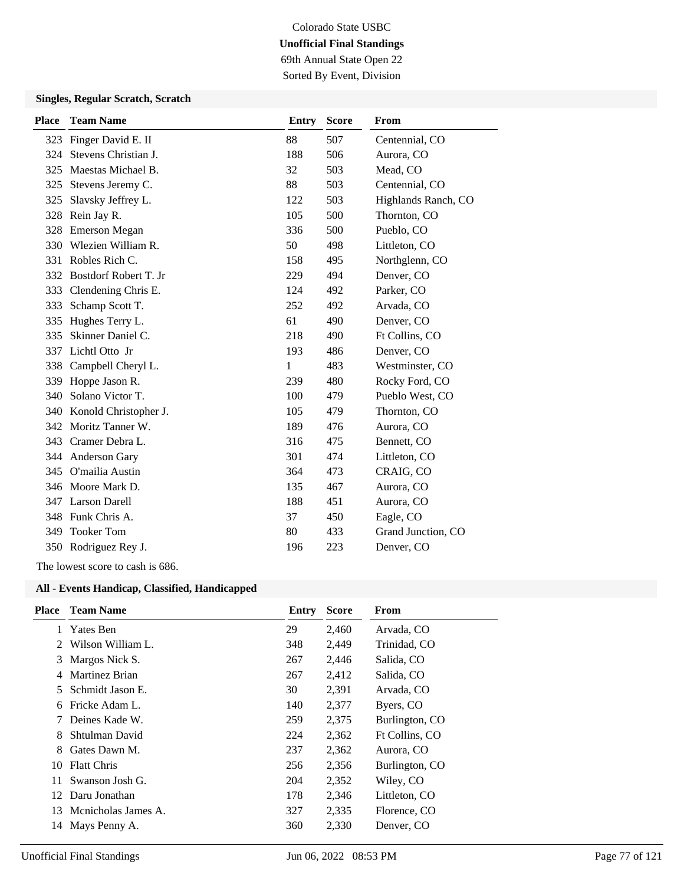Colorado State USBC

**Unofficial Final Standings**

69th Annual State Open 22

Sorted By Event, Division

### Singles, Regular Scratch, Scratch

| Place | Team Name | Entry | Score | From |
|---|---|---|---|---|
| 323 | Finger David E. II | 88 | 507 | Centennial, CO |
| 324 | Stevens Christian J. | 188 | 506 | Aurora, CO |
| 325 | Maestas Michael B. | 32 | 503 | Mead, CO |
| 325 | Stevens Jeremy C. | 88 | 503 | Centennial, CO |
| 325 | Slavsky Jeffrey L. | 122 | 503 | Highlands Ranch, CO |
| 328 | Rein Jay R. | 105 | 500 | Thornton, CO |
| 328 | Emerson Megan | 336 | 500 | Pueblo, CO |
| 330 | Wlezien William R. | 50 | 498 | Littleton, CO |
| 331 | Robles Rich C. | 158 | 495 | Northglenn, CO |
| 332 | Bostdorf Robert T. Jr | 229 | 494 | Denver, CO |
| 333 | Clendening Chris E. | 124 | 492 | Parker, CO |
| 333 | Schamp Scott T. | 252 | 492 | Arvada, CO |
| 335 | Hughes Terry L. | 61 | 490 | Denver, CO |
| 335 | Skinner Daniel C. | 218 | 490 | Ft Collins, CO |
| 337 | Lichtl Otto Jr | 193 | 486 | Denver, CO |
| 338 | Campbell Cheryl L. | 1 | 483 | Westminster, CO |
| 339 | Hoppe Jason R. | 239 | 480 | Rocky Ford, CO |
| 340 | Solano Victor T. | 100 | 479 | Pueblo West, CO |
| 340 | Konold Christopher J. | 105 | 479 | Thornton, CO |
| 342 | Moritz Tanner W. | 189 | 476 | Aurora, CO |
| 343 | Cramer Debra L. | 316 | 475 | Bennett, CO |
| 344 | Anderson Gary | 301 | 474 | Littleton, CO |
| 345 | O'mailia Austin | 364 | 473 | CRAIG, CO |
| 346 | Moore Mark D. | 135 | 467 | Aurora, CO |
| 347 | Larson Darell | 188 | 451 | Aurora, CO |
| 348 | Funk Chris A. | 37 | 450 | Eagle, CO |
| 349 | Tooker Tom | 80 | 433 | Grand Junction, CO |
| 350 | Rodriguez Rey J. | 196 | 223 | Denver, CO |

The lowest score to cash is 686.

### All - Events Handicap, Classified, Handicapped

| Place | Team Name | Entry | Score | From |
|---|---|---|---|---|
| 1 | Yates Ben | 29 | 2,460 | Arvada, CO |
| 2 | Wilson William L. | 348 | 2,449 | Trinidad, CO |
| 3 | Margos Nick S. | 267 | 2,446 | Salida, CO |
| 4 | Martinez Brian | 267 | 2,412 | Salida, CO |
| 5 | Schmidt Jason E. | 30 | 2,391 | Arvada, CO |
| 6 | Fricke Adam L. | 140 | 2,377 | Byers, CO |
| 7 | Deines Kade W. | 259 | 2,375 | Burlington, CO |
| 8 | Shtulman David | 224 | 2,362 | Ft Collins, CO |
| 8 | Gates Dawn M. | 237 | 2,362 | Aurora, CO |
| 10 | Flatt Chris | 256 | 2,356 | Burlington, CO |
| 11 | Swanson Josh G. | 204 | 2,352 | Wiley, CO |
| 12 | Daru Jonathan | 178 | 2,346 | Littleton, CO |
| 13 | Mcnicholas James A. | 327 | 2,335 | Florence, CO |
| 14 | Mays Penny A. | 360 | 2,330 | Denver, CO |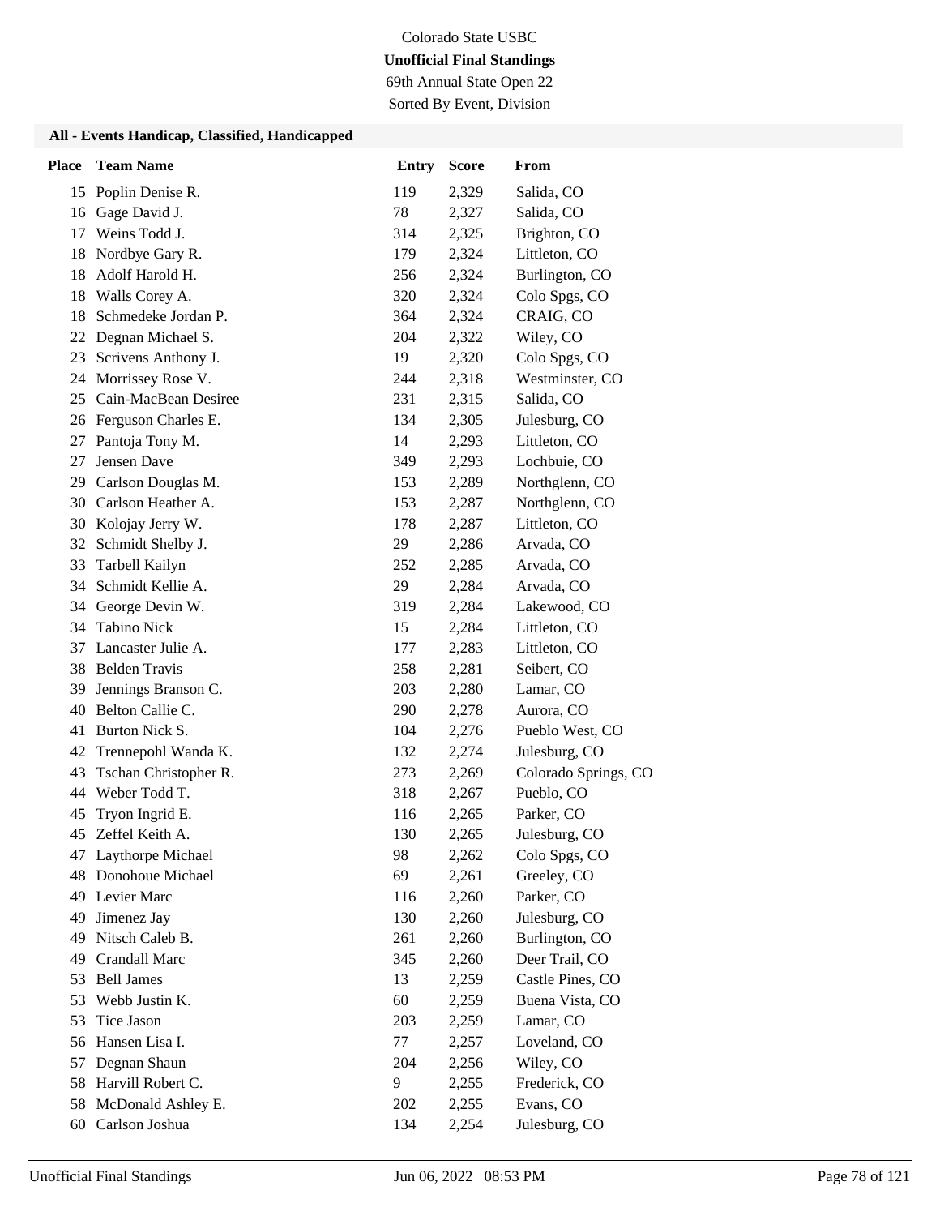Colorado State USBC

**Unofficial Final Standings**

69th Annual State Open 22

Sorted By Event, Division

### All - Events Handicap, Classified, Handicapped

| Place | Team Name | Entry | Score | From |
|---|---|---|---|---|
| 15 | Poplin Denise R. | 119 | 2,329 | Salida, CO |
| 16 | Gage David J. | 78 | 2,327 | Salida, CO |
| 17 | Weins Todd J. | 314 | 2,325 | Brighton, CO |
| 18 | Nordbye Gary R. | 179 | 2,324 | Littleton, CO |
| 18 | Adolf Harold H. | 256 | 2,324 | Burlington, CO |
| 18 | Walls Corey A. | 320 | 2,324 | Colo Spgs, CO |
| 18 | Schmedeke Jordan P. | 364 | 2,324 | CRAIG, CO |
| 22 | Degnan Michael S. | 204 | 2,322 | Wiley, CO |
| 23 | Scrivens Anthony J. | 19 | 2,320 | Colo Spgs, CO |
| 24 | Morrissey Rose V. | 244 | 2,318 | Westminster, CO |
| 25 | Cain-MacBean Desiree | 231 | 2,315 | Salida, CO |
| 26 | Ferguson Charles E. | 134 | 2,305 | Julesburg, CO |
| 27 | Pantoja Tony M. | 14 | 2,293 | Littleton, CO |
| 27 | Jensen Dave | 349 | 2,293 | Lochbuie, CO |
| 29 | Carlson Douglas M. | 153 | 2,289 | Northglenn, CO |
| 30 | Carlson Heather A. | 153 | 2,287 | Northglenn, CO |
| 30 | Kolojay Jerry W. | 178 | 2,287 | Littleton, CO |
| 32 | Schmidt Shelby J. | 29 | 2,286 | Arvada, CO |
| 33 | Tarbell Kailyn | 252 | 2,285 | Arvada, CO |
| 34 | Schmidt Kellie A. | 29 | 2,284 | Arvada, CO |
| 34 | George Devin W. | 319 | 2,284 | Lakewood, CO |
| 34 | Tabino Nick | 15 | 2,284 | Littleton, CO |
| 37 | Lancaster Julie A. | 177 | 2,283 | Littleton, CO |
| 38 | Belden Travis | 258 | 2,281 | Seibert, CO |
| 39 | Jennings Branson C. | 203 | 2,280 | Lamar, CO |
| 40 | Belton Callie C. | 290 | 2,278 | Aurora, CO |
| 41 | Burton Nick S. | 104 | 2,276 | Pueblo West, CO |
| 42 | Trennepohl Wanda K. | 132 | 2,274 | Julesburg, CO |
| 43 | Tschan Christopher R. | 273 | 2,269 | Colorado Springs, CO |
| 44 | Weber Todd T. | 318 | 2,267 | Pueblo, CO |
| 45 | Tryon Ingrid E. | 116 | 2,265 | Parker, CO |
| 45 | Zeffel Keith A. | 130 | 2,265 | Julesburg, CO |
| 47 | Laythorpe Michael | 98 | 2,262 | Colo Spgs, CO |
| 48 | Donohoue Michael | 69 | 2,261 | Greeley, CO |
| 49 | Levier Marc | 116 | 2,260 | Parker, CO |
| 49 | Jimenez Jay | 130 | 2,260 | Julesburg, CO |
| 49 | Nitsch Caleb B. | 261 | 2,260 | Burlington, CO |
| 49 | Crandall Marc | 345 | 2,260 | Deer Trail, CO |
| 53 | Bell James | 13 | 2,259 | Castle Pines, CO |
| 53 | Webb Justin K. | 60 | 2,259 | Buena Vista, CO |
| 53 | Tice Jason | 203 | 2,259 | Lamar, CO |
| 56 | Hansen Lisa I. | 77 | 2,257 | Loveland, CO |
| 57 | Degnan Shaun | 204 | 2,256 | Wiley, CO |
| 58 | Harvill Robert C. | 9 | 2,255 | Frederick, CO |
| 58 | McDonald Ashley E. | 202 | 2,255 | Evans, CO |
| 60 | Carlson Joshua | 134 | 2,254 | Julesburg, CO |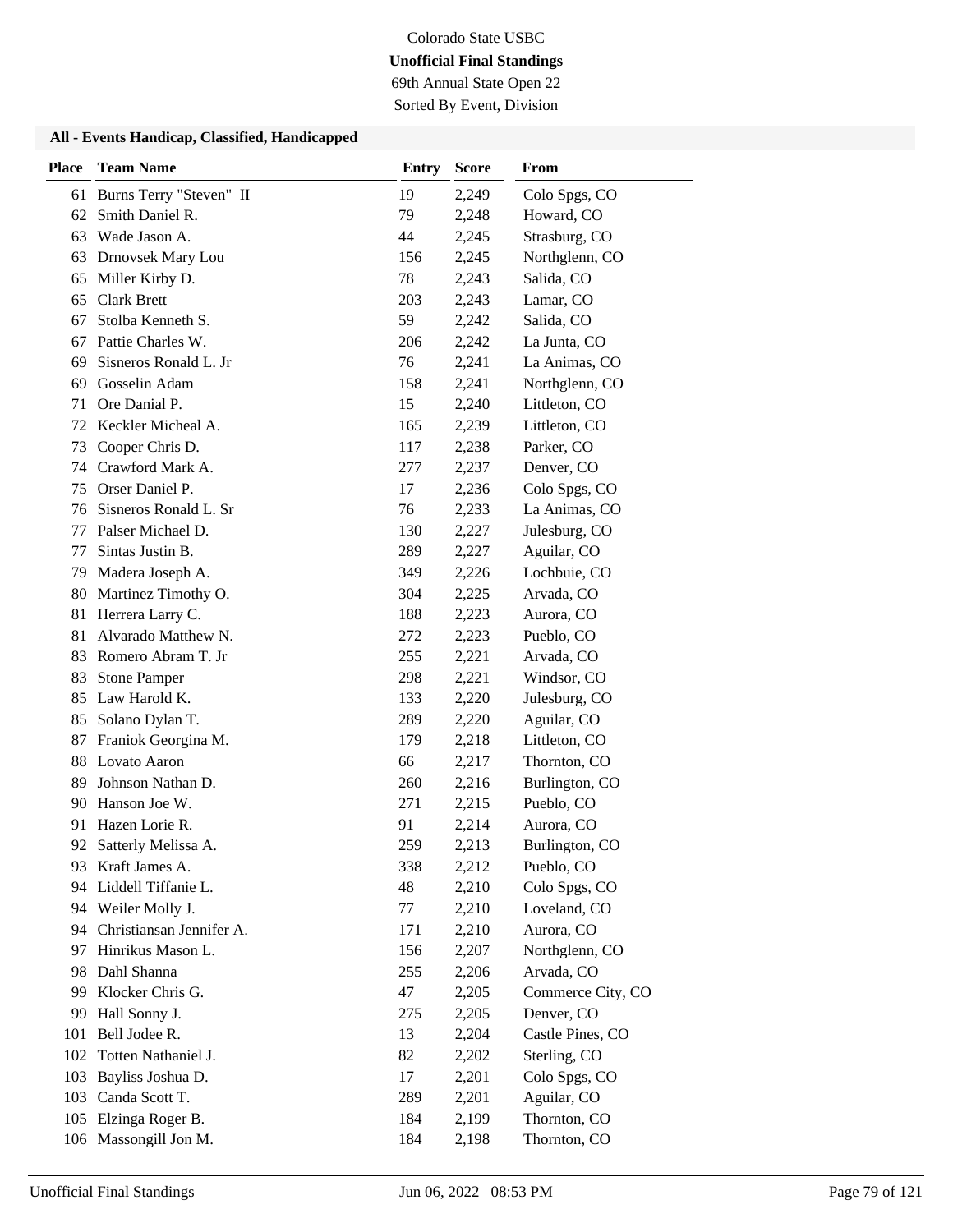Colorado State USBC

**Unofficial Final Standings**

69th Annual State Open 22

Sorted By Event, Division

### All - Events Handicap, Classified, Handicapped

| Place | Team Name | Entry | Score | From |
|---|---|---|---|---|
| 61 | Burns Terry "Steven" II | 19 | 2,249 | Colo Spgs, CO |
| 62 | Smith Daniel R. | 79 | 2,248 | Howard, CO |
| 63 | Wade Jason A. | 44 | 2,245 | Strasburg, CO |
| 63 | Drnovsek Mary Lou | 156 | 2,245 | Northglenn, CO |
| 65 | Miller Kirby D. | 78 | 2,243 | Salida, CO |
| 65 | Clark Brett | 203 | 2,243 | Lamar, CO |
| 67 | Stolba Kenneth S. | 59 | 2,242 | Salida, CO |
| 67 | Pattie Charles W. | 206 | 2,242 | La Junta, CO |
| 69 | Sisneros Ronald L. Jr | 76 | 2,241 | La Animas, CO |
| 69 | Gosselin Adam | 158 | 2,241 | Northglenn, CO |
| 71 | Ore Danial P. | 15 | 2,240 | Littleton, CO |
| 72 | Keckler Micheal A. | 165 | 2,239 | Littleton, CO |
| 73 | Cooper Chris D. | 117 | 2,238 | Parker, CO |
| 74 | Crawford Mark A. | 277 | 2,237 | Denver, CO |
| 75 | Orser Daniel P. | 17 | 2,236 | Colo Spgs, CO |
| 76 | Sisneros Ronald L. Sr | 76 | 2,233 | La Animas, CO |
| 77 | Palser Michael D. | 130 | 2,227 | Julesburg, CO |
| 77 | Sintas Justin B. | 289 | 2,227 | Aguilar, CO |
| 79 | Madera Joseph A. | 349 | 2,226 | Lochbuie, CO |
| 80 | Martinez Timothy O. | 304 | 2,225 | Arvada, CO |
| 81 | Herrera Larry C. | 188 | 2,223 | Aurora, CO |
| 81 | Alvarado Matthew N. | 272 | 2,223 | Pueblo, CO |
| 83 | Romero Abram T. Jr | 255 | 2,221 | Arvada, CO |
| 83 | Stone Pamper | 298 | 2,221 | Windsor, CO |
| 85 | Law Harold K. | 133 | 2,220 | Julesburg, CO |
| 85 | Solano Dylan T. | 289 | 2,220 | Aguilar, CO |
| 87 | Franiok Georgina M. | 179 | 2,218 | Littleton, CO |
| 88 | Lovato Aaron | 66 | 2,217 | Thornton, CO |
| 89 | Johnson Nathan D. | 260 | 2,216 | Burlington, CO |
| 90 | Hanson Joe W. | 271 | 2,215 | Pueblo, CO |
| 91 | Hazen Lorie R. | 91 | 2,214 | Aurora, CO |
| 92 | Satterly Melissa A. | 259 | 2,213 | Burlington, CO |
| 93 | Kraft James A. | 338 | 2,212 | Pueblo, CO |
| 94 | Liddell Tiffanie L. | 48 | 2,210 | Colo Spgs, CO |
| 94 | Weiler Molly J. | 77 | 2,210 | Loveland, CO |
| 94 | Christiansan Jennifer A. | 171 | 2,210 | Aurora, CO |
| 97 | Hinrikus Mason L. | 156 | 2,207 | Northglenn, CO |
| 98 | Dahl Shanna | 255 | 2,206 | Arvada, CO |
| 99 | Klocker Chris G. | 47 | 2,205 | Commerce City, CO |
| 99 | Hall Sonny J. | 275 | 2,205 | Denver, CO |
| 101 | Bell Jodee R. | 13 | 2,204 | Castle Pines, CO |
| 102 | Totten Nathaniel J. | 82 | 2,202 | Sterling, CO |
| 103 | Bayliss Joshua D. | 17 | 2,201 | Colo Spgs, CO |
| 103 | Canda Scott T. | 289 | 2,201 | Aguilar, CO |
| 105 | Elzinga Roger B. | 184 | 2,199 | Thornton, CO |
| 106 | Massongill Jon M. | 184 | 2,198 | Thornton, CO |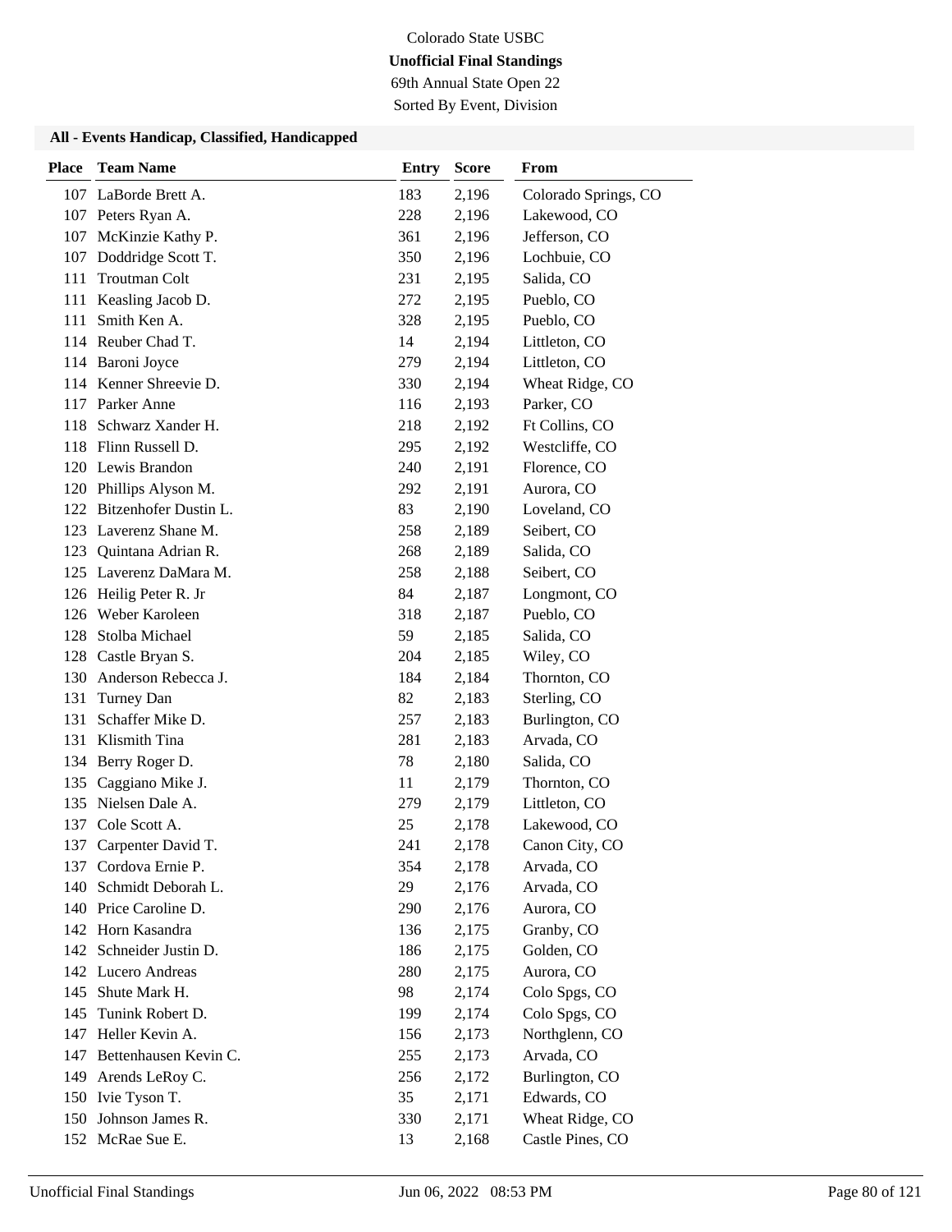Colorado State USBC
**Unofficial Final Standings**
69th Annual State Open 22
Sorted By Event, Division

### All - Events Handicap, Classified, Handicapped

| Place | Team Name | Entry | Score | From |
|---|---|---|---|---|
| 107 | LaBorde Brett A. | 183 | 2,196 | Colorado Springs, CO |
| 107 | Peters Ryan A. | 228 | 2,196 | Lakewood, CO |
| 107 | McKinzie Kathy P. | 361 | 2,196 | Jefferson, CO |
| 107 | Doddridge Scott T. | 350 | 2,196 | Lochbuie, CO |
| 111 | Troutman Colt | 231 | 2,195 | Salida, CO |
| 111 | Keasling Jacob D. | 272 | 2,195 | Pueblo, CO |
| 111 | Smith Ken A. | 328 | 2,195 | Pueblo, CO |
| 114 | Reuber Chad T. | 14 | 2,194 | Littleton, CO |
| 114 | Baroni Joyce | 279 | 2,194 | Littleton, CO |
| 114 | Kenner Shreevie D. | 330 | 2,194 | Wheat Ridge, CO |
| 117 | Parker Anne | 116 | 2,193 | Parker, CO |
| 118 | Schwarz Xander H. | 218 | 2,192 | Ft Collins, CO |
| 118 | Flinn Russell D. | 295 | 2,192 | Westcliffe, CO |
| 120 | Lewis Brandon | 240 | 2,191 | Florence, CO |
| 120 | Phillips Alyson M. | 292 | 2,191 | Aurora, CO |
| 122 | Bitzenhofer Dustin L. | 83 | 2,190 | Loveland, CO |
| 123 | Laverenz Shane M. | 258 | 2,189 | Seibert, CO |
| 123 | Quintana Adrian R. | 268 | 2,189 | Salida, CO |
| 125 | Laverenz DaMara M. | 258 | 2,188 | Seibert, CO |
| 126 | Heilig Peter R. Jr | 84 | 2,187 | Longmont, CO |
| 126 | Weber Karoleen | 318 | 2,187 | Pueblo, CO |
| 128 | Stolba Michael | 59 | 2,185 | Salida, CO |
| 128 | Castle Bryan S. | 204 | 2,185 | Wiley, CO |
| 130 | Anderson Rebecca J. | 184 | 2,184 | Thornton, CO |
| 131 | Turney Dan | 82 | 2,183 | Sterling, CO |
| 131 | Schaffer Mike D. | 257 | 2,183 | Burlington, CO |
| 131 | Klismith Tina | 281 | 2,183 | Arvada, CO |
| 134 | Berry Roger D. | 78 | 2,180 | Salida, CO |
| 135 | Caggiano Mike J. | 11 | 2,179 | Thornton, CO |
| 135 | Nielsen Dale A. | 279 | 2,179 | Littleton, CO |
| 137 | Cole Scott A. | 25 | 2,178 | Lakewood, CO |
| 137 | Carpenter David T. | 241 | 2,178 | Canon City, CO |
| 137 | Cordova Ernie P. | 354 | 2,178 | Arvada, CO |
| 140 | Schmidt Deborah L. | 29 | 2,176 | Arvada, CO |
| 140 | Price Caroline D. | 290 | 2,176 | Aurora, CO |
| 142 | Horn Kasandra | 136 | 2,175 | Granby, CO |
| 142 | Schneider Justin D. | 186 | 2,175 | Golden, CO |
| 142 | Lucero Andreas | 280 | 2,175 | Aurora, CO |
| 145 | Shute Mark H. | 98 | 2,174 | Colo Spgs, CO |
| 145 | Tunink Robert D. | 199 | 2,174 | Colo Spgs, CO |
| 147 | Heller Kevin A. | 156 | 2,173 | Northglenn, CO |
| 147 | Bettenhausen Kevin C. | 255 | 2,173 | Arvada, CO |
| 149 | Arends LeRoy C. | 256 | 2,172 | Burlington, CO |
| 150 | Ivie Tyson T. | 35 | 2,171 | Edwards, CO |
| 150 | Johnson James R. | 330 | 2,171 | Wheat Ridge, CO |
| 152 | McRae Sue E. | 13 | 2,168 | Castle Pines, CO |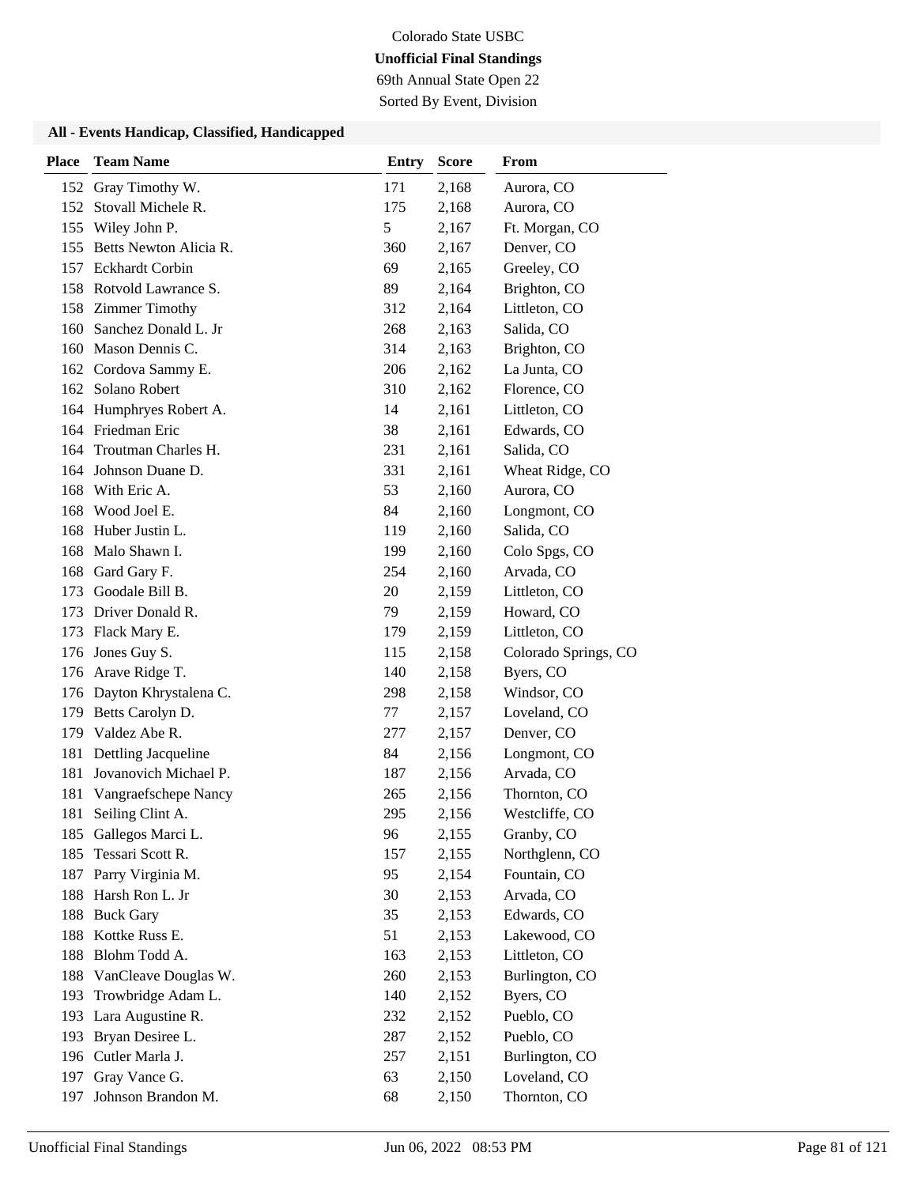Colorado State USBC

**Unofficial Final Standings**

69th Annual State Open 22

Sorted By Event, Division

### All - Events Handicap, Classified, Handicapped

| Place | Team Name | Entry | Score | From |
|---|---|---|---|---|
| 152 | Gray Timothy W. | 171 | 2,168 | Aurora, CO |
| 152 | Stovall Michele R. | 175 | 2,168 | Aurora, CO |
| 155 | Wiley John P. | 5 | 2,167 | Ft. Morgan, CO |
| 155 | Betts Newton Alicia R. | 360 | 2,167 | Denver, CO |
| 157 | Eckhardt Corbin | 69 | 2,165 | Greeley, CO |
| 158 | Rotvold Lawrance S. | 89 | 2,164 | Brighton, CO |
| 158 | Zimmer Timothy | 312 | 2,164 | Littleton, CO |
| 160 | Sanchez Donald L. Jr | 268 | 2,163 | Salida, CO |
| 160 | Mason Dennis C. | 314 | 2,163 | Brighton, CO |
| 162 | Cordova Sammy E. | 206 | 2,162 | La Junta, CO |
| 162 | Solano Robert | 310 | 2,162 | Florence, CO |
| 164 | Humphryes Robert A. | 14 | 2,161 | Littleton, CO |
| 164 | Friedman Eric | 38 | 2,161 | Edwards, CO |
| 164 | Troutman Charles H. | 231 | 2,161 | Salida, CO |
| 164 | Johnson Duane D. | 331 | 2,161 | Wheat Ridge, CO |
| 168 | With Eric A. | 53 | 2,160 | Aurora, CO |
| 168 | Wood Joel E. | 84 | 2,160 | Longmont, CO |
| 168 | Huber Justin L. | 119 | 2,160 | Salida, CO |
| 168 | Malo Shawn I. | 199 | 2,160 | Colo Spgs, CO |
| 168 | Gard Gary F. | 254 | 2,160 | Arvada, CO |
| 173 | Goodale Bill B. | 20 | 2,159 | Littleton, CO |
| 173 | Driver Donald R. | 79 | 2,159 | Howard, CO |
| 173 | Flack Mary E. | 179 | 2,159 | Littleton, CO |
| 176 | Jones Guy S. | 115 | 2,158 | Colorado Springs, CO |
| 176 | Arave Ridge T. | 140 | 2,158 | Byers, CO |
| 176 | Dayton Khrystalena C. | 298 | 2,158 | Windsor, CO |
| 179 | Betts Carolyn D. | 77 | 2,157 | Loveland, CO |
| 179 | Valdez Abe R. | 277 | 2,157 | Denver, CO |
| 181 | Dettling Jacqueline | 84 | 2,156 | Longmont, CO |
| 181 | Jovanovich Michael P. | 187 | 2,156 | Arvada, CO |
| 181 | Vangraefschepe Nancy | 265 | 2,156 | Thornton, CO |
| 181 | Seiling Clint A. | 295 | 2,156 | Westcliffe, CO |
| 185 | Gallegos Marci L. | 96 | 2,155 | Granby, CO |
| 185 | Tessari Scott R. | 157 | 2,155 | Northglenn, CO |
| 187 | Parry Virginia M. | 95 | 2,154 | Fountain, CO |
| 188 | Harsh Ron L. Jr | 30 | 2,153 | Arvada, CO |
| 188 | Buck Gary | 35 | 2,153 | Edwards, CO |
| 188 | Kottke Russ E. | 51 | 2,153 | Lakewood, CO |
| 188 | Blohm Todd A. | 163 | 2,153 | Littleton, CO |
| 188 | VanCleave Douglas W. | 260 | 2,153 | Burlington, CO |
| 193 | Trowbridge Adam L. | 140 | 2,152 | Byers, CO |
| 193 | Lara Augustine R. | 232 | 2,152 | Pueblo, CO |
| 193 | Bryan Desiree L. | 287 | 2,152 | Pueblo, CO |
| 196 | Cutler Marla J. | 257 | 2,151 | Burlington, CO |
| 197 | Gray Vance G. | 63 | 2,150 | Loveland, CO |
| 197 | Johnson Brandon M. | 68 | 2,150 | Thornton, CO |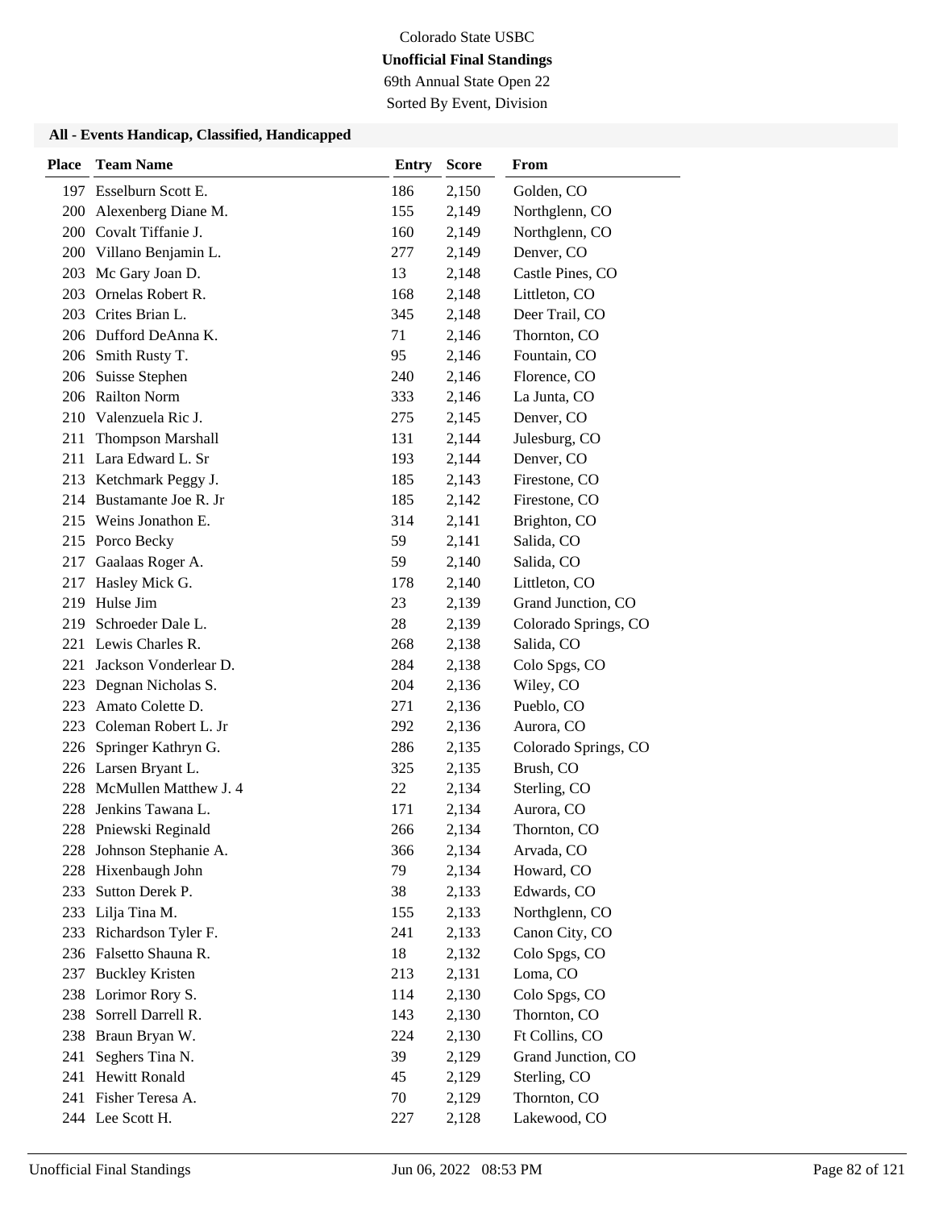Colorado State USBC

**Unofficial Final Standings**

69th Annual State Open 22

Sorted By Event, Division

### All - Events Handicap, Classified, Handicapped

| Place | Team Name | Entry | Score | From |
|---|---|---|---|---|
| 197 | Esselburn Scott E. | 186 | 2,150 | Golden, CO |
| 200 | Alexenberg Diane M. | 155 | 2,149 | Northglenn, CO |
| 200 | Covalt Tiffanie J. | 160 | 2,149 | Northglenn, CO |
| 200 | Villano Benjamin L. | 277 | 2,149 | Denver, CO |
| 203 | Mc Gary Joan D. | 13 | 2,148 | Castle Pines, CO |
| 203 | Ornelas Robert R. | 168 | 2,148 | Littleton, CO |
| 203 | Crites Brian L. | 345 | 2,148 | Deer Trail, CO |
| 206 | Dufford DeAnna K. | 71 | 2,146 | Thornton, CO |
| 206 | Smith Rusty T. | 95 | 2,146 | Fountain, CO |
| 206 | Suisse Stephen | 240 | 2,146 | Florence, CO |
| 206 | Railton Norm | 333 | 2,146 | La Junta, CO |
| 210 | Valenzuela Ric J. | 275 | 2,145 | Denver, CO |
| 211 | Thompson Marshall | 131 | 2,144 | Julesburg, CO |
| 211 | Lara Edward L. Sr | 193 | 2,144 | Denver, CO |
| 213 | Ketchmark Peggy J. | 185 | 2,143 | Firestone, CO |
| 214 | Bustamante Joe R. Jr | 185 | 2,142 | Firestone, CO |
| 215 | Weins Jonathon E. | 314 | 2,141 | Brighton, CO |
| 215 | Porco Becky | 59 | 2,141 | Salida, CO |
| 217 | Gaalaas Roger A. | 59 | 2,140 | Salida, CO |
| 217 | Hasley Mick G. | 178 | 2,140 | Littleton, CO |
| 219 | Hulse Jim | 23 | 2,139 | Grand Junction, CO |
| 219 | Schroeder Dale L. | 28 | 2,139 | Colorado Springs, CO |
| 221 | Lewis Charles R. | 268 | 2,138 | Salida, CO |
| 221 | Jackson Vonderlear D. | 284 | 2,138 | Colo Spgs, CO |
| 223 | Degnan Nicholas S. | 204 | 2,136 | Wiley, CO |
| 223 | Amato Colette D. | 271 | 2,136 | Pueblo, CO |
| 223 | Coleman Robert L. Jr | 292 | 2,136 | Aurora, CO |
| 226 | Springer Kathryn G. | 286 | 2,135 | Colorado Springs, CO |
| 226 | Larsen Bryant L. | 325 | 2,135 | Brush, CO |
| 228 | McMullen Matthew J. 4 | 22 | 2,134 | Sterling, CO |
| 228 | Jenkins Tawana L. | 171 | 2,134 | Aurora, CO |
| 228 | Pniewski Reginald | 266 | 2,134 | Thornton, CO |
| 228 | Johnson Stephanie A. | 366 | 2,134 | Arvada, CO |
| 228 | Hixenbaugh John | 79 | 2,134 | Howard, CO |
| 233 | Sutton Derek P. | 38 | 2,133 | Edwards, CO |
| 233 | Lilja Tina M. | 155 | 2,133 | Northglenn, CO |
| 233 | Richardson Tyler F. | 241 | 2,133 | Canon City, CO |
| 236 | Falsetto Shauna R. | 18 | 2,132 | Colo Spgs, CO |
| 237 | Buckley Kristen | 213 | 2,131 | Loma, CO |
| 238 | Lorimor Rory S. | 114 | 2,130 | Colo Spgs, CO |
| 238 | Sorrell Darrell R. | 143 | 2,130 | Thornton, CO |
| 238 | Braun Bryan W. | 224 | 2,130 | Ft Collins, CO |
| 241 | Seghers Tina N. | 39 | 2,129 | Grand Junction, CO |
| 241 | Hewitt Ronald | 45 | 2,129 | Sterling, CO |
| 241 | Fisher Teresa A. | 70 | 2,129 | Thornton, CO |
| 244 | Lee Scott H. | 227 | 2,128 | Lakewood, CO |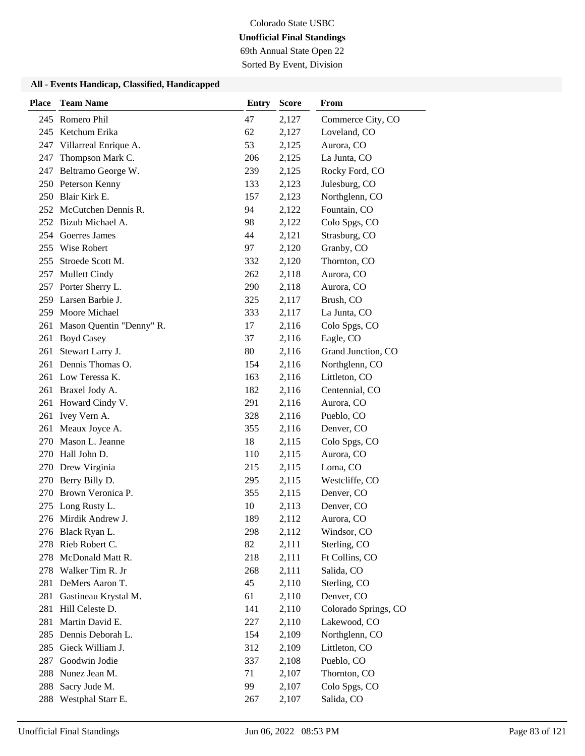Colorado State USBC

**Unofficial Final Standings**

69th Annual State Open 22

Sorted By Event, Division

### All - Events Handicap, Classified, Handicapped

| Place | Team Name | Entry | Score | From |
|---|---|---|---|---|
| 245 | Romero Phil | 47 | 2,127 | Commerce City, CO |
| 245 | Ketchum Erika | 62 | 2,127 | Loveland, CO |
| 247 | Villarreal Enrique A. | 53 | 2,125 | Aurora, CO |
| 247 | Thompson Mark C. | 206 | 2,125 | La Junta, CO |
| 247 | Beltramo George W. | 239 | 2,125 | Rocky Ford, CO |
| 250 | Peterson Kenny | 133 | 2,123 | Julesburg, CO |
| 250 | Blair Kirk E. | 157 | 2,123 | Northglenn, CO |
| 252 | McCutchen Dennis R. | 94 | 2,122 | Fountain, CO |
| 252 | Bizub Michael A. | 98 | 2,122 | Colo Spgs, CO |
| 254 | Goerres James | 44 | 2,121 | Strasburg, CO |
| 255 | Wise Robert | 97 | 2,120 | Granby, CO |
| 255 | Stroede Scott M. | 332 | 2,120 | Thornton, CO |
| 257 | Mullett Cindy | 262 | 2,118 | Aurora, CO |
| 257 | Porter Sherry L. | 290 | 2,118 | Aurora, CO |
| 259 | Larsen Barbie J. | 325 | 2,117 | Brush, CO |
| 259 | Moore Michael | 333 | 2,117 | La Junta, CO |
| 261 | Mason Quentin "Denny" R. | 17 | 2,116 | Colo Spgs, CO |
| 261 | Boyd Casey | 37 | 2,116 | Eagle, CO |
| 261 | Stewart Larry J. | 80 | 2,116 | Grand Junction, CO |
| 261 | Dennis Thomas O. | 154 | 2,116 | Northglenn, CO |
| 261 | Low Teressa K. | 163 | 2,116 | Littleton, CO |
| 261 | Braxel Jody A. | 182 | 2,116 | Centennial, CO |
| 261 | Howard Cindy V. | 291 | 2,116 | Aurora, CO |
| 261 | Ivey Vern A. | 328 | 2,116 | Pueblo, CO |
| 261 | Meaux Joyce A. | 355 | 2,116 | Denver, CO |
| 270 | Mason L. Jeanne | 18 | 2,115 | Colo Spgs, CO |
| 270 | Hall John D. | 110 | 2,115 | Aurora, CO |
| 270 | Drew Virginia | 215 | 2,115 | Loma, CO |
| 270 | Berry Billy D. | 295 | 2,115 | Westcliffe, CO |
| 270 | Brown Veronica P. | 355 | 2,115 | Denver, CO |
| 275 | Long Rusty L. | 10 | 2,113 | Denver, CO |
| 276 | Mirdik Andrew J. | 189 | 2,112 | Aurora, CO |
| 276 | Black Ryan L. | 298 | 2,112 | Windsor, CO |
| 278 | Rieb Robert C. | 82 | 2,111 | Sterling, CO |
| 278 | McDonald Matt R. | 218 | 2,111 | Ft Collins, CO |
| 278 | Walker Tim R. Jr | 268 | 2,111 | Salida, CO |
| 281 | DeMers Aaron T. | 45 | 2,110 | Sterling, CO |
| 281 | Gastineau Krystal M. | 61 | 2,110 | Denver, CO |
| 281 | Hill Celeste D. | 141 | 2,110 | Colorado Springs, CO |
| 281 | Martin David E. | 227 | 2,110 | Lakewood, CO |
| 285 | Dennis Deborah L. | 154 | 2,109 | Northglenn, CO |
| 285 | Gieck William J. | 312 | 2,109 | Littleton, CO |
| 287 | Goodwin Jodie | 337 | 2,108 | Pueblo, CO |
| 288 | Nunez Jean M. | 71 | 2,107 | Thornton, CO |
| 288 | Sacry Jude M. | 99 | 2,107 | Colo Spgs, CO |
| 288 | Westphal Starr E. | 267 | 2,107 | Salida, CO |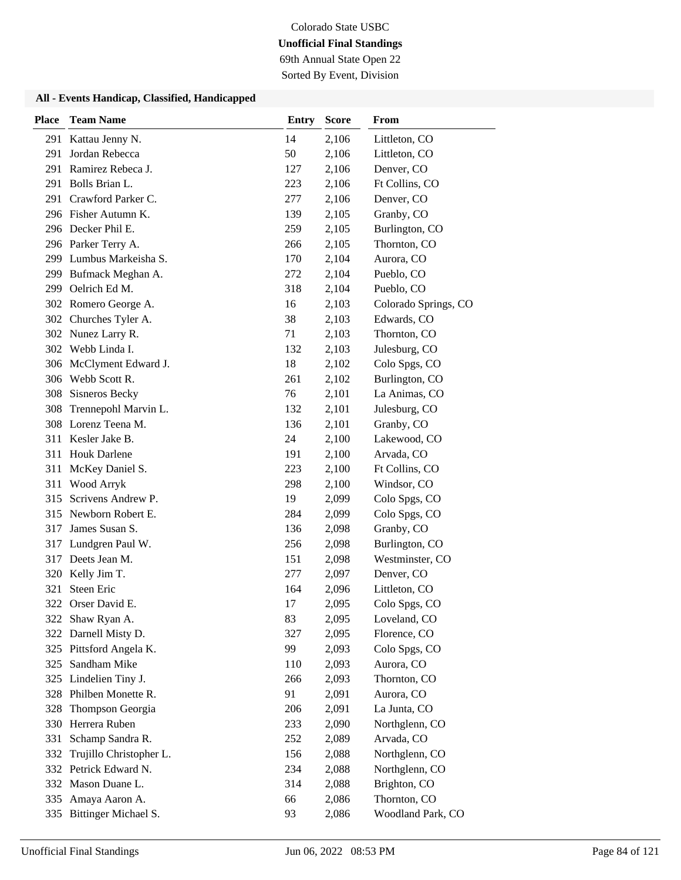Colorado State USBC

**Unofficial Final Standings**

69th Annual State Open 22

Sorted By Event, Division

### All - Events Handicap, Classified, Handicapped

| Place | Team Name | Entry | Score | From |
|---|---|---|---|---|
| 291 | Kattau Jenny N. | 14 | 2,106 | Littleton, CO |
| 291 | Jordan Rebecca | 50 | 2,106 | Littleton, CO |
| 291 | Ramirez Rebeca J. | 127 | 2,106 | Denver, CO |
| 291 | Bolls Brian L. | 223 | 2,106 | Ft Collins, CO |
| 291 | Crawford Parker C. | 277 | 2,106 | Denver, CO |
| 296 | Fisher Autumn K. | 139 | 2,105 | Granby, CO |
| 296 | Decker Phil E. | 259 | 2,105 | Burlington, CO |
| 296 | Parker Terry A. | 266 | 2,105 | Thornton, CO |
| 299 | Lumbus Markeisha S. | 170 | 2,104 | Aurora, CO |
| 299 | Bufmack Meghan A. | 272 | 2,104 | Pueblo, CO |
| 299 | Oelrich Ed M. | 318 | 2,104 | Pueblo, CO |
| 302 | Romero George A. | 16 | 2,103 | Colorado Springs, CO |
| 302 | Churches Tyler A. | 38 | 2,103 | Edwards, CO |
| 302 | Nunez Larry R. | 71 | 2,103 | Thornton, CO |
| 302 | Webb Linda I. | 132 | 2,103 | Julesburg, CO |
| 306 | McClyment Edward J. | 18 | 2,102 | Colo Spgs, CO |
| 306 | Webb Scott R. | 261 | 2,102 | Burlington, CO |
| 308 | Sisneros Becky | 76 | 2,101 | La Animas, CO |
| 308 | Trennepohl Marvin L. | 132 | 2,101 | Julesburg, CO |
| 308 | Lorenz Teena M. | 136 | 2,101 | Granby, CO |
| 311 | Kesler Jake B. | 24 | 2,100 | Lakewood, CO |
| 311 | Houk Darlene | 191 | 2,100 | Arvada, CO |
| 311 | McKey Daniel S. | 223 | 2,100 | Ft Collins, CO |
| 311 | Wood Arryk | 298 | 2,100 | Windsor, CO |
| 315 | Scrivens Andrew P. | 19 | 2,099 | Colo Spgs, CO |
| 315 | Newborn Robert E. | 284 | 2,099 | Colo Spgs, CO |
| 317 | James Susan S. | 136 | 2,098 | Granby, CO |
| 317 | Lundgren Paul W. | 256 | 2,098 | Burlington, CO |
| 317 | Deets Jean M. | 151 | 2,098 | Westminster, CO |
| 320 | Kelly Jim T. | 277 | 2,097 | Denver, CO |
| 321 | Steen Eric | 164 | 2,096 | Littleton, CO |
| 322 | Orser David E. | 17 | 2,095 | Colo Spgs, CO |
| 322 | Shaw Ryan A. | 83 | 2,095 | Loveland, CO |
| 322 | Darnell Misty D. | 327 | 2,095 | Florence, CO |
| 325 | Pittsford Angela K. | 99 | 2,093 | Colo Spgs, CO |
| 325 | Sandham Mike | 110 | 2,093 | Aurora, CO |
| 325 | Lindelien Tiny J. | 266 | 2,093 | Thornton, CO |
| 328 | Philben Monette R. | 91 | 2,091 | Aurora, CO |
| 328 | Thompson Georgia | 206 | 2,091 | La Junta, CO |
| 330 | Herrera Ruben | 233 | 2,090 | Northglenn, CO |
| 331 | Schamp Sandra R. | 252 | 2,089 | Arvada, CO |
| 332 | Trujillo Christopher L. | 156 | 2,088 | Northglenn, CO |
| 332 | Petrick Edward N. | 234 | 2,088 | Northglenn, CO |
| 332 | Mason Duane L. | 314 | 2,088 | Brighton, CO |
| 335 | Amaya Aaron A. | 66 | 2,086 | Thornton, CO |
| 335 | Bittinger Michael S. | 93 | 2,086 | Woodland Park, CO |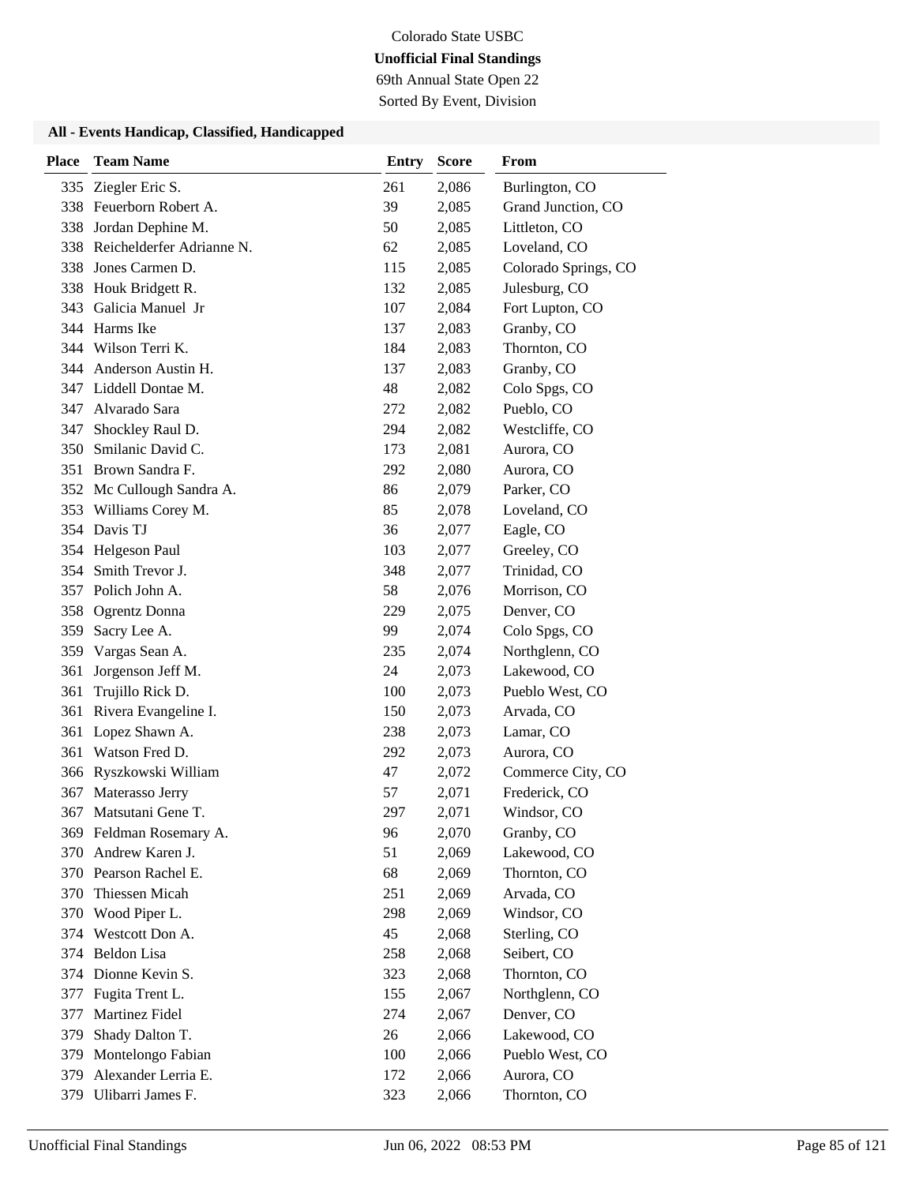Colorado State USBC
**Unofficial Final Standings**
69th Annual State Open 22
Sorted By Event, Division

### All - Events Handicap, Classified, Handicapped

| Place | Team Name | Entry | Score | From |
|---|---|---|---|---|
| 335 | Ziegler Eric S. | 261 | 2,086 | Burlington, CO |
| 338 | Feuerborn Robert A. | 39 | 2,085 | Grand Junction, CO |
| 338 | Jordan Dephine M. | 50 | 2,085 | Littleton, CO |
| 338 | Reichelderfer Adrianne N. | 62 | 2,085 | Loveland, CO |
| 338 | Jones Carmen D. | 115 | 2,085 | Colorado Springs, CO |
| 338 | Houk Bridgett R. | 132 | 2,085 | Julesburg, CO |
| 343 | Galicia Manuel Jr | 107 | 2,084 | Fort Lupton, CO |
| 344 | Harms Ike | 137 | 2,083 | Granby, CO |
| 344 | Wilson Terri K. | 184 | 2,083 | Thornton, CO |
| 344 | Anderson Austin H. | 137 | 2,083 | Granby, CO |
| 347 | Liddell Dontae M. | 48 | 2,082 | Colo Spgs, CO |
| 347 | Alvarado Sara | 272 | 2,082 | Pueblo, CO |
| 347 | Shockley Raul D. | 294 | 2,082 | Westcliffe, CO |
| 350 | Smilanic David C. | 173 | 2,081 | Aurora, CO |
| 351 | Brown Sandra F. | 292 | 2,080 | Aurora, CO |
| 352 | Mc Cullough Sandra A. | 86 | 2,079 | Parker, CO |
| 353 | Williams Corey M. | 85 | 2,078 | Loveland, CO |
| 354 | Davis TJ | 36 | 2,077 | Eagle, CO |
| 354 | Helgeson Paul | 103 | 2,077 | Greeley, CO |
| 354 | Smith Trevor J. | 348 | 2,077 | Trinidad, CO |
| 357 | Polich John A. | 58 | 2,076 | Morrison, CO |
| 358 | Ogrentz Donna | 229 | 2,075 | Denver, CO |
| 359 | Sacry Lee A. | 99 | 2,074 | Colo Spgs, CO |
| 359 | Vargas Sean A. | 235 | 2,074 | Northglenn, CO |
| 361 | Jorgenson Jeff M. | 24 | 2,073 | Lakewood, CO |
| 361 | Trujillo Rick D. | 100 | 2,073 | Pueblo West, CO |
| 361 | Rivera Evangeline I. | 150 | 2,073 | Arvada, CO |
| 361 | Lopez Shawn A. | 238 | 2,073 | Lamar, CO |
| 361 | Watson Fred D. | 292 | 2,073 | Aurora, CO |
| 366 | Ryszkowski William | 47 | 2,072 | Commerce City, CO |
| 367 | Materasso Jerry | 57 | 2,071 | Frederick, CO |
| 367 | Matsutani Gene T. | 297 | 2,071 | Windsor, CO |
| 369 | Feldman Rosemary A. | 96 | 2,070 | Granby, CO |
| 370 | Andrew Karen J. | 51 | 2,069 | Lakewood, CO |
| 370 | Pearson Rachel E. | 68 | 2,069 | Thornton, CO |
| 370 | Thiessen Micah | 251 | 2,069 | Arvada, CO |
| 370 | Wood Piper L. | 298 | 2,069 | Windsor, CO |
| 374 | Westcott Don A. | 45 | 2,068 | Sterling, CO |
| 374 | Beldon Lisa | 258 | 2,068 | Seibert, CO |
| 374 | Dionne Kevin S. | 323 | 2,068 | Thornton, CO |
| 377 | Fugita Trent L. | 155 | 2,067 | Northglenn, CO |
| 377 | Martinez Fidel | 274 | 2,067 | Denver, CO |
| 379 | Shady Dalton T. | 26 | 2,066 | Lakewood, CO |
| 379 | Montelongo Fabian | 100 | 2,066 | Pueblo West, CO |
| 379 | Alexander Lerria E. | 172 | 2,066 | Aurora, CO |
| 379 | Ulibarri James F. | 323 | 2,066 | Thornton, CO |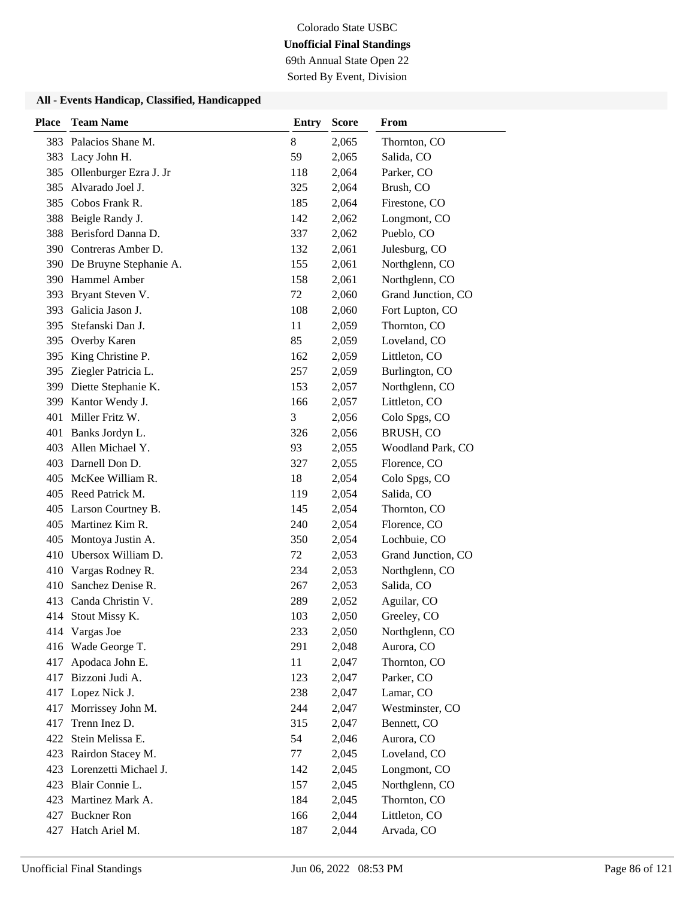Colorado State USBC

**Unofficial Final Standings**

69th Annual State Open 22

Sorted By Event, Division

### All - Events Handicap, Classified, Handicapped

| Place | Team Name | Entry | Score | From |
|---|---|---|---|---|
| 383 | Palacios Shane M. | 8 | 2,065 | Thornton, CO |
| 383 | Lacy John H. | 59 | 2,065 | Salida, CO |
| 385 | Ollenburger Ezra J. Jr | 118 | 2,064 | Parker, CO |
| 385 | Alvarado Joel J. | 325 | 2,064 | Brush, CO |
| 385 | Cobos Frank R. | 185 | 2,064 | Firestone, CO |
| 388 | Beigle Randy J. | 142 | 2,062 | Longmont, CO |
| 388 | Berisford Danna D. | 337 | 2,062 | Pueblo, CO |
| 390 | Contreras Amber D. | 132 | 2,061 | Julesburg, CO |
| 390 | De Bruyne Stephanie A. | 155 | 2,061 | Northglenn, CO |
| 390 | Hammel Amber | 158 | 2,061 | Northglenn, CO |
| 393 | Bryant Steven V. | 72 | 2,060 | Grand Junction, CO |
| 393 | Galicia Jason J. | 108 | 2,060 | Fort Lupton, CO |
| 395 | Stefanski Dan J. | 11 | 2,059 | Thornton, CO |
| 395 | Overby Karen | 85 | 2,059 | Loveland, CO |
| 395 | King Christine P. | 162 | 2,059 | Littleton, CO |
| 395 | Ziegler Patricia L. | 257 | 2,059 | Burlington, CO |
| 399 | Diette Stephanie K. | 153 | 2,057 | Northglenn, CO |
| 399 | Kantor Wendy J. | 166 | 2,057 | Littleton, CO |
| 401 | Miller Fritz W. | 3 | 2,056 | Colo Spgs, CO |
| 401 | Banks Jordyn L. | 326 | 2,056 | BRUSH, CO |
| 403 | Allen Michael Y. | 93 | 2,055 | Woodland Park, CO |
| 403 | Darnell Don D. | 327 | 2,055 | Florence, CO |
| 405 | McKee William R. | 18 | 2,054 | Colo Spgs, CO |
| 405 | Reed Patrick M. | 119 | 2,054 | Salida, CO |
| 405 | Larson Courtney B. | 145 | 2,054 | Thornton, CO |
| 405 | Martinez Kim R. | 240 | 2,054 | Florence, CO |
| 405 | Montoya Justin A. | 350 | 2,054 | Lochbuie, CO |
| 410 | Ubersox William D. | 72 | 2,053 | Grand Junction, CO |
| 410 | Vargas Rodney R. | 234 | 2,053 | Northglenn, CO |
| 410 | Sanchez Denise R. | 267 | 2,053 | Salida, CO |
| 413 | Canda Christin V. | 289 | 2,052 | Aguilar, CO |
| 414 | Stout Missy K. | 103 | 2,050 | Greeley, CO |
| 414 | Vargas Joe | 233 | 2,050 | Northglenn, CO |
| 416 | Wade George T. | 291 | 2,048 | Aurora, CO |
| 417 | Apodaca John E. | 11 | 2,047 | Thornton, CO |
| 417 | Bizzoni Judi A. | 123 | 2,047 | Parker, CO |
| 417 | Lopez Nick J. | 238 | 2,047 | Lamar, CO |
| 417 | Morrissey John M. | 244 | 2,047 | Westminster, CO |
| 417 | Trenn Inez D. | 315 | 2,047 | Bennett, CO |
| 422 | Stein Melissa E. | 54 | 2,046 | Aurora, CO |
| 423 | Rairdon Stacey M. | 77 | 2,045 | Loveland, CO |
| 423 | Lorenzetti Michael J. | 142 | 2,045 | Longmont, CO |
| 423 | Blair Connie L. | 157 | 2,045 | Northglenn, CO |
| 423 | Martinez Mark A. | 184 | 2,045 | Thornton, CO |
| 427 | Buckner Ron | 166 | 2,044 | Littleton, CO |
| 427 | Hatch Ariel M. | 187 | 2,044 | Arvada, CO |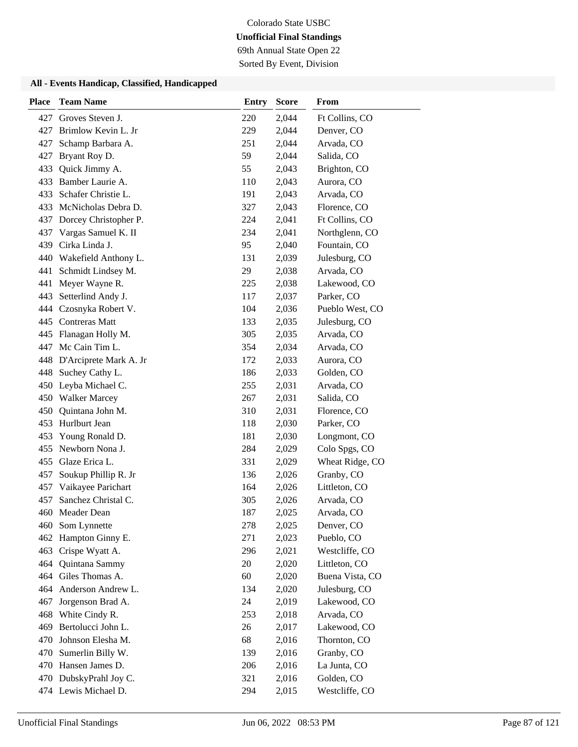Colorado State USBC

**Unofficial Final Standings**

69th Annual State Open 22

Sorted By Event, Division

### All - Events Handicap, Classified, Handicapped

| Place | Team Name | Entry | Score | From |
|---|---|---|---|---|
| 427 | Groves Steven J. | 220 | 2,044 | Ft Collins, CO |
| 427 | Brimlow Kevin L. Jr | 229 | 2,044 | Denver, CO |
| 427 | Schamp Barbara A. | 251 | 2,044 | Arvada, CO |
| 427 | Bryant Roy D. | 59 | 2,044 | Salida, CO |
| 433 | Quick Jimmy A. | 55 | 2,043 | Brighton, CO |
| 433 | Bamber Laurie A. | 110 | 2,043 | Aurora, CO |
| 433 | Schafer Christie L. | 191 | 2,043 | Arvada, CO |
| 433 | McNicholas Debra D. | 327 | 2,043 | Florence, CO |
| 437 | Dorcey Christopher P. | 224 | 2,041 | Ft Collins, CO |
| 437 | Vargas Samuel K. II | 234 | 2,041 | Northglenn, CO |
| 439 | Cirka Linda J. | 95 | 2,040 | Fountain, CO |
| 440 | Wakefield Anthony L. | 131 | 2,039 | Julesburg, CO |
| 441 | Schmidt Lindsey M. | 29 | 2,038 | Arvada, CO |
| 441 | Meyer Wayne R. | 225 | 2,038 | Lakewood, CO |
| 443 | Setterlind Andy J. | 117 | 2,037 | Parker, CO |
| 444 | Czosnyka Robert V. | 104 | 2,036 | Pueblo West, CO |
| 445 | Contreras Matt | 133 | 2,035 | Julesburg, CO |
| 445 | Flanagan Holly M. | 305 | 2,035 | Arvada, CO |
| 447 | Mc Cain Tim L. | 354 | 2,034 | Arvada, CO |
| 448 | D'Arciprete Mark A. Jr | 172 | 2,033 | Aurora, CO |
| 448 | Suchey Cathy L. | 186 | 2,033 | Golden, CO |
| 450 | Leyba Michael C. | 255 | 2,031 | Arvada, CO |
| 450 | Walker Marcey | 267 | 2,031 | Salida, CO |
| 450 | Quintana John M. | 310 | 2,031 | Florence, CO |
| 453 | Hurlburt Jean | 118 | 2,030 | Parker, CO |
| 453 | Young Ronald D. | 181 | 2,030 | Longmont, CO |
| 455 | Newborn Nona J. | 284 | 2,029 | Colo Spgs, CO |
| 455 | Glaze Erica L. | 331 | 2,029 | Wheat Ridge, CO |
| 457 | Soukup Phillip R. Jr | 136 | 2,026 | Granby, CO |
| 457 | Vaikayee Parichart | 164 | 2,026 | Littleton, CO |
| 457 | Sanchez Christal C. | 305 | 2,026 | Arvada, CO |
| 460 | Meader Dean | 187 | 2,025 | Arvada, CO |
| 460 | Som Lynnette | 278 | 2,025 | Denver, CO |
| 462 | Hampton Ginny E. | 271 | 2,023 | Pueblo, CO |
| 463 | Crispe Wyatt A. | 296 | 2,021 | Westcliffe, CO |
| 464 | Quintana Sammy | 20 | 2,020 | Littleton, CO |
| 464 | Giles Thomas A. | 60 | 2,020 | Buena Vista, CO |
| 464 | Anderson Andrew L. | 134 | 2,020 | Julesburg, CO |
| 467 | Jorgenson Brad A. | 24 | 2,019 | Lakewood, CO |
| 468 | White Cindy R. | 253 | 2,018 | Arvada, CO |
| 469 | Bertolucci John L. | 26 | 2,017 | Lakewood, CO |
| 470 | Johnson Elesha M. | 68 | 2,016 | Thornton, CO |
| 470 | Sumerlin Billy W. | 139 | 2,016 | Granby, CO |
| 470 | Hansen James D. | 206 | 2,016 | La Junta, CO |
| 470 | DubskyPrahl Joy C. | 321 | 2,016 | Golden, CO |
| 474 | Lewis Michael D. | 294 | 2,015 | Westcliffe, CO |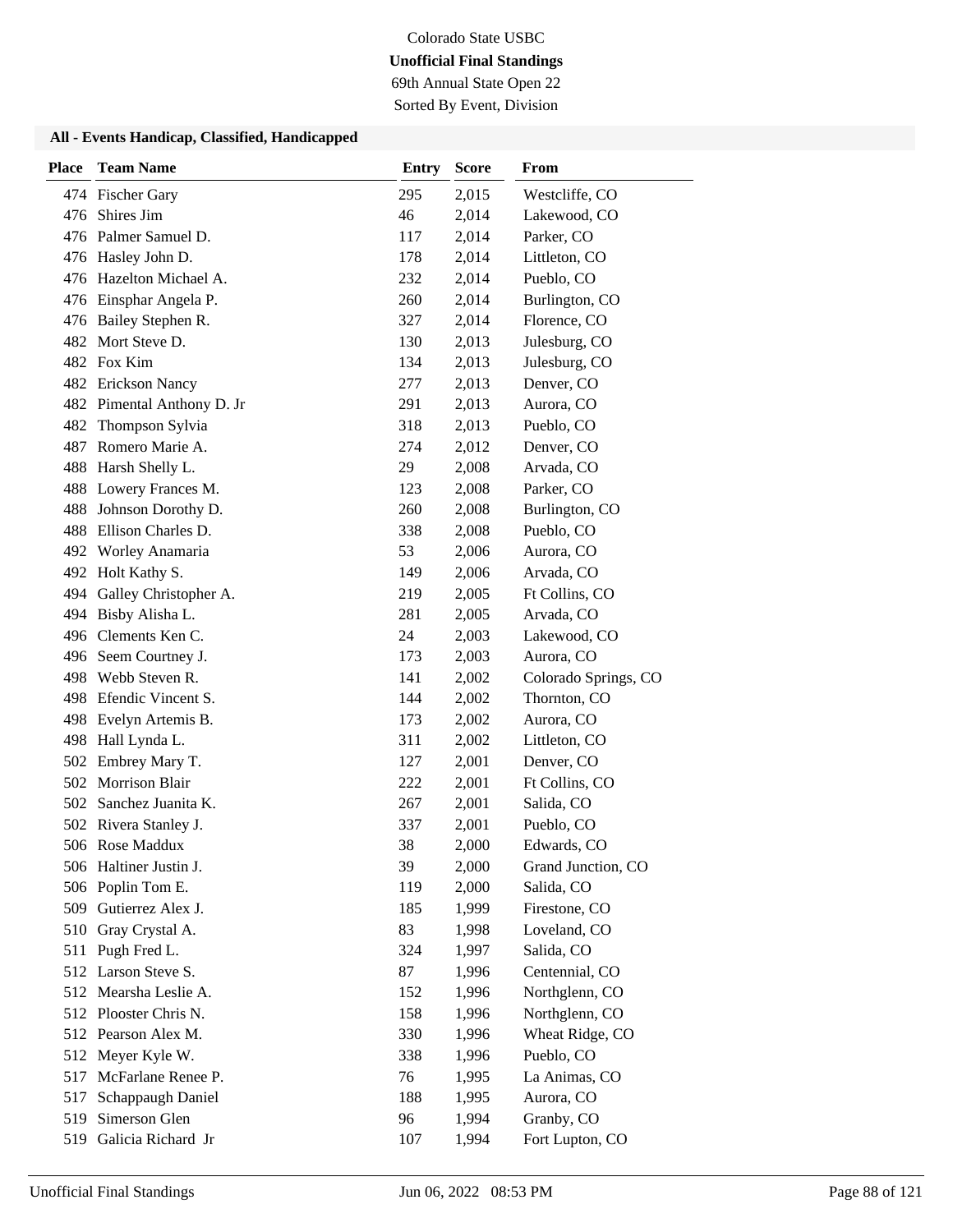Colorado State USBC

**Unofficial Final Standings**

69th Annual State Open 22

Sorted By Event, Division

### All - Events Handicap, Classified, Handicapped

| Place | Team Name | Entry | Score | From |
|---|---|---|---|---|
| 474 | Fischer Gary | 295 | 2,015 | Westcliffe, CO |
| 476 | Shires Jim | 46 | 2,014 | Lakewood, CO |
| 476 | Palmer Samuel D. | 117 | 2,014 | Parker, CO |
| 476 | Hasley John D. | 178 | 2,014 | Littleton, CO |
| 476 | Hazelton Michael A. | 232 | 2,014 | Pueblo, CO |
| 476 | Einsphar Angela P. | 260 | 2,014 | Burlington, CO |
| 476 | Bailey Stephen R. | 327 | 2,014 | Florence, CO |
| 482 | Mort Steve D. | 130 | 2,013 | Julesburg, CO |
| 482 | Fox Kim | 134 | 2,013 | Julesburg, CO |
| 482 | Erickson Nancy | 277 | 2,013 | Denver, CO |
| 482 | Pimental Anthony D. Jr | 291 | 2,013 | Aurora, CO |
| 482 | Thompson Sylvia | 318 | 2,013 | Pueblo, CO |
| 487 | Romero Marie A. | 274 | 2,012 | Denver, CO |
| 488 | Harsh Shelly L. | 29 | 2,008 | Arvada, CO |
| 488 | Lowery Frances M. | 123 | 2,008 | Parker, CO |
| 488 | Johnson Dorothy D. | 260 | 2,008 | Burlington, CO |
| 488 | Ellison Charles D. | 338 | 2,008 | Pueblo, CO |
| 492 | Worley Anamaria | 53 | 2,006 | Aurora, CO |
| 492 | Holt Kathy S. | 149 | 2,006 | Arvada, CO |
| 494 | Galley Christopher A. | 219 | 2,005 | Ft Collins, CO |
| 494 | Bisby Alisha L. | 281 | 2,005 | Arvada, CO |
| 496 | Clements Ken C. | 24 | 2,003 | Lakewood, CO |
| 496 | Seem Courtney J. | 173 | 2,003 | Aurora, CO |
| 498 | Webb Steven R. | 141 | 2,002 | Colorado Springs, CO |
| 498 | Efendic Vincent S. | 144 | 2,002 | Thornton, CO |
| 498 | Evelyn Artemis B. | 173 | 2,002 | Aurora, CO |
| 498 | Hall Lynda L. | 311 | 2,002 | Littleton, CO |
| 502 | Embrey Mary T. | 127 | 2,001 | Denver, CO |
| 502 | Morrison Blair | 222 | 2,001 | Ft Collins, CO |
| 502 | Sanchez Juanita K. | 267 | 2,001 | Salida, CO |
| 502 | Rivera Stanley J. | 337 | 2,001 | Pueblo, CO |
| 506 | Rose Maddux | 38 | 2,000 | Edwards, CO |
| 506 | Haltiner Justin J. | 39 | 2,000 | Grand Junction, CO |
| 506 | Poplin Tom E. | 119 | 2,000 | Salida, CO |
| 509 | Gutierrez Alex J. | 185 | 1,999 | Firestone, CO |
| 510 | Gray Crystal A. | 83 | 1,998 | Loveland, CO |
| 511 | Pugh Fred L. | 324 | 1,997 | Salida, CO |
| 512 | Larson Steve S. | 87 | 1,996 | Centennial, CO |
| 512 | Mearsha Leslie A. | 152 | 1,996 | Northglenn, CO |
| 512 | Plooster Chris N. | 158 | 1,996 | Northglenn, CO |
| 512 | Pearson Alex M. | 330 | 1,996 | Wheat Ridge, CO |
| 512 | Meyer Kyle W. | 338 | 1,996 | Pueblo, CO |
| 517 | McFarlane Renee P. | 76 | 1,995 | La Animas, CO |
| 517 | Schappaugh Daniel | 188 | 1,995 | Aurora, CO |
| 519 | Simerson Glen | 96 | 1,994 | Granby, CO |
| 519 | Galicia Richard Jr | 107 | 1,994 | Fort Lupton, CO |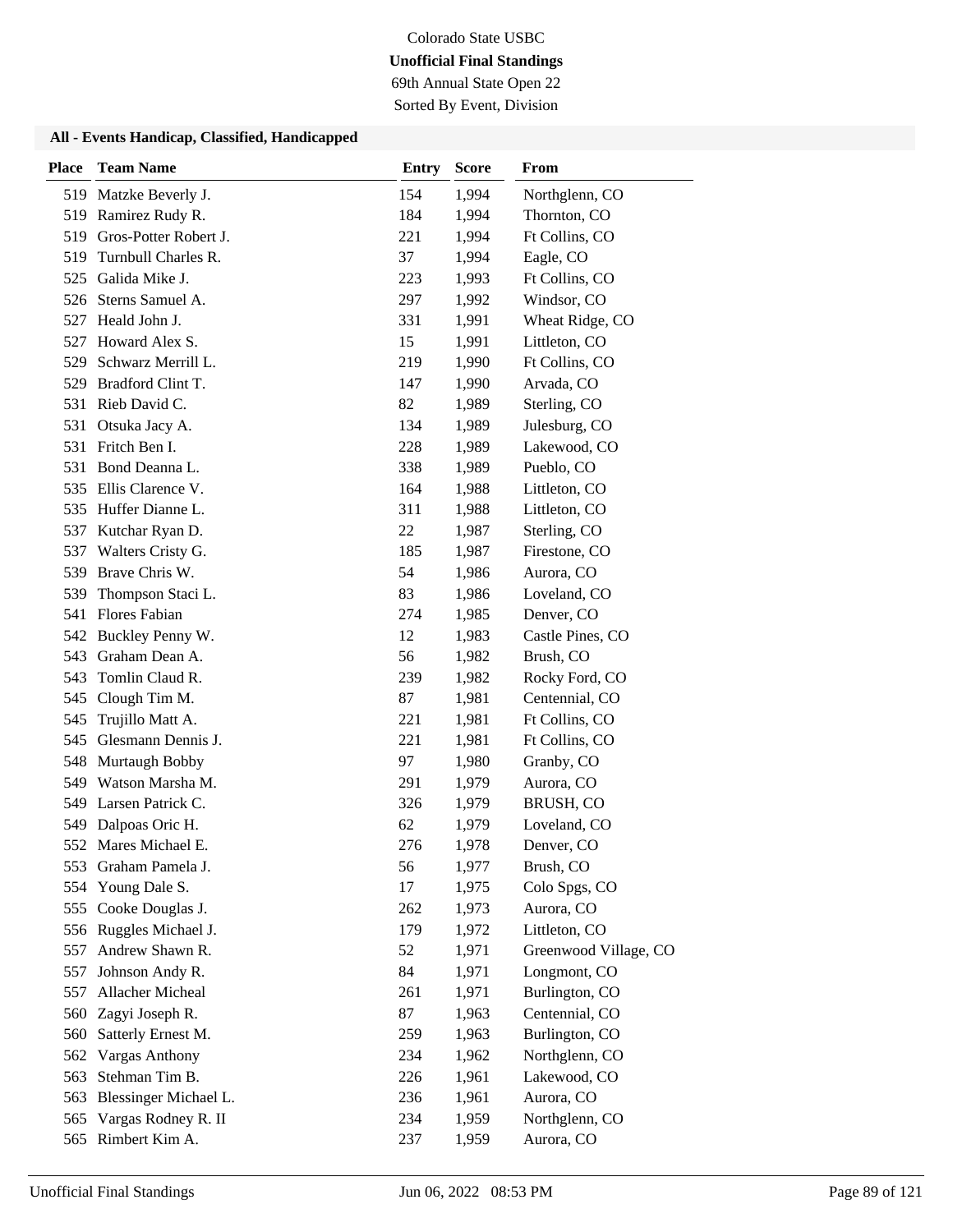Colorado State USBC

**Unofficial Final Standings**

69th Annual State Open 22

Sorted By Event, Division

### All - Events Handicap, Classified, Handicapped

| Place | Team Name | Entry | Score | From |
|---|---|---|---|---|
| 519 | Matzke Beverly J. | 154 | 1,994 | Northglenn, CO |
| 519 | Ramirez Rudy R. | 184 | 1,994 | Thornton, CO |
| 519 | Gros-Potter Robert J. | 221 | 1,994 | Ft Collins, CO |
| 519 | Turnbull Charles R. | 37 | 1,994 | Eagle, CO |
| 525 | Galida Mike J. | 223 | 1,993 | Ft Collins, CO |
| 526 | Sterns Samuel A. | 297 | 1,992 | Windsor, CO |
| 527 | Heald John J. | 331 | 1,991 | Wheat Ridge, CO |
| 527 | Howard Alex S. | 15 | 1,991 | Littleton, CO |
| 529 | Schwarz Merrill L. | 219 | 1,990 | Ft Collins, CO |
| 529 | Bradford Clint T. | 147 | 1,990 | Arvada, CO |
| 531 | Rieb David C. | 82 | 1,989 | Sterling, CO |
| 531 | Otsuka Jacy A. | 134 | 1,989 | Julesburg, CO |
| 531 | Fritch Ben I. | 228 | 1,989 | Lakewood, CO |
| 531 | Bond Deanna L. | 338 | 1,989 | Pueblo, CO |
| 535 | Ellis Clarence V. | 164 | 1,988 | Littleton, CO |
| 535 | Huffer Dianne L. | 311 | 1,988 | Littleton, CO |
| 537 | Kutchar Ryan D. | 22 | 1,987 | Sterling, CO |
| 537 | Walters Cristy G. | 185 | 1,987 | Firestone, CO |
| 539 | Brave Chris W. | 54 | 1,986 | Aurora, CO |
| 539 | Thompson Staci L. | 83 | 1,986 | Loveland, CO |
| 541 | Flores Fabian | 274 | 1,985 | Denver, CO |
| 542 | Buckley Penny W. | 12 | 1,983 | Castle Pines, CO |
| 543 | Graham Dean A. | 56 | 1,982 | Brush, CO |
| 543 | Tomlin Claud R. | 239 | 1,982 | Rocky Ford, CO |
| 545 | Clough Tim M. | 87 | 1,981 | Centennial, CO |
| 545 | Trujillo Matt A. | 221 | 1,981 | Ft Collins, CO |
| 545 | Glesmann Dennis J. | 221 | 1,981 | Ft Collins, CO |
| 548 | Murtaugh Bobby | 97 | 1,980 | Granby, CO |
| 549 | Watson Marsha M. | 291 | 1,979 | Aurora, CO |
| 549 | Larsen Patrick C. | 326 | 1,979 | BRUSH, CO |
| 549 | Dalpoas Oric H. | 62 | 1,979 | Loveland, CO |
| 552 | Mares Michael E. | 276 | 1,978 | Denver, CO |
| 553 | Graham Pamela J. | 56 | 1,977 | Brush, CO |
| 554 | Young Dale S. | 17 | 1,975 | Colo Spgs, CO |
| 555 | Cooke Douglas J. | 262 | 1,973 | Aurora, CO |
| 556 | Ruggles Michael J. | 179 | 1,972 | Littleton, CO |
| 557 | Andrew Shawn R. | 52 | 1,971 | Greenwood Village, CO |
| 557 | Johnson Andy R. | 84 | 1,971 | Longmont, CO |
| 557 | Allacher Micheal | 261 | 1,971 | Burlington, CO |
| 560 | Zagyi Joseph R. | 87 | 1,963 | Centennial, CO |
| 560 | Satterly Ernest M. | 259 | 1,963 | Burlington, CO |
| 562 | Vargas Anthony | 234 | 1,962 | Northglenn, CO |
| 563 | Stehman Tim B. | 226 | 1,961 | Lakewood, CO |
| 563 | Blessinger Michael L. | 236 | 1,961 | Aurora, CO |
| 565 | Vargas Rodney R. II | 234 | 1,959 | Northglenn, CO |
| 565 | Rimbert Kim A. | 237 | 1,959 | Aurora, CO |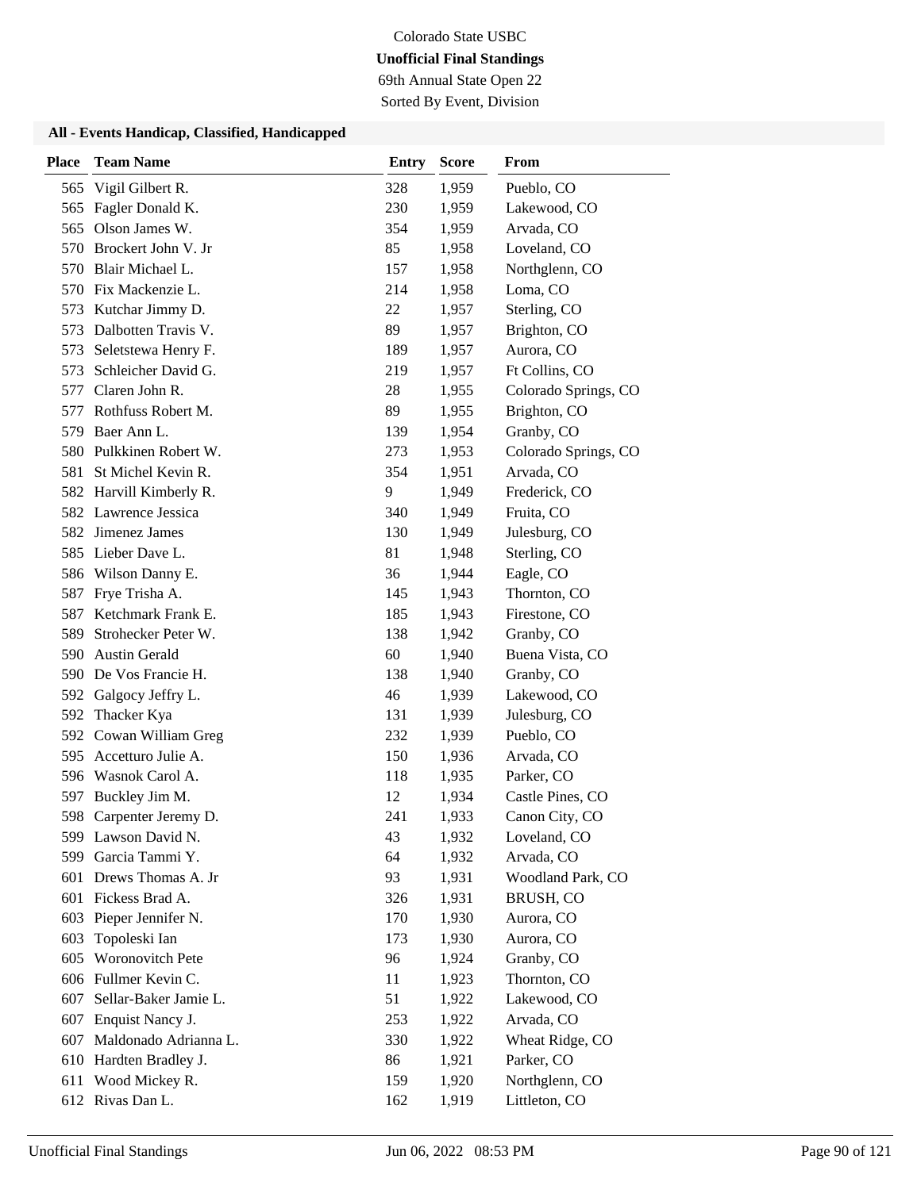Colorado State USBC

**Unofficial Final Standings**

69th Annual State Open 22

Sorted By Event, Division

### All - Events Handicap, Classified, Handicapped

| Place | Team Name | Entry | Score | From |
|---|---|---|---|---|
| 565 | Vigil Gilbert R. | 328 | 1,959 | Pueblo, CO |
| 565 | Fagler Donald K. | 230 | 1,959 | Lakewood, CO |
| 565 | Olson James W. | 354 | 1,959 | Arvada, CO |
| 570 | Brockert John V. Jr | 85 | 1,958 | Loveland, CO |
| 570 | Blair Michael L. | 157 | 1,958 | Northglenn, CO |
| 570 | Fix Mackenzie L. | 214 | 1,958 | Loma, CO |
| 573 | Kutchar Jimmy D. | 22 | 1,957 | Sterling, CO |
| 573 | Dalbotten Travis V. | 89 | 1,957 | Brighton, CO |
| 573 | Seletstewa Henry F. | 189 | 1,957 | Aurora, CO |
| 573 | Schleicher David G. | 219 | 1,957 | Ft Collins, CO |
| 577 | Claren John R. | 28 | 1,955 | Colorado Springs, CO |
| 577 | Rothfuss Robert M. | 89 | 1,955 | Brighton, CO |
| 579 | Baer Ann L. | 139 | 1,954 | Granby, CO |
| 580 | Pulkkinen Robert W. | 273 | 1,953 | Colorado Springs, CO |
| 581 | St Michel Kevin R. | 354 | 1,951 | Arvada, CO |
| 582 | Harvill Kimberly R. | 9 | 1,949 | Frederick, CO |
| 582 | Lawrence Jessica | 340 | 1,949 | Fruita, CO |
| 582 | Jimenez James | 130 | 1,949 | Julesburg, CO |
| 585 | Lieber Dave L. | 81 | 1,948 | Sterling, CO |
| 586 | Wilson Danny E. | 36 | 1,944 | Eagle, CO |
| 587 | Frye Trisha A. | 145 | 1,943 | Thornton, CO |
| 587 | Ketchmark Frank E. | 185 | 1,943 | Firestone, CO |
| 589 | Strohecker Peter W. | 138 | 1,942 | Granby, CO |
| 590 | Austin Gerald | 60 | 1,940 | Buena Vista, CO |
| 590 | De Vos Francie H. | 138 | 1,940 | Granby, CO |
| 592 | Galgocy Jeffry L. | 46 | 1,939 | Lakewood, CO |
| 592 | Thacker Kya | 131 | 1,939 | Julesburg, CO |
| 592 | Cowan William Greg | 232 | 1,939 | Pueblo, CO |
| 595 | Accetturo Julie A. | 150 | 1,936 | Arvada, CO |
| 596 | Wasnok Carol A. | 118 | 1,935 | Parker, CO |
| 597 | Buckley Jim M. | 12 | 1,934 | Castle Pines, CO |
| 598 | Carpenter Jeremy D. | 241 | 1,933 | Canon City, CO |
| 599 | Lawson David N. | 43 | 1,932 | Loveland, CO |
| 599 | Garcia Tammi Y. | 64 | 1,932 | Arvada, CO |
| 601 | Drews Thomas A. Jr | 93 | 1,931 | Woodland Park, CO |
| 601 | Fickess Brad A. | 326 | 1,931 | BRUSH, CO |
| 603 | Pieper Jennifer N. | 170 | 1,930 | Aurora, CO |
| 603 | Topoleski Ian | 173 | 1,930 | Aurora, CO |
| 605 | Woronovitch Pete | 96 | 1,924 | Granby, CO |
| 606 | Fullmer Kevin C. | 11 | 1,923 | Thornton, CO |
| 607 | Sellar-Baker Jamie L. | 51 | 1,922 | Lakewood, CO |
| 607 | Enquist Nancy J. | 253 | 1,922 | Arvada, CO |
| 607 | Maldonado Adrianna L. | 330 | 1,922 | Wheat Ridge, CO |
| 610 | Hardten Bradley J. | 86 | 1,921 | Parker, CO |
| 611 | Wood Mickey R. | 159 | 1,920 | Northglenn, CO |
| 612 | Rivas Dan L. | 162 | 1,919 | Littleton, CO |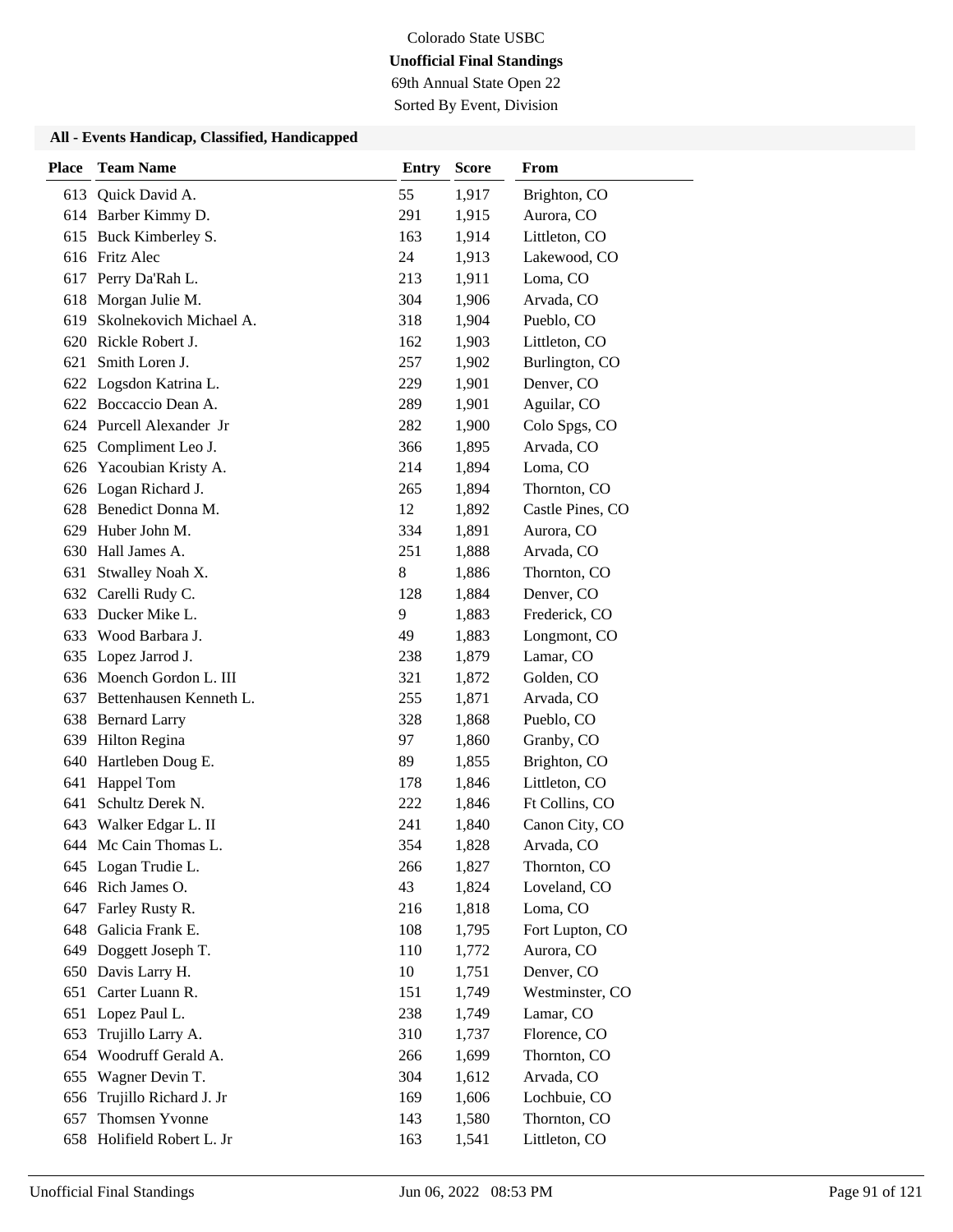Colorado State USBC

**Unofficial Final Standings**

69th Annual State Open 22

Sorted By Event, Division

### All - Events Handicap, Classified, Handicapped

| Place | Team Name | Entry | Score | From |
|---|---|---|---|---|
| 613 | Quick David A. | 55 | 1,917 | Brighton, CO |
| 614 | Barber Kimmy D. | 291 | 1,915 | Aurora, CO |
| 615 | Buck Kimberley S. | 163 | 1,914 | Littleton, CO |
| 616 | Fritz Alec | 24 | 1,913 | Lakewood, CO |
| 617 | Perry Da'Rah L. | 213 | 1,911 | Loma, CO |
| 618 | Morgan Julie M. | 304 | 1,906 | Arvada, CO |
| 619 | Skolnekovich Michael A. | 318 | 1,904 | Pueblo, CO |
| 620 | Rickle Robert J. | 162 | 1,903 | Littleton, CO |
| 621 | Smith Loren J. | 257 | 1,902 | Burlington, CO |
| 622 | Logsdon Katrina L. | 229 | 1,901 | Denver, CO |
| 622 | Boccaccio Dean A. | 289 | 1,901 | Aguilar, CO |
| 624 | Purcell Alexander Jr | 282 | 1,900 | Colo Spgs, CO |
| 625 | Compliment Leo J. | 366 | 1,895 | Arvada, CO |
| 626 | Yacoubian Kristy A. | 214 | 1,894 | Loma, CO |
| 626 | Logan Richard J. | 265 | 1,894 | Thornton, CO |
| 628 | Benedict Donna M. | 12 | 1,892 | Castle Pines, CO |
| 629 | Huber John M. | 334 | 1,891 | Aurora, CO |
| 630 | Hall James A. | 251 | 1,888 | Arvada, CO |
| 631 | Stwalley Noah X. | 8 | 1,886 | Thornton, CO |
| 632 | Carelli Rudy C. | 128 | 1,884 | Denver, CO |
| 633 | Ducker Mike L. | 9 | 1,883 | Frederick, CO |
| 633 | Wood Barbara J. | 49 | 1,883 | Longmont, CO |
| 635 | Lopez Jarrod J. | 238 | 1,879 | Lamar, CO |
| 636 | Moench Gordon L. III | 321 | 1,872 | Golden, CO |
| 637 | Bettenhausen Kenneth L. | 255 | 1,871 | Arvada, CO |
| 638 | Bernard Larry | 328 | 1,868 | Pueblo, CO |
| 639 | Hilton Regina | 97 | 1,860 | Granby, CO |
| 640 | Hartleben Doug E. | 89 | 1,855 | Brighton, CO |
| 641 | Happel Tom | 178 | 1,846 | Littleton, CO |
| 641 | Schultz Derek N. | 222 | 1,846 | Ft Collins, CO |
| 643 | Walker Edgar L. II | 241 | 1,840 | Canon City, CO |
| 644 | Mc Cain Thomas L. | 354 | 1,828 | Arvada, CO |
| 645 | Logan Trudie L. | 266 | 1,827 | Thornton, CO |
| 646 | Rich James O. | 43 | 1,824 | Loveland, CO |
| 647 | Farley Rusty R. | 216 | 1,818 | Loma, CO |
| 648 | Galicia Frank E. | 108 | 1,795 | Fort Lupton, CO |
| 649 | Doggett Joseph T. | 110 | 1,772 | Aurora, CO |
| 650 | Davis Larry H. | 10 | 1,751 | Denver, CO |
| 651 | Carter Luann R. | 151 | 1,749 | Westminster, CO |
| 651 | Lopez Paul L. | 238 | 1,749 | Lamar, CO |
| 653 | Trujillo Larry A. | 310 | 1,737 | Florence, CO |
| 654 | Woodruff Gerald A. | 266 | 1,699 | Thornton, CO |
| 655 | Wagner Devin T. | 304 | 1,612 | Arvada, CO |
| 656 | Trujillo Richard J. Jr | 169 | 1,606 | Lochbuie, CO |
| 657 | Thomsen Yvonne | 143 | 1,580 | Thornton, CO |
| 658 | Holifield Robert L. Jr | 163 | 1,541 | Littleton, CO |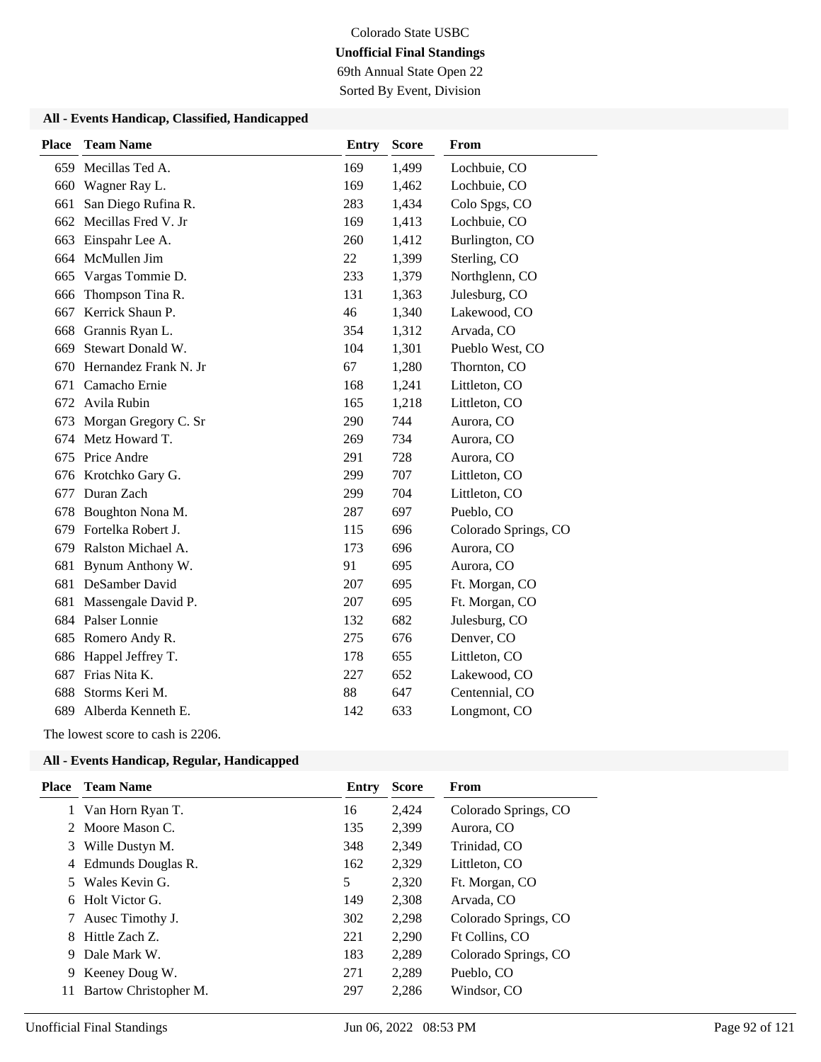Colorado State USBC

**Unofficial Final Standings**

69th Annual State Open 22

Sorted By Event, Division

### All - Events Handicap, Classified, Handicapped

| Place | Team Name | Entry | Score | From |
|---|---|---|---|---|
| 659 | Mecillas Ted A. | 169 | 1,499 | Lochbuie, CO |
| 660 | Wagner Ray L. | 169 | 1,462 | Lochbuie, CO |
| 661 | San Diego Rufina R. | 283 | 1,434 | Colo Spgs, CO |
| 662 | Mecillas Fred V. Jr | 169 | 1,413 | Lochbuie, CO |
| 663 | Einspahr Lee A. | 260 | 1,412 | Burlington, CO |
| 664 | McMullen Jim | 22 | 1,399 | Sterling, CO |
| 665 | Vargas Tommie D. | 233 | 1,379 | Northglenn, CO |
| 666 | Thompson Tina R. | 131 | 1,363 | Julesburg, CO |
| 667 | Kerrick Shaun P. | 46 | 1,340 | Lakewood, CO |
| 668 | Grannis Ryan L. | 354 | 1,312 | Arvada, CO |
| 669 | Stewart Donald W. | 104 | 1,301 | Pueblo West, CO |
| 670 | Hernandez Frank N. Jr | 67 | 1,280 | Thornton, CO |
| 671 | Camacho Ernie | 168 | 1,241 | Littleton, CO |
| 672 | Avila Rubin | 165 | 1,218 | Littleton, CO |
| 673 | Morgan Gregory C. Sr | 290 | 744 | Aurora, CO |
| 674 | Metz Howard T. | 269 | 734 | Aurora, CO |
| 675 | Price Andre | 291 | 728 | Aurora, CO |
| 676 | Krotchko Gary G. | 299 | 707 | Littleton, CO |
| 677 | Duran Zach | 299 | 704 | Littleton, CO |
| 678 | Boughton Nona M. | 287 | 697 | Pueblo, CO |
| 679 | Fortelka Robert J. | 115 | 696 | Colorado Springs, CO |
| 679 | Ralston Michael A. | 173 | 696 | Aurora, CO |
| 681 | Bynum Anthony W. | 91 | 695 | Aurora, CO |
| 681 | DeSamber David | 207 | 695 | Ft. Morgan, CO |
| 681 | Massengale David P. | 207 | 695 | Ft. Morgan, CO |
| 684 | Palser Lonnie | 132 | 682 | Julesburg, CO |
| 685 | Romero Andy R. | 275 | 676 | Denver, CO |
| 686 | Happel Jeffrey T. | 178 | 655 | Littleton, CO |
| 687 | Frias Nita K. | 227 | 652 | Lakewood, CO |
| 688 | Storms Keri M. | 88 | 647 | Centennial, CO |
| 689 | Alberda Kenneth E. | 142 | 633 | Longmont, CO |

The lowest score to cash is 2206.

### All - Events Handicap, Regular, Handicapped

| Place | Team Name | Entry | Score | From |
|---|---|---|---|---|
| 1 | Van Horn Ryan T. | 16 | 2,424 | Colorado Springs, CO |
| 2 | Moore Mason C. | 135 | 2,399 | Aurora, CO |
| 3 | Wille Dustyn M. | 348 | 2,349 | Trinidad, CO |
| 4 | Edmunds Douglas R. | 162 | 2,329 | Littleton, CO |
| 5 | Wales Kevin G. | 5 | 2,320 | Ft. Morgan, CO |
| 6 | Holt Victor G. | 149 | 2,308 | Arvada, CO |
| 7 | Ausec Timothy J. | 302 | 2,298 | Colorado Springs, CO |
| 8 | Hittle Zach Z. | 221 | 2,290 | Ft Collins, CO |
| 9 | Dale Mark W. | 183 | 2,289 | Colorado Springs, CO |
| 9 | Keeney Doug W. | 271 | 2,289 | Pueblo, CO |
| 11 | Bartow Christopher M. | 297 | 2,286 | Windsor, CO |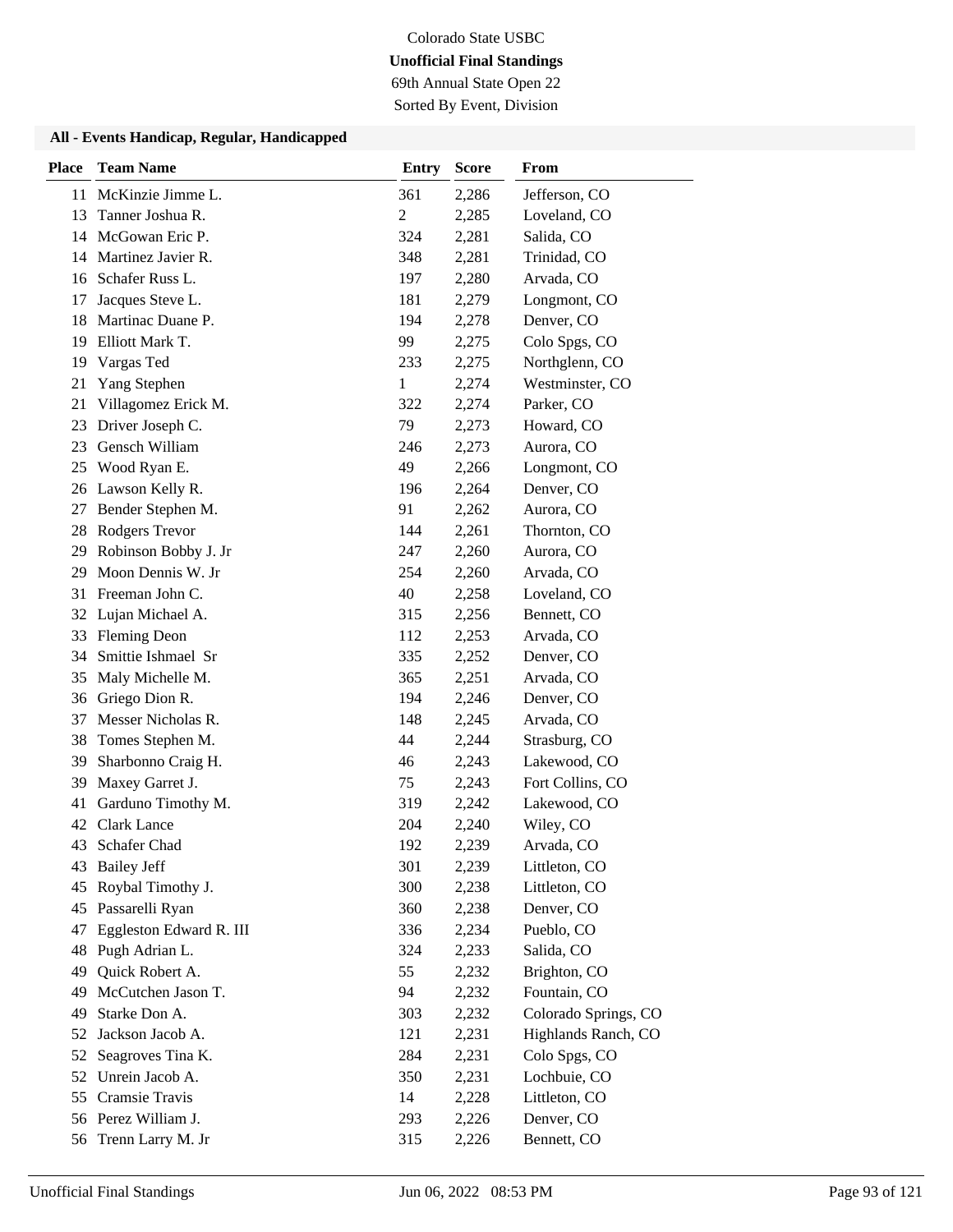Colorado State USBC

**Unofficial Final Standings**

69th Annual State Open 22

Sorted By Event, Division

### All - Events Handicap, Regular, Handicapped

| Place | Team Name | Entry | Score | From |
|---|---|---|---|---|
| 11 | McKinzie Jimme L. | 361 | 2,286 | Jefferson, CO |
| 13 | Tanner Joshua R. | 2 | 2,285 | Loveland, CO |
| 14 | McGowan Eric P. | 324 | 2,281 | Salida, CO |
| 14 | Martinez Javier R. | 348 | 2,281 | Trinidad, CO |
| 16 | Schafer Russ L. | 197 | 2,280 | Arvada, CO |
| 17 | Jacques Steve L. | 181 | 2,279 | Longmont, CO |
| 18 | Martinac Duane P. | 194 | 2,278 | Denver, CO |
| 19 | Elliott Mark T. | 99 | 2,275 | Colo Spgs, CO |
| 19 | Vargas Ted | 233 | 2,275 | Northglenn, CO |
| 21 | Yang Stephen | 1 | 2,274 | Westminster, CO |
| 21 | Villagomez Erick M. | 322 | 2,274 | Parker, CO |
| 23 | Driver Joseph C. | 79 | 2,273 | Howard, CO |
| 23 | Gensch William | 246 | 2,273 | Aurora, CO |
| 25 | Wood Ryan E. | 49 | 2,266 | Longmont, CO |
| 26 | Lawson Kelly R. | 196 | 2,264 | Denver, CO |
| 27 | Bender Stephen M. | 91 | 2,262 | Aurora, CO |
| 28 | Rodgers Trevor | 144 | 2,261 | Thornton, CO |
| 29 | Robinson Bobby J. Jr | 247 | 2,260 | Aurora, CO |
| 29 | Moon Dennis W. Jr | 254 | 2,260 | Arvada, CO |
| 31 | Freeman John C. | 40 | 2,258 | Loveland, CO |
| 32 | Lujan Michael A. | 315 | 2,256 | Bennett, CO |
| 33 | Fleming Deon | 112 | 2,253 | Arvada, CO |
| 34 | Smittie Ishmael Sr | 335 | 2,252 | Denver, CO |
| 35 | Maly Michelle M. | 365 | 2,251 | Arvada, CO |
| 36 | Griego Dion R. | 194 | 2,246 | Denver, CO |
| 37 | Messer Nicholas R. | 148 | 2,245 | Arvada, CO |
| 38 | Tomes Stephen M. | 44 | 2,244 | Strasburg, CO |
| 39 | Sharbonno Craig H. | 46 | 2,243 | Lakewood, CO |
| 39 | Maxey Garret J. | 75 | 2,243 | Fort Collins, CO |
| 41 | Garduno Timothy M. | 319 | 2,242 | Lakewood, CO |
| 42 | Clark Lance | 204 | 2,240 | Wiley, CO |
| 43 | Schafer Chad | 192 | 2,239 | Arvada, CO |
| 43 | Bailey Jeff | 301 | 2,239 | Littleton, CO |
| 45 | Roybal Timothy J. | 300 | 2,238 | Littleton, CO |
| 45 | Passarelli Ryan | 360 | 2,238 | Denver, CO |
| 47 | Eggleston Edward R. III | 336 | 2,234 | Pueblo, CO |
| 48 | Pugh Adrian L. | 324 | 2,233 | Salida, CO |
| 49 | Quick Robert A. | 55 | 2,232 | Brighton, CO |
| 49 | McCutchen Jason T. | 94 | 2,232 | Fountain, CO |
| 49 | Starke Don A. | 303 | 2,232 | Colorado Springs, CO |
| 52 | Jackson Jacob A. | 121 | 2,231 | Highlands Ranch, CO |
| 52 | Seagroves Tina K. | 284 | 2,231 | Colo Spgs, CO |
| 52 | Unrein Jacob A. | 350 | 2,231 | Lochbuie, CO |
| 55 | Cramsie Travis | 14 | 2,228 | Littleton, CO |
| 56 | Perez William J. | 293 | 2,226 | Denver, CO |
| 56 | Trenn Larry M. Jr | 315 | 2,226 | Bennett, CO |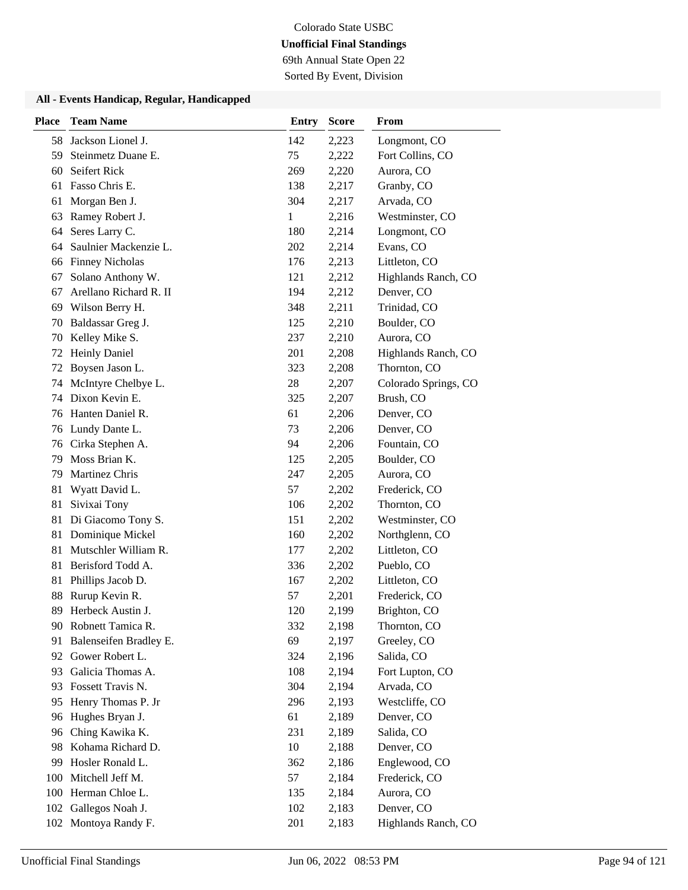Colorado State USBC

**Unofficial Final Standings**

69th Annual State Open 22

Sorted By Event, Division

### All - Events Handicap, Regular, Handicapped

| Place | Team Name | Entry | Score | From |
|---|---|---|---|---|
| 58 | Jackson Lionel J. | 142 | 2,223 | Longmont, CO |
| 59 | Steinmetz Duane E. | 75 | 2,222 | Fort Collins, CO |
| 60 | Seifert Rick | 269 | 2,220 | Aurora, CO |
| 61 | Fasso Chris E. | 138 | 2,217 | Granby, CO |
| 61 | Morgan Ben J. | 304 | 2,217 | Arvada, CO |
| 63 | Ramey Robert J. | 1 | 2,216 | Westminster, CO |
| 64 | Seres Larry C. | 180 | 2,214 | Longmont, CO |
| 64 | Saulnier Mackenzie L. | 202 | 2,214 | Evans, CO |
| 66 | Finney Nicholas | 176 | 2,213 | Littleton, CO |
| 67 | Solano Anthony W. | 121 | 2,212 | Highlands Ranch, CO |
| 67 | Arellano Richard R. II | 194 | 2,212 | Denver, CO |
| 69 | Wilson Berry H. | 348 | 2,211 | Trinidad, CO |
| 70 | Baldassar Greg J. | 125 | 2,210 | Boulder, CO |
| 70 | Kelley Mike S. | 237 | 2,210 | Aurora, CO |
| 72 | Heinly Daniel | 201 | 2,208 | Highlands Ranch, CO |
| 72 | Boysen Jason L. | 323 | 2,208 | Thornton, CO |
| 74 | McIntyre Chelbye L. | 28 | 2,207 | Colorado Springs, CO |
| 74 | Dixon Kevin E. | 325 | 2,207 | Brush, CO |
| 76 | Hanten Daniel R. | 61 | 2,206 | Denver, CO |
| 76 | Lundy Dante L. | 73 | 2,206 | Denver, CO |
| 76 | Cirka Stephen A. | 94 | 2,206 | Fountain, CO |
| 79 | Moss Brian K. | 125 | 2,205 | Boulder, CO |
| 79 | Martinez Chris | 247 | 2,205 | Aurora, CO |
| 81 | Wyatt David L. | 57 | 2,202 | Frederick, CO |
| 81 | Sivixai Tony | 106 | 2,202 | Thornton, CO |
| 81 | Di Giacomo Tony S. | 151 | 2,202 | Westminster, CO |
| 81 | Dominique Mickel | 160 | 2,202 | Northglenn, CO |
| 81 | Mutschler William R. | 177 | 2,202 | Littleton, CO |
| 81 | Berisford Todd A. | 336 | 2,202 | Pueblo, CO |
| 81 | Phillips Jacob D. | 167 | 2,202 | Littleton, CO |
| 88 | Rurup Kevin R. | 57 | 2,201 | Frederick, CO |
| 89 | Herbeck Austin J. | 120 | 2,199 | Brighton, CO |
| 90 | Robnett Tamica R. | 332 | 2,198 | Thornton, CO |
| 91 | Balenseifen Bradley E. | 69 | 2,197 | Greeley, CO |
| 92 | Gower Robert L. | 324 | 2,196 | Salida, CO |
| 93 | Galicia Thomas A. | 108 | 2,194 | Fort Lupton, CO |
| 93 | Fossett Travis N. | 304 | 2,194 | Arvada, CO |
| 95 | Henry Thomas P. Jr | 296 | 2,193 | Westcliffe, CO |
| 96 | Hughes Bryan J. | 61 | 2,189 | Denver, CO |
| 96 | Ching Kawika K. | 231 | 2,189 | Salida, CO |
| 98 | Kohama Richard D. | 10 | 2,188 | Denver, CO |
| 99 | Hosler Ronald L. | 362 | 2,186 | Englewood, CO |
| 100 | Mitchell Jeff M. | 57 | 2,184 | Frederick, CO |
| 100 | Herman Chloe L. | 135 | 2,184 | Aurora, CO |
| 102 | Gallegos Noah J. | 102 | 2,183 | Denver, CO |
| 102 | Montoya Randy F. | 201 | 2,183 | Highlands Ranch, CO |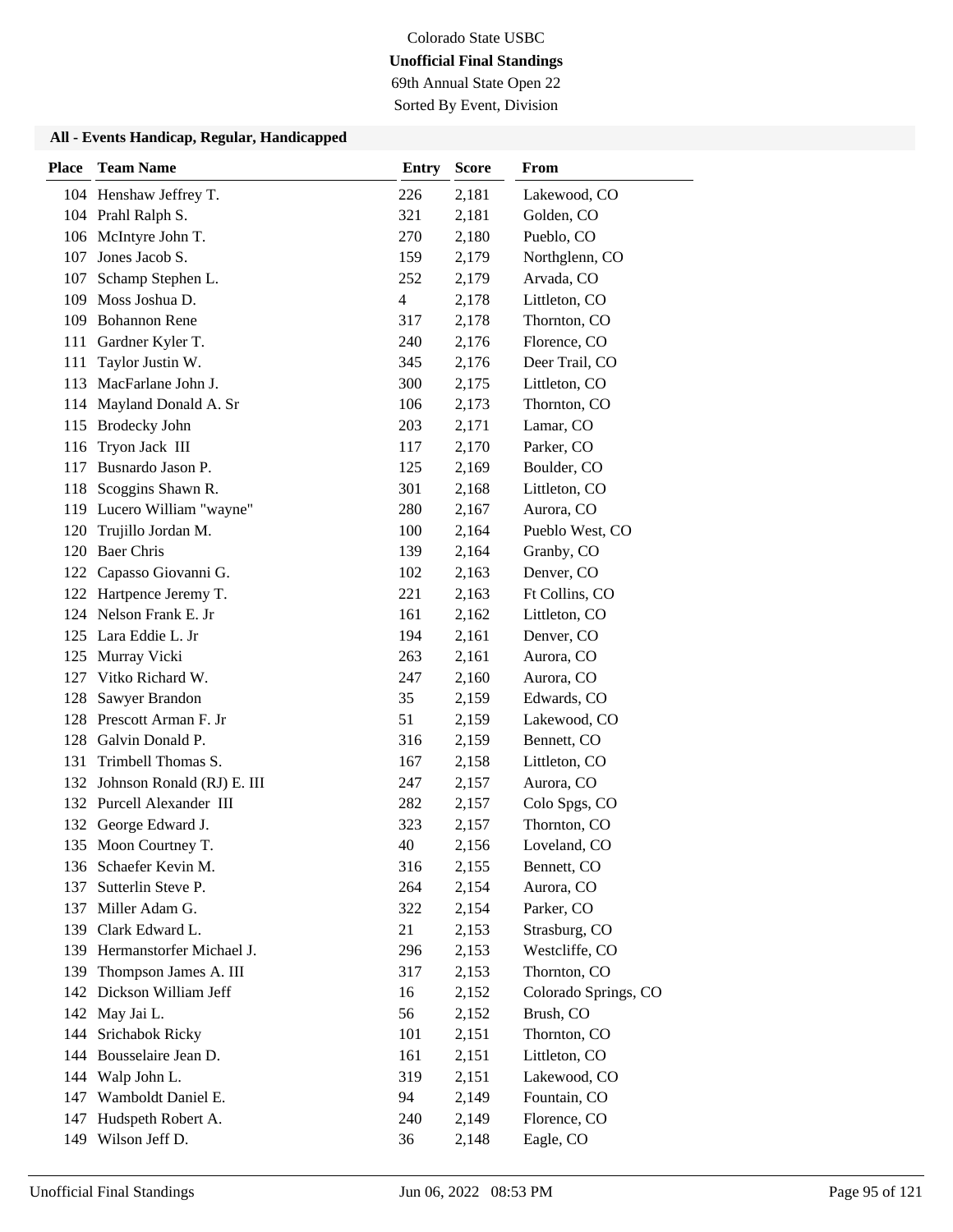Colorado State USBC

**Unofficial Final Standings**

69th Annual State Open 22

Sorted By Event, Division

### All - Events Handicap, Regular, Handicapped

| Place | Team Name | Entry | Score | From |
|---|---|---|---|---|
| 104 | Henshaw Jeffrey T. | 226 | 2,181 | Lakewood, CO |
| 104 | Prahl Ralph S. | 321 | 2,181 | Golden, CO |
| 106 | McIntyre John T. | 270 | 2,180 | Pueblo, CO |
| 107 | Jones Jacob S. | 159 | 2,179 | Northglenn, CO |
| 107 | Schamp Stephen L. | 252 | 2,179 | Arvada, CO |
| 109 | Moss Joshua D. | 4 | 2,178 | Littleton, CO |
| 109 | Bohannon Rene | 317 | 2,178 | Thornton, CO |
| 111 | Gardner Kyler T. | 240 | 2,176 | Florence, CO |
| 111 | Taylor Justin W. | 345 | 2,176 | Deer Trail, CO |
| 113 | MacFarlane John J. | 300 | 2,175 | Littleton, CO |
| 114 | Mayland Donald A. Sr | 106 | 2,173 | Thornton, CO |
| 115 | Brodecky John | 203 | 2,171 | Lamar, CO |
| 116 | Tryon Jack III | 117 | 2,170 | Parker, CO |
| 117 | Busnardo Jason P. | 125 | 2,169 | Boulder, CO |
| 118 | Scoggins Shawn R. | 301 | 2,168 | Littleton, CO |
| 119 | Lucero William "wayne" | 280 | 2,167 | Aurora, CO |
| 120 | Trujillo Jordan M. | 100 | 2,164 | Pueblo West, CO |
| 120 | Baer Chris | 139 | 2,164 | Granby, CO |
| 122 | Capasso Giovanni G. | 102 | 2,163 | Denver, CO |
| 122 | Hartpence Jeremy T. | 221 | 2,163 | Ft Collins, CO |
| 124 | Nelson Frank E. Jr | 161 | 2,162 | Littleton, CO |
| 125 | Lara Eddie L. Jr | 194 | 2,161 | Denver, CO |
| 125 | Murray Vicki | 263 | 2,161 | Aurora, CO |
| 127 | Vitko Richard W. | 247 | 2,160 | Aurora, CO |
| 128 | Sawyer Brandon | 35 | 2,159 | Edwards, CO |
| 128 | Prescott Arman F. Jr | 51 | 2,159 | Lakewood, CO |
| 128 | Galvin Donald P. | 316 | 2,159 | Bennett, CO |
| 131 | Trimbell Thomas S. | 167 | 2,158 | Littleton, CO |
| 132 | Johnson Ronald (RJ) E. III | 247 | 2,157 | Aurora, CO |
| 132 | Purcell Alexander III | 282 | 2,157 | Colo Spgs, CO |
| 132 | George Edward J. | 323 | 2,157 | Thornton, CO |
| 135 | Moon Courtney T. | 40 | 2,156 | Loveland, CO |
| 136 | Schaefer Kevin M. | 316 | 2,155 | Bennett, CO |
| 137 | Sutterlin Steve P. | 264 | 2,154 | Aurora, CO |
| 137 | Miller Adam G. | 322 | 2,154 | Parker, CO |
| 139 | Clark Edward L. | 21 | 2,153 | Strasburg, CO |
| 139 | Hermanstorfer Michael J. | 296 | 2,153 | Westcliffe, CO |
| 139 | Thompson James A. III | 317 | 2,153 | Thornton, CO |
| 142 | Dickson William Jeff | 16 | 2,152 | Colorado Springs, CO |
| 142 | May Jai L. | 56 | 2,152 | Brush, CO |
| 144 | Srichabok Ricky | 101 | 2,151 | Thornton, CO |
| 144 | Bousselaire Jean D. | 161 | 2,151 | Littleton, CO |
| 144 | Walp John L. | 319 | 2,151 | Lakewood, CO |
| 147 | Wamboldt Daniel E. | 94 | 2,149 | Fountain, CO |
| 147 | Hudspeth Robert A. | 240 | 2,149 | Florence, CO |
| 149 | Wilson Jeff D. | 36 | 2,148 | Eagle, CO |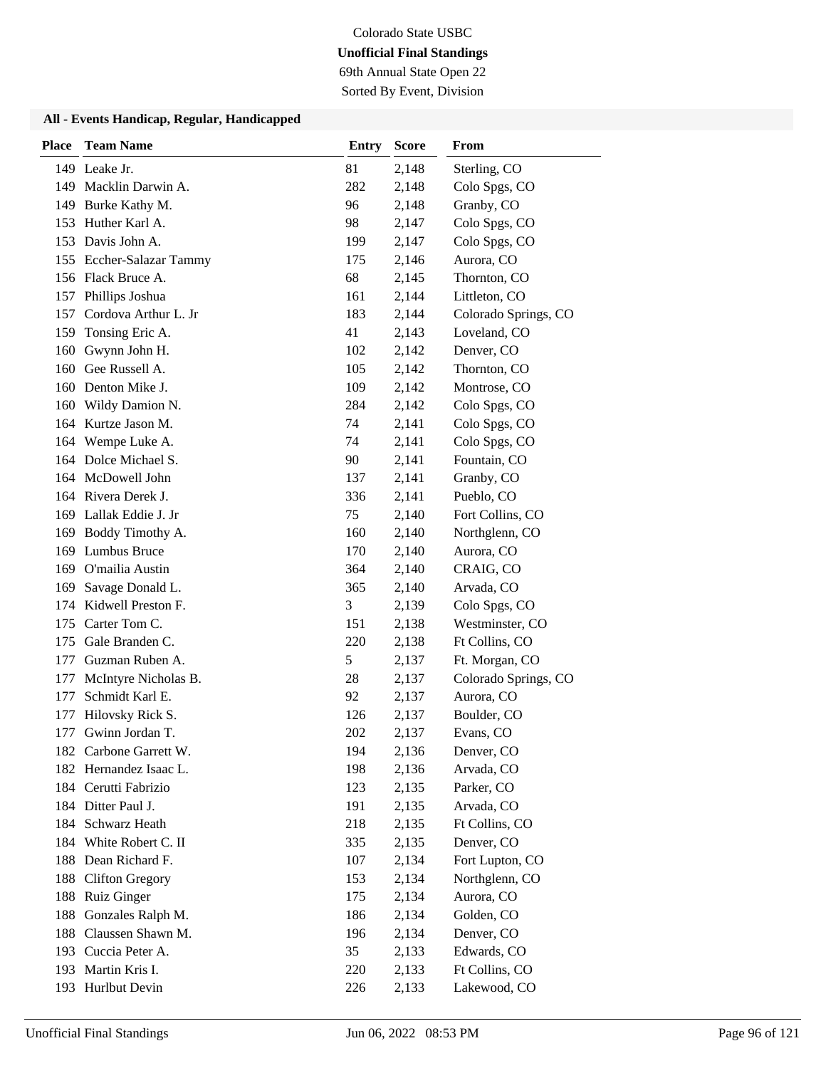Colorado State USBC

**Unofficial Final Standings**

69th Annual State Open 22

Sorted By Event, Division

### All - Events Handicap, Regular, Handicapped

| Place | Team Name | Entry | Score | From |
|---|---|---|---|---|
| 149 | Leake Jr. | 81 | 2,148 | Sterling, CO |
| 149 | Macklin Darwin A. | 282 | 2,148 | Colo Spgs, CO |
| 149 | Burke Kathy M. | 96 | 2,148 | Granby, CO |
| 153 | Huther Karl A. | 98 | 2,147 | Colo Spgs, CO |
| 153 | Davis John A. | 199 | 2,147 | Colo Spgs, CO |
| 155 | Eccher-Salazar Tammy | 175 | 2,146 | Aurora, CO |
| 156 | Flack Bruce A. | 68 | 2,145 | Thornton, CO |
| 157 | Phillips Joshua | 161 | 2,144 | Littleton, CO |
| 157 | Cordova Arthur L. Jr | 183 | 2,144 | Colorado Springs, CO |
| 159 | Tonsing Eric A. | 41 | 2,143 | Loveland, CO |
| 160 | Gwynn John H. | 102 | 2,142 | Denver, CO |
| 160 | Gee Russell A. | 105 | 2,142 | Thornton, CO |
| 160 | Denton Mike J. | 109 | 2,142 | Montrose, CO |
| 160 | Wildy Damion N. | 284 | 2,142 | Colo Spgs, CO |
| 164 | Kurtze Jason M. | 74 | 2,141 | Colo Spgs, CO |
| 164 | Wempe Luke A. | 74 | 2,141 | Colo Spgs, CO |
| 164 | Dolce Michael S. | 90 | 2,141 | Fountain, CO |
| 164 | McDowell John | 137 | 2,141 | Granby, CO |
| 164 | Rivera Derek J. | 336 | 2,141 | Pueblo, CO |
| 169 | Lallak Eddie J. Jr | 75 | 2,140 | Fort Collins, CO |
| 169 | Boddy Timothy A. | 160 | 2,140 | Northglenn, CO |
| 169 | Lumbus Bruce | 170 | 2,140 | Aurora, CO |
| 169 | O'mailia Austin | 364 | 2,140 | CRAIG, CO |
| 169 | Savage Donald L. | 365 | 2,140 | Arvada, CO |
| 174 | Kidwell Preston F. | 3 | 2,139 | Colo Spgs, CO |
| 175 | Carter Tom C. | 151 | 2,138 | Westminster, CO |
| 175 | Gale Branden C. | 220 | 2,138 | Ft Collins, CO |
| 177 | Guzman Ruben A. | 5 | 2,137 | Ft. Morgan, CO |
| 177 | McIntyre Nicholas B. | 28 | 2,137 | Colorado Springs, CO |
| 177 | Schmidt Karl E. | 92 | 2,137 | Aurora, CO |
| 177 | Hilovsky Rick S. | 126 | 2,137 | Boulder, CO |
| 177 | Gwinn Jordan T. | 202 | 2,137 | Evans, CO |
| 182 | Carbone Garrett W. | 194 | 2,136 | Denver, CO |
| 182 | Hernandez Isaac L. | 198 | 2,136 | Arvada, CO |
| 184 | Cerutti Fabrizio | 123 | 2,135 | Parker, CO |
| 184 | Ditter Paul J. | 191 | 2,135 | Arvada, CO |
| 184 | Schwarz Heath | 218 | 2,135 | Ft Collins, CO |
| 184 | White Robert C. II | 335 | 2,135 | Denver, CO |
| 188 | Dean Richard F. | 107 | 2,134 | Fort Lupton, CO |
| 188 | Clifton Gregory | 153 | 2,134 | Northglenn, CO |
| 188 | Ruiz Ginger | 175 | 2,134 | Aurora, CO |
| 188 | Gonzales Ralph M. | 186 | 2,134 | Golden, CO |
| 188 | Claussen Shawn M. | 196 | 2,134 | Denver, CO |
| 193 | Cuccia Peter A. | 35 | 2,133 | Edwards, CO |
| 193 | Martin Kris I. | 220 | 2,133 | Ft Collins, CO |
| 193 | Hurlbut Devin | 226 | 2,133 | Lakewood, CO |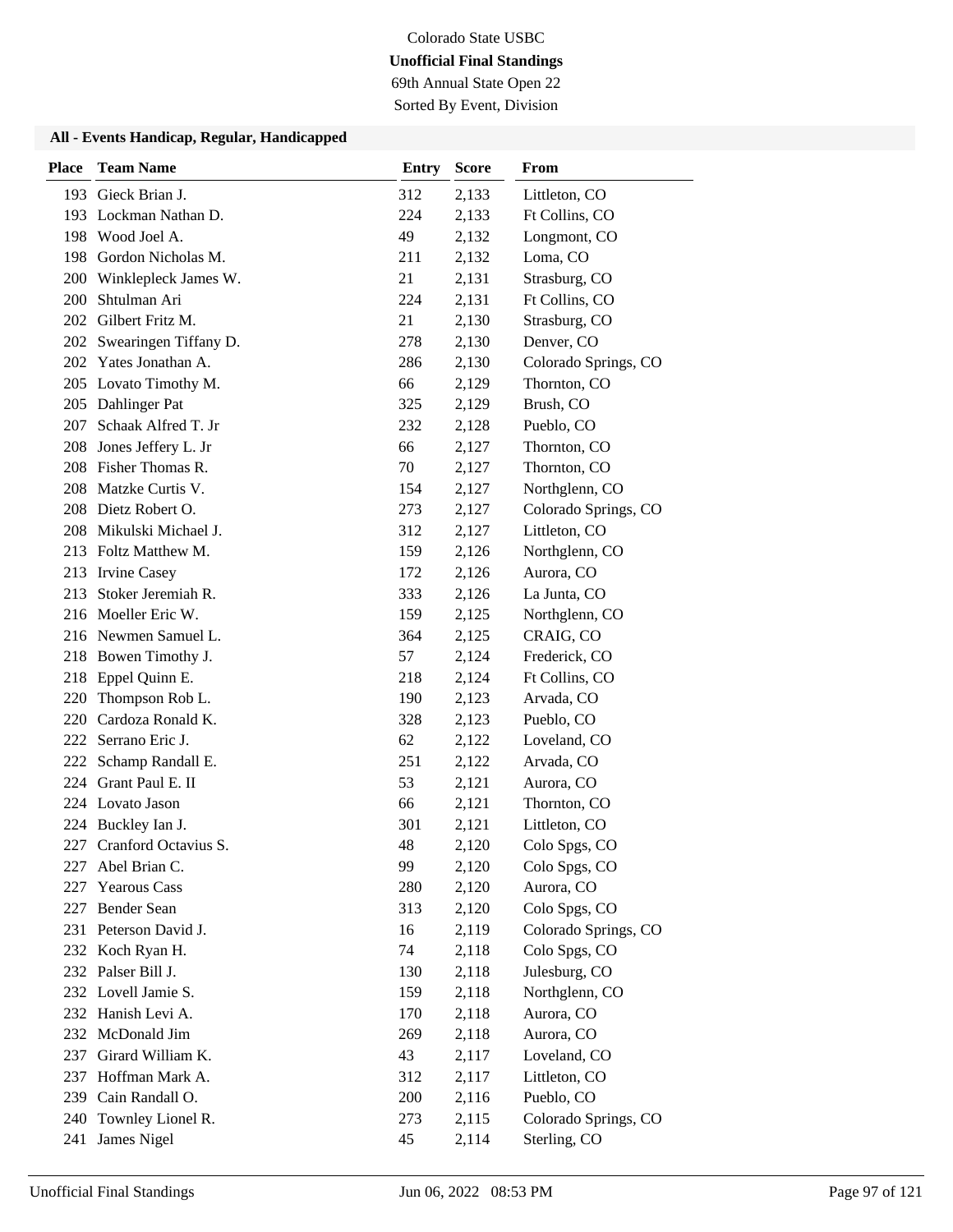Colorado State USBC

**Unofficial Final Standings**

69th Annual State Open 22

Sorted By Event, Division

### All - Events Handicap, Regular, Handicapped

| Place | Team Name | Entry | Score | From |
|---|---|---|---|---|
| 193 | Gieck Brian J. | 312 | 2,133 | Littleton, CO |
| 193 | Lockman Nathan D. | 224 | 2,133 | Ft Collins, CO |
| 198 | Wood Joel A. | 49 | 2,132 | Longmont, CO |
| 198 | Gordon Nicholas M. | 211 | 2,132 | Loma, CO |
| 200 | Winklepleck James W. | 21 | 2,131 | Strasburg, CO |
| 200 | Shtulman Ari | 224 | 2,131 | Ft Collins, CO |
| 202 | Gilbert Fritz M. | 21 | 2,130 | Strasburg, CO |
| 202 | Swearingen Tiffany D. | 278 | 2,130 | Denver, CO |
| 202 | Yates Jonathan A. | 286 | 2,130 | Colorado Springs, CO |
| 205 | Lovato Timothy M. | 66 | 2,129 | Thornton, CO |
| 205 | Dahlinger Pat | 325 | 2,129 | Brush, CO |
| 207 | Schaak Alfred T. Jr | 232 | 2,128 | Pueblo, CO |
| 208 | Jones Jeffery L. Jr | 66 | 2,127 | Thornton, CO |
| 208 | Fisher Thomas R. | 70 | 2,127 | Thornton, CO |
| 208 | Matzke Curtis V. | 154 | 2,127 | Northglenn, CO |
| 208 | Dietz Robert O. | 273 | 2,127 | Colorado Springs, CO |
| 208 | Mikulski Michael J. | 312 | 2,127 | Littleton, CO |
| 213 | Foltz Matthew M. | 159 | 2,126 | Northglenn, CO |
| 213 | Irvine Casey | 172 | 2,126 | Aurora, CO |
| 213 | Stoker Jeremiah R. | 333 | 2,126 | La Junta, CO |
| 216 | Moeller Eric W. | 159 | 2,125 | Northglenn, CO |
| 216 | Newmen Samuel L. | 364 | 2,125 | CRAIG, CO |
| 218 | Bowen Timothy J. | 57 | 2,124 | Frederick, CO |
| 218 | Eppel Quinn E. | 218 | 2,124 | Ft Collins, CO |
| 220 | Thompson Rob L. | 190 | 2,123 | Arvada, CO |
| 220 | Cardoza Ronald K. | 328 | 2,123 | Pueblo, CO |
| 222 | Serrano Eric J. | 62 | 2,122 | Loveland, CO |
| 222 | Schamp Randall E. | 251 | 2,122 | Arvada, CO |
| 224 | Grant Paul E. II | 53 | 2,121 | Aurora, CO |
| 224 | Lovato Jason | 66 | 2,121 | Thornton, CO |
| 224 | Buckley Ian J. | 301 | 2,121 | Littleton, CO |
| 227 | Cranford Octavius S. | 48 | 2,120 | Colo Spgs, CO |
| 227 | Abel Brian C. | 99 | 2,120 | Colo Spgs, CO |
| 227 | Yearous Cass | 280 | 2,120 | Aurora, CO |
| 227 | Bender Sean | 313 | 2,120 | Colo Spgs, CO |
| 231 | Peterson David J. | 16 | 2,119 | Colorado Springs, CO |
| 232 | Koch Ryan H. | 74 | 2,118 | Colo Spgs, CO |
| 232 | Palser Bill J. | 130 | 2,118 | Julesburg, CO |
| 232 | Lovell Jamie S. | 159 | 2,118 | Northglenn, CO |
| 232 | Hanish Levi A. | 170 | 2,118 | Aurora, CO |
| 232 | McDonald Jim | 269 | 2,118 | Aurora, CO |
| 237 | Girard William K. | 43 | 2,117 | Loveland, CO |
| 237 | Hoffman Mark A. | 312 | 2,117 | Littleton, CO |
| 239 | Cain Randall O. | 200 | 2,116 | Pueblo, CO |
| 240 | Townley Lionel R. | 273 | 2,115 | Colorado Springs, CO |
| 241 | James Nigel | 45 | 2,114 | Sterling, CO |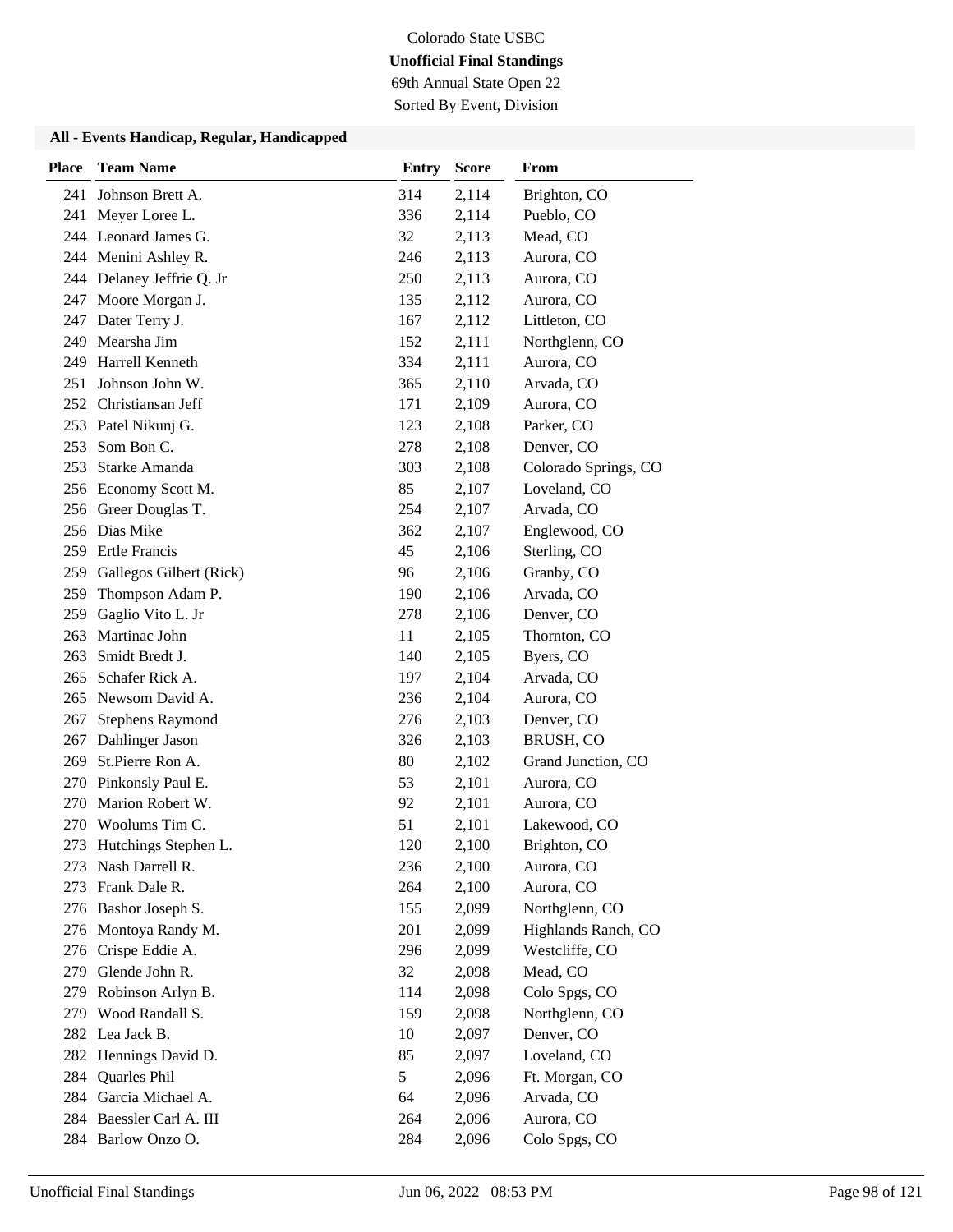Colorado State USBC

**Unofficial Final Standings**

69th Annual State Open 22

Sorted By Event, Division

### All - Events Handicap, Regular, Handicapped

| Place | Team Name | Entry | Score | From |
|---|---|---|---|---|
| 241 | Johnson Brett A. | 314 | 2,114 | Brighton, CO |
| 241 | Meyer Loree L. | 336 | 2,114 | Pueblo, CO |
| 244 | Leonard James G. | 32 | 2,113 | Mead, CO |
| 244 | Menini Ashley R. | 246 | 2,113 | Aurora, CO |
| 244 | Delaney Jeffrie Q. Jr | 250 | 2,113 | Aurora, CO |
| 247 | Moore Morgan J. | 135 | 2,112 | Aurora, CO |
| 247 | Dater Terry J. | 167 | 2,112 | Littleton, CO |
| 249 | Mearsha Jim | 152 | 2,111 | Northglenn, CO |
| 249 | Harrell Kenneth | 334 | 2,111 | Aurora, CO |
| 251 | Johnson John W. | 365 | 2,110 | Arvada, CO |
| 252 | Christiansan Jeff | 171 | 2,109 | Aurora, CO |
| 253 | Patel Nikunj G. | 123 | 2,108 | Parker, CO |
| 253 | Som Bon C. | 278 | 2,108 | Denver, CO |
| 253 | Starke Amanda | 303 | 2,108 | Colorado Springs, CO |
| 256 | Economy Scott M. | 85 | 2,107 | Loveland, CO |
| 256 | Greer Douglas T. | 254 | 2,107 | Arvada, CO |
| 256 | Dias Mike | 362 | 2,107 | Englewood, CO |
| 259 | Ertle Francis | 45 | 2,106 | Sterling, CO |
| 259 | Gallegos Gilbert (Rick) | 96 | 2,106 | Granby, CO |
| 259 | Thompson Adam P. | 190 | 2,106 | Arvada, CO |
| 259 | Gaglio Vito L. Jr | 278 | 2,106 | Denver, CO |
| 263 | Martinac John | 11 | 2,105 | Thornton, CO |
| 263 | Smidt Bredt J. | 140 | 2,105 | Byers, CO |
| 265 | Schafer Rick A. | 197 | 2,104 | Arvada, CO |
| 265 | Newsom David A. | 236 | 2,104 | Aurora, CO |
| 267 | Stephens Raymond | 276 | 2,103 | Denver, CO |
| 267 | Dahlinger Jason | 326 | 2,103 | BRUSH, CO |
| 269 | St.Pierre Ron A. | 80 | 2,102 | Grand Junction, CO |
| 270 | Pinkonsly Paul E. | 53 | 2,101 | Aurora, CO |
| 270 | Marion Robert W. | 92 | 2,101 | Aurora, CO |
| 270 | Woolums Tim C. | 51 | 2,101 | Lakewood, CO |
| 273 | Hutchings Stephen L. | 120 | 2,100 | Brighton, CO |
| 273 | Nash Darrell R. | 236 | 2,100 | Aurora, CO |
| 273 | Frank Dale R. | 264 | 2,100 | Aurora, CO |
| 276 | Bashor Joseph S. | 155 | 2,099 | Northglenn, CO |
| 276 | Montoya Randy M. | 201 | 2,099 | Highlands Ranch, CO |
| 276 | Crispe Eddie A. | 296 | 2,099 | Westcliffe, CO |
| 279 | Glende John R. | 32 | 2,098 | Mead, CO |
| 279 | Robinson Arlyn B. | 114 | 2,098 | Colo Spgs, CO |
| 279 | Wood Randall S. | 159 | 2,098 | Northglenn, CO |
| 282 | Lea Jack B. | 10 | 2,097 | Denver, CO |
| 282 | Hennings David D. | 85 | 2,097 | Loveland, CO |
| 284 | Quarles Phil | 5 | 2,096 | Ft. Morgan, CO |
| 284 | Garcia Michael A. | 64 | 2,096 | Arvada, CO |
| 284 | Baessler Carl A. III | 264 | 2,096 | Aurora, CO |
| 284 | Barlow Onzo O. | 284 | 2,096 | Colo Spgs, CO |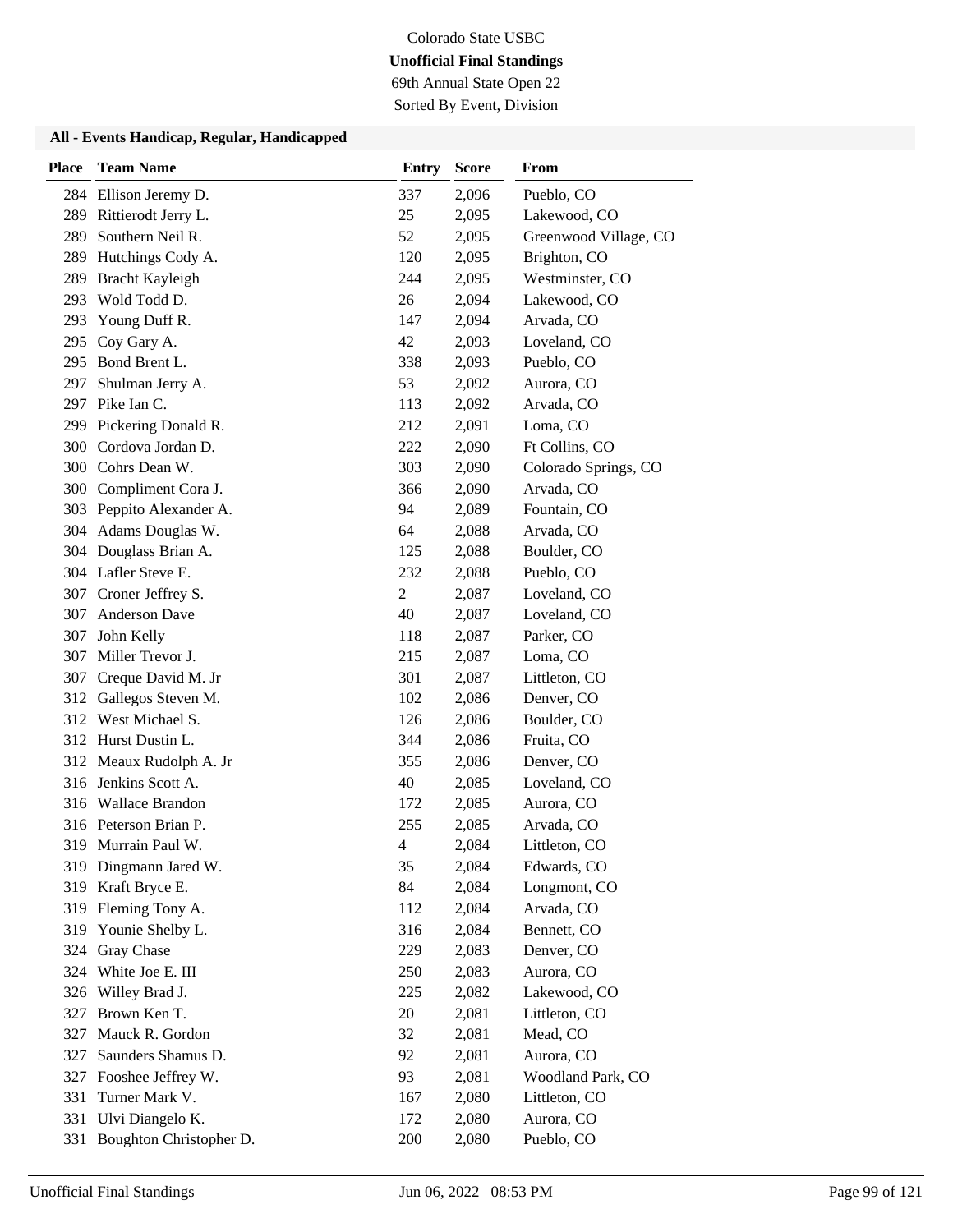Colorado State USBC

**Unofficial Final Standings**

69th Annual State Open 22

Sorted By Event, Division

### All - Events Handicap, Regular, Handicapped

| Place | Team Name | Entry | Score | From |
|---|---|---|---|---|
| 284 | Ellison Jeremy D. | 337 | 2,096 | Pueblo, CO |
| 289 | Rittierodt Jerry L. | 25 | 2,095 | Lakewood, CO |
| 289 | Southern Neil R. | 52 | 2,095 | Greenwood Village, CO |
| 289 | Hutchings Cody A. | 120 | 2,095 | Brighton, CO |
| 289 | Bracht Kayleigh | 244 | 2,095 | Westminster, CO |
| 293 | Wold Todd D. | 26 | 2,094 | Lakewood, CO |
| 293 | Young Duff R. | 147 | 2,094 | Arvada, CO |
| 295 | Coy Gary A. | 42 | 2,093 | Loveland, CO |
| 295 | Bond Brent L. | 338 | 2,093 | Pueblo, CO |
| 297 | Shulman Jerry A. | 53 | 2,092 | Aurora, CO |
| 297 | Pike Ian C. | 113 | 2,092 | Arvada, CO |
| 299 | Pickering Donald R. | 212 | 2,091 | Loma, CO |
| 300 | Cordova Jordan D. | 222 | 2,090 | Ft Collins, CO |
| 300 | Cohrs Dean W. | 303 | 2,090 | Colorado Springs, CO |
| 300 | Compliment Cora J. | 366 | 2,090 | Arvada, CO |
| 303 | Peppito Alexander A. | 94 | 2,089 | Fountain, CO |
| 304 | Adams Douglas W. | 64 | 2,088 | Arvada, CO |
| 304 | Douglass Brian A. | 125 | 2,088 | Boulder, CO |
| 304 | Lafler Steve E. | 232 | 2,088 | Pueblo, CO |
| 307 | Croner Jeffrey S. | 2 | 2,087 | Loveland, CO |
| 307 | Anderson Dave | 40 | 2,087 | Loveland, CO |
| 307 | John Kelly | 118 | 2,087 | Parker, CO |
| 307 | Miller Trevor J. | 215 | 2,087 | Loma, CO |
| 307 | Creque David M. Jr | 301 | 2,087 | Littleton, CO |
| 312 | Gallegos Steven M. | 102 | 2,086 | Denver, CO |
| 312 | West Michael S. | 126 | 2,086 | Boulder, CO |
| 312 | Hurst Dustin L. | 344 | 2,086 | Fruita, CO |
| 312 | Meaux Rudolph A. Jr | 355 | 2,086 | Denver, CO |
| 316 | Jenkins Scott A. | 40 | 2,085 | Loveland, CO |
| 316 | Wallace Brandon | 172 | 2,085 | Aurora, CO |
| 316 | Peterson Brian P. | 255 | 2,085 | Arvada, CO |
| 319 | Murrain Paul W. | 4 | 2,084 | Littleton, CO |
| 319 | Dingmann Jared W. | 35 | 2,084 | Edwards, CO |
| 319 | Kraft Bryce E. | 84 | 2,084 | Longmont, CO |
| 319 | Fleming Tony A. | 112 | 2,084 | Arvada, CO |
| 319 | Younie Shelby L. | 316 | 2,084 | Bennett, CO |
| 324 | Gray Chase | 229 | 2,083 | Denver, CO |
| 324 | White Joe E. III | 250 | 2,083 | Aurora, CO |
| 326 | Willey Brad J. | 225 | 2,082 | Lakewood, CO |
| 327 | Brown Ken T. | 20 | 2,081 | Littleton, CO |
| 327 | Mauck R. Gordon | 32 | 2,081 | Mead, CO |
| 327 | Saunders Shamus D. | 92 | 2,081 | Aurora, CO |
| 327 | Fooshee Jeffrey W. | 93 | 2,081 | Woodland Park, CO |
| 331 | Turner Mark V. | 167 | 2,080 | Littleton, CO |
| 331 | Ulvi Diangelo K. | 172 | 2,080 | Aurora, CO |
| 331 | Boughton Christopher D. | 200 | 2,080 | Pueblo, CO |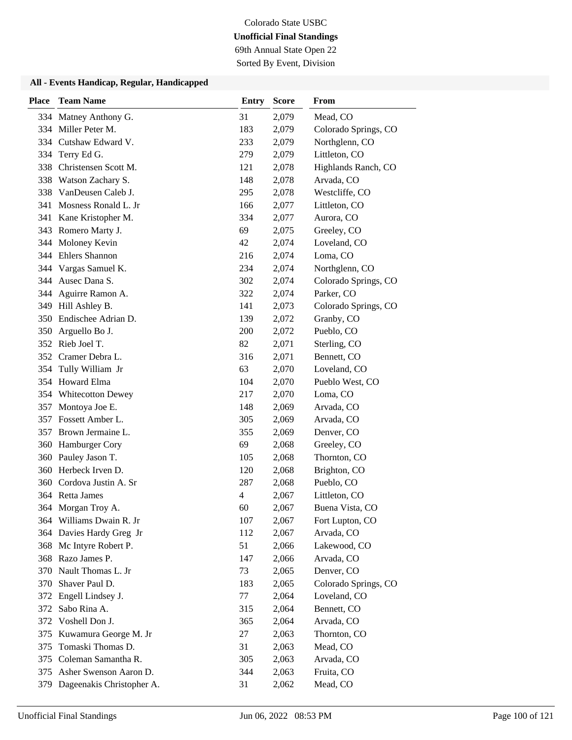Colorado State USBC

**Unofficial Final Standings**

69th Annual State Open 22

Sorted By Event, Division

### All - Events Handicap, Regular, Handicapped

| Place | Team Name | Entry | Score | From |
|---|---|---|---|---|
| 334 | Matney Anthony G. | 31 | 2,079 | Mead, CO |
| 334 | Miller Peter M. | 183 | 2,079 | Colorado Springs, CO |
| 334 | Cutshaw Edward V. | 233 | 2,079 | Northglenn, CO |
| 334 | Terry Ed G. | 279 | 2,079 | Littleton, CO |
| 338 | Christensen Scott M. | 121 | 2,078 | Highlands Ranch, CO |
| 338 | Watson Zachary S. | 148 | 2,078 | Arvada, CO |
| 338 | VanDeusen Caleb J. | 295 | 2,078 | Westcliffe, CO |
| 341 | Mosness Ronald L. Jr | 166 | 2,077 | Littleton, CO |
| 341 | Kane Kristopher M. | 334 | 2,077 | Aurora, CO |
| 343 | Romero Marty J. | 69 | 2,075 | Greeley, CO |
| 344 | Moloney Kevin | 42 | 2,074 | Loveland, CO |
| 344 | Ehlers Shannon | 216 | 2,074 | Loma, CO |
| 344 | Vargas Samuel K. | 234 | 2,074 | Northglenn, CO |
| 344 | Ausec Dana S. | 302 | 2,074 | Colorado Springs, CO |
| 344 | Aguirre Ramon A. | 322 | 2,074 | Parker, CO |
| 349 | Hill Ashley B. | 141 | 2,073 | Colorado Springs, CO |
| 350 | Endischee Adrian D. | 139 | 2,072 | Granby, CO |
| 350 | Arguello Bo J. | 200 | 2,072 | Pueblo, CO |
| 352 | Rieb Joel T. | 82 | 2,071 | Sterling, CO |
| 352 | Cramer Debra L. | 316 | 2,071 | Bennett, CO |
| 354 | Tully William Jr | 63 | 2,070 | Loveland, CO |
| 354 | Howard Elma | 104 | 2,070 | Pueblo West, CO |
| 354 | Whitecotton Dewey | 217 | 2,070 | Loma, CO |
| 357 | Montoya Joe E. | 148 | 2,069 | Arvada, CO |
| 357 | Fossett Amber L. | 305 | 2,069 | Arvada, CO |
| 357 | Brown Jermaine L. | 355 | 2,069 | Denver, CO |
| 360 | Hamburger Cory | 69 | 2,068 | Greeley, CO |
| 360 | Pauley Jason T. | 105 | 2,068 | Thornton, CO |
| 360 | Herbeck Irven D. | 120 | 2,068 | Brighton, CO |
| 360 | Cordova Justin A. Sr | 287 | 2,068 | Pueblo, CO |
| 364 | Retta James | 4 | 2,067 | Littleton, CO |
| 364 | Morgan Troy A. | 60 | 2,067 | Buena Vista, CO |
| 364 | Williams Dwain R. Jr | 107 | 2,067 | Fort Lupton, CO |
| 364 | Davies Hardy Greg Jr | 112 | 2,067 | Arvada, CO |
| 368 | Mc Intyre Robert P. | 51 | 2,066 | Lakewood, CO |
| 368 | Razo James P. | 147 | 2,066 | Arvada, CO |
| 370 | Nault Thomas L. Jr | 73 | 2,065 | Denver, CO |
| 370 | Shaver Paul D. | 183 | 2,065 | Colorado Springs, CO |
| 372 | Engell Lindsey J. | 77 | 2,064 | Loveland, CO |
| 372 | Sabo Rina A. | 315 | 2,064 | Bennett, CO |
| 372 | Voshell Don J. | 365 | 2,064 | Arvada, CO |
| 375 | Kuwamura George M. Jr | 27 | 2,063 | Thornton, CO |
| 375 | Tomaski Thomas D. | 31 | 2,063 | Mead, CO |
| 375 | Coleman Samantha R. | 305 | 2,063 | Arvada, CO |
| 375 | Asher Swenson Aaron D. | 344 | 2,063 | Fruita, CO |
| 379 | Dageenakis Christopher A. | 31 | 2,062 | Mead, CO |

Unofficial Final Standings    Jun 06, 2022 08:53 PM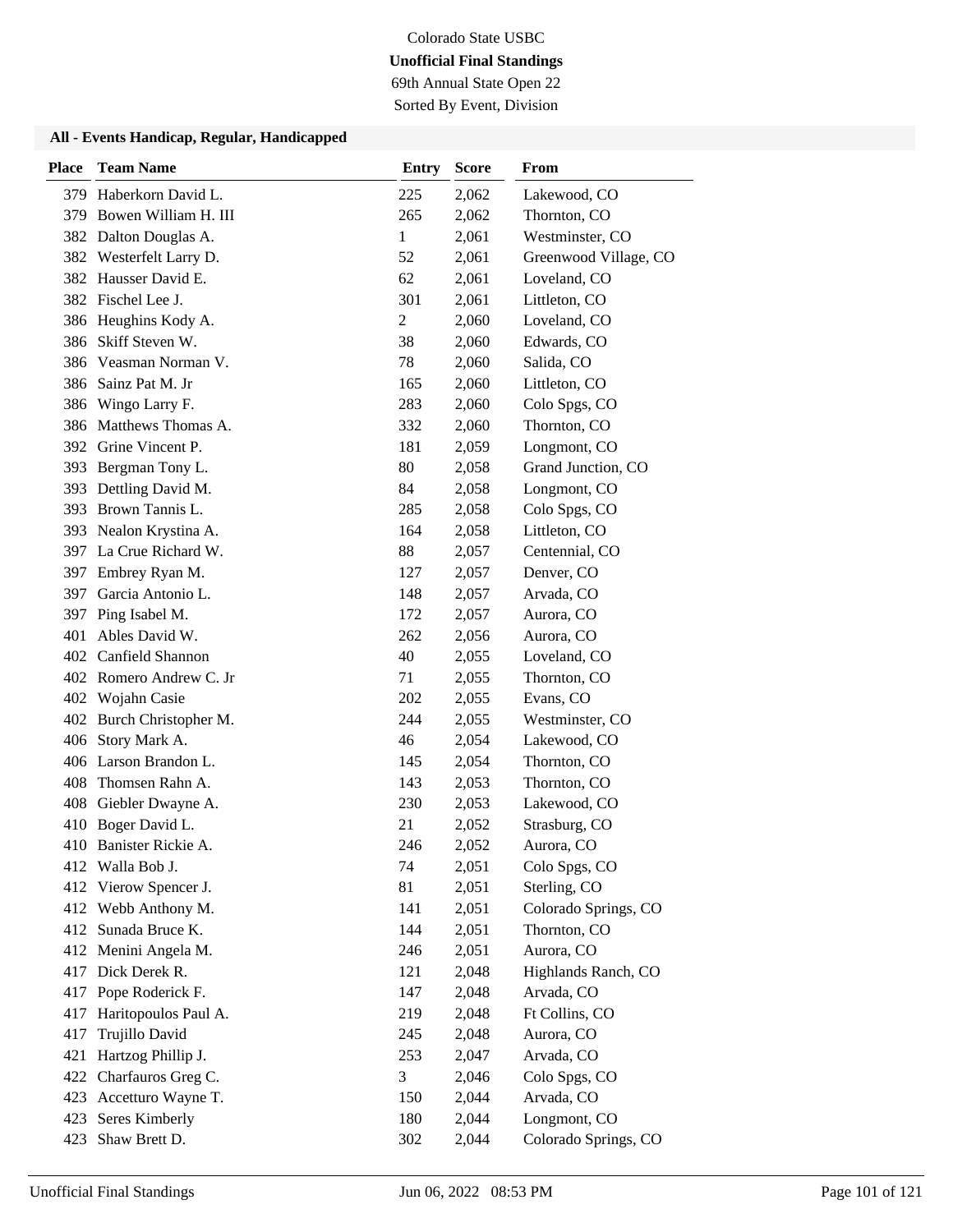Colorado State USBC

**Unofficial Final Standings**

69th Annual State Open 22

Sorted By Event, Division

### All - Events Handicap, Regular, Handicapped

| Place | Team Name | Entry | Score | From |
|---|---|---|---|---|
| 379 | Haberkorn David L. | 225 | 2,062 | Lakewood, CO |
| 379 | Bowen William H. III | 265 | 2,062 | Thornton, CO |
| 382 | Dalton Douglas A. | 1 | 2,061 | Westminster, CO |
| 382 | Westerfelt Larry D. | 52 | 2,061 | Greenwood Village, CO |
| 382 | Hausser David E. | 62 | 2,061 | Loveland, CO |
| 382 | Fischel Lee J. | 301 | 2,061 | Littleton, CO |
| 386 | Heughins Kody A. | 2 | 2,060 | Loveland, CO |
| 386 | Skiff Steven W. | 38 | 2,060 | Edwards, CO |
| 386 | Veasman Norman V. | 78 | 2,060 | Salida, CO |
| 386 | Sainz Pat M. Jr | 165 | 2,060 | Littleton, CO |
| 386 | Wingo Larry F. | 283 | 2,060 | Colo Spgs, CO |
| 386 | Matthews Thomas A. | 332 | 2,060 | Thornton, CO |
| 392 | Grine Vincent P. | 181 | 2,059 | Longmont, CO |
| 393 | Bergman Tony L. | 80 | 2,058 | Grand Junction, CO |
| 393 | Dettling David M. | 84 | 2,058 | Longmont, CO |
| 393 | Brown Tannis L. | 285 | 2,058 | Colo Spgs, CO |
| 393 | Nealon Krystina A. | 164 | 2,058 | Littleton, CO |
| 397 | La Crue Richard W. | 88 | 2,057 | Centennial, CO |
| 397 | Embrey Ryan M. | 127 | 2,057 | Denver, CO |
| 397 | Garcia Antonio L. | 148 | 2,057 | Arvada, CO |
| 397 | Ping Isabel M. | 172 | 2,057 | Aurora, CO |
| 401 | Ables David W. | 262 | 2,056 | Aurora, CO |
| 402 | Canfield Shannon | 40 | 2,055 | Loveland, CO |
| 402 | Romero Andrew C. Jr | 71 | 2,055 | Thornton, CO |
| 402 | Wojahn Casie | 202 | 2,055 | Evans, CO |
| 402 | Burch Christopher M. | 244 | 2,055 | Westminster, CO |
| 406 | Story Mark A. | 46 | 2,054 | Lakewood, CO |
| 406 | Larson Brandon L. | 145 | 2,054 | Thornton, CO |
| 408 | Thomsen Rahn A. | 143 | 2,053 | Thornton, CO |
| 408 | Giebler Dwayne A. | 230 | 2,053 | Lakewood, CO |
| 410 | Boger David L. | 21 | 2,052 | Strasburg, CO |
| 410 | Banister Rickie A. | 246 | 2,052 | Aurora, CO |
| 412 | Walla Bob J. | 74 | 2,051 | Colo Spgs, CO |
| 412 | Vierow Spencer J. | 81 | 2,051 | Sterling, CO |
| 412 | Webb Anthony M. | 141 | 2,051 | Colorado Springs, CO |
| 412 | Sunada Bruce K. | 144 | 2,051 | Thornton, CO |
| 412 | Menini Angela M. | 246 | 2,051 | Aurora, CO |
| 417 | Dick Derek R. | 121 | 2,048 | Highlands Ranch, CO |
| 417 | Pope Roderick F. | 147 | 2,048 | Arvada, CO |
| 417 | Haritopoulos Paul A. | 219 | 2,048 | Ft Collins, CO |
| 417 | Trujillo David | 245 | 2,048 | Aurora, CO |
| 421 | Hartzog Phillip J. | 253 | 2,047 | Arvada, CO |
| 422 | Charfauros Greg C. | 3 | 2,046 | Colo Spgs, CO |
| 423 | Accetturo Wayne T. | 150 | 2,044 | Arvada, CO |
| 423 | Seres Kimberly | 180 | 2,044 | Longmont, CO |
| 423 | Shaw Brett D. | 302 | 2,044 | Colorado Springs, CO |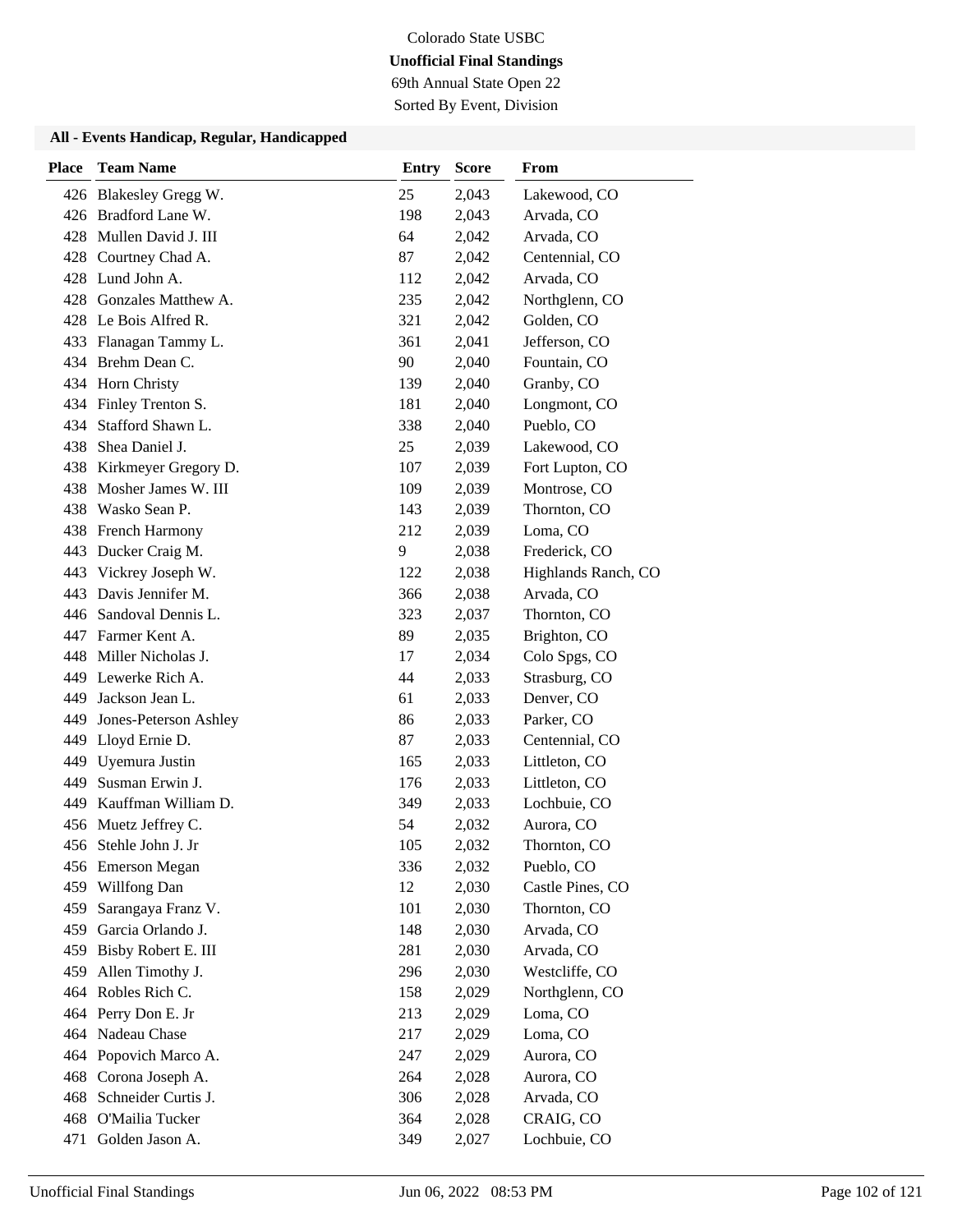Colorado State USBC

**Unofficial Final Standings**

69th Annual State Open 22

Sorted By Event, Division

### All - Events Handicap, Regular, Handicapped

| Place | Team Name | Entry | Score | From |
|---|---|---|---|---|
| 426 | Blakesley Gregg W. | 25 | 2,043 | Lakewood, CO |
| 426 | Bradford Lane W. | 198 | 2,043 | Arvada, CO |
| 428 | Mullen David J. III | 64 | 2,042 | Arvada, CO |
| 428 | Courtney Chad A. | 87 | 2,042 | Centennial, CO |
| 428 | Lund John A. | 112 | 2,042 | Arvada, CO |
| 428 | Gonzales Matthew A. | 235 | 2,042 | Northglenn, CO |
| 428 | Le Bois Alfred R. | 321 | 2,042 | Golden, CO |
| 433 | Flanagan Tammy L. | 361 | 2,041 | Jefferson, CO |
| 434 | Brehm Dean C. | 90 | 2,040 | Fountain, CO |
| 434 | Horn Christy | 139 | 2,040 | Granby, CO |
| 434 | Finley Trenton S. | 181 | 2,040 | Longmont, CO |
| 434 | Stafford Shawn L. | 338 | 2,040 | Pueblo, CO |
| 438 | Shea Daniel J. | 25 | 2,039 | Lakewood, CO |
| 438 | Kirkmeyer Gregory D. | 107 | 2,039 | Fort Lupton, CO |
| 438 | Mosher James W. III | 109 | 2,039 | Montrose, CO |
| 438 | Wasko Sean P. | 143 | 2,039 | Thornton, CO |
| 438 | French Harmony | 212 | 2,039 | Loma, CO |
| 443 | Ducker Craig M. | 9 | 2,038 | Frederick, CO |
| 443 | Vickrey Joseph W. | 122 | 2,038 | Highlands Ranch, CO |
| 443 | Davis Jennifer M. | 366 | 2,038 | Arvada, CO |
| 446 | Sandoval Dennis L. | 323 | 2,037 | Thornton, CO |
| 447 | Farmer Kent A. | 89 | 2,035 | Brighton, CO |
| 448 | Miller Nicholas J. | 17 | 2,034 | Colo Spgs, CO |
| 449 | Lewerke Rich A. | 44 | 2,033 | Strasburg, CO |
| 449 | Jackson Jean L. | 61 | 2,033 | Denver, CO |
| 449 | Jones-Peterson Ashley | 86 | 2,033 | Parker, CO |
| 449 | Lloyd Ernie D. | 87 | 2,033 | Centennial, CO |
| 449 | Uyemura Justin | 165 | 2,033 | Littleton, CO |
| 449 | Susman Erwin J. | 176 | 2,033 | Littleton, CO |
| 449 | Kauffman William D. | 349 | 2,033 | Lochbuie, CO |
| 456 | Muetz Jeffrey C. | 54 | 2,032 | Aurora, CO |
| 456 | Stehle John J. Jr | 105 | 2,032 | Thornton, CO |
| 456 | Emerson Megan | 336 | 2,032 | Pueblo, CO |
| 459 | Willfong Dan | 12 | 2,030 | Castle Pines, CO |
| 459 | Sarangaya Franz V. | 101 | 2,030 | Thornton, CO |
| 459 | Garcia Orlando J. | 148 | 2,030 | Arvada, CO |
| 459 | Bisby Robert E. III | 281 | 2,030 | Arvada, CO |
| 459 | Allen Timothy J. | 296 | 2,030 | Westcliffe, CO |
| 464 | Robles Rich C. | 158 | 2,029 | Northglenn, CO |
| 464 | Perry Don E. Jr | 213 | 2,029 | Loma, CO |
| 464 | Nadeau Chase | 217 | 2,029 | Loma, CO |
| 464 | Popovich Marco A. | 247 | 2,029 | Aurora, CO |
| 468 | Corona Joseph A. | 264 | 2,028 | Aurora, CO |
| 468 | Schneider Curtis J. | 306 | 2,028 | Arvada, CO |
| 468 | O'Mailia Tucker | 364 | 2,028 | CRAIG, CO |
| 471 | Golden Jason A. | 349 | 2,027 | Lochbuie, CO |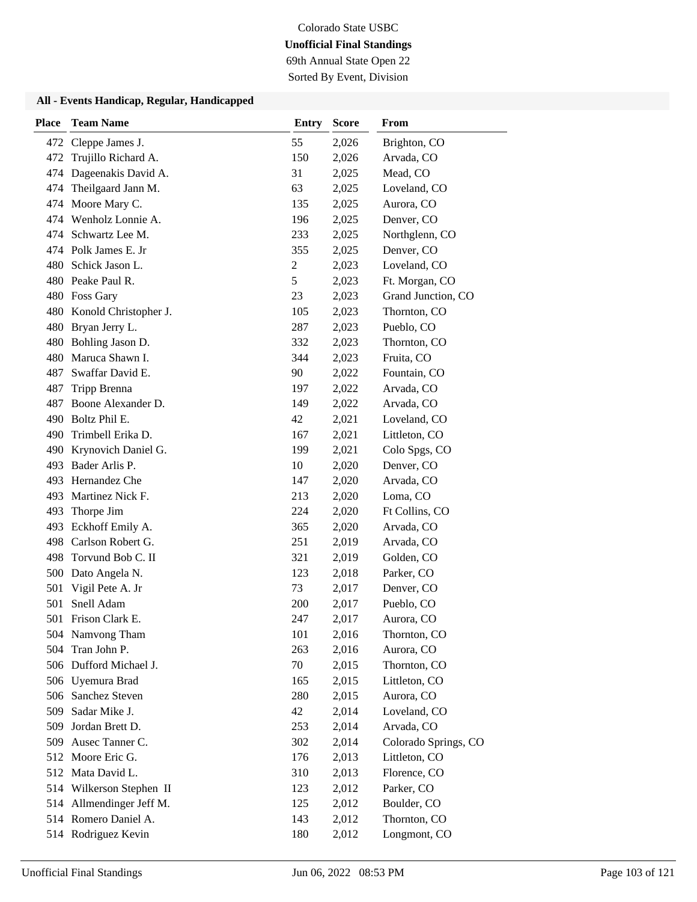Colorado State USBC

**Unofficial Final Standings**

69th Annual State Open 22

Sorted By Event, Division

### All - Events Handicap, Regular, Handicapped

| Place | Team Name | Entry | Score | From |
|---|---|---|---|---|
| 472 | Cleppe James J. | 55 | 2,026 | Brighton, CO |
| 472 | Trujillo Richard A. | 150 | 2,026 | Arvada, CO |
| 474 | Dageenakis David A. | 31 | 2,025 | Mead, CO |
| 474 | Theilgaard Jann M. | 63 | 2,025 | Loveland, CO |
| 474 | Moore Mary C. | 135 | 2,025 | Aurora, CO |
| 474 | Wenholz Lonnie A. | 196 | 2,025 | Denver, CO |
| 474 | Schwartz Lee M. | 233 | 2,025 | Northglenn, CO |
| 474 | Polk James E. Jr | 355 | 2,025 | Denver, CO |
| 480 | Schick Jason L. | 2 | 2,023 | Loveland, CO |
| 480 | Peake Paul R. | 5 | 2,023 | Ft. Morgan, CO |
| 480 | Foss Gary | 23 | 2,023 | Grand Junction, CO |
| 480 | Konold Christopher J. | 105 | 2,023 | Thornton, CO |
| 480 | Bryan Jerry L. | 287 | 2,023 | Pueblo, CO |
| 480 | Bohling Jason D. | 332 | 2,023 | Thornton, CO |
| 480 | Maruca Shawn I. | 344 | 2,023 | Fruita, CO |
| 487 | Swaffar David E. | 90 | 2,022 | Fountain, CO |
| 487 | Tripp Brenna | 197 | 2,022 | Arvada, CO |
| 487 | Boone Alexander D. | 149 | 2,022 | Arvada, CO |
| 490 | Boltz Phil E. | 42 | 2,021 | Loveland, CO |
| 490 | Trimbell Erika D. | 167 | 2,021 | Littleton, CO |
| 490 | Krynovich Daniel G. | 199 | 2,021 | Colo Spgs, CO |
| 493 | Bader Arlis P. | 10 | 2,020 | Denver, CO |
| 493 | Hernandez Che | 147 | 2,020 | Arvada, CO |
| 493 | Martinez Nick F. | 213 | 2,020 | Loma, CO |
| 493 | Thorpe Jim | 224 | 2,020 | Ft Collins, CO |
| 493 | Eckhoff Emily A. | 365 | 2,020 | Arvada, CO |
| 498 | Carlson Robert G. | 251 | 2,019 | Arvada, CO |
| 498 | Torvund Bob C. II | 321 | 2,019 | Golden, CO |
| 500 | Dato Angela N. | 123 | 2,018 | Parker, CO |
| 501 | Vigil Pete A. Jr | 73 | 2,017 | Denver, CO |
| 501 | Snell Adam | 200 | 2,017 | Pueblo, CO |
| 501 | Frison Clark E. | 247 | 2,017 | Aurora, CO |
| 504 | Namvong Tham | 101 | 2,016 | Thornton, CO |
| 504 | Tran John P. | 263 | 2,016 | Aurora, CO |
| 506 | Dufford Michael J. | 70 | 2,015 | Thornton, CO |
| 506 | Uyemura Brad | 165 | 2,015 | Littleton, CO |
| 506 | Sanchez Steven | 280 | 2,015 | Aurora, CO |
| 509 | Sadar Mike J. | 42 | 2,014 | Loveland, CO |
| 509 | Jordan Brett D. | 253 | 2,014 | Arvada, CO |
| 509 | Ausec Tanner C. | 302 | 2,014 | Colorado Springs, CO |
| 512 | Moore Eric G. | 176 | 2,013 | Littleton, CO |
| 512 | Mata David L. | 310 | 2,013 | Florence, CO |
| 514 | Wilkerson Stephen II | 123 | 2,012 | Parker, CO |
| 514 | Allmendinger Jeff M. | 125 | 2,012 | Boulder, CO |
| 514 | Romero Daniel A. | 143 | 2,012 | Thornton, CO |
| 514 | Rodriguez Kevin | 180 | 2,012 | Longmont, CO |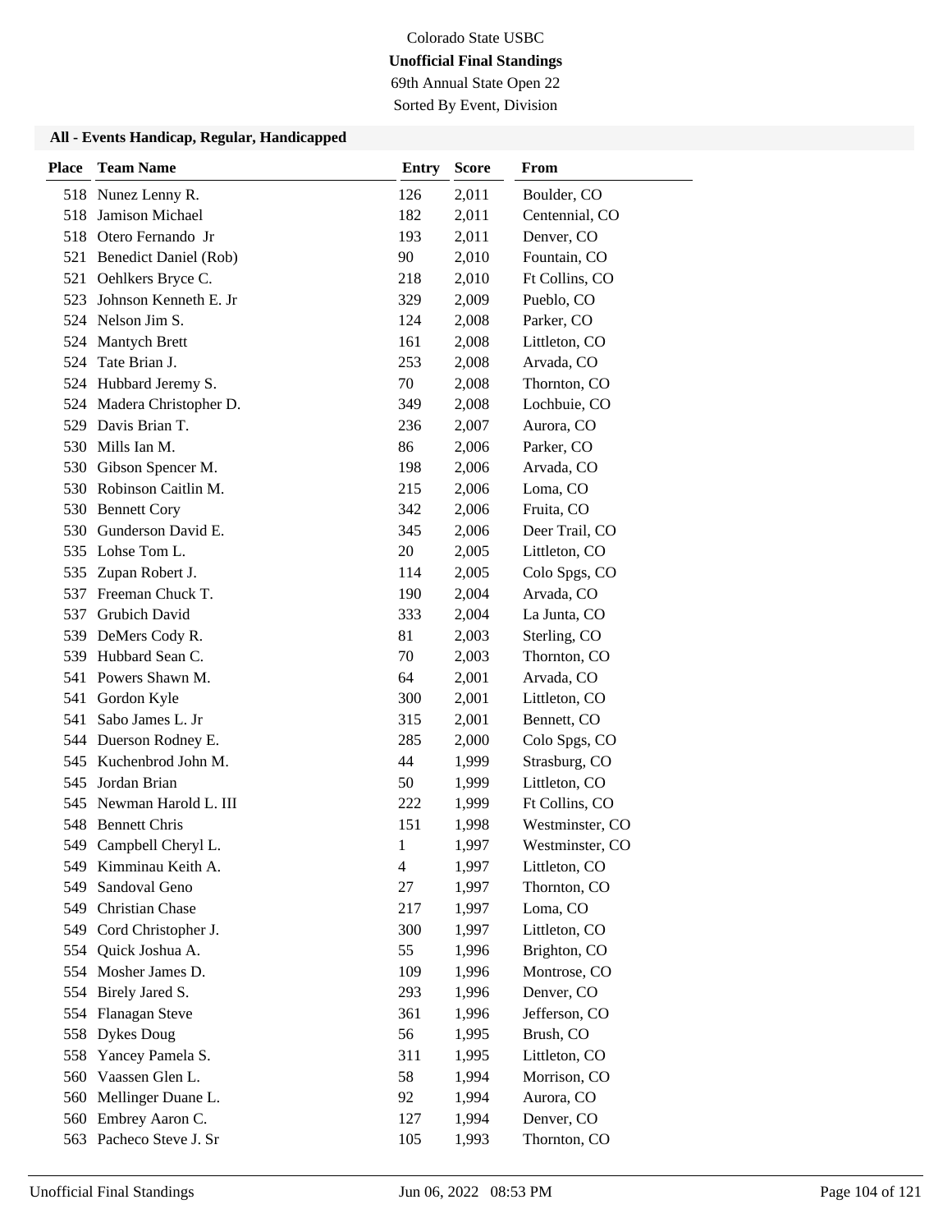Colorado State USBC

**Unofficial Final Standings**

69th Annual State Open 22

Sorted By Event, Division

### All - Events Handicap, Regular, Handicapped

| Place | Team Name | Entry | Score | From |
|---|---|---|---|---|
| 518 | Nunez Lenny R. | 126 | 2,011 | Boulder, CO |
| 518 | Jamison Michael | 182 | 2,011 | Centennial, CO |
| 518 | Otero Fernando Jr | 193 | 2,011 | Denver, CO |
| 521 | Benedict Daniel (Rob) | 90 | 2,010 | Fountain, CO |
| 521 | Oehlkers Bryce C. | 218 | 2,010 | Ft Collins, CO |
| 523 | Johnson Kenneth E. Jr | 329 | 2,009 | Pueblo, CO |
| 524 | Nelson Jim S. | 124 | 2,008 | Parker, CO |
| 524 | Mantych Brett | 161 | 2,008 | Littleton, CO |
| 524 | Tate Brian J. | 253 | 2,008 | Arvada, CO |
| 524 | Hubbard Jeremy S. | 70 | 2,008 | Thornton, CO |
| 524 | Madera Christopher D. | 349 | 2,008 | Lochbuie, CO |
| 529 | Davis Brian T. | 236 | 2,007 | Aurora, CO |
| 530 | Mills Ian M. | 86 | 2,006 | Parker, CO |
| 530 | Gibson Spencer M. | 198 | 2,006 | Arvada, CO |
| 530 | Robinson Caitlin M. | 215 | 2,006 | Loma, CO |
| 530 | Bennett Cory | 342 | 2,006 | Fruita, CO |
| 530 | Gunderson David E. | 345 | 2,006 | Deer Trail, CO |
| 535 | Lohse Tom L. | 20 | 2,005 | Littleton, CO |
| 535 | Zupan Robert J. | 114 | 2,005 | Colo Spgs, CO |
| 537 | Freeman Chuck T. | 190 | 2,004 | Arvada, CO |
| 537 | Grubich David | 333 | 2,004 | La Junta, CO |
| 539 | DeMers Cody R. | 81 | 2,003 | Sterling, CO |
| 539 | Hubbard Sean C. | 70 | 2,003 | Thornton, CO |
| 541 | Powers Shawn M. | 64 | 2,001 | Arvada, CO |
| 541 | Gordon Kyle | 300 | 2,001 | Littleton, CO |
| 541 | Sabo James L. Jr | 315 | 2,001 | Bennett, CO |
| 544 | Duerson Rodney E. | 285 | 2,000 | Colo Spgs, CO |
| 545 | Kuchenbrod John M. | 44 | 1,999 | Strasburg, CO |
| 545 | Jordan Brian | 50 | 1,999 | Littleton, CO |
| 545 | Newman Harold L. III | 222 | 1,999 | Ft Collins, CO |
| 548 | Bennett Chris | 151 | 1,998 | Westminster, CO |
| 549 | Campbell Cheryl L. | 1 | 1,997 | Westminster, CO |
| 549 | Kimminau Keith A. | 4 | 1,997 | Littleton, CO |
| 549 | Sandoval Geno | 27 | 1,997 | Thornton, CO |
| 549 | Christian Chase | 217 | 1,997 | Loma, CO |
| 549 | Cord Christopher J. | 300 | 1,997 | Littleton, CO |
| 554 | Quick Joshua A. | 55 | 1,996 | Brighton, CO |
| 554 | Mosher James D. | 109 | 1,996 | Montrose, CO |
| 554 | Birely Jared S. | 293 | 1,996 | Denver, CO |
| 554 | Flanagan Steve | 361 | 1,996 | Jefferson, CO |
| 558 | Dykes Doug | 56 | 1,995 | Brush, CO |
| 558 | Yancey Pamela S. | 311 | 1,995 | Littleton, CO |
| 560 | Vaassen Glen L. | 58 | 1,994 | Morrison, CO |
| 560 | Mellinger Duane L. | 92 | 1,994 | Aurora, CO |
| 560 | Embrey Aaron C. | 127 | 1,994 | Denver, CO |
| 563 | Pacheco Steve J. Sr | 105 | 1,993 | Thornton, CO |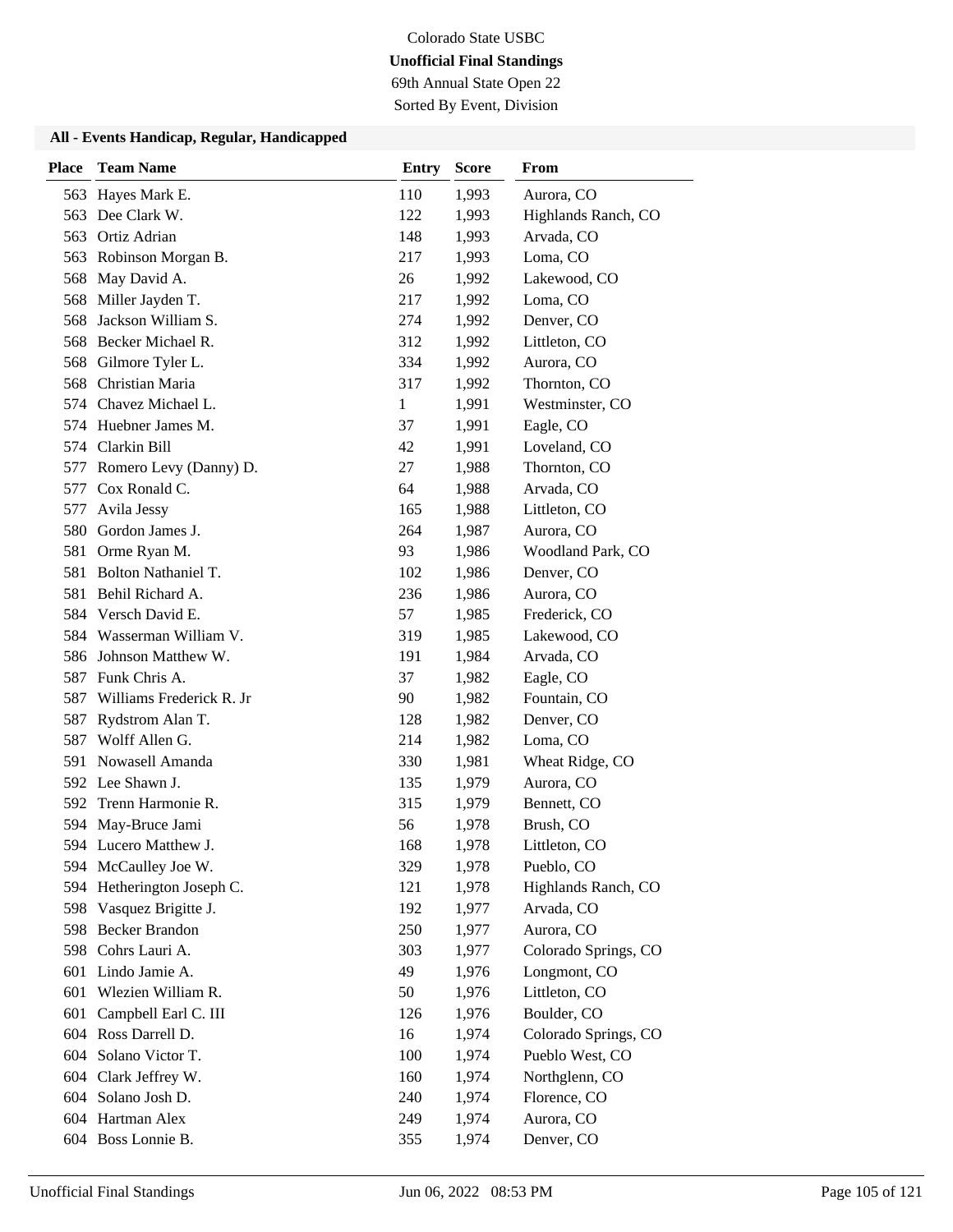Colorado State USBC

**Unofficial Final Standings**

69th Annual State Open 22

Sorted By Event, Division

### All - Events Handicap, Regular, Handicapped

| Place | Team Name | Entry | Score | From |
|---|---|---|---|---|
| 563 | Hayes Mark E. | 110 | 1,993 | Aurora, CO |
| 563 | Dee Clark W. | 122 | 1,993 | Highlands Ranch, CO |
| 563 | Ortiz Adrian | 148 | 1,993 | Arvada, CO |
| 563 | Robinson Morgan B. | 217 | 1,993 | Loma, CO |
| 568 | May David A. | 26 | 1,992 | Lakewood, CO |
| 568 | Miller Jayden T. | 217 | 1,992 | Loma, CO |
| 568 | Jackson William S. | 274 | 1,992 | Denver, CO |
| 568 | Becker Michael R. | 312 | 1,992 | Littleton, CO |
| 568 | Gilmore Tyler L. | 334 | 1,992 | Aurora, CO |
| 568 | Christian Maria | 317 | 1,992 | Thornton, CO |
| 574 | Chavez Michael L. | 1 | 1,991 | Westminster, CO |
| 574 | Huebner James M. | 37 | 1,991 | Eagle, CO |
| 574 | Clarkin Bill | 42 | 1,991 | Loveland, CO |
| 577 | Romero Levy (Danny) D. | 27 | 1,988 | Thornton, CO |
| 577 | Cox Ronald C. | 64 | 1,988 | Arvada, CO |
| 577 | Avila Jessy | 165 | 1,988 | Littleton, CO |
| 580 | Gordon James J. | 264 | 1,987 | Aurora, CO |
| 581 | Orme Ryan M. | 93 | 1,986 | Woodland Park, CO |
| 581 | Bolton Nathaniel T. | 102 | 1,986 | Denver, CO |
| 581 | Behil Richard A. | 236 | 1,986 | Aurora, CO |
| 584 | Versch David E. | 57 | 1,985 | Frederick, CO |
| 584 | Wasserman William V. | 319 | 1,985 | Lakewood, CO |
| 586 | Johnson Matthew W. | 191 | 1,984 | Arvada, CO |
| 587 | Funk Chris A. | 37 | 1,982 | Eagle, CO |
| 587 | Williams Frederick R. Jr | 90 | 1,982 | Fountain, CO |
| 587 | Rydstrom Alan T. | 128 | 1,982 | Denver, CO |
| 587 | Wolff Allen G. | 214 | 1,982 | Loma, CO |
| 591 | Nowasell Amanda | 330 | 1,981 | Wheat Ridge, CO |
| 592 | Lee Shawn J. | 135 | 1,979 | Aurora, CO |
| 592 | Trenn Harmonie R. | 315 | 1,979 | Bennett, CO |
| 594 | May-Bruce Jami | 56 | 1,978 | Brush, CO |
| 594 | Lucero Matthew J. | 168 | 1,978 | Littleton, CO |
| 594 | McCaulley Joe W. | 329 | 1,978 | Pueblo, CO |
| 594 | Hetherington Joseph C. | 121 | 1,978 | Highlands Ranch, CO |
| 598 | Vasquez Brigitte J. | 192 | 1,977 | Arvada, CO |
| 598 | Becker Brandon | 250 | 1,977 | Aurora, CO |
| 598 | Cohrs Lauri A. | 303 | 1,977 | Colorado Springs, CO |
| 601 | Lindo Jamie A. | 49 | 1,976 | Longmont, CO |
| 601 | Wlezien William R. | 50 | 1,976 | Littleton, CO |
| 601 | Campbell Earl C. III | 126 | 1,976 | Boulder, CO |
| 604 | Ross Darrell D. | 16 | 1,974 | Colorado Springs, CO |
| 604 | Solano Victor T. | 100 | 1,974 | Pueblo West, CO |
| 604 | Clark Jeffrey W. | 160 | 1,974 | Northglenn, CO |
| 604 | Solano Josh D. | 240 | 1,974 | Florence, CO |
| 604 | Hartman Alex | 249 | 1,974 | Aurora, CO |
| 604 | Boss Lonnie B. | 355 | 1,974 | Denver, CO |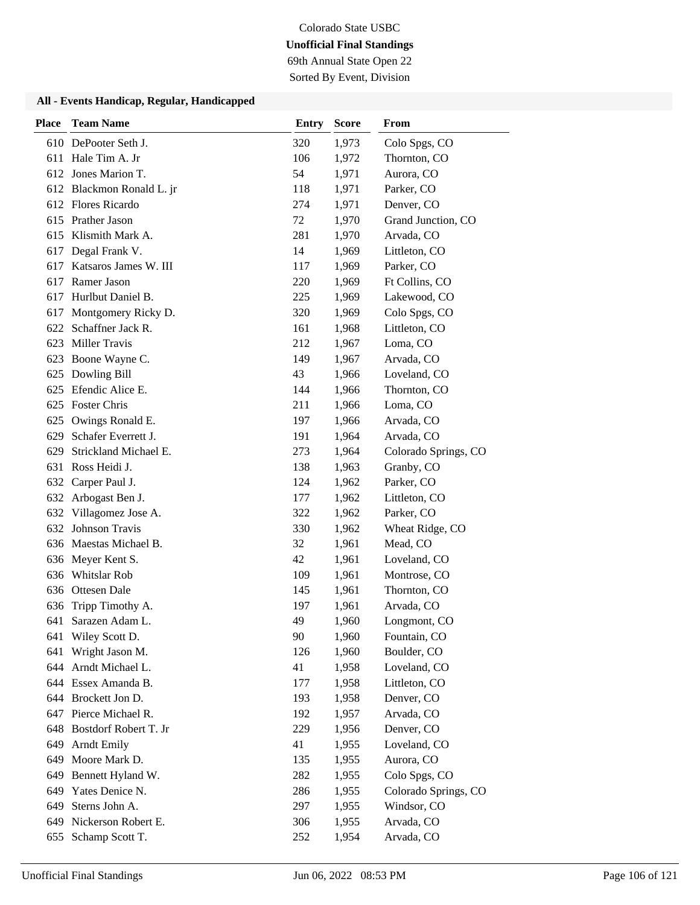Colorado State USBC

**Unofficial Final Standings**

69th Annual State Open 22

Sorted By Event, Division

### All - Events Handicap, Regular, Handicapped

| Place | Team Name | Entry | Score | From |
|---|---|---|---|---|
| 610 | DePooter Seth J. | 320 | 1,973 | Colo Spgs, CO |
| 611 | Hale Tim A. Jr | 106 | 1,972 | Thornton, CO |
| 612 | Jones Marion T. | 54 | 1,971 | Aurora, CO |
| 612 | Blackmon Ronald L. jr | 118 | 1,971 | Parker, CO |
| 612 | Flores Ricardo | 274 | 1,971 | Denver, CO |
| 615 | Prather Jason | 72 | 1,970 | Grand Junction, CO |
| 615 | Klismith Mark A. | 281 | 1,970 | Arvada, CO |
| 617 | Degal Frank V. | 14 | 1,969 | Littleton, CO |
| 617 | Katsaros James W. III | 117 | 1,969 | Parker, CO |
| 617 | Ramer Jason | 220 | 1,969 | Ft Collins, CO |
| 617 | Hurlbut Daniel B. | 225 | 1,969 | Lakewood, CO |
| 617 | Montgomery Ricky D. | 320 | 1,969 | Colo Spgs, CO |
| 622 | Schaffner Jack R. | 161 | 1,968 | Littleton, CO |
| 623 | Miller Travis | 212 | 1,967 | Loma, CO |
| 623 | Boone Wayne C. | 149 | 1,967 | Arvada, CO |
| 625 | Dowling Bill | 43 | 1,966 | Loveland, CO |
| 625 | Efendic Alice E. | 144 | 1,966 | Thornton, CO |
| 625 | Foster Chris | 211 | 1,966 | Loma, CO |
| 625 | Owings Ronald E. | 197 | 1,966 | Arvada, CO |
| 629 | Schafer Everrett J. | 191 | 1,964 | Arvada, CO |
| 629 | Strickland Michael E. | 273 | 1,964 | Colorado Springs, CO |
| 631 | Ross Heidi J. | 138 | 1,963 | Granby, CO |
| 632 | Carper Paul J. | 124 | 1,962 | Parker, CO |
| 632 | Arbogast Ben J. | 177 | 1,962 | Littleton, CO |
| 632 | Villagomez Jose A. | 322 | 1,962 | Parker, CO |
| 632 | Johnson Travis | 330 | 1,962 | Wheat Ridge, CO |
| 636 | Maestas Michael B. | 32 | 1,961 | Mead, CO |
| 636 | Meyer Kent S. | 42 | 1,961 | Loveland, CO |
| 636 | Whitslar Rob | 109 | 1,961 | Montrose, CO |
| 636 | Ottesen Dale | 145 | 1,961 | Thornton, CO |
| 636 | Tripp Timothy A. | 197 | 1,961 | Arvada, CO |
| 641 | Sarazen Adam L. | 49 | 1,960 | Longmont, CO |
| 641 | Wiley Scott D. | 90 | 1,960 | Fountain, CO |
| 641 | Wright Jason M. | 126 | 1,960 | Boulder, CO |
| 644 | Arndt Michael L. | 41 | 1,958 | Loveland, CO |
| 644 | Essex Amanda B. | 177 | 1,958 | Littleton, CO |
| 644 | Brockett Jon D. | 193 | 1,958 | Denver, CO |
| 647 | Pierce Michael R. | 192 | 1,957 | Arvada, CO |
| 648 | Bostdorf Robert T. Jr | 229 | 1,956 | Denver, CO |
| 649 | Arndt Emily | 41 | 1,955 | Loveland, CO |
| 649 | Moore Mark D. | 135 | 1,955 | Aurora, CO |
| 649 | Bennett Hyland W. | 282 | 1,955 | Colo Spgs, CO |
| 649 | Yates Denice N. | 286 | 1,955 | Colorado Springs, CO |
| 649 | Sterns John A. | 297 | 1,955 | Windsor, CO |
| 649 | Nickerson Robert E. | 306 | 1,955 | Arvada, CO |
| 655 | Schamp Scott T. | 252 | 1,954 | Arvada, CO |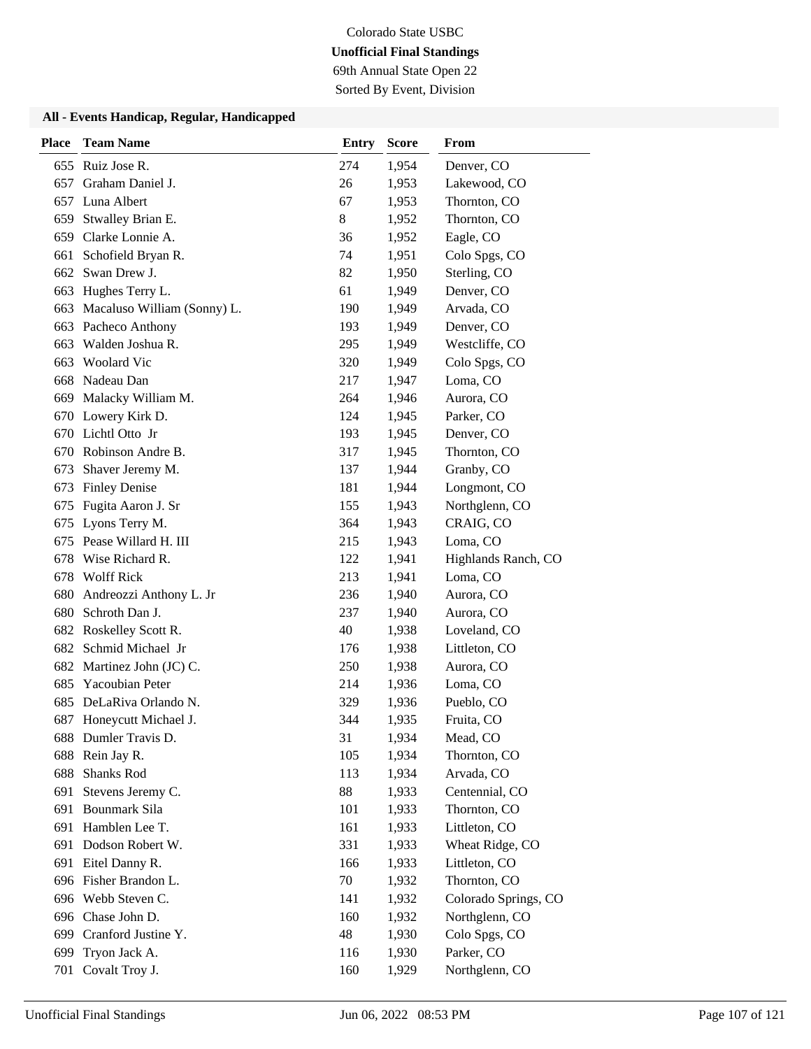Colorado State USBC

**Unofficial Final Standings**

69th Annual State Open 22

Sorted By Event, Division

### All - Events Handicap, Regular, Handicapped

| Place | Team Name | Entry | Score | From |
|---|---|---|---|---|
| 655 | Ruiz Jose R. | 274 | 1,954 | Denver, CO |
| 657 | Graham Daniel J. | 26 | 1,953 | Lakewood, CO |
| 657 | Luna Albert | 67 | 1,953 | Thornton, CO |
| 659 | Stwalley Brian E. | 8 | 1,952 | Thornton, CO |
| 659 | Clarke Lonnie A. | 36 | 1,952 | Eagle, CO |
| 661 | Schofield Bryan R. | 74 | 1,951 | Colo Spgs, CO |
| 662 | Swan Drew J. | 82 | 1,950 | Sterling, CO |
| 663 | Hughes Terry L. | 61 | 1,949 | Denver, CO |
| 663 | Macaluso William (Sonny) L. | 190 | 1,949 | Arvada, CO |
| 663 | Pacheco Anthony | 193 | 1,949 | Denver, CO |
| 663 | Walden Joshua R. | 295 | 1,949 | Westcliffe, CO |
| 663 | Woolard Vic | 320 | 1,949 | Colo Spgs, CO |
| 668 | Nadeau Dan | 217 | 1,947 | Loma, CO |
| 669 | Malacky William M. | 264 | 1,946 | Aurora, CO |
| 670 | Lowery Kirk D. | 124 | 1,945 | Parker, CO |
| 670 | Lichtl Otto Jr | 193 | 1,945 | Denver, CO |
| 670 | Robinson Andre B. | 317 | 1,945 | Thornton, CO |
| 673 | Shaver Jeremy M. | 137 | 1,944 | Granby, CO |
| 673 | Finley Denise | 181 | 1,944 | Longmont, CO |
| 675 | Fugita Aaron J. Sr | 155 | 1,943 | Northglenn, CO |
| 675 | Lyons Terry M. | 364 | 1,943 | CRAIG, CO |
| 675 | Pease Willard H. III | 215 | 1,943 | Loma, CO |
| 678 | Wise Richard R. | 122 | 1,941 | Highlands Ranch, CO |
| 678 | Wolff Rick | 213 | 1,941 | Loma, CO |
| 680 | Andreozzi Anthony L. Jr | 236 | 1,940 | Aurora, CO |
| 680 | Schroth Dan J. | 237 | 1,940 | Aurora, CO |
| 682 | Roskelley Scott R. | 40 | 1,938 | Loveland, CO |
| 682 | Schmid Michael Jr | 176 | 1,938 | Littleton, CO |
| 682 | Martinez John (JC) C. | 250 | 1,938 | Aurora, CO |
| 685 | Yacoubian Peter | 214 | 1,936 | Loma, CO |
| 685 | DeLaRiva Orlando N. | 329 | 1,936 | Pueblo, CO |
| 687 | Honeycutt Michael J. | 344 | 1,935 | Fruita, CO |
| 688 | Dumler Travis D. | 31 | 1,934 | Mead, CO |
| 688 | Rein Jay R. | 105 | 1,934 | Thornton, CO |
| 688 | Shanks Rod | 113 | 1,934 | Arvada, CO |
| 691 | Stevens Jeremy C. | 88 | 1,933 | Centennial, CO |
| 691 | Bounmark Sila | 101 | 1,933 | Thornton, CO |
| 691 | Hamblen Lee T. | 161 | 1,933 | Littleton, CO |
| 691 | Dodson Robert W. | 331 | 1,933 | Wheat Ridge, CO |
| 691 | Eitel Danny R. | 166 | 1,933 | Littleton, CO |
| 696 | Fisher Brandon L. | 70 | 1,932 | Thornton, CO |
| 696 | Webb Steven C. | 141 | 1,932 | Colorado Springs, CO |
| 696 | Chase John D. | 160 | 1,932 | Northglenn, CO |
| 699 | Cranford Justine Y. | 48 | 1,930 | Colo Spgs, CO |
| 699 | Tryon Jack A. | 116 | 1,930 | Parker, CO |
| 701 | Covalt Troy J. | 160 | 1,929 | Northglenn, CO |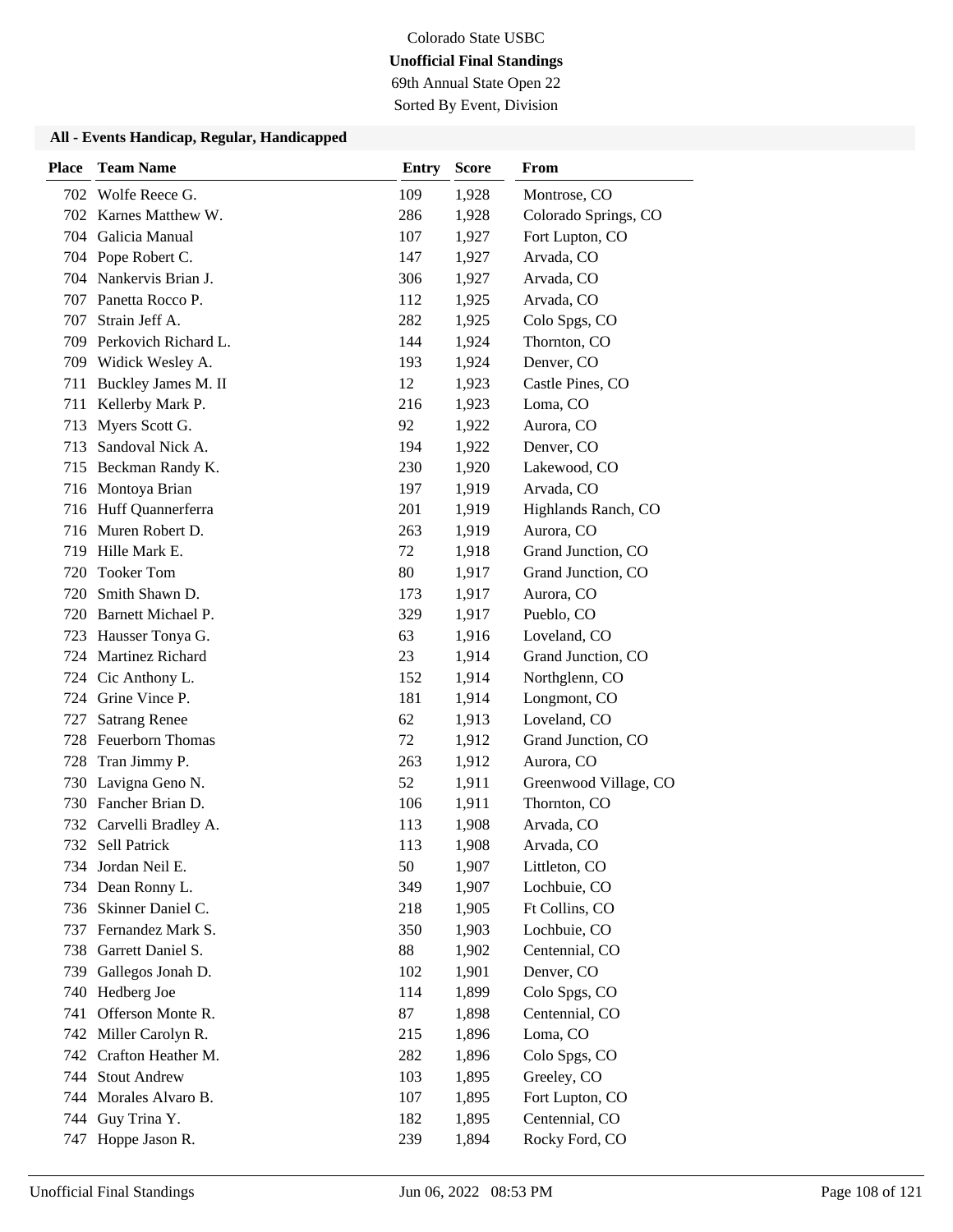Colorado State USBC

**Unofficial Final Standings**

69th Annual State Open 22

Sorted By Event, Division

### All - Events Handicap, Regular, Handicapped

| Place | Team Name | Entry | Score | From |
|---|---|---|---|---|
| 702 | Wolfe Reece G. | 109 | 1,928 | Montrose, CO |
| 702 | Karnes Matthew W. | 286 | 1,928 | Colorado Springs, CO |
| 704 | Galicia Manual | 107 | 1,927 | Fort Lupton, CO |
| 704 | Pope Robert C. | 147 | 1,927 | Arvada, CO |
| 704 | Nankervis Brian J. | 306 | 1,927 | Arvada, CO |
| 707 | Panetta Rocco P. | 112 | 1,925 | Arvada, CO |
| 707 | Strain Jeff A. | 282 | 1,925 | Colo Spgs, CO |
| 709 | Perkovich Richard L. | 144 | 1,924 | Thornton, CO |
| 709 | Widick Wesley A. | 193 | 1,924 | Denver, CO |
| 711 | Buckley James M. II | 12 | 1,923 | Castle Pines, CO |
| 711 | Kellerby Mark P. | 216 | 1,923 | Loma, CO |
| 713 | Myers Scott G. | 92 | 1,922 | Aurora, CO |
| 713 | Sandoval Nick A. | 194 | 1,922 | Denver, CO |
| 715 | Beckman Randy K. | 230 | 1,920 | Lakewood, CO |
| 716 | Montoya Brian | 197 | 1,919 | Arvada, CO |
| 716 | Huff Quannerferra | 201 | 1,919 | Highlands Ranch, CO |
| 716 | Muren Robert D. | 263 | 1,919 | Aurora, CO |
| 719 | Hille Mark E. | 72 | 1,918 | Grand Junction, CO |
| 720 | Tooker Tom | 80 | 1,917 | Grand Junction, CO |
| 720 | Smith Shawn D. | 173 | 1,917 | Aurora, CO |
| 720 | Barnett Michael P. | 329 | 1,917 | Pueblo, CO |
| 723 | Hausser Tonya G. | 63 | 1,916 | Loveland, CO |
| 724 | Martinez Richard | 23 | 1,914 | Grand Junction, CO |
| 724 | Cic Anthony L. | 152 | 1,914 | Northglenn, CO |
| 724 | Grine Vince P. | 181 | 1,914 | Longmont, CO |
| 727 | Satrang Renee | 62 | 1,913 | Loveland, CO |
| 728 | Feuerborn Thomas | 72 | 1,912 | Grand Junction, CO |
| 728 | Tran Jimmy P. | 263 | 1,912 | Aurora, CO |
| 730 | Lavigna Geno N. | 52 | 1,911 | Greenwood Village, CO |
| 730 | Fancher Brian D. | 106 | 1,911 | Thornton, CO |
| 732 | Carvelli Bradley A. | 113 | 1,908 | Arvada, CO |
| 732 | Sell Patrick | 113 | 1,908 | Arvada, CO |
| 734 | Jordan Neil E. | 50 | 1,907 | Littleton, CO |
| 734 | Dean Ronny L. | 349 | 1,907 | Lochbuie, CO |
| 736 | Skinner Daniel C. | 218 | 1,905 | Ft Collins, CO |
| 737 | Fernandez Mark S. | 350 | 1,903 | Lochbuie, CO |
| 738 | Garrett Daniel S. | 88 | 1,902 | Centennial, CO |
| 739 | Gallegos Jonah D. | 102 | 1,901 | Denver, CO |
| 740 | Hedberg Joe | 114 | 1,899 | Colo Spgs, CO |
| 741 | Offerson Monte R. | 87 | 1,898 | Centennial, CO |
| 742 | Miller Carolyn R. | 215 | 1,896 | Loma, CO |
| 742 | Crafton Heather M. | 282 | 1,896 | Colo Spgs, CO |
| 744 | Stout Andrew | 103 | 1,895 | Greeley, CO |
| 744 | Morales Alvaro B. | 107 | 1,895 | Fort Lupton, CO |
| 744 | Guy Trina Y. | 182 | 1,895 | Centennial, CO |
| 747 | Hoppe Jason R. | 239 | 1,894 | Rocky Ford, CO |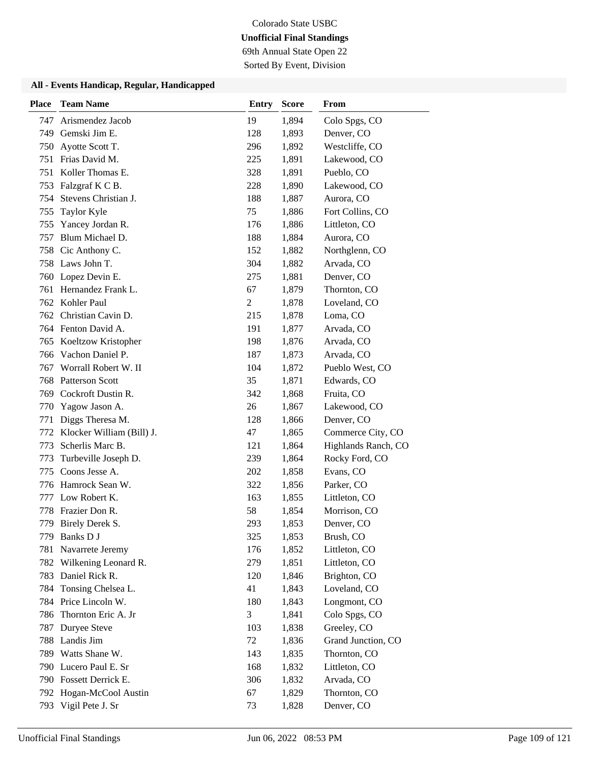Colorado State USBC

**Unofficial Final Standings**

69th Annual State Open 22

Sorted By Event, Division

### All - Events Handicap, Regular, Handicapped

| Place | Team Name | Entry | Score | From |
|---|---|---|---|---|
| 747 | Arismendez Jacob | 19 | 1,894 | Colo Spgs, CO |
| 749 | Gemski Jim E. | 128 | 1,893 | Denver, CO |
| 750 | Ayotte Scott T. | 296 | 1,892 | Westcliffe, CO |
| 751 | Frias David M. | 225 | 1,891 | Lakewood, CO |
| 751 | Koller Thomas E. | 328 | 1,891 | Pueblo, CO |
| 753 | Falzgraf K C B. | 228 | 1,890 | Lakewood, CO |
| 754 | Stevens Christian J. | 188 | 1,887 | Aurora, CO |
| 755 | Taylor Kyle | 75 | 1,886 | Fort Collins, CO |
| 755 | Yancey Jordan R. | 176 | 1,886 | Littleton, CO |
| 757 | Blum Michael D. | 188 | 1,884 | Aurora, CO |
| 758 | Cic Anthony C. | 152 | 1,882 | Northglenn, CO |
| 758 | Laws John T. | 304 | 1,882 | Arvada, CO |
| 760 | Lopez Devin E. | 275 | 1,881 | Denver, CO |
| 761 | Hernandez Frank L. | 67 | 1,879 | Thornton, CO |
| 762 | Kohler Paul | 2 | 1,878 | Loveland, CO |
| 762 | Christian Cavin D. | 215 | 1,878 | Loma, CO |
| 764 | Fenton David A. | 191 | 1,877 | Arvada, CO |
| 765 | Koeltzow Kristopher | 198 | 1,876 | Arvada, CO |
| 766 | Vachon Daniel P. | 187 | 1,873 | Arvada, CO |
| 767 | Worrall Robert W. II | 104 | 1,872 | Pueblo West, CO |
| 768 | Patterson Scott | 35 | 1,871 | Edwards, CO |
| 769 | Cockroft Dustin R. | 342 | 1,868 | Fruita, CO |
| 770 | Yagow Jason A. | 26 | 1,867 | Lakewood, CO |
| 771 | Diggs Theresa M. | 128 | 1,866 | Denver, CO |
| 772 | Klocker William (Bill) J. | 47 | 1,865 | Commerce City, CO |
| 773 | Scherlis Marc B. | 121 | 1,864 | Highlands Ranch, CO |
| 773 | Turbeville Joseph D. | 239 | 1,864 | Rocky Ford, CO |
| 775 | Coons Jesse A. | 202 | 1,858 | Evans, CO |
| 776 | Hamrock Sean W. | 322 | 1,856 | Parker, CO |
| 777 | Low Robert K. | 163 | 1,855 | Littleton, CO |
| 778 | Frazier Don R. | 58 | 1,854 | Morrison, CO |
| 779 | Birely Derek S. | 293 | 1,853 | Denver, CO |
| 779 | Banks D J | 325 | 1,853 | Brush, CO |
| 781 | Navarrete Jeremy | 176 | 1,852 | Littleton, CO |
| 782 | Wilkening Leonard R. | 279 | 1,851 | Littleton, CO |
| 783 | Daniel Rick R. | 120 | 1,846 | Brighton, CO |
| 784 | Tonsing Chelsea L. | 41 | 1,843 | Loveland, CO |
| 784 | Price Lincoln W. | 180 | 1,843 | Longmont, CO |
| 786 | Thornton Eric A. Jr | 3 | 1,841 | Colo Spgs, CO |
| 787 | Duryee Steve | 103 | 1,838 | Greeley, CO |
| 788 | Landis Jim | 72 | 1,836 | Grand Junction, CO |
| 789 | Watts Shane W. | 143 | 1,835 | Thornton, CO |
| 790 | Lucero Paul E. Sr | 168 | 1,832 | Littleton, CO |
| 790 | Fossett Derrick E. | 306 | 1,832 | Arvada, CO |
| 792 | Hogan-McCool Austin | 67 | 1,829 | Thornton, CO |
| 793 | Vigil Pete J. Sr | 73 | 1,828 | Denver, CO |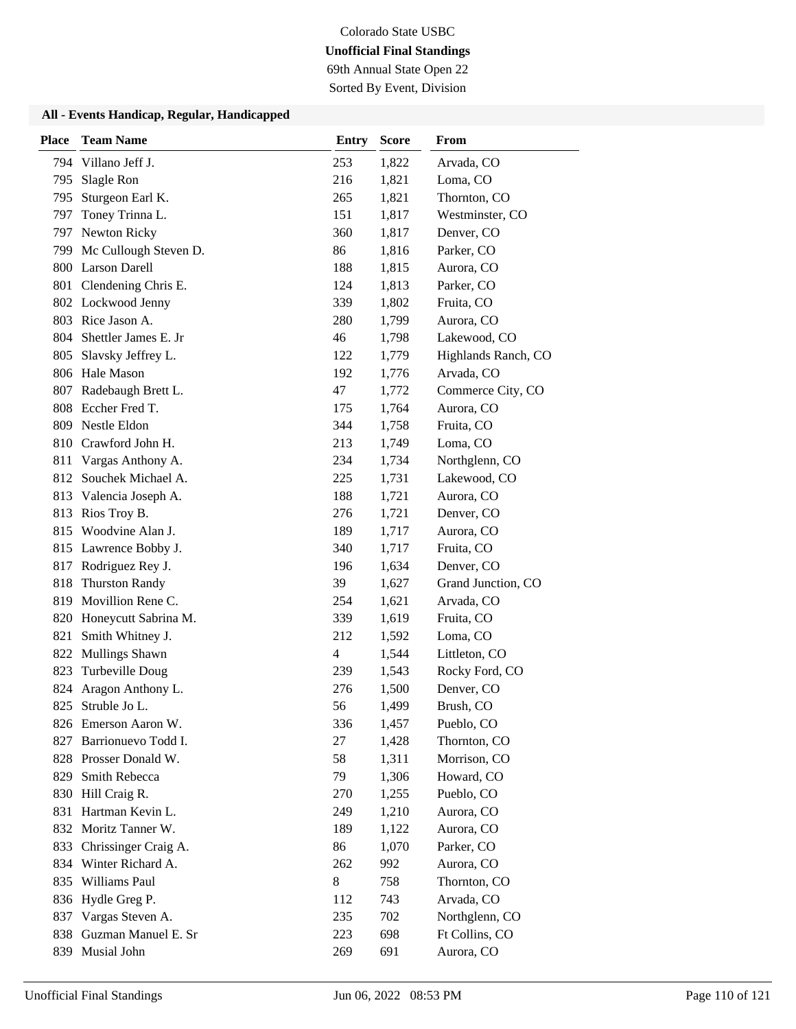Colorado State USBC

**Unofficial Final Standings**

69th Annual State Open 22

Sorted By Event, Division

### All - Events Handicap, Regular, Handicapped

| Place | Team Name | Entry | Score | From |
|---|---|---|---|---|
| 794 | Villano Jeff J. | 253 | 1,822 | Arvada, CO |
| 795 | Slagle Ron | 216 | 1,821 | Loma, CO |
| 795 | Sturgeon Earl K. | 265 | 1,821 | Thornton, CO |
| 797 | Toney Trinna L. | 151 | 1,817 | Westminster, CO |
| 797 | Newton Ricky | 360 | 1,817 | Denver, CO |
| 799 | Mc Cullough Steven D. | 86 | 1,816 | Parker, CO |
| 800 | Larson Darell | 188 | 1,815 | Aurora, CO |
| 801 | Clendening Chris E. | 124 | 1,813 | Parker, CO |
| 802 | Lockwood Jenny | 339 | 1,802 | Fruita, CO |
| 803 | Rice Jason A. | 280 | 1,799 | Aurora, CO |
| 804 | Shettler James E. Jr | 46 | 1,798 | Lakewood, CO |
| 805 | Slavsky Jeffrey L. | 122 | 1,779 | Highlands Ranch, CO |
| 806 | Hale Mason | 192 | 1,776 | Arvada, CO |
| 807 | Radebaugh Brett L. | 47 | 1,772 | Commerce City, CO |
| 808 | Eccher Fred T. | 175 | 1,764 | Aurora, CO |
| 809 | Nestle Eldon | 344 | 1,758 | Fruita, CO |
| 810 | Crawford John H. | 213 | 1,749 | Loma, CO |
| 811 | Vargas Anthony A. | 234 | 1,734 | Northglenn, CO |
| 812 | Souchek Michael A. | 225 | 1,731 | Lakewood, CO |
| 813 | Valencia Joseph A. | 188 | 1,721 | Aurora, CO |
| 813 | Rios Troy B. | 276 | 1,721 | Denver, CO |
| 815 | Woodvine Alan J. | 189 | 1,717 | Aurora, CO |
| 815 | Lawrence Bobby J. | 340 | 1,717 | Fruita, CO |
| 817 | Rodriguez Rey J. | 196 | 1,634 | Denver, CO |
| 818 | Thurston Randy | 39 | 1,627 | Grand Junction, CO |
| 819 | Movillion Rene C. | 254 | 1,621 | Arvada, CO |
| 820 | Honeycutt Sabrina M. | 339 | 1,619 | Fruita, CO |
| 821 | Smith Whitney J. | 212 | 1,592 | Loma, CO |
| 822 | Mullings Shawn | 4 | 1,544 | Littleton, CO |
| 823 | Turbeville Doug | 239 | 1,543 | Rocky Ford, CO |
| 824 | Aragon Anthony L. | 276 | 1,500 | Denver, CO |
| 825 | Struble Jo L. | 56 | 1,499 | Brush, CO |
| 826 | Emerson Aaron W. | 336 | 1,457 | Pueblo, CO |
| 827 | Barrionuevo Todd I. | 27 | 1,428 | Thornton, CO |
| 828 | Prosser Donald W. | 58 | 1,311 | Morrison, CO |
| 829 | Smith Rebecca | 79 | 1,306 | Howard, CO |
| 830 | Hill Craig R. | 270 | 1,255 | Pueblo, CO |
| 831 | Hartman Kevin L. | 249 | 1,210 | Aurora, CO |
| 832 | Moritz Tanner W. | 189 | 1,122 | Aurora, CO |
| 833 | Chrissinger Craig A. | 86 | 1,070 | Parker, CO |
| 834 | Winter Richard A. | 262 | 992 | Aurora, CO |
| 835 | Williams Paul | 8 | 758 | Thornton, CO |
| 836 | Hydle Greg P. | 112 | 743 | Arvada, CO |
| 837 | Vargas Steven A. | 235 | 702 | Northglenn, CO |
| 838 | Guzman Manuel E. Sr | 223 | 698 | Ft Collins, CO |
| 839 | Musial John | 269 | 691 | Aurora, CO |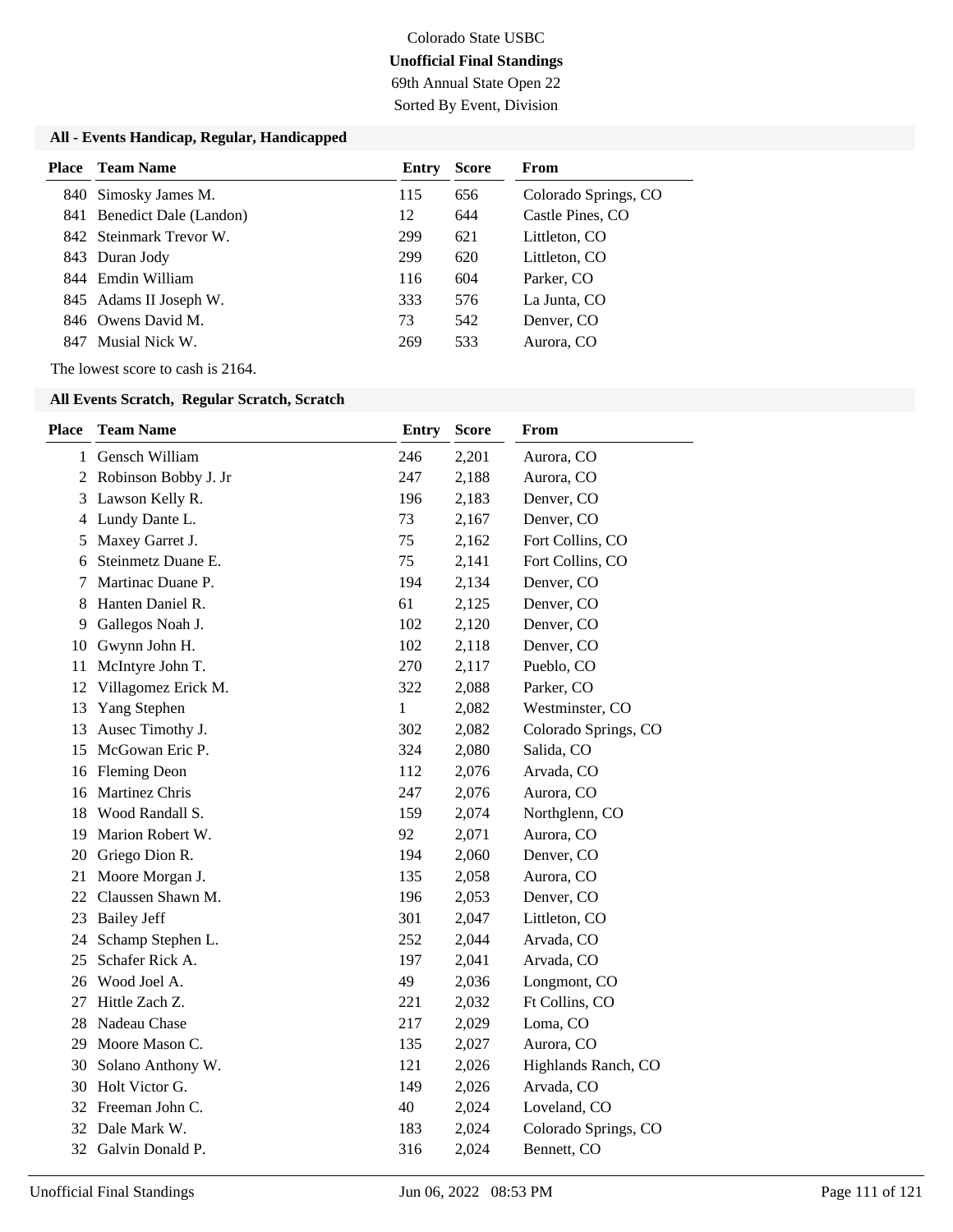Colorado State USBC

**Unofficial Final Standings**

69th Annual State Open 22

Sorted By Event, Division

### All - Events Handicap, Regular, Handicapped

| Place | Team Name | Entry | Score | From |
|---|---|---|---|---|
| 840 | Simosky James M. | 115 | 656 | Colorado Springs, CO |
| 841 | Benedict Dale (Landon) | 12 | 644 | Castle Pines, CO |
| 842 | Steinmark Trevor W. | 299 | 621 | Littleton, CO |
| 843 | Duran Jody | 299 | 620 | Littleton, CO |
| 844 | Emdin William | 116 | 604 | Parker, CO |
| 845 | Adams II Joseph W. | 333 | 576 | La Junta, CO |
| 846 | Owens David M. | 73 | 542 | Denver, CO |
| 847 | Musial Nick W. | 269 | 533 | Aurora, CO |

The lowest score to cash is 2164.

### All Events Scratch, Regular Scratch, Scratch

| Place | Team Name | Entry | Score | From |
|---|---|---|---|---|
| 1 | Gensch William | 246 | 2,201 | Aurora, CO |
| 2 | Robinson Bobby J. Jr | 247 | 2,188 | Aurora, CO |
| 3 | Lawson Kelly R. | 196 | 2,183 | Denver, CO |
| 4 | Lundy Dante L. | 73 | 2,167 | Denver, CO |
| 5 | Maxey Garret J. | 75 | 2,162 | Fort Collins, CO |
| 6 | Steinmetz Duane E. | 75 | 2,141 | Fort Collins, CO |
| 7 | Martinac Duane P. | 194 | 2,134 | Denver, CO |
| 8 | Hanten Daniel R. | 61 | 2,125 | Denver, CO |
| 9 | Gallegos Noah J. | 102 | 2,120 | Denver, CO |
| 10 | Gwynn John H. | 102 | 2,118 | Denver, CO |
| 11 | McIntyre John T. | 270 | 2,117 | Pueblo, CO |
| 12 | Villagomez Erick M. | 322 | 2,088 | Parker, CO |
| 13 | Yang Stephen | 1 | 2,082 | Westminster, CO |
| 13 | Ausec Timothy J. | 302 | 2,082 | Colorado Springs, CO |
| 15 | McGowan Eric P. | 324 | 2,080 | Salida, CO |
| 16 | Fleming Deon | 112 | 2,076 | Arvada, CO |
| 16 | Martinez Chris | 247 | 2,076 | Aurora, CO |
| 18 | Wood Randall S. | 159 | 2,074 | Northglenn, CO |
| 19 | Marion Robert W. | 92 | 2,071 | Aurora, CO |
| 20 | Griego Dion R. | 194 | 2,060 | Denver, CO |
| 21 | Moore Morgan J. | 135 | 2,058 | Aurora, CO |
| 22 | Claussen Shawn M. | 196 | 2,053 | Denver, CO |
| 23 | Bailey Jeff | 301 | 2,047 | Littleton, CO |
| 24 | Schamp Stephen L. | 252 | 2,044 | Arvada, CO |
| 25 | Schafer Rick A. | 197 | 2,041 | Arvada, CO |
| 26 | Wood Joel A. | 49 | 2,036 | Longmont, CO |
| 27 | Hittle Zach Z. | 221 | 2,032 | Ft Collins, CO |
| 28 | Nadeau Chase | 217 | 2,029 | Loma, CO |
| 29 | Moore Mason C. | 135 | 2,027 | Aurora, CO |
| 30 | Solano Anthony W. | 121 | 2,026 | Highlands Ranch, CO |
| 30 | Holt Victor G. | 149 | 2,026 | Arvada, CO |
| 32 | Freeman John C. | 40 | 2,024 | Loveland, CO |
| 32 | Dale Mark W. | 183 | 2,024 | Colorado Springs, CO |
| 32 | Galvin Donald P. | 316 | 2,024 | Bennett, CO |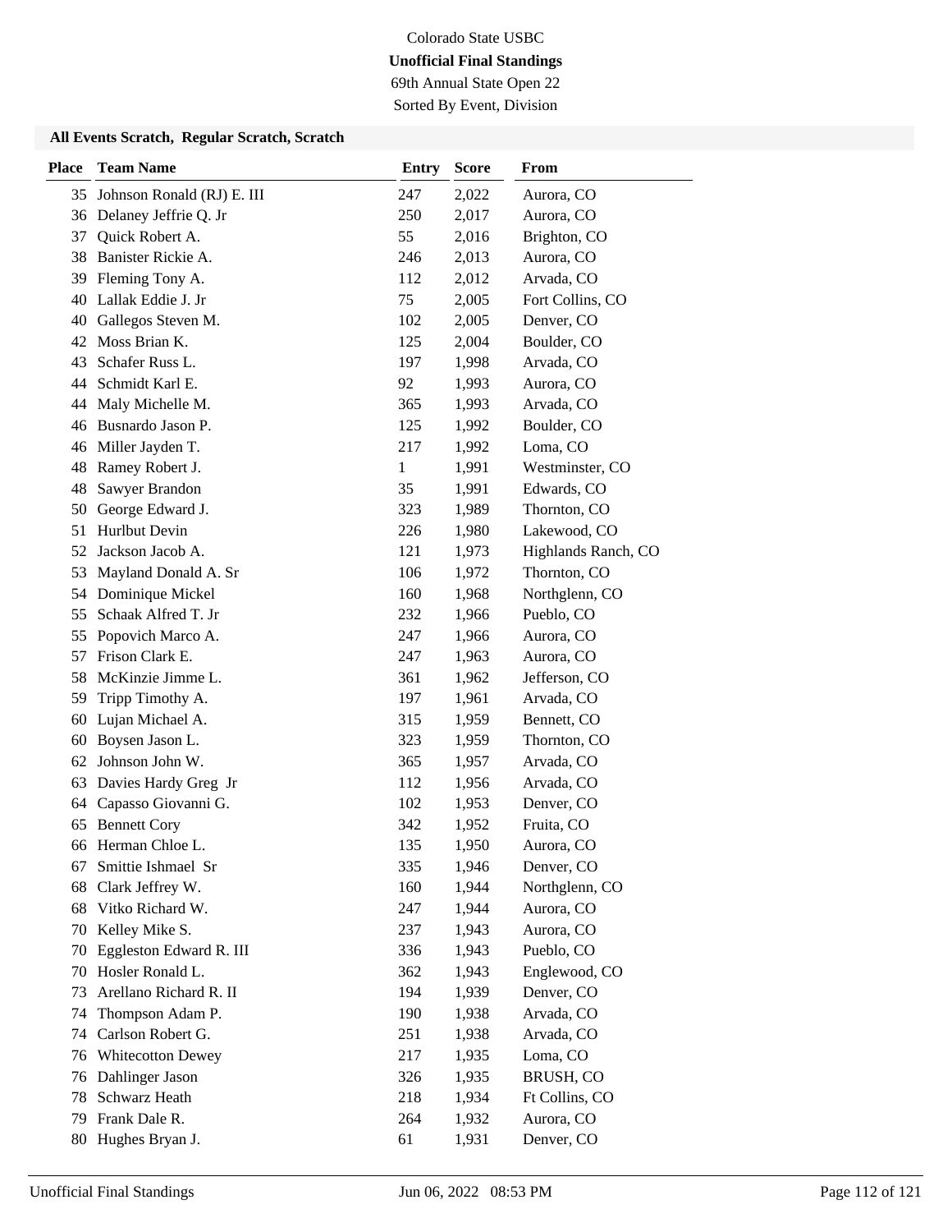Colorado State USBC

**Unofficial Final Standings**

69th Annual State Open 22

Sorted By Event, Division

### All Events Scratch, Regular Scratch, Scratch

| Place | Team Name | Entry | Score | From |
|---|---|---|---|---|
| 35 | Johnson Ronald (RJ) E. III | 247 | 2,022 | Aurora, CO |
| 36 | Delaney Jeffrie Q. Jr | 250 | 2,017 | Aurora, CO |
| 37 | Quick Robert A. | 55 | 2,016 | Brighton, CO |
| 38 | Banister Rickie A. | 246 | 2,013 | Aurora, CO |
| 39 | Fleming Tony A. | 112 | 2,012 | Arvada, CO |
| 40 | Lallak Eddie J. Jr | 75 | 2,005 | Fort Collins, CO |
| 40 | Gallegos Steven M. | 102 | 2,005 | Denver, CO |
| 42 | Moss Brian K. | 125 | 2,004 | Boulder, CO |
| 43 | Schafer Russ L. | 197 | 1,998 | Arvada, CO |
| 44 | Schmidt Karl E. | 92 | 1,993 | Aurora, CO |
| 44 | Maly Michelle M. | 365 | 1,993 | Arvada, CO |
| 46 | Busnardo Jason P. | 125 | 1,992 | Boulder, CO |
| 46 | Miller Jayden T. | 217 | 1,992 | Loma, CO |
| 48 | Ramey Robert J. | 1 | 1,991 | Westminster, CO |
| 48 | Sawyer Brandon | 35 | 1,991 | Edwards, CO |
| 50 | George Edward J. | 323 | 1,989 | Thornton, CO |
| 51 | Hurlbut Devin | 226 | 1,980 | Lakewood, CO |
| 52 | Jackson Jacob A. | 121 | 1,973 | Highlands Ranch, CO |
| 53 | Mayland Donald A. Sr | 106 | 1,972 | Thornton, CO |
| 54 | Dominique Mickel | 160 | 1,968 | Northglenn, CO |
| 55 | Schaak Alfred T. Jr | 232 | 1,966 | Pueblo, CO |
| 55 | Popovich Marco A. | 247 | 1,966 | Aurora, CO |
| 57 | Frison Clark E. | 247 | 1,963 | Aurora, CO |
| 58 | McKinzie Jimme L. | 361 | 1,962 | Jefferson, CO |
| 59 | Tripp Timothy A. | 197 | 1,961 | Arvada, CO |
| 60 | Lujan Michael A. | 315 | 1,959 | Bennett, CO |
| 60 | Boysen Jason L. | 323 | 1,959 | Thornton, CO |
| 62 | Johnson John W. | 365 | 1,957 | Arvada, CO |
| 63 | Davies Hardy Greg Jr | 112 | 1,956 | Arvada, CO |
| 64 | Capasso Giovanni G. | 102 | 1,953 | Denver, CO |
| 65 | Bennett Cory | 342 | 1,952 | Fruita, CO |
| 66 | Herman Chloe L. | 135 | 1,950 | Aurora, CO |
| 67 | Smittie Ishmael Sr | 335 | 1,946 | Denver, CO |
| 68 | Clark Jeffrey W. | 160 | 1,944 | Northglenn, CO |
| 68 | Vitko Richard W. | 247 | 1,944 | Aurora, CO |
| 70 | Kelley Mike S. | 237 | 1,943 | Aurora, CO |
| 70 | Eggleston Edward R. III | 336 | 1,943 | Pueblo, CO |
| 70 | Hosler Ronald L. | 362 | 1,943 | Englewood, CO |
| 73 | Arellano Richard R. II | 194 | 1,939 | Denver, CO |
| 74 | Thompson Adam P. | 190 | 1,938 | Arvada, CO |
| 74 | Carlson Robert G. | 251 | 1,938 | Arvada, CO |
| 76 | Whitecotton Dewey | 217 | 1,935 | Loma, CO |
| 76 | Dahlinger Jason | 326 | 1,935 | BRUSH, CO |
| 78 | Schwarz Heath | 218 | 1,934 | Ft Collins, CO |
| 79 | Frank Dale R. | 264 | 1,932 | Aurora, CO |
| 80 | Hughes Bryan J. | 61 | 1,931 | Denver, CO |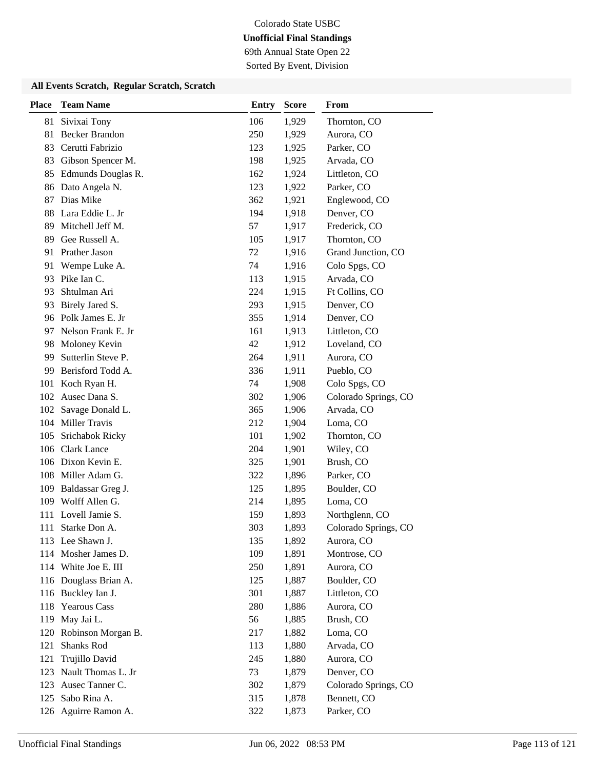Colorado State USBC

**Unofficial Final Standings**

69th Annual State Open 22

Sorted By Event, Division

### All Events Scratch, Regular Scratch, Scratch

| Place | Team Name | Entry | Score | From |
|---|---|---|---|---|
| 81 | Sivixai Tony | 106 | 1,929 | Thornton, CO |
| 81 | Becker Brandon | 250 | 1,929 | Aurora, CO |
| 83 | Cerutti Fabrizio | 123 | 1,925 | Parker, CO |
| 83 | Gibson Spencer M. | 198 | 1,925 | Arvada, CO |
| 85 | Edmunds Douglas R. | 162 | 1,924 | Littleton, CO |
| 86 | Dato Angela N. | 123 | 1,922 | Parker, CO |
| 87 | Dias Mike | 362 | 1,921 | Englewood, CO |
| 88 | Lara Eddie L. Jr | 194 | 1,918 | Denver, CO |
| 89 | Mitchell Jeff M. | 57 | 1,917 | Frederick, CO |
| 89 | Gee Russell A. | 105 | 1,917 | Thornton, CO |
| 91 | Prather Jason | 72 | 1,916 | Grand Junction, CO |
| 91 | Wempe Luke A. | 74 | 1,916 | Colo Spgs, CO |
| 93 | Pike Ian C. | 113 | 1,915 | Arvada, CO |
| 93 | Shtulman Ari | 224 | 1,915 | Ft Collins, CO |
| 93 | Birely Jared S. | 293 | 1,915 | Denver, CO |
| 96 | Polk James E. Jr | 355 | 1,914 | Denver, CO |
| 97 | Nelson Frank E. Jr | 161 | 1,913 | Littleton, CO |
| 98 | Moloney Kevin | 42 | 1,912 | Loveland, CO |
| 99 | Sutterlin Steve P. | 264 | 1,911 | Aurora, CO |
| 99 | Berisford Todd A. | 336 | 1,911 | Pueblo, CO |
| 101 | Koch Ryan H. | 74 | 1,908 | Colo Spgs, CO |
| 102 | Ausec Dana S. | 302 | 1,906 | Colorado Springs, CO |
| 102 | Savage Donald L. | 365 | 1,906 | Arvada, CO |
| 104 | Miller Travis | 212 | 1,904 | Loma, CO |
| 105 | Srichabok Ricky | 101 | 1,902 | Thornton, CO |
| 106 | Clark Lance | 204 | 1,901 | Wiley, CO |
| 106 | Dixon Kevin E. | 325 | 1,901 | Brush, CO |
| 108 | Miller Adam G. | 322 | 1,896 | Parker, CO |
| 109 | Baldassar Greg J. | 125 | 1,895 | Boulder, CO |
| 109 | Wolff Allen G. | 214 | 1,895 | Loma, CO |
| 111 | Lovell Jamie S. | 159 | 1,893 | Northglenn, CO |
| 111 | Starke Don A. | 303 | 1,893 | Colorado Springs, CO |
| 113 | Lee Shawn J. | 135 | 1,892 | Aurora, CO |
| 114 | Mosher James D. | 109 | 1,891 | Montrose, CO |
| 114 | White Joe E. III | 250 | 1,891 | Aurora, CO |
| 116 | Douglass Brian A. | 125 | 1,887 | Boulder, CO |
| 116 | Buckley Ian J. | 301 | 1,887 | Littleton, CO |
| 118 | Yearous Cass | 280 | 1,886 | Aurora, CO |
| 119 | May Jai L. | 56 | 1,885 | Brush, CO |
| 120 | Robinson Morgan B. | 217 | 1,882 | Loma, CO |
| 121 | Shanks Rod | 113 | 1,880 | Arvada, CO |
| 121 | Trujillo David | 245 | 1,880 | Aurora, CO |
| 123 | Nault Thomas L. Jr | 73 | 1,879 | Denver, CO |
| 123 | Ausec Tanner C. | 302 | 1,879 | Colorado Springs, CO |
| 125 | Sabo Rina A. | 315 | 1,878 | Bennett, CO |
| 126 | Aguirre Ramon A. | 322 | 1,873 | Parker, CO |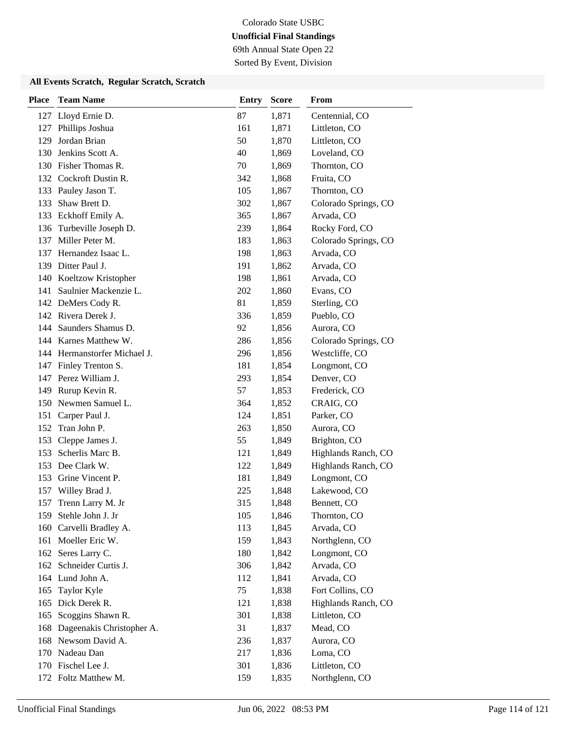Colorado State USBC

**Unofficial Final Standings**

69th Annual State Open 22

Sorted By Event, Division

### All Events Scratch, Regular Scratch, Scratch

| Place | Team Name | Entry | Score | From |
|---|---|---|---|---|
| 127 | Lloyd Ernie D. | 87 | 1,871 | Centennial, CO |
| 127 | Phillips Joshua | 161 | 1,871 | Littleton, CO |
| 129 | Jordan Brian | 50 | 1,870 | Littleton, CO |
| 130 | Jenkins Scott A. | 40 | 1,869 | Loveland, CO |
| 130 | Fisher Thomas R. | 70 | 1,869 | Thornton, CO |
| 132 | Cockroft Dustin R. | 342 | 1,868 | Fruita, CO |
| 133 | Pauley Jason T. | 105 | 1,867 | Thornton, CO |
| 133 | Shaw Brett D. | 302 | 1,867 | Colorado Springs, CO |
| 133 | Eckhoff Emily A. | 365 | 1,867 | Arvada, CO |
| 136 | Turbeville Joseph D. | 239 | 1,864 | Rocky Ford, CO |
| 137 | Miller Peter M. | 183 | 1,863 | Colorado Springs, CO |
| 137 | Hernandez Isaac L. | 198 | 1,863 | Arvada, CO |
| 139 | Ditter Paul J. | 191 | 1,862 | Arvada, CO |
| 140 | Koeltzow Kristopher | 198 | 1,861 | Arvada, CO |
| 141 | Saulnier Mackenzie L. | 202 | 1,860 | Evans, CO |
| 142 | DeMers Cody R. | 81 | 1,859 | Sterling, CO |
| 142 | Rivera Derek J. | 336 | 1,859 | Pueblo, CO |
| 144 | Saunders Shamus D. | 92 | 1,856 | Aurora, CO |
| 144 | Karnes Matthew W. | 286 | 1,856 | Colorado Springs, CO |
| 144 | Hermanstorfer Michael J. | 296 | 1,856 | Westcliffe, CO |
| 147 | Finley Trenton S. | 181 | 1,854 | Longmont, CO |
| 147 | Perez William J. | 293 | 1,854 | Denver, CO |
| 149 | Rurup Kevin R. | 57 | 1,853 | Frederick, CO |
| 150 | Newmen Samuel L. | 364 | 1,852 | CRAIG, CO |
| 151 | Carper Paul J. | 124 | 1,851 | Parker, CO |
| 152 | Tran John P. | 263 | 1,850 | Aurora, CO |
| 153 | Cleppe James J. | 55 | 1,849 | Brighton, CO |
| 153 | Scherlis Marc B. | 121 | 1,849 | Highlands Ranch, CO |
| 153 | Dee Clark W. | 122 | 1,849 | Highlands Ranch, CO |
| 153 | Grine Vincent P. | 181 | 1,849 | Longmont, CO |
| 157 | Willey Brad J. | 225 | 1,848 | Lakewood, CO |
| 157 | Trenn Larry M. Jr | 315 | 1,848 | Bennett, CO |
| 159 | Stehle John J. Jr | 105 | 1,846 | Thornton, CO |
| 160 | Carvelli Bradley A. | 113 | 1,845 | Arvada, CO |
| 161 | Moeller Eric W. | 159 | 1,843 | Northglenn, CO |
| 162 | Seres Larry C. | 180 | 1,842 | Longmont, CO |
| 162 | Schneider Curtis J. | 306 | 1,842 | Arvada, CO |
| 164 | Lund John A. | 112 | 1,841 | Arvada, CO |
| 165 | Taylor Kyle | 75 | 1,838 | Fort Collins, CO |
| 165 | Dick Derek R. | 121 | 1,838 | Highlands Ranch, CO |
| 165 | Scoggins Shawn R. | 301 | 1,838 | Littleton, CO |
| 168 | Dageenakis Christopher A. | 31 | 1,837 | Mead, CO |
| 168 | Newsom David A. | 236 | 1,837 | Aurora, CO |
| 170 | Nadeau Dan | 217 | 1,836 | Loma, CO |
| 170 | Fischel Lee J. | 301 | 1,836 | Littleton, CO |
| 172 | Foltz Matthew M. | 159 | 1,835 | Northglenn, CO |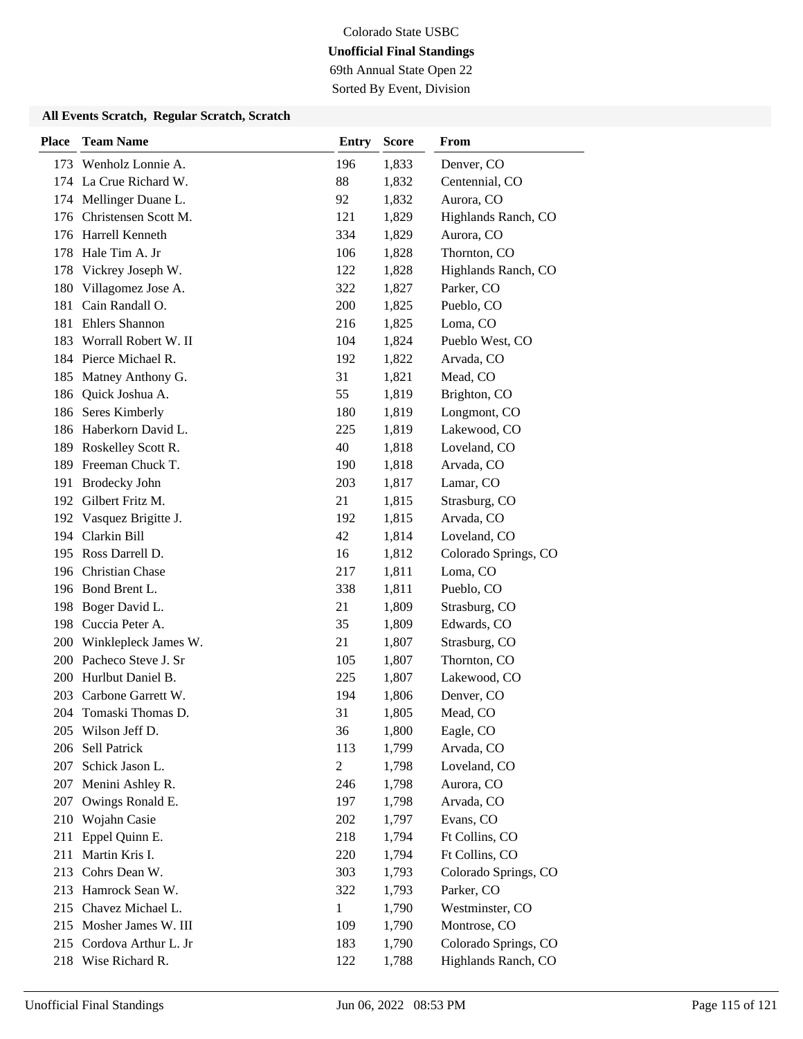Colorado State USBC

**Unofficial Final Standings**

69th Annual State Open 22

Sorted By Event, Division

**All Events Scratch, Regular Scratch, Scratch**

| Place | Team Name | Entry | Score | From |
|---|---|---|---|---|
| 173 | Wenholz Lonnie A. | 196 | 1,833 | Denver, CO |
| 174 | La Crue Richard W. | 88 | 1,832 | Centennial, CO |
| 174 | Mellinger Duane L. | 92 | 1,832 | Aurora, CO |
| 176 | Christensen Scott M. | 121 | 1,829 | Highlands Ranch, CO |
| 176 | Harrell Kenneth | 334 | 1,829 | Aurora, CO |
| 178 | Hale Tim A. Jr | 106 | 1,828 | Thornton, CO |
| 178 | Vickrey Joseph W. | 122 | 1,828 | Highlands Ranch, CO |
| 180 | Villagomez Jose A. | 322 | 1,827 | Parker, CO |
| 181 | Cain Randall O. | 200 | 1,825 | Pueblo, CO |
| 181 | Ehlers Shannon | 216 | 1,825 | Loma, CO |
| 183 | Worrall Robert W. II | 104 | 1,824 | Pueblo West, CO |
| 184 | Pierce Michael R. | 192 | 1,822 | Arvada, CO |
| 185 | Matney Anthony G. | 31 | 1,821 | Mead, CO |
| 186 | Quick Joshua A. | 55 | 1,819 | Brighton, CO |
| 186 | Seres Kimberly | 180 | 1,819 | Longmont, CO |
| 186 | Haberkorn David L. | 225 | 1,819 | Lakewood, CO |
| 189 | Roskelley Scott R. | 40 | 1,818 | Loveland, CO |
| 189 | Freeman Chuck T. | 190 | 1,818 | Arvada, CO |
| 191 | Brodecky John | 203 | 1,817 | Lamar, CO |
| 192 | Gilbert Fritz M. | 21 | 1,815 | Strasburg, CO |
| 192 | Vasquez Brigitte J. | 192 | 1,815 | Arvada, CO |
| 194 | Clarkin Bill | 42 | 1,814 | Loveland, CO |
| 195 | Ross Darrell D. | 16 | 1,812 | Colorado Springs, CO |
| 196 | Christian Chase | 217 | 1,811 | Loma, CO |
| 196 | Bond Brent L. | 338 | 1,811 | Pueblo, CO |
| 198 | Boger David L. | 21 | 1,809 | Strasburg, CO |
| 198 | Cuccia Peter A. | 35 | 1,809 | Edwards, CO |
| 200 | Winklepleck James W. | 21 | 1,807 | Strasburg, CO |
| 200 | Pacheco Steve J. Sr | 105 | 1,807 | Thornton, CO |
| 200 | Hurlbut Daniel B. | 225 | 1,807 | Lakewood, CO |
| 203 | Carbone Garrett W. | 194 | 1,806 | Denver, CO |
| 204 | Tomaski Thomas D. | 31 | 1,805 | Mead, CO |
| 205 | Wilson Jeff D. | 36 | 1,800 | Eagle, CO |
| 206 | Sell Patrick | 113 | 1,799 | Arvada, CO |
| 207 | Schick Jason L. | 2 | 1,798 | Loveland, CO |
| 207 | Menini Ashley R. | 246 | 1,798 | Aurora, CO |
| 207 | Owings Ronald E. | 197 | 1,798 | Arvada, CO |
| 210 | Wojahn Casie | 202 | 1,797 | Evans, CO |
| 211 | Eppel Quinn E. | 218 | 1,794 | Ft Collins, CO |
| 211 | Martin Kris I. | 220 | 1,794 | Ft Collins, CO |
| 213 | Cohrs Dean W. | 303 | 1,793 | Colorado Springs, CO |
| 213 | Hamrock Sean W. | 322 | 1,793 | Parker, CO |
| 215 | Chavez Michael L. | 1 | 1,790 | Westminster, CO |
| 215 | Mosher James W. III | 109 | 1,790 | Montrose, CO |
| 215 | Cordova Arthur L. Jr | 183 | 1,790 | Colorado Springs, CO |
| 218 | Wise Richard R. | 122 | 1,788 | Highlands Ranch, CO |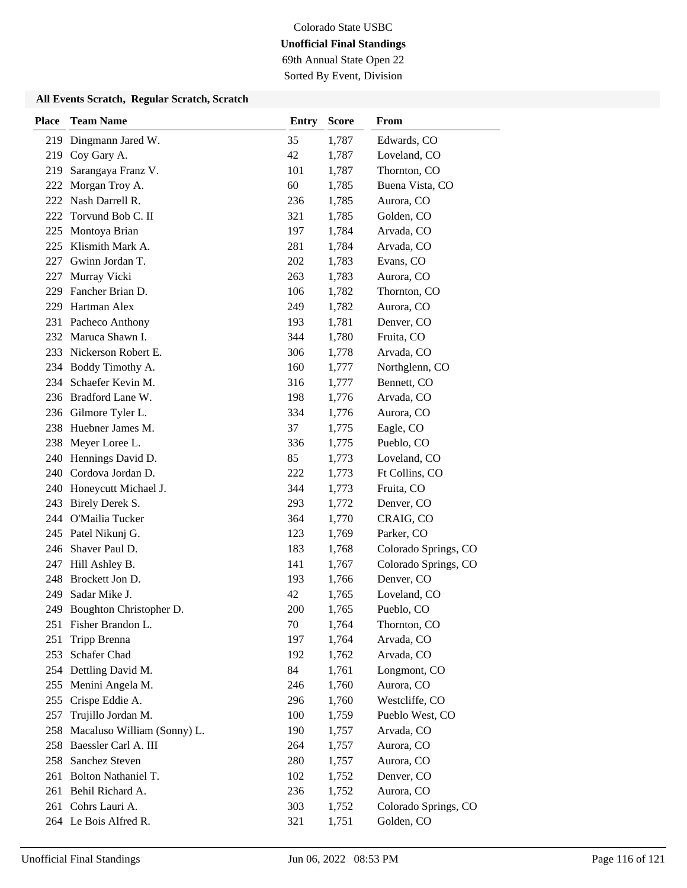Colorado State USBC

**Unofficial Final Standings**

69th Annual State Open 22

Sorted By Event, Division

### All Events Scratch, Regular Scratch, Scratch

| Place | Team Name | Entry | Score | From |
|---|---|---|---|---|
| 219 | Dingmann Jared W. | 35 | 1,787 | Edwards, CO |
| 219 | Coy Gary A. | 42 | 1,787 | Loveland, CO |
| 219 | Sarangaya Franz V. | 101 | 1,787 | Thornton, CO |
| 222 | Morgan Troy A. | 60 | 1,785 | Buena Vista, CO |
| 222 | Nash Darrell R. | 236 | 1,785 | Aurora, CO |
| 222 | Torvund Bob C. II | 321 | 1,785 | Golden, CO |
| 225 | Montoya Brian | 197 | 1,784 | Arvada, CO |
| 225 | Klismith Mark A. | 281 | 1,784 | Arvada, CO |
| 227 | Gwinn Jordan T. | 202 | 1,783 | Evans, CO |
| 227 | Murray Vicki | 263 | 1,783 | Aurora, CO |
| 229 | Fancher Brian D. | 106 | 1,782 | Thornton, CO |
| 229 | Hartman Alex | 249 | 1,782 | Aurora, CO |
| 231 | Pacheco Anthony | 193 | 1,781 | Denver, CO |
| 232 | Maruca Shawn I. | 344 | 1,780 | Fruita, CO |
| 233 | Nickerson Robert E. | 306 | 1,778 | Arvada, CO |
| 234 | Boddy Timothy A. | 160 | 1,777 | Northglenn, CO |
| 234 | Schaefer Kevin M. | 316 | 1,777 | Bennett, CO |
| 236 | Bradford Lane W. | 198 | 1,776 | Arvada, CO |
| 236 | Gilmore Tyler L. | 334 | 1,776 | Aurora, CO |
| 238 | Huebner James M. | 37 | 1,775 | Eagle, CO |
| 238 | Meyer Loree L. | 336 | 1,775 | Pueblo, CO |
| 240 | Hennings David D. | 85 | 1,773 | Loveland, CO |
| 240 | Cordova Jordan D. | 222 | 1,773 | Ft Collins, CO |
| 240 | Honeycutt Michael J. | 344 | 1,773 | Fruita, CO |
| 243 | Birely Derek S. | 293 | 1,772 | Denver, CO |
| 244 | O'Mailia Tucker | 364 | 1,770 | CRAIG, CO |
| 245 | Patel Nikunj G. | 123 | 1,769 | Parker, CO |
| 246 | Shaver Paul D. | 183 | 1,768 | Colorado Springs, CO |
| 247 | Hill Ashley B. | 141 | 1,767 | Colorado Springs, CO |
| 248 | Brockett Jon D. | 193 | 1,766 | Denver, CO |
| 249 | Sadar Mike J. | 42 | 1,765 | Loveland, CO |
| 249 | Boughton Christopher D. | 200 | 1,765 | Pueblo, CO |
| 251 | Fisher Brandon L. | 70 | 1,764 | Thornton, CO |
| 251 | Tripp Brenna | 197 | 1,764 | Arvada, CO |
| 253 | Schafer Chad | 192 | 1,762 | Arvada, CO |
| 254 | Dettling David M. | 84 | 1,761 | Longmont, CO |
| 255 | Menini Angela M. | 246 | 1,760 | Aurora, CO |
| 255 | Crispe Eddie A. | 296 | 1,760 | Westcliffe, CO |
| 257 | Trujillo Jordan M. | 100 | 1,759 | Pueblo West, CO |
| 258 | Macaluso William (Sonny) L. | 190 | 1,757 | Arvada, CO |
| 258 | Baessler Carl A. III | 264 | 1,757 | Aurora, CO |
| 258 | Sanchez Steven | 280 | 1,757 | Aurora, CO |
| 261 | Bolton Nathaniel T. | 102 | 1,752 | Denver, CO |
| 261 | Behil Richard A. | 236 | 1,752 | Aurora, CO |
| 261 | Cohrs Lauri A. | 303 | 1,752 | Colorado Springs, CO |
| 264 | Le Bois Alfred R. | 321 | 1,751 | Golden, CO |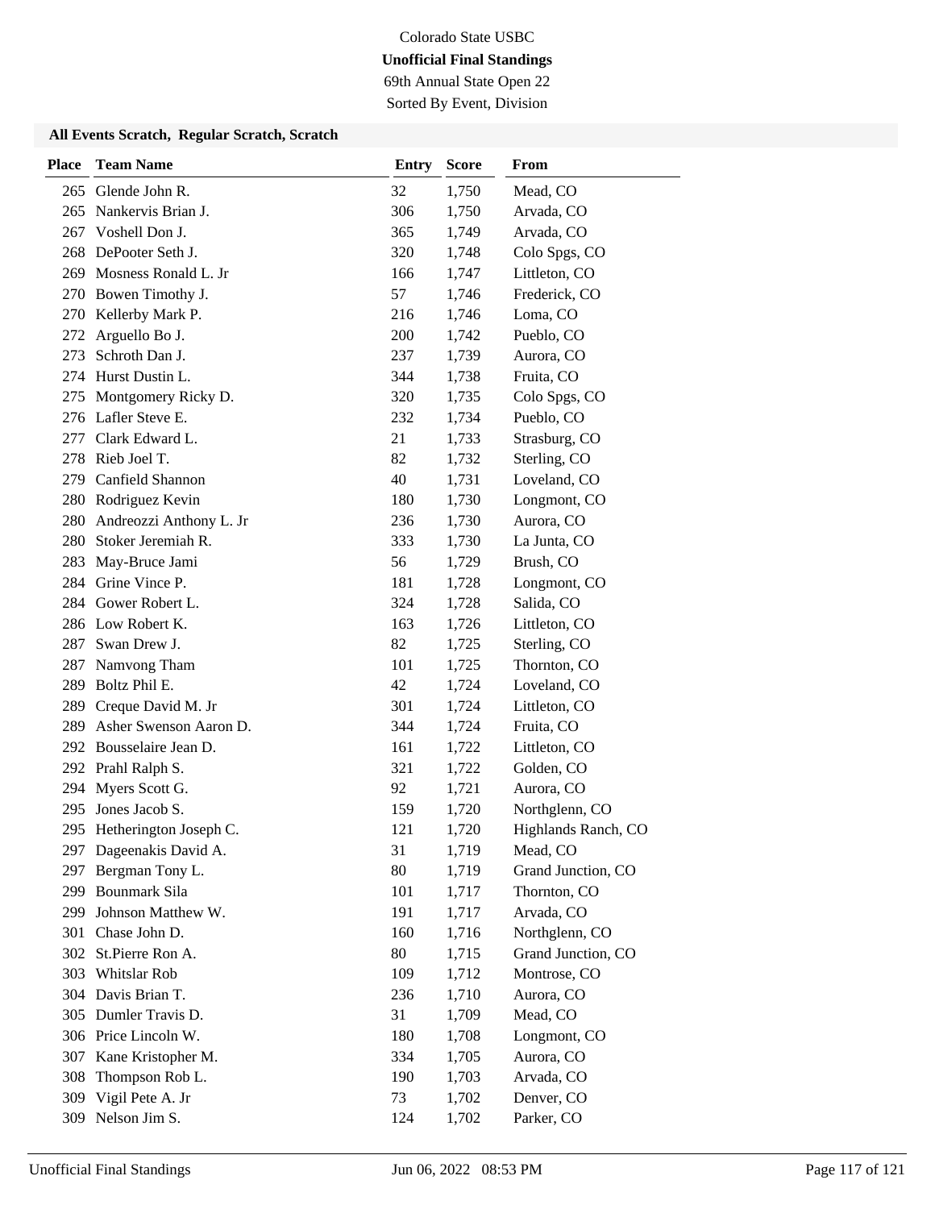Colorado State USBC

**Unofficial Final Standings**

69th Annual State Open 22

Sorted By Event, Division

### All Events Scratch, Regular Scratch, Scratch

| Place | Team Name | Entry | Score | From |
|---|---|---|---|---|
| 265 | Glende John R. | 32 | 1,750 | Mead, CO |
| 265 | Nankervis Brian J. | 306 | 1,750 | Arvada, CO |
| 267 | Voshell Don J. | 365 | 1,749 | Arvada, CO |
| 268 | DePooter Seth J. | 320 | 1,748 | Colo Spgs, CO |
| 269 | Mosness Ronald L. Jr | 166 | 1,747 | Littleton, CO |
| 270 | Bowen Timothy J. | 57 | 1,746 | Frederick, CO |
| 270 | Kellerby Mark P. | 216 | 1,746 | Loma, CO |
| 272 | Arguello Bo J. | 200 | 1,742 | Pueblo, CO |
| 273 | Schroth Dan J. | 237 | 1,739 | Aurora, CO |
| 274 | Hurst Dustin L. | 344 | 1,738 | Fruita, CO |
| 275 | Montgomery Ricky D. | 320 | 1,735 | Colo Spgs, CO |
| 276 | Lafler Steve E. | 232 | 1,734 | Pueblo, CO |
| 277 | Clark Edward L. | 21 | 1,733 | Strasburg, CO |
| 278 | Rieb Joel T. | 82 | 1,732 | Sterling, CO |
| 279 | Canfield Shannon | 40 | 1,731 | Loveland, CO |
| 280 | Rodriguez Kevin | 180 | 1,730 | Longmont, CO |
| 280 | Andreozzi Anthony L. Jr | 236 | 1,730 | Aurora, CO |
| 280 | Stoker Jeremiah R. | 333 | 1,730 | La Junta, CO |
| 283 | May-Bruce Jami | 56 | 1,729 | Brush, CO |
| 284 | Grine Vince P. | 181 | 1,728 | Longmont, CO |
| 284 | Gower Robert L. | 324 | 1,728 | Salida, CO |
| 286 | Low Robert K. | 163 | 1,726 | Littleton, CO |
| 287 | Swan Drew J. | 82 | 1,725 | Sterling, CO |
| 287 | Namvong Tham | 101 | 1,725 | Thornton, CO |
| 289 | Boltz Phil E. | 42 | 1,724 | Loveland, CO |
| 289 | Creque David M. Jr | 301 | 1,724 | Littleton, CO |
| 289 | Asher Swenson Aaron D. | 344 | 1,724 | Fruita, CO |
| 292 | Bousselaire Jean D. | 161 | 1,722 | Littleton, CO |
| 292 | Prahl Ralph S. | 321 | 1,722 | Golden, CO |
| 294 | Myers Scott G. | 92 | 1,721 | Aurora, CO |
| 295 | Jones Jacob S. | 159 | 1,720 | Northglenn, CO |
| 295 | Hetherington Joseph C. | 121 | 1,720 | Highlands Ranch, CO |
| 297 | Dageenakis David A. | 31 | 1,719 | Mead, CO |
| 297 | Bergman Tony L. | 80 | 1,719 | Grand Junction, CO |
| 299 | Bounmark Sila | 101 | 1,717 | Thornton, CO |
| 299 | Johnson Matthew W. | 191 | 1,717 | Arvada, CO |
| 301 | Chase John D. | 160 | 1,716 | Northglenn, CO |
| 302 | St.Pierre Ron A. | 80 | 1,715 | Grand Junction, CO |
| 303 | Whitslar Rob | 109 | 1,712 | Montrose, CO |
| 304 | Davis Brian T. | 236 | 1,710 | Aurora, CO |
| 305 | Dumler Travis D. | 31 | 1,709 | Mead, CO |
| 306 | Price Lincoln W. | 180 | 1,708 | Longmont, CO |
| 307 | Kane Kristopher M. | 334 | 1,705 | Aurora, CO |
| 308 | Thompson Rob L. | 190 | 1,703 | Arvada, CO |
| 309 | Vigil Pete A. Jr | 73 | 1,702 | Denver, CO |
| 309 | Nelson Jim S. | 124 | 1,702 | Parker, CO |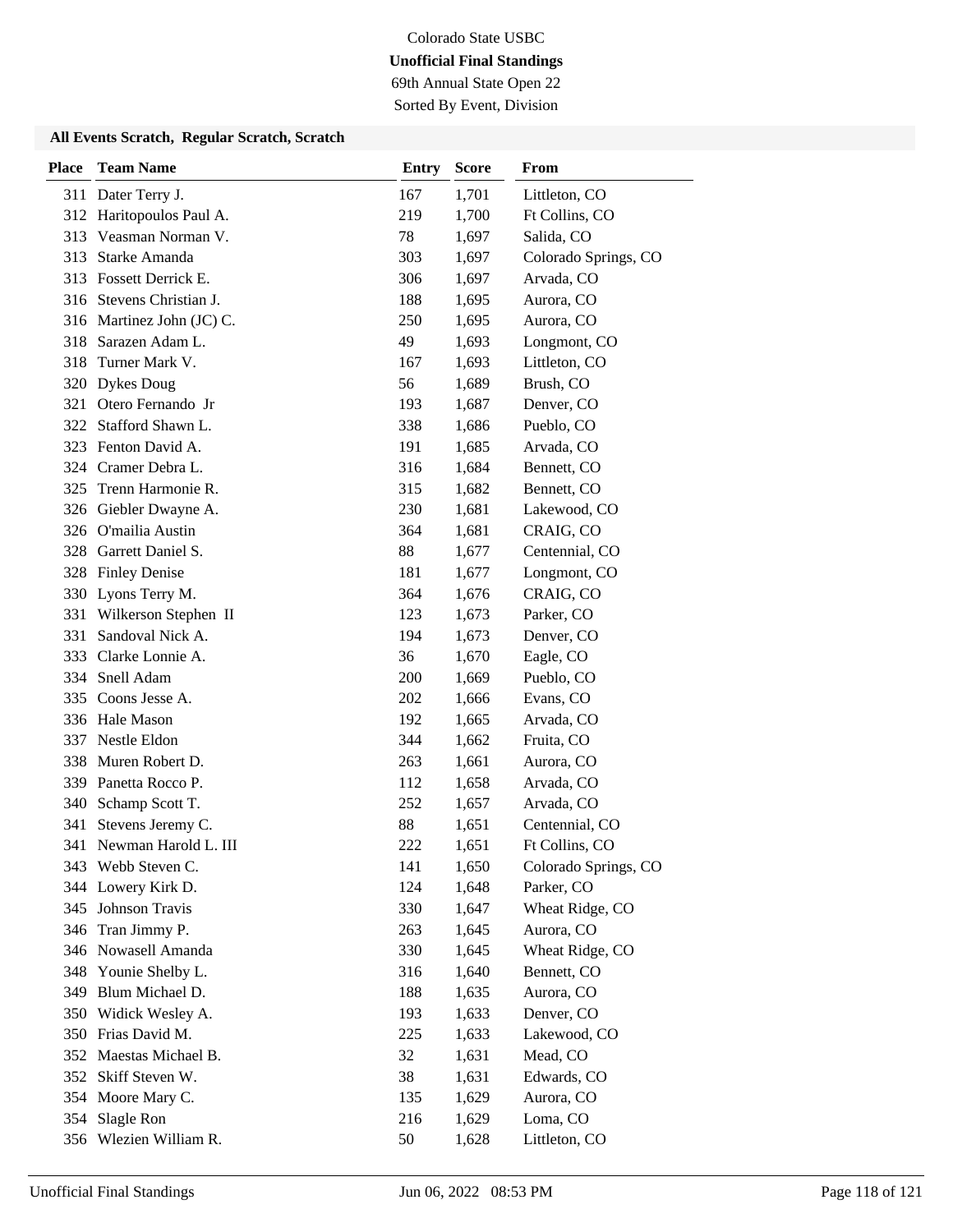Colorado State USBC

**Unofficial Final Standings**

69th Annual State Open 22

Sorted By Event, Division

### All Events Scratch, Regular Scratch, Scratch

| Place | Team Name | Entry | Score | From |
|---|---|---|---|---|
| 311 | Dater Terry J. | 167 | 1,701 | Littleton, CO |
| 312 | Haritopoulos Paul A. | 219 | 1,700 | Ft Collins, CO |
| 313 | Veasman Norman V. | 78 | 1,697 | Salida, CO |
| 313 | Starke Amanda | 303 | 1,697 | Colorado Springs, CO |
| 313 | Fossett Derrick E. | 306 | 1,697 | Arvada, CO |
| 316 | Stevens Christian J. | 188 | 1,695 | Aurora, CO |
| 316 | Martinez John (JC) C. | 250 | 1,695 | Aurora, CO |
| 318 | Sarazen Adam L. | 49 | 1,693 | Longmont, CO |
| 318 | Turner Mark V. | 167 | 1,693 | Littleton, CO |
| 320 | Dykes Doug | 56 | 1,689 | Brush, CO |
| 321 | Otero Fernando Jr | 193 | 1,687 | Denver, CO |
| 322 | Stafford Shawn L. | 338 | 1,686 | Pueblo, CO |
| 323 | Fenton David A. | 191 | 1,685 | Arvada, CO |
| 324 | Cramer Debra L. | 316 | 1,684 | Bennett, CO |
| 325 | Trenn Harmonie R. | 315 | 1,682 | Bennett, CO |
| 326 | Giebler Dwayne A. | 230 | 1,681 | Lakewood, CO |
| 326 | O'mailia Austin | 364 | 1,681 | CRAIG, CO |
| 328 | Garrett Daniel S. | 88 | 1,677 | Centennial, CO |
| 328 | Finley Denise | 181 | 1,677 | Longmont, CO |
| 330 | Lyons Terry M. | 364 | 1,676 | CRAIG, CO |
| 331 | Wilkerson Stephen II | 123 | 1,673 | Parker, CO |
| 331 | Sandoval Nick A. | 194 | 1,673 | Denver, CO |
| 333 | Clarke Lonnie A. | 36 | 1,670 | Eagle, CO |
| 334 | Snell Adam | 200 | 1,669 | Pueblo, CO |
| 335 | Coons Jesse A. | 202 | 1,666 | Evans, CO |
| 336 | Hale Mason | 192 | 1,665 | Arvada, CO |
| 337 | Nestle Eldon | 344 | 1,662 | Fruita, CO |
| 338 | Muren Robert D. | 263 | 1,661 | Aurora, CO |
| 339 | Panetta Rocco P. | 112 | 1,658 | Arvada, CO |
| 340 | Schamp Scott T. | 252 | 1,657 | Arvada, CO |
| 341 | Stevens Jeremy C. | 88 | 1,651 | Centennial, CO |
| 341 | Newman Harold L. III | 222 | 1,651 | Ft Collins, CO |
| 343 | Webb Steven C. | 141 | 1,650 | Colorado Springs, CO |
| 344 | Lowery Kirk D. | 124 | 1,648 | Parker, CO |
| 345 | Johnson Travis | 330 | 1,647 | Wheat Ridge, CO |
| 346 | Tran Jimmy P. | 263 | 1,645 | Aurora, CO |
| 346 | Nowasell Amanda | 330 | 1,645 | Wheat Ridge, CO |
| 348 | Younie Shelby L. | 316 | 1,640 | Bennett, CO |
| 349 | Blum Michael D. | 188 | 1,635 | Aurora, CO |
| 350 | Widick Wesley A. | 193 | 1,633 | Denver, CO |
| 350 | Frias David M. | 225 | 1,633 | Lakewood, CO |
| 352 | Maestas Michael B. | 32 | 1,631 | Mead, CO |
| 352 | Skiff Steven W. | 38 | 1,631 | Edwards, CO |
| 354 | Moore Mary C. | 135 | 1,629 | Aurora, CO |
| 354 | Slagle Ron | 216 | 1,629 | Loma, CO |
| 356 | Wlezien William R. | 50 | 1,628 | Littleton, CO |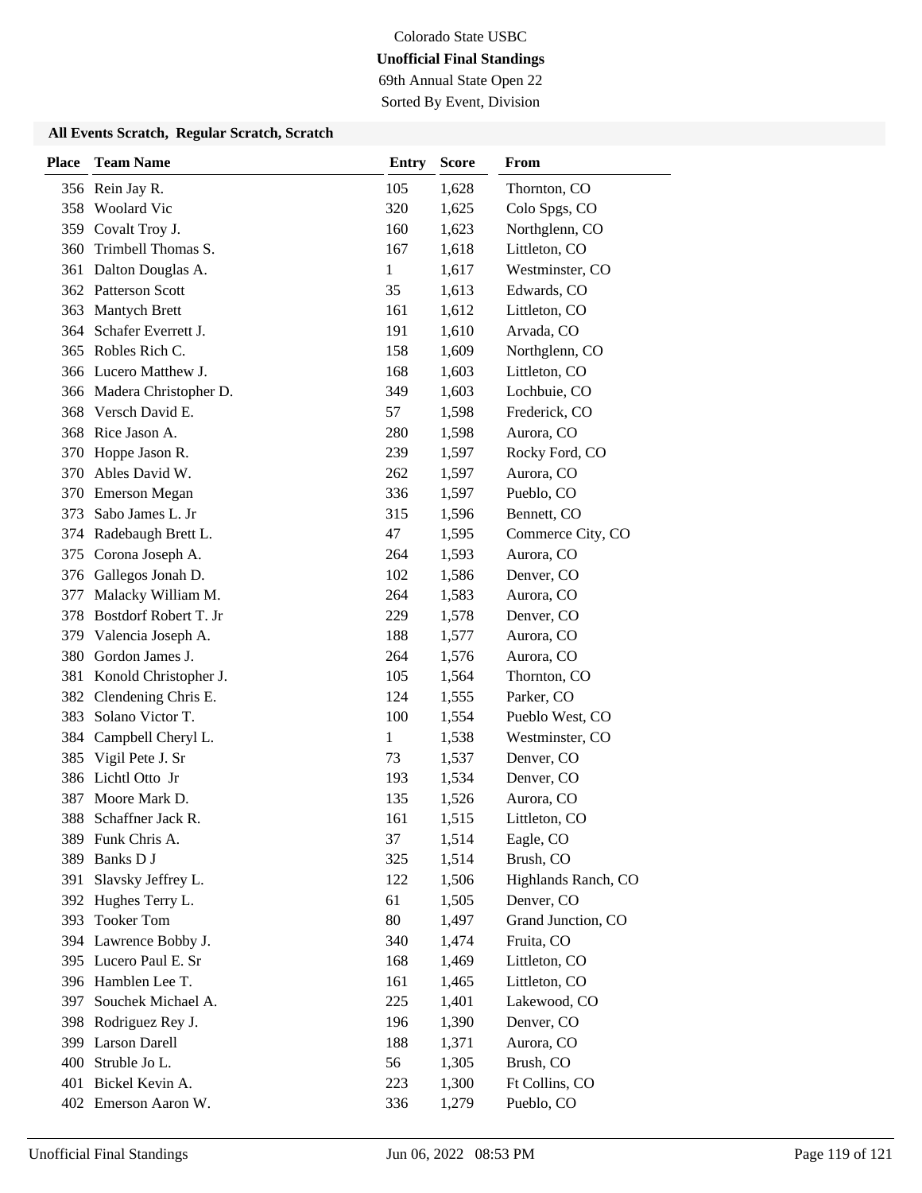Colorado State USBC

**Unofficial Final Standings**

69th Annual State Open 22

Sorted By Event, Division

### All Events Scratch, Regular Scratch, Scratch

| Place | Team Name | Entry | Score | From |
|---|---|---|---|---|
| 356 | Rein Jay R. | 105 | 1,628 | Thornton, CO |
| 358 | Woolard Vic | 320 | 1,625 | Colo Spgs, CO |
| 359 | Covalt Troy J. | 160 | 1,623 | Northglenn, CO |
| 360 | Trimbell Thomas S. | 167 | 1,618 | Littleton, CO |
| 361 | Dalton Douglas A. | 1 | 1,617 | Westminster, CO |
| 362 | Patterson Scott | 35 | 1,613 | Edwards, CO |
| 363 | Mantych Brett | 161 | 1,612 | Littleton, CO |
| 364 | Schafer Everrett J. | 191 | 1,610 | Arvada, CO |
| 365 | Robles Rich C. | 158 | 1,609 | Northglenn, CO |
| 366 | Lucero Matthew J. | 168 | 1,603 | Littleton, CO |
| 366 | Madera Christopher D. | 349 | 1,603 | Lochbuie, CO |
| 368 | Versch David E. | 57 | 1,598 | Frederick, CO |
| 368 | Rice Jason A. | 280 | 1,598 | Aurora, CO |
| 370 | Hoppe Jason R. | 239 | 1,597 | Rocky Ford, CO |
| 370 | Ables David W. | 262 | 1,597 | Aurora, CO |
| 370 | Emerson Megan | 336 | 1,597 | Pueblo, CO |
| 373 | Sabo James L. Jr | 315 | 1,596 | Bennett, CO |
| 374 | Radebaugh Brett L. | 47 | 1,595 | Commerce City, CO |
| 375 | Corona Joseph A. | 264 | 1,593 | Aurora, CO |
| 376 | Gallegos Jonah D. | 102 | 1,586 | Denver, CO |
| 377 | Malacky William M. | 264 | 1,583 | Aurora, CO |
| 378 | Bostdorf Robert T. Jr | 229 | 1,578 | Denver, CO |
| 379 | Valencia Joseph A. | 188 | 1,577 | Aurora, CO |
| 380 | Gordon James J. | 264 | 1,576 | Aurora, CO |
| 381 | Konold Christopher J. | 105 | 1,564 | Thornton, CO |
| 382 | Clendening Chris E. | 124 | 1,555 | Parker, CO |
| 383 | Solano Victor T. | 100 | 1,554 | Pueblo West, CO |
| 384 | Campbell Cheryl L. | 1 | 1,538 | Westminster, CO |
| 385 | Vigil Pete J. Sr | 73 | 1,537 | Denver, CO |
| 386 | Lichtl Otto Jr | 193 | 1,534 | Denver, CO |
| 387 | Moore Mark D. | 135 | 1,526 | Aurora, CO |
| 388 | Schaffner Jack R. | 161 | 1,515 | Littleton, CO |
| 389 | Funk Chris A. | 37 | 1,514 | Eagle, CO |
| 389 | Banks D J | 325 | 1,514 | Brush, CO |
| 391 | Slavsky Jeffrey L. | 122 | 1,506 | Highlands Ranch, CO |
| 392 | Hughes Terry L. | 61 | 1,505 | Denver, CO |
| 393 | Tooker Tom | 80 | 1,497 | Grand Junction, CO |
| 394 | Lawrence Bobby J. | 340 | 1,474 | Fruita, CO |
| 395 | Lucero Paul E. Sr | 168 | 1,469 | Littleton, CO |
| 396 | Hamblen Lee T. | 161 | 1,465 | Littleton, CO |
| 397 | Souchek Michael A. | 225 | 1,401 | Lakewood, CO |
| 398 | Rodriguez Rey J. | 196 | 1,390 | Denver, CO |
| 399 | Larson Darell | 188 | 1,371 | Aurora, CO |
| 400 | Struble Jo L. | 56 | 1,305 | Brush, CO |
| 401 | Bickel Kevin A. | 223 | 1,300 | Ft Collins, CO |
| 402 | Emerson Aaron W. | 336 | 1,279 | Pueblo, CO |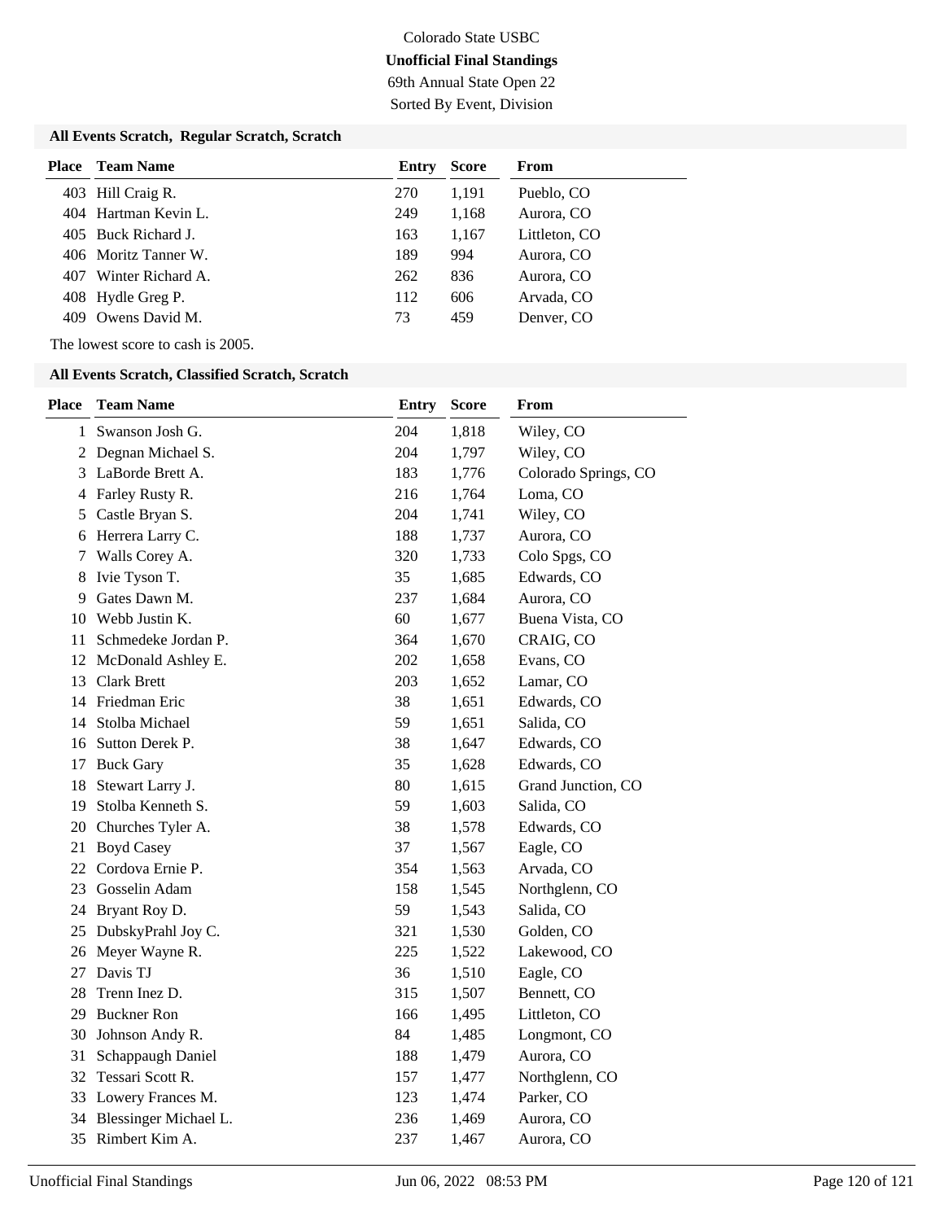Colorado State USBC

**Unofficial Final Standings**

69th Annual State Open 22

Sorted By Event, Division

### All Events Scratch, Regular Scratch, Scratch

| Place | Team Name | Entry | Score | From |
|---|---|---|---|---|
| 403 | Hill Craig R. | 270 | 1,191 | Pueblo, CO |
| 404 | Hartman Kevin L. | 249 | 1,168 | Aurora, CO |
| 405 | Buck Richard J. | 163 | 1,167 | Littleton, CO |
| 406 | Moritz Tanner W. | 189 | 994 | Aurora, CO |
| 407 | Winter Richard A. | 262 | 836 | Aurora, CO |
| 408 | Hydle Greg P. | 112 | 606 | Arvada, CO |
| 409 | Owens David M. | 73 | 459 | Denver, CO |

The lowest score to cash is 2005.

### All Events Scratch, Classified Scratch, Scratch

| Place | Team Name | Entry | Score | From |
|---|---|---|---|---|
| 1 | Swanson Josh G. | 204 | 1,818 | Wiley, CO |
| 2 | Degnan Michael S. | 204 | 1,797 | Wiley, CO |
| 3 | LaBorde Brett A. | 183 | 1,776 | Colorado Springs, CO |
| 4 | Farley Rusty R. | 216 | 1,764 | Loma, CO |
| 5 | Castle Bryan S. | 204 | 1,741 | Wiley, CO |
| 6 | Herrera Larry C. | 188 | 1,737 | Aurora, CO |
| 7 | Walls Corey A. | 320 | 1,733 | Colo Spgs, CO |
| 8 | Ivie Tyson T. | 35 | 1,685 | Edwards, CO |
| 9 | Gates Dawn M. | 237 | 1,684 | Aurora, CO |
| 10 | Webb Justin K. | 60 | 1,677 | Buena Vista, CO |
| 11 | Schmedeke Jordan P. | 364 | 1,670 | CRAIG, CO |
| 12 | McDonald Ashley E. | 202 | 1,658 | Evans, CO |
| 13 | Clark Brett | 203 | 1,652 | Lamar, CO |
| 14 | Friedman Eric | 38 | 1,651 | Edwards, CO |
| 14 | Stolba Michael | 59 | 1,651 | Salida, CO |
| 16 | Sutton Derek P. | 38 | 1,647 | Edwards, CO |
| 17 | Buck Gary | 35 | 1,628 | Edwards, CO |
| 18 | Stewart Larry J. | 80 | 1,615 | Grand Junction, CO |
| 19 | Stolba Kenneth S. | 59 | 1,603 | Salida, CO |
| 20 | Churches Tyler A. | 38 | 1,578 | Edwards, CO |
| 21 | Boyd Casey | 37 | 1,567 | Eagle, CO |
| 22 | Cordova Ernie P. | 354 | 1,563 | Arvada, CO |
| 23 | Gosselin Adam | 158 | 1,545 | Northglenn, CO |
| 24 | Bryant Roy D. | 59 | 1,543 | Salida, CO |
| 25 | DubskyPrahl Joy C. | 321 | 1,530 | Golden, CO |
| 26 | Meyer Wayne R. | 225 | 1,522 | Lakewood, CO |
| 27 | Davis TJ | 36 | 1,510 | Eagle, CO |
| 28 | Trenn Inez D. | 315 | 1,507 | Bennett, CO |
| 29 | Buckner Ron | 166 | 1,495 | Littleton, CO |
| 30 | Johnson Andy R. | 84 | 1,485 | Longmont, CO |
| 31 | Schappaugh Daniel | 188 | 1,479 | Aurora, CO |
| 32 | Tessari Scott R. | 157 | 1,477 | Northglenn, CO |
| 33 | Lowery Frances M. | 123 | 1,474 | Parker, CO |
| 34 | Blessinger Michael L. | 236 | 1,469 | Aurora, CO |
| 35 | Rimbert Kim A. | 237 | 1,467 | Aurora, CO |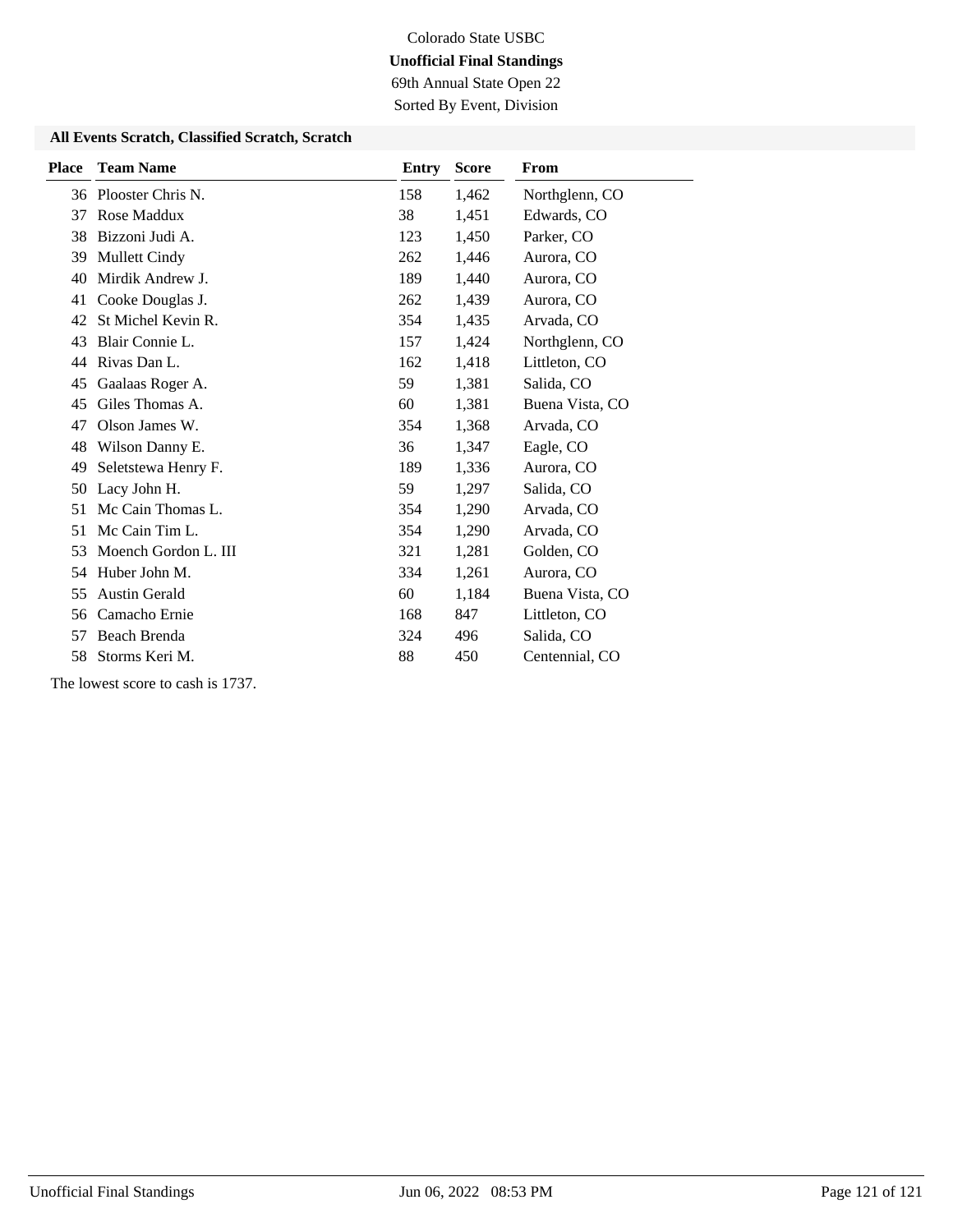Colorado State USBC

**Unofficial Final Standings**

69th Annual State Open 22

Sorted By Event, Division

**All Events Scratch, Classified Scratch, Scratch**

| Place | Team Name | Entry | Score | From |
|---|---|---|---|---|
| 36 | Plooster Chris N. | 158 | 1,462 | Northglenn, CO |
| 37 | Rose Maddux | 38 | 1,451 | Edwards, CO |
| 38 | Bizzoni Judi A. | 123 | 1,450 | Parker, CO |
| 39 | Mullett Cindy | 262 | 1,446 | Aurora, CO |
| 40 | Mirdik Andrew J. | 189 | 1,440 | Aurora, CO |
| 41 | Cooke Douglas J. | 262 | 1,439 | Aurora, CO |
| 42 | St Michel Kevin R. | 354 | 1,435 | Arvada, CO |
| 43 | Blair Connie L. | 157 | 1,424 | Northglenn, CO |
| 44 | Rivas Dan L. | 162 | 1,418 | Littleton, CO |
| 45 | Gaalaas Roger A. | 59 | 1,381 | Salida, CO |
| 45 | Giles Thomas A. | 60 | 1,381 | Buena Vista, CO |
| 47 | Olson James W. | 354 | 1,368 | Arvada, CO |
| 48 | Wilson Danny E. | 36 | 1,347 | Eagle, CO |
| 49 | Seletstewa Henry F. | 189 | 1,336 | Aurora, CO |
| 50 | Lacy John H. | 59 | 1,297 | Salida, CO |
| 51 | Mc Cain Thomas L. | 354 | 1,290 | Arvada, CO |
| 51 | Mc Cain Tim L. | 354 | 1,290 | Arvada, CO |
| 53 | Moench Gordon L. III | 321 | 1,281 | Golden, CO |
| 54 | Huber John M. | 334 | 1,261 | Aurora, CO |
| 55 | Austin Gerald | 60 | 1,184 | Buena Vista, CO |
| 56 | Camacho Ernie | 168 | 847 | Littleton, CO |
| 57 | Beach Brenda | 324 | 496 | Salida, CO |
| 58 | Storms Keri M. | 88 | 450 | Centennial, CO |

The lowest score to cash is 1737.